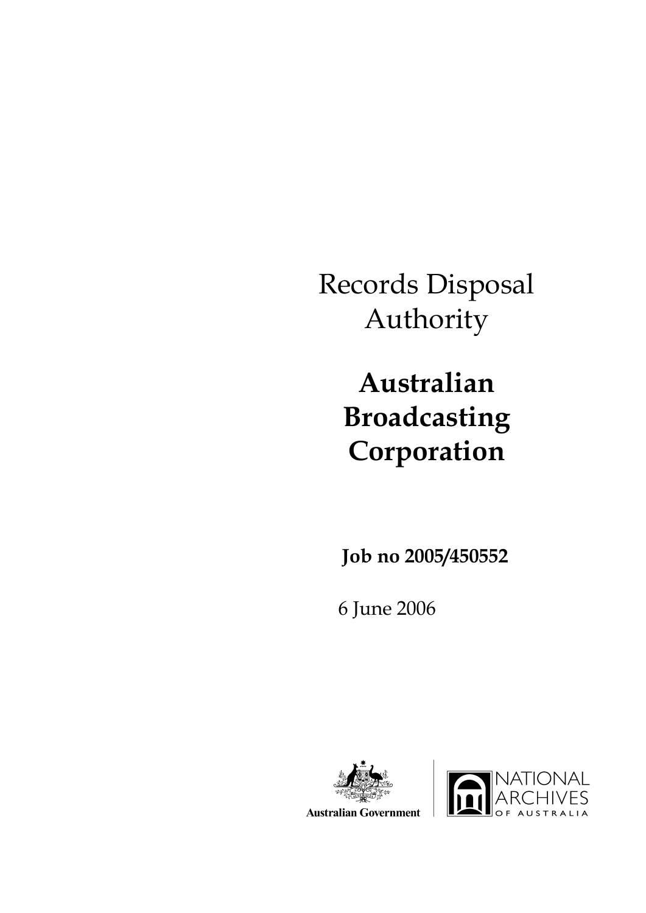# Records Disposal Authority

## Australian Broadcasting Corporation

**Job no 2005/450552**

6 June 2006

Australian Government

NATIONAL ARCHIVES OF AUSTRALIA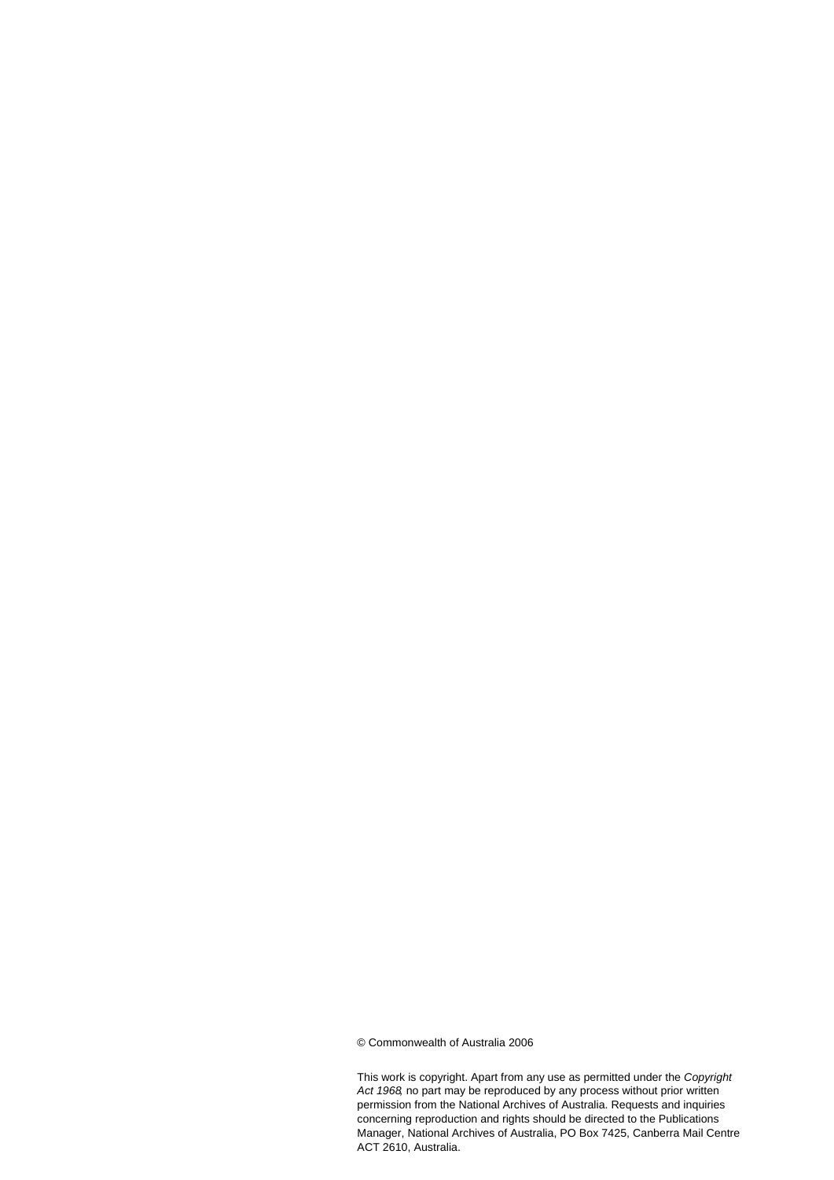© Commonwealth of Australia 2006

This work is copyright. Apart from any use as permitted under the *Copyright Act 1968*, no part may be reproduced by any process without prior written permission from the National Archives of Australia. Requests and inquiries concerning reproduction and rights should be directed to the Publications Manager, National Archives of Australia, PO Box 7425, Canberra Mail Centre ACT 2610, Australia.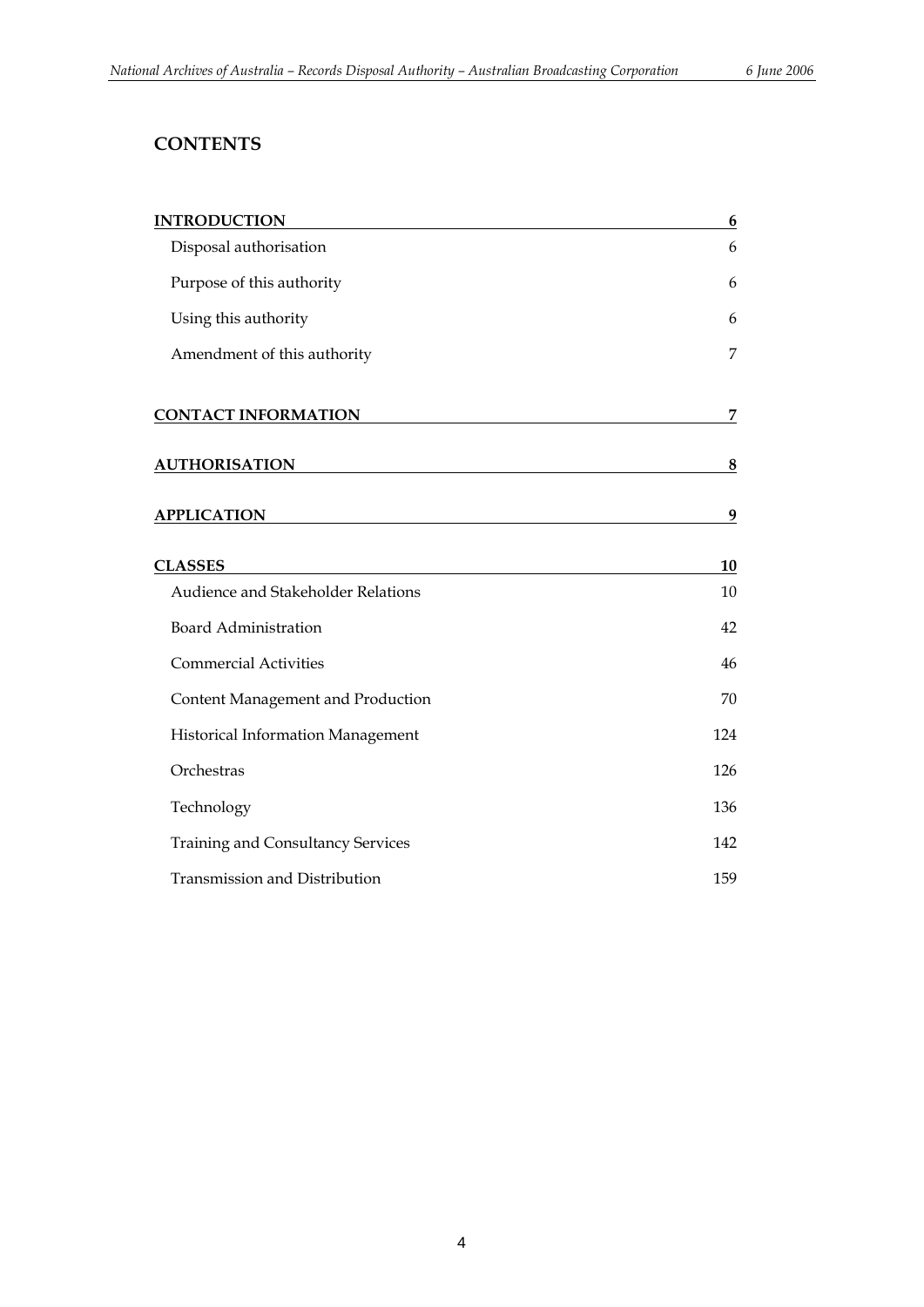## CONTENTS

| | |
|---|---|
| **INTRODUCTION** | **6** |
| Disposal authorisation | 6 |
| Purpose of this authority | 6 |
| Using this authority | 6 |
| Amendment of this authority | 7 |
| **CONTACT INFORMATION** | **7** |
| **AUTHORISATION** | **8** |
| **APPLICATION** | **9** |
| **CLASSES** | **10** |
| Audience and Stakeholder Relations | 10 |
| Board Administration | 42 |
| Commercial Activities | 46 |
| Content Management and Production | 70 |
| Historical Information Management | 124 |
| Orchestras | 126 |
| Technology | 136 |
| Training and Consultancy Services | 142 |
| Transmission and Distribution | 159 |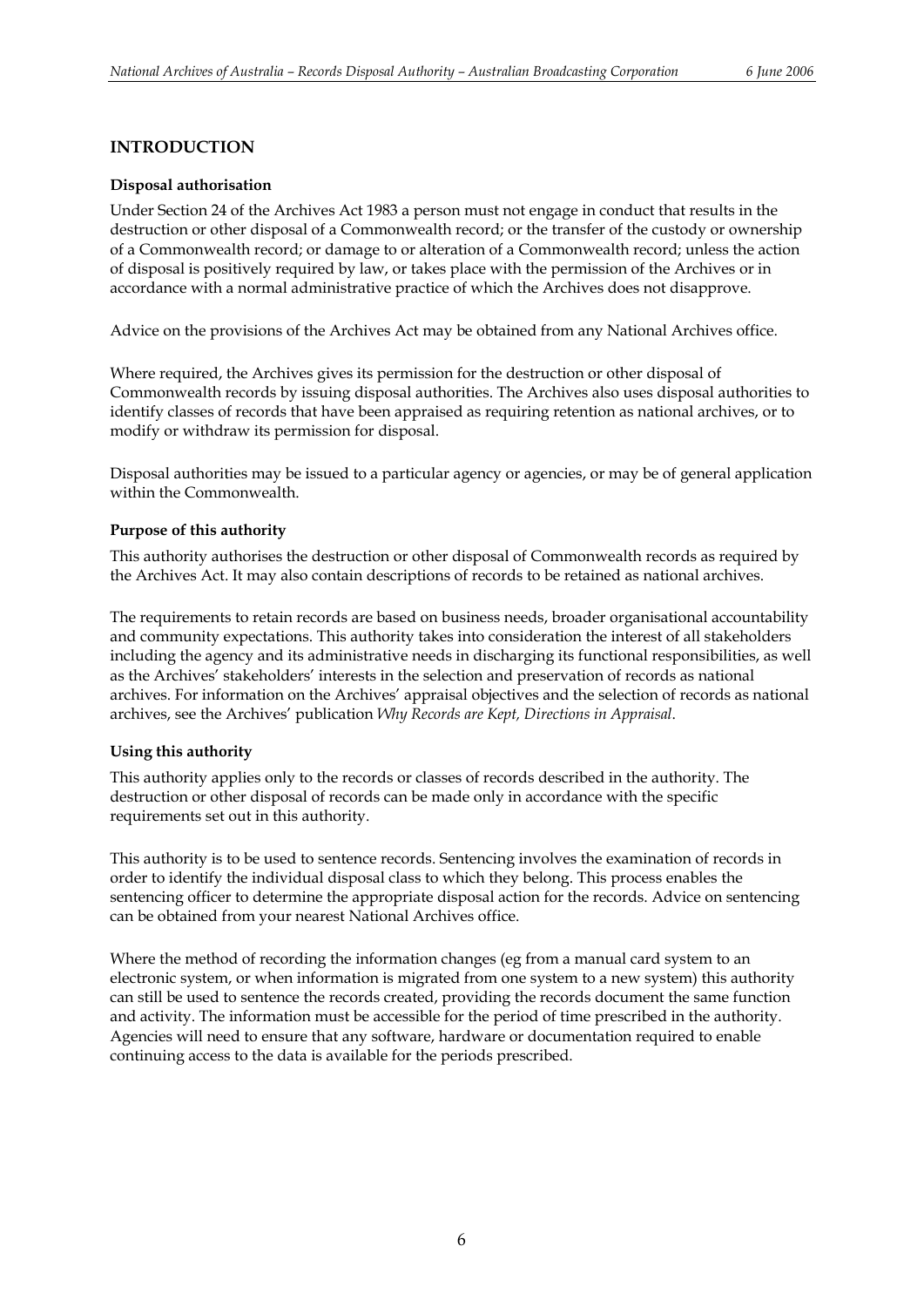## INTRODUCTION

### Disposal authorisation

Under Section 24 of the Archives Act 1983 a person must not engage in conduct that results in the destruction or other disposal of a Commonwealth record; or the transfer of the custody or ownership of a Commonwealth record; or damage to or alteration of a Commonwealth record; unless the action of disposal is positively required by law, or takes place with the permission of the Archives or in accordance with a normal administrative practice of which the Archives does not disapprove.

Advice on the provisions of the Archives Act may be obtained from any National Archives office.

Where required, the Archives gives its permission for the destruction or other disposal of Commonwealth records by issuing disposal authorities. The Archives also uses disposal authorities to identify classes of records that have been appraised as requiring retention as national archives, or to modify or withdraw its permission for disposal.

Disposal authorities may be issued to a particular agency or agencies, or may be of general application within the Commonwealth.

### Purpose of this authority

This authority authorises the destruction or other disposal of Commonwealth records as required by the Archives Act. It may also contain descriptions of records to be retained as national archives.

The requirements to retain records are based on business needs, broader organisational accountability and community expectations. This authority takes into consideration the interest of all stakeholders including the agency and its administrative needs in discharging its functional responsibilities, as well as the Archives' stakeholders' interests in the selection and preservation of records as national archives. For information on the Archives' appraisal objectives and the selection of records as national archives, see the Archives' publication *Why Records are Kept, Directions in Appraisal*.

### Using this authority

This authority applies only to the records or classes of records described in the authority. The destruction or other disposal of records can be made only in accordance with the specific requirements set out in this authority.

This authority is to be used to sentence records. Sentencing involves the examination of records in order to identify the individual disposal class to which they belong. This process enables the sentencing officer to determine the appropriate disposal action for the records. Advice on sentencing can be obtained from your nearest National Archives office.

Where the method of recording the information changes (eg from a manual card system to an electronic system, or when information is migrated from one system to a new system) this authority can still be used to sentence the records created, providing the records document the same function and activity. The information must be accessible for the period of time prescribed in the authority. Agencies will need to ensure that any software, hardware or documentation required to enable continuing access to the data is available for the periods prescribed.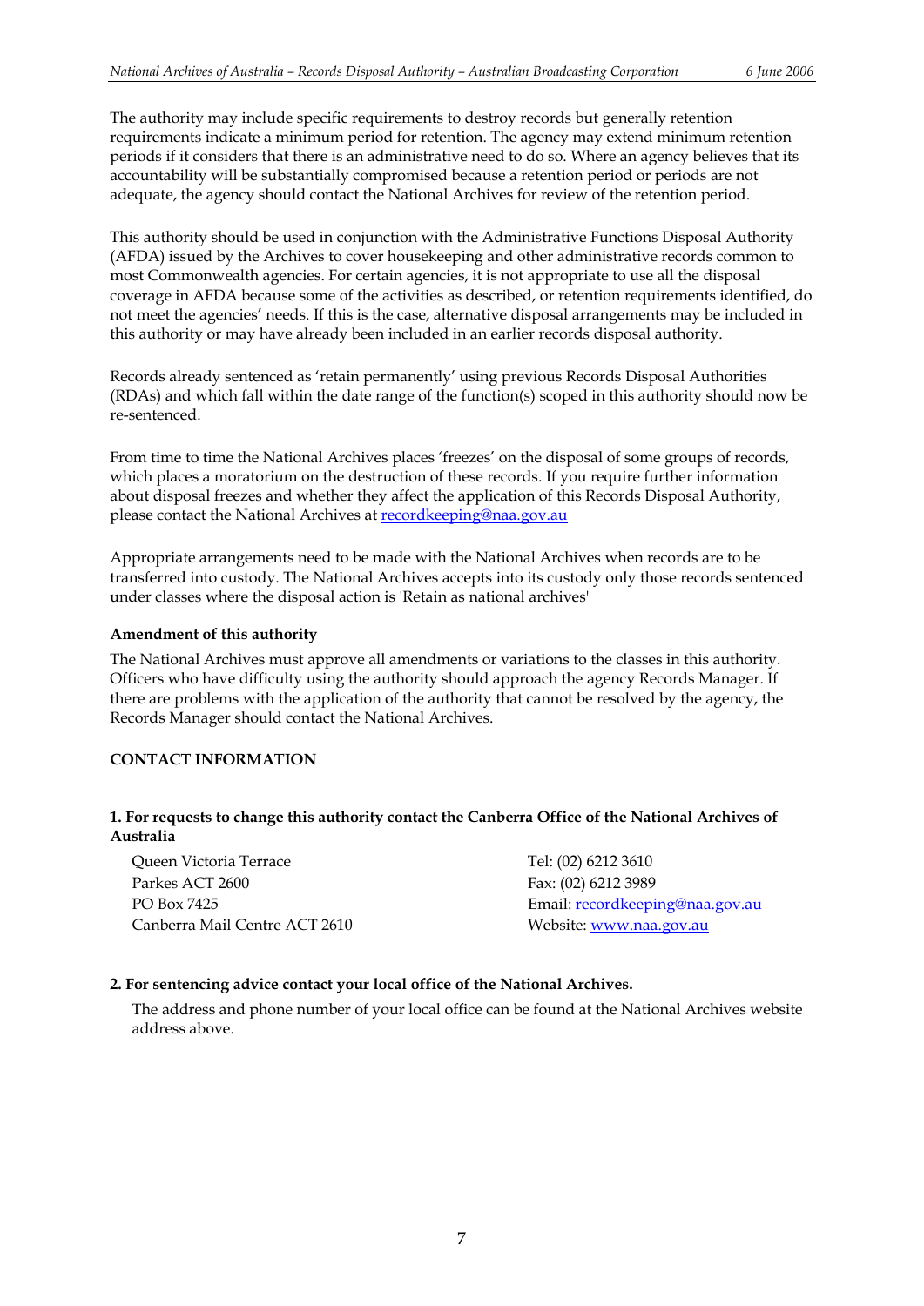The authority may include specific requirements to destroy records but generally retention requirements indicate a minimum period for retention. The agency may extend minimum retention periods if it considers that there is an administrative need to do so. Where an agency believes that its accountability will be substantially compromised because a retention period or periods are not adequate, the agency should contact the National Archives for review of the retention period.

This authority should be used in conjunction with the Administrative Functions Disposal Authority (AFDA) issued by the Archives to cover housekeeping and other administrative records common to most Commonwealth agencies. For certain agencies, it is not appropriate to use all the disposal coverage in AFDA because some of the activities as described, or retention requirements identified, do not meet the agencies' needs. If this is the case, alternative disposal arrangements may be included in this authority or may have already been included in an earlier records disposal authority.

Records already sentenced as 'retain permanently' using previous Records Disposal Authorities (RDAs) and which fall within the date range of the function(s) scoped in this authority should now be re-sentenced.

From time to time the National Archives places 'freezes' on the disposal of some groups of records, which places a moratorium on the destruction of these records. If you require further information about disposal freezes and whether they affect the application of this Records Disposal Authority, please contact the National Archives at recordkeeping@naa.gov.au

Appropriate arrangements need to be made with the National Archives when records are to be transferred into custody. The National Archives accepts into its custody only those records sentenced under classes where the disposal action is 'Retain as national archives'

**Amendment of this authority**

The National Archives must approve all amendments or variations to the classes in this authority. Officers who have difficulty using the authority should approach the agency Records Manager. If there are problems with the application of the authority that cannot be resolved by the agency, the Records Manager should contact the National Archives.

**CONTACT INFORMATION**

**1. For requests to change this authority contact the Canberra Office of the National Archives of Australia**

Queen Victoria Terrace
Parkes ACT 2600
PO Box 7425
Canberra Mail Centre ACT 2610

Tel: (02) 6212 3610
Fax: (02) 6212 3989
Email: recordkeeping@naa.gov.au
Website: www.naa.gov.au

**2. For sentencing advice contact your local office of the National Archives.**

The address and phone number of your local office can be found at the National Archives website address above.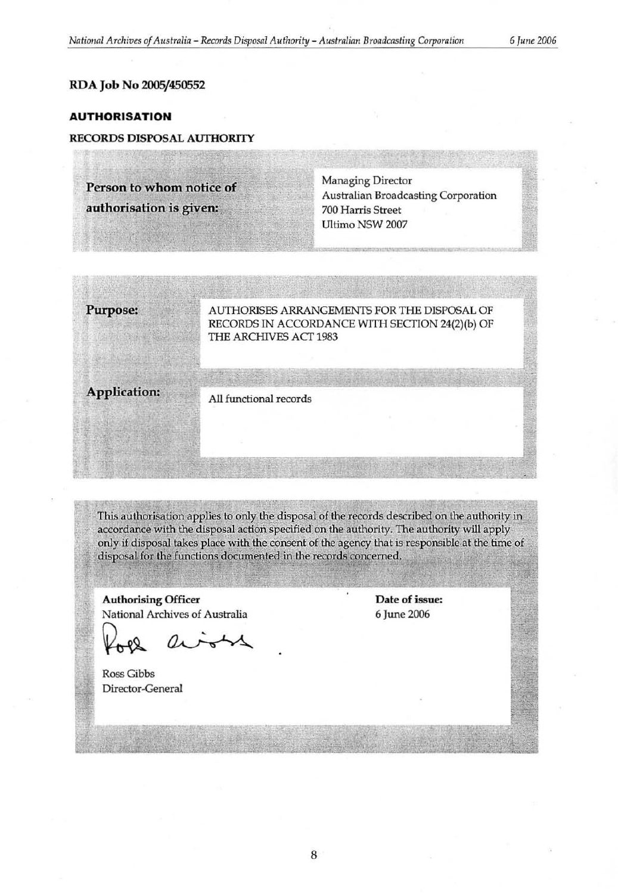**RDA Job No 2005/450552**

## AUTHORISATION

**RECORDS DISPOSAL AUTHORITY**

| **Person to whom notice of authorisation is given:** | Managing Director<br>Australian Broadcasting Corporation<br>700 Harris Street<br>Ultimo NSW 2007 |
|---|---|

| | |
|---|---|
| **Purpose:** | AUTHORISES ARRANGEMENTS FOR THE DISPOSAL OF RECORDS IN ACCORDANCE WITH SECTION 24(2)(b) OF THE ARCHIVES ACT 1983 |
| **Application:** | All functional records |

This authorisation applies to only the disposal of the records described on the authority in accordance with the disposal action specified on the authority. The authority will apply only if disposal takes place with the consent of the agency that is responsible at the time of disposal for the functions documented in the records concerned.

| | |
|---|---|
| **Authorising Officer**<br>National Archives of Australia<br><br>Ross Gibbs<br>Director-General | **Date of issue:**<br>6 June 2006 |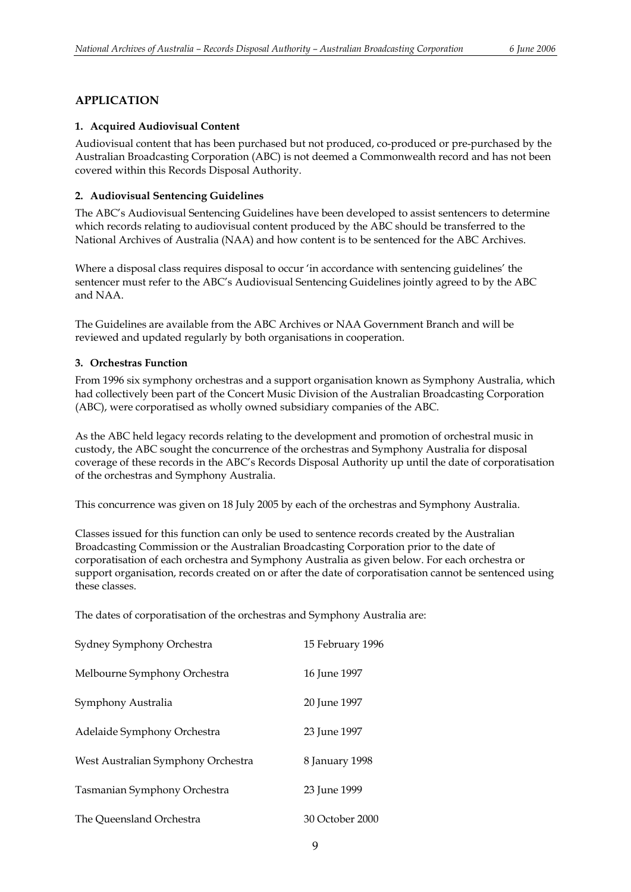## APPLICATION

### 1. Acquired Audiovisual Content

Audiovisual content that has been purchased but not produced, co-produced or pre-purchased by the Australian Broadcasting Corporation (ABC) is not deemed a Commonwealth record and has not been covered within this Records Disposal Authority.

### 2. Audiovisual Sentencing Guidelines

The ABC's Audiovisual Sentencing Guidelines have been developed to assist sentencers to determine which records relating to audiovisual content produced by the ABC should be transferred to the National Archives of Australia (NAA) and how content is to be sentenced for the ABC Archives.

Where a disposal class requires disposal to occur 'in accordance with sentencing guidelines' the sentencer must refer to the ABC's Audiovisual Sentencing Guidelines jointly agreed to by the ABC and NAA.

The Guidelines are available from the ABC Archives or NAA Government Branch and will be reviewed and updated regularly by both organisations in cooperation.

### 3. Orchestras Function

From 1996 six symphony orchestras and a support organisation known as Symphony Australia, which had collectively been part of the Concert Music Division of the Australian Broadcasting Corporation (ABC), were corporatised as wholly owned subsidiary companies of the ABC.

As the ABC held legacy records relating to the development and promotion of orchestral music in custody, the ABC sought the concurrence of the orchestras and Symphony Australia for disposal coverage of these records in the ABC's Records Disposal Authority up until the date of corporatisation of the orchestras and Symphony Australia.

This concurrence was given on 18 July 2005 by each of the orchestras and Symphony Australia.

Classes issued for this function can only be used to sentence records created by the Australian Broadcasting Commission or the Australian Broadcasting Corporation prior to the date of corporatisation of each orchestra and Symphony Australia as given below. For each orchestra or support organisation, records created on or after the date of corporatisation cannot be sentenced using these classes.

The dates of corporatisation of the orchestras and Symphony Australia are:

| | |
|---|---|
| Sydney Symphony Orchestra | 15 February 1996 |
| Melbourne Symphony Orchestra | 16 June 1997 |
| Symphony Australia | 20 June 1997 |
| Adelaide Symphony Orchestra | 23 June 1997 |
| West Australian Symphony Orchestra | 8 January 1998 |
| Tasmanian Symphony Orchestra | 23 June 1999 |
| The Queensland Orchestra | 30 October 2000 |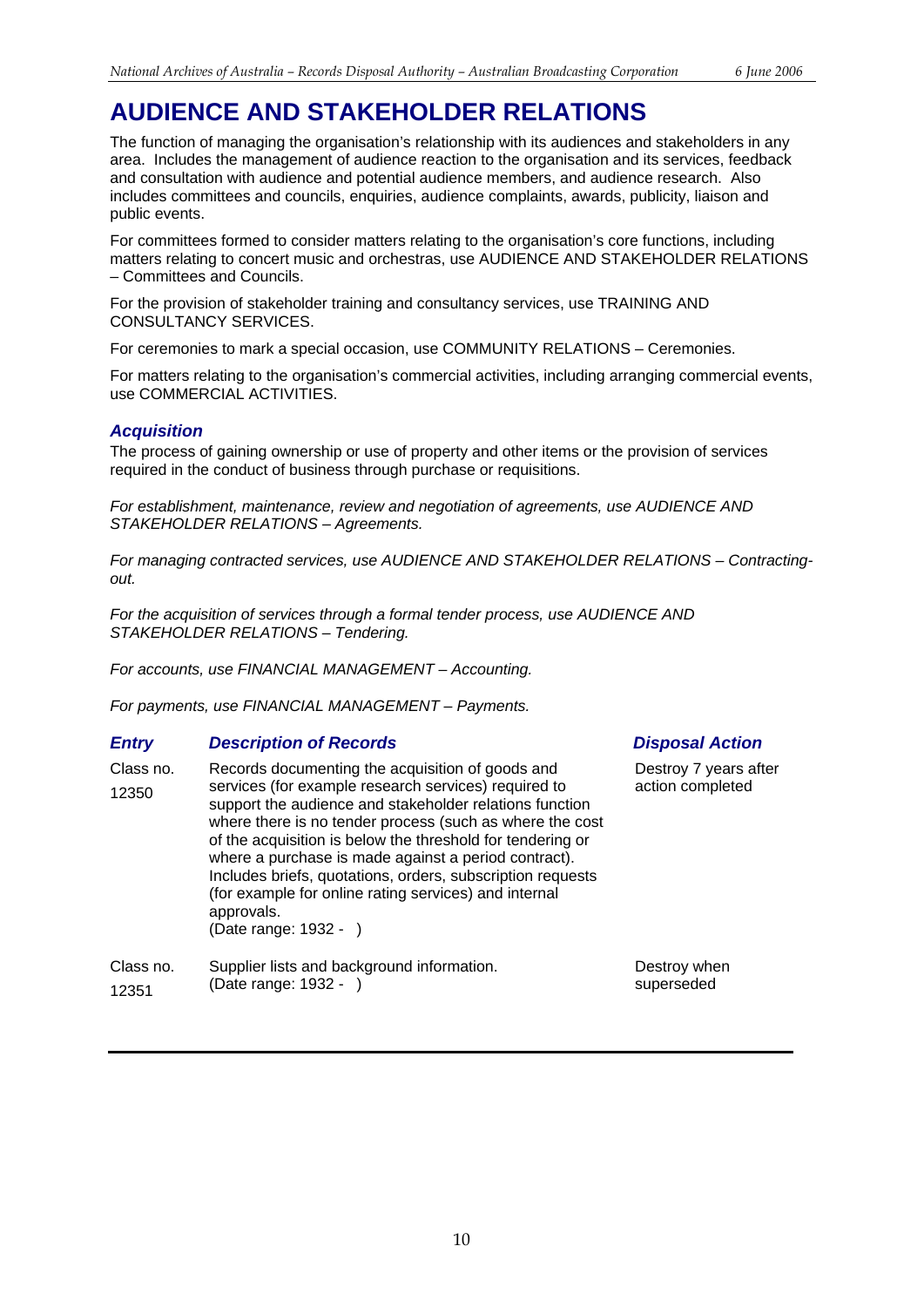# AUDIENCE AND STAKEHOLDER RELATIONS

The function of managing the organisation's relationship with its audiences and stakeholders in any area. Includes the management of audience reaction to the organisation and its services, feedback and consultation with audience and potential audience members, and audience research. Also includes committees and councils, enquiries, audience complaints, awards, publicity, liaison and public events.

For committees formed to consider matters relating to the organisation's core functions, including matters relating to concert music and orchestras, use AUDIENCE AND STAKEHOLDER RELATIONS – Committees and Councils.

For the provision of stakeholder training and consultancy services, use TRAINING AND CONSULTANCY SERVICES.

For ceremonies to mark a special occasion, use COMMUNITY RELATIONS – Ceremonies.

For matters relating to the organisation's commercial activities, including arranging commercial events, use COMMERCIAL ACTIVITIES.

## *Acquisition*

The process of gaining ownership or use of property and other items or the provision of services required in the conduct of business through purchase or requisitions.

*For establishment, maintenance, review and negotiation of agreements, use AUDIENCE AND STAKEHOLDER RELATIONS – Agreements.*

*For managing contracted services, use AUDIENCE AND STAKEHOLDER RELATIONS – Contracting-out.*

*For the acquisition of services through a formal tender process, use AUDIENCE AND STAKEHOLDER RELATIONS – Tendering.*

*For accounts, use FINANCIAL MANAGEMENT – Accounting.*

*For payments, use FINANCIAL MANAGEMENT – Payments.*

| *Entry* | *Description of Records* | *Disposal Action* |
|---|---|---|
| Class no. 12350 | Records documenting the acquisition of goods and services (for example research services) required to support the audience and stakeholder relations function where there is no tender process (such as where the cost of the acquisition is below the threshold for tendering or where a purchase is made against a period contract). Includes briefs, quotations, orders, subscription requests (for example for online rating services) and internal approvals. (Date range: 1932 - ) | Destroy 7 years after action completed |
| Class no. 12351 | Supplier lists and background information. (Date range: 1932 - ) | Destroy when superseded |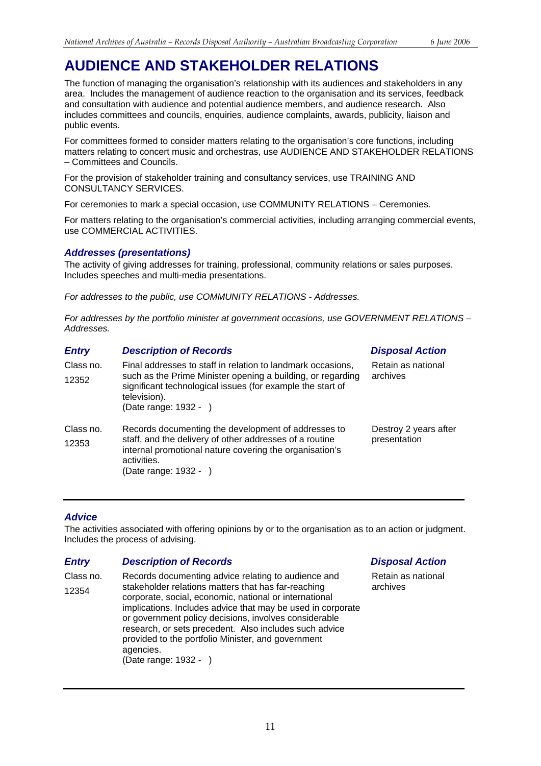# AUDIENCE AND STAKEHOLDER RELATIONS

The function of managing the organisation's relationship with its audiences and stakeholders in any area. Includes the management of audience reaction to the organisation and its services, feedback and consultation with audience and potential audience members, and audience research. Also includes committees and councils, enquiries, audience complaints, awards, publicity, liaison and public events.

For committees formed to consider matters relating to the organisation's core functions, including matters relating to concert music and orchestras, use AUDIENCE AND STAKEHOLDER RELATIONS – Committees and Councils.

For the provision of stakeholder training and consultancy services, use TRAINING AND CONSULTANCY SERVICES.

For ceremonies to mark a special occasion, use COMMUNITY RELATIONS – Ceremonies.

For matters relating to the organisation's commercial activities, including arranging commercial events, use COMMERCIAL ACTIVITIES.

### *Addresses (presentations)*

The activity of giving addresses for training, professional, community relations or sales purposes. Includes speeches and multi-media presentations.

*For addresses to the public, use COMMUNITY RELATIONS - Addresses.*

*For addresses by the portfolio minister at government occasions, use GOVERNMENT RELATIONS – Addresses.*

| *Entry* | *Description of Records* | *Disposal Action* |
|---|---|---|
| Class no. 12352 | Final addresses to staff in relation to landmark occasions, such as the Prime Minister opening a building, or regarding significant technological issues (for example the start of television). (Date range: 1932 - ) | Retain as national archives |
| Class no. 12353 | Records documenting the development of addresses to staff, and the delivery of other addresses of a routine internal promotional nature covering the organisation's activities. (Date range: 1932 - ) | Destroy 2 years after presentation |

### *Advice*

The activities associated with offering opinions by or to the organisation as to an action or judgment. Includes the process of advising.

| *Entry* | *Description of Records* | *Disposal Action* |
|---|---|---|
| Class no. 12354 | Records documenting advice relating to audience and stakeholder relations matters that has far-reaching corporate, social, economic, national or international implications. Includes advice that may be used in corporate or government policy decisions, involves considerable research, or sets precedent. Also includes such advice provided to the portfolio Minister, and government agencies. (Date range: 1932 - ) | Retain as national archives |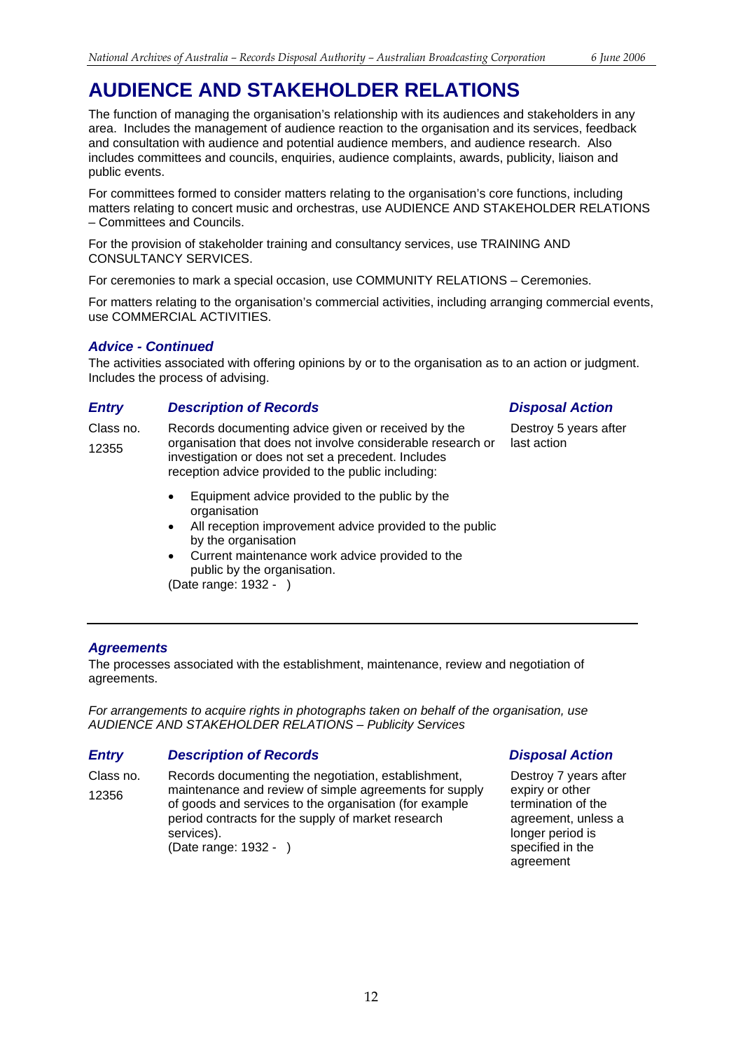# AUDIENCE AND STAKEHOLDER RELATIONS

The function of managing the organisation's relationship with its audiences and stakeholders in any area. Includes the management of audience reaction to the organisation and its services, feedback and consultation with audience and potential audience members, and audience research. Also includes committees and councils, enquiries, audience complaints, awards, publicity, liaison and public events.

For committees formed to consider matters relating to the organisation's core functions, including matters relating to concert music and orchestras, use AUDIENCE AND STAKEHOLDER RELATIONS – Committees and Councils.

For the provision of stakeholder training and consultancy services, use TRAINING AND CONSULTANCY SERVICES.

For ceremonies to mark a special occasion, use COMMUNITY RELATIONS – Ceremonies.

For matters relating to the organisation's commercial activities, including arranging commercial events, use COMMERCIAL ACTIVITIES.

## *Advice - Continued*

The activities associated with offering opinions by or to the organisation as to an action or judgment. Includes the process of advising.

| *Entry* | *Description of Records* | *Disposal Action* |
|---|---|---|
| Class no. 12355 | Records documenting advice given or received by the organisation that does not involve considerable research or investigation or does not set a precedent. Includes reception advice provided to the public including:<br>• Equipment advice provided to the public by the organisation<br>• All reception improvement advice provided to the public by the organisation<br>• Current maintenance work advice provided to the public by the organisation.<br>(Date range: 1932 - ) | Destroy 5 years after last action |

## *Agreements*

The processes associated with the establishment, maintenance, review and negotiation of agreements.

*For arrangements to acquire rights in photographs taken on behalf of the organisation, use AUDIENCE AND STAKEHOLDER RELATIONS – Publicity Services*

| *Entry* | *Description of Records* | *Disposal Action* |
|---|---|---|
| Class no. 12356 | Records documenting the negotiation, establishment, maintenance and review of simple agreements for supply of goods and services to the organisation (for example period contracts for the supply of market research services).<br>(Date range: 1932 - ) | Destroy 7 years after expiry or other termination of the agreement, unless a longer period is specified in the agreement |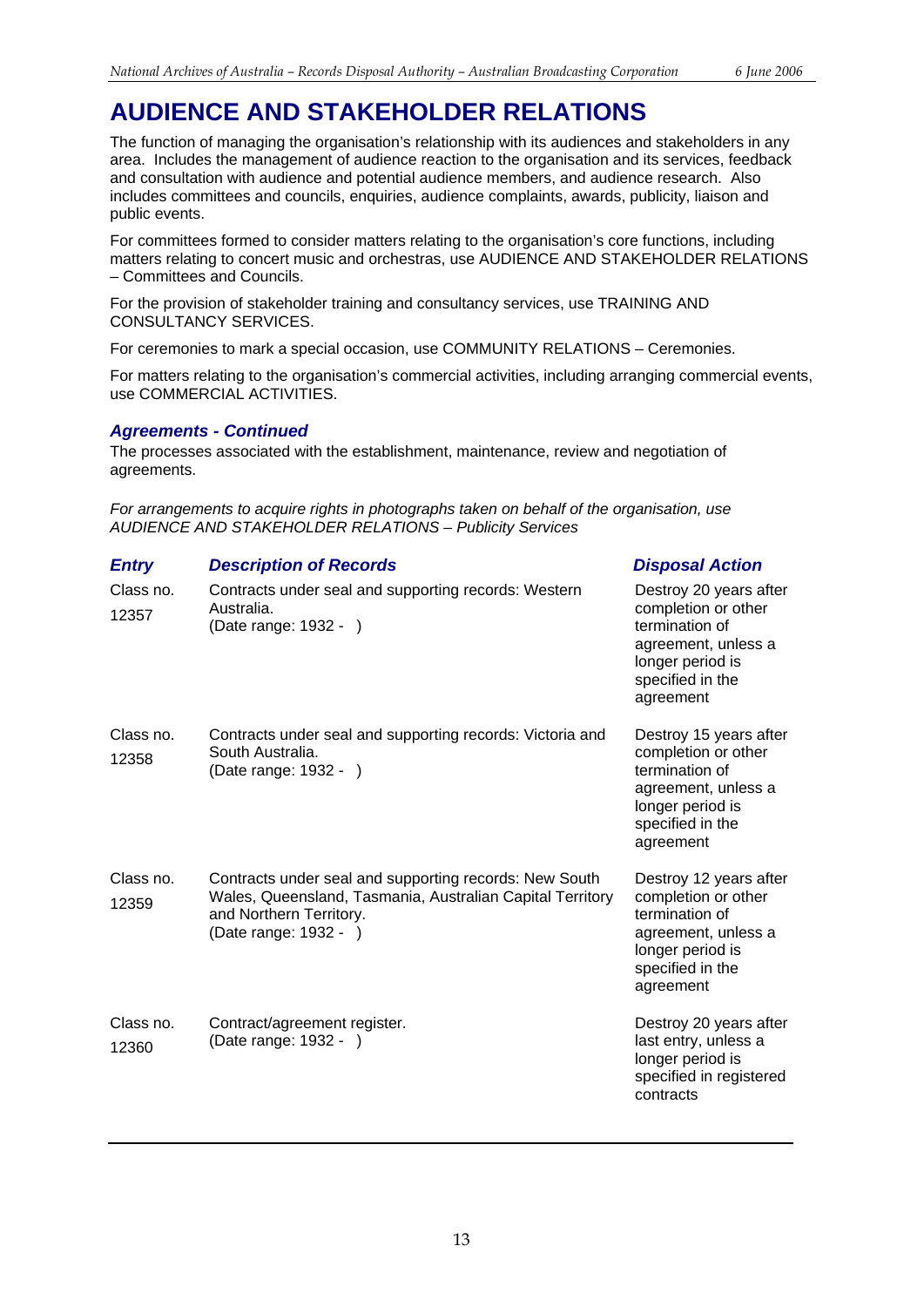# AUDIENCE AND STAKEHOLDER RELATIONS

The function of managing the organisation's relationship with its audiences and stakeholders in any area. Includes the management of audience reaction to the organisation and its services, feedback and consultation with audience and potential audience members, and audience research. Also includes committees and councils, enquiries, audience complaints, awards, publicity, liaison and public events.

For committees formed to consider matters relating to the organisation's core functions, including matters relating to concert music and orchestras, use AUDIENCE AND STAKEHOLDER RELATIONS – Committees and Councils.

For the provision of stakeholder training and consultancy services, use TRAINING AND CONSULTANCY SERVICES.

For ceremonies to mark a special occasion, use COMMUNITY RELATIONS – Ceremonies.

For matters relating to the organisation's commercial activities, including arranging commercial events, use COMMERCIAL ACTIVITIES.

### *Agreements - Continued*

The processes associated with the establishment, maintenance, review and negotiation of agreements.

*For arrangements to acquire rights in photographs taken on behalf of the organisation, use AUDIENCE AND STAKEHOLDER RELATIONS – Publicity Services*

| *Entry* | *Description of Records* | *Disposal Action* |
|---|---|---|
| Class no. 12357 | Contracts under seal and supporting records: Western Australia. (Date range: 1932 - ) | Destroy 20 years after completion or other termination of agreement, unless a longer period is specified in the agreement |
| Class no. 12358 | Contracts under seal and supporting records: Victoria and South Australia. (Date range: 1932 - ) | Destroy 15 years after completion or other termination of agreement, unless a longer period is specified in the agreement |
| Class no. 12359 | Contracts under seal and supporting records: New South Wales, Queensland, Tasmania, Australian Capital Territory and Northern Territory. (Date range: 1932 - ) | Destroy 12 years after completion or other termination of agreement, unless a longer period is specified in the agreement |
| Class no. 12360 | Contract/agreement register. (Date range: 1932 - ) | Destroy 20 years after last entry, unless a longer period is specified in registered contracts |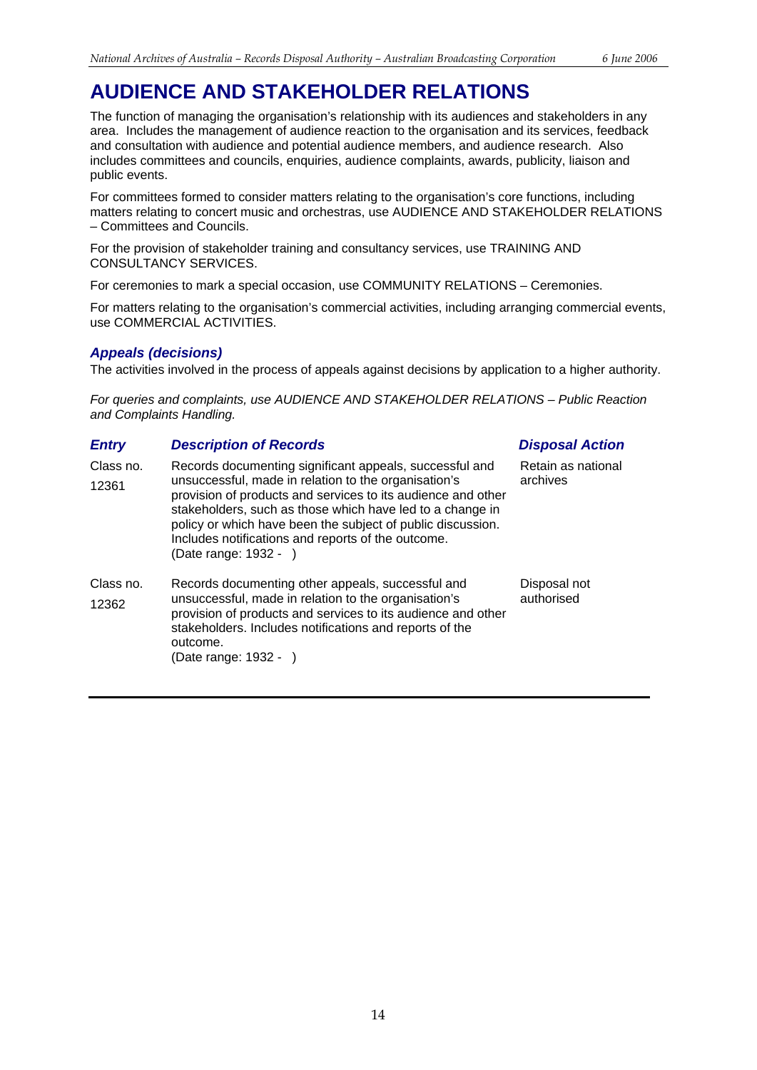# AUDIENCE AND STAKEHOLDER RELATIONS

The function of managing the organisation's relationship with its audiences and stakeholders in any area. Includes the management of audience reaction to the organisation and its services, feedback and consultation with audience and potential audience members, and audience research. Also includes committees and councils, enquiries, audience complaints, awards, publicity, liaison and public events.

For committees formed to consider matters relating to the organisation's core functions, including matters relating to concert music and orchestras, use AUDIENCE AND STAKEHOLDER RELATIONS – Committees and Councils.

For the provision of stakeholder training and consultancy services, use TRAINING AND CONSULTANCY SERVICES.

For ceremonies to mark a special occasion, use COMMUNITY RELATIONS – Ceremonies.

For matters relating to the organisation's commercial activities, including arranging commercial events, use COMMERCIAL ACTIVITIES.

### *Appeals (decisions)*

The activities involved in the process of appeals against decisions by application to a higher authority.

*For queries and complaints, use AUDIENCE AND STAKEHOLDER RELATIONS – Public Reaction and Complaints Handling.*

| *Entry* | *Description of Records* | *Disposal Action* |
| --- | --- | --- |
| Class no. 12361 | Records documenting significant appeals, successful and unsuccessful, made in relation to the organisation's provision of products and services to its audience and other stakeholders, such as those which have led to a change in policy or which have been the subject of public discussion. Includes notifications and reports of the outcome. (Date range: 1932 - ) | Retain as national archives |
| Class no. 12362 | Records documenting other appeals, successful and unsuccessful, made in relation to the organisation's provision of products and services to its audience and other stakeholders. Includes notifications and reports of the outcome. (Date range: 1932 - ) | Disposal not authorised |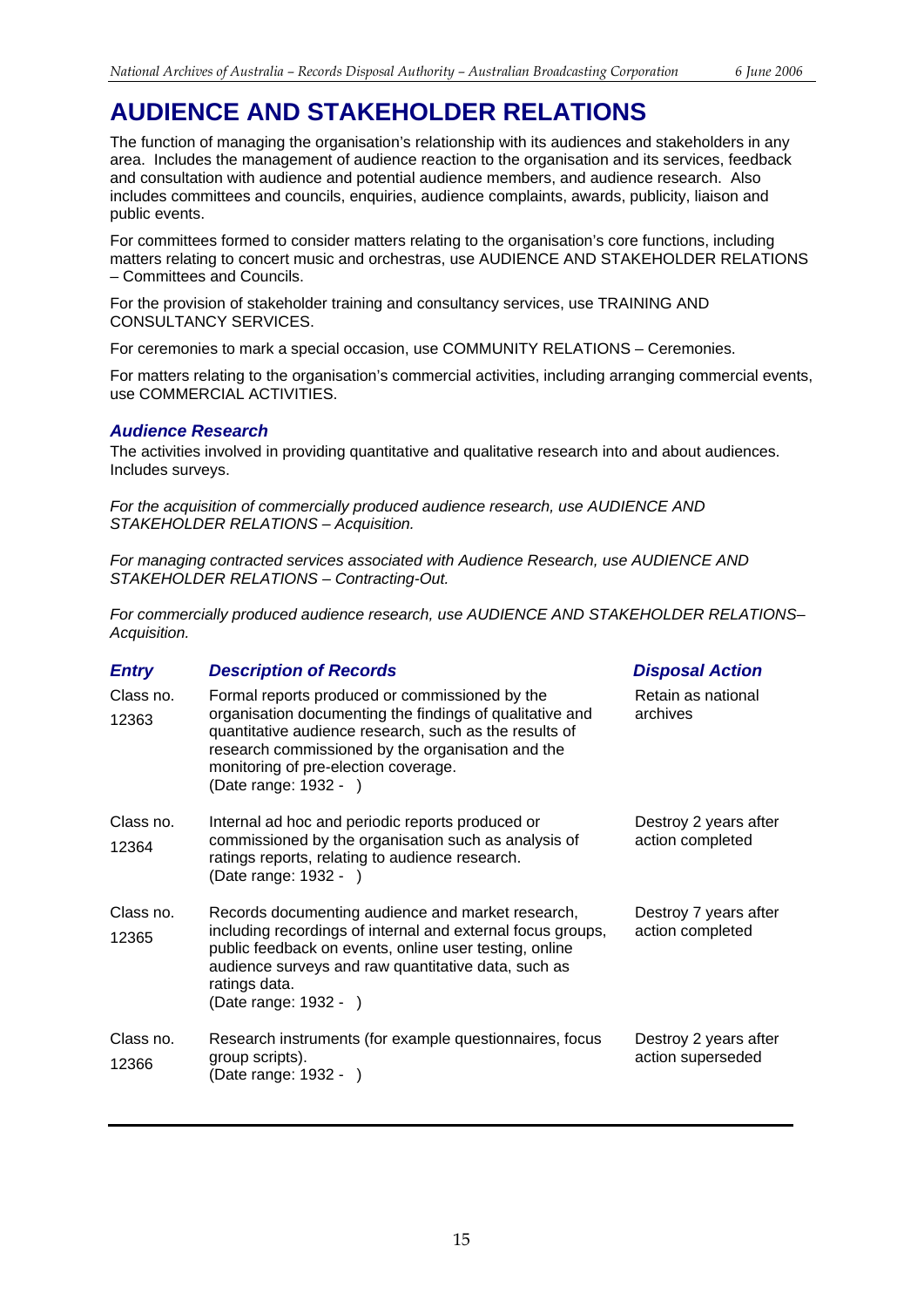# AUDIENCE AND STAKEHOLDER RELATIONS

The function of managing the organisation's relationship with its audiences and stakeholders in any area. Includes the management of audience reaction to the organisation and its services, feedback and consultation with audience and potential audience members, and audience research. Also includes committees and councils, enquiries, audience complaints, awards, publicity, liaison and public events.

For committees formed to consider matters relating to the organisation's core functions, including matters relating to concert music and orchestras, use AUDIENCE AND STAKEHOLDER RELATIONS – Committees and Councils.

For the provision of stakeholder training and consultancy services, use TRAINING AND CONSULTANCY SERVICES.

For ceremonies to mark a special occasion, use COMMUNITY RELATIONS – Ceremonies.

For matters relating to the organisation's commercial activities, including arranging commercial events, use COMMERCIAL ACTIVITIES.

### *Audience Research*

The activities involved in providing quantitative and qualitative research into and about audiences. Includes surveys.

*For the acquisition of commercially produced audience research, use AUDIENCE AND STAKEHOLDER RELATIONS – Acquisition.*

*For managing contracted services associated with Audience Research, use AUDIENCE AND STAKEHOLDER RELATIONS – Contracting-Out.*

*For commercially produced audience research, use AUDIENCE AND STAKEHOLDER RELATIONS– Acquisition.*

| *Entry* | *Description of Records* | *Disposal Action* |
|---|---|---|
| Class no. 12363 | Formal reports produced or commissioned by the organisation documenting the findings of qualitative and quantitative audience research, such as the results of research commissioned by the organisation and the monitoring of pre-election coverage. (Date range: 1932 - ) | Retain as national archives |
| Class no. 12364 | Internal ad hoc and periodic reports produced or commissioned by the organisation such as analysis of ratings reports, relating to audience research. (Date range: 1932 - ) | Destroy 2 years after action completed |
| Class no. 12365 | Records documenting audience and market research, including recordings of internal and external focus groups, public feedback on events, online user testing, online audience surveys and raw quantitative data, such as ratings data. (Date range: 1932 - ) | Destroy 7 years after action completed |
| Class no. 12366 | Research instruments (for example questionnaires, focus group scripts). (Date range: 1932 - ) | Destroy 2 years after action superseded |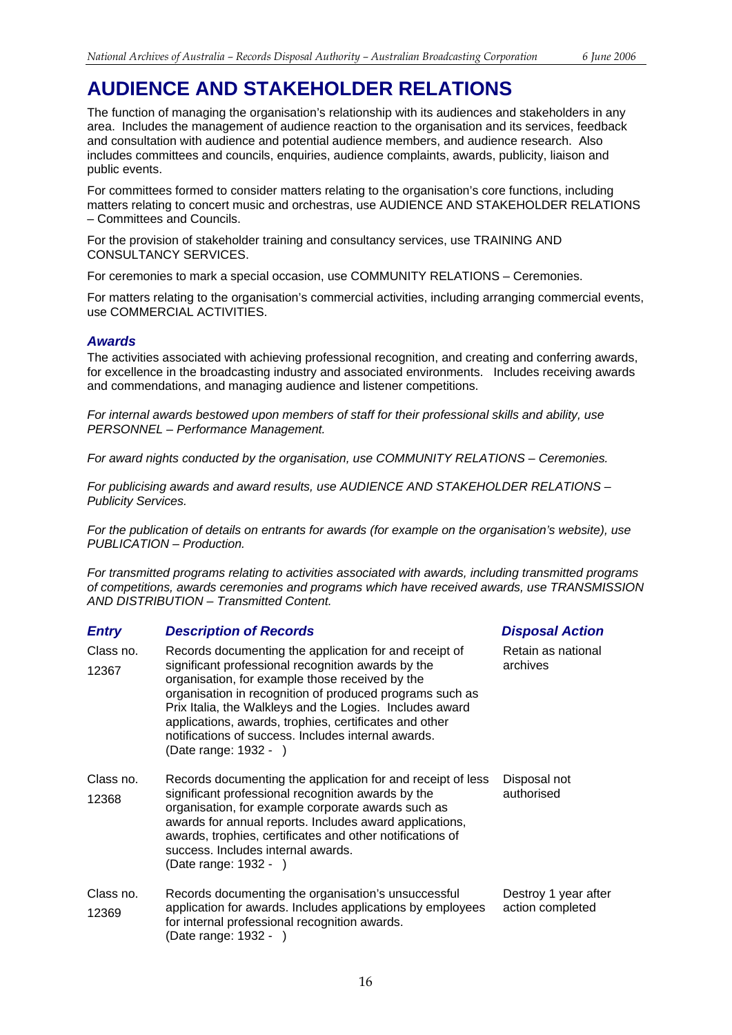# AUDIENCE AND STAKEHOLDER RELATIONS

The function of managing the organisation's relationship with its audiences and stakeholders in any area. Includes the management of audience reaction to the organisation and its services, feedback and consultation with audience and potential audience members, and audience research. Also includes committees and councils, enquiries, audience complaints, awards, publicity, liaison and public events.

For committees formed to consider matters relating to the organisation's core functions, including matters relating to concert music and orchestras, use AUDIENCE AND STAKEHOLDER RELATIONS – Committees and Councils.

For the provision of stakeholder training and consultancy services, use TRAINING AND CONSULTANCY SERVICES.

For ceremonies to mark a special occasion, use COMMUNITY RELATIONS – Ceremonies.

For matters relating to the organisation's commercial activities, including arranging commercial events, use COMMERCIAL ACTIVITIES.

### *Awards*

The activities associated with achieving professional recognition, and creating and conferring awards, for excellence in the broadcasting industry and associated environments. Includes receiving awards and commendations, and managing audience and listener competitions.

*For internal awards bestowed upon members of staff for their professional skills and ability, use PERSONNEL – Performance Management.*

*For award nights conducted by the organisation, use COMMUNITY RELATIONS – Ceremonies.*

*For publicising awards and award results, use AUDIENCE AND STAKEHOLDER RELATIONS – Publicity Services.*

*For the publication of details on entrants for awards (for example on the organisation's website), use PUBLICATION – Production.*

*For transmitted programs relating to activities associated with awards, including transmitted programs of competitions, awards ceremonies and programs which have received awards, use TRANSMISSION AND DISTRIBUTION – Transmitted Content.*

| *Entry* | *Description of Records* | *Disposal Action* |
|---|---|---|
| Class no. 12367 | Records documenting the application for and receipt of significant professional recognition awards by the organisation, for example those received by the organisation in recognition of produced programs such as Prix Italia, the Walkleys and the Logies. Includes award applications, awards, trophies, certificates and other notifications of success. Includes internal awards. (Date range: 1932 - ) | Retain as national archives |
| Class no. 12368 | Records documenting the application for and receipt of less significant professional recognition awards by the organisation, for example corporate awards such as awards for annual reports. Includes award applications, awards, trophies, certificates and other notifications of success. Includes internal awards. (Date range: 1932 - ) | Disposal not authorised |
| Class no. 12369 | Records documenting the organisation's unsuccessful application for awards. Includes applications by employees for internal professional recognition awards. (Date range: 1932 - ) | Destroy 1 year after action completed |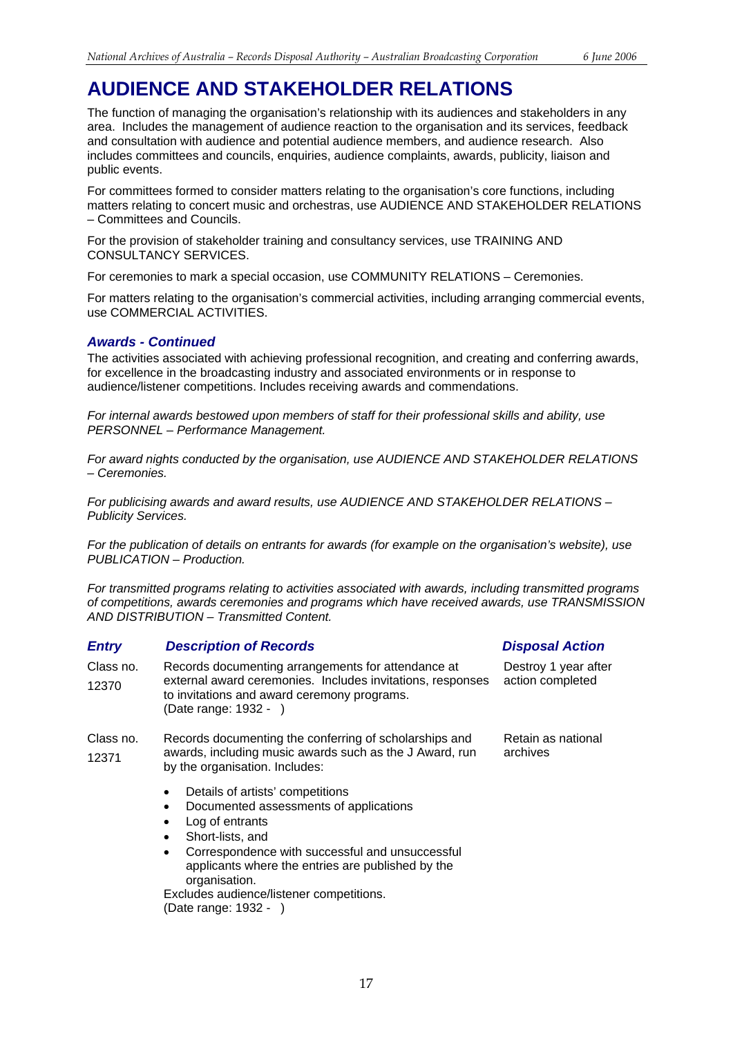# AUDIENCE AND STAKEHOLDER RELATIONS

The function of managing the organisation's relationship with its audiences and stakeholders in any area. Includes the management of audience reaction to the organisation and its services, feedback and consultation with audience and potential audience members, and audience research. Also includes committees and councils, enquiries, audience complaints, awards, publicity, liaison and public events.

For committees formed to consider matters relating to the organisation's core functions, including matters relating to concert music and orchestras, use AUDIENCE AND STAKEHOLDER RELATIONS – Committees and Councils.

For the provision of stakeholder training and consultancy services, use TRAINING AND CONSULTANCY SERVICES.

For ceremonies to mark a special occasion, use COMMUNITY RELATIONS – Ceremonies.

For matters relating to the organisation's commercial activities, including arranging commercial events, use COMMERCIAL ACTIVITIES.

### *Awards - Continued*

The activities associated with achieving professional recognition, and creating and conferring awards, for excellence in the broadcasting industry and associated environments or in response to audience/listener competitions. Includes receiving awards and commendations.

*For internal awards bestowed upon members of staff for their professional skills and ability, use PERSONNEL – Performance Management.*

*For award nights conducted by the organisation, use AUDIENCE AND STAKEHOLDER RELATIONS – Ceremonies.*

*For publicising awards and award results, use AUDIENCE AND STAKEHOLDER RELATIONS – Publicity Services.*

*For the publication of details on entrants for awards (for example on the organisation's website), use PUBLICATION – Production.*

*For transmitted programs relating to activities associated with awards, including transmitted programs of competitions, awards ceremonies and programs which have received awards, use TRANSMISSION AND DISTRIBUTION – Transmitted Content.*

| *Entry* | *Description of Records* | *Disposal Action* |
|---|---|---|
| Class no. 12370 | Records documenting arrangements for attendance at external award ceremonies. Includes invitations, responses to invitations and award ceremony programs. (Date range: 1932 - ) | Destroy 1 year after action completed |
| Class no. 12371 | Records documenting the conferring of scholarships and awards, including music awards such as the J Award, run by the organisation. Includes:<br>• Details of artists' competitions<br>• Documented assessments of applications<br>• Log of entrants<br>• Short-lists, and<br>• Correspondence with successful and unsuccessful applicants where the entries are published by the organisation.<br>Excludes audience/listener competitions.<br>(Date range: 1932 - ) | Retain as national archives |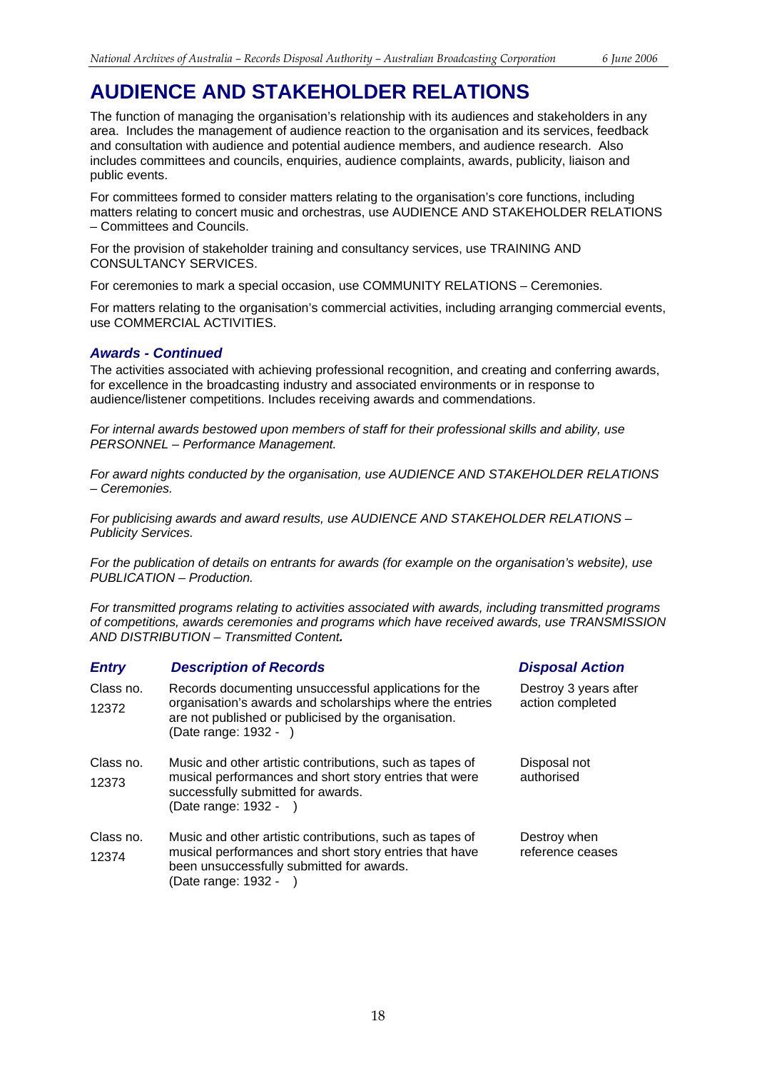# AUDIENCE AND STAKEHOLDER RELATIONS

The function of managing the organisation's relationship with its audiences and stakeholders in any area. Includes the management of audience reaction to the organisation and its services, feedback and consultation with audience and potential audience members, and audience research. Also includes committees and councils, enquiries, audience complaints, awards, publicity, liaison and public events.

For committees formed to consider matters relating to the organisation's core functions, including matters relating to concert music and orchestras, use AUDIENCE AND STAKEHOLDER RELATIONS – Committees and Councils.

For the provision of stakeholder training and consultancy services, use TRAINING AND CONSULTANCY SERVICES.

For ceremonies to mark a special occasion, use COMMUNITY RELATIONS – Ceremonies.

For matters relating to the organisation's commercial activities, including arranging commercial events, use COMMERCIAL ACTIVITIES.

### *Awards - Continued*

The activities associated with achieving professional recognition, and creating and conferring awards, for excellence in the broadcasting industry and associated environments or in response to audience/listener competitions. Includes receiving awards and commendations.

*For internal awards bestowed upon members of staff for their professional skills and ability, use PERSONNEL – Performance Management.*

*For award nights conducted by the organisation, use AUDIENCE AND STAKEHOLDER RELATIONS – Ceremonies.*

*For publicising awards and award results, use AUDIENCE AND STAKEHOLDER RELATIONS – Publicity Services.*

*For the publication of details on entrants for awards (for example on the organisation's website), use PUBLICATION – Production.*

*For transmitted programs relating to activities associated with awards, including transmitted programs of competitions, awards ceremonies and programs which have received awards, use TRANSMISSION AND DISTRIBUTION – Transmitted Content.*

| *Entry* | *Description of Records* | *Disposal Action* |
|---|---|---|
| Class no. 12372 | Records documenting unsuccessful applications for the organisation's awards and scholarships where the entries are not published or publicised by the organisation. (Date range: 1932 - ) | Destroy 3 years after action completed |
| Class no. 12373 | Music and other artistic contributions, such as tapes of musical performances and short story entries that were successfully submitted for awards. (Date range: 1932 - ) | Disposal not authorised |
| Class no. 12374 | Music and other artistic contributions, such as tapes of musical performances and short story entries that have been unsuccessfully submitted for awards. (Date range: 1932 - ) | Destroy when reference ceases |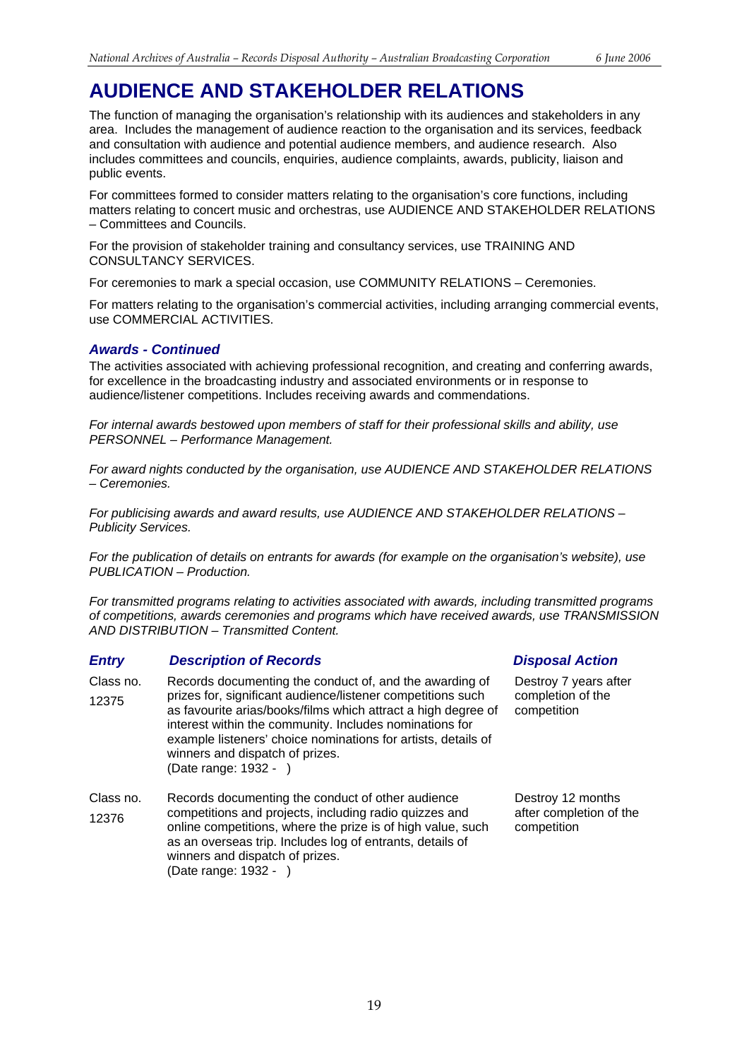# AUDIENCE AND STAKEHOLDER RELATIONS

The function of managing the organisation's relationship with its audiences and stakeholders in any area. Includes the management of audience reaction to the organisation and its services, feedback and consultation with audience and potential audience members, and audience research. Also includes committees and councils, enquiries, audience complaints, awards, publicity, liaison and public events.

For committees formed to consider matters relating to the organisation's core functions, including matters relating to concert music and orchestras, use AUDIENCE AND STAKEHOLDER RELATIONS – Committees and Councils.

For the provision of stakeholder training and consultancy services, use TRAINING AND CONSULTANCY SERVICES.

For ceremonies to mark a special occasion, use COMMUNITY RELATIONS – Ceremonies.

For matters relating to the organisation's commercial activities, including arranging commercial events, use COMMERCIAL ACTIVITIES.

### *Awards - Continued*

The activities associated with achieving professional recognition, and creating and conferring awards, for excellence in the broadcasting industry and associated environments or in response to audience/listener competitions. Includes receiving awards and commendations.

*For internal awards bestowed upon members of staff for their professional skills and ability, use PERSONNEL – Performance Management.*

*For award nights conducted by the organisation, use AUDIENCE AND STAKEHOLDER RELATIONS – Ceremonies.*

*For publicising awards and award results, use AUDIENCE AND STAKEHOLDER RELATIONS – Publicity Services.*

*For the publication of details on entrants for awards (for example on the organisation's website), use PUBLICATION – Production.*

*For transmitted programs relating to activities associated with awards, including transmitted programs of competitions, awards ceremonies and programs which have received awards, use TRANSMISSION AND DISTRIBUTION – Transmitted Content.*

| *Entry* | *Description of Records* | *Disposal Action* |
|---|---|---|
| Class no. 12375 | Records documenting the conduct of, and the awarding of prizes for, significant audience/listener competitions such as favourite arias/books/films which attract a high degree of interest within the community. Includes nominations for example listeners' choice nominations for artists, details of winners and dispatch of prizes. (Date range: 1932 - ) | Destroy 7 years after completion of the competition |
| Class no. 12376 | Records documenting the conduct of other audience competitions and projects, including radio quizzes and online competitions, where the prize is of high value, such as an overseas trip. Includes log of entrants, details of winners and dispatch of prizes. (Date range: 1932 - ) | Destroy 12 months after completion of the competition |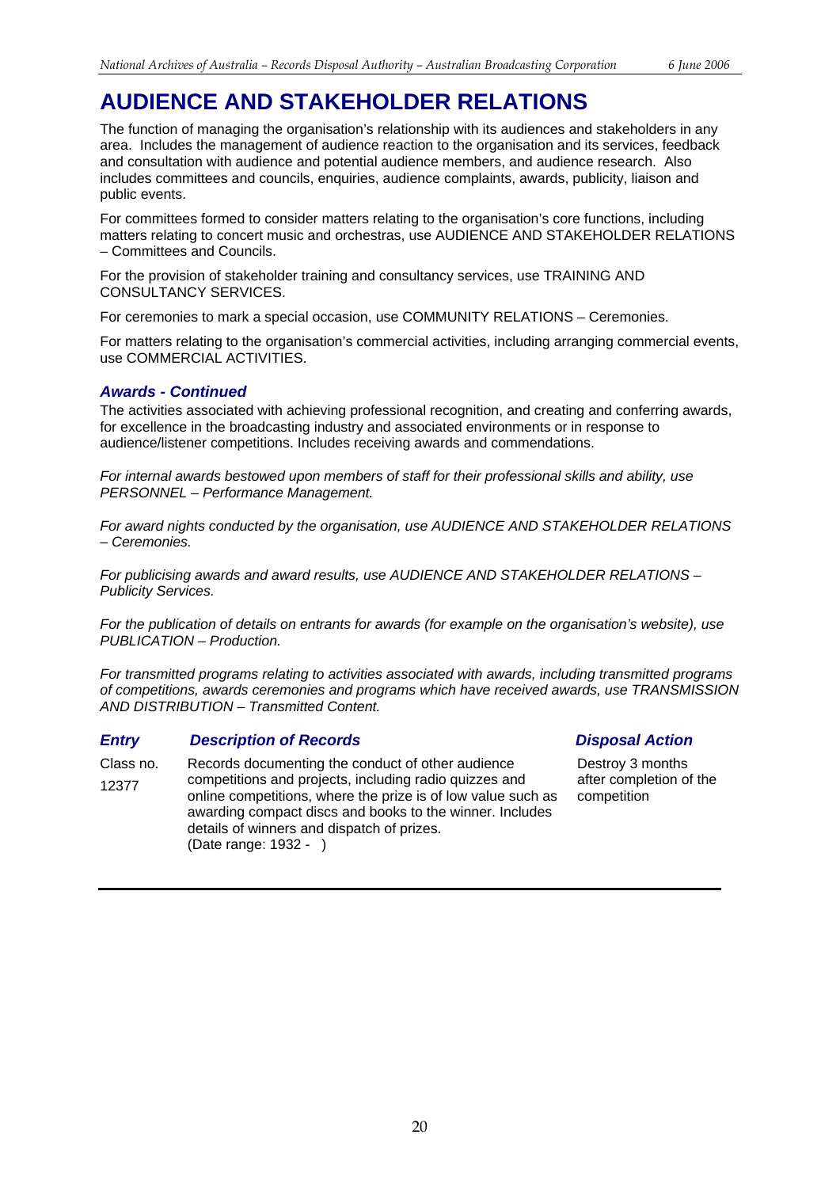# AUDIENCE AND STAKEHOLDER RELATIONS

The function of managing the organisation's relationship with its audiences and stakeholders in any area. Includes the management of audience reaction to the organisation and its services, feedback and consultation with audience and potential audience members, and audience research. Also includes committees and councils, enquiries, audience complaints, awards, publicity, liaison and public events.

For committees formed to consider matters relating to the organisation's core functions, including matters relating to concert music and orchestras, use AUDIENCE AND STAKEHOLDER RELATIONS – Committees and Councils.

For the provision of stakeholder training and consultancy services, use TRAINING AND CONSULTANCY SERVICES.

For ceremonies to mark a special occasion, use COMMUNITY RELATIONS – Ceremonies.

For matters relating to the organisation's commercial activities, including arranging commercial events, use COMMERCIAL ACTIVITIES.

### *Awards - Continued*

The activities associated with achieving professional recognition, and creating and conferring awards, for excellence in the broadcasting industry and associated environments or in response to audience/listener competitions. Includes receiving awards and commendations.

*For internal awards bestowed upon members of staff for their professional skills and ability, use PERSONNEL – Performance Management.*

*For award nights conducted by the organisation, use AUDIENCE AND STAKEHOLDER RELATIONS – Ceremonies.*

*For publicising awards and award results, use AUDIENCE AND STAKEHOLDER RELATIONS – Publicity Services.*

*For the publication of details on entrants for awards (for example on the organisation's website), use PUBLICATION – Production.*

*For transmitted programs relating to activities associated with awards, including transmitted programs of competitions, awards ceremonies and programs which have received awards, use TRANSMISSION AND DISTRIBUTION – Transmitted Content.*

| *Entry* | *Description of Records* | *Disposal Action* |
|---|---|---|
| Class no. 12377 | Records documenting the conduct of other audience competitions and projects, including radio quizzes and online competitions, where the prize is of low value such as awarding compact discs and books to the winner. Includes details of winners and dispatch of prizes. (Date range: 1932 - ) | Destroy 3 months after completion of the competition |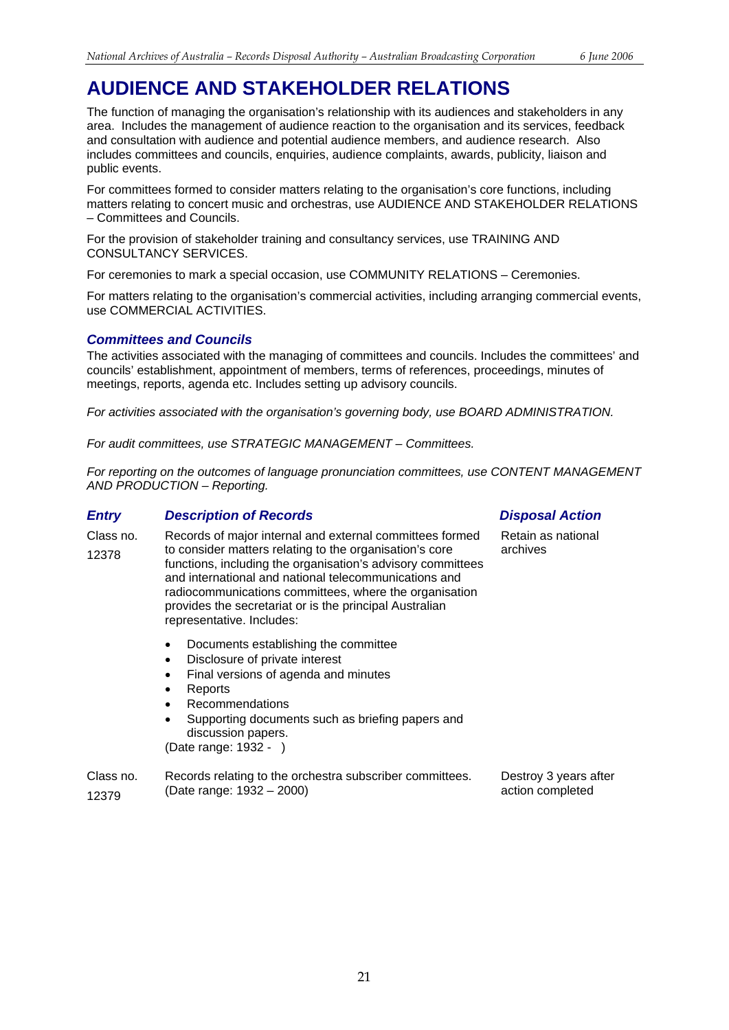# AUDIENCE AND STAKEHOLDER RELATIONS

The function of managing the organisation's relationship with its audiences and stakeholders in any area. Includes the management of audience reaction to the organisation and its services, feedback and consultation with audience and potential audience members, and audience research. Also includes committees and councils, enquiries, audience complaints, awards, publicity, liaison and public events.

For committees formed to consider matters relating to the organisation's core functions, including matters relating to concert music and orchestras, use AUDIENCE AND STAKEHOLDER RELATIONS – Committees and Councils.

For the provision of stakeholder training and consultancy services, use TRAINING AND CONSULTANCY SERVICES.

For ceremonies to mark a special occasion, use COMMUNITY RELATIONS – Ceremonies.

For matters relating to the organisation's commercial activities, including arranging commercial events, use COMMERCIAL ACTIVITIES.

### *Committees and Councils*

The activities associated with the managing of committees and councils. Includes the committees' and councils' establishment, appointment of members, terms of references, proceedings, minutes of meetings, reports, agenda etc. Includes setting up advisory councils.

*For activities associated with the organisation's governing body, use BOARD ADMINISTRATION.*

*For audit committees, use STRATEGIC MANAGEMENT – Committees.*

*For reporting on the outcomes of language pronunciation committees, use CONTENT MANAGEMENT AND PRODUCTION – Reporting.*

| *Entry* | *Description of Records* | *Disposal Action* |
|---|---|---|
| Class no. 12378 | Records of major internal and external committees formed to consider matters relating to the organisation's core functions, including the organisation's advisory committees and international and national telecommunications and radiocommunications committees, where the organisation provides the secretariat or is the principal Australian representative. Includes:<br>• Documents establishing the committee<br>• Disclosure of private interest<br>• Final versions of agenda and minutes<br>• Reports<br>• Recommendations<br>• Supporting documents such as briefing papers and discussion papers.<br>(Date range: 1932 - ) | Retain as national archives |
| Class no. 12379 | Records relating to the orchestra subscriber committees. (Date range: 1932 – 2000) | Destroy 3 years after action completed |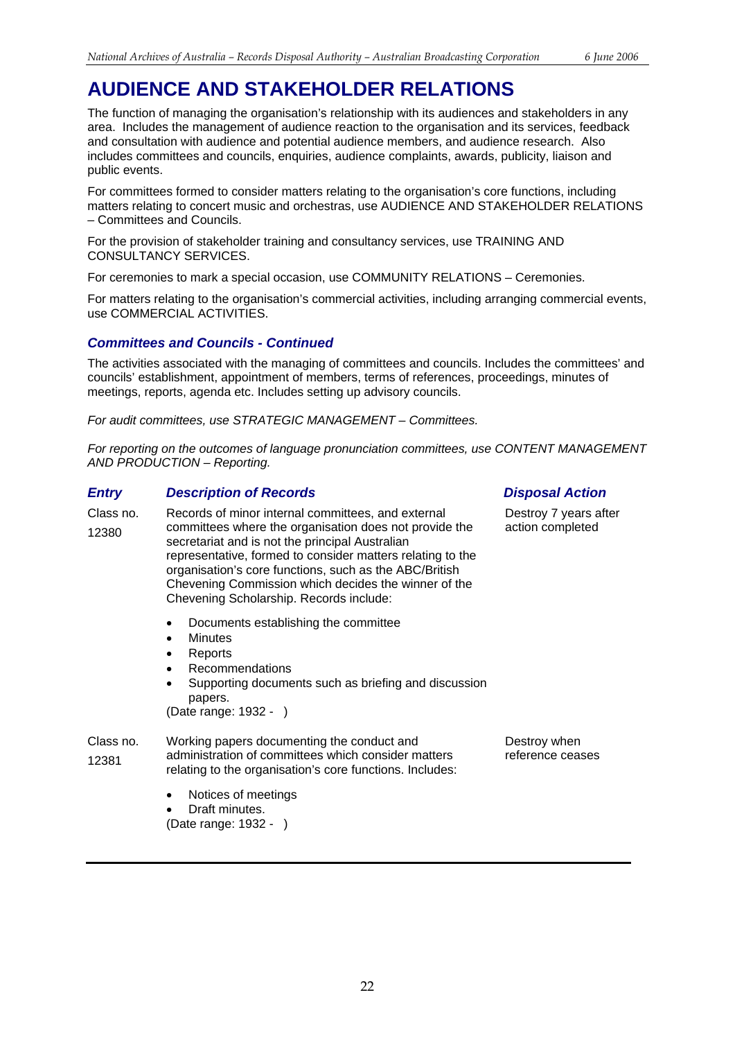# AUDIENCE AND STAKEHOLDER RELATIONS

The function of managing the organisation's relationship with its audiences and stakeholders in any area. Includes the management of audience reaction to the organisation and its services, feedback and consultation with audience and potential audience members, and audience research. Also includes committees and councils, enquiries, audience complaints, awards, publicity, liaison and public events.

For committees formed to consider matters relating to the organisation's core functions, including matters relating to concert music and orchestras, use AUDIENCE AND STAKEHOLDER RELATIONS – Committees and Councils.

For the provision of stakeholder training and consultancy services, use TRAINING AND CONSULTANCY SERVICES.

For ceremonies to mark a special occasion, use COMMUNITY RELATIONS – Ceremonies.

For matters relating to the organisation's commercial activities, including arranging commercial events, use COMMERCIAL ACTIVITIES.

### *Committees and Councils - Continued*

The activities associated with the managing of committees and councils. Includes the committees' and councils' establishment, appointment of members, terms of references, proceedings, minutes of meetings, reports, agenda etc. Includes setting up advisory councils.

*For audit committees, use STRATEGIC MANAGEMENT – Committees.*

*For reporting on the outcomes of language pronunciation committees, use CONTENT MANAGEMENT AND PRODUCTION – Reporting.*

| *Entry* | *Description of Records* | *Disposal Action* |
|---|---|---|
| Class no. 12380 | Records of minor internal committees, and external committees where the organisation does not provide the secretariat and is not the principal Australian representative, formed to consider matters relating to the organisation's core functions, such as the ABC/British Chevening Commission which decides the winner of the Chevening Scholarship. Records include:<br>• Documents establishing the committee<br>• Minutes<br>• Reports<br>• Recommendations<br>• Supporting documents such as briefing and discussion papers.<br>(Date range: 1932 - ) | Destroy 7 years after action completed |
| Class no. 12381 | Working papers documenting the conduct and administration of committees which consider matters relating to the organisation's core functions. Includes:<br>• Notices of meetings<br>• Draft minutes.<br>(Date range: 1932 - ) | Destroy when reference ceases |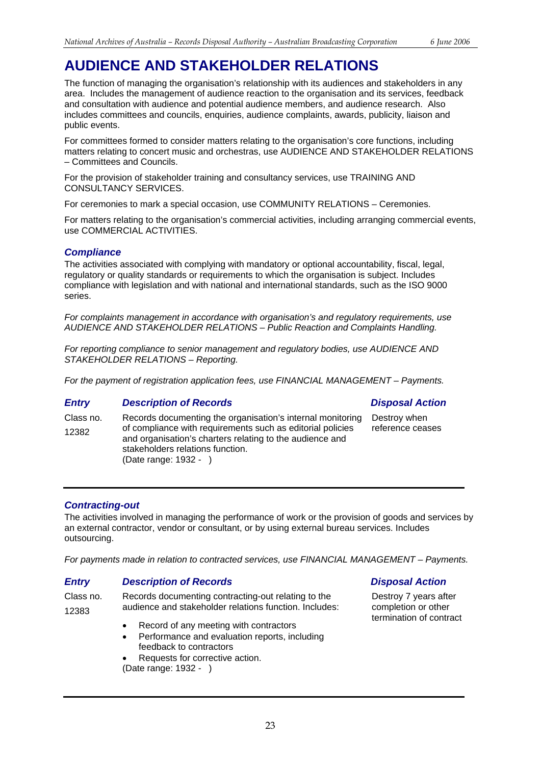# AUDIENCE AND STAKEHOLDER RELATIONS

The function of managing the organisation's relationship with its audiences and stakeholders in any area. Includes the management of audience reaction to the organisation and its services, feedback and consultation with audience and potential audience members, and audience research. Also includes committees and councils, enquiries, audience complaints, awards, publicity, liaison and public events.

For committees formed to consider matters relating to the organisation's core functions, including matters relating to concert music and orchestras, use AUDIENCE AND STAKEHOLDER RELATIONS – Committees and Councils.

For the provision of stakeholder training and consultancy services, use TRAINING AND CONSULTANCY SERVICES.

For ceremonies to mark a special occasion, use COMMUNITY RELATIONS – Ceremonies.

For matters relating to the organisation's commercial activities, including arranging commercial events, use COMMERCIAL ACTIVITIES.

## *Compliance*

The activities associated with complying with mandatory or optional accountability, fiscal, legal, regulatory or quality standards or requirements to which the organisation is subject. Includes compliance with legislation and with national and international standards, such as the ISO 9000 series.

*For complaints management in accordance with organisation's and regulatory requirements, use AUDIENCE AND STAKEHOLDER RELATIONS – Public Reaction and Complaints Handling.*

*For reporting compliance to senior management and regulatory bodies, use AUDIENCE AND STAKEHOLDER RELATIONS – Reporting.*

*For the payment of registration application fees, use FINANCIAL MANAGEMENT – Payments.*

| *Entry* | *Description of Records* | *Disposal Action* |
|---|---|---|
| Class no. 12382 | Records documenting the organisation's internal monitoring of compliance with requirements such as editorial policies and organisation's charters relating to the audience and stakeholders relations function. (Date range: 1932 - ) | Destroy when reference ceases |

## *Contracting-out*

The activities involved in managing the performance of work or the provision of goods and services by an external contractor, vendor or consultant, or by using external bureau services. Includes outsourcing.

*For payments made in relation to contracted services, use FINANCIAL MANAGEMENT – Payments.*

| *Entry* | *Description of Records* | *Disposal Action* |
|---|---|---|
| Class no. 12383 | Records documenting contracting-out relating to the audience and stakeholder relations function. Includes:<br>• Record of any meeting with contractors<br>• Performance and evaluation reports, including feedback to contractors<br>• Requests for corrective action.<br>(Date range: 1932 - ) | Destroy 7 years after completion or other termination of contract |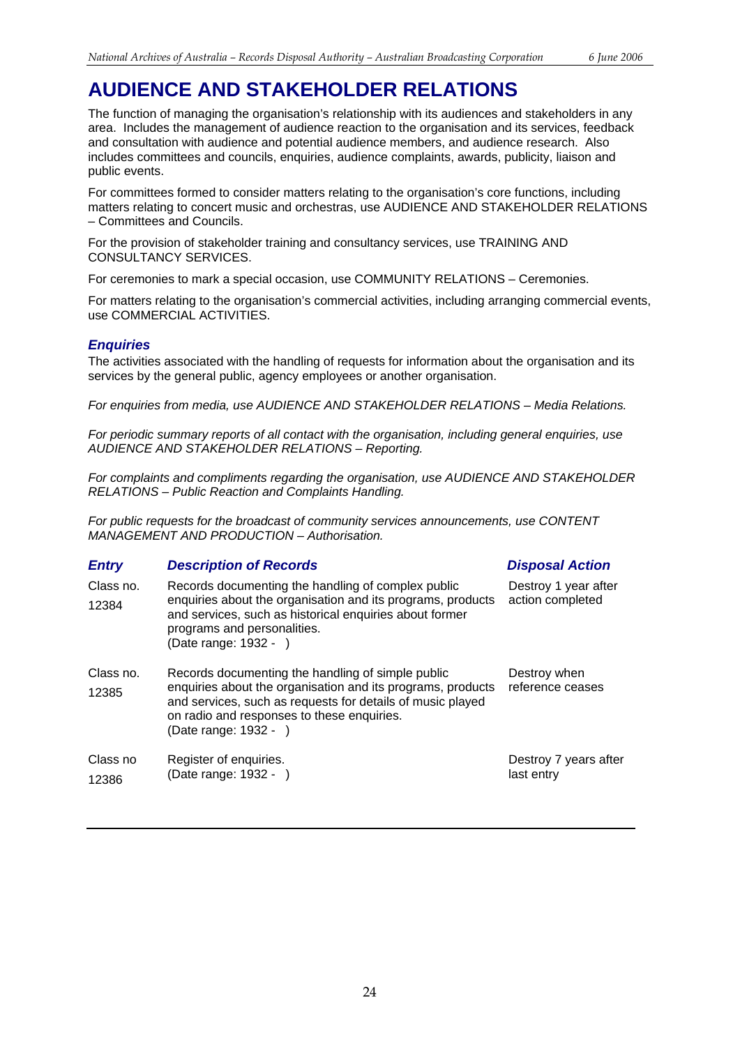# AUDIENCE AND STAKEHOLDER RELATIONS

The function of managing the organisation's relationship with its audiences and stakeholders in any area. Includes the management of audience reaction to the organisation and its services, feedback and consultation with audience and potential audience members, and audience research. Also includes committees and councils, enquiries, audience complaints, awards, publicity, liaison and public events.

For committees formed to consider matters relating to the organisation's core functions, including matters relating to concert music and orchestras, use AUDIENCE AND STAKEHOLDER RELATIONS – Committees and Councils.

For the provision of stakeholder training and consultancy services, use TRAINING AND CONSULTANCY SERVICES.

For ceremonies to mark a special occasion, use COMMUNITY RELATIONS – Ceremonies.

For matters relating to the organisation's commercial activities, including arranging commercial events, use COMMERCIAL ACTIVITIES.

### *Enquiries*

The activities associated with the handling of requests for information about the organisation and its services by the general public, agency employees or another organisation.

*For enquiries from media, use AUDIENCE AND STAKEHOLDER RELATIONS – Media Relations.*

*For periodic summary reports of all contact with the organisation, including general enquiries, use AUDIENCE AND STAKEHOLDER RELATIONS – Reporting.*

*For complaints and compliments regarding the organisation, use AUDIENCE AND STAKEHOLDER RELATIONS – Public Reaction and Complaints Handling.*

*For public requests for the broadcast of community services announcements, use CONTENT MANAGEMENT AND PRODUCTION – Authorisation.*

| *Entry* | *Description of Records* | *Disposal Action* |
|---|---|---|
| Class no. 12384 | Records documenting the handling of complex public enquiries about the organisation and its programs, products and services, such as historical enquiries about former programs and personalities. (Date range: 1932 - ) | Destroy 1 year after action completed |
| Class no. 12385 | Records documenting the handling of simple public enquiries about the organisation and its programs, products and services, such as requests for details of music played on radio and responses to these enquiries. (Date range: 1932 - ) | Destroy when reference ceases |
| Class no 12386 | Register of enquiries. (Date range: 1932 - ) | Destroy 7 years after last entry |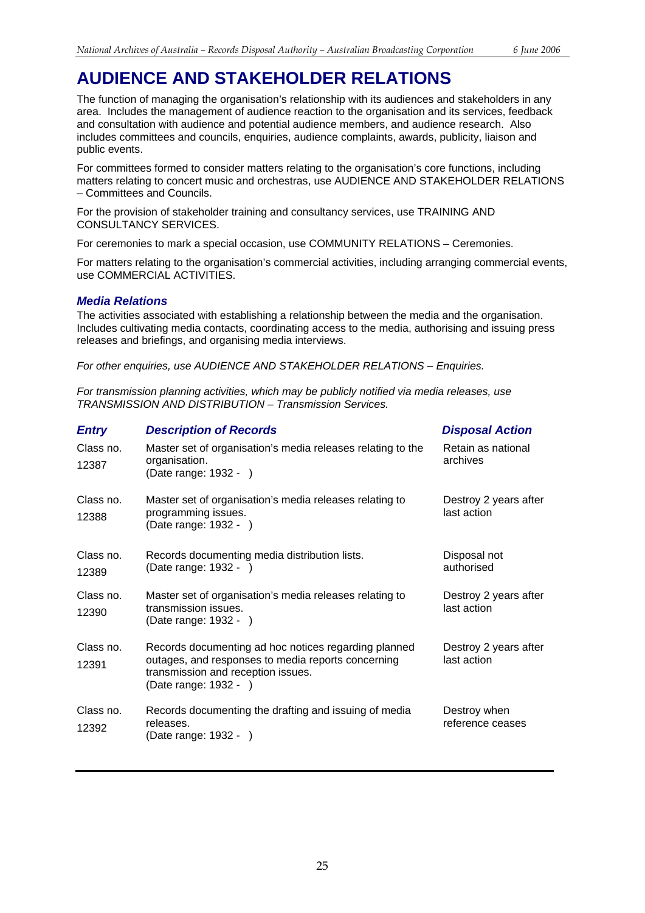# AUDIENCE AND STAKEHOLDER RELATIONS

The function of managing the organisation's relationship with its audiences and stakeholders in any area. Includes the management of audience reaction to the organisation and its services, feedback and consultation with audience and potential audience members, and audience research. Also includes committees and councils, enquiries, audience complaints, awards, publicity, liaison and public events.

For committees formed to consider matters relating to the organisation's core functions, including matters relating to concert music and orchestras, use AUDIENCE AND STAKEHOLDER RELATIONS – Committees and Councils.

For the provision of stakeholder training and consultancy services, use TRAINING AND CONSULTANCY SERVICES.

For ceremonies to mark a special occasion, use COMMUNITY RELATIONS – Ceremonies.

For matters relating to the organisation's commercial activities, including arranging commercial events, use COMMERCIAL ACTIVITIES.

### *Media Relations*

The activities associated with establishing a relationship between the media and the organisation. Includes cultivating media contacts, coordinating access to the media, authorising and issuing press releases and briefings, and organising media interviews.

*For other enquiries, use AUDIENCE AND STAKEHOLDER RELATIONS – Enquiries.*

*For transmission planning activities, which may be publicly notified via media releases, use TRANSMISSION AND DISTRIBUTION – Transmission Services.*

| *Entry* | *Description of Records* | *Disposal Action* |
|---|---|---|
| Class no. 12387 | Master set of organisation's media releases relating to the organisation. (Date range: 1932 - ) | Retain as national archives |
| Class no. 12388 | Master set of organisation's media releases relating to programming issues. (Date range: 1932 - ) | Destroy 2 years after last action |
| Class no. 12389 | Records documenting media distribution lists. (Date range: 1932 - ) | Disposal not authorised |
| Class no. 12390 | Master set of organisation's media releases relating to transmission issues. (Date range: 1932 - ) | Destroy 2 years after last action |
| Class no. 12391 | Records documenting ad hoc notices regarding planned outages, and responses to media reports concerning transmission and reception issues. (Date range: 1932 - ) | Destroy 2 years after last action |
| Class no. 12392 | Records documenting the drafting and issuing of media releases. (Date range: 1932 - ) | Destroy when reference ceases |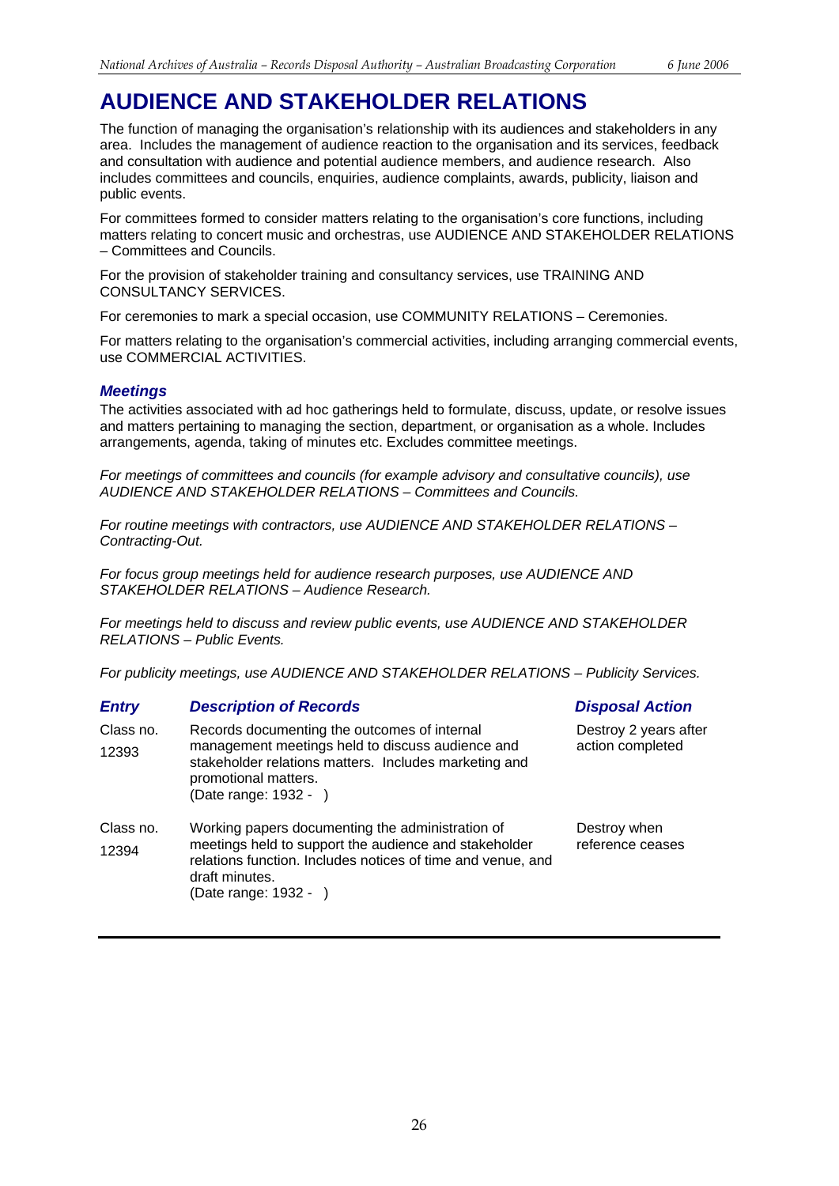# AUDIENCE AND STAKEHOLDER RELATIONS

The function of managing the organisation's relationship with its audiences and stakeholders in any area. Includes the management of audience reaction to the organisation and its services, feedback and consultation with audience and potential audience members, and audience research. Also includes committees and councils, enquiries, audience complaints, awards, publicity, liaison and public events.

For committees formed to consider matters relating to the organisation's core functions, including matters relating to concert music and orchestras, use AUDIENCE AND STAKEHOLDER RELATIONS – Committees and Councils.

For the provision of stakeholder training and consultancy services, use TRAINING AND CONSULTANCY SERVICES.

For ceremonies to mark a special occasion, use COMMUNITY RELATIONS – Ceremonies.

For matters relating to the organisation's commercial activities, including arranging commercial events, use COMMERCIAL ACTIVITIES.

## *Meetings*

The activities associated with ad hoc gatherings held to formulate, discuss, update, or resolve issues and matters pertaining to managing the section, department, or organisation as a whole. Includes arrangements, agenda, taking of minutes etc. Excludes committee meetings.

*For meetings of committees and councils (for example advisory and consultative councils), use AUDIENCE AND STAKEHOLDER RELATIONS – Committees and Councils.*

*For routine meetings with contractors, use AUDIENCE AND STAKEHOLDER RELATIONS – Contracting-Out.*

*For focus group meetings held for audience research purposes, use AUDIENCE AND STAKEHOLDER RELATIONS – Audience Research.*

*For meetings held to discuss and review public events, use AUDIENCE AND STAKEHOLDER RELATIONS – Public Events.*

*For publicity meetings, use AUDIENCE AND STAKEHOLDER RELATIONS – Publicity Services.*

| *Entry* | *Description of Records* | *Disposal Action* |
|---|---|---|
| Class no. 12393 | Records documenting the outcomes of internal management meetings held to discuss audience and stakeholder relations matters. Includes marketing and promotional matters. (Date range: 1932 - ) | Destroy 2 years after action completed |
| Class no. 12394 | Working papers documenting the administration of meetings held to support the audience and stakeholder relations function. Includes notices of time and venue, and draft minutes. (Date range: 1932 - ) | Destroy when reference ceases |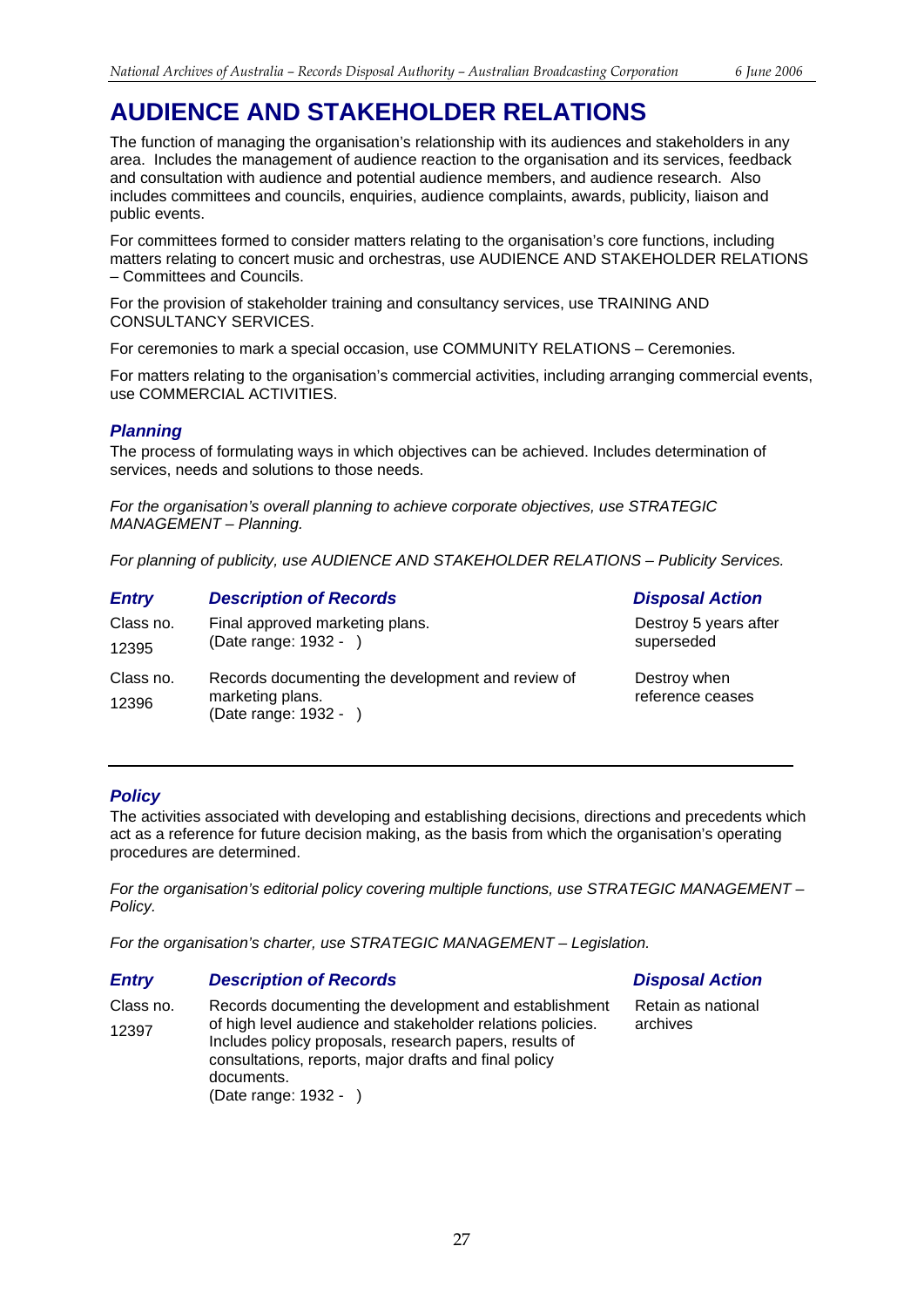# AUDIENCE AND STAKEHOLDER RELATIONS

The function of managing the organisation's relationship with its audiences and stakeholders in any area. Includes the management of audience reaction to the organisation and its services, feedback and consultation with audience and potential audience members, and audience research. Also includes committees and councils, enquiries, audience complaints, awards, publicity, liaison and public events.

For committees formed to consider matters relating to the organisation's core functions, including matters relating to concert music and orchestras, use AUDIENCE AND STAKEHOLDER RELATIONS – Committees and Councils.

For the provision of stakeholder training and consultancy services, use TRAINING AND CONSULTANCY SERVICES.

For ceremonies to mark a special occasion, use COMMUNITY RELATIONS – Ceremonies.

For matters relating to the organisation's commercial activities, including arranging commercial events, use COMMERCIAL ACTIVITIES.

## *Planning*

The process of formulating ways in which objectives can be achieved. Includes determination of services, needs and solutions to those needs.

*For the organisation's overall planning to achieve corporate objectives, use STRATEGIC MANAGEMENT – Planning.*

*For planning of publicity, use AUDIENCE AND STAKEHOLDER RELATIONS – Publicity Services.*

| *Entry* | *Description of Records* | *Disposal Action* |
|---|---|---|
| Class no. 12395 | Final approved marketing plans. (Date range: 1932 - ) | Destroy 5 years after superseded |
| Class no. 12396 | Records documenting the development and review of marketing plans. (Date range: 1932 - ) | Destroy when reference ceases |

## *Policy*

The activities associated with developing and establishing decisions, directions and precedents which act as a reference for future decision making, as the basis from which the organisation's operating procedures are determined.

*For the organisation's editorial policy covering multiple functions, use STRATEGIC MANAGEMENT – Policy.*

*For the organisation's charter, use STRATEGIC MANAGEMENT – Legislation.*

| *Entry* | *Description of Records* | *Disposal Action* |
|---|---|---|
| Class no. 12397 | Records documenting the development and establishment of high level audience and stakeholder relations policies. Includes policy proposals, research papers, results of consultations, reports, major drafts and final policy documents. (Date range: 1932 - ) | Retain as national archives |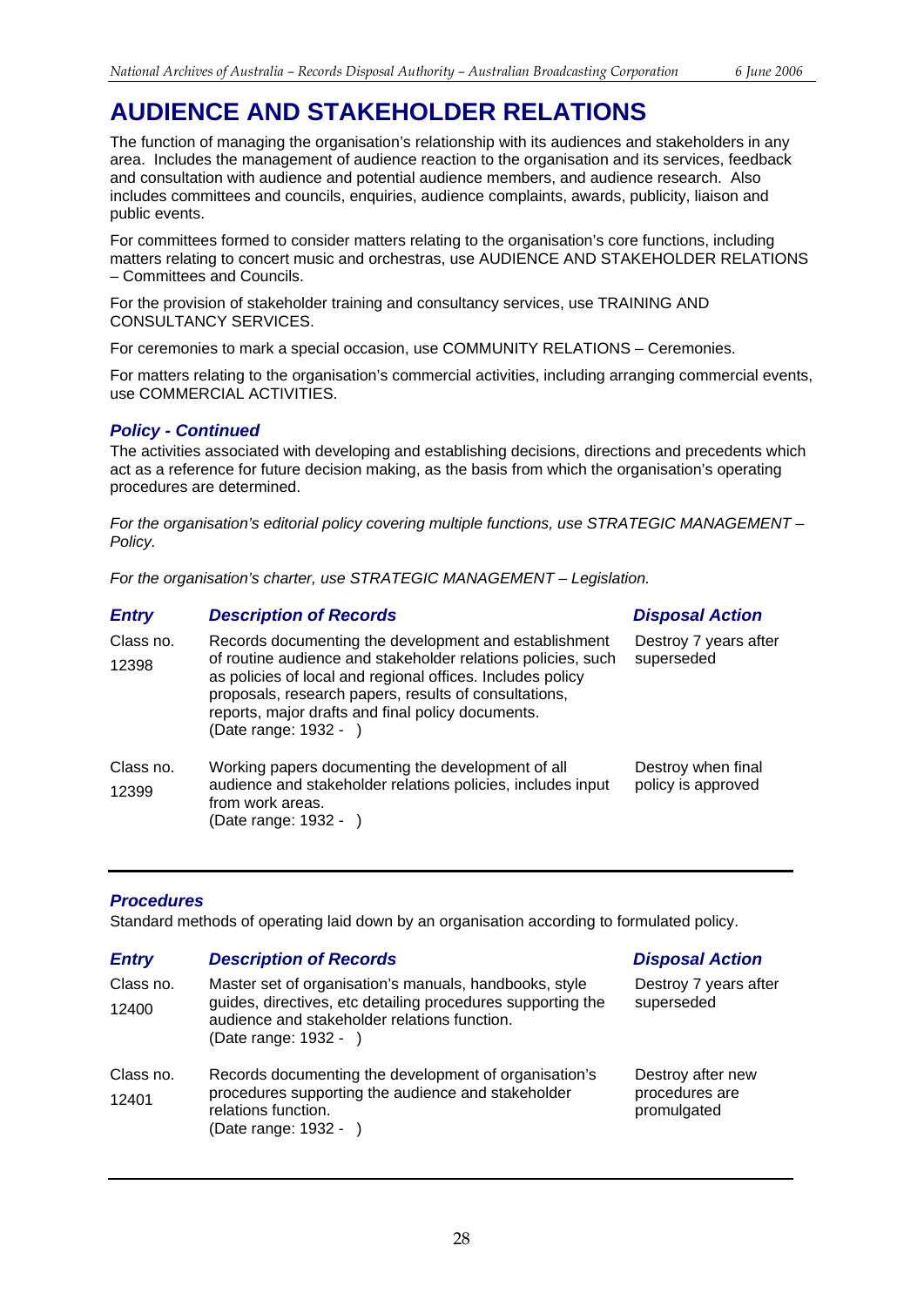# AUDIENCE AND STAKEHOLDER RELATIONS

The function of managing the organisation's relationship with its audiences and stakeholders in any area. Includes the management of audience reaction to the organisation and its services, feedback and consultation with audience and potential audience members, and audience research. Also includes committees and councils, enquiries, audience complaints, awards, publicity, liaison and public events.

For committees formed to consider matters relating to the organisation's core functions, including matters relating to concert music and orchestras, use AUDIENCE AND STAKEHOLDER RELATIONS – Committees and Councils.

For the provision of stakeholder training and consultancy services, use TRAINING AND CONSULTANCY SERVICES.

For ceremonies to mark a special occasion, use COMMUNITY RELATIONS – Ceremonies.

For matters relating to the organisation's commercial activities, including arranging commercial events, use COMMERCIAL ACTIVITIES.

### *Policy - Continued*

The activities associated with developing and establishing decisions, directions and precedents which act as a reference for future decision making, as the basis from which the organisation's operating procedures are determined.

*For the organisation's editorial policy covering multiple functions, use STRATEGIC MANAGEMENT – Policy.*

*For the organisation's charter, use STRATEGIC MANAGEMENT – Legislation.*

| *Entry* | *Description of Records* | *Disposal Action* |
|---|---|---|
| Class no. 12398 | Records documenting the development and establishment of routine audience and stakeholder relations policies, such as policies of local and regional offices. Includes policy proposals, research papers, results of consultations, reports, major drafts and final policy documents. (Date range: 1932 - ) | Destroy 7 years after superseded |
| Class no. 12399 | Working papers documenting the development of all audience and stakeholder relations policies, includes input from work areas. (Date range: 1932 - ) | Destroy when final policy is approved |

### *Procedures*

Standard methods of operating laid down by an organisation according to formulated policy.

| *Entry* | *Description of Records* | *Disposal Action* |
|---|---|---|
| Class no. 12400 | Master set of organisation's manuals, handbooks, style guides, directives, etc detailing procedures supporting the audience and stakeholder relations function. (Date range: 1932 - ) | Destroy 7 years after superseded |
| Class no. 12401 | Records documenting the development of organisation's procedures supporting the audience and stakeholder relations function. (Date range: 1932 - ) | Destroy after new procedures are promulgated |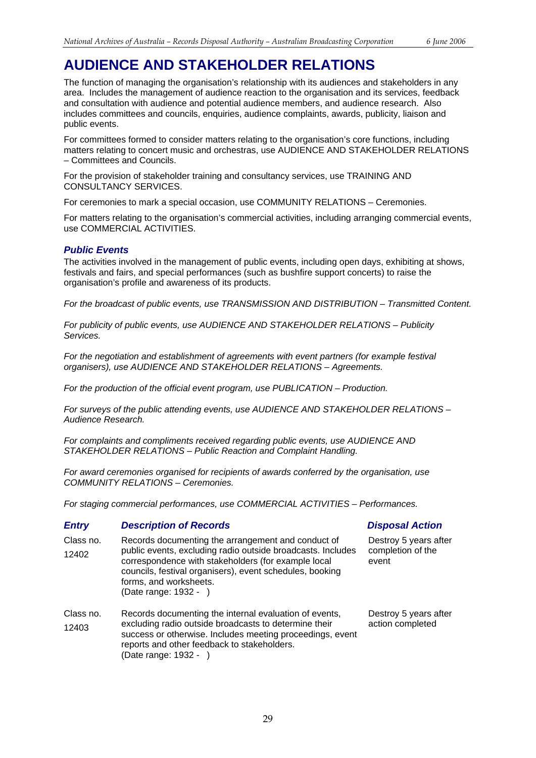# AUDIENCE AND STAKEHOLDER RELATIONS

The function of managing the organisation's relationship with its audiences and stakeholders in any area. Includes the management of audience reaction to the organisation and its services, feedback and consultation with audience and potential audience members, and audience research. Also includes committees and councils, enquiries, audience complaints, awards, publicity, liaison and public events.

For committees formed to consider matters relating to the organisation's core functions, including matters relating to concert music and orchestras, use AUDIENCE AND STAKEHOLDER RELATIONS – Committees and Councils.

For the provision of stakeholder training and consultancy services, use TRAINING AND CONSULTANCY SERVICES.

For ceremonies to mark a special occasion, use COMMUNITY RELATIONS – Ceremonies.

For matters relating to the organisation's commercial activities, including arranging commercial events, use COMMERCIAL ACTIVITIES.

## *Public Events*

The activities involved in the management of public events, including open days, exhibiting at shows, festivals and fairs, and special performances (such as bushfire support concerts) to raise the organisation's profile and awareness of its products.

*For the broadcast of public events, use TRANSMISSION AND DISTRIBUTION – Transmitted Content.*

*For publicity of public events, use AUDIENCE AND STAKEHOLDER RELATIONS – Publicity Services.*

*For the negotiation and establishment of agreements with event partners (for example festival organisers), use AUDIENCE AND STAKEHOLDER RELATIONS – Agreements.*

*For the production of the official event program, use PUBLICATION – Production.*

*For surveys of the public attending events, use AUDIENCE AND STAKEHOLDER RELATIONS – Audience Research.*

*For complaints and compliments received regarding public events, use AUDIENCE AND STAKEHOLDER RELATIONS – Public Reaction and Complaint Handling.*

*For award ceremonies organised for recipients of awards conferred by the organisation, use COMMUNITY RELATIONS – Ceremonies.*

*For staging commercial performances, use COMMERCIAL ACTIVITIES – Performances.*

| *Entry* | *Description of Records* | *Disposal Action* |
|---|---|---|
| Class no. 12402 | Records documenting the arrangement and conduct of public events, excluding radio outside broadcasts. Includes correspondence with stakeholders (for example local councils, festival organisers), event schedules, booking forms, and worksheets. (Date range: 1932 - ) | Destroy 5 years after completion of the event |
| Class no. 12403 | Records documenting the internal evaluation of events, excluding radio outside broadcasts to determine their success or otherwise. Includes meeting proceedings, event reports and other feedback to stakeholders. (Date range: 1932 - ) | Destroy 5 years after action completed |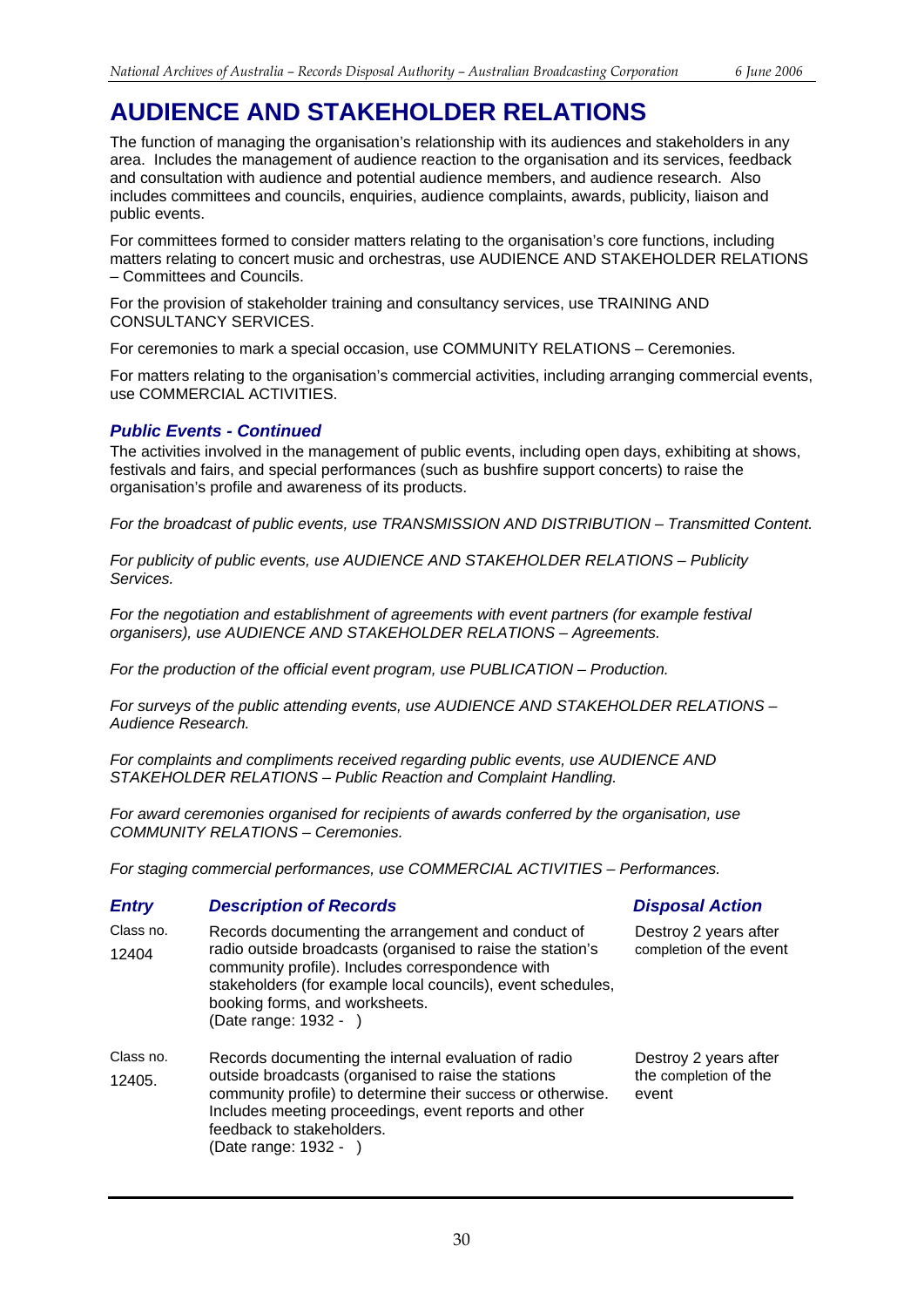# AUDIENCE AND STAKEHOLDER RELATIONS

The function of managing the organisation's relationship with its audiences and stakeholders in any area. Includes the management of audience reaction to the organisation and its services, feedback and consultation with audience and potential audience members, and audience research. Also includes committees and councils, enquiries, audience complaints, awards, publicity, liaison and public events.

For committees formed to consider matters relating to the organisation's core functions, including matters relating to concert music and orchestras, use AUDIENCE AND STAKEHOLDER RELATIONS – Committees and Councils.

For the provision of stakeholder training and consultancy services, use TRAINING AND CONSULTANCY SERVICES.

For ceremonies to mark a special occasion, use COMMUNITY RELATIONS – Ceremonies.

For matters relating to the organisation's commercial activities, including arranging commercial events, use COMMERCIAL ACTIVITIES.

### *Public Events - Continued*

The activities involved in the management of public events, including open days, exhibiting at shows, festivals and fairs, and special performances (such as bushfire support concerts) to raise the organisation's profile and awareness of its products.

*For the broadcast of public events, use TRANSMISSION AND DISTRIBUTION – Transmitted Content.*

*For publicity of public events, use AUDIENCE AND STAKEHOLDER RELATIONS – Publicity Services.*

*For the negotiation and establishment of agreements with event partners (for example festival organisers), use AUDIENCE AND STAKEHOLDER RELATIONS – Agreements.*

*For the production of the official event program, use PUBLICATION – Production.*

*For surveys of the public attending events, use AUDIENCE AND STAKEHOLDER RELATIONS – Audience Research.*

*For complaints and compliments received regarding public events, use AUDIENCE AND STAKEHOLDER RELATIONS – Public Reaction and Complaint Handling.*

*For award ceremonies organised for recipients of awards conferred by the organisation, use COMMUNITY RELATIONS – Ceremonies.*

*For staging commercial performances, use COMMERCIAL ACTIVITIES – Performances.*

| *Entry* | *Description of Records* | *Disposal Action* |
|---|---|---|
| Class no. 12404 | Records documenting the arrangement and conduct of radio outside broadcasts (organised to raise the station's community profile). Includes correspondence with stakeholders (for example local councils), event schedules, booking forms, and worksheets. (Date range: 1932 - ) | Destroy 2 years after completion of the event |
| Class no. 12405. | Records documenting the internal evaluation of radio outside broadcasts (organised to raise the stations community profile) to determine their success or otherwise. Includes meeting proceedings, event reports and other feedback to stakeholders. (Date range: 1932 - ) | Destroy 2 years after the completion of the event |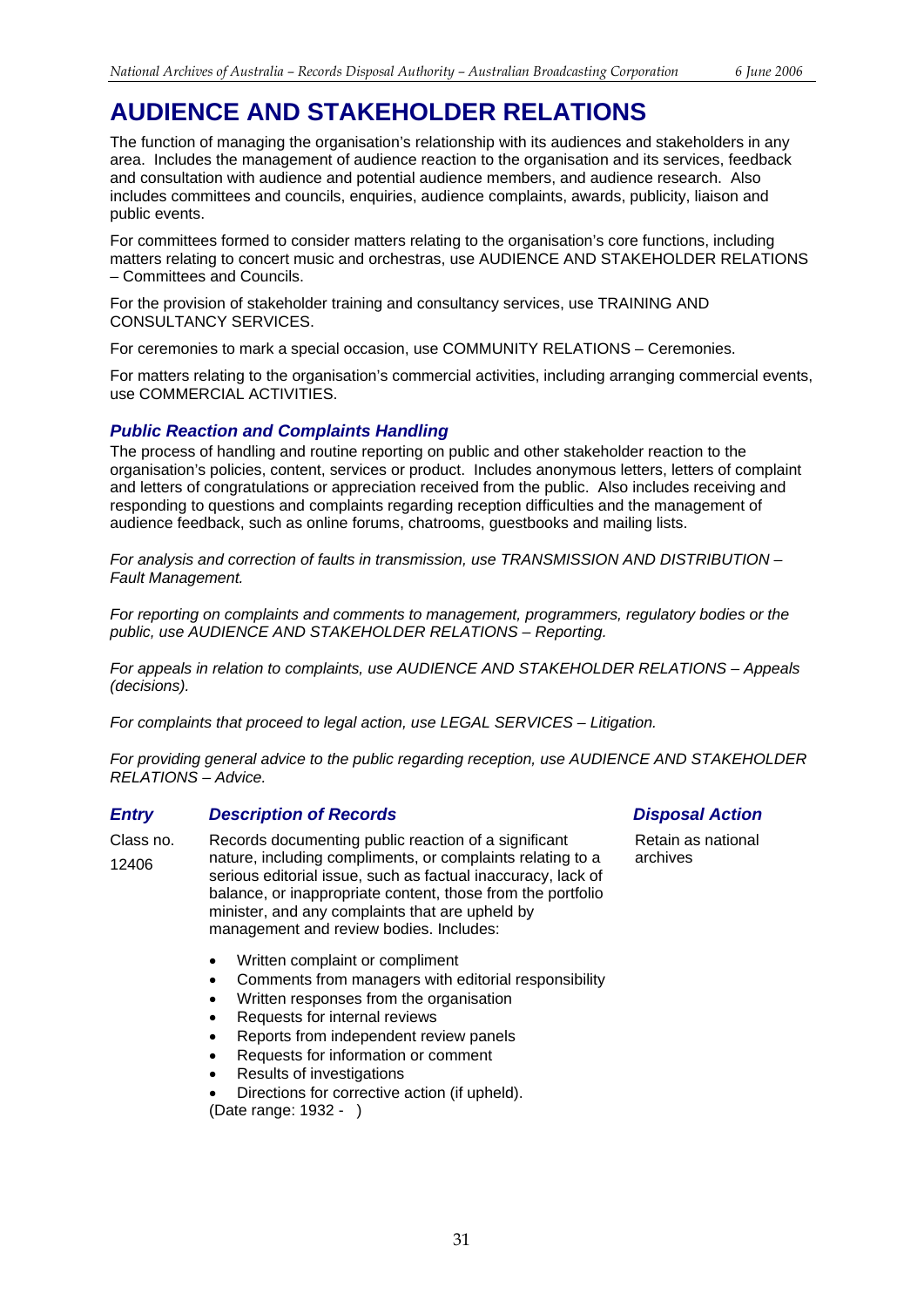# AUDIENCE AND STAKEHOLDER RELATIONS

The function of managing the organisation's relationship with its audiences and stakeholders in any area. Includes the management of audience reaction to the organisation and its services, feedback and consultation with audience and potential audience members, and audience research. Also includes committees and councils, enquiries, audience complaints, awards, publicity, liaison and public events.

For committees formed to consider matters relating to the organisation's core functions, including matters relating to concert music and orchestras, use AUDIENCE AND STAKEHOLDER RELATIONS – Committees and Councils.

For the provision of stakeholder training and consultancy services, use TRAINING AND CONSULTANCY SERVICES.

For ceremonies to mark a special occasion, use COMMUNITY RELATIONS – Ceremonies.

For matters relating to the organisation's commercial activities, including arranging commercial events, use COMMERCIAL ACTIVITIES.

## *Public Reaction and Complaints Handling*

The process of handling and routine reporting on public and other stakeholder reaction to the organisation's policies, content, services or product. Includes anonymous letters, letters of complaint and letters of congratulations or appreciation received from the public. Also includes receiving and responding to questions and complaints regarding reception difficulties and the management of audience feedback, such as online forums, chatrooms, guestbooks and mailing lists.

*For analysis and correction of faults in transmission, use TRANSMISSION AND DISTRIBUTION – Fault Management.*

*For reporting on complaints and comments to management, programmers, regulatory bodies or the public, use AUDIENCE AND STAKEHOLDER RELATIONS – Reporting.*

*For appeals in relation to complaints, use AUDIENCE AND STAKEHOLDER RELATIONS – Appeals (decisions).*

*For complaints that proceed to legal action, use LEGAL SERVICES – Litigation.*

*For providing general advice to the public regarding reception, use AUDIENCE AND STAKEHOLDER RELATIONS – Advice.*

| *Entry* | *Description of Records* | *Disposal Action* |
|---|---|---|
| Class no. 12406 | Records documenting public reaction of a significant nature, including compliments, or complaints relating to a serious editorial issue, such as factual inaccuracy, lack of balance, or inappropriate content, those from the portfolio minister, and any complaints that are upheld by management and review bodies. Includes:<br>• Written complaint or compliment<br>• Comments from managers with editorial responsibility<br>• Written responses from the organisation<br>• Requests for internal reviews<br>• Reports from independent review panels<br>• Requests for information or comment<br>• Results of investigations<br>• Directions for corrective action (if upheld).<br>(Date range: 1932 - ) | Retain as national archives |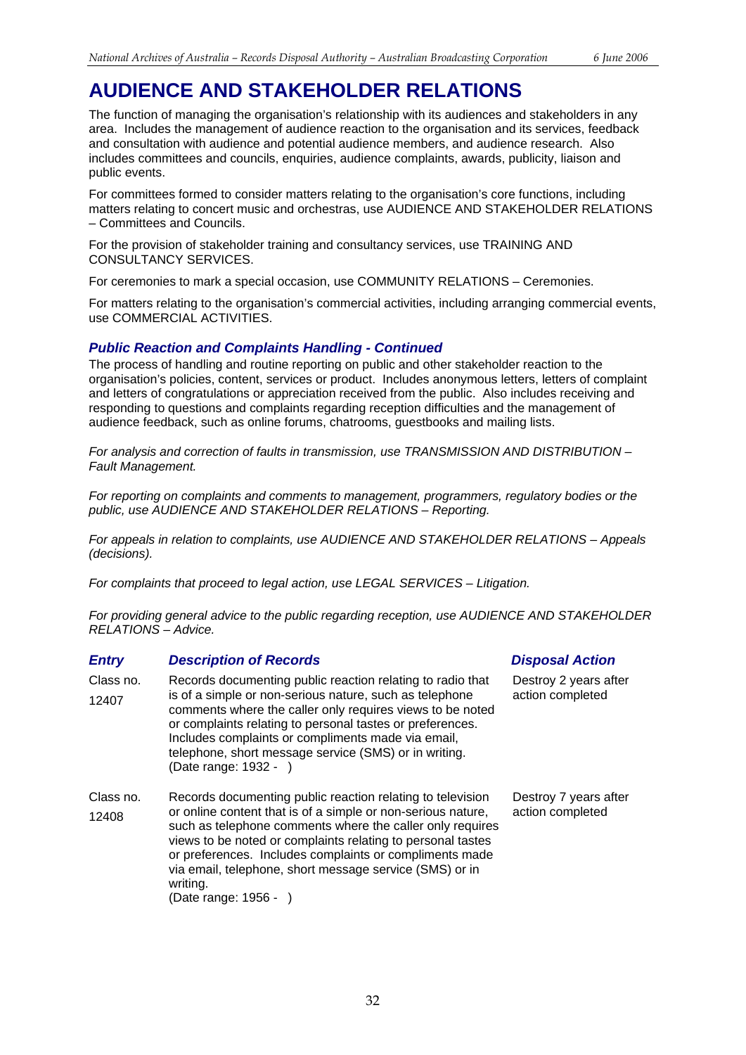# AUDIENCE AND STAKEHOLDER RELATIONS

The function of managing the organisation's relationship with its audiences and stakeholders in any area. Includes the management of audience reaction to the organisation and its services, feedback and consultation with audience and potential audience members, and audience research. Also includes committees and councils, enquiries, audience complaints, awards, publicity, liaison and public events.

For committees formed to consider matters relating to the organisation's core functions, including matters relating to concert music and orchestras, use AUDIENCE AND STAKEHOLDER RELATIONS – Committees and Councils.

For the provision of stakeholder training and consultancy services, use TRAINING AND CONSULTANCY SERVICES.

For ceremonies to mark a special occasion, use COMMUNITY RELATIONS – Ceremonies.

For matters relating to the organisation's commercial activities, including arranging commercial events, use COMMERCIAL ACTIVITIES.

### *Public Reaction and Complaints Handling - Continued*

The process of handling and routine reporting on public and other stakeholder reaction to the organisation's policies, content, services or product. Includes anonymous letters, letters of complaint and letters of congratulations or appreciation received from the public. Also includes receiving and responding to questions and complaints regarding reception difficulties and the management of audience feedback, such as online forums, chatrooms, guestbooks and mailing lists.

*For analysis and correction of faults in transmission, use TRANSMISSION AND DISTRIBUTION – Fault Management.*

*For reporting on complaints and comments to management, programmers, regulatory bodies or the public, use AUDIENCE AND STAKEHOLDER RELATIONS – Reporting.*

*For appeals in relation to complaints, use AUDIENCE AND STAKEHOLDER RELATIONS – Appeals (decisions).*

*For complaints that proceed to legal action, use LEGAL SERVICES – Litigation.*

*For providing general advice to the public regarding reception, use AUDIENCE AND STAKEHOLDER RELATIONS – Advice.*

| *Entry* | *Description of Records* | *Disposal Action* |
|---|---|---|
| Class no. 12407 | Records documenting public reaction relating to radio that is of a simple or non-serious nature, such as telephone comments where the caller only requires views to be noted or complaints relating to personal tastes or preferences. Includes complaints or compliments made via email, telephone, short message service (SMS) or in writing. (Date range: 1932 - ) | Destroy 2 years after action completed |
| Class no. 12408 | Records documenting public reaction relating to television or online content that is of a simple or non-serious nature, such as telephone comments where the caller only requires views to be noted or complaints relating to personal tastes or preferences. Includes complaints or compliments made via email, telephone, short message service (SMS) or in writing. (Date range: 1956 - ) | Destroy 7 years after action completed |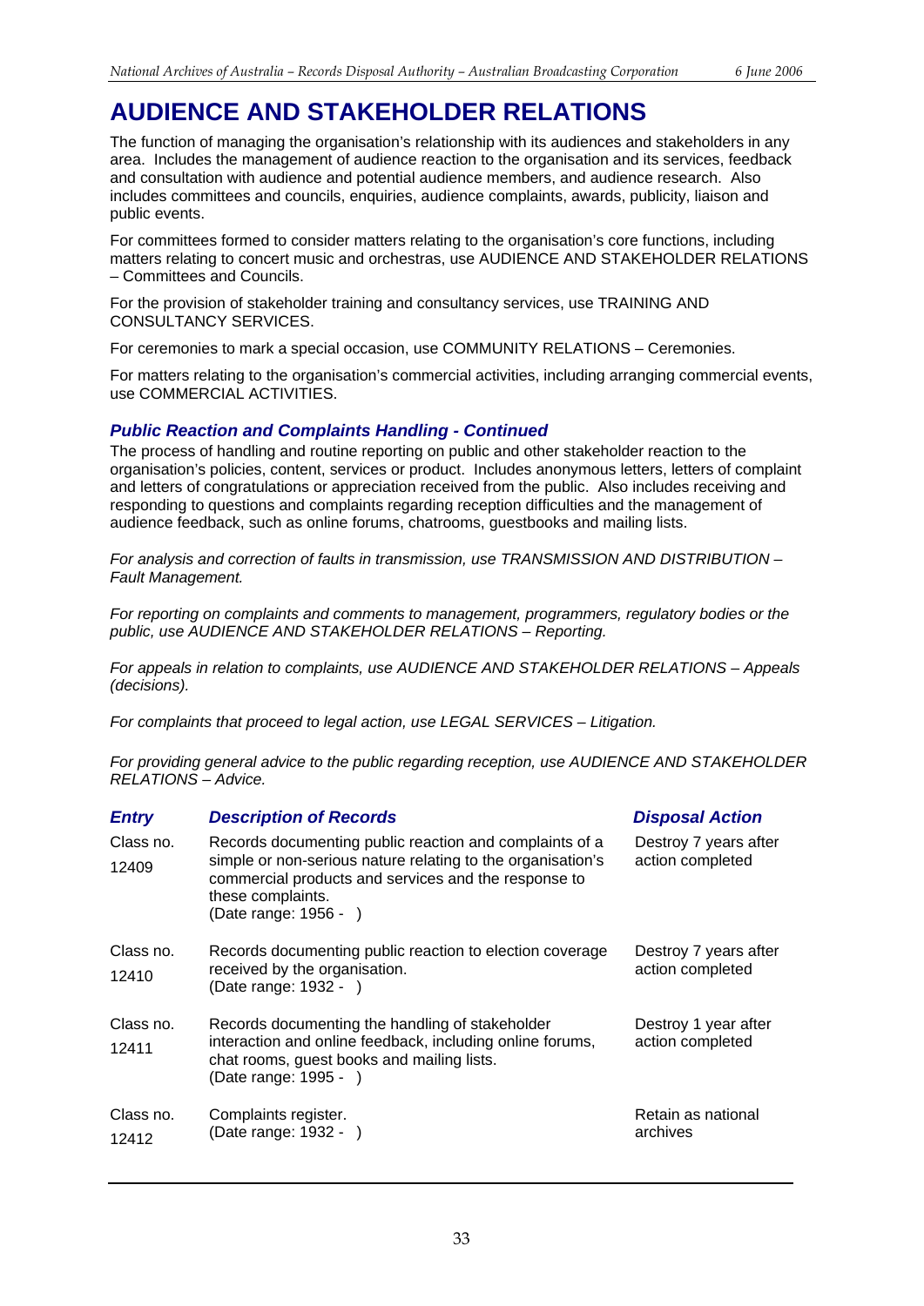# AUDIENCE AND STAKEHOLDER RELATIONS

The function of managing the organisation's relationship with its audiences and stakeholders in any area. Includes the management of audience reaction to the organisation and its services, feedback and consultation with audience and potential audience members, and audience research. Also includes committees and councils, enquiries, audience complaints, awards, publicity, liaison and public events.

For committees formed to consider matters relating to the organisation's core functions, including matters relating to concert music and orchestras, use AUDIENCE AND STAKEHOLDER RELATIONS – Committees and Councils.

For the provision of stakeholder training and consultancy services, use TRAINING AND CONSULTANCY SERVICES.

For ceremonies to mark a special occasion, use COMMUNITY RELATIONS – Ceremonies.

For matters relating to the organisation's commercial activities, including arranging commercial events, use COMMERCIAL ACTIVITIES.

### *Public Reaction and Complaints Handling - Continued*

The process of handling and routine reporting on public and other stakeholder reaction to the organisation's policies, content, services or product. Includes anonymous letters, letters of complaint and letters of congratulations or appreciation received from the public. Also includes receiving and responding to questions and complaints regarding reception difficulties and the management of audience feedback, such as online forums, chatrooms, guestbooks and mailing lists.

*For analysis and correction of faults in transmission, use TRANSMISSION AND DISTRIBUTION – Fault Management.*

*For reporting on complaints and comments to management, programmers, regulatory bodies or the public, use AUDIENCE AND STAKEHOLDER RELATIONS – Reporting.*

*For appeals in relation to complaints, use AUDIENCE AND STAKEHOLDER RELATIONS – Appeals (decisions).*

*For complaints that proceed to legal action, use LEGAL SERVICES – Litigation.*

*For providing general advice to the public regarding reception, use AUDIENCE AND STAKEHOLDER RELATIONS – Advice.*

| *Entry* | *Description of Records* | *Disposal Action* |
|---|---|---|
| Class no. 12409 | Records documenting public reaction and complaints of a simple or non-serious nature relating to the organisation's commercial products and services and the response to these complaints. (Date range: 1956 - ) | Destroy 7 years after action completed |
| Class no. 12410 | Records documenting public reaction to election coverage received by the organisation. (Date range: 1932 - ) | Destroy 7 years after action completed |
| Class no. 12411 | Records documenting the handling of stakeholder interaction and online feedback, including online forums, chat rooms, guest books and mailing lists. (Date range: 1995 - ) | Destroy 1 year after action completed |
| Class no. 12412 | Complaints register. (Date range: 1932 - ) | Retain as national archives |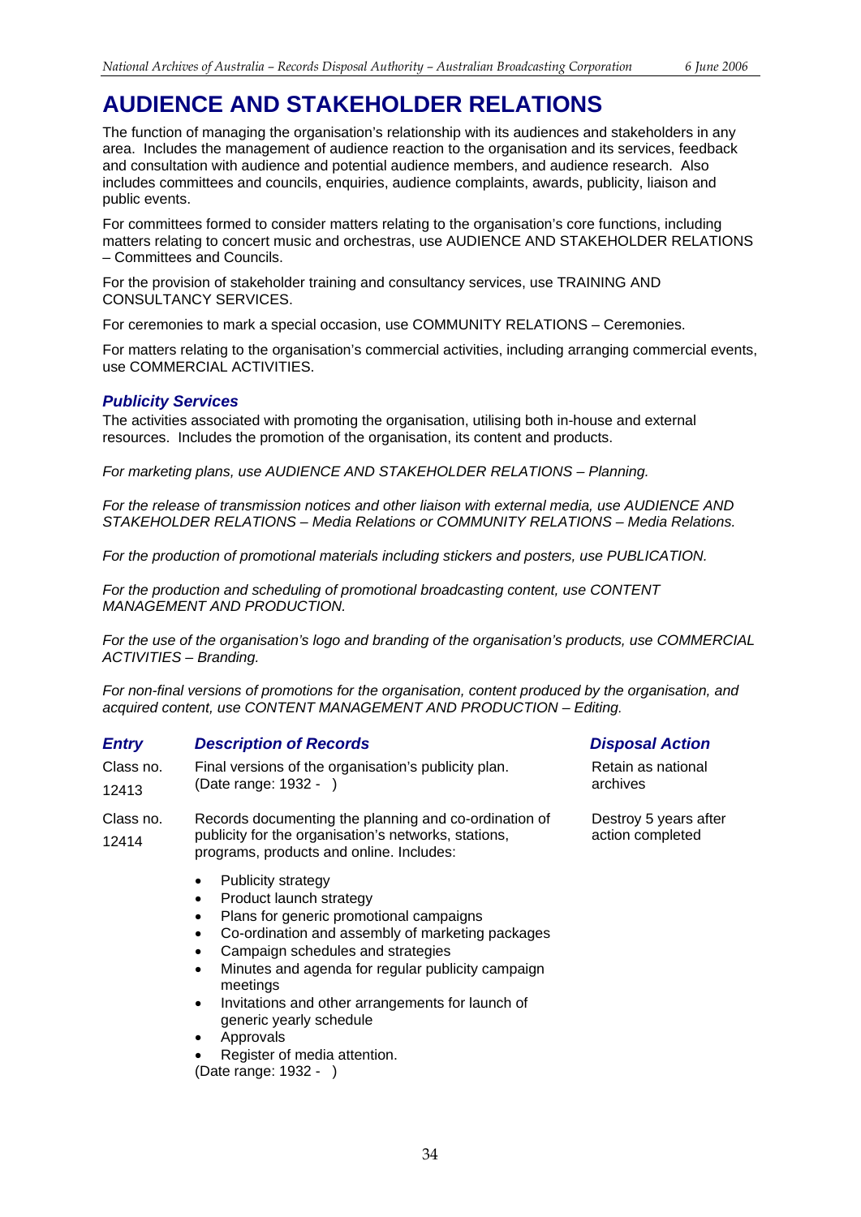# AUDIENCE AND STAKEHOLDER RELATIONS

The function of managing the organisation's relationship with its audiences and stakeholders in any area. Includes the management of audience reaction to the organisation and its services, feedback and consultation with audience and potential audience members, and audience research. Also includes committees and councils, enquiries, audience complaints, awards, publicity, liaison and public events.

For committees formed to consider matters relating to the organisation's core functions, including matters relating to concert music and orchestras, use AUDIENCE AND STAKEHOLDER RELATIONS – Committees and Councils.

For the provision of stakeholder training and consultancy services, use TRAINING AND CONSULTANCY SERVICES.

For ceremonies to mark a special occasion, use COMMUNITY RELATIONS – Ceremonies.

For matters relating to the organisation's commercial activities, including arranging commercial events, use COMMERCIAL ACTIVITIES.

## *Publicity Services*

The activities associated with promoting the organisation, utilising both in-house and external resources. Includes the promotion of the organisation, its content and products.

*For marketing plans, use AUDIENCE AND STAKEHOLDER RELATIONS – Planning.*

*For the release of transmission notices and other liaison with external media, use AUDIENCE AND STAKEHOLDER RELATIONS – Media Relations or COMMUNITY RELATIONS – Media Relations.*

*For the production of promotional materials including stickers and posters, use PUBLICATION.*

*For the production and scheduling of promotional broadcasting content, use CONTENT MANAGEMENT AND PRODUCTION.*

*For the use of the organisation's logo and branding of the organisation's products, use COMMERCIAL ACTIVITIES – Branding.*

*For non-final versions of promotions for the organisation, content produced by the organisation, and acquired content, use CONTENT MANAGEMENT AND PRODUCTION – Editing.*

| *Entry* | *Description of Records* | *Disposal Action* |
|---|---|---|
| Class no. 12413 | Final versions of the organisation's publicity plan. (Date range: 1932 - ) | Retain as national archives |
| Class no. 12414 | Records documenting the planning and co-ordination of publicity for the organisation's networks, stations, programs, products and online. Includes:<br>• Publicity strategy<br>• Product launch strategy<br>• Plans for generic promotional campaigns<br>• Co-ordination and assembly of marketing packages<br>• Campaign schedules and strategies<br>• Minutes and agenda for regular publicity campaign meetings<br>• Invitations and other arrangements for launch of generic yearly schedule<br>• Approvals<br>• Register of media attention.<br>(Date range: 1932 - ) | Destroy 5 years after action completed |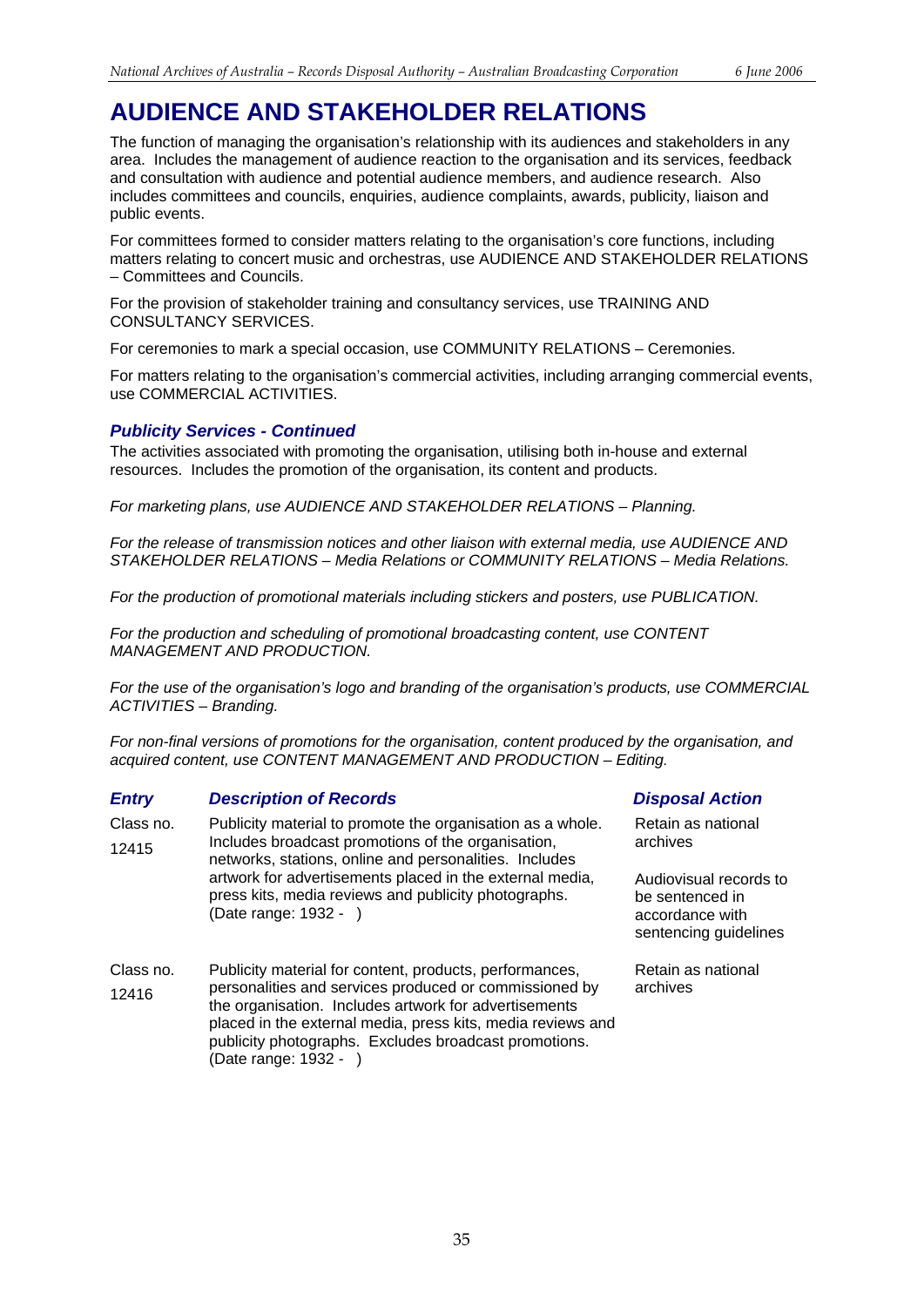# AUDIENCE AND STAKEHOLDER RELATIONS

The function of managing the organisation's relationship with its audiences and stakeholders in any area. Includes the management of audience reaction to the organisation and its services, feedback and consultation with audience and potential audience members, and audience research. Also includes committees and councils, enquiries, audience complaints, awards, publicity, liaison and public events.

For committees formed to consider matters relating to the organisation's core functions, including matters relating to concert music and orchestras, use AUDIENCE AND STAKEHOLDER RELATIONS – Committees and Councils.

For the provision of stakeholder training and consultancy services, use TRAINING AND CONSULTANCY SERVICES.

For ceremonies to mark a special occasion, use COMMUNITY RELATIONS – Ceremonies.

For matters relating to the organisation's commercial activities, including arranging commercial events, use COMMERCIAL ACTIVITIES.

### *Publicity Services - Continued*

The activities associated with promoting the organisation, utilising both in-house and external resources. Includes the promotion of the organisation, its content and products.

*For marketing plans, use AUDIENCE AND STAKEHOLDER RELATIONS – Planning.*

*For the release of transmission notices and other liaison with external media, use AUDIENCE AND STAKEHOLDER RELATIONS – Media Relations or COMMUNITY RELATIONS – Media Relations.*

*For the production of promotional materials including stickers and posters, use PUBLICATION.*

*For the production and scheduling of promotional broadcasting content, use CONTENT MANAGEMENT AND PRODUCTION.*

*For the use of the organisation's logo and branding of the organisation's products, use COMMERCIAL ACTIVITIES – Branding.*

*For non-final versions of promotions for the organisation, content produced by the organisation, and acquired content, use CONTENT MANAGEMENT AND PRODUCTION – Editing.*

| *Entry* | *Description of Records* | *Disposal Action* |
|---|---|---|
| Class no. 12415 | Publicity material to promote the organisation as a whole. Includes broadcast promotions of the organisation, networks, stations, online and personalities. Includes artwork for advertisements placed in the external media, press kits, media reviews and publicity photographs. (Date range: 1932 - ) | Retain as national archives<br><br>Audiovisual records to be sentenced in accordance with sentencing guidelines |
| Class no. 12416 | Publicity material for content, products, performances, personalities and services produced or commissioned by the organisation. Includes artwork for advertisements placed in the external media, press kits, media reviews and publicity photographs. Excludes broadcast promotions. (Date range: 1932 - ) | Retain as national archives |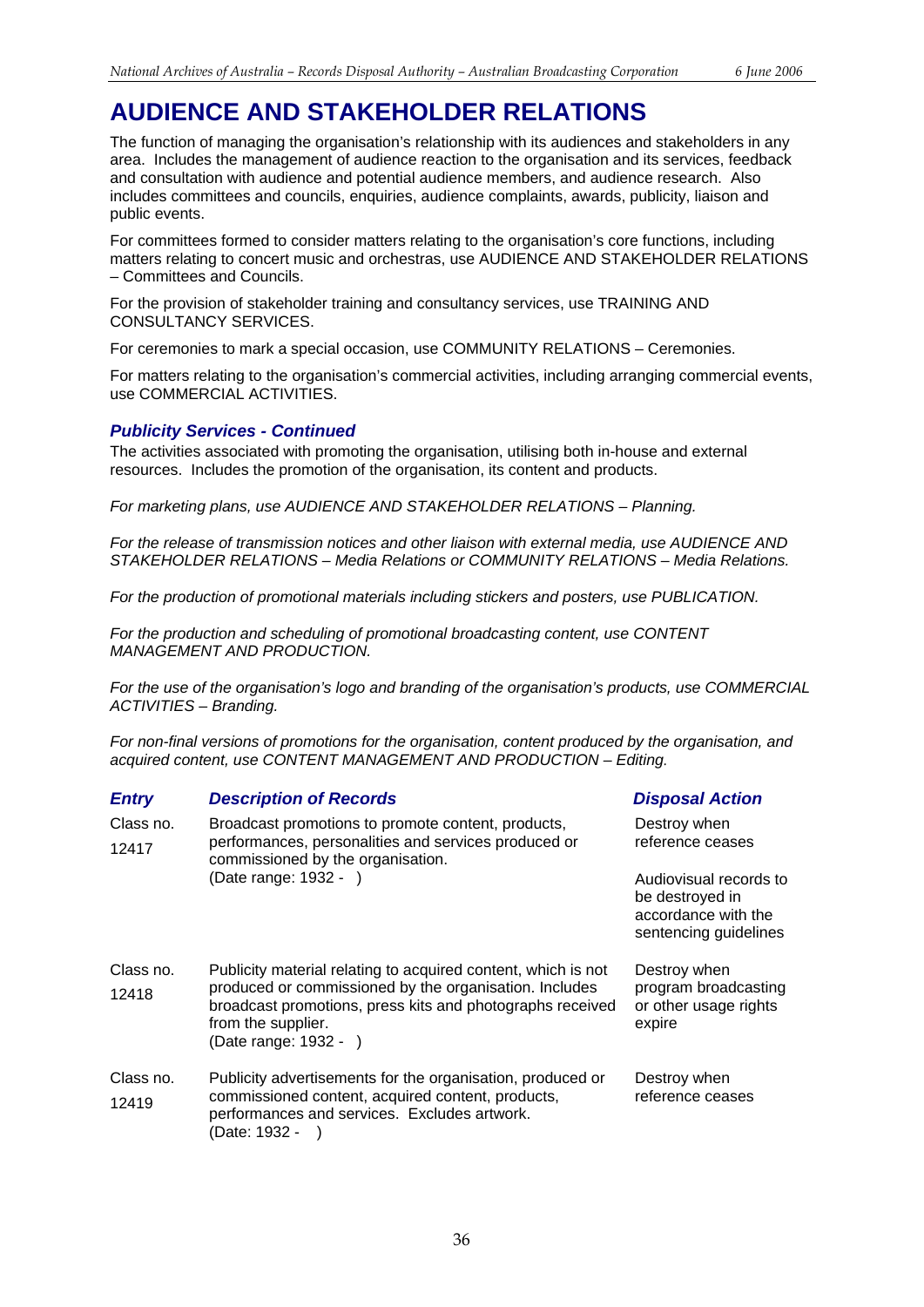# AUDIENCE AND STAKEHOLDER RELATIONS

The function of managing the organisation's relationship with its audiences and stakeholders in any area. Includes the management of audience reaction to the organisation and its services, feedback and consultation with audience and potential audience members, and audience research. Also includes committees and councils, enquiries, audience complaints, awards, publicity, liaison and public events.

For committees formed to consider matters relating to the organisation's core functions, including matters relating to concert music and orchestras, use AUDIENCE AND STAKEHOLDER RELATIONS – Committees and Councils.

For the provision of stakeholder training and consultancy services, use TRAINING AND CONSULTANCY SERVICES.

For ceremonies to mark a special occasion, use COMMUNITY RELATIONS – Ceremonies.

For matters relating to the organisation's commercial activities, including arranging commercial events, use COMMERCIAL ACTIVITIES.

### *Publicity Services - Continued*

The activities associated with promoting the organisation, utilising both in-house and external resources. Includes the promotion of the organisation, its content and products.

*For marketing plans, use AUDIENCE AND STAKEHOLDER RELATIONS – Planning.*

*For the release of transmission notices and other liaison with external media, use AUDIENCE AND STAKEHOLDER RELATIONS – Media Relations or COMMUNITY RELATIONS – Media Relations.*

*For the production of promotional materials including stickers and posters, use PUBLICATION.*

*For the production and scheduling of promotional broadcasting content, use CONTENT MANAGEMENT AND PRODUCTION.*

*For the use of the organisation's logo and branding of the organisation's products, use COMMERCIAL ACTIVITIES – Branding.*

*For non-final versions of promotions for the organisation, content produced by the organisation, and acquired content, use CONTENT MANAGEMENT AND PRODUCTION – Editing.*

| *Entry* | *Description of Records* | *Disposal Action* |
|---|---|---|
| Class no. 12417 | Broadcast promotions to promote content, products, performances, personalities and services produced or commissioned by the organisation. (Date range: 1932 - ) | Destroy when reference ceases<br><br>Audiovisual records to be destroyed in accordance with the sentencing guidelines |
| Class no. 12418 | Publicity material relating to acquired content, which is not produced or commissioned by the organisation. Includes broadcast promotions, press kits and photographs received from the supplier. (Date range: 1932 - ) | Destroy when program broadcasting or other usage rights expire |
| Class no. 12419 | Publicity advertisements for the organisation, produced or commissioned content, acquired content, products, performances and services. Excludes artwork. (Date: 1932 - ) | Destroy when reference ceases |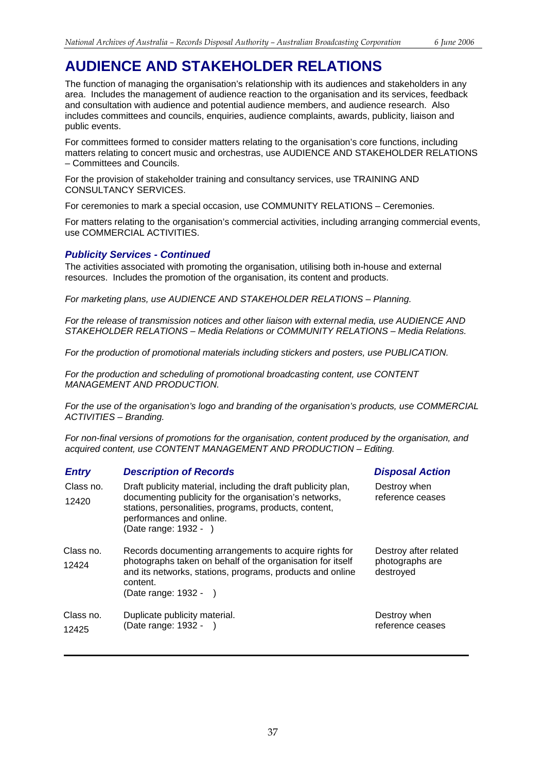# AUDIENCE AND STAKEHOLDER RELATIONS

The function of managing the organisation's relationship with its audiences and stakeholders in any area. Includes the management of audience reaction to the organisation and its services, feedback and consultation with audience and potential audience members, and audience research. Also includes committees and councils, enquiries, audience complaints, awards, publicity, liaison and public events.

For committees formed to consider matters relating to the organisation's core functions, including matters relating to concert music and orchestras, use AUDIENCE AND STAKEHOLDER RELATIONS – Committees and Councils.

For the provision of stakeholder training and consultancy services, use TRAINING AND CONSULTANCY SERVICES.

For ceremonies to mark a special occasion, use COMMUNITY RELATIONS – Ceremonies.

For matters relating to the organisation's commercial activities, including arranging commercial events, use COMMERCIAL ACTIVITIES.

### *Publicity Services - Continued*

The activities associated with promoting the organisation, utilising both in-house and external resources. Includes the promotion of the organisation, its content and products.

*For marketing plans, use AUDIENCE AND STAKEHOLDER RELATIONS – Planning.*

*For the release of transmission notices and other liaison with external media, use AUDIENCE AND STAKEHOLDER RELATIONS – Media Relations or COMMUNITY RELATIONS – Media Relations.*

*For the production of promotional materials including stickers and posters, use PUBLICATION.*

*For the production and scheduling of promotional broadcasting content, use CONTENT MANAGEMENT AND PRODUCTION.*

*For the use of the organisation's logo and branding of the organisation's products, use COMMERCIAL ACTIVITIES – Branding.*

*For non-final versions of promotions for the organisation, content produced by the organisation, and acquired content, use CONTENT MANAGEMENT AND PRODUCTION – Editing.*

| *Entry* | *Description of Records* | *Disposal Action* |
|---|---|---|
| Class no. 12420 | Draft publicity material, including the draft publicity plan, documenting publicity for the organisation's networks, stations, personalities, programs, products, content, performances and online. (Date range: 1932 - ) | Destroy when reference ceases |
| Class no. 12424 | Records documenting arrangements to acquire rights for photographs taken on behalf of the organisation for itself and its networks, stations, programs, products and online content. (Date range: 1932 - ) | Destroy after related photographs are destroyed |
| Class no. 12425 | Duplicate publicity material. (Date range: 1932 - ) | Destroy when reference ceases |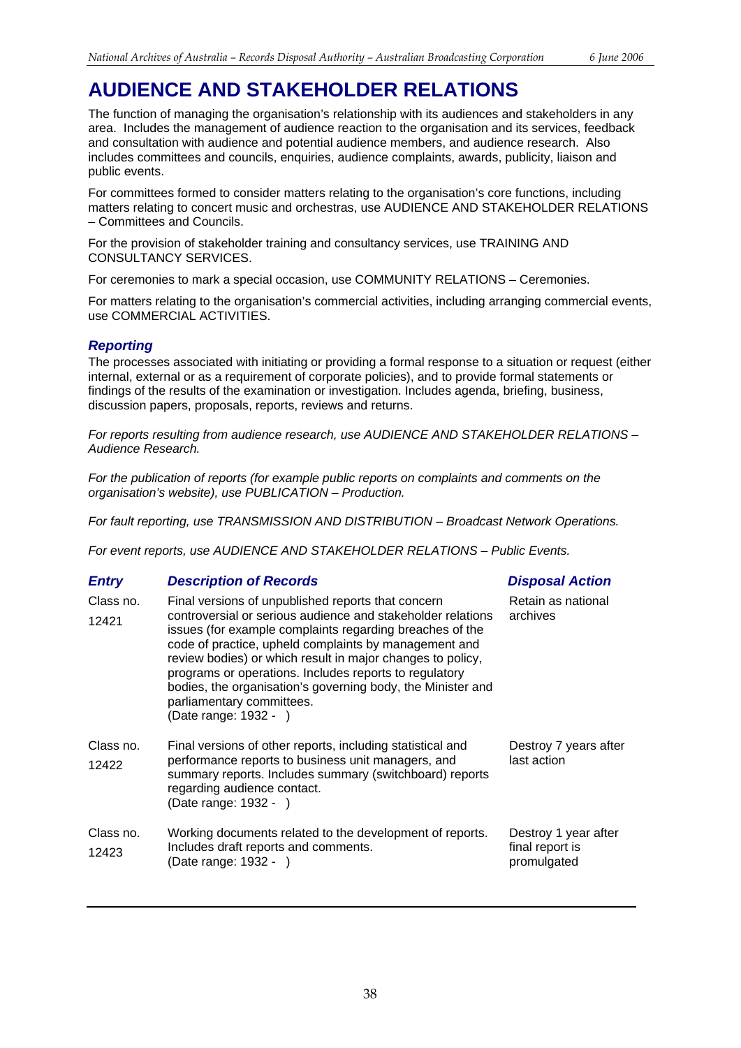# AUDIENCE AND STAKEHOLDER RELATIONS

The function of managing the organisation's relationship with its audiences and stakeholders in any area. Includes the management of audience reaction to the organisation and its services, feedback and consultation with audience and potential audience members, and audience research. Also includes committees and councils, enquiries, audience complaints, awards, publicity, liaison and public events.

For committees formed to consider matters relating to the organisation's core functions, including matters relating to concert music and orchestras, use AUDIENCE AND STAKEHOLDER RELATIONS – Committees and Councils.

For the provision of stakeholder training and consultancy services, use TRAINING AND CONSULTANCY SERVICES.

For ceremonies to mark a special occasion, use COMMUNITY RELATIONS – Ceremonies.

For matters relating to the organisation's commercial activities, including arranging commercial events, use COMMERCIAL ACTIVITIES.

### *Reporting*

The processes associated with initiating or providing a formal response to a situation or request (either internal, external or as a requirement of corporate policies), and to provide formal statements or findings of the results of the examination or investigation. Includes agenda, briefing, business, discussion papers, proposals, reports, reviews and returns.

*For reports resulting from audience research, use AUDIENCE AND STAKEHOLDER RELATIONS – Audience Research.*

*For the publication of reports (for example public reports on complaints and comments on the organisation's website), use PUBLICATION – Production.*

*For fault reporting, use TRANSMISSION AND DISTRIBUTION – Broadcast Network Operations.*

*For event reports, use AUDIENCE AND STAKEHOLDER RELATIONS – Public Events.*

| *Entry* | *Description of Records* | *Disposal Action* |
|---|---|---|
| Class no. 12421 | Final versions of unpublished reports that concern controversial or serious audience and stakeholder relations issues (for example complaints regarding breaches of the code of practice, upheld complaints by management and review bodies) or which result in major changes to policy, programs or operations. Includes reports to regulatory bodies, the organisation's governing body, the Minister and parliamentary committees.<br>(Date range: 1932 - ) | Retain as national archives |
| Class no. 12422 | Final versions of other reports, including statistical and performance reports to business unit managers, and summary reports. Includes summary (switchboard) reports regarding audience contact.<br>(Date range: 1932 - ) | Destroy 7 years after last action |
| Class no. 12423 | Working documents related to the development of reports. Includes draft reports and comments.<br>(Date range: 1932 - ) | Destroy 1 year after final report is promulgated |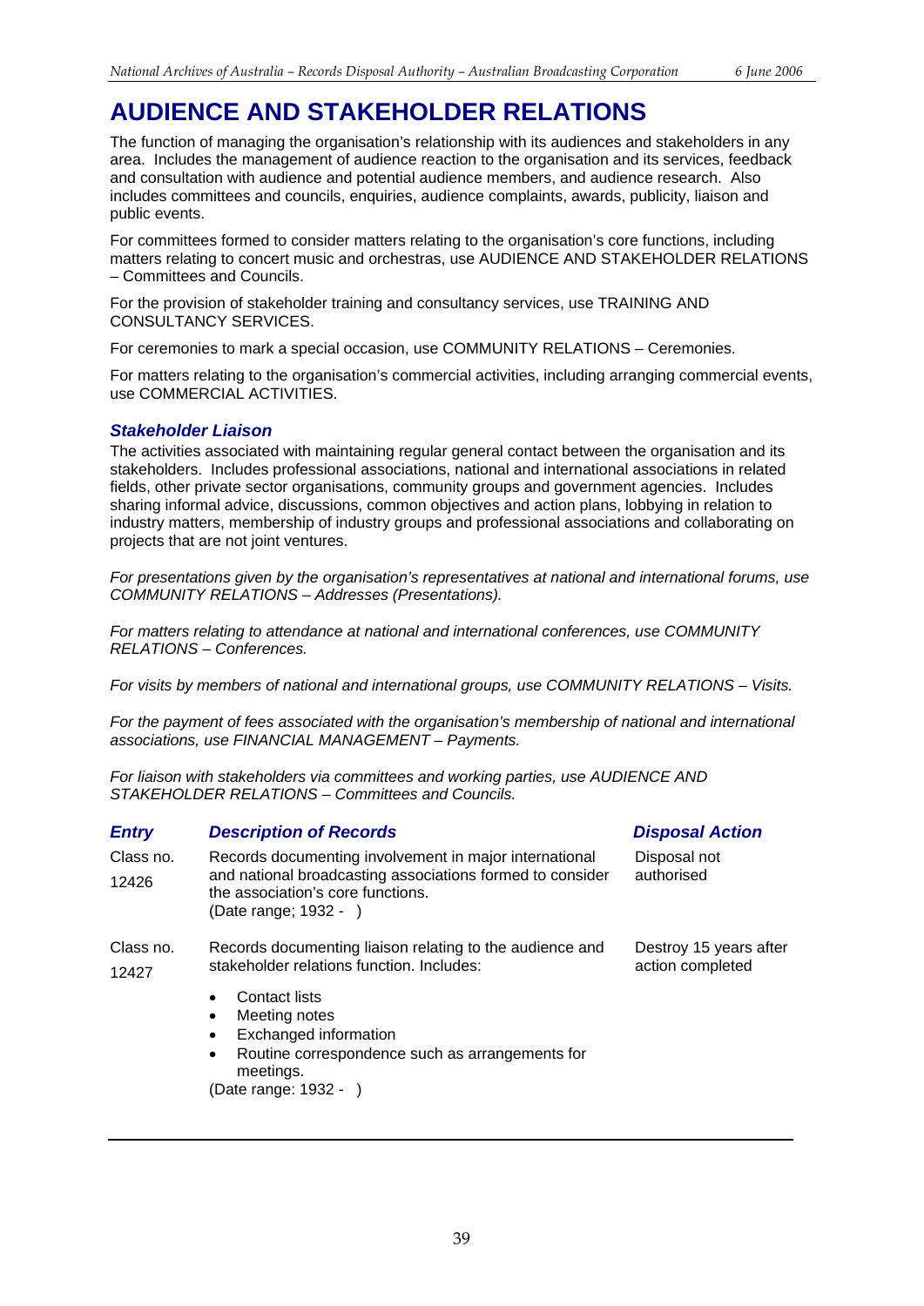# AUDIENCE AND STAKEHOLDER RELATIONS

The function of managing the organisation's relationship with its audiences and stakeholders in any area. Includes the management of audience reaction to the organisation and its services, feedback and consultation with audience and potential audience members, and audience research. Also includes committees and councils, enquiries, audience complaints, awards, publicity, liaison and public events.

For committees formed to consider matters relating to the organisation's core functions, including matters relating to concert music and orchestras, use AUDIENCE AND STAKEHOLDER RELATIONS – Committees and Councils.

For the provision of stakeholder training and consultancy services, use TRAINING AND CONSULTANCY SERVICES.

For ceremonies to mark a special occasion, use COMMUNITY RELATIONS – Ceremonies.

For matters relating to the organisation's commercial activities, including arranging commercial events, use COMMERCIAL ACTIVITIES.

### *Stakeholder Liaison*

The activities associated with maintaining regular general contact between the organisation and its stakeholders. Includes professional associations, national and international associations in related fields, other private sector organisations, community groups and government agencies. Includes sharing informal advice, discussions, common objectives and action plans, lobbying in relation to industry matters, membership of industry groups and professional associations and collaborating on projects that are not joint ventures.

*For presentations given by the organisation's representatives at national and international forums, use COMMUNITY RELATIONS – Addresses (Presentations).*

*For matters relating to attendance at national and international conferences, use COMMUNITY RELATIONS – Conferences.*

*For visits by members of national and international groups, use COMMUNITY RELATIONS – Visits.*

*For the payment of fees associated with the organisation's membership of national and international associations, use FINANCIAL MANAGEMENT – Payments.*

*For liaison with stakeholders via committees and working parties, use AUDIENCE AND STAKEHOLDER RELATIONS – Committees and Councils.*

| *Entry* | *Description of Records* | *Disposal Action* |
|---|---|---|
| Class no. 12426 | Records documenting involvement in major international and national broadcasting associations formed to consider the association's core functions. (Date range; 1932 - ) | Disposal not authorised |
| Class no. 12427 | Records documenting liaison relating to the audience and stakeholder relations function. Includes: <br>• Contact lists <br>• Meeting notes <br>• Exchanged information <br>• Routine correspondence such as arrangements for meetings. <br>(Date range: 1932 - ) | Destroy 15 years after action completed |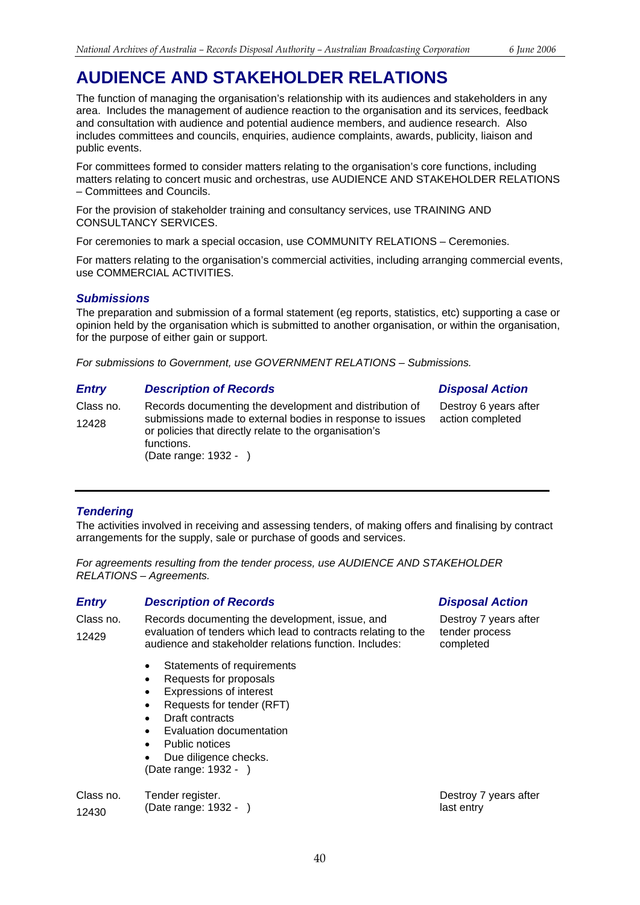# AUDIENCE AND STAKEHOLDER RELATIONS

The function of managing the organisation's relationship with its audiences and stakeholders in any area. Includes the management of audience reaction to the organisation and its services, feedback and consultation with audience and potential audience members, and audience research. Also includes committees and councils, enquiries, audience complaints, awards, publicity, liaison and public events.

For committees formed to consider matters relating to the organisation's core functions, including matters relating to concert music and orchestras, use AUDIENCE AND STAKEHOLDER RELATIONS – Committees and Councils.

For the provision of stakeholder training and consultancy services, use TRAINING AND CONSULTANCY SERVICES.

For ceremonies to mark a special occasion, use COMMUNITY RELATIONS – Ceremonies.

For matters relating to the organisation's commercial activities, including arranging commercial events, use COMMERCIAL ACTIVITIES.

### *Submissions*

The preparation and submission of a formal statement (eg reports, statistics, etc) supporting a case or opinion held by the organisation which is submitted to another organisation, or within the organisation, for the purpose of either gain or support.

*For submissions to Government, use GOVERNMENT RELATIONS – Submissions.*

| *Entry* | *Description of Records* | *Disposal Action* |
|---|---|---|
| Class no. 12428 | Records documenting the development and distribution of submissions made to external bodies in response to issues or policies that directly relate to the organisation's functions.<br>(Date range: 1932 - ) | Destroy 6 years after action completed |

### *Tendering*

The activities involved in receiving and assessing tenders, of making offers and finalising by contract arrangements for the supply, sale or purchase of goods and services.

*For agreements resulting from the tender process, use AUDIENCE AND STAKEHOLDER RELATIONS – Agreements.*

| *Entry* | *Description of Records* | *Disposal Action* |
|---|---|---|
| Class no. 12429 | Records documenting the development, issue, and evaluation of tenders which lead to contracts relating to the audience and stakeholder relations function. Includes:<br>• Statements of requirements<br>• Requests for proposals<br>• Expressions of interest<br>• Requests for tender (RFT)<br>• Draft contracts<br>• Evaluation documentation<br>• Public notices<br>• Due diligence checks.<br>(Date range: 1932 - ) | Destroy 7 years after tender process completed |
| Class no. 12430 | Tender register.<br>(Date range: 1932 - ) | Destroy 7 years after last entry |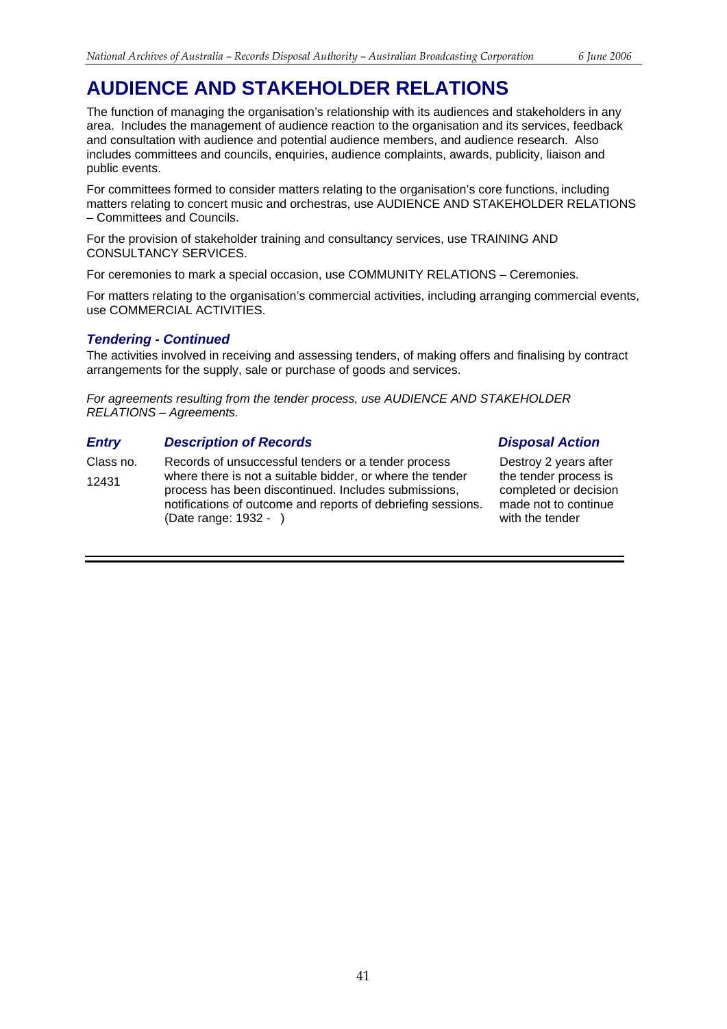# AUDIENCE AND STAKEHOLDER RELATIONS

The function of managing the organisation's relationship with its audiences and stakeholders in any area. Includes the management of audience reaction to the organisation and its services, feedback and consultation with audience and potential audience members, and audience research. Also includes committees and councils, enquiries, audience complaints, awards, publicity, liaison and public events.

For committees formed to consider matters relating to the organisation's core functions, including matters relating to concert music and orchestras, use AUDIENCE AND STAKEHOLDER RELATIONS – Committees and Councils.

For the provision of stakeholder training and consultancy services, use TRAINING AND CONSULTANCY SERVICES.

For ceremonies to mark a special occasion, use COMMUNITY RELATIONS – Ceremonies.

For matters relating to the organisation's commercial activities, including arranging commercial events, use COMMERCIAL ACTIVITIES.

### *Tendering - Continued*

The activities involved in receiving and assessing tenders, of making offers and finalising by contract arrangements for the supply, sale or purchase of goods and services.

*For agreements resulting from the tender process, use AUDIENCE AND STAKEHOLDER RELATIONS – Agreements.*

| *Entry* | *Description of Records* | *Disposal Action* |
|---|---|---|
| Class no. 12431 | Records of unsuccessful tenders or a tender process where there is not a suitable bidder, or where the tender process has been discontinued. Includes submissions, notifications of outcome and reports of debriefing sessions. (Date range: 1932 - ) | Destroy 2 years after the tender process is completed or decision made not to continue with the tender |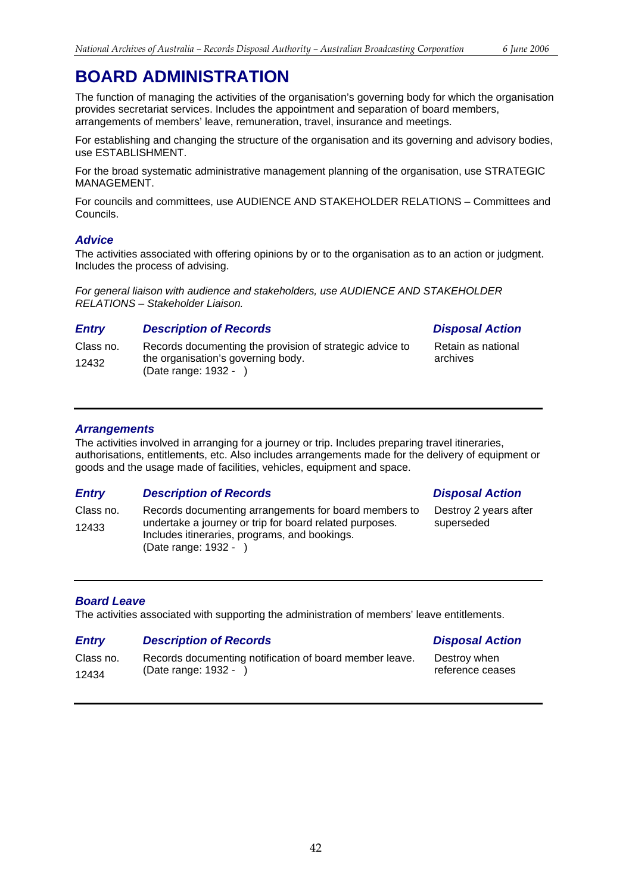# BOARD ADMINISTRATION

The function of managing the activities of the organisation's governing body for which the organisation provides secretariat services. Includes the appointment and separation of board members, arrangements of members' leave, remuneration, travel, insurance and meetings.

For establishing and changing the structure of the organisation and its governing and advisory bodies, use ESTABLISHMENT.

For the broad systematic administrative management planning of the organisation, use STRATEGIC MANAGEMENT.

For councils and committees, use AUDIENCE AND STAKEHOLDER RELATIONS – Committees and Councils.

### *Advice*

The activities associated with offering opinions by or to the organisation as to an action or judgment. Includes the process of advising.

*For general liaison with audience and stakeholders, use AUDIENCE AND STAKEHOLDER RELATIONS – Stakeholder Liaison.*

| *Entry* | *Description of Records* | *Disposal Action* |
|---|---|---|
| Class no. 12432 | Records documenting the provision of strategic advice to the organisation's governing body. (Date range: 1932 - ) | Retain as national archives |

### *Arrangements*

The activities involved in arranging for a journey or trip. Includes preparing travel itineraries, authorisations, entitlements, etc. Also includes arrangements made for the delivery of equipment or goods and the usage made of facilities, vehicles, equipment and space.

| *Entry* | *Description of Records* | *Disposal Action* |
|---|---|---|
| Class no. 12433 | Records documenting arrangements for board members to undertake a journey or trip for board related purposes. Includes itineraries, programs, and bookings. (Date range: 1932 - ) | Destroy 2 years after superseded |

### *Board Leave*

The activities associated with supporting the administration of members' leave entitlements.

| *Entry* | *Description of Records* | *Disposal Action* |
|---|---|---|
| Class no. 12434 | Records documenting notification of board member leave. (Date range: 1932 - ) | Destroy when reference ceases |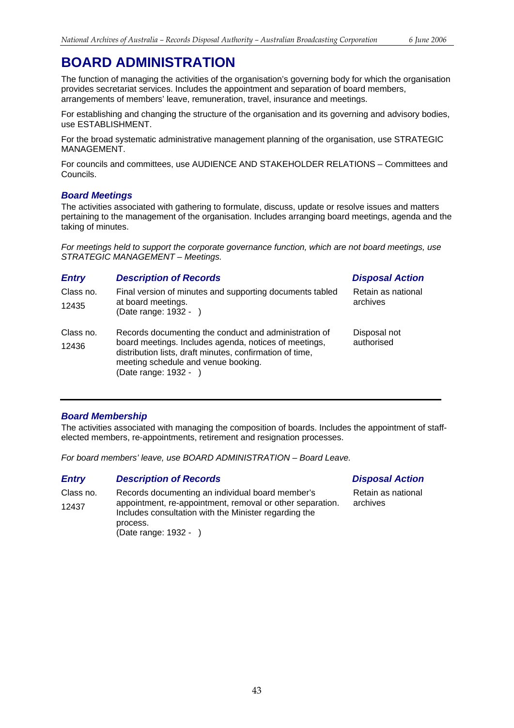# BOARD ADMINISTRATION

The function of managing the activities of the organisation's governing body for which the organisation provides secretariat services. Includes the appointment and separation of board members, arrangements of members' leave, remuneration, travel, insurance and meetings.

For establishing and changing the structure of the organisation and its governing and advisory bodies, use ESTABLISHMENT.

For the broad systematic administrative management planning of the organisation, use STRATEGIC MANAGEMENT.

For councils and committees, use AUDIENCE AND STAKEHOLDER RELATIONS – Committees and Councils.

### *Board Meetings*

The activities associated with gathering to formulate, discuss, update or resolve issues and matters pertaining to the management of the organisation. Includes arranging board meetings, agenda and the taking of minutes.

*For meetings held to support the corporate governance function, which are not board meetings, use STRATEGIC MANAGEMENT – Meetings.*

| *Entry* | *Description of Records* | *Disposal Action* |
|---|---|---|
| Class no. 12435 | Final version of minutes and supporting documents tabled at board meetings. (Date range: 1932 - ) | Retain as national archives |
| Class no. 12436 | Records documenting the conduct and administration of board meetings. Includes agenda, notices of meetings, distribution lists, draft minutes, confirmation of time, meeting schedule and venue booking. (Date range: 1932 - ) | Disposal not authorised |

### *Board Membership*

The activities associated with managing the composition of boards. Includes the appointment of staff-elected members, re-appointments, retirement and resignation processes.

*For board members' leave, use BOARD ADMINISTRATION – Board Leave.*

| *Entry* | *Description of Records* | *Disposal Action* |
|---|---|---|
| Class no. 12437 | Records documenting an individual board member's appointment, re-appointment, removal or other separation. Includes consultation with the Minister regarding the process. (Date range: 1932 - ) | Retain as national archives |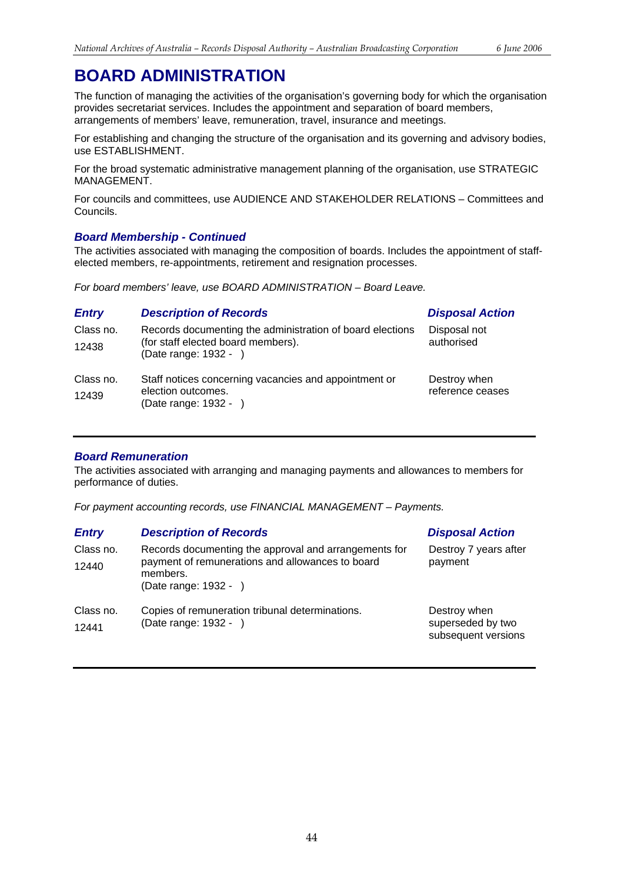# BOARD ADMINISTRATION

The function of managing the activities of the organisation's governing body for which the organisation provides secretariat services. Includes the appointment and separation of board members, arrangements of members' leave, remuneration, travel, insurance and meetings.

For establishing and changing the structure of the organisation and its governing and advisory bodies, use ESTABLISHMENT.

For the broad systematic administrative management planning of the organisation, use STRATEGIC MANAGEMENT.

For councils and committees, use AUDIENCE AND STAKEHOLDER RELATIONS – Committees and Councils.

### *Board Membership - Continued*

The activities associated with managing the composition of boards. Includes the appointment of staff-elected members, re-appointments, retirement and resignation processes.

*For board members' leave, use BOARD ADMINISTRATION – Board Leave.*

| *Entry* | *Description of Records* | *Disposal Action* |
|---|---|---|
| Class no. 12438 | Records documenting the administration of board elections (for staff elected board members). (Date range: 1932 - ) | Disposal not authorised |
| Class no. 12439 | Staff notices concerning vacancies and appointment or election outcomes. (Date range: 1932 - ) | Destroy when reference ceases |

### *Board Remuneration*

The activities associated with arranging and managing payments and allowances to members for performance of duties.

*For payment accounting records, use FINANCIAL MANAGEMENT – Payments.*

| *Entry* | *Description of Records* | *Disposal Action* |
|---|---|---|
| Class no. 12440 | Records documenting the approval and arrangements for payment of remunerations and allowances to board members. (Date range: 1932 - ) | Destroy 7 years after payment |
| Class no. 12441 | Copies of remuneration tribunal determinations. (Date range: 1932 - ) | Destroy when superseded by two subsequent versions |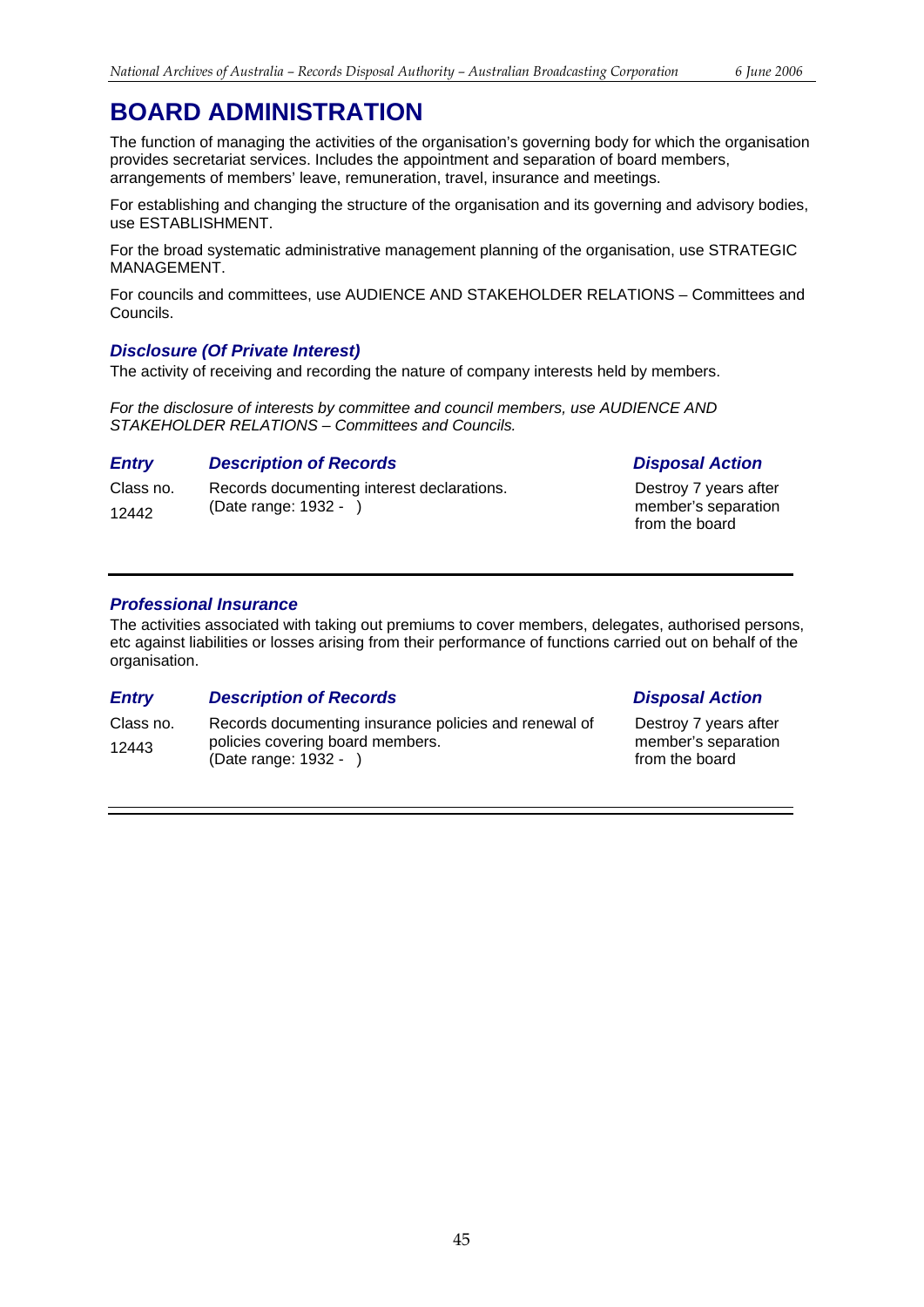# BOARD ADMINISTRATION

The function of managing the activities of the organisation's governing body for which the organisation provides secretariat services. Includes the appointment and separation of board members, arrangements of members' leave, remuneration, travel, insurance and meetings.

For establishing and changing the structure of the organisation and its governing and advisory bodies, use ESTABLISHMENT.

For the broad systematic administrative management planning of the organisation, use STRATEGIC MANAGEMENT.

For councils and committees, use AUDIENCE AND STAKEHOLDER RELATIONS – Committees and Councils.

### *Disclosure (Of Private Interest)*

The activity of receiving and recording the nature of company interests held by members.

*For the disclosure of interests by committee and council members, use AUDIENCE AND STAKEHOLDER RELATIONS – Committees and Councils.*

| *Entry* | *Description of Records* | *Disposal Action* |
|---|---|---|
| Class no. 12442 | Records documenting interest declarations. (Date range: 1932 - ) | Destroy 7 years after member's separation from the board |

### *Professional Insurance*

The activities associated with taking out premiums to cover members, delegates, authorised persons, etc against liabilities or losses arising from their performance of functions carried out on behalf of the organisation.

| *Entry* | *Description of Records* | *Disposal Action* |
|---|---|---|
| Class no. 12443 | Records documenting insurance policies and renewal of policies covering board members. (Date range: 1932 - ) | Destroy 7 years after member's separation from the board |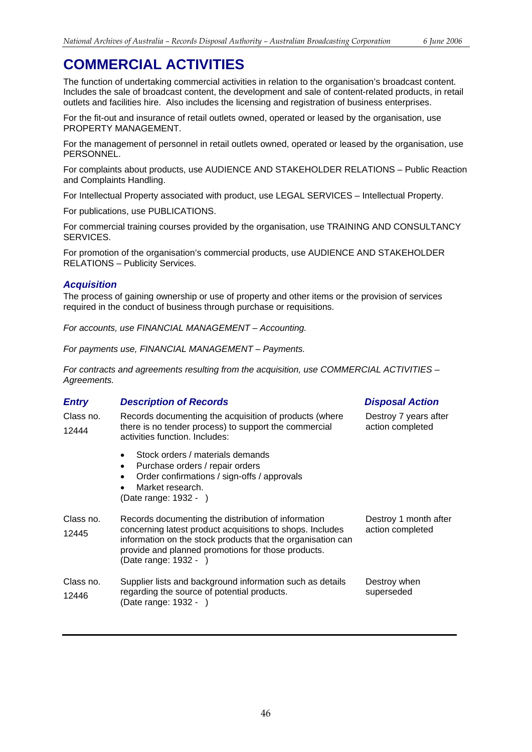# COMMERCIAL ACTIVITIES

The function of undertaking commercial activities in relation to the organisation's broadcast content. Includes the sale of broadcast content, the development and sale of content-related products, in retail outlets and facilities hire. Also includes the licensing and registration of business enterprises.

For the fit-out and insurance of retail outlets owned, operated or leased by the organisation, use PROPERTY MANAGEMENT.

For the management of personnel in retail outlets owned, operated or leased by the organisation, use PERSONNEL.

For complaints about products, use AUDIENCE AND STAKEHOLDER RELATIONS – Public Reaction and Complaints Handling.

For Intellectual Property associated with product, use LEGAL SERVICES – Intellectual Property.

For publications, use PUBLICATIONS.

For commercial training courses provided by the organisation, use TRAINING AND CONSULTANCY SERVICES.

For promotion of the organisation's commercial products, use AUDIENCE AND STAKEHOLDER RELATIONS – Publicity Services.

## *Acquisition*

The process of gaining ownership or use of property and other items or the provision of services required in the conduct of business through purchase or requisitions.

*For accounts, use FINANCIAL MANAGEMENT – Accounting.*

*For payments use, FINANCIAL MANAGEMENT – Payments.*

*For contracts and agreements resulting from the acquisition, use COMMERCIAL ACTIVITIES – Agreements.*

| *Entry* | *Description of Records* | *Disposal Action* |
|---|---|---|
| Class no. 12444 | Records documenting the acquisition of products (where there is no tender process) to support the commercial activities function. Includes:<br>• Stock orders / materials demands<br>• Purchase orders / repair orders<br>• Order confirmations / sign-offs / approvals<br>• Market research.<br>(Date range: 1932 - ) | Destroy 7 years after action completed |
| Class no. 12445 | Records documenting the distribution of information concerning latest product acquisitions to shops. Includes information on the stock products that the organisation can provide and planned promotions for those products. (Date range: 1932 - ) | Destroy 1 month after action completed |
| Class no. 12446 | Supplier lists and background information such as details regarding the source of potential products. (Date range: 1932 - ) | Destroy when superseded |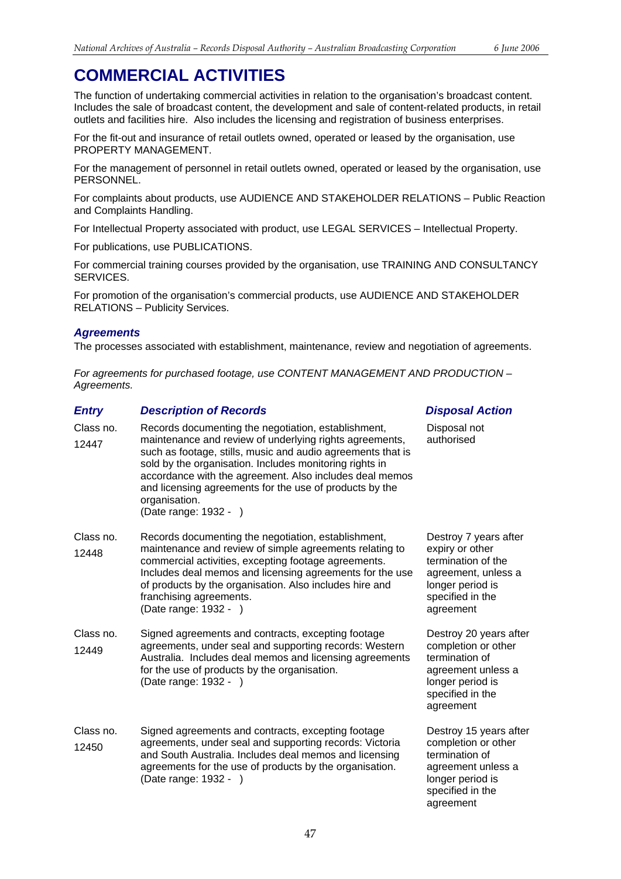# COMMERCIAL ACTIVITIES

The function of undertaking commercial activities in relation to the organisation's broadcast content. Includes the sale of broadcast content, the development and sale of content-related products, in retail outlets and facilities hire. Also includes the licensing and registration of business enterprises.

For the fit-out and insurance of retail outlets owned, operated or leased by the organisation, use PROPERTY MANAGEMENT.

For the management of personnel in retail outlets owned, operated or leased by the organisation, use PERSONNEL.

For complaints about products, use AUDIENCE AND STAKEHOLDER RELATIONS – Public Reaction and Complaints Handling.

For Intellectual Property associated with product, use LEGAL SERVICES – Intellectual Property.

For publications, use PUBLICATIONS.

For commercial training courses provided by the organisation, use TRAINING AND CONSULTANCY SERVICES.

For promotion of the organisation's commercial products, use AUDIENCE AND STAKEHOLDER RELATIONS – Publicity Services.

### *Agreements*

The processes associated with establishment, maintenance, review and negotiation of agreements.

*For agreements for purchased footage, use CONTENT MANAGEMENT AND PRODUCTION – Agreements.*

| *Entry* | *Description of Records* | *Disposal Action* |
|---|---|---|
| Class no. 12447 | Records documenting the negotiation, establishment, maintenance and review of underlying rights agreements, such as footage, stills, music and audio agreements that is sold by the organisation. Includes monitoring rights in accordance with the agreement. Also includes deal memos and licensing agreements for the use of products by the organisation. (Date range: 1932 - ) | Disposal not authorised |
| Class no. 12448 | Records documenting the negotiation, establishment, maintenance and review of simple agreements relating to commercial activities, excepting footage agreements. Includes deal memos and licensing agreements for the use of products by the organisation. Also includes hire and franchising agreements. (Date range: 1932 - ) | Destroy 7 years after expiry or other termination of the agreement, unless a longer period is specified in the agreement |
| Class no. 12449 | Signed agreements and contracts, excepting footage agreements, under seal and supporting records: Western Australia. Includes deal memos and licensing agreements for the use of products by the organisation. (Date range: 1932 - ) | Destroy 20 years after completion or other termination of agreement unless a longer period is specified in the agreement |
| Class no. 12450 | Signed agreements and contracts, excepting footage agreements, under seal and supporting records: Victoria and South Australia. Includes deal memos and licensing agreements for the use of products by the organisation. (Date range: 1932 - ) | Destroy 15 years after completion or other termination of agreement unless a longer period is specified in the agreement |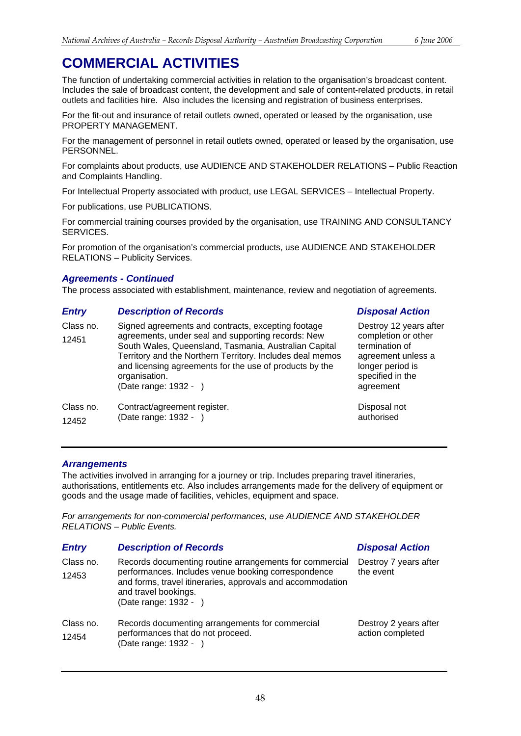# COMMERCIAL ACTIVITIES

The function of undertaking commercial activities in relation to the organisation's broadcast content. Includes the sale of broadcast content, the development and sale of content-related products, in retail outlets and facilities hire. Also includes the licensing and registration of business enterprises.

For the fit-out and insurance of retail outlets owned, operated or leased by the organisation, use PROPERTY MANAGEMENT.

For the management of personnel in retail outlets owned, operated or leased by the organisation, use PERSONNEL.

For complaints about products, use AUDIENCE AND STAKEHOLDER RELATIONS – Public Reaction and Complaints Handling.

For Intellectual Property associated with product, use LEGAL SERVICES – Intellectual Property.

For publications, use PUBLICATIONS.

For commercial training courses provided by the organisation, use TRAINING AND CONSULTANCY SERVICES.

For promotion of the organisation's commercial products, use AUDIENCE AND STAKEHOLDER RELATIONS – Publicity Services.

### *Agreements - Continued*

The process associated with establishment, maintenance, review and negotiation of agreements.

| *Entry* | *Description of Records* | *Disposal Action* |
|---|---|---|
| Class no. 12451 | Signed agreements and contracts, excepting footage agreements, under seal and supporting records: New South Wales, Queensland, Tasmania, Australian Capital Territory and the Northern Territory. Includes deal memos and licensing agreements for the use of products by the organisation. (Date range: 1932 - ) | Destroy 12 years after completion or other termination of agreement unless a longer period is specified in the agreement |
| Class no. 12452 | Contract/agreement register. (Date range: 1932 - ) | Disposal not authorised |

### *Arrangements*

The activities involved in arranging for a journey or trip. Includes preparing travel itineraries, authorisations, entitlements etc. Also includes arrangements made for the delivery of equipment or goods and the usage made of facilities, vehicles, equipment and space.

*For arrangements for non-commercial performances, use AUDIENCE AND STAKEHOLDER RELATIONS – Public Events.*

| *Entry* | *Description of Records* | *Disposal Action* |
|---|---|---|
| Class no. 12453 | Records documenting routine arrangements for commercial performances. Includes venue booking correspondence and forms, travel itineraries, approvals and accommodation and travel bookings. (Date range: 1932 - ) | Destroy 7 years after the event |
| Class no. 12454 | Records documenting arrangements for commercial performances that do not proceed. (Date range: 1932 - ) | Destroy 2 years after action completed |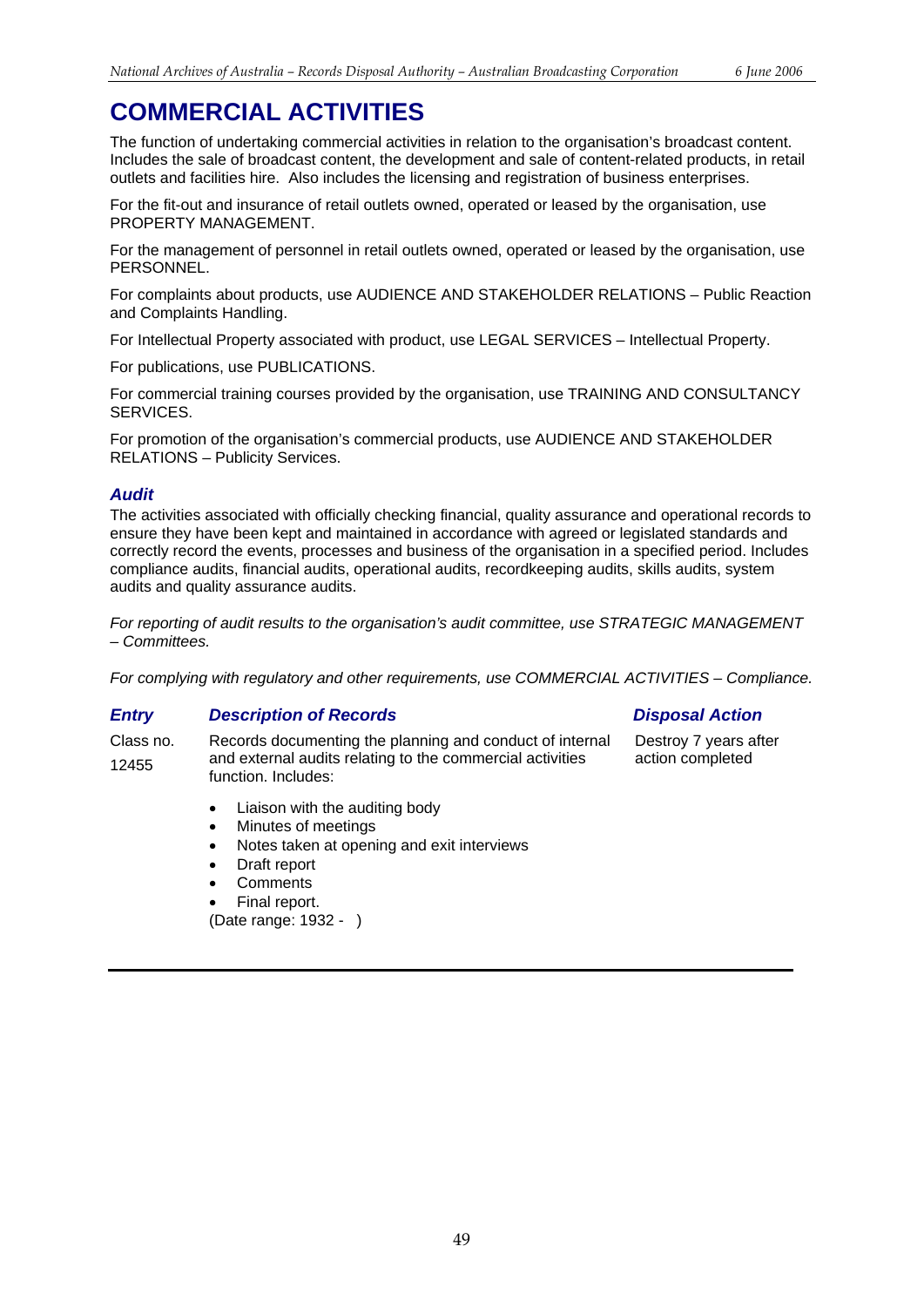# COMMERCIAL ACTIVITIES

The function of undertaking commercial activities in relation to the organisation's broadcast content. Includes the sale of broadcast content, the development and sale of content-related products, in retail outlets and facilities hire. Also includes the licensing and registration of business enterprises.

For the fit-out and insurance of retail outlets owned, operated or leased by the organisation, use PROPERTY MANAGEMENT.

For the management of personnel in retail outlets owned, operated or leased by the organisation, use PERSONNEL.

For complaints about products, use AUDIENCE AND STAKEHOLDER RELATIONS – Public Reaction and Complaints Handling.

For Intellectual Property associated with product, use LEGAL SERVICES – Intellectual Property.

For publications, use PUBLICATIONS.

For commercial training courses provided by the organisation, use TRAINING AND CONSULTANCY SERVICES.

For promotion of the organisation's commercial products, use AUDIENCE AND STAKEHOLDER RELATIONS – Publicity Services.

### *Audit*

The activities associated with officially checking financial, quality assurance and operational records to ensure they have been kept and maintained in accordance with agreed or legislated standards and correctly record the events, processes and business of the organisation in a specified period. Includes compliance audits, financial audits, operational audits, recordkeeping audits, skills audits, system audits and quality assurance audits.

*For reporting of audit results to the organisation's audit committee, use STRATEGIC MANAGEMENT – Committees.*

*For complying with regulatory and other requirements, use COMMERCIAL ACTIVITIES – Compliance.*

| *Entry* | *Description of Records* | *Disposal Action* |
|---|---|---|
| Class no. 12455 | Records documenting the planning and conduct of internal and external audits relating to the commercial activities function. Includes:<br>• Liaison with the auditing body<br>• Minutes of meetings<br>• Notes taken at opening and exit interviews<br>• Draft report<br>• Comments<br>• Final report.<br>(Date range: 1932 - ) | Destroy 7 years after action completed |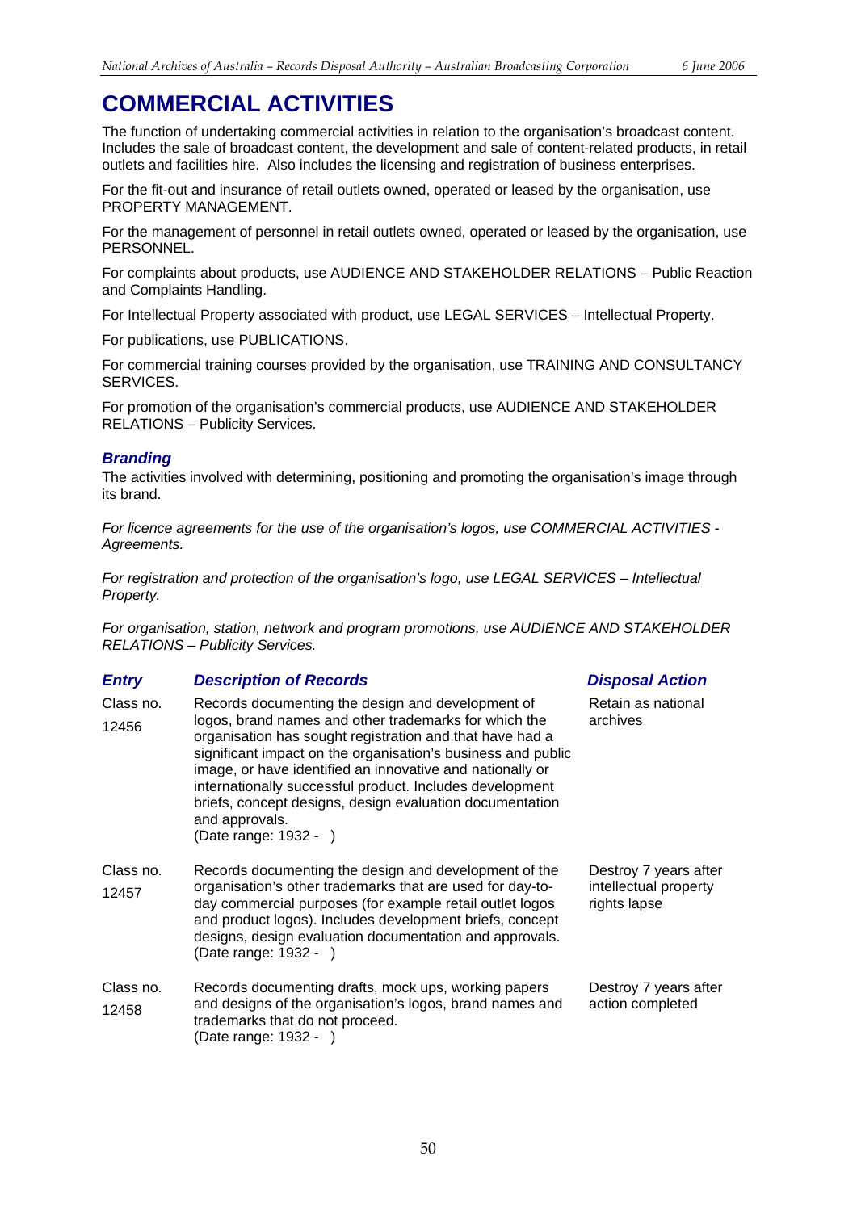# COMMERCIAL ACTIVITIES

The function of undertaking commercial activities in relation to the organisation's broadcast content. Includes the sale of broadcast content, the development and sale of content-related products, in retail outlets and facilities hire. Also includes the licensing and registration of business enterprises.

For the fit-out and insurance of retail outlets owned, operated or leased by the organisation, use PROPERTY MANAGEMENT.

For the management of personnel in retail outlets owned, operated or leased by the organisation, use PERSONNEL.

For complaints about products, use AUDIENCE AND STAKEHOLDER RELATIONS – Public Reaction and Complaints Handling.

For Intellectual Property associated with product, use LEGAL SERVICES – Intellectual Property.

For publications, use PUBLICATIONS.

For commercial training courses provided by the organisation, use TRAINING AND CONSULTANCY SERVICES.

For promotion of the organisation's commercial products, use AUDIENCE AND STAKEHOLDER RELATIONS – Publicity Services.

## *Branding*

The activities involved with determining, positioning and promoting the organisation's image through its brand.

*For licence agreements for the use of the organisation's logos, use COMMERCIAL ACTIVITIES - Agreements.*

*For registration and protection of the organisation's logo, use LEGAL SERVICES – Intellectual Property.*

*For organisation, station, network and program promotions, use AUDIENCE AND STAKEHOLDER RELATIONS – Publicity Services.*

| *Entry* | *Description of Records* | *Disposal Action* |
| --- | --- | --- |
| Class no. 12456 | Records documenting the design and development of logos, brand names and other trademarks for which the organisation has sought registration and that have had a significant impact on the organisation's business and public image, or have identified an innovative and nationally or internationally successful product. Includes development briefs, concept designs, design evaluation documentation and approvals. (Date range: 1932 - ) | Retain as national archives |
| Class no. 12457 | Records documenting the design and development of the organisation's other trademarks that are used for day-to-day commercial purposes (for example retail outlet logos and product logos). Includes development briefs, concept designs, design evaluation documentation and approvals. (Date range: 1932 - ) | Destroy 7 years after intellectual property rights lapse |
| Class no. 12458 | Records documenting drafts, mock ups, working papers and designs of the organisation's logos, brand names and trademarks that do not proceed. (Date range: 1932 - ) | Destroy 7 years after action completed |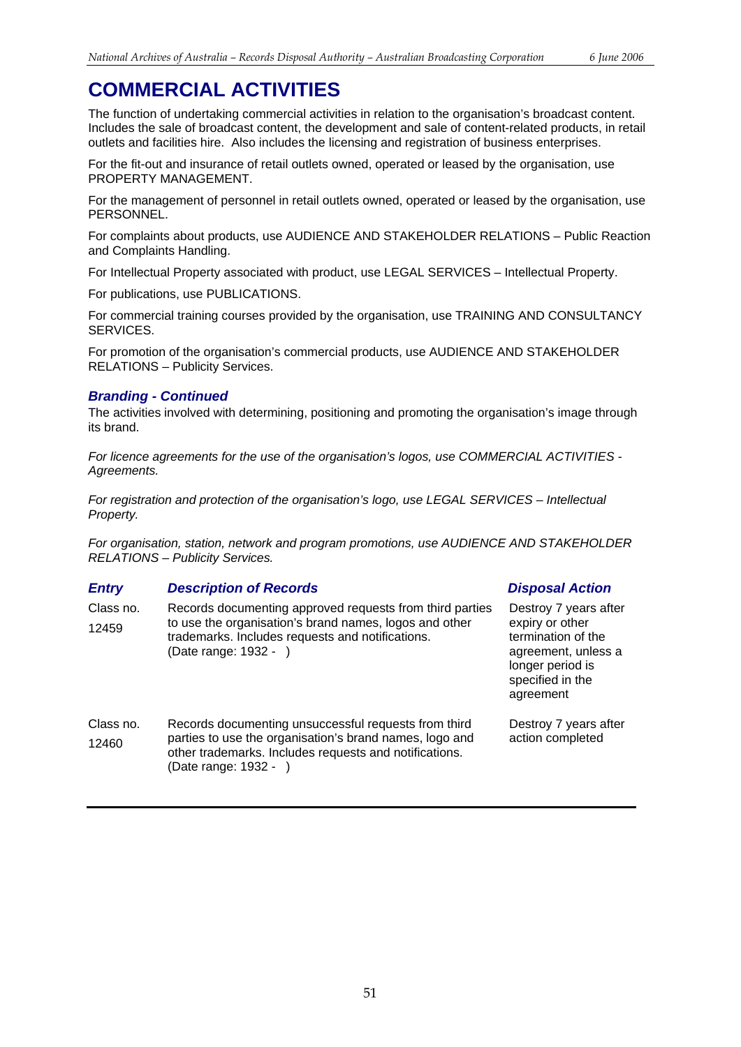# COMMERCIAL ACTIVITIES

The function of undertaking commercial activities in relation to the organisation's broadcast content. Includes the sale of broadcast content, the development and sale of content-related products, in retail outlets and facilities hire. Also includes the licensing and registration of business enterprises.

For the fit-out and insurance of retail outlets owned, operated or leased by the organisation, use PROPERTY MANAGEMENT.

For the management of personnel in retail outlets owned, operated or leased by the organisation, use PERSONNEL.

For complaints about products, use AUDIENCE AND STAKEHOLDER RELATIONS – Public Reaction and Complaints Handling.

For Intellectual Property associated with product, use LEGAL SERVICES – Intellectual Property.

For publications, use PUBLICATIONS.

For commercial training courses provided by the organisation, use TRAINING AND CONSULTANCY SERVICES.

For promotion of the organisation's commercial products, use AUDIENCE AND STAKEHOLDER RELATIONS – Publicity Services.

## *Branding - Continued*

The activities involved with determining, positioning and promoting the organisation's image through its brand.

*For licence agreements for the use of the organisation's logos, use COMMERCIAL ACTIVITIES - Agreements.*

*For registration and protection of the organisation's logo, use LEGAL SERVICES – Intellectual Property.*

*For organisation, station, network and program promotions, use AUDIENCE AND STAKEHOLDER RELATIONS – Publicity Services.*

| *Entry* | *Description of Records* | *Disposal Action* |
|---|---|---|
| Class no. 12459 | Records documenting approved requests from third parties to use the organisation's brand names, logos and other trademarks. Includes requests and notifications. (Date range: 1932 - ) | Destroy 7 years after expiry or other termination of the agreement, unless a longer period is specified in the agreement |
| Class no. 12460 | Records documenting unsuccessful requests from third parties to use the organisation's brand names, logo and other trademarks. Includes requests and notifications. (Date range: 1932 - ) | Destroy 7 years after action completed |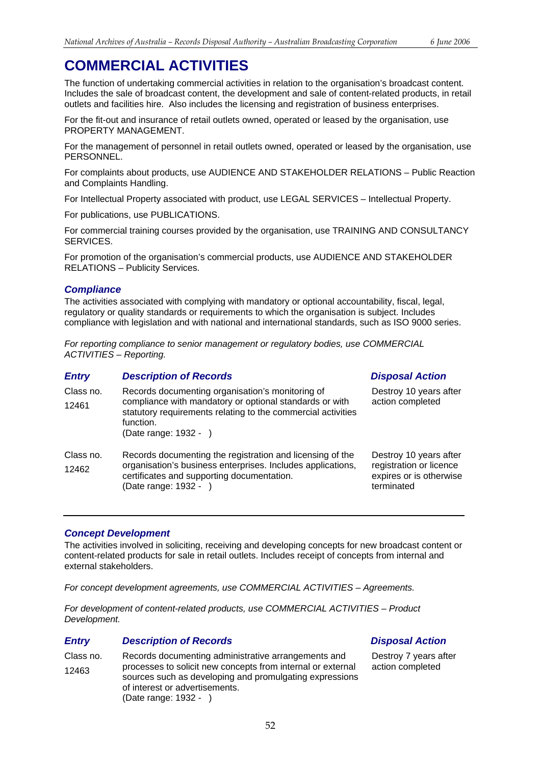# COMMERCIAL ACTIVITIES

The function of undertaking commercial activities in relation to the organisation's broadcast content. Includes the sale of broadcast content, the development and sale of content-related products, in retail outlets and facilities hire. Also includes the licensing and registration of business enterprises.

For the fit-out and insurance of retail outlets owned, operated or leased by the organisation, use PROPERTY MANAGEMENT.

For the management of personnel in retail outlets owned, operated or leased by the organisation, use PERSONNEL.

For complaints about products, use AUDIENCE AND STAKEHOLDER RELATIONS – Public Reaction and Complaints Handling.

For Intellectual Property associated with product, use LEGAL SERVICES – Intellectual Property.

For publications, use PUBLICATIONS.

For commercial training courses provided by the organisation, use TRAINING AND CONSULTANCY SERVICES.

For promotion of the organisation's commercial products, use AUDIENCE AND STAKEHOLDER RELATIONS – Publicity Services.

## *Compliance*

The activities associated with complying with mandatory or optional accountability, fiscal, legal, regulatory or quality standards or requirements to which the organisation is subject. Includes compliance with legislation and with national and international standards, such as ISO 9000 series.

*For reporting compliance to senior management or regulatory bodies, use COMMERCIAL ACTIVITIES – Reporting.*

| *Entry* | *Description of Records* | *Disposal Action* |
|---|---|---|
| Class no. 12461 | Records documenting organisation's monitoring of compliance with mandatory or optional standards or with statutory requirements relating to the commercial activities function. (Date range: 1932 - ) | Destroy 10 years after action completed |
| Class no. 12462 | Records documenting the registration and licensing of the organisation's business enterprises. Includes applications, certificates and supporting documentation. (Date range: 1932 - ) | Destroy 10 years after registration or licence expires or is otherwise terminated |

## *Concept Development*

The activities involved in soliciting, receiving and developing concepts for new broadcast content or content-related products for sale in retail outlets. Includes receipt of concepts from internal and external stakeholders.

*For concept development agreements, use COMMERCIAL ACTIVITIES – Agreements.*

*For development of content-related products, use COMMERCIAL ACTIVITIES – Product Development.*

| *Entry* | *Description of Records* | *Disposal Action* |
|---|---|---|
| Class no. 12463 | Records documenting administrative arrangements and processes to solicit new concepts from internal or external sources such as developing and promulgating expressions of interest or advertisements. (Date range: 1932 - ) | Destroy 7 years after action completed |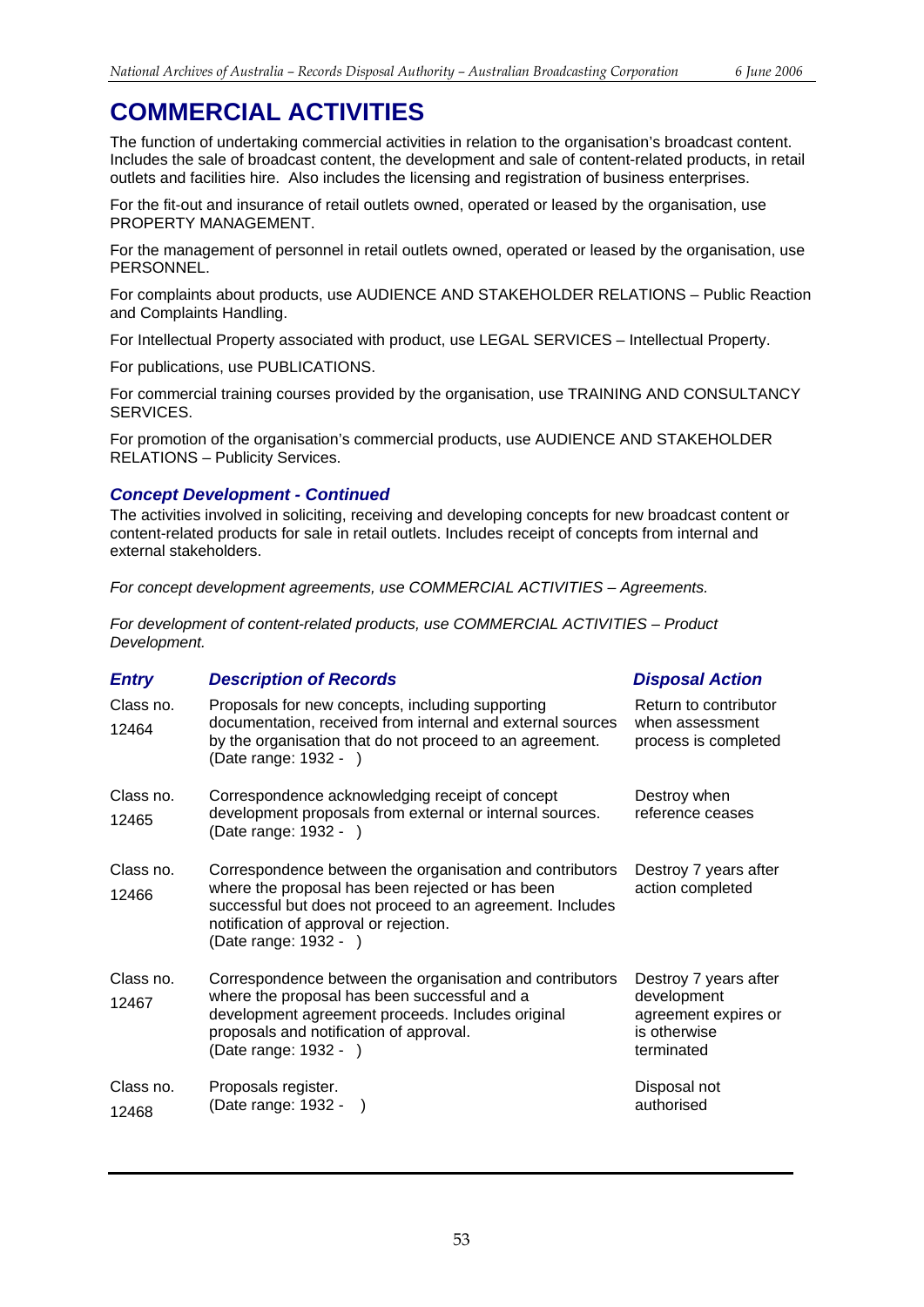# COMMERCIAL ACTIVITIES

The function of undertaking commercial activities in relation to the organisation's broadcast content. Includes the sale of broadcast content, the development and sale of content-related products, in retail outlets and facilities hire. Also includes the licensing and registration of business enterprises.

For the fit-out and insurance of retail outlets owned, operated or leased by the organisation, use PROPERTY MANAGEMENT.

For the management of personnel in retail outlets owned, operated or leased by the organisation, use PERSONNEL.

For complaints about products, use AUDIENCE AND STAKEHOLDER RELATIONS – Public Reaction and Complaints Handling.

For Intellectual Property associated with product, use LEGAL SERVICES – Intellectual Property.

For publications, use PUBLICATIONS.

For commercial training courses provided by the organisation, use TRAINING AND CONSULTANCY SERVICES.

For promotion of the organisation's commercial products, use AUDIENCE AND STAKEHOLDER RELATIONS – Publicity Services.

### *Concept Development - Continued*

The activities involved in soliciting, receiving and developing concepts for new broadcast content or content-related products for sale in retail outlets. Includes receipt of concepts from internal and external stakeholders.

*For concept development agreements, use COMMERCIAL ACTIVITIES – Agreements.*

*For development of content-related products, use COMMERCIAL ACTIVITIES – Product Development.*

| *Entry* | *Description of Records* | *Disposal Action* |
|---|---|---|
| Class no. 12464 | Proposals for new concepts, including supporting documentation, received from internal and external sources by the organisation that do not proceed to an agreement. (Date range: 1932 - ) | Return to contributor when assessment process is completed |
| Class no. 12465 | Correspondence acknowledging receipt of concept development proposals from external or internal sources. (Date range: 1932 - ) | Destroy when reference ceases |
| Class no. 12466 | Correspondence between the organisation and contributors where the proposal has been rejected or has been successful but does not proceed to an agreement. Includes notification of approval or rejection. (Date range: 1932 - ) | Destroy 7 years after action completed |
| Class no. 12467 | Correspondence between the organisation and contributors where the proposal has been successful and a development agreement proceeds. Includes original proposals and notification of approval. (Date range: 1932 - ) | Destroy 7 years after development agreement expires or is otherwise terminated |
| Class no. 12468 | Proposals register. (Date range: 1932 - ) | Disposal not authorised |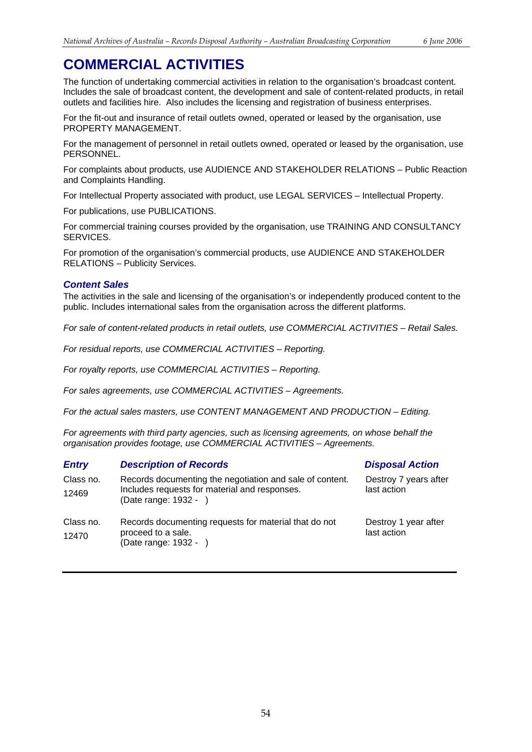# COMMERCIAL ACTIVITIES

The function of undertaking commercial activities in relation to the organisation's broadcast content. Includes the sale of broadcast content, the development and sale of content-related products, in retail outlets and facilities hire. Also includes the licensing and registration of business enterprises.

For the fit-out and insurance of retail outlets owned, operated or leased by the organisation, use PROPERTY MANAGEMENT.

For the management of personnel in retail outlets owned, operated or leased by the organisation, use PERSONNEL.

For complaints about products, use AUDIENCE AND STAKEHOLDER RELATIONS – Public Reaction and Complaints Handling.

For Intellectual Property associated with product, use LEGAL SERVICES – Intellectual Property.

For publications, use PUBLICATIONS.

For commercial training courses provided by the organisation, use TRAINING AND CONSULTANCY SERVICES.

For promotion of the organisation's commercial products, use AUDIENCE AND STAKEHOLDER RELATIONS – Publicity Services.

## *Content Sales*

The activities in the sale and licensing of the organisation's or independently produced content to the public. Includes international sales from the organisation across the different platforms.

*For sale of content-related products in retail outlets, use COMMERCIAL ACTIVITIES – Retail Sales.*

*For residual reports, use COMMERCIAL ACTIVITIES – Reporting.*

*For royalty reports, use COMMERCIAL ACTIVITIES – Reporting.*

*For sales agreements, use COMMERCIAL ACTIVITIES – Agreements.*

*For the actual sales masters, use CONTENT MANAGEMENT AND PRODUCTION – Editing.*

*For agreements with third party agencies, such as licensing agreements, on whose behalf the organisation provides footage, use COMMERCIAL ACTIVITIES – Agreements.*

| *Entry* | *Description of Records* | *Disposal Action* |
|---|---|---|
| Class no. 12469 | Records documenting the negotiation and sale of content. Includes requests for material and responses. (Date range: 1932 - ) | Destroy 7 years after last action |
| Class no. 12470 | Records documenting requests for material that do not proceed to a sale. (Date range: 1932 - ) | Destroy 1 year after last action |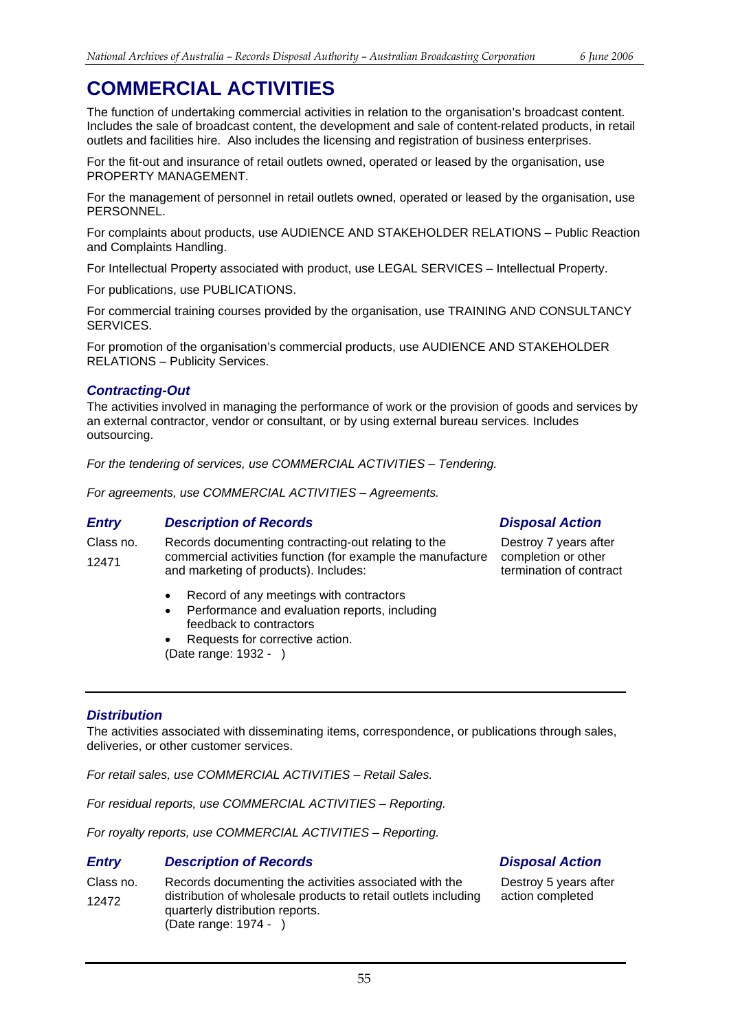# COMMERCIAL ACTIVITIES

The function of undertaking commercial activities in relation to the organisation's broadcast content. Includes the sale of broadcast content, the development and sale of content-related products, in retail outlets and facilities hire. Also includes the licensing and registration of business enterprises.

For the fit-out and insurance of retail outlets owned, operated or leased by the organisation, use PROPERTY MANAGEMENT.

For the management of personnel in retail outlets owned, operated or leased by the organisation, use PERSONNEL.

For complaints about products, use AUDIENCE AND STAKEHOLDER RELATIONS – Public Reaction and Complaints Handling.

For Intellectual Property associated with product, use LEGAL SERVICES – Intellectual Property.

For publications, use PUBLICATIONS.

For commercial training courses provided by the organisation, use TRAINING AND CONSULTANCY SERVICES.

For promotion of the organisation's commercial products, use AUDIENCE AND STAKEHOLDER RELATIONS – Publicity Services.

### *Contracting-Out*

The activities involved in managing the performance of work or the provision of goods and services by an external contractor, vendor or consultant, or by using external bureau services. Includes outsourcing.

*For the tendering of services, use COMMERCIAL ACTIVITIES – Tendering.*

*For agreements, use COMMERCIAL ACTIVITIES – Agreements.*

| *Entry* | *Description of Records* | *Disposal Action* |
|---|---|---|
| Class no. 12471 | Records documenting contracting-out relating to the commercial activities function (for example the manufacture and marketing of products). Includes:<br>• Record of any meetings with contractors<br>• Performance and evaluation reports, including feedback to contractors<br>• Requests for corrective action.<br>(Date range: 1932 - ) | Destroy 7 years after completion or other termination of contract |

### *Distribution*

The activities associated with disseminating items, correspondence, or publications through sales, deliveries, or other customer services.

*For retail sales, use COMMERCIAL ACTIVITIES – Retail Sales.*

*For residual reports, use COMMERCIAL ACTIVITIES – Reporting.*

*For royalty reports, use COMMERCIAL ACTIVITIES – Reporting.*

| *Entry* | *Description of Records* | *Disposal Action* |
|---|---|---|
| Class no. 12472 | Records documenting the activities associated with the distribution of wholesale products to retail outlets including quarterly distribution reports.<br>(Date range: 1974 - ) | Destroy 5 years after action completed |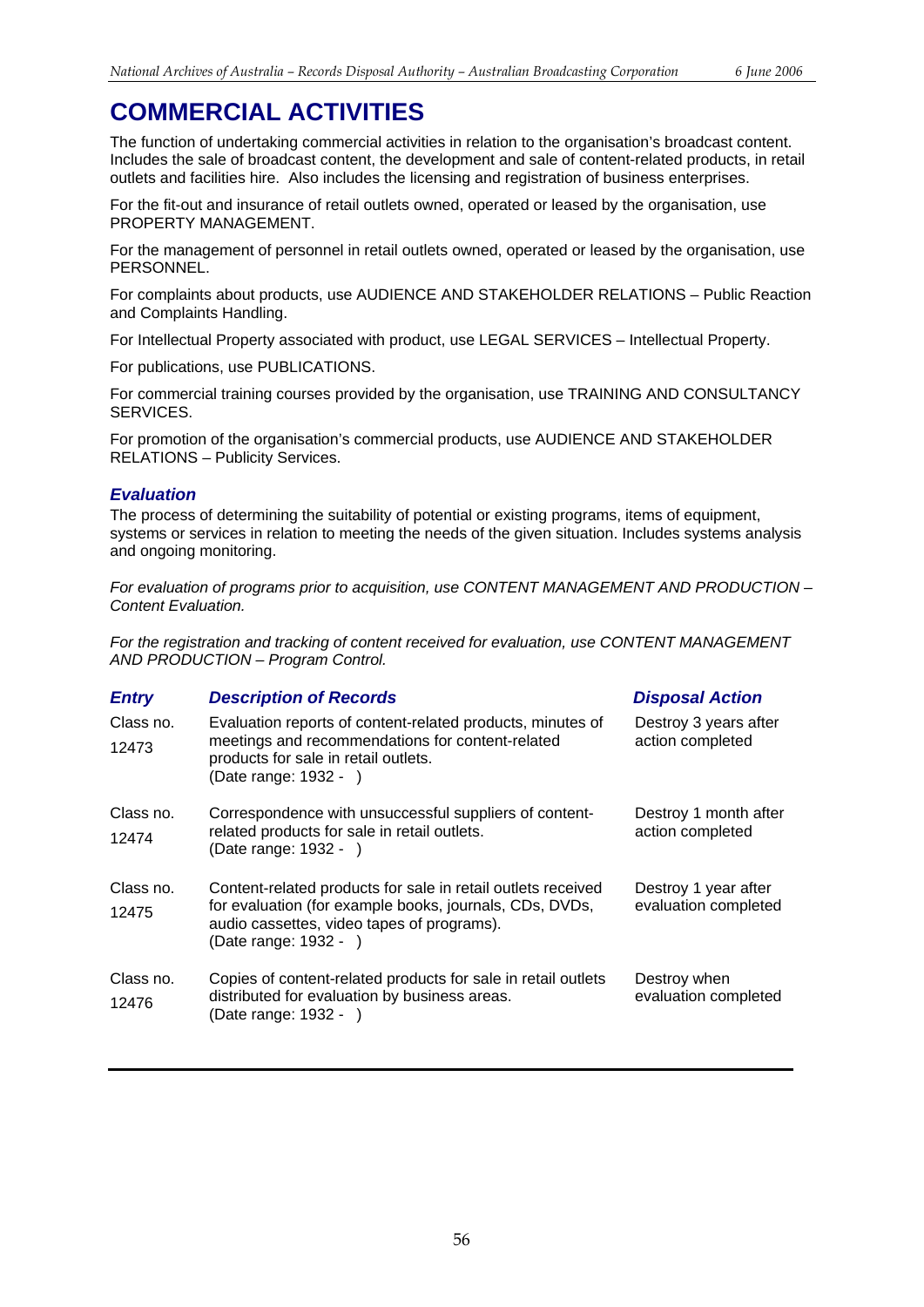# COMMERCIAL ACTIVITIES

The function of undertaking commercial activities in relation to the organisation's broadcast content. Includes the sale of broadcast content, the development and sale of content-related products, in retail outlets and facilities hire. Also includes the licensing and registration of business enterprises.

For the fit-out and insurance of retail outlets owned, operated or leased by the organisation, use PROPERTY MANAGEMENT.

For the management of personnel in retail outlets owned, operated or leased by the organisation, use PERSONNEL.

For complaints about products, use AUDIENCE AND STAKEHOLDER RELATIONS – Public Reaction and Complaints Handling.

For Intellectual Property associated with product, use LEGAL SERVICES – Intellectual Property.

For publications, use PUBLICATIONS.

For commercial training courses provided by the organisation, use TRAINING AND CONSULTANCY SERVICES.

For promotion of the organisation's commercial products, use AUDIENCE AND STAKEHOLDER RELATIONS – Publicity Services.

## *Evaluation*

The process of determining the suitability of potential or existing programs, items of equipment, systems or services in relation to meeting the needs of the given situation. Includes systems analysis and ongoing monitoring.

*For evaluation of programs prior to acquisition, use CONTENT MANAGEMENT AND PRODUCTION – Content Evaluation.*

*For the registration and tracking of content received for evaluation, use CONTENT MANAGEMENT AND PRODUCTION – Program Control.*

| *Entry* | *Description of Records* | *Disposal Action* |
|---|---|---|
| Class no. 12473 | Evaluation reports of content-related products, minutes of meetings and recommendations for content-related products for sale in retail outlets. (Date range: 1932 - ) | Destroy 3 years after action completed |
| Class no. 12474 | Correspondence with unsuccessful suppliers of content-related products for sale in retail outlets. (Date range: 1932 - ) | Destroy 1 month after action completed |
| Class no. 12475 | Content-related products for sale in retail outlets received for evaluation (for example books, journals, CDs, DVDs, audio cassettes, video tapes of programs). (Date range: 1932 - ) | Destroy 1 year after evaluation completed |
| Class no. 12476 | Copies of content-related products for sale in retail outlets distributed for evaluation by business areas. (Date range: 1932 - ) | Destroy when evaluation completed |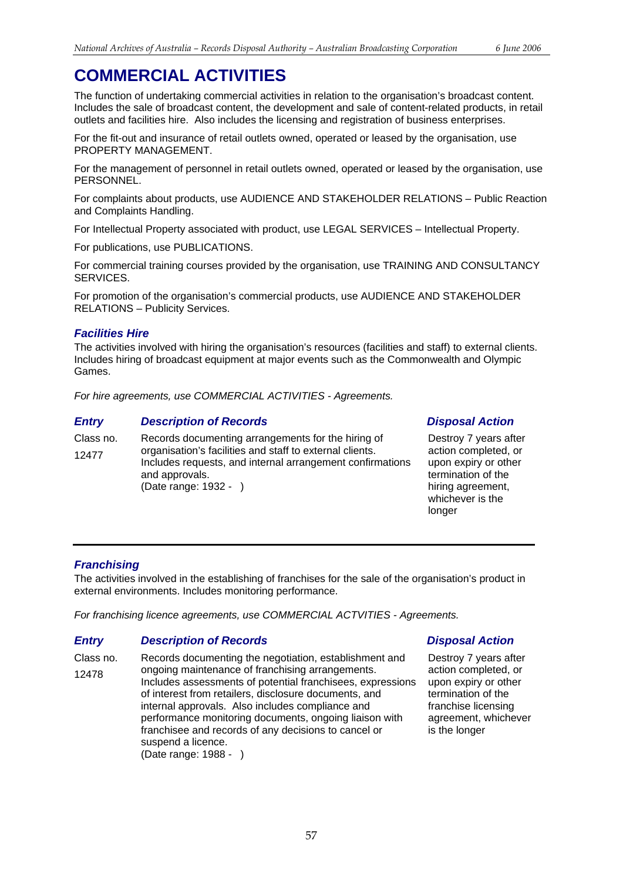# COMMERCIAL ACTIVITIES

The function of undertaking commercial activities in relation to the organisation's broadcast content. Includes the sale of broadcast content, the development and sale of content-related products, in retail outlets and facilities hire. Also includes the licensing and registration of business enterprises.

For the fit-out and insurance of retail outlets owned, operated or leased by the organisation, use PROPERTY MANAGEMENT.

For the management of personnel in retail outlets owned, operated or leased by the organisation, use PERSONNEL.

For complaints about products, use AUDIENCE AND STAKEHOLDER RELATIONS – Public Reaction and Complaints Handling.

For Intellectual Property associated with product, use LEGAL SERVICES – Intellectual Property.

For publications, use PUBLICATIONS.

For commercial training courses provided by the organisation, use TRAINING AND CONSULTANCY SERVICES.

For promotion of the organisation's commercial products, use AUDIENCE AND STAKEHOLDER RELATIONS – Publicity Services.

## *Facilities Hire*

The activities involved with hiring the organisation's resources (facilities and staff) to external clients. Includes hiring of broadcast equipment at major events such as the Commonwealth and Olympic Games.

*For hire agreements, use COMMERCIAL ACTIVITIES - Agreements.*

| *Entry* | *Description of Records* | *Disposal Action* |
|---|---|---|
| Class no. 12477 | Records documenting arrangements for the hiring of organisation's facilities and staff to external clients. Includes requests, and internal arrangement confirmations and approvals. (Date range: 1932 - ) | Destroy 7 years after action completed, or upon expiry or other termination of the hiring agreement, whichever is the longer |

## *Franchising*

The activities involved in the establishing of franchises for the sale of the organisation's product in external environments. Includes monitoring performance.

*For franchising licence agreements, use COMMERCIAL ACTVITIES - Agreements.*

| *Entry* | *Description of Records* | *Disposal Action* |
|---|---|---|
| Class no. 12478 | Records documenting the negotiation, establishment and ongoing maintenance of franchising arrangements. Includes assessments of potential franchisees, expressions of interest from retailers, disclosure documents, and internal approvals. Also includes compliance and performance monitoring documents, ongoing liaison with franchisee and records of any decisions to cancel or suspend a licence. (Date range: 1988 - ) | Destroy 7 years after action completed, or upon expiry or other termination of the franchise licensing agreement, whichever is the longer |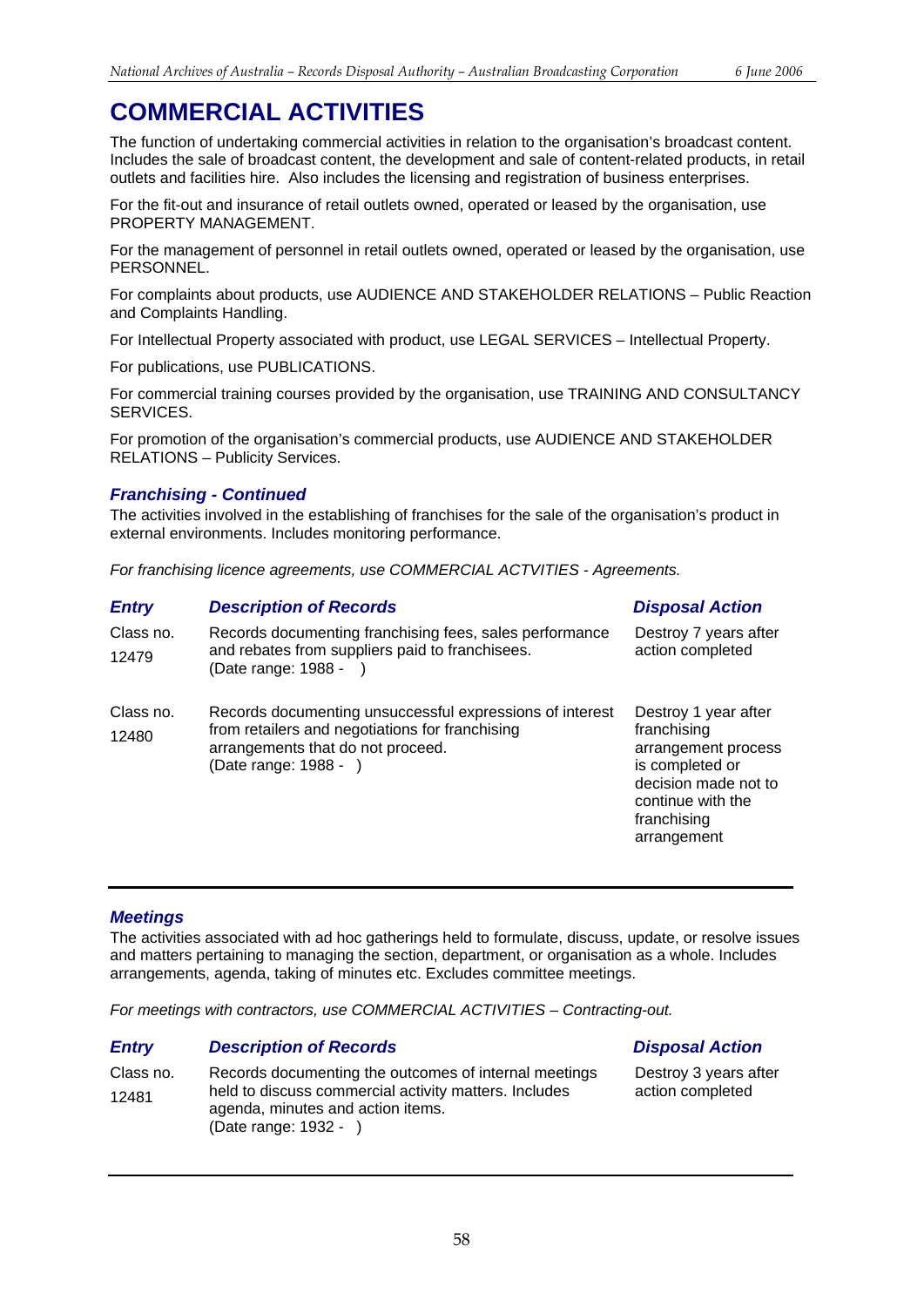# COMMERCIAL ACTIVITIES

The function of undertaking commercial activities in relation to the organisation's broadcast content. Includes the sale of broadcast content, the development and sale of content-related products, in retail outlets and facilities hire. Also includes the licensing and registration of business enterprises.

For the fit-out and insurance of retail outlets owned, operated or leased by the organisation, use PROPERTY MANAGEMENT.

For the management of personnel in retail outlets owned, operated or leased by the organisation, use PERSONNEL.

For complaints about products, use AUDIENCE AND STAKEHOLDER RELATIONS – Public Reaction and Complaints Handling.

For Intellectual Property associated with product, use LEGAL SERVICES – Intellectual Property.

For publications, use PUBLICATIONS.

For commercial training courses provided by the organisation, use TRAINING AND CONSULTANCY SERVICES.

For promotion of the organisation's commercial products, use AUDIENCE AND STAKEHOLDER RELATIONS – Publicity Services.

### *Franchising - Continued*

The activities involved in the establishing of franchises for the sale of the organisation's product in external environments. Includes monitoring performance.

*For franchising licence agreements, use COMMERCIAL ACTVITIES - Agreements.*

| *Entry* | *Description of Records* | *Disposal Action* |
|---|---|---|
| Class no. 12479 | Records documenting franchising fees, sales performance and rebates from suppliers paid to franchisees. (Date range: 1988 - ) | Destroy 7 years after action completed |
| Class no. 12480 | Records documenting unsuccessful expressions of interest from retailers and negotiations for franchising arrangements that do not proceed. (Date range: 1988 - ) | Destroy 1 year after franchising arrangement process is completed or decision made not to continue with the franchising arrangement |

### *Meetings*

The activities associated with ad hoc gatherings held to formulate, discuss, update, or resolve issues and matters pertaining to managing the section, department, or organisation as a whole. Includes arrangements, agenda, taking of minutes etc. Excludes committee meetings.

*For meetings with contractors, use COMMERCIAL ACTIVITIES – Contracting-out.*

| *Entry* | *Description of Records* | *Disposal Action* |
|---|---|---|
| Class no. 12481 | Records documenting the outcomes of internal meetings held to discuss commercial activity matters. Includes agenda, minutes and action items. (Date range: 1932 - ) | Destroy 3 years after action completed |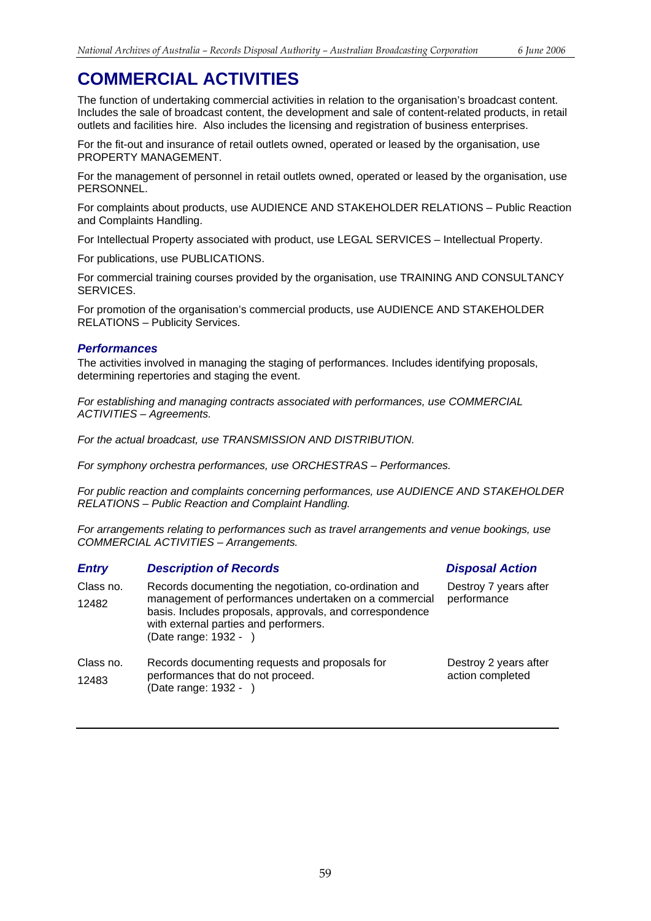# COMMERCIAL ACTIVITIES

The function of undertaking commercial activities in relation to the organisation's broadcast content. Includes the sale of broadcast content, the development and sale of content-related products, in retail outlets and facilities hire. Also includes the licensing and registration of business enterprises.

For the fit-out and insurance of retail outlets owned, operated or leased by the organisation, use PROPERTY MANAGEMENT.

For the management of personnel in retail outlets owned, operated or leased by the organisation, use PERSONNEL.

For complaints about products, use AUDIENCE AND STAKEHOLDER RELATIONS – Public Reaction and Complaints Handling.

For Intellectual Property associated with product, use LEGAL SERVICES – Intellectual Property.

For publications, use PUBLICATIONS.

For commercial training courses provided by the organisation, use TRAINING AND CONSULTANCY SERVICES.

For promotion of the organisation's commercial products, use AUDIENCE AND STAKEHOLDER RELATIONS – Publicity Services.

## *Performances*

The activities involved in managing the staging of performances. Includes identifying proposals, determining repertories and staging the event.

*For establishing and managing contracts associated with performances, use COMMERCIAL ACTIVITIES – Agreements.*

*For the actual broadcast, use TRANSMISSION AND DISTRIBUTION.*

*For symphony orchestra performances, use ORCHESTRAS – Performances.*

*For public reaction and complaints concerning performances, use AUDIENCE AND STAKEHOLDER RELATIONS – Public Reaction and Complaint Handling.*

*For arrangements relating to performances such as travel arrangements and venue bookings, use COMMERCIAL ACTIVITIES – Arrangements.*

| *Entry* | *Description of Records* | *Disposal Action* |
|---|---|---|
| Class no. 12482 | Records documenting the negotiation, co-ordination and management of performances undertaken on a commercial basis. Includes proposals, approvals, and correspondence with external parties and performers. (Date range: 1932 - ) | Destroy 7 years after performance |
| Class no. 12483 | Records documenting requests and proposals for performances that do not proceed. (Date range: 1932 - ) | Destroy 2 years after action completed |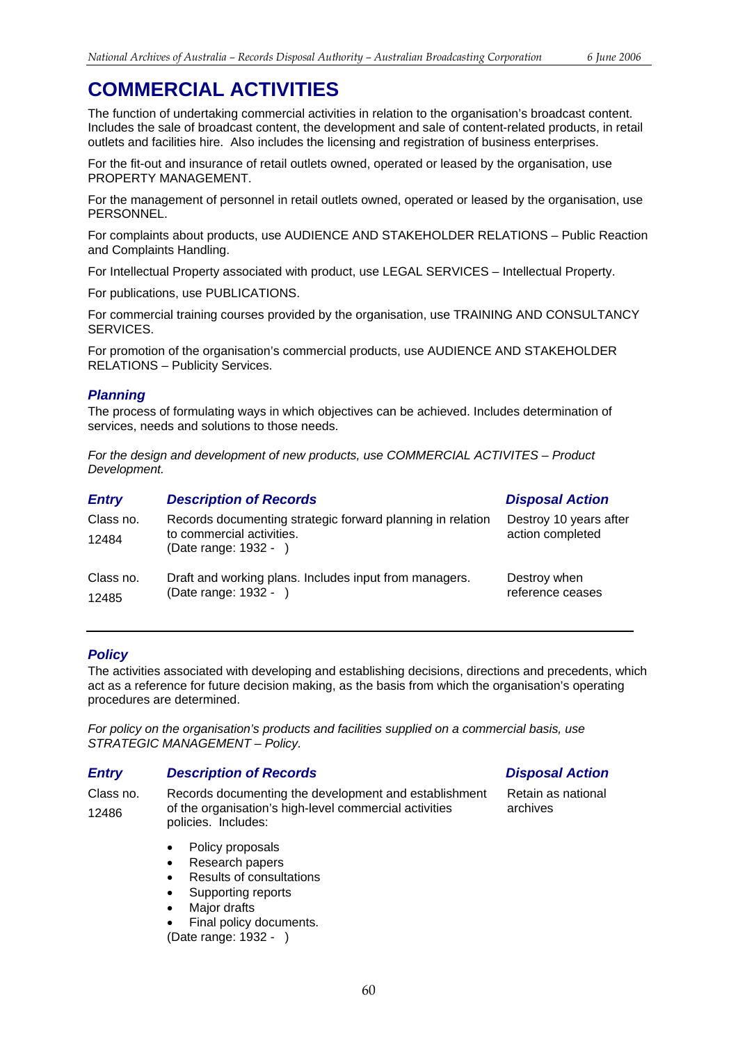# COMMERCIAL ACTIVITIES

The function of undertaking commercial activities in relation to the organisation's broadcast content. Includes the sale of broadcast content, the development and sale of content-related products, in retail outlets and facilities hire. Also includes the licensing and registration of business enterprises.

For the fit-out and insurance of retail outlets owned, operated or leased by the organisation, use PROPERTY MANAGEMENT.

For the management of personnel in retail outlets owned, operated or leased by the organisation, use PERSONNEL.

For complaints about products, use AUDIENCE AND STAKEHOLDER RELATIONS – Public Reaction and Complaints Handling.

For Intellectual Property associated with product, use LEGAL SERVICES – Intellectual Property.

For publications, use PUBLICATIONS.

For commercial training courses provided by the organisation, use TRAINING AND CONSULTANCY SERVICES.

For promotion of the organisation's commercial products, use AUDIENCE AND STAKEHOLDER RELATIONS – Publicity Services.

## *Planning*

The process of formulating ways in which objectives can be achieved. Includes determination of services, needs and solutions to those needs.

*For the design and development of new products, use COMMERCIAL ACTIVITES – Product Development.*

| ***Entry*** | ***Description of Records*** | ***Disposal Action*** |
|---|---|---|
| Class no. 12484 | Records documenting strategic forward planning in relation to commercial activities. (Date range: 1932 - ) | Destroy 10 years after action completed |
| Class no. 12485 | Draft and working plans. Includes input from managers. (Date range: 1932 - ) | Destroy when reference ceases |

## *Policy*

The activities associated with developing and establishing decisions, directions and precedents, which act as a reference for future decision making, as the basis from which the organisation's operating procedures are determined.

*For policy on the organisation's products and facilities supplied on a commercial basis, use STRATEGIC MANAGEMENT – Policy.*

| ***Entry*** | ***Description of Records*** | ***Disposal Action*** |
|---|---|---|
| Class no. 12486 | Records documenting the development and establishment of the organisation's high-level commercial activities policies. Includes: <br>• Policy proposals <br>• Research papers <br>• Results of consultations <br>• Supporting reports <br>• Major drafts <br>• Final policy documents. <br>(Date range: 1932 - ) | Retain as national archives |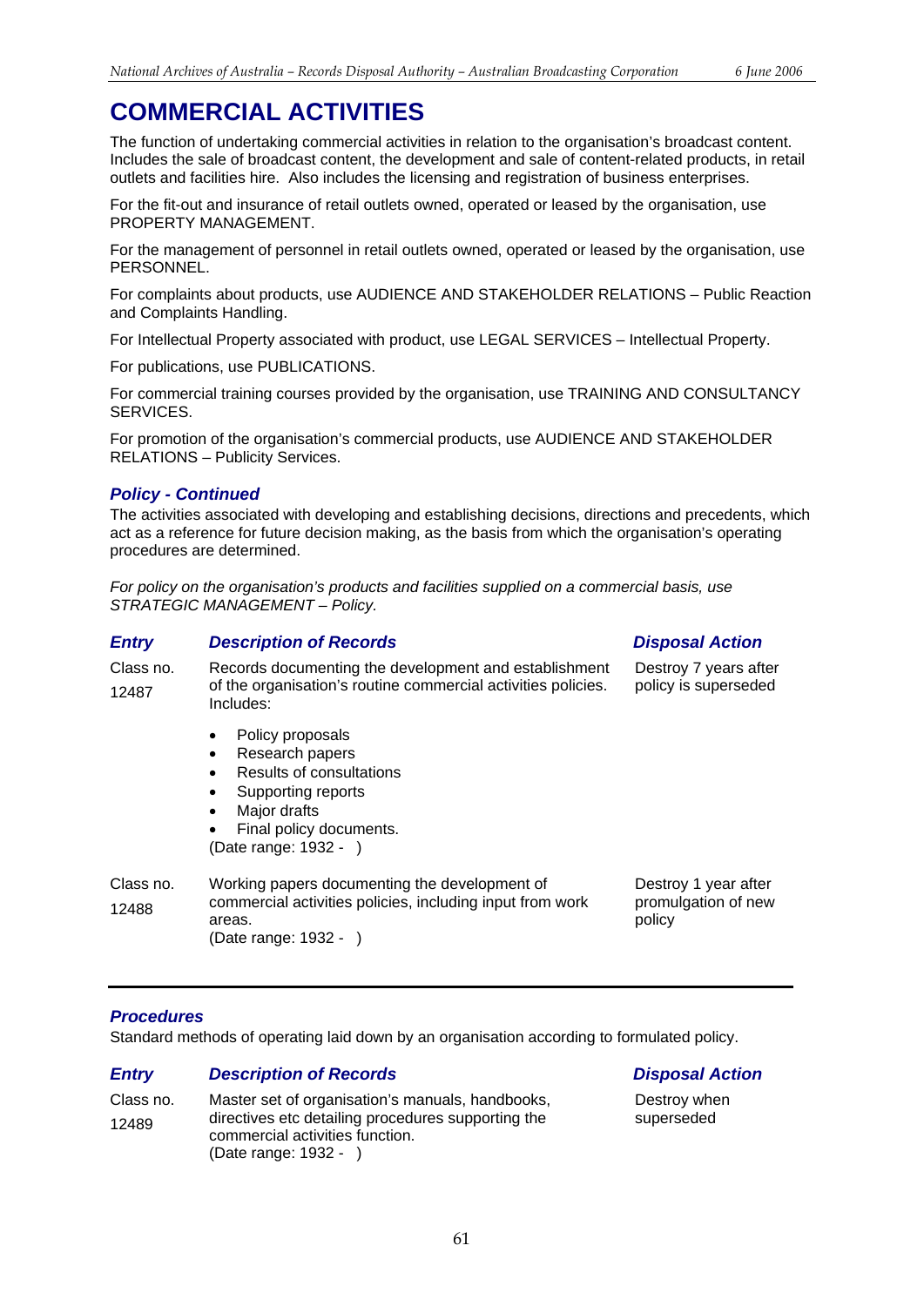# COMMERCIAL ACTIVITIES

The function of undertaking commercial activities in relation to the organisation's broadcast content. Includes the sale of broadcast content, the development and sale of content-related products, in retail outlets and facilities hire. Also includes the licensing and registration of business enterprises.

For the fit-out and insurance of retail outlets owned, operated or leased by the organisation, use PROPERTY MANAGEMENT.

For the management of personnel in retail outlets owned, operated or leased by the organisation, use PERSONNEL.

For complaints about products, use AUDIENCE AND STAKEHOLDER RELATIONS – Public Reaction and Complaints Handling.

For Intellectual Property associated with product, use LEGAL SERVICES – Intellectual Property.

For publications, use PUBLICATIONS.

For commercial training courses provided by the organisation, use TRAINING AND CONSULTANCY SERVICES.

For promotion of the organisation's commercial products, use AUDIENCE AND STAKEHOLDER RELATIONS – Publicity Services.

## *Policy - Continued*

The activities associated with developing and establishing decisions, directions and precedents, which act as a reference for future decision making, as the basis from which the organisation's operating procedures are determined.

*For policy on the organisation's products and facilities supplied on a commercial basis, use STRATEGIC MANAGEMENT – Policy.*

| *Entry* | *Description of Records* | *Disposal Action* |
|---|---|---|
| Class no. 12487 | Records documenting the development and establishment of the organisation's routine commercial activities policies. Includes:<br>• Policy proposals<br>• Research papers<br>• Results of consultations<br>• Supporting reports<br>• Major drafts<br>• Final policy documents.<br>(Date range: 1932 - ) | Destroy 7 years after policy is superseded |
| Class no. 12488 | Working papers documenting the development of commercial activities policies, including input from work areas.<br>(Date range: 1932 - ) | Destroy 1 year after promulgation of new policy |

## *Procedures*

Standard methods of operating laid down by an organisation according to formulated policy.

| *Entry* | *Description of Records* | *Disposal Action* |
|---|---|---|
| Class no. 12489 | Master set of organisation's manuals, handbooks, directives etc detailing procedures supporting the commercial activities function.<br>(Date range: 1932 - ) | Destroy when superseded |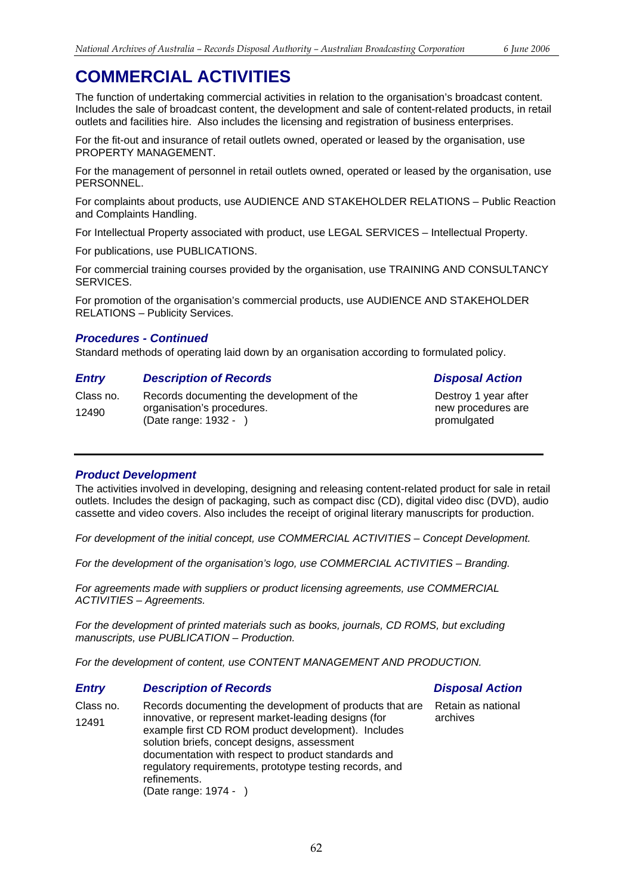# COMMERCIAL ACTIVITIES

The function of undertaking commercial activities in relation to the organisation's broadcast content. Includes the sale of broadcast content, the development and sale of content-related products, in retail outlets and facilities hire. Also includes the licensing and registration of business enterprises.

For the fit-out and insurance of retail outlets owned, operated or leased by the organisation, use PROPERTY MANAGEMENT.

For the management of personnel in retail outlets owned, operated or leased by the organisation, use PERSONNEL.

For complaints about products, use AUDIENCE AND STAKEHOLDER RELATIONS – Public Reaction and Complaints Handling.

For Intellectual Property associated with product, use LEGAL SERVICES – Intellectual Property.

For publications, use PUBLICATIONS.

For commercial training courses provided by the organisation, use TRAINING AND CONSULTANCY SERVICES.

For promotion of the organisation's commercial products, use AUDIENCE AND STAKEHOLDER RELATIONS – Publicity Services.

### *Procedures - Continued*

Standard methods of operating laid down by an organisation according to formulated policy.

| *Entry* | *Description of Records* | *Disposal Action* |
|---|---|---|
| Class no. 12490 | Records documenting the development of the organisation's procedures. (Date range: 1932 - ) | Destroy 1 year after new procedures are promulgated |

---

### *Product Development*

The activities involved in developing, designing and releasing content-related product for sale in retail outlets. Includes the design of packaging, such as compact disc (CD), digital video disc (DVD), audio cassette and video covers. Also includes the receipt of original literary manuscripts for production.

*For development of the initial concept, use COMMERCIAL ACTIVITIES – Concept Development.*

*For the development of the organisation's logo, use COMMERCIAL ACTIVITIES – Branding.*

*For agreements made with suppliers or product licensing agreements, use COMMERCIAL ACTIVITIES – Agreements.*

*For the development of printed materials such as books, journals, CD ROMS, but excluding manuscripts, use PUBLICATION – Production.*

*For the development of content, use CONTENT MANAGEMENT AND PRODUCTION.*

| *Entry* | *Description of Records* | *Disposal Action* |
|---|---|---|
| Class no. 12491 | Records documenting the development of products that are innovative, or represent market-leading designs (for example first CD ROM product development). Includes solution briefs, concept designs, assessment documentation with respect to product standards and regulatory requirements, prototype testing records, and refinements. (Date range: 1974 - ) | Retain as national archives |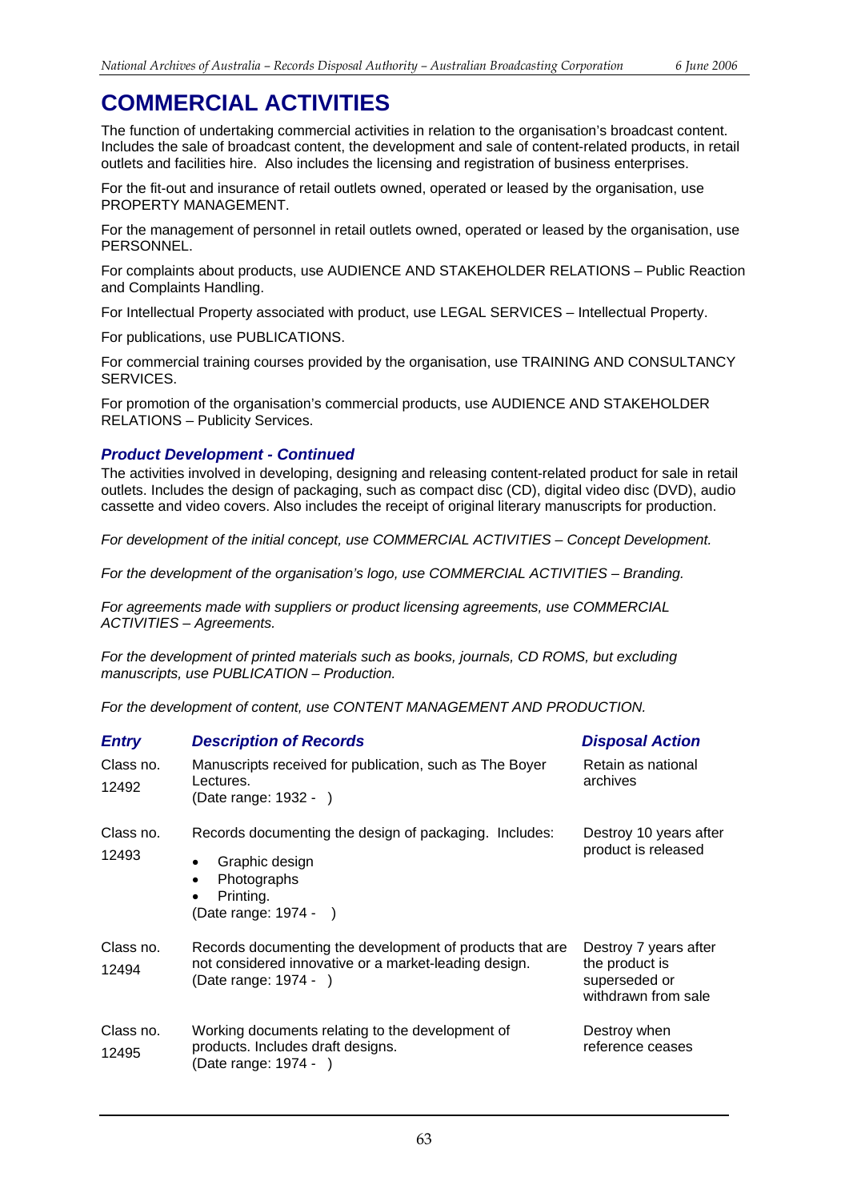# COMMERCIAL ACTIVITIES

The function of undertaking commercial activities in relation to the organisation's broadcast content. Includes the sale of broadcast content, the development and sale of content-related products, in retail outlets and facilities hire. Also includes the licensing and registration of business enterprises.

For the fit-out and insurance of retail outlets owned, operated or leased by the organisation, use PROPERTY MANAGEMENT.

For the management of personnel in retail outlets owned, operated or leased by the organisation, use PERSONNEL.

For complaints about products, use AUDIENCE AND STAKEHOLDER RELATIONS – Public Reaction and Complaints Handling.

For Intellectual Property associated with product, use LEGAL SERVICES – Intellectual Property.

For publications, use PUBLICATIONS.

For commercial training courses provided by the organisation, use TRAINING AND CONSULTANCY SERVICES.

For promotion of the organisation's commercial products, use AUDIENCE AND STAKEHOLDER RELATIONS – Publicity Services.

### *Product Development - Continued*

The activities involved in developing, designing and releasing content-related product for sale in retail outlets. Includes the design of packaging, such as compact disc (CD), digital video disc (DVD), audio cassette and video covers. Also includes the receipt of original literary manuscripts for production.

*For development of the initial concept, use COMMERCIAL ACTIVITIES – Concept Development.*

*For the development of the organisation's logo, use COMMERCIAL ACTIVITIES – Branding.*

*For agreements made with suppliers or product licensing agreements, use COMMERCIAL ACTIVITIES – Agreements.*

*For the development of printed materials such as books, journals, CD ROMS, but excluding manuscripts, use PUBLICATION – Production.*

*For the development of content, use CONTENT MANAGEMENT AND PRODUCTION.*

| *Entry* | *Description of Records* | *Disposal Action* |
|---|---|---|
| Class no. 12492 | Manuscripts received for publication, such as The Boyer Lectures. (Date range: 1932 - ) | Retain as national archives |
| Class no. 12493 | Records documenting the design of packaging. Includes: <br>• Graphic design <br>• Photographs <br>• Printing. <br>(Date range: 1974 - ) | Destroy 10 years after product is released |
| Class no. 12494 | Records documenting the development of products that are not considered innovative or a market-leading design. (Date range: 1974 - ) | Destroy 7 years after the product is superseded or withdrawn from sale |
| Class no. 12495 | Working documents relating to the development of products. Includes draft designs. (Date range: 1974 - ) | Destroy when reference ceases |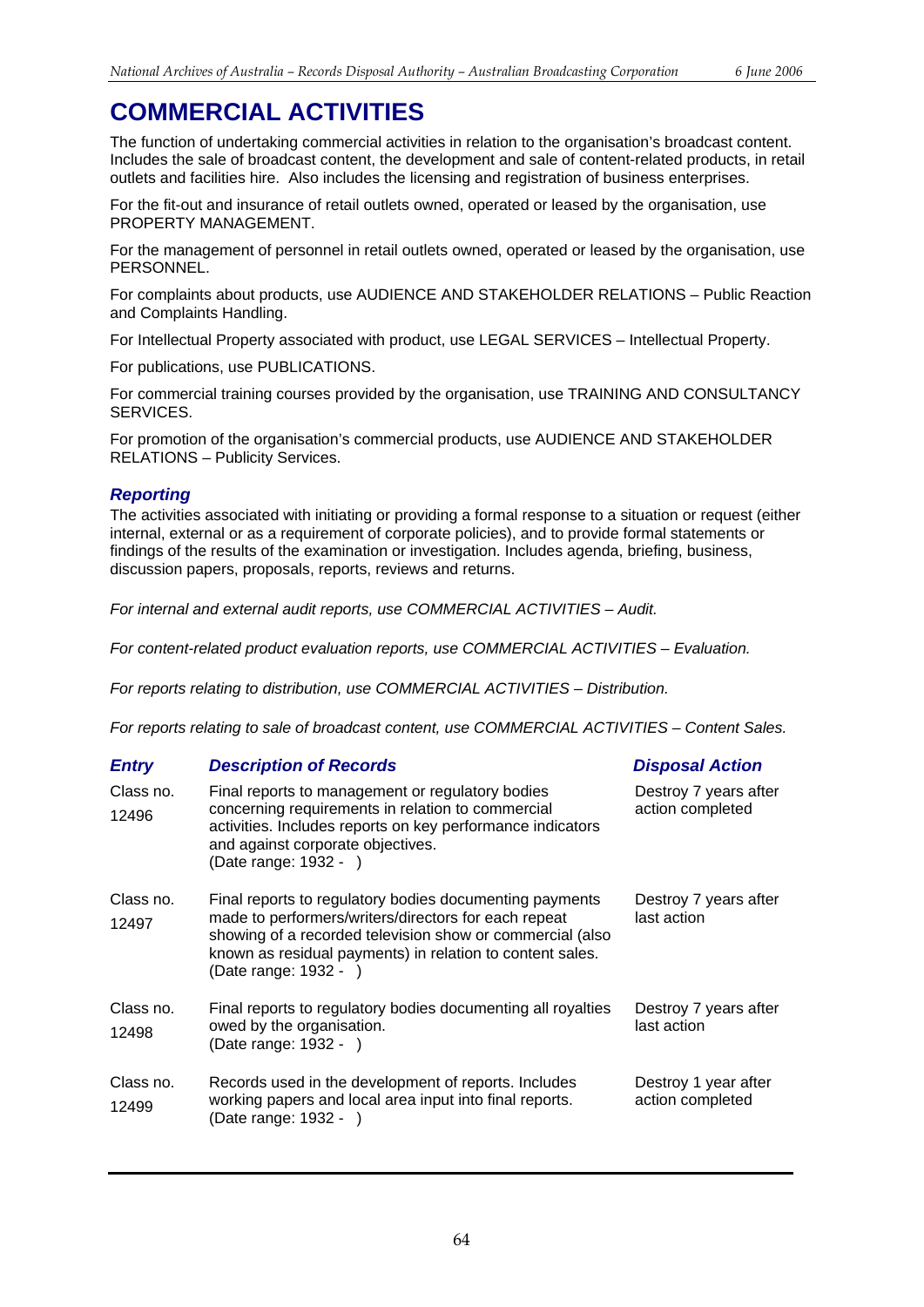# COMMERCIAL ACTIVITIES

The function of undertaking commercial activities in relation to the organisation's broadcast content. Includes the sale of broadcast content, the development and sale of content-related products, in retail outlets and facilities hire. Also includes the licensing and registration of business enterprises.

For the fit-out and insurance of retail outlets owned, operated or leased by the organisation, use PROPERTY MANAGEMENT.

For the management of personnel in retail outlets owned, operated or leased by the organisation, use PERSONNEL.

For complaints about products, use AUDIENCE AND STAKEHOLDER RELATIONS – Public Reaction and Complaints Handling.

For Intellectual Property associated with product, use LEGAL SERVICES – Intellectual Property.

For publications, use PUBLICATIONS.

For commercial training courses provided by the organisation, use TRAINING AND CONSULTANCY SERVICES.

For promotion of the organisation's commercial products, use AUDIENCE AND STAKEHOLDER RELATIONS – Publicity Services.

## *Reporting*

The activities associated with initiating or providing a formal response to a situation or request (either internal, external or as a requirement of corporate policies), and to provide formal statements or findings of the results of the examination or investigation. Includes agenda, briefing, business, discussion papers, proposals, reports, reviews and returns.

*For internal and external audit reports, use COMMERCIAL ACTIVITIES – Audit.*

*For content-related product evaluation reports, use COMMERCIAL ACTIVITIES – Evaluation.*

*For reports relating to distribution, use COMMERCIAL ACTIVITIES – Distribution.*

*For reports relating to sale of broadcast content, use COMMERCIAL ACTIVITIES – Content Sales.*

| *Entry* | *Description of Records* | *Disposal Action* |
|---|---|---|
| Class no. 12496 | Final reports to management or regulatory bodies concerning requirements in relation to commercial activities. Includes reports on key performance indicators and against corporate objectives. (Date range: 1932 - ) | Destroy 7 years after action completed |
| Class no. 12497 | Final reports to regulatory bodies documenting payments made to performers/writers/directors for each repeat showing of a recorded television show or commercial (also known as residual payments) in relation to content sales. (Date range: 1932 - ) | Destroy 7 years after last action |
| Class no. 12498 | Final reports to regulatory bodies documenting all royalties owed by the organisation. (Date range: 1932 - ) | Destroy 7 years after last action |
| Class no. 12499 | Records used in the development of reports. Includes working papers and local area input into final reports. (Date range: 1932 - ) | Destroy 1 year after action completed |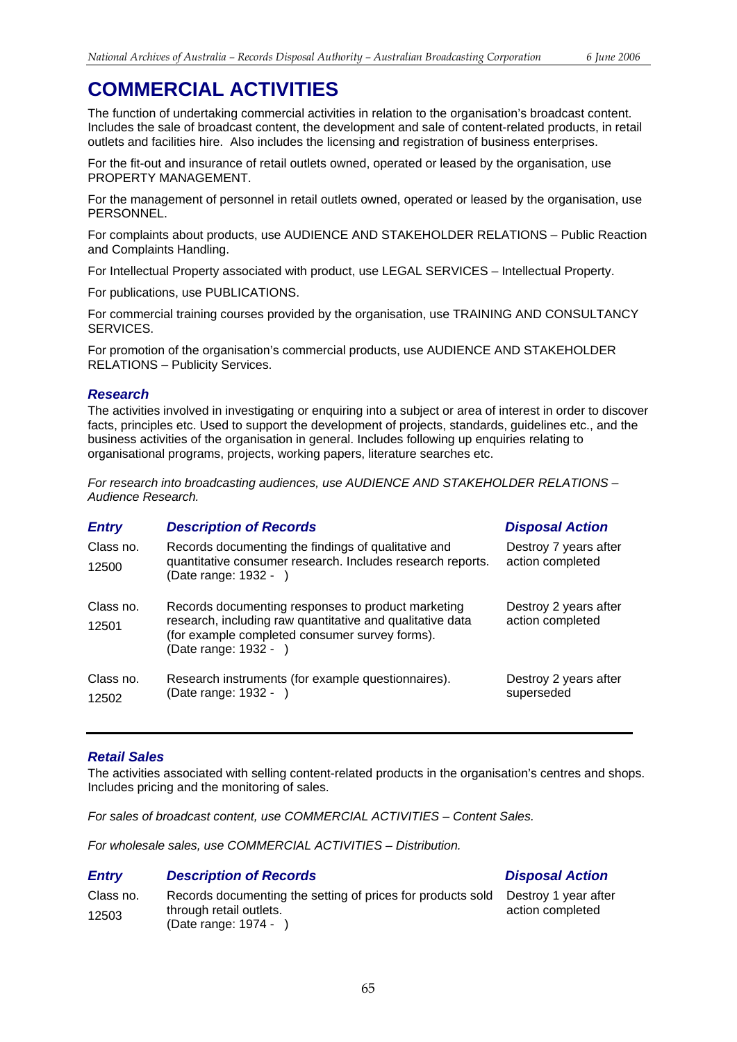# COMMERCIAL ACTIVITIES

The function of undertaking commercial activities in relation to the organisation's broadcast content. Includes the sale of broadcast content, the development and sale of content-related products, in retail outlets and facilities hire. Also includes the licensing and registration of business enterprises.

For the fit-out and insurance of retail outlets owned, operated or leased by the organisation, use PROPERTY MANAGEMENT.

For the management of personnel in retail outlets owned, operated or leased by the organisation, use PERSONNEL.

For complaints about products, use AUDIENCE AND STAKEHOLDER RELATIONS – Public Reaction and Complaints Handling.

For Intellectual Property associated with product, use LEGAL SERVICES – Intellectual Property.

For publications, use PUBLICATIONS.

For commercial training courses provided by the organisation, use TRAINING AND CONSULTANCY SERVICES.

For promotion of the organisation's commercial products, use AUDIENCE AND STAKEHOLDER RELATIONS – Publicity Services.

### *Research*

The activities involved in investigating or enquiring into a subject or area of interest in order to discover facts, principles etc. Used to support the development of projects, standards, guidelines etc., and the business activities of the organisation in general. Includes following up enquiries relating to organisational programs, projects, working papers, literature searches etc.

*For research into broadcasting audiences, use AUDIENCE AND STAKEHOLDER RELATIONS – Audience Research.*

| *Entry* | *Description of Records* | *Disposal Action* |
|---|---|---|
| Class no. 12500 | Records documenting the findings of qualitative and quantitative consumer research. Includes research reports. (Date range: 1932 - ) | Destroy 7 years after action completed |
| Class no. 12501 | Records documenting responses to product marketing research, including raw quantitative and qualitative data (for example completed consumer survey forms). (Date range: 1932 - ) | Destroy 2 years after action completed |
| Class no. 12502 | Research instruments (for example questionnaires). (Date range: 1932 - ) | Destroy 2 years after superseded |

### *Retail Sales*

The activities associated with selling content-related products in the organisation's centres and shops. Includes pricing and the monitoring of sales.

*For sales of broadcast content, use COMMERCIAL ACTIVITIES – Content Sales.*

*For wholesale sales, use COMMERCIAL ACTIVITIES – Distribution.*

| *Entry* | *Description of Records* | *Disposal Action* |
|---|---|---|
| Class no. 12503 | Records documenting the setting of prices for products sold through retail outlets. (Date range: 1974 - ) | Destroy 1 year after action completed |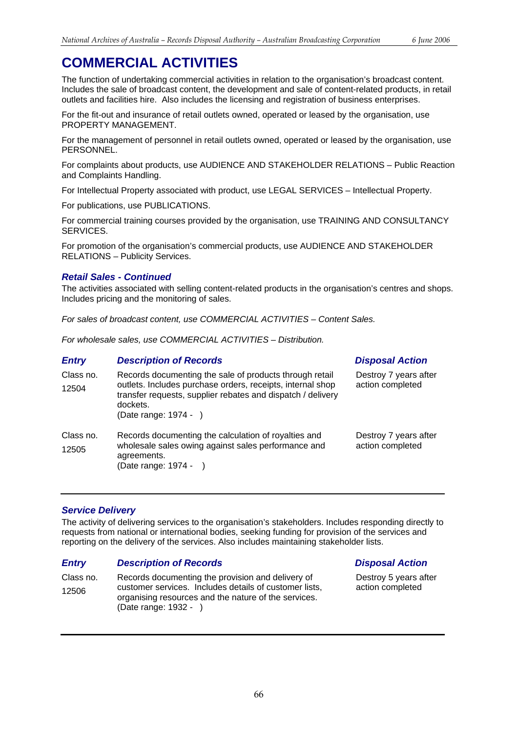# COMMERCIAL ACTIVITIES

The function of undertaking commercial activities in relation to the organisation's broadcast content. Includes the sale of broadcast content, the development and sale of content-related products, in retail outlets and facilities hire. Also includes the licensing and registration of business enterprises.

For the fit-out and insurance of retail outlets owned, operated or leased by the organisation, use PROPERTY MANAGEMENT.

For the management of personnel in retail outlets owned, operated or leased by the organisation, use PERSONNEL.

For complaints about products, use AUDIENCE AND STAKEHOLDER RELATIONS – Public Reaction and Complaints Handling.

For Intellectual Property associated with product, use LEGAL SERVICES – Intellectual Property.

For publications, use PUBLICATIONS.

For commercial training courses provided by the organisation, use TRAINING AND CONSULTANCY SERVICES.

For promotion of the organisation's commercial products, use AUDIENCE AND STAKEHOLDER RELATIONS – Publicity Services.

### *Retail Sales - Continued*

The activities associated with selling content-related products in the organisation's centres and shops. Includes pricing and the monitoring of sales.

*For sales of broadcast content, use COMMERCIAL ACTIVITIES – Content Sales.*

*For wholesale sales, use COMMERCIAL ACTIVITIES – Distribution.*

| *Entry* | *Description of Records* | *Disposal Action* |
|---|---|---|
| Class no. 12504 | Records documenting the sale of products through retail outlets. Includes purchase orders, receipts, internal shop transfer requests, supplier rebates and dispatch / delivery dockets. (Date range: 1974 - ) | Destroy 7 years after action completed |
| Class no. 12505 | Records documenting the calculation of royalties and wholesale sales owing against sales performance and agreements. (Date range: 1974 - ) | Destroy 7 years after action completed |

### *Service Delivery*

The activity of delivering services to the organisation's stakeholders. Includes responding directly to requests from national or international bodies, seeking funding for provision of the services and reporting on the delivery of the services. Also includes maintaining stakeholder lists.

| *Entry* | *Description of Records* | *Disposal Action* |
|---|---|---|
| Class no. 12506 | Records documenting the provision and delivery of customer services. Includes details of customer lists, organising resources and the nature of the services. (Date range: 1932 - ) | Destroy 5 years after action completed |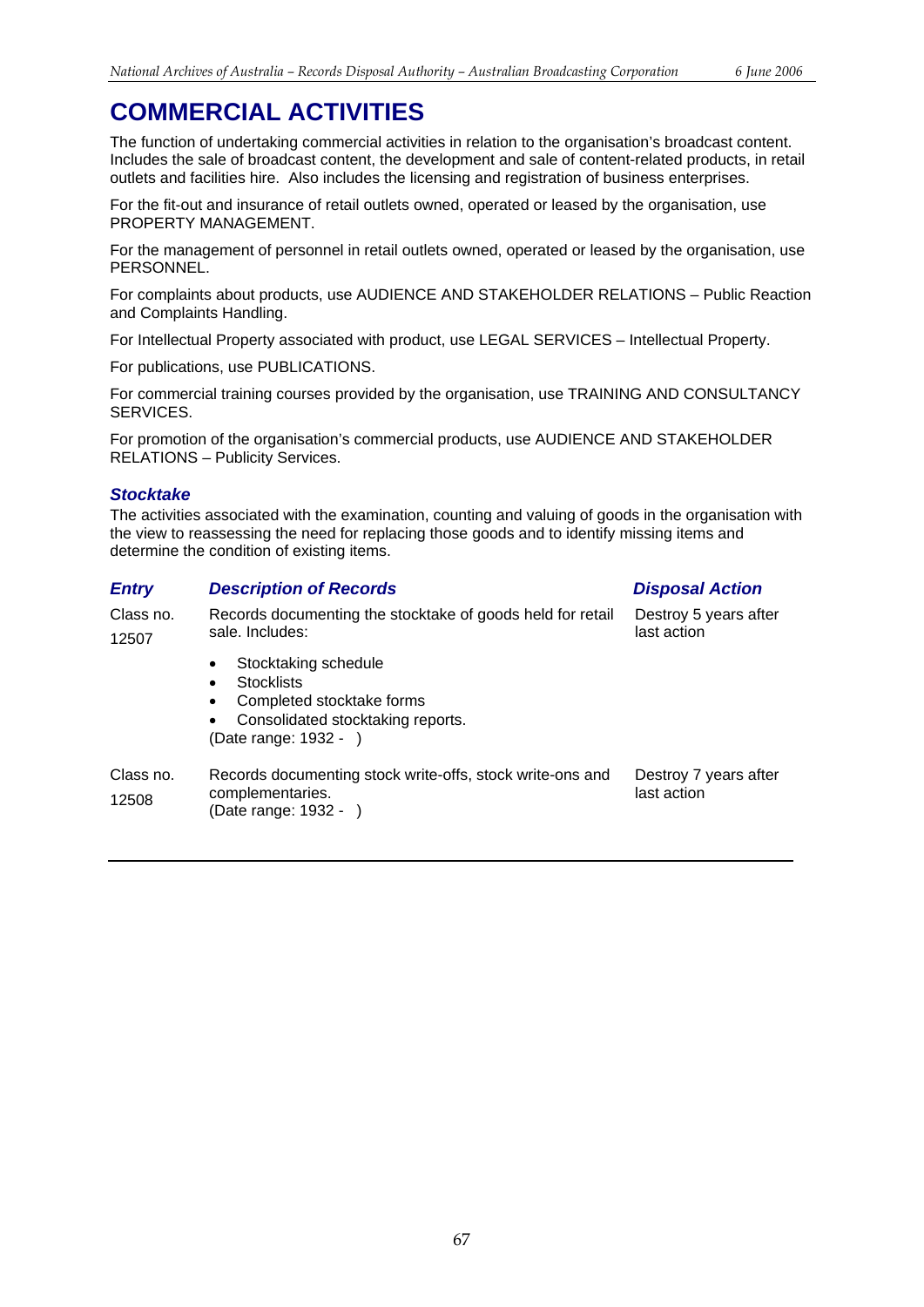# COMMERCIAL ACTIVITIES

The function of undertaking commercial activities in relation to the organisation's broadcast content. Includes the sale of broadcast content, the development and sale of content-related products, in retail outlets and facilities hire. Also includes the licensing and registration of business enterprises.

For the fit-out and insurance of retail outlets owned, operated or leased by the organisation, use PROPERTY MANAGEMENT.

For the management of personnel in retail outlets owned, operated or leased by the organisation, use PERSONNEL.

For complaints about products, use AUDIENCE AND STAKEHOLDER RELATIONS – Public Reaction and Complaints Handling.

For Intellectual Property associated with product, use LEGAL SERVICES – Intellectual Property.

For publications, use PUBLICATIONS.

For commercial training courses provided by the organisation, use TRAINING AND CONSULTANCY SERVICES.

For promotion of the organisation's commercial products, use AUDIENCE AND STAKEHOLDER RELATIONS – Publicity Services.

### *Stocktake*

The activities associated with the examination, counting and valuing of goods in the organisation with the view to reassessing the need for replacing those goods and to identify missing items and determine the condition of existing items.

| *Entry* | *Description of Records* | *Disposal Action* |
|---|---|---|
| Class no. 12507 | Records documenting the stocktake of goods held for retail sale. Includes:<br>• Stocktaking schedule<br>• Stocklists<br>• Completed stocktake forms<br>• Consolidated stocktaking reports.<br>(Date range: 1932 - ) | Destroy 5 years after last action |
| Class no. 12508 | Records documenting stock write-offs, stock write-ons and complementaries.<br>(Date range: 1932 - ) | Destroy 7 years after last action |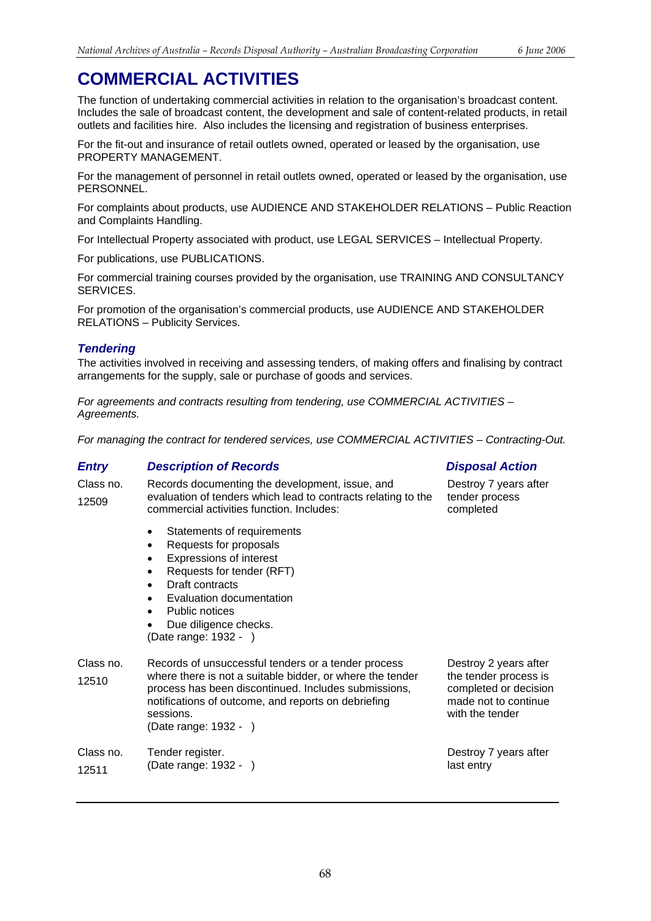# COMMERCIAL ACTIVITIES

The function of undertaking commercial activities in relation to the organisation's broadcast content. Includes the sale of broadcast content, the development and sale of content-related products, in retail outlets and facilities hire. Also includes the licensing and registration of business enterprises.

For the fit-out and insurance of retail outlets owned, operated or leased by the organisation, use PROPERTY MANAGEMENT.

For the management of personnel in retail outlets owned, operated or leased by the organisation, use PERSONNEL.

For complaints about products, use AUDIENCE AND STAKEHOLDER RELATIONS – Public Reaction and Complaints Handling.

For Intellectual Property associated with product, use LEGAL SERVICES – Intellectual Property.

For publications, use PUBLICATIONS.

For commercial training courses provided by the organisation, use TRAINING AND CONSULTANCY SERVICES.

For promotion of the organisation's commercial products, use AUDIENCE AND STAKEHOLDER RELATIONS – Publicity Services.

## *Tendering*

The activities involved in receiving and assessing tenders, of making offers and finalising by contract arrangements for the supply, sale or purchase of goods and services.

*For agreements and contracts resulting from tendering, use COMMERCIAL ACTIVITIES – Agreements.*

*For managing the contract for tendered services, use COMMERCIAL ACTIVITIES – Contracting-Out.*

| *Entry* | *Description of Records* | *Disposal Action* |
|---|---|---|
| Class no. 12509 | Records documenting the development, issue, and evaluation of tenders which lead to contracts relating to the commercial activities function. Includes:<br>• Statements of requirements<br>• Requests for proposals<br>• Expressions of interest<br>• Requests for tender (RFT)<br>• Draft contracts<br>• Evaluation documentation<br>• Public notices<br>• Due diligence checks.<br>(Date range: 1932 - ) | Destroy 7 years after tender process completed |
| Class no. 12510 | Records of unsuccessful tenders or a tender process where there is not a suitable bidder, or where the tender process has been discontinued. Includes submissions, notifications of outcome, and reports on debriefing sessions.<br>(Date range: 1932 - ) | Destroy 2 years after the tender process is completed or decision made not to continue with the tender |
| Class no. 12511 | Tender register.<br>(Date range: 1932 - ) | Destroy 7 years after last entry |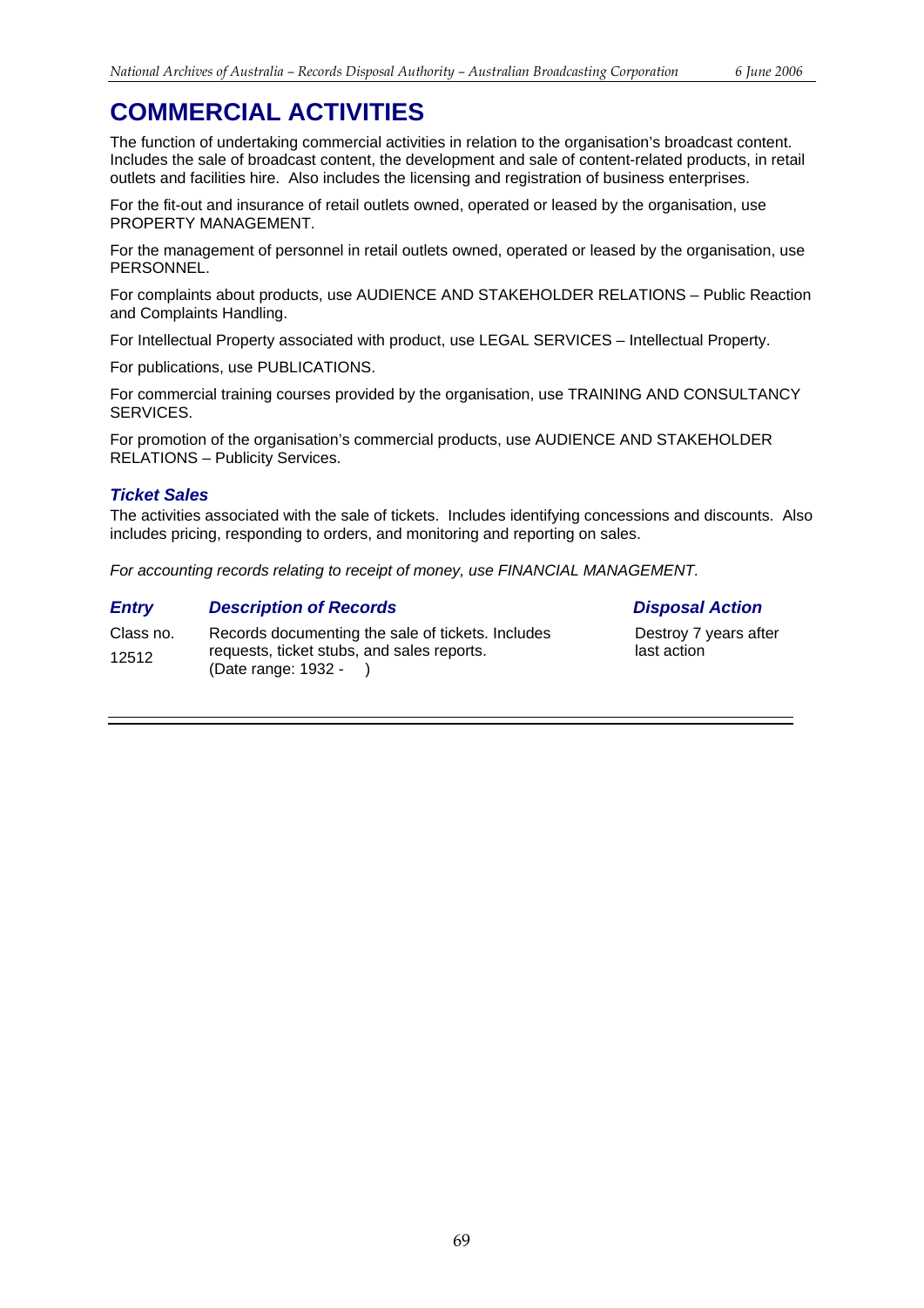# COMMERCIAL ACTIVITIES

The function of undertaking commercial activities in relation to the organisation's broadcast content. Includes the sale of broadcast content, the development and sale of content-related products, in retail outlets and facilities hire. Also includes the licensing and registration of business enterprises.

For the fit-out and insurance of retail outlets owned, operated or leased by the organisation, use PROPERTY MANAGEMENT.

For the management of personnel in retail outlets owned, operated or leased by the organisation, use PERSONNEL.

For complaints about products, use AUDIENCE AND STAKEHOLDER RELATIONS – Public Reaction and Complaints Handling.

For Intellectual Property associated with product, use LEGAL SERVICES – Intellectual Property.

For publications, use PUBLICATIONS.

For commercial training courses provided by the organisation, use TRAINING AND CONSULTANCY SERVICES.

For promotion of the organisation's commercial products, use AUDIENCE AND STAKEHOLDER RELATIONS – Publicity Services.

## *Ticket Sales*

The activities associated with the sale of tickets. Includes identifying concessions and discounts. Also includes pricing, responding to orders, and monitoring and reporting on sales.

*For accounting records relating to receipt of money, use FINANCIAL MANAGEMENT.*

| *Entry* | *Description of Records* | *Disposal Action* |
|---|---|---|
| Class no. 12512 | Records documenting the sale of tickets. Includes requests, ticket stubs, and sales reports. (Date range: 1932 - ) | Destroy 7 years after last action |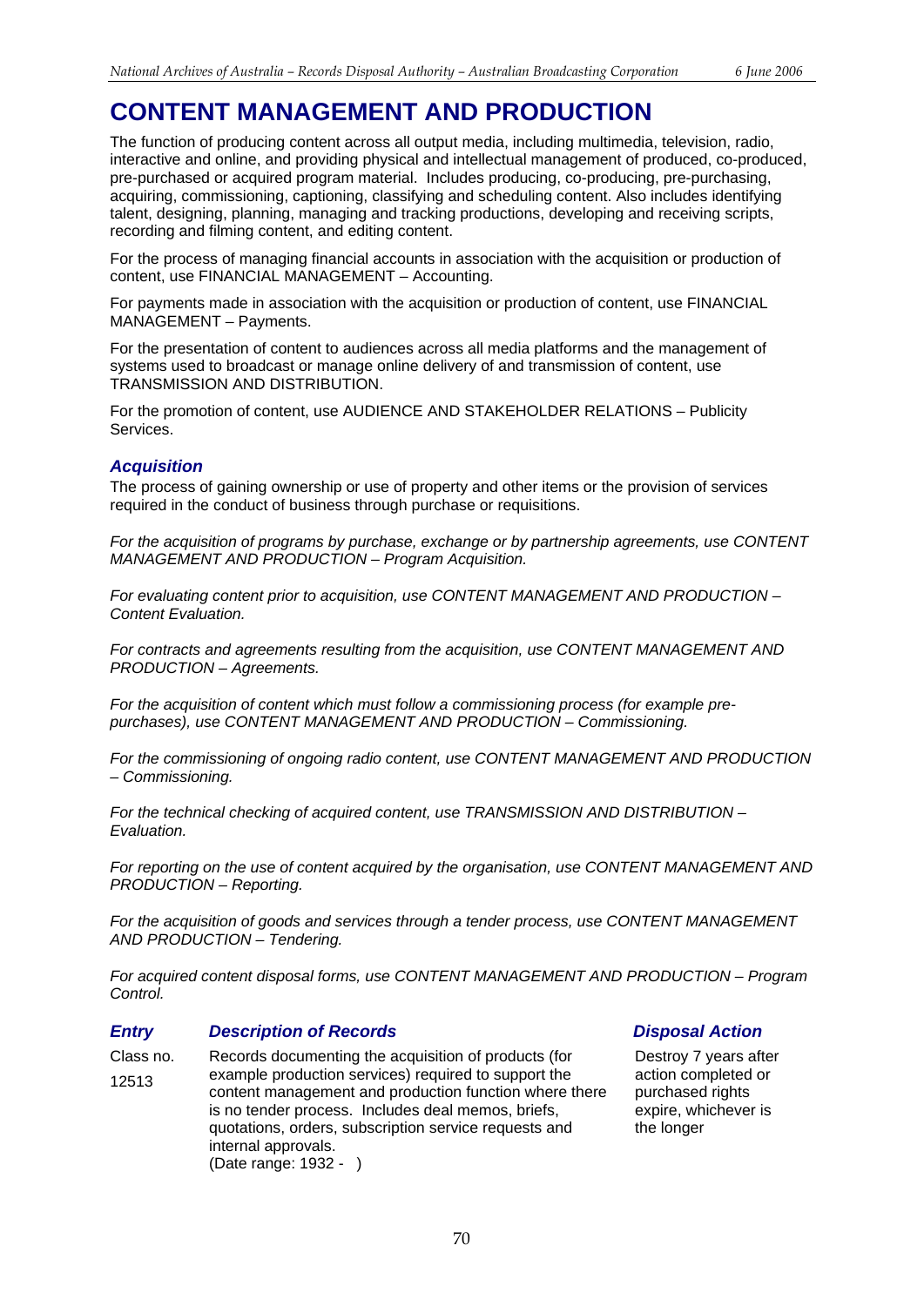# CONTENT MANAGEMENT AND PRODUCTION

The function of producing content across all output media, including multimedia, television, radio, interactive and online, and providing physical and intellectual management of produced, co-produced, pre-purchased or acquired program material. Includes producing, co-producing, pre-purchasing, acquiring, commissioning, captioning, classifying and scheduling content. Also includes identifying talent, designing, planning, managing and tracking productions, developing and receiving scripts, recording and filming content, and editing content.

For the process of managing financial accounts in association with the acquisition or production of content, use FINANCIAL MANAGEMENT – Accounting.

For payments made in association with the acquisition or production of content, use FINANCIAL MANAGEMENT – Payments.

For the presentation of content to audiences across all media platforms and the management of systems used to broadcast or manage online delivery of and transmission of content, use TRANSMISSION AND DISTRIBUTION.

For the promotion of content, use AUDIENCE AND STAKEHOLDER RELATIONS – Publicity Services.

### *Acquisition*

The process of gaining ownership or use of property and other items or the provision of services required in the conduct of business through purchase or requisitions.

*For the acquisition of programs by purchase, exchange or by partnership agreements, use CONTENT MANAGEMENT AND PRODUCTION – Program Acquisition.*

*For evaluating content prior to acquisition, use CONTENT MANAGEMENT AND PRODUCTION – Content Evaluation.*

*For contracts and agreements resulting from the acquisition, use CONTENT MANAGEMENT AND PRODUCTION – Agreements.*

*For the acquisition of content which must follow a commissioning process (for example pre-purchases), use CONTENT MANAGEMENT AND PRODUCTION – Commissioning.*

*For the commissioning of ongoing radio content, use CONTENT MANAGEMENT AND PRODUCTION – Commissioning.*

*For the technical checking of acquired content, use TRANSMISSION AND DISTRIBUTION – Evaluation.*

*For reporting on the use of content acquired by the organisation, use CONTENT MANAGEMENT AND PRODUCTION – Reporting.*

*For the acquisition of goods and services through a tender process, use CONTENT MANAGEMENT AND PRODUCTION – Tendering.*

*For acquired content disposal forms, use CONTENT MANAGEMENT AND PRODUCTION – Program Control.*

| *Entry* | *Description of Records* | *Disposal Action* |
|---|---|---|
| Class no. 12513 | Records documenting the acquisition of products (for example production services) required to support the content management and production function where there is no tender process. Includes deal memos, briefs, quotations, orders, subscription service requests and internal approvals. (Date range: 1932 - ) | Destroy 7 years after action completed or purchased rights expire, whichever is the longer |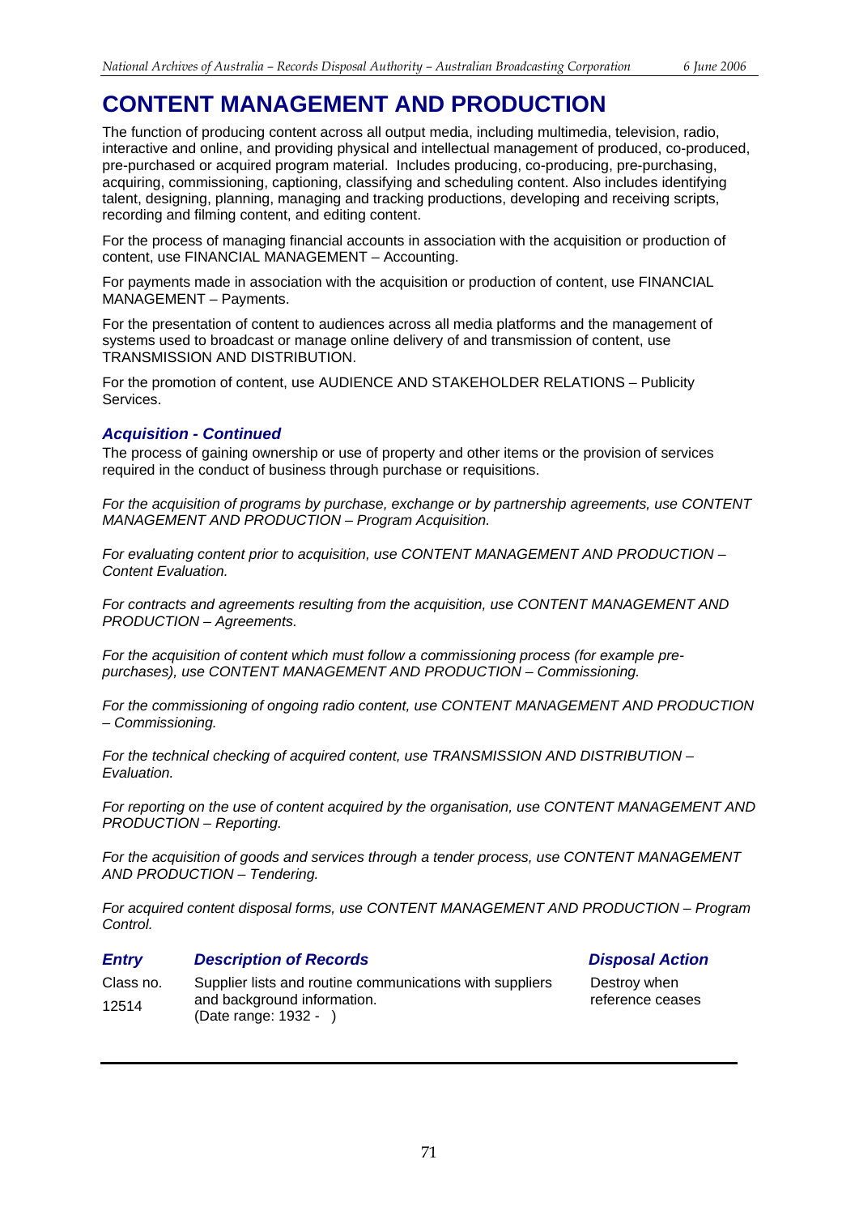# CONTENT MANAGEMENT AND PRODUCTION

The function of producing content across all output media, including multimedia, television, radio, interactive and online, and providing physical and intellectual management of produced, co-produced, pre-purchased or acquired program material. Includes producing, co-producing, pre-purchasing, acquiring, commissioning, captioning, classifying and scheduling content. Also includes identifying talent, designing, planning, managing and tracking productions, developing and receiving scripts, recording and filming content, and editing content.

For the process of managing financial accounts in association with the acquisition or production of content, use FINANCIAL MANAGEMENT – Accounting.

For payments made in association with the acquisition or production of content, use FINANCIAL MANAGEMENT – Payments.

For the presentation of content to audiences across all media platforms and the management of systems used to broadcast or manage online delivery of and transmission of content, use TRANSMISSION AND DISTRIBUTION.

For the promotion of content, use AUDIENCE AND STAKEHOLDER RELATIONS – Publicity Services.

### *Acquisition - Continued*

The process of gaining ownership or use of property and other items or the provision of services required in the conduct of business through purchase or requisitions.

*For the acquisition of programs by purchase, exchange or by partnership agreements, use CONTENT MANAGEMENT AND PRODUCTION – Program Acquisition.*

*For evaluating content prior to acquisition, use CONTENT MANAGEMENT AND PRODUCTION – Content Evaluation.*

*For contracts and agreements resulting from the acquisition, use CONTENT MANAGEMENT AND PRODUCTION – Agreements.*

*For the acquisition of content which must follow a commissioning process (for example pre-purchases), use CONTENT MANAGEMENT AND PRODUCTION – Commissioning.*

*For the commissioning of ongoing radio content, use CONTENT MANAGEMENT AND PRODUCTION – Commissioning.*

*For the technical checking of acquired content, use TRANSMISSION AND DISTRIBUTION – Evaluation.*

*For reporting on the use of content acquired by the organisation, use CONTENT MANAGEMENT AND PRODUCTION – Reporting.*

*For the acquisition of goods and services through a tender process, use CONTENT MANAGEMENT AND PRODUCTION – Tendering.*

*For acquired content disposal forms, use CONTENT MANAGEMENT AND PRODUCTION – Program Control.*

| *Entry* | *Description of Records* | *Disposal Action* |
|---|---|---|
| Class no. 12514 | Supplier lists and routine communications with suppliers and background information. (Date range: 1932 - ) | Destroy when reference ceases |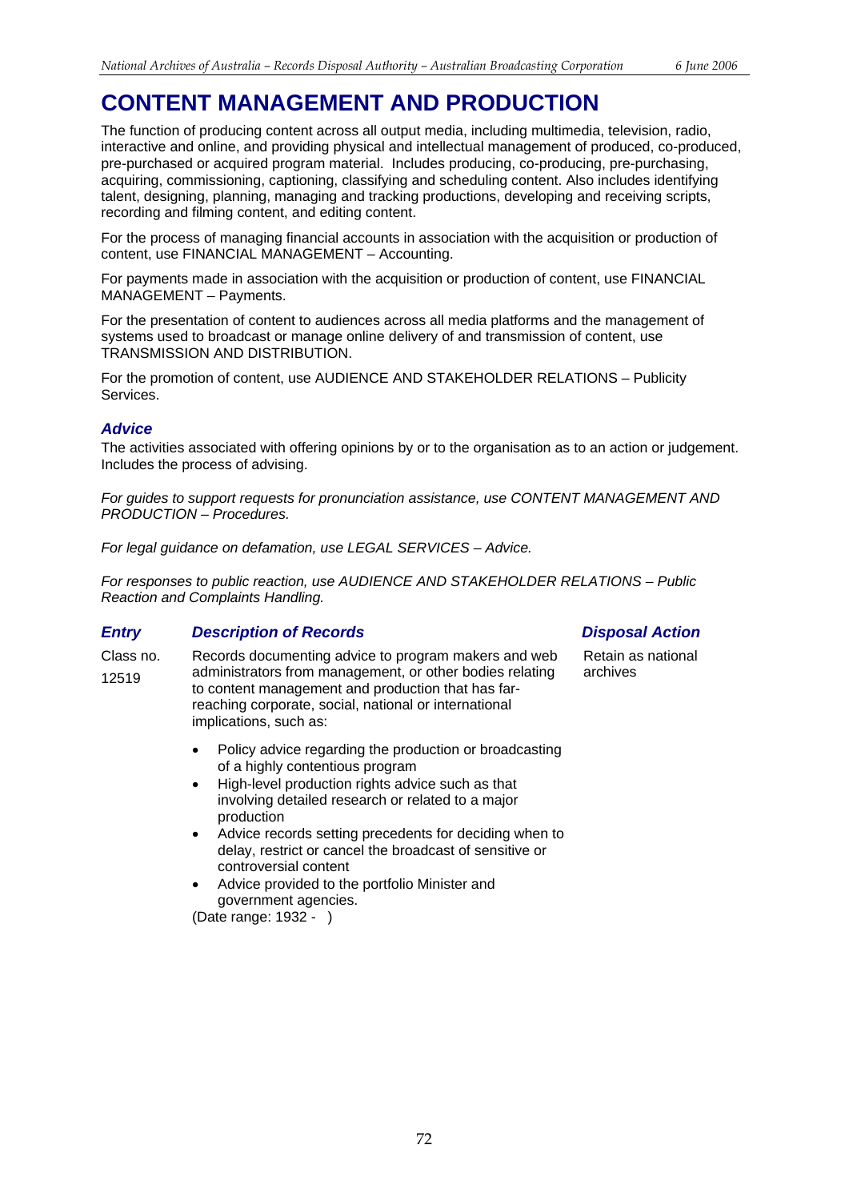# CONTENT MANAGEMENT AND PRODUCTION

The function of producing content across all output media, including multimedia, television, radio, interactive and online, and providing physical and intellectual management of produced, co-produced, pre-purchased or acquired program material. Includes producing, co-producing, pre-purchasing, acquiring, commissioning, captioning, classifying and scheduling content. Also includes identifying talent, designing, planning, managing and tracking productions, developing and receiving scripts, recording and filming content, and editing content.

For the process of managing financial accounts in association with the acquisition or production of content, use FINANCIAL MANAGEMENT – Accounting.

For payments made in association with the acquisition or production of content, use FINANCIAL MANAGEMENT – Payments.

For the presentation of content to audiences across all media platforms and the management of systems used to broadcast or manage online delivery of and transmission of content, use TRANSMISSION AND DISTRIBUTION.

For the promotion of content, use AUDIENCE AND STAKEHOLDER RELATIONS – Publicity Services.

## *Advice*

The activities associated with offering opinions by or to the organisation as to an action or judgement. Includes the process of advising.

*For guides to support requests for pronunciation assistance, use CONTENT MANAGEMENT AND PRODUCTION – Procedures.*

*For legal guidance on defamation, use LEGAL SERVICES – Advice.*

*For responses to public reaction, use AUDIENCE AND STAKEHOLDER RELATIONS – Public Reaction and Complaints Handling.*

| *Entry* | *Description of Records* | *Disposal Action* |
|---|---|---|
| Class no. 12519 | Records documenting advice to program makers and web administrators from management, or other bodies relating to content management and production that has far-reaching corporate, social, national or international implications, such as:<br>• Policy advice regarding the production or broadcasting of a highly contentious program<br>• High-level production rights advice such as that involving detailed research or related to a major production<br>• Advice records setting precedents for deciding when to delay, restrict or cancel the broadcast of sensitive or controversial content<br>• Advice provided to the portfolio Minister and government agencies.<br>(Date range: 1932 - ) | Retain as national archives |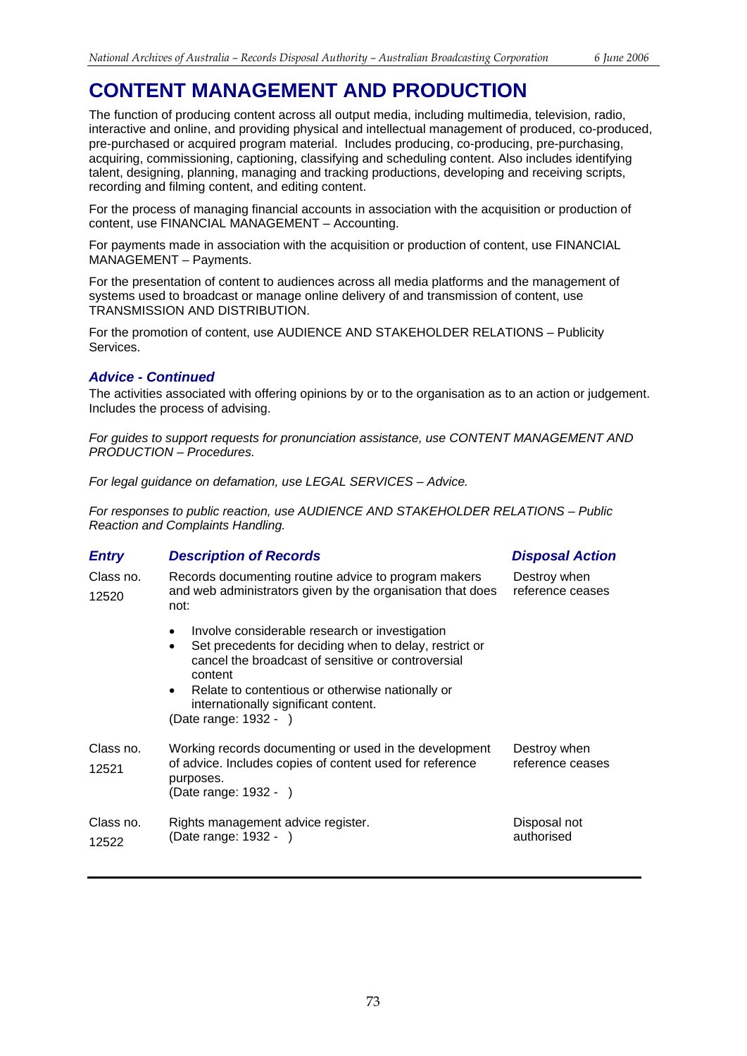# CONTENT MANAGEMENT AND PRODUCTION

The function of producing content across all output media, including multimedia, television, radio, interactive and online, and providing physical and intellectual management of produced, co-produced, pre-purchased or acquired program material. Includes producing, co-producing, pre-purchasing, acquiring, commissioning, captioning, classifying and scheduling content. Also includes identifying talent, designing, planning, managing and tracking productions, developing and receiving scripts, recording and filming content, and editing content.

For the process of managing financial accounts in association with the acquisition or production of content, use FINANCIAL MANAGEMENT – Accounting.

For payments made in association with the acquisition or production of content, use FINANCIAL MANAGEMENT – Payments.

For the presentation of content to audiences across all media platforms and the management of systems used to broadcast or manage online delivery of and transmission of content, use TRANSMISSION AND DISTRIBUTION.

For the promotion of content, use AUDIENCE AND STAKEHOLDER RELATIONS – Publicity Services.

## *Advice - Continued*

The activities associated with offering opinions by or to the organisation as to an action or judgement. Includes the process of advising.

*For guides to support requests for pronunciation assistance, use CONTENT MANAGEMENT AND PRODUCTION – Procedures.*

*For legal guidance on defamation, use LEGAL SERVICES – Advice.*

*For responses to public reaction, use AUDIENCE AND STAKEHOLDER RELATIONS – Public Reaction and Complaints Handling.*

| *Entry* | *Description of Records* | *Disposal Action* |
|---|---|---|
| Class no. 12520 | Records documenting routine advice to program makers and web administrators given by the organisation that does not:<br>• Involve considerable research or investigation<br>• Set precedents for deciding when to delay, restrict or cancel the broadcast of sensitive or controversial content<br>• Relate to contentious or otherwise nationally or internationally significant content.<br>(Date range: 1932 - ) | Destroy when reference ceases |
| Class no. 12521 | Working records documenting or used in the development of advice. Includes copies of content used for reference purposes.<br>(Date range: 1932 - ) | Destroy when reference ceases |
| Class no. 12522 | Rights management advice register.<br>(Date range: 1932 - ) | Disposal not authorised |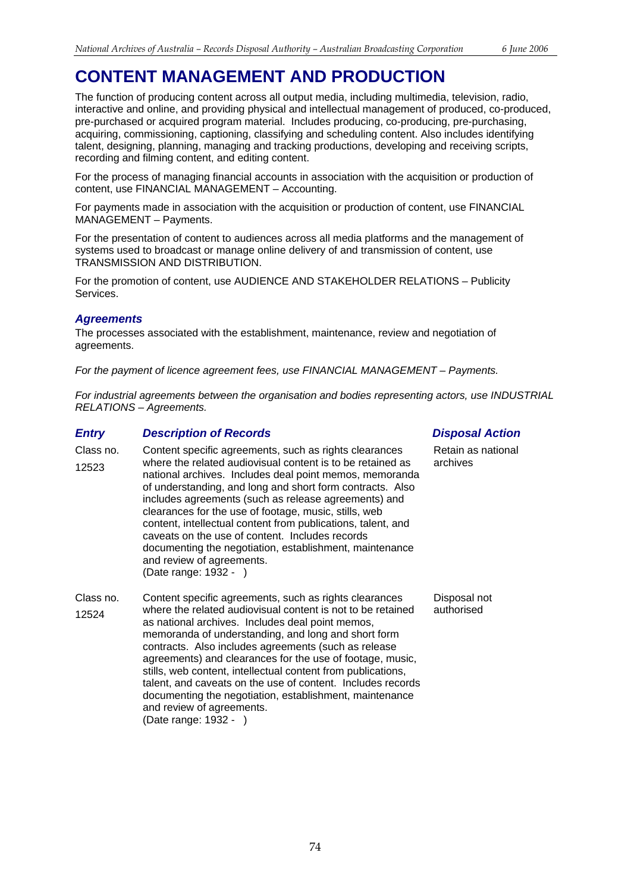# CONTENT MANAGEMENT AND PRODUCTION

The function of producing content across all output media, including multimedia, television, radio, interactive and online, and providing physical and intellectual management of produced, co-produced, pre-purchased or acquired program material. Includes producing, co-producing, pre-purchasing, acquiring, commissioning, captioning, classifying and scheduling content. Also includes identifying talent, designing, planning, managing and tracking productions, developing and receiving scripts, recording and filming content, and editing content.

For the process of managing financial accounts in association with the acquisition or production of content, use FINANCIAL MANAGEMENT – Accounting.

For payments made in association with the acquisition or production of content, use FINANCIAL MANAGEMENT – Payments.

For the presentation of content to audiences across all media platforms and the management of systems used to broadcast or manage online delivery of and transmission of content, use TRANSMISSION AND DISTRIBUTION.

For the promotion of content, use AUDIENCE AND STAKEHOLDER RELATIONS – Publicity Services.

## *Agreements*

The processes associated with the establishment, maintenance, review and negotiation of agreements.

*For the payment of licence agreement fees, use FINANCIAL MANAGEMENT – Payments.*

*For industrial agreements between the organisation and bodies representing actors, use INDUSTRIAL RELATIONS – Agreements.*

| *Entry* | *Description of Records* | *Disposal Action* |
|---|---|---|
| Class no. 12523 | Content specific agreements, such as rights clearances where the related audiovisual content is to be retained as national archives. Includes deal point memos, memoranda of understanding, and long and short form contracts. Also includes agreements (such as release agreements) and clearances for the use of footage, music, stills, web content, intellectual content from publications, talent, and caveats on the use of content. Includes records documenting the negotiation, establishment, maintenance and review of agreements. (Date range: 1932 - ) | Retain as national archives |
| Class no. 12524 | Content specific agreements, such as rights clearances where the related audiovisual content is not to be retained as national archives. Includes deal point memos, memoranda of understanding, and long and short form contracts. Also includes agreements (such as release agreements) and clearances for the use of footage, music, stills, web content, intellectual content from publications, talent, and caveats on the use of content. Includes records documenting the negotiation, establishment, maintenance and review of agreements. (Date range: 1932 - ) | Disposal not authorised |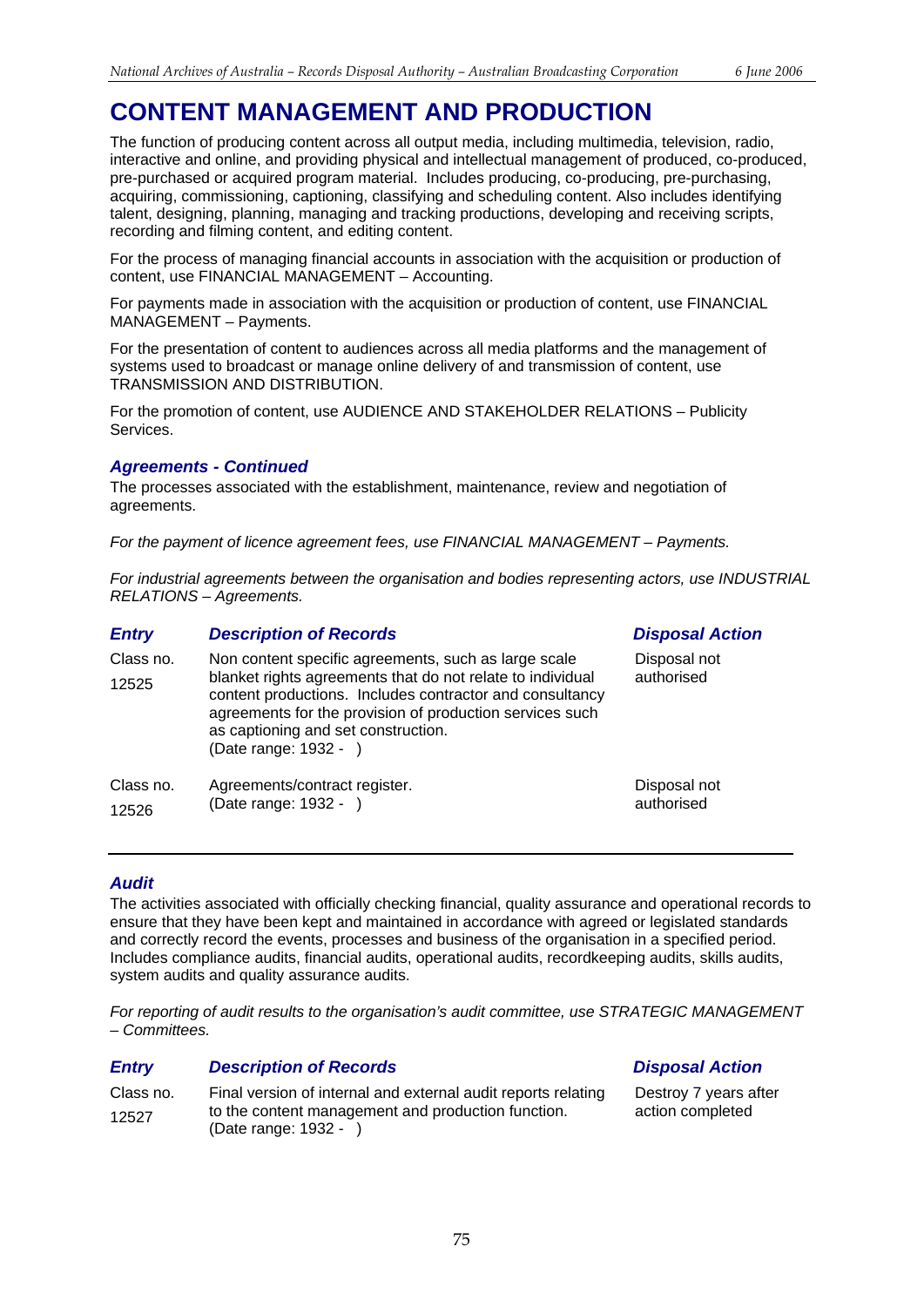# CONTENT MANAGEMENT AND PRODUCTION

The function of producing content across all output media, including multimedia, television, radio, interactive and online, and providing physical and intellectual management of produced, co-produced, pre-purchased or acquired program material. Includes producing, co-producing, pre-purchasing, acquiring, commissioning, captioning, classifying and scheduling content. Also includes identifying talent, designing, planning, managing and tracking productions, developing and receiving scripts, recording and filming content, and editing content.

For the process of managing financial accounts in association with the acquisition or production of content, use FINANCIAL MANAGEMENT – Accounting.

For payments made in association with the acquisition or production of content, use FINANCIAL MANAGEMENT – Payments.

For the presentation of content to audiences across all media platforms and the management of systems used to broadcast or manage online delivery of and transmission of content, use TRANSMISSION AND DISTRIBUTION.

For the promotion of content, use AUDIENCE AND STAKEHOLDER RELATIONS – Publicity Services.

### *Agreements - Continued*

The processes associated with the establishment, maintenance, review and negotiation of agreements.

*For the payment of licence agreement fees, use FINANCIAL MANAGEMENT – Payments.*

*For industrial agreements between the organisation and bodies representing actors, use INDUSTRIAL RELATIONS – Agreements.*

| *Entry* | *Description of Records* | *Disposal Action* |
|---|---|---|
| Class no. 12525 | Non content specific agreements, such as large scale blanket rights agreements that do not relate to individual content productions. Includes contractor and consultancy agreements for the provision of production services such as captioning and set construction. (Date range: 1932 - ) | Disposal not authorised |
| Class no. 12526 | Agreements/contract register. (Date range: 1932 - ) | Disposal not authorised |

### *Audit*

The activities associated with officially checking financial, quality assurance and operational records to ensure that they have been kept and maintained in accordance with agreed or legislated standards and correctly record the events, processes and business of the organisation in a specified period. Includes compliance audits, financial audits, operational audits, recordkeeping audits, skills audits, system audits and quality assurance audits.

*For reporting of audit results to the organisation's audit committee, use STRATEGIC MANAGEMENT – Committees.*

| *Entry* | *Description of Records* | *Disposal Action* |
|---|---|---|
| Class no. 12527 | Final version of internal and external audit reports relating to the content management and production function. (Date range: 1932 - ) | Destroy 7 years after action completed |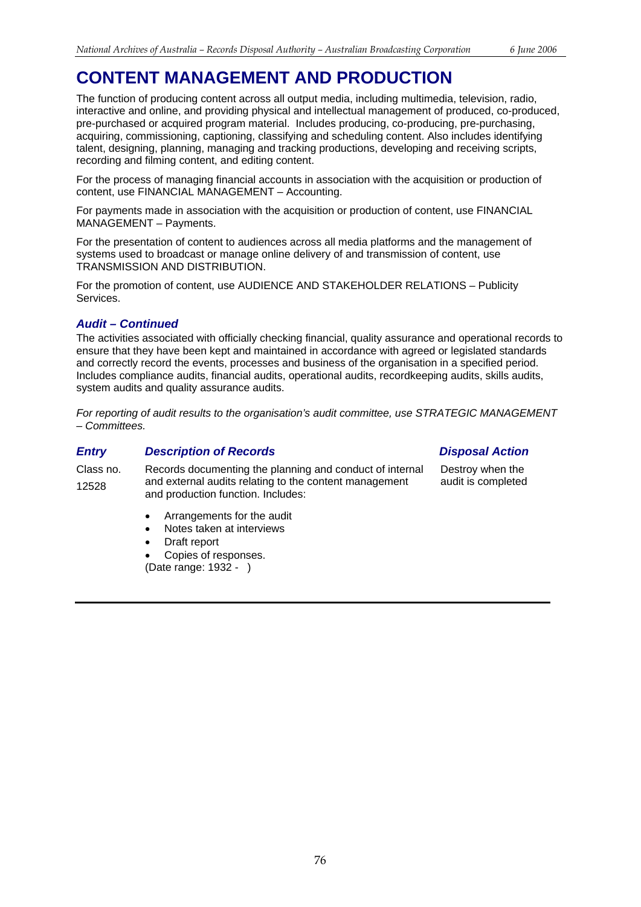# CONTENT MANAGEMENT AND PRODUCTION

The function of producing content across all output media, including multimedia, television, radio, interactive and online, and providing physical and intellectual management of produced, co-produced, pre-purchased or acquired program material. Includes producing, co-producing, pre-purchasing, acquiring, commissioning, captioning, classifying and scheduling content. Also includes identifying talent, designing, planning, managing and tracking productions, developing and receiving scripts, recording and filming content, and editing content.

For the process of managing financial accounts in association with the acquisition or production of content, use FINANCIAL MANAGEMENT – Accounting.

For payments made in association with the acquisition or production of content, use FINANCIAL MANAGEMENT – Payments.

For the presentation of content to audiences across all media platforms and the management of systems used to broadcast or manage online delivery of and transmission of content, use TRANSMISSION AND DISTRIBUTION.

For the promotion of content, use AUDIENCE AND STAKEHOLDER RELATIONS – Publicity Services.

### *Audit – Continued*

The activities associated with officially checking financial, quality assurance and operational records to ensure that they have been kept and maintained in accordance with agreed or legislated standards and correctly record the events, processes and business of the organisation in a specified period. Includes compliance audits, financial audits, operational audits, recordkeeping audits, skills audits, system audits and quality assurance audits.

*For reporting of audit results to the organisation's audit committee, use STRATEGIC MANAGEMENT – Committees.*

| *Entry* | *Description of Records* | *Disposal Action* |
|---|---|---|
| Class no. 12528 | Records documenting the planning and conduct of internal and external audits relating to the content management and production function. Includes:<br>• Arrangements for the audit<br>• Notes taken at interviews<br>• Draft report<br>• Copies of responses.<br>(Date range: 1932 - ) | Destroy when the audit is completed |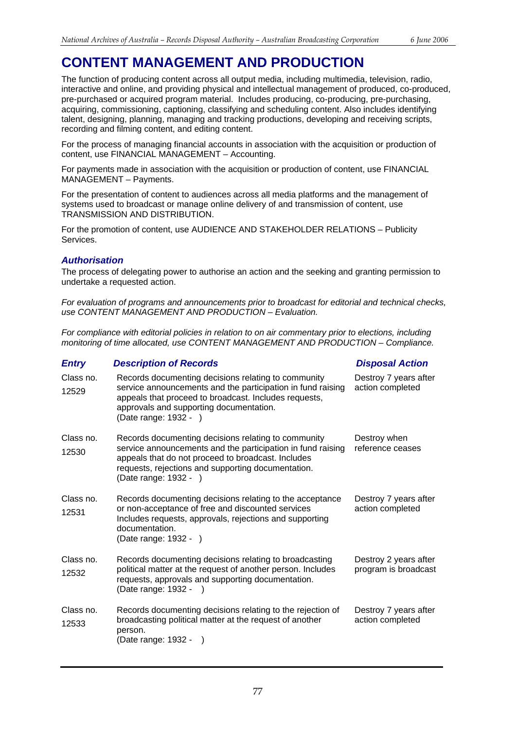# CONTENT MANAGEMENT AND PRODUCTION

The function of producing content across all output media, including multimedia, television, radio, interactive and online, and providing physical and intellectual management of produced, co-produced, pre-purchased or acquired program material. Includes producing, co-producing, pre-purchasing, acquiring, commissioning, captioning, classifying and scheduling content. Also includes identifying talent, designing, planning, managing and tracking productions, developing and receiving scripts, recording and filming content, and editing content.

For the process of managing financial accounts in association with the acquisition or production of content, use FINANCIAL MANAGEMENT – Accounting.

For payments made in association with the acquisition or production of content, use FINANCIAL MANAGEMENT – Payments.

For the presentation of content to audiences across all media platforms and the management of systems used to broadcast or manage online delivery of and transmission of content, use TRANSMISSION AND DISTRIBUTION.

For the promotion of content, use AUDIENCE AND STAKEHOLDER RELATIONS – Publicity Services.

## *Authorisation*

The process of delegating power to authorise an action and the seeking and granting permission to undertake a requested action.

*For evaluation of programs and announcements prior to broadcast for editorial and technical checks, use CONTENT MANAGEMENT AND PRODUCTION – Evaluation.*

*For compliance with editorial policies in relation to on air commentary prior to elections, including monitoring of time allocated, use CONTENT MANAGEMENT AND PRODUCTION – Compliance.*

| *Entry* | *Description of Records* | *Disposal Action* |
|---|---|---|
| Class no. 12529 | Records documenting decisions relating to community service announcements and the participation in fund raising appeals that proceed to broadcast. Includes requests, approvals and supporting documentation. (Date range: 1932 - ) | Destroy 7 years after action completed |
| Class no. 12530 | Records documenting decisions relating to community service announcements and the participation in fund raising appeals that do not proceed to broadcast. Includes requests, rejections and supporting documentation. (Date range: 1932 - ) | Destroy when reference ceases |
| Class no. 12531 | Records documenting decisions relating to the acceptance or non-acceptance of free and discounted services Includes requests, approvals, rejections and supporting documentation. (Date range: 1932 - ) | Destroy 7 years after action completed |
| Class no. 12532 | Records documenting decisions relating to broadcasting political matter at the request of another person. Includes requests, approvals and supporting documentation. (Date range: 1932 - ) | Destroy 2 years after program is broadcast |
| Class no. 12533 | Records documenting decisions relating to the rejection of broadcasting political matter at the request of another person. (Date range: 1932 - ) | Destroy 7 years after action completed |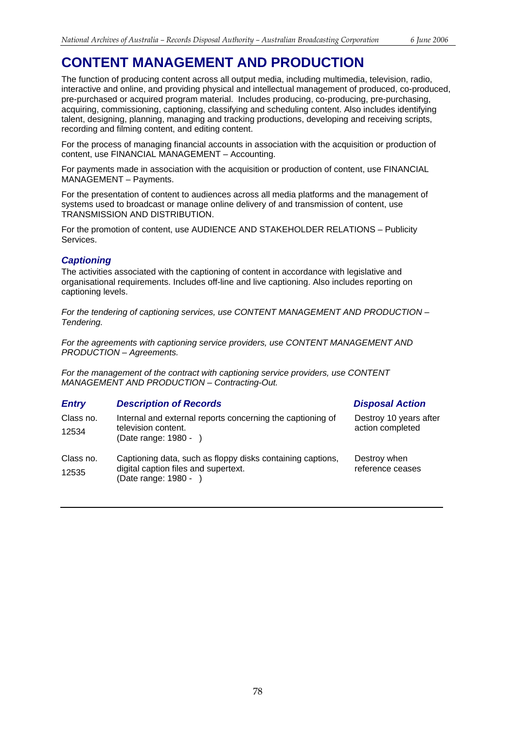# CONTENT MANAGEMENT AND PRODUCTION

The function of producing content across all output media, including multimedia, television, radio, interactive and online, and providing physical and intellectual management of produced, co-produced, pre-purchased or acquired program material. Includes producing, co-producing, pre-purchasing, acquiring, commissioning, captioning, classifying and scheduling content. Also includes identifying talent, designing, planning, managing and tracking productions, developing and receiving scripts, recording and filming content, and editing content.

For the process of managing financial accounts in association with the acquisition or production of content, use FINANCIAL MANAGEMENT – Accounting.

For payments made in association with the acquisition or production of content, use FINANCIAL MANAGEMENT – Payments.

For the presentation of content to audiences across all media platforms and the management of systems used to broadcast or manage online delivery of and transmission of content, use TRANSMISSION AND DISTRIBUTION.

For the promotion of content, use AUDIENCE AND STAKEHOLDER RELATIONS – Publicity Services.

### *Captioning*

The activities associated with the captioning of content in accordance with legislative and organisational requirements. Includes off-line and live captioning. Also includes reporting on captioning levels.

*For the tendering of captioning services, use CONTENT MANAGEMENT AND PRODUCTION – Tendering.*

*For the agreements with captioning service providers, use CONTENT MANAGEMENT AND PRODUCTION – Agreements.*

*For the management of the contract with captioning service providers, use CONTENT MANAGEMENT AND PRODUCTION – Contracting-Out.*

| *Entry* | *Description of Records* | *Disposal Action* |
|---|---|---|
| Class no. 12534 | Internal and external reports concerning the captioning of television content. (Date range: 1980 - ) | Destroy 10 years after action completed |
| Class no. 12535 | Captioning data, such as floppy disks containing captions, digital caption files and supertext. (Date range: 1980 - ) | Destroy when reference ceases |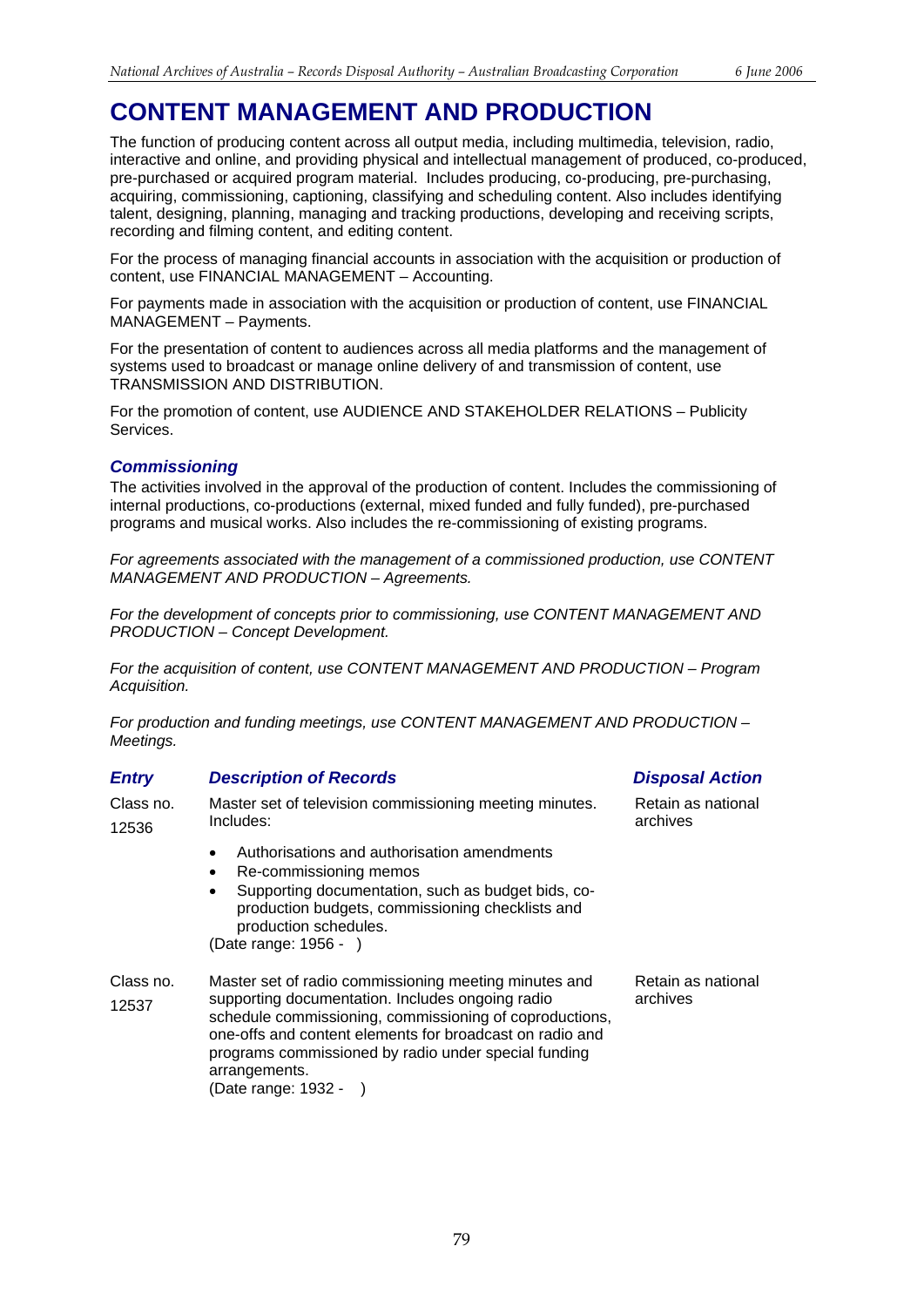# CONTENT MANAGEMENT AND PRODUCTION

The function of producing content across all output media, including multimedia, television, radio, interactive and online, and providing physical and intellectual management of produced, co-produced, pre-purchased or acquired program material. Includes producing, co-producing, pre-purchasing, acquiring, commissioning, captioning, classifying and scheduling content. Also includes identifying talent, designing, planning, managing and tracking productions, developing and receiving scripts, recording and filming content, and editing content.

For the process of managing financial accounts in association with the acquisition or production of content, use FINANCIAL MANAGEMENT – Accounting.

For payments made in association with the acquisition or production of content, use FINANCIAL MANAGEMENT – Payments.

For the presentation of content to audiences across all media platforms and the management of systems used to broadcast or manage online delivery of and transmission of content, use TRANSMISSION AND DISTRIBUTION.

For the promotion of content, use AUDIENCE AND STAKEHOLDER RELATIONS – Publicity Services.

### *Commissioning*

The activities involved in the approval of the production of content. Includes the commissioning of internal productions, co-productions (external, mixed funded and fully funded), pre-purchased programs and musical works. Also includes the re-commissioning of existing programs.

*For agreements associated with the management of a commissioned production, use CONTENT MANAGEMENT AND PRODUCTION – Agreements.*

*For the development of concepts prior to commissioning, use CONTENT MANAGEMENT AND PRODUCTION – Concept Development.*

*For the acquisition of content, use CONTENT MANAGEMENT AND PRODUCTION – Program Acquisition.*

*For production and funding meetings, use CONTENT MANAGEMENT AND PRODUCTION – Meetings.*

| ***Entry*** | ***Description of Records*** | ***Disposal Action*** |
|---|---|---|
| Class no. 12536 | Master set of television commissioning meeting minutes. Includes:<br>• Authorisations and authorisation amendments<br>• Re-commissioning memos<br>• Supporting documentation, such as budget bids, co-production budgets, commissioning checklists and production schedules.<br>(Date range: 1956 - ) | Retain as national archives |
| Class no. 12537 | Master set of radio commissioning meeting minutes and supporting documentation. Includes ongoing radio schedule commissioning, commissioning of coproductions, one-offs and content elements for broadcast on radio and programs commissioned by radio under special funding arrangements.<br>(Date range: 1932 - ) | Retain as national archives |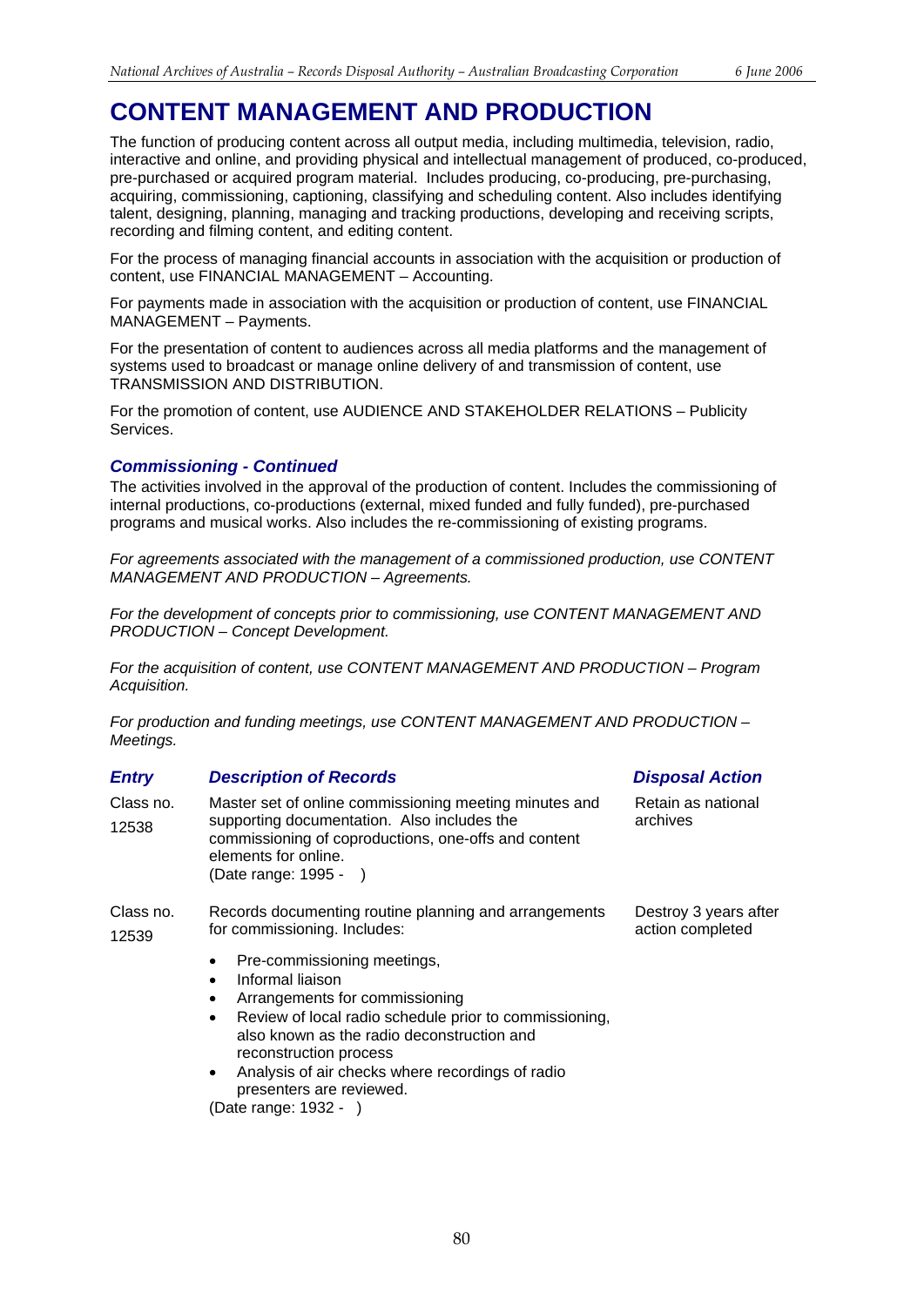# CONTENT MANAGEMENT AND PRODUCTION

The function of producing content across all output media, including multimedia, television, radio, interactive and online, and providing physical and intellectual management of produced, co-produced, pre-purchased or acquired program material. Includes producing, co-producing, pre-purchasing, acquiring, commissioning, captioning, classifying and scheduling content. Also includes identifying talent, designing, planning, managing and tracking productions, developing and receiving scripts, recording and filming content, and editing content.

For the process of managing financial accounts in association with the acquisition or production of content, use FINANCIAL MANAGEMENT – Accounting.

For payments made in association with the acquisition or production of content, use FINANCIAL MANAGEMENT – Payments.

For the presentation of content to audiences across all media platforms and the management of systems used to broadcast or manage online delivery of and transmission of content, use TRANSMISSION AND DISTRIBUTION.

For the promotion of content, use AUDIENCE AND STAKEHOLDER RELATIONS – Publicity Services.

## *Commissioning - Continued*

The activities involved in the approval of the production of content. Includes the commissioning of internal productions, co-productions (external, mixed funded and fully funded), pre-purchased programs and musical works. Also includes the re-commissioning of existing programs.

*For agreements associated with the management of a commissioned production, use CONTENT MANAGEMENT AND PRODUCTION – Agreements.*

*For the development of concepts prior to commissioning, use CONTENT MANAGEMENT AND PRODUCTION – Concept Development.*

*For the acquisition of content, use CONTENT MANAGEMENT AND PRODUCTION – Program Acquisition.*

*For production and funding meetings, use CONTENT MANAGEMENT AND PRODUCTION – Meetings.*

| *Entry* | *Description of Records* | *Disposal Action* |
|---|---|---|
| Class no. 12538 | Master set of online commissioning meeting minutes and supporting documentation. Also includes the commissioning of coproductions, one-offs and content elements for online.<br>(Date range: 1995 - ) | Retain as national archives |
| Class no. 12539 | Records documenting routine planning and arrangements for commissioning. Includes:<br>• Pre-commissioning meetings,<br>• Informal liaison<br>• Arrangements for commissioning<br>• Review of local radio schedule prior to commissioning, also known as the radio deconstruction and reconstruction process<br>• Analysis of air checks where recordings of radio presenters are reviewed.<br>(Date range: 1932 - ) | Destroy 3 years after action completed |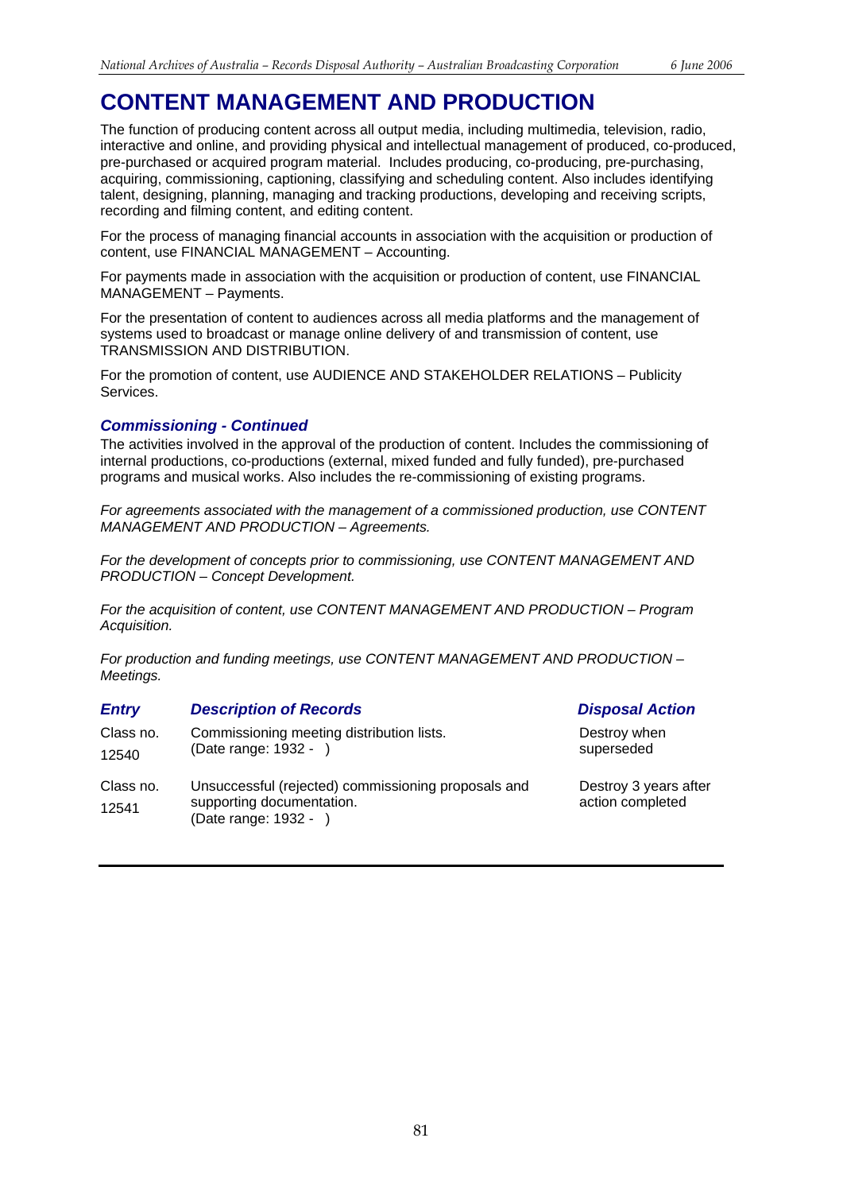# CONTENT MANAGEMENT AND PRODUCTION

The function of producing content across all output media, including multimedia, television, radio, interactive and online, and providing physical and intellectual management of produced, co-produced, pre-purchased or acquired program material. Includes producing, co-producing, pre-purchasing, acquiring, commissioning, captioning, classifying and scheduling content. Also includes identifying talent, designing, planning, managing and tracking productions, developing and receiving scripts, recording and filming content, and editing content.

For the process of managing financial accounts in association with the acquisition or production of content, use FINANCIAL MANAGEMENT – Accounting.

For payments made in association with the acquisition or production of content, use FINANCIAL MANAGEMENT – Payments.

For the presentation of content to audiences across all media platforms and the management of systems used to broadcast or manage online delivery of and transmission of content, use TRANSMISSION AND DISTRIBUTION.

For the promotion of content, use AUDIENCE AND STAKEHOLDER RELATIONS – Publicity Services.

### *Commissioning - Continued*

The activities involved in the approval of the production of content. Includes the commissioning of internal productions, co-productions (external, mixed funded and fully funded), pre-purchased programs and musical works. Also includes the re-commissioning of existing programs.

*For agreements associated with the management of a commissioned production, use CONTENT MANAGEMENT AND PRODUCTION – Agreements.*

*For the development of concepts prior to commissioning, use CONTENT MANAGEMENT AND PRODUCTION – Concept Development.*

*For the acquisition of content, use CONTENT MANAGEMENT AND PRODUCTION – Program Acquisition.*

*For production and funding meetings, use CONTENT MANAGEMENT AND PRODUCTION – Meetings.*

| *Entry* | *Description of Records* | *Disposal Action* |
|---|---|---|
| Class no. 12540 | Commissioning meeting distribution lists. (Date range: 1932 - ) | Destroy when superseded |
| Class no. 12541 | Unsuccessful (rejected) commissioning proposals and supporting documentation. (Date range: 1932 - ) | Destroy 3 years after action completed |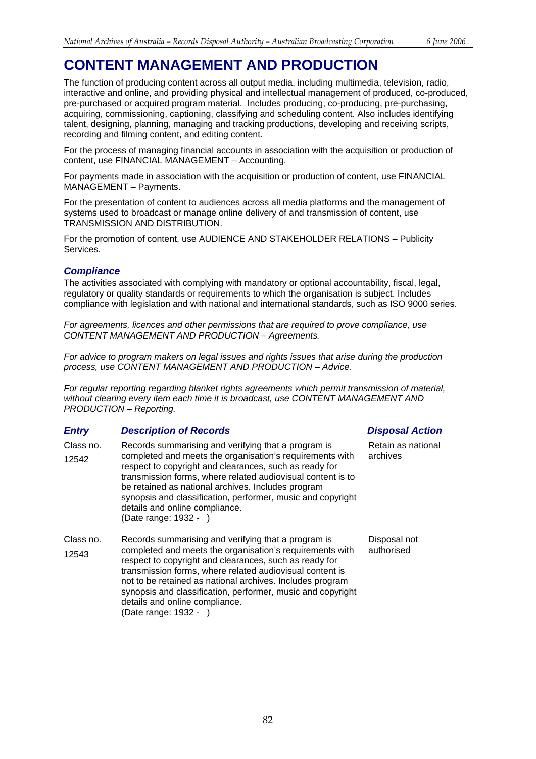# CONTENT MANAGEMENT AND PRODUCTION

The function of producing content across all output media, including multimedia, television, radio, interactive and online, and providing physical and intellectual management of produced, co-produced, pre-purchased or acquired program material. Includes producing, co-producing, pre-purchasing, acquiring, commissioning, captioning, classifying and scheduling content. Also includes identifying talent, designing, planning, managing and tracking productions, developing and receiving scripts, recording and filming content, and editing content.

For the process of managing financial accounts in association with the acquisition or production of content, use FINANCIAL MANAGEMENT – Accounting.

For payments made in association with the acquisition or production of content, use FINANCIAL MANAGEMENT – Payments.

For the presentation of content to audiences across all media platforms and the management of systems used to broadcast or manage online delivery of and transmission of content, use TRANSMISSION AND DISTRIBUTION.

For the promotion of content, use AUDIENCE AND STAKEHOLDER RELATIONS – Publicity Services.

## *Compliance*

The activities associated with complying with mandatory or optional accountability, fiscal, legal, regulatory or quality standards or requirements to which the organisation is subject. Includes compliance with legislation and with national and international standards, such as ISO 9000 series.

*For agreements, licences and other permissions that are required to prove compliance, use CONTENT MANAGEMENT AND PRODUCTION – Agreements.*

*For advice to program makers on legal issues and rights issues that arise during the production process, use CONTENT MANAGEMENT AND PRODUCTION – Advice.*

*For regular reporting regarding blanket rights agreements which permit transmission of material, without clearing every item each time it is broadcast, use CONTENT MANAGEMENT AND PRODUCTION – Reporting.*

| *Entry* | *Description of Records* | *Disposal Action* |
|---|---|---|
| Class no. 12542 | Records summarising and verifying that a program is completed and meets the organisation's requirements with respect to copyright and clearances, such as ready for transmission forms, where related audiovisual content is to be retained as national archives. Includes program synopsis and classification, performer, music and copyright details and online compliance. (Date range: 1932 - ) | Retain as national archives |
| Class no. 12543 | Records summarising and verifying that a program is completed and meets the organisation's requirements with respect to copyright and clearances, such as ready for transmission forms, where related audiovisual content is not to be retained as national archives. Includes program synopsis and classification, performer, music and copyright details and online compliance. (Date range: 1932 - ) | Disposal not authorised |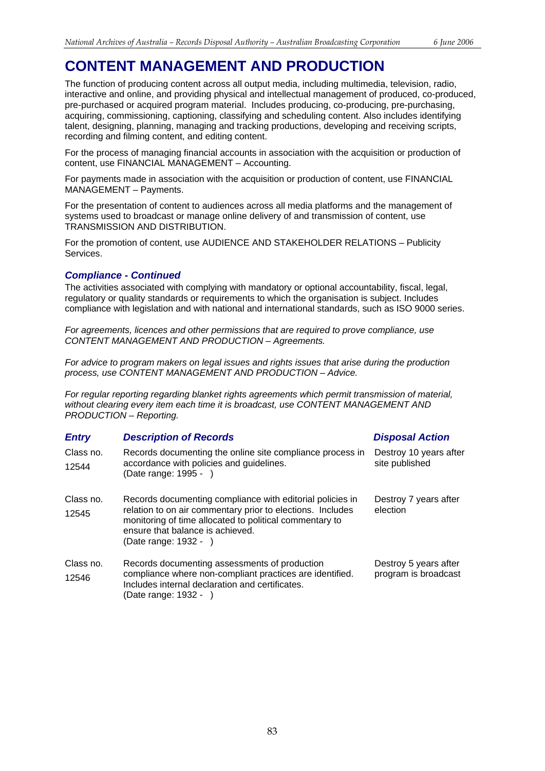# CONTENT MANAGEMENT AND PRODUCTION

The function of producing content across all output media, including multimedia, television, radio, interactive and online, and providing physical and intellectual management of produced, co-produced, pre-purchased or acquired program material. Includes producing, co-producing, pre-purchasing, acquiring, commissioning, captioning, classifying and scheduling content. Also includes identifying talent, designing, planning, managing and tracking productions, developing and receiving scripts, recording and filming content, and editing content.

For the process of managing financial accounts in association with the acquisition or production of content, use FINANCIAL MANAGEMENT – Accounting.

For payments made in association with the acquisition or production of content, use FINANCIAL MANAGEMENT – Payments.

For the presentation of content to audiences across all media platforms and the management of systems used to broadcast or manage online delivery of and transmission of content, use TRANSMISSION AND DISTRIBUTION.

For the promotion of content, use AUDIENCE AND STAKEHOLDER RELATIONS – Publicity Services.

### *Compliance - Continued*

The activities associated with complying with mandatory or optional accountability, fiscal, legal, regulatory or quality standards or requirements to which the organisation is subject. Includes compliance with legislation and with national and international standards, such as ISO 9000 series.

*For agreements, licences and other permissions that are required to prove compliance, use CONTENT MANAGEMENT AND PRODUCTION – Agreements.*

*For advice to program makers on legal issues and rights issues that arise during the production process, use CONTENT MANAGEMENT AND PRODUCTION – Advice.*

*For regular reporting regarding blanket rights agreements which permit transmission of material, without clearing every item each time it is broadcast, use CONTENT MANAGEMENT AND PRODUCTION – Reporting.*

| *Entry* | *Description of Records* | *Disposal Action* |
|---|---|---|
| Class no. 12544 | Records documenting the online site compliance process in accordance with policies and guidelines. (Date range: 1995 - ) | Destroy 10 years after site published |
| Class no. 12545 | Records documenting compliance with editorial policies in relation to on air commentary prior to elections. Includes monitoring of time allocated to political commentary to ensure that balance is achieved. (Date range: 1932 - ) | Destroy 7 years after election |
| Class no. 12546 | Records documenting assessments of production compliance where non-compliant practices are identified. Includes internal declaration and certificates. (Date range: 1932 - ) | Destroy 5 years after program is broadcast |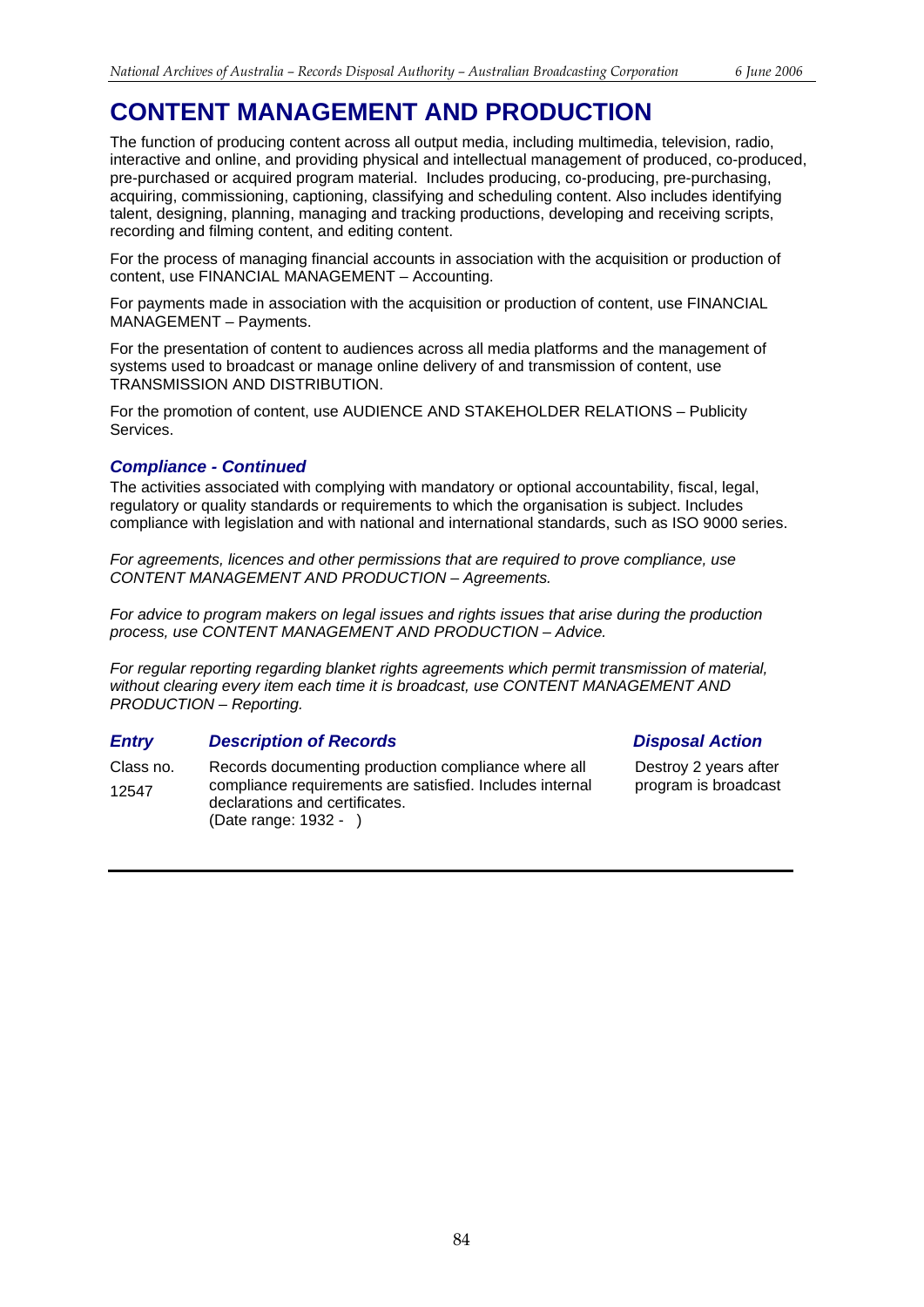# CONTENT MANAGEMENT AND PRODUCTION

The function of producing content across all output media, including multimedia, television, radio, interactive and online, and providing physical and intellectual management of produced, co-produced, pre-purchased or acquired program material. Includes producing, co-producing, pre-purchasing, acquiring, commissioning, captioning, classifying and scheduling content. Also includes identifying talent, designing, planning, managing and tracking productions, developing and receiving scripts, recording and filming content, and editing content.

For the process of managing financial accounts in association with the acquisition or production of content, use FINANCIAL MANAGEMENT – Accounting.

For payments made in association with the acquisition or production of content, use FINANCIAL MANAGEMENT – Payments.

For the presentation of content to audiences across all media platforms and the management of systems used to broadcast or manage online delivery of and transmission of content, use TRANSMISSION AND DISTRIBUTION.

For the promotion of content, use AUDIENCE AND STAKEHOLDER RELATIONS – Publicity Services.

### *Compliance - Continued*

The activities associated with complying with mandatory or optional accountability, fiscal, legal, regulatory or quality standards or requirements to which the organisation is subject. Includes compliance with legislation and with national and international standards, such as ISO 9000 series.

*For agreements, licences and other permissions that are required to prove compliance, use CONTENT MANAGEMENT AND PRODUCTION – Agreements.*

*For advice to program makers on legal issues and rights issues that arise during the production process, use CONTENT MANAGEMENT AND PRODUCTION – Advice.*

*For regular reporting regarding blanket rights agreements which permit transmission of material, without clearing every item each time it is broadcast, use CONTENT MANAGEMENT AND PRODUCTION – Reporting.*

| *Entry* | *Description of Records* | *Disposal Action* |
|---|---|---|
| Class no. 12547 | Records documenting production compliance where all compliance requirements are satisfied. Includes internal declarations and certificates. (Date range: 1932 - ) | Destroy 2 years after program is broadcast |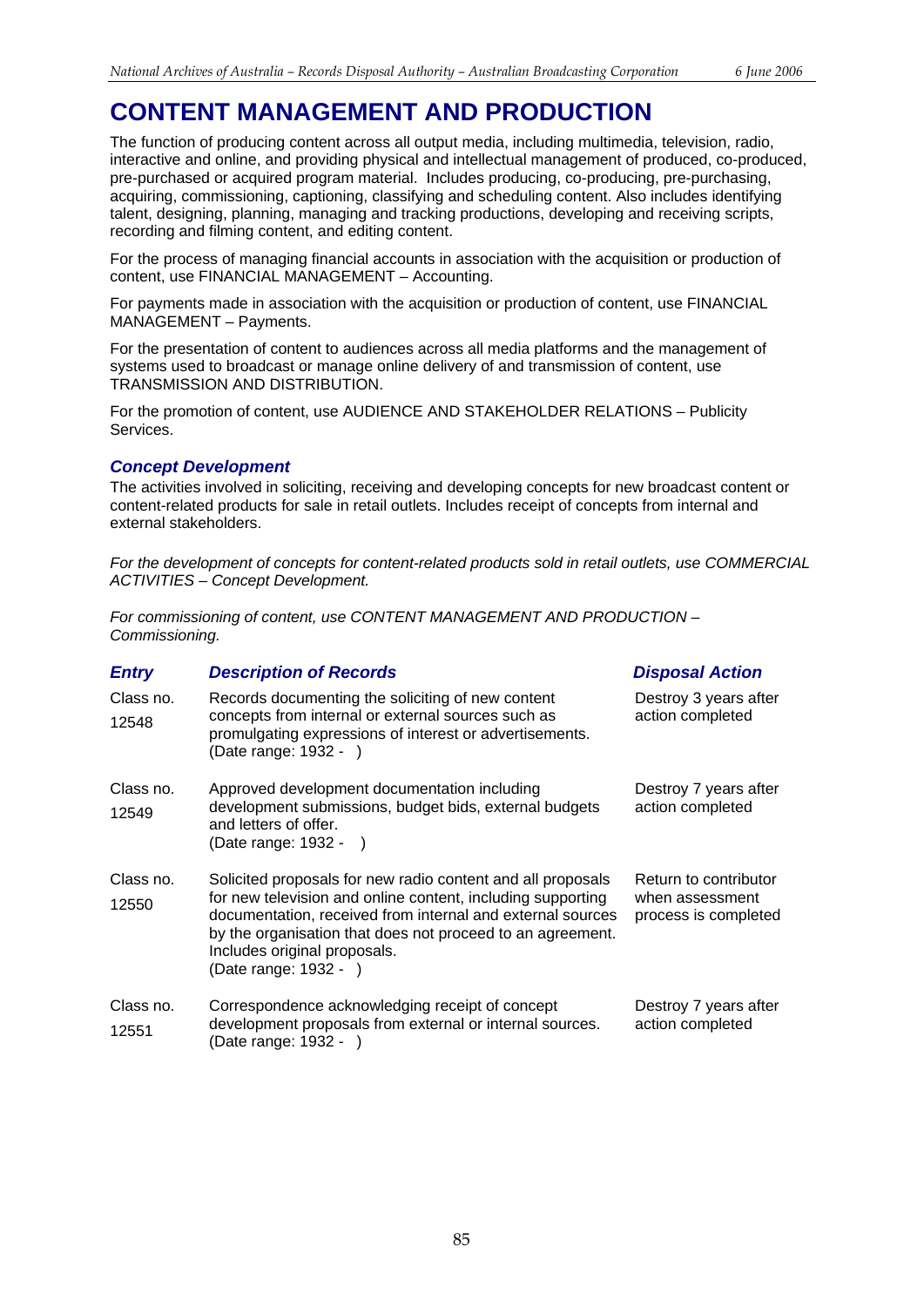# CONTENT MANAGEMENT AND PRODUCTION

The function of producing content across all output media, including multimedia, television, radio, interactive and online, and providing physical and intellectual management of produced, co-produced, pre-purchased or acquired program material. Includes producing, co-producing, pre-purchasing, acquiring, commissioning, captioning, classifying and scheduling content. Also includes identifying talent, designing, planning, managing and tracking productions, developing and receiving scripts, recording and filming content, and editing content.

For the process of managing financial accounts in association with the acquisition or production of content, use FINANCIAL MANAGEMENT – Accounting.

For payments made in association with the acquisition or production of content, use FINANCIAL MANAGEMENT – Payments.

For the presentation of content to audiences across all media platforms and the management of systems used to broadcast or manage online delivery of and transmission of content, use TRANSMISSION AND DISTRIBUTION.

For the promotion of content, use AUDIENCE AND STAKEHOLDER RELATIONS – Publicity Services.

## *Concept Development*

The activities involved in soliciting, receiving and developing concepts for new broadcast content or content-related products for sale in retail outlets. Includes receipt of concepts from internal and external stakeholders.

*For the development of concepts for content-related products sold in retail outlets, use COMMERCIAL ACTIVITIES – Concept Development.*

*For commissioning of content, use CONTENT MANAGEMENT AND PRODUCTION – Commissioning.*

| *Entry* | *Description of Records* | *Disposal Action* |
|---|---|---|
| Class no. 12548 | Records documenting the soliciting of new content concepts from internal or external sources such as promulgating expressions of interest or advertisements. (Date range: 1932 - ) | Destroy 3 years after action completed |
| Class no. 12549 | Approved development documentation including development submissions, budget bids, external budgets and letters of offer. (Date range: 1932 - ) | Destroy 7 years after action completed |
| Class no. 12550 | Solicited proposals for new radio content and all proposals for new television and online content, including supporting documentation, received from internal and external sources by the organisation that does not proceed to an agreement. Includes original proposals. (Date range: 1932 - ) | Return to contributor when assessment process is completed |
| Class no. 12551 | Correspondence acknowledging receipt of concept development proposals from external or internal sources. (Date range: 1932 - ) | Destroy 7 years after action completed |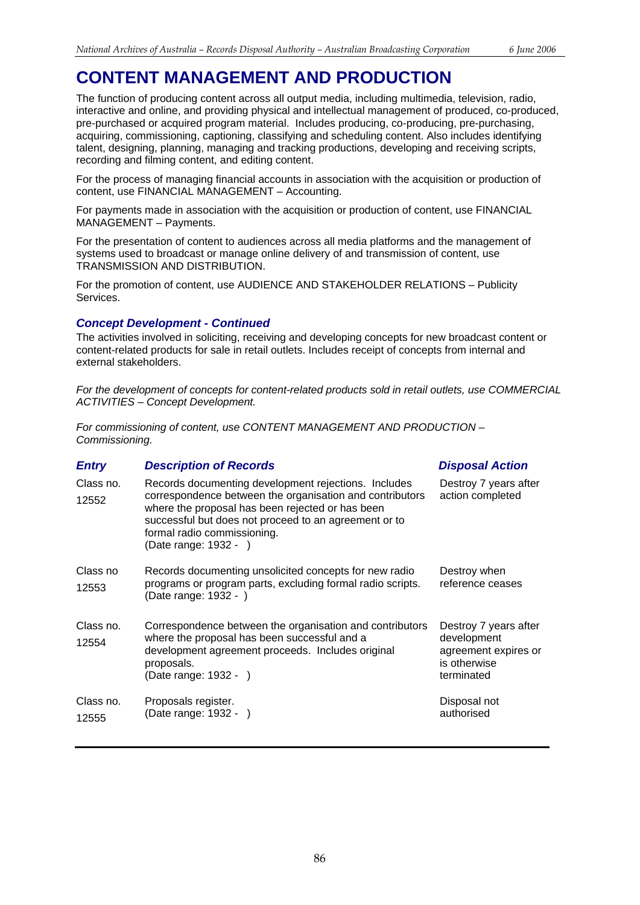# CONTENT MANAGEMENT AND PRODUCTION

The function of producing content across all output media, including multimedia, television, radio, interactive and online, and providing physical and intellectual management of produced, co-produced, pre-purchased or acquired program material. Includes producing, co-producing, pre-purchasing, acquiring, commissioning, captioning, classifying and scheduling content. Also includes identifying talent, designing, planning, managing and tracking productions, developing and receiving scripts, recording and filming content, and editing content.

For the process of managing financial accounts in association with the acquisition or production of content, use FINANCIAL MANAGEMENT – Accounting.

For payments made in association with the acquisition or production of content, use FINANCIAL MANAGEMENT – Payments.

For the presentation of content to audiences across all media platforms and the management of systems used to broadcast or manage online delivery of and transmission of content, use TRANSMISSION AND DISTRIBUTION.

For the promotion of content, use AUDIENCE AND STAKEHOLDER RELATIONS – Publicity Services.

### *Concept Development - Continued*

The activities involved in soliciting, receiving and developing concepts for new broadcast content or content-related products for sale in retail outlets. Includes receipt of concepts from internal and external stakeholders.

*For the development of concepts for content-related products sold in retail outlets, use COMMERCIAL ACTIVITIES – Concept Development.*

*For commissioning of content, use CONTENT MANAGEMENT AND PRODUCTION – Commissioning.*

| *Entry* | *Description of Records* | *Disposal Action* |
|---|---|---|
| Class no. 12552 | Records documenting development rejections. Includes correspondence between the organisation and contributors where the proposal has been rejected or has been successful but does not proceed to an agreement or to formal radio commissioning. (Date range: 1932 - ) | Destroy 7 years after action completed |
| Class no 12553 | Records documenting unsolicited concepts for new radio programs or program parts, excluding formal radio scripts. (Date range: 1932 - ) | Destroy when reference ceases |
| Class no. 12554 | Correspondence between the organisation and contributors where the proposal has been successful and a development agreement proceeds. Includes original proposals. (Date range: 1932 - ) | Destroy 7 years after development agreement expires or is otherwise terminated |
| Class no. 12555 | Proposals register. (Date range: 1932 - ) | Disposal not authorised |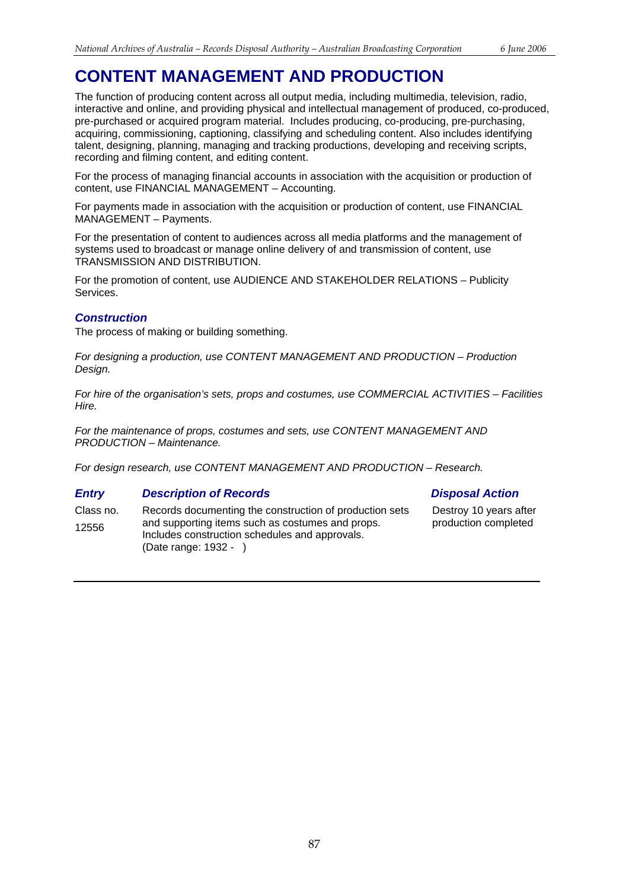# CONTENT MANAGEMENT AND PRODUCTION

The function of producing content across all output media, including multimedia, television, radio, interactive and online, and providing physical and intellectual management of produced, co-produced, pre-purchased or acquired program material. Includes producing, co-producing, pre-purchasing, acquiring, commissioning, captioning, classifying and scheduling content. Also includes identifying talent, designing, planning, managing and tracking productions, developing and receiving scripts, recording and filming content, and editing content.

For the process of managing financial accounts in association with the acquisition or production of content, use FINANCIAL MANAGEMENT – Accounting.

For payments made in association with the acquisition or production of content, use FINANCIAL MANAGEMENT – Payments.

For the presentation of content to audiences across all media platforms and the management of systems used to broadcast or manage online delivery of and transmission of content, use TRANSMISSION AND DISTRIBUTION.

For the promotion of content, use AUDIENCE AND STAKEHOLDER RELATIONS – Publicity Services.

### *Construction*

The process of making or building something.

*For designing a production, use CONTENT MANAGEMENT AND PRODUCTION – Production Design.*

*For hire of the organisation's sets, props and costumes, use COMMERCIAL ACTIVITIES – Facilities Hire.*

*For the maintenance of props, costumes and sets, use CONTENT MANAGEMENT AND PRODUCTION – Maintenance.*

*For design research, use CONTENT MANAGEMENT AND PRODUCTION – Research.*

| *Entry* | *Description of Records* | *Disposal Action* |
|---|---|---|
| Class no. 12556 | Records documenting the construction of production sets and supporting items such as costumes and props. Includes construction schedules and approvals. (Date range: 1932 - ) | Destroy 10 years after production completed |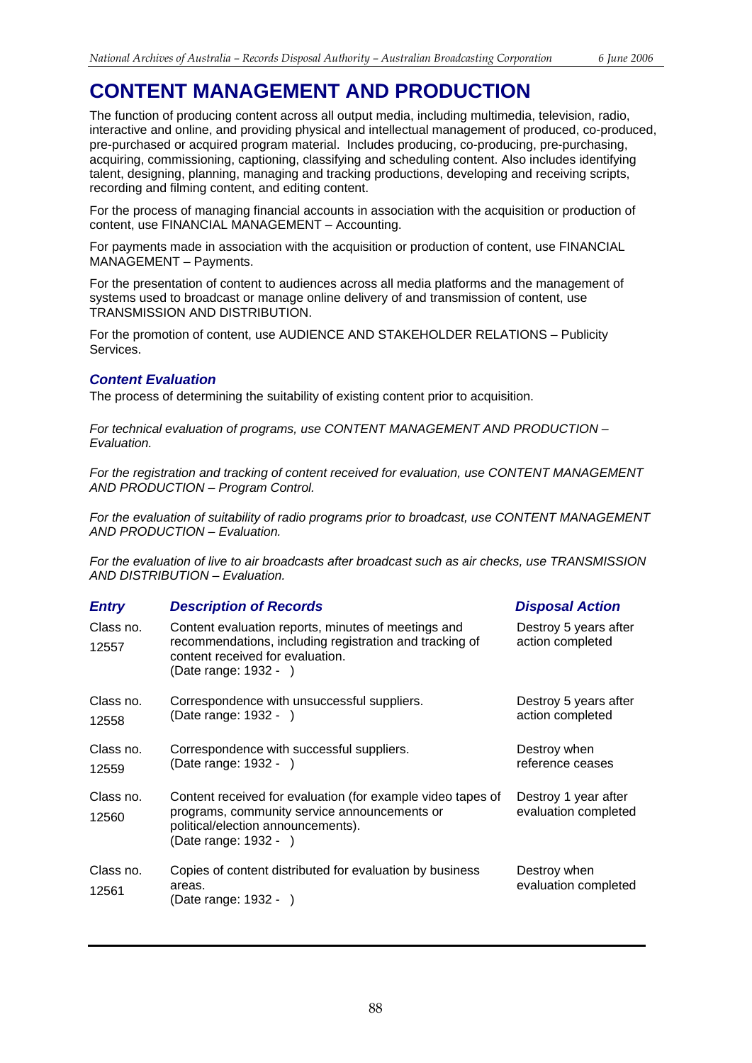# CONTENT MANAGEMENT AND PRODUCTION

The function of producing content across all output media, including multimedia, television, radio, interactive and online, and providing physical and intellectual management of produced, co-produced, pre-purchased or acquired program material. Includes producing, co-producing, pre-purchasing, acquiring, commissioning, captioning, classifying and scheduling content. Also includes identifying talent, designing, planning, managing and tracking productions, developing and receiving scripts, recording and filming content, and editing content.

For the process of managing financial accounts in association with the acquisition or production of content, use FINANCIAL MANAGEMENT – Accounting.

For payments made in association with the acquisition or production of content, use FINANCIAL MANAGEMENT – Payments.

For the presentation of content to audiences across all media platforms and the management of systems used to broadcast or manage online delivery of and transmission of content, use TRANSMISSION AND DISTRIBUTION.

For the promotion of content, use AUDIENCE AND STAKEHOLDER RELATIONS – Publicity Services.

## *Content Evaluation*

The process of determining the suitability of existing content prior to acquisition.

*For technical evaluation of programs, use CONTENT MANAGEMENT AND PRODUCTION – Evaluation.*

*For the registration and tracking of content received for evaluation, use CONTENT MANAGEMENT AND PRODUCTION – Program Control.*

*For the evaluation of suitability of radio programs prior to broadcast, use CONTENT MANAGEMENT AND PRODUCTION – Evaluation.*

*For the evaluation of live to air broadcasts after broadcast such as air checks, use TRANSMISSION AND DISTRIBUTION – Evaluation.*

| *Entry* | *Description of Records* | *Disposal Action* |
|---|---|---|
| Class no. 12557 | Content evaluation reports, minutes of meetings and recommendations, including registration and tracking of content received for evaluation. (Date range: 1932 - ) | Destroy 5 years after action completed |
| Class no. 12558 | Correspondence with unsuccessful suppliers. (Date range: 1932 - ) | Destroy 5 years after action completed |
| Class no. 12559 | Correspondence with successful suppliers. (Date range: 1932 - ) | Destroy when reference ceases |
| Class no. 12560 | Content received for evaluation (for example video tapes of programs, community service announcements or political/election announcements). (Date range: 1932 - ) | Destroy 1 year after evaluation completed |
| Class no. 12561 | Copies of content distributed for evaluation by business areas. (Date range: 1932 - ) | Destroy when evaluation completed |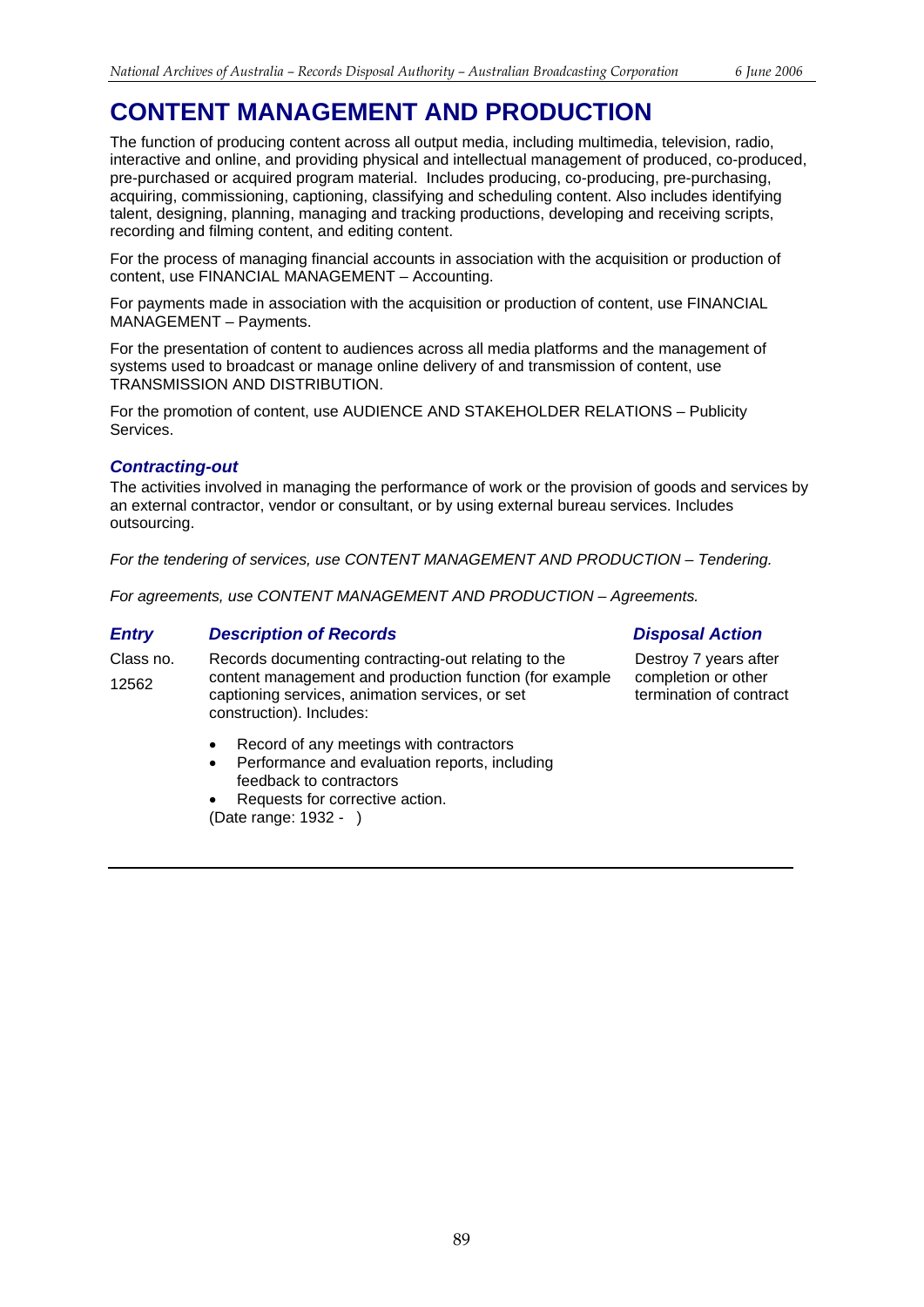# CONTENT MANAGEMENT AND PRODUCTION

The function of producing content across all output media, including multimedia, television, radio, interactive and online, and providing physical and intellectual management of produced, co-produced, pre-purchased or acquired program material. Includes producing, co-producing, pre-purchasing, acquiring, commissioning, captioning, classifying and scheduling content. Also includes identifying talent, designing, planning, managing and tracking productions, developing and receiving scripts, recording and filming content, and editing content.

For the process of managing financial accounts in association with the acquisition or production of content, use FINANCIAL MANAGEMENT – Accounting.

For payments made in association with the acquisition or production of content, use FINANCIAL MANAGEMENT – Payments.

For the presentation of content to audiences across all media platforms and the management of systems used to broadcast or manage online delivery of and transmission of content, use TRANSMISSION AND DISTRIBUTION.

For the promotion of content, use AUDIENCE AND STAKEHOLDER RELATIONS – Publicity Services.

## *Contracting-out*

The activities involved in managing the performance of work or the provision of goods and services by an external contractor, vendor or consultant, or by using external bureau services. Includes outsourcing.

*For the tendering of services, use CONTENT MANAGEMENT AND PRODUCTION – Tendering.*

*For agreements, use CONTENT MANAGEMENT AND PRODUCTION – Agreements.*

| *Entry* | *Description of Records* | *Disposal Action* |
|---|---|---|
| Class no. 12562 | Records documenting contracting-out relating to the content management and production function (for example captioning services, animation services, or set construction). Includes:<br><br>• Record of any meetings with contractors<br>• Performance and evaluation reports, including feedback to contractors<br>• Requests for corrective action.<br><br>(Date range: 1932 - ) | Destroy 7 years after completion or other termination of contract |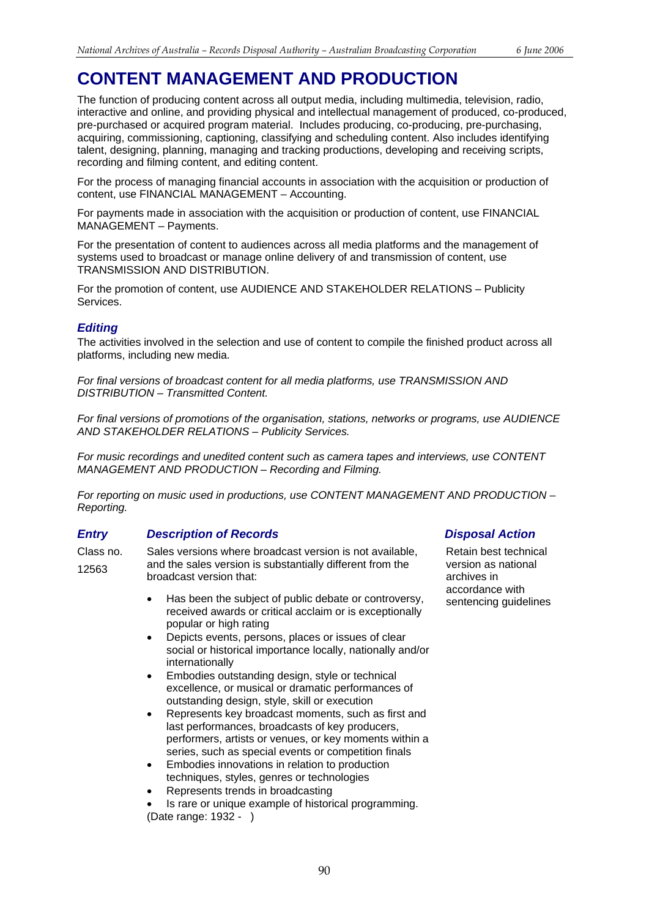# CONTENT MANAGEMENT AND PRODUCTION

The function of producing content across all output media, including multimedia, television, radio, interactive and online, and providing physical and intellectual management of produced, co-produced, pre-purchased or acquired program material. Includes producing, co-producing, pre-purchasing, acquiring, commissioning, captioning, classifying and scheduling content. Also includes identifying talent, designing, planning, managing and tracking productions, developing and receiving scripts, recording and filming content, and editing content.

For the process of managing financial accounts in association with the acquisition or production of content, use FINANCIAL MANAGEMENT – Accounting.

For payments made in association with the acquisition or production of content, use FINANCIAL MANAGEMENT – Payments.

For the presentation of content to audiences across all media platforms and the management of systems used to broadcast or manage online delivery of and transmission of content, use TRANSMISSION AND DISTRIBUTION.

For the promotion of content, use AUDIENCE AND STAKEHOLDER RELATIONS – Publicity Services.

## *Editing*

The activities involved in the selection and use of content to compile the finished product across all platforms, including new media.

*For final versions of broadcast content for all media platforms, use TRANSMISSION AND DISTRIBUTION – Transmitted Content.*

*For final versions of promotions of the organisation, stations, networks or programs, use AUDIENCE AND STAKEHOLDER RELATIONS – Publicity Services.*

*For music recordings and unedited content such as camera tapes and interviews, use CONTENT MANAGEMENT AND PRODUCTION – Recording and Filming.*

*For reporting on music used in productions, use CONTENT MANAGEMENT AND PRODUCTION – Reporting.*

| *Entry* | *Description of Records* | *Disposal Action* |
|---|---|---|
| Class no. 12563 | Sales versions where broadcast version is not available, and the sales version is substantially different from the broadcast version that:<br>• Has been the subject of public debate or controversy, received awards or critical acclaim or is exceptionally popular or high rating<br>• Depicts events, persons, places or issues of clear social or historical importance locally, nationally and/or internationally<br>• Embodies outstanding design, style or technical excellence, or musical or dramatic performances of outstanding design, style, skill or execution<br>• Represents key broadcast moments, such as first and last performances, broadcasts of key producers, performers, artists or venues, or key moments within a series, such as special events or competition finals<br>• Embodies innovations in relation to production techniques, styles, genres or technologies<br>• Represents trends in broadcasting<br>• Is rare or unique example of historical programming.<br>(Date range: 1932 - ) | Retain best technical version as national archives in accordance with sentencing guidelines |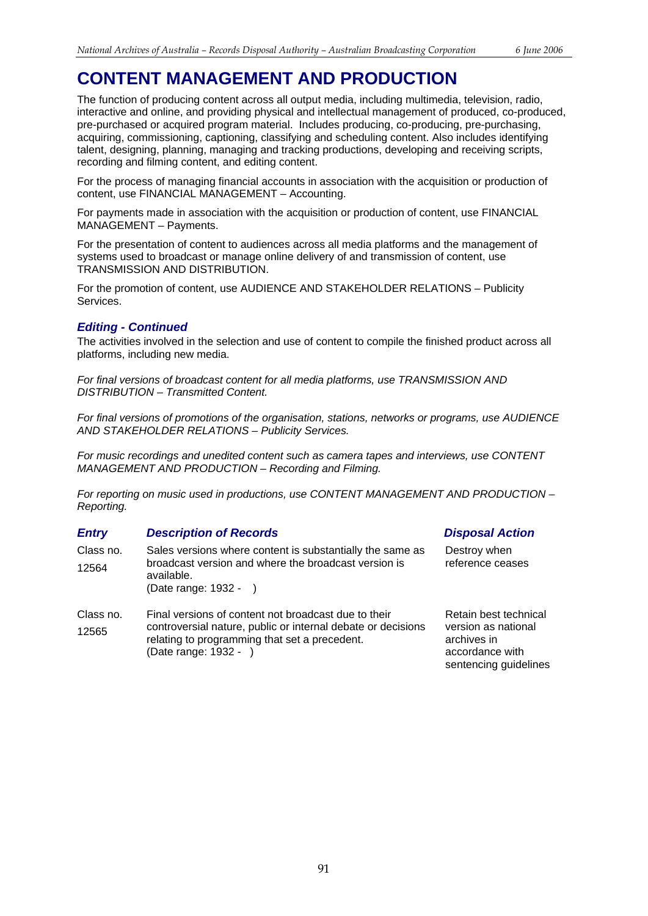# CONTENT MANAGEMENT AND PRODUCTION

The function of producing content across all output media, including multimedia, television, radio, interactive and online, and providing physical and intellectual management of produced, co-produced, pre-purchased or acquired program material. Includes producing, co-producing, pre-purchasing, acquiring, commissioning, captioning, classifying and scheduling content. Also includes identifying talent, designing, planning, managing and tracking productions, developing and receiving scripts, recording and filming content, and editing content.

For the process of managing financial accounts in association with the acquisition or production of content, use FINANCIAL MANAGEMENT – Accounting.

For payments made in association with the acquisition or production of content, use FINANCIAL MANAGEMENT – Payments.

For the presentation of content to audiences across all media platforms and the management of systems used to broadcast or manage online delivery of and transmission of content, use TRANSMISSION AND DISTRIBUTION.

For the promotion of content, use AUDIENCE AND STAKEHOLDER RELATIONS – Publicity Services.

### *Editing - Continued*

The activities involved in the selection and use of content to compile the finished product across all platforms, including new media.

*For final versions of broadcast content for all media platforms, use TRANSMISSION AND DISTRIBUTION – Transmitted Content.*

*For final versions of promotions of the organisation, stations, networks or programs, use AUDIENCE AND STAKEHOLDER RELATIONS – Publicity Services.*

*For music recordings and unedited content such as camera tapes and interviews, use CONTENT MANAGEMENT AND PRODUCTION – Recording and Filming.*

*For reporting on music used in productions, use CONTENT MANAGEMENT AND PRODUCTION – Reporting.*

| *Entry* | *Description of Records* | *Disposal Action* |
|---|---|---|
| Class no. 12564 | Sales versions where content is substantially the same as broadcast version and where the broadcast version is available. (Date range: 1932 - ) | Destroy when reference ceases |
| Class no. 12565 | Final versions of content not broadcast due to their controversial nature, public or internal debate or decisions relating to programming that set a precedent. (Date range: 1932 - ) | Retain best technical version as national archives in accordance with sentencing guidelines |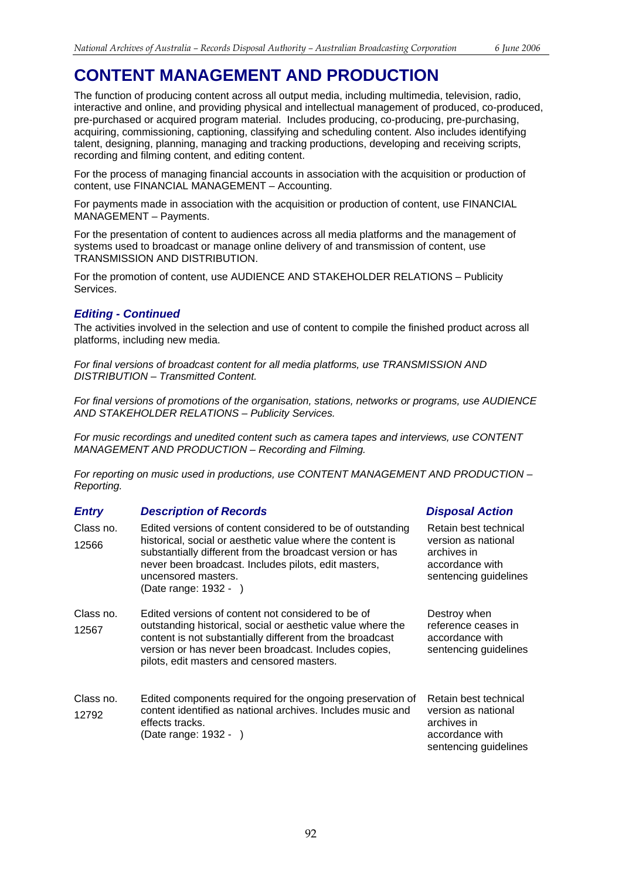# CONTENT MANAGEMENT AND PRODUCTION

The function of producing content across all output media, including multimedia, television, radio, interactive and online, and providing physical and intellectual management of produced, co-produced, pre-purchased or acquired program material. Includes producing, co-producing, pre-purchasing, acquiring, commissioning, captioning, classifying and scheduling content. Also includes identifying talent, designing, planning, managing and tracking productions, developing and receiving scripts, recording and filming content, and editing content.

For the process of managing financial accounts in association with the acquisition or production of content, use FINANCIAL MANAGEMENT – Accounting.

For payments made in association with the acquisition or production of content, use FINANCIAL MANAGEMENT – Payments.

For the presentation of content to audiences across all media platforms and the management of systems used to broadcast or manage online delivery of and transmission of content, use TRANSMISSION AND DISTRIBUTION.

For the promotion of content, use AUDIENCE AND STAKEHOLDER RELATIONS – Publicity Services.

### *Editing - Continued*

The activities involved in the selection and use of content to compile the finished product across all platforms, including new media.

*For final versions of broadcast content for all media platforms, use TRANSMISSION AND DISTRIBUTION – Transmitted Content.*

*For final versions of promotions of the organisation, stations, networks or programs, use AUDIENCE AND STAKEHOLDER RELATIONS – Publicity Services.*

*For music recordings and unedited content such as camera tapes and interviews, use CONTENT MANAGEMENT AND PRODUCTION – Recording and Filming.*

*For reporting on music used in productions, use CONTENT MANAGEMENT AND PRODUCTION – Reporting.*

| *Entry* | *Description of Records* | *Disposal Action* |
|---|---|---|
| Class no. 12566 | Edited versions of content considered to be of outstanding historical, social or aesthetic value where the content is substantially different from the broadcast version or has never been broadcast. Includes pilots, edit masters, uncensored masters. (Date range: 1932 - ) | Retain best technical version as national archives in accordance with sentencing guidelines |
| Class no. 12567 | Edited versions of content not considered to be of outstanding historical, social or aesthetic value where the content is not substantially different from the broadcast version or has never been broadcast. Includes copies, pilots, edit masters and censored masters. | Destroy when reference ceases in accordance with sentencing guidelines |
| Class no. 12792 | Edited components required for the ongoing preservation of content identified as national archives. Includes music and effects tracks. (Date range: 1932 - ) | Retain best technical version as national archives in accordance with sentencing guidelines |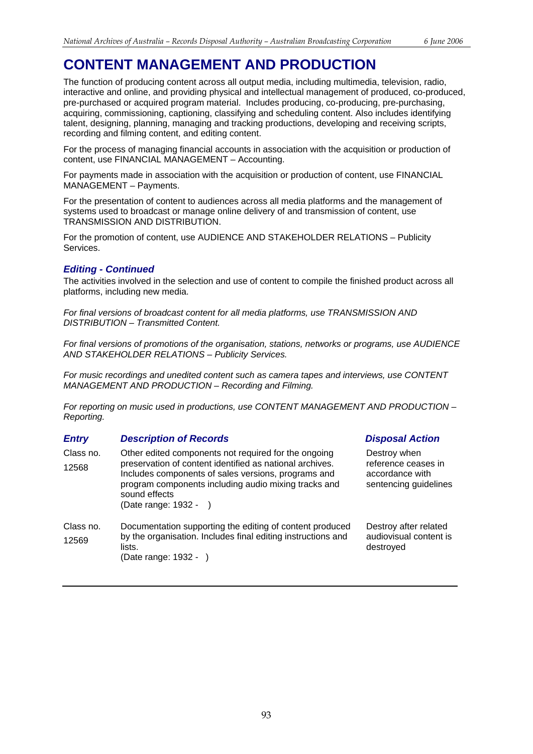# CONTENT MANAGEMENT AND PRODUCTION

The function of producing content across all output media, including multimedia, television, radio, interactive and online, and providing physical and intellectual management of produced, co-produced, pre-purchased or acquired program material. Includes producing, co-producing, pre-purchasing, acquiring, commissioning, captioning, classifying and scheduling content. Also includes identifying talent, designing, planning, managing and tracking productions, developing and receiving scripts, recording and filming content, and editing content.

For the process of managing financial accounts in association with the acquisition or production of content, use FINANCIAL MANAGEMENT – Accounting.

For payments made in association with the acquisition or production of content, use FINANCIAL MANAGEMENT – Payments.

For the presentation of content to audiences across all media platforms and the management of systems used to broadcast or manage online delivery of and transmission of content, use TRANSMISSION AND DISTRIBUTION.

For the promotion of content, use AUDIENCE AND STAKEHOLDER RELATIONS – Publicity Services.

### *Editing - Continued*

The activities involved in the selection and use of content to compile the finished product across all platforms, including new media.

*For final versions of broadcast content for all media platforms, use TRANSMISSION AND DISTRIBUTION – Transmitted Content.*

*For final versions of promotions of the organisation, stations, networks or programs, use AUDIENCE AND STAKEHOLDER RELATIONS – Publicity Services.*

*For music recordings and unedited content such as camera tapes and interviews, use CONTENT MANAGEMENT AND PRODUCTION – Recording and Filming.*

*For reporting on music used in productions, use CONTENT MANAGEMENT AND PRODUCTION – Reporting.*

| *Entry* | *Description of Records* | *Disposal Action* |
|---|---|---|
| Class no. 12568 | Other edited components not required for the ongoing preservation of content identified as national archives. Includes components of sales versions, programs and program components including audio mixing tracks and sound effects<br>(Date range: 1932 - ) | Destroy when reference ceases in accordance with sentencing guidelines |
| Class no. 12569 | Documentation supporting the editing of content produced by the organisation. Includes final editing instructions and lists.<br>(Date range: 1932 - ) | Destroy after related audiovisual content is destroyed |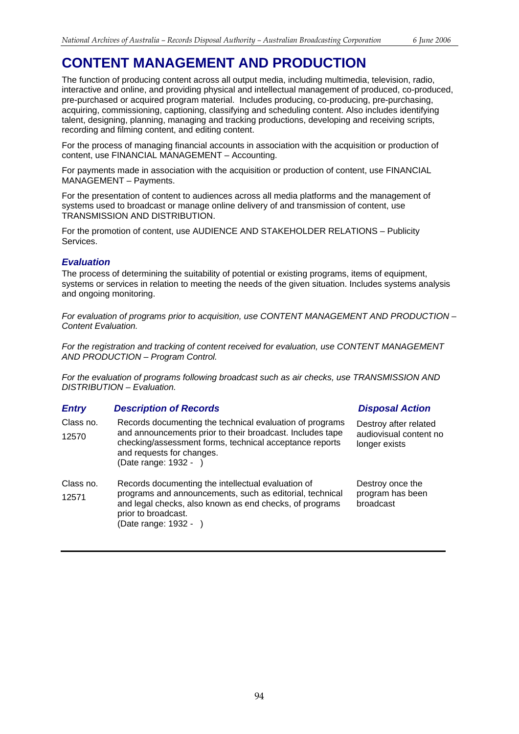# CONTENT MANAGEMENT AND PRODUCTION

The function of producing content across all output media, including multimedia, television, radio, interactive and online, and providing physical and intellectual management of produced, co-produced, pre-purchased or acquired program material. Includes producing, co-producing, pre-purchasing, acquiring, commissioning, captioning, classifying and scheduling content. Also includes identifying talent, designing, planning, managing and tracking productions, developing and receiving scripts, recording and filming content, and editing content.

For the process of managing financial accounts in association with the acquisition or production of content, use FINANCIAL MANAGEMENT – Accounting.

For payments made in association with the acquisition or production of content, use FINANCIAL MANAGEMENT – Payments.

For the presentation of content to audiences across all media platforms and the management of systems used to broadcast or manage online delivery of and transmission of content, use TRANSMISSION AND DISTRIBUTION.

For the promotion of content, use AUDIENCE AND STAKEHOLDER RELATIONS – Publicity Services.

## *Evaluation*

The process of determining the suitability of potential or existing programs, items of equipment, systems or services in relation to meeting the needs of the given situation. Includes systems analysis and ongoing monitoring.

*For evaluation of programs prior to acquisition, use CONTENT MANAGEMENT AND PRODUCTION – Content Evaluation.*

*For the registration and tracking of content received for evaluation, use CONTENT MANAGEMENT AND PRODUCTION – Program Control.*

*For the evaluation of programs following broadcast such as air checks, use TRANSMISSION AND DISTRIBUTION – Evaluation.*

| *Entry* | *Description of Records* | *Disposal Action* |
|---|---|---|
| Class no. 12570 | Records documenting the technical evaluation of programs and announcements prior to their broadcast. Includes tape checking/assessment forms, technical acceptance reports and requests for changes. (Date range: 1932 - ) | Destroy after related audiovisual content no longer exists |
| Class no. 12571 | Records documenting the intellectual evaluation of programs and announcements, such as editorial, technical and legal checks, also known as end checks, of programs prior to broadcast. (Date range: 1932 - ) | Destroy once the program has been broadcast |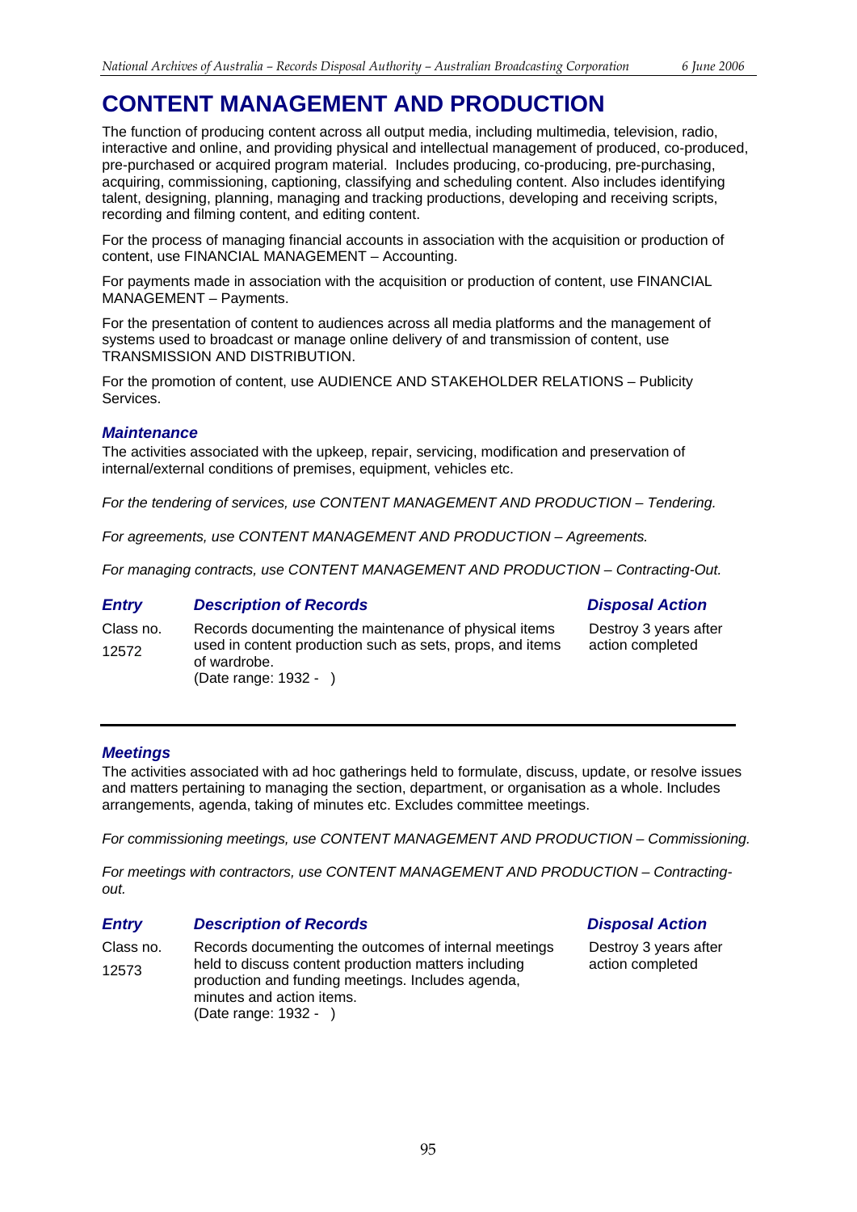# CONTENT MANAGEMENT AND PRODUCTION

The function of producing content across all output media, including multimedia, television, radio, interactive and online, and providing physical and intellectual management of produced, co-produced, pre-purchased or acquired program material. Includes producing, co-producing, pre-purchasing, acquiring, commissioning, captioning, classifying and scheduling content. Also includes identifying talent, designing, planning, managing and tracking productions, developing and receiving scripts, recording and filming content, and editing content.

For the process of managing financial accounts in association with the acquisition or production of content, use FINANCIAL MANAGEMENT – Accounting.

For payments made in association with the acquisition or production of content, use FINANCIAL MANAGEMENT – Payments.

For the presentation of content to audiences across all media platforms and the management of systems used to broadcast or manage online delivery of and transmission of content, use TRANSMISSION AND DISTRIBUTION.

For the promotion of content, use AUDIENCE AND STAKEHOLDER RELATIONS – Publicity Services.

### *Maintenance*

The activities associated with the upkeep, repair, servicing, modification and preservation of internal/external conditions of premises, equipment, vehicles etc.

*For the tendering of services, use CONTENT MANAGEMENT AND PRODUCTION – Tendering.*

*For agreements, use CONTENT MANAGEMENT AND PRODUCTION – Agreements.*

*For managing contracts, use CONTENT MANAGEMENT AND PRODUCTION – Contracting-Out.*

| *Entry* | *Description of Records* | *Disposal Action* |
|---|---|---|
| Class no. 12572 | Records documenting the maintenance of physical items used in content production such as sets, props, and items of wardrobe. (Date range: 1932 - ) | Destroy 3 years after action completed |

### *Meetings*

The activities associated with ad hoc gatherings held to formulate, discuss, update, or resolve issues and matters pertaining to managing the section, department, or organisation as a whole. Includes arrangements, agenda, taking of minutes etc. Excludes committee meetings.

*For commissioning meetings, use CONTENT MANAGEMENT AND PRODUCTION – Commissioning.*

*For meetings with contractors, use CONTENT MANAGEMENT AND PRODUCTION – Contracting-out.*

| *Entry* | *Description of Records* | *Disposal Action* |
|---|---|---|
| Class no. 12573 | Records documenting the outcomes of internal meetings held to discuss content production matters including production and funding meetings. Includes agenda, minutes and action items. (Date range: 1932 - ) | Destroy 3 years after action completed |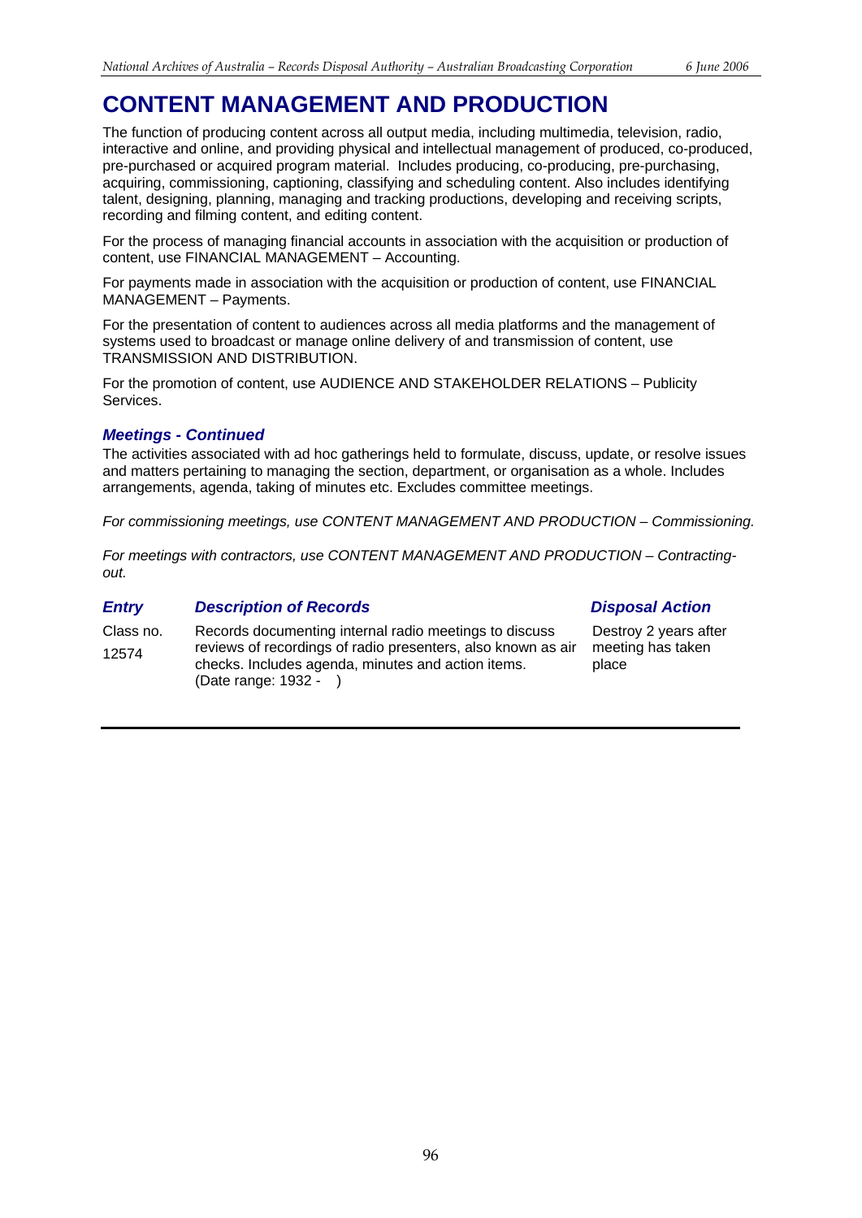# CONTENT MANAGEMENT AND PRODUCTION

The function of producing content across all output media, including multimedia, television, radio, interactive and online, and providing physical and intellectual management of produced, co-produced, pre-purchased or acquired program material. Includes producing, co-producing, pre-purchasing, acquiring, commissioning, captioning, classifying and scheduling content. Also includes identifying talent, designing, planning, managing and tracking productions, developing and receiving scripts, recording and filming content, and editing content.

For the process of managing financial accounts in association with the acquisition or production of content, use FINANCIAL MANAGEMENT – Accounting.

For payments made in association with the acquisition or production of content, use FINANCIAL MANAGEMENT – Payments.

For the presentation of content to audiences across all media platforms and the management of systems used to broadcast or manage online delivery of and transmission of content, use TRANSMISSION AND DISTRIBUTION.

For the promotion of content, use AUDIENCE AND STAKEHOLDER RELATIONS – Publicity Services.

### *Meetings - Continued*

The activities associated with ad hoc gatherings held to formulate, discuss, update, or resolve issues and matters pertaining to managing the section, department, or organisation as a whole. Includes arrangements, agenda, taking of minutes etc. Excludes committee meetings.

*For commissioning meetings, use CONTENT MANAGEMENT AND PRODUCTION – Commissioning.*

*For meetings with contractors, use CONTENT MANAGEMENT AND PRODUCTION – Contracting-out.*

| *Entry* | *Description of Records* | *Disposal Action* |
|---|---|---|
| Class no. 12574 | Records documenting internal radio meetings to discuss reviews of recordings of radio presenters, also known as air checks. Includes agenda, minutes and action items. (Date range: 1932 - ) | Destroy 2 years after meeting has taken place |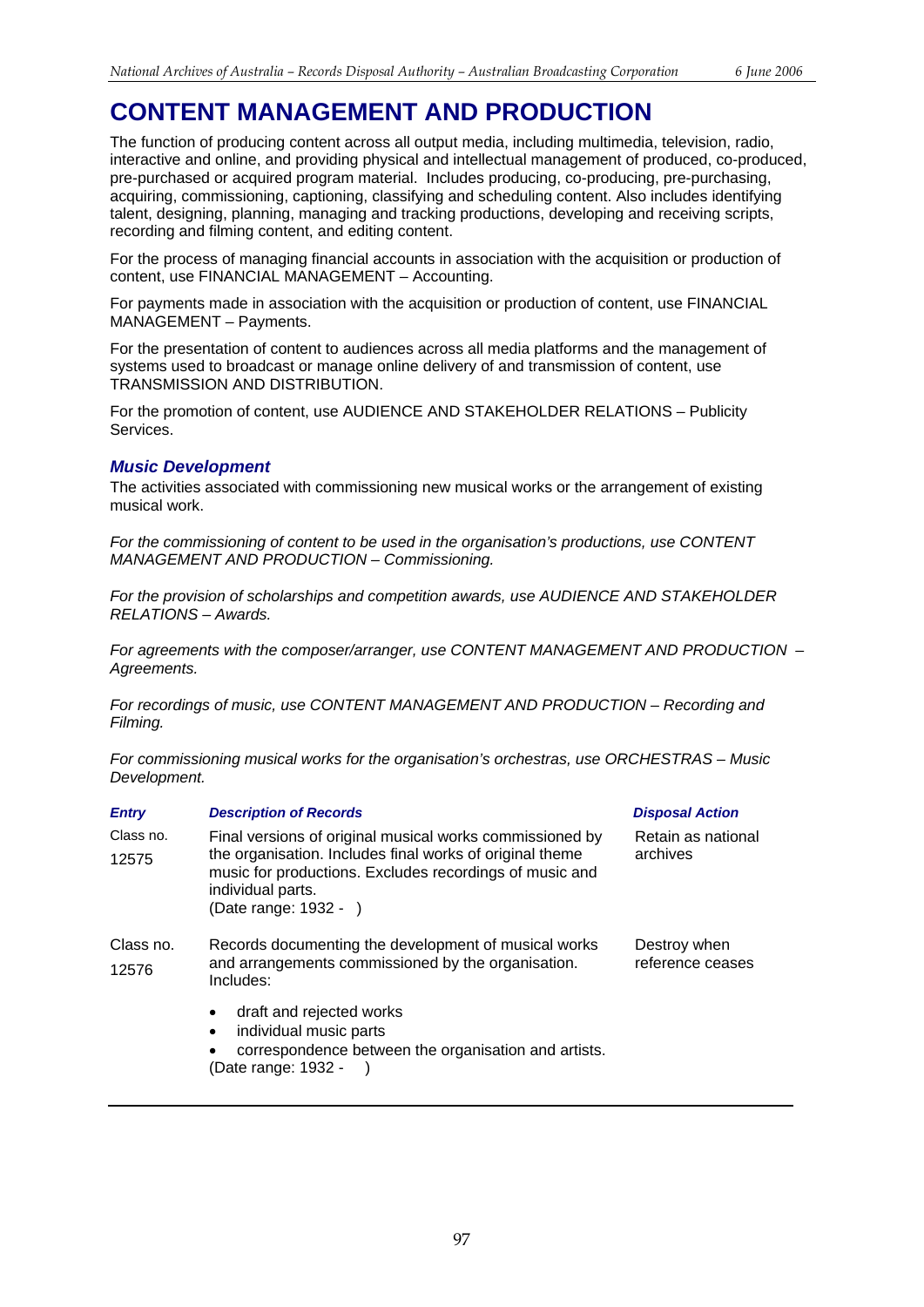# CONTENT MANAGEMENT AND PRODUCTION

The function of producing content across all output media, including multimedia, television, radio, interactive and online, and providing physical and intellectual management of produced, co-produced, pre-purchased or acquired program material. Includes producing, co-producing, pre-purchasing, acquiring, commissioning, captioning, classifying and scheduling content. Also includes identifying talent, designing, planning, managing and tracking productions, developing and receiving scripts, recording and filming content, and editing content.

For the process of managing financial accounts in association with the acquisition or production of content, use FINANCIAL MANAGEMENT – Accounting.

For payments made in association with the acquisition or production of content, use FINANCIAL MANAGEMENT – Payments.

For the presentation of content to audiences across all media platforms and the management of systems used to broadcast or manage online delivery of and transmission of content, use TRANSMISSION AND DISTRIBUTION.

For the promotion of content, use AUDIENCE AND STAKEHOLDER RELATIONS – Publicity Services.

### *Music Development*

The activities associated with commissioning new musical works or the arrangement of existing musical work.

*For the commissioning of content to be used in the organisation's productions, use CONTENT MANAGEMENT AND PRODUCTION – Commissioning.*

*For the provision of scholarships and competition awards, use AUDIENCE AND STAKEHOLDER RELATIONS – Awards.*

*For agreements with the composer/arranger, use CONTENT MANAGEMENT AND PRODUCTION – Agreements.*

*For recordings of music, use CONTENT MANAGEMENT AND PRODUCTION – Recording and Filming.*

*For commissioning musical works for the organisation's orchestras, use ORCHESTRAS – Music Development.*

| *Entry* | *Description of Records* | *Disposal Action* |
|---|---|---|
| Class no. 12575 | Final versions of original musical works commissioned by the organisation. Includes final works of original theme music for productions. Excludes recordings of music and individual parts.<br>(Date range: 1932 - ) | Retain as national archives |
| Class no. 12576 | Records documenting the development of musical works and arrangements commissioned by the organisation. Includes:<br>• draft and rejected works<br>• individual music parts<br>• correspondence between the organisation and artists.<br>(Date range: 1932 - ) | Destroy when reference ceases |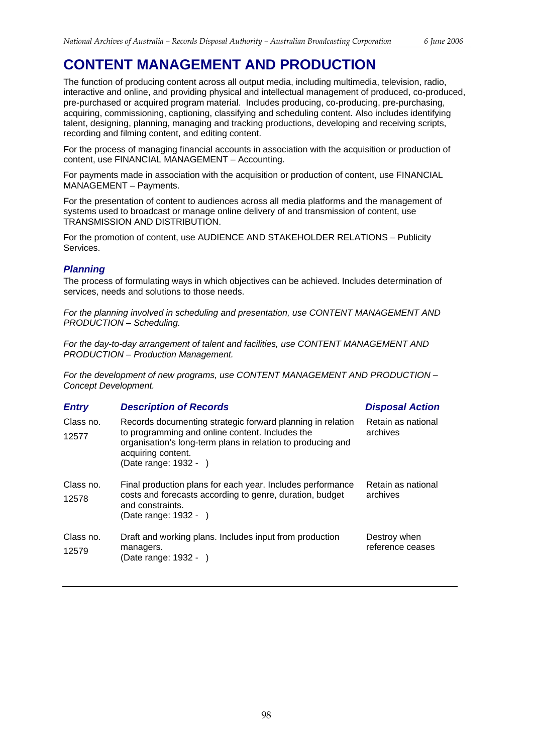# CONTENT MANAGEMENT AND PRODUCTION

The function of producing content across all output media, including multimedia, television, radio, interactive and online, and providing physical and intellectual management of produced, co-produced, pre-purchased or acquired program material. Includes producing, co-producing, pre-purchasing, acquiring, commissioning, captioning, classifying and scheduling content. Also includes identifying talent, designing, planning, managing and tracking productions, developing and receiving scripts, recording and filming content, and editing content.

For the process of managing financial accounts in association with the acquisition or production of content, use FINANCIAL MANAGEMENT – Accounting.

For payments made in association with the acquisition or production of content, use FINANCIAL MANAGEMENT – Payments.

For the presentation of content to audiences across all media platforms and the management of systems used to broadcast or manage online delivery of and transmission of content, use TRANSMISSION AND DISTRIBUTION.

For the promotion of content, use AUDIENCE AND STAKEHOLDER RELATIONS – Publicity Services.

## *Planning*

The process of formulating ways in which objectives can be achieved. Includes determination of services, needs and solutions to those needs.

*For the planning involved in scheduling and presentation, use CONTENT MANAGEMENT AND PRODUCTION – Scheduling.*

*For the day-to-day arrangement of talent and facilities, use CONTENT MANAGEMENT AND PRODUCTION – Production Management.*

*For the development of new programs, use CONTENT MANAGEMENT AND PRODUCTION – Concept Development.*

| ***Entry*** | ***Description of Records*** | ***Disposal Action*** |
|---|---|---|
| Class no. 12577 | Records documenting strategic forward planning in relation to programming and online content. Includes the organisation's long-term plans in relation to producing and acquiring content. (Date range: 1932 - ) | Retain as national archives |
| Class no. 12578 | Final production plans for each year. Includes performance costs and forecasts according to genre, duration, budget and constraints. (Date range: 1932 - ) | Retain as national archives |
| Class no. 12579 | Draft and working plans. Includes input from production managers. (Date range: 1932 - ) | Destroy when reference ceases |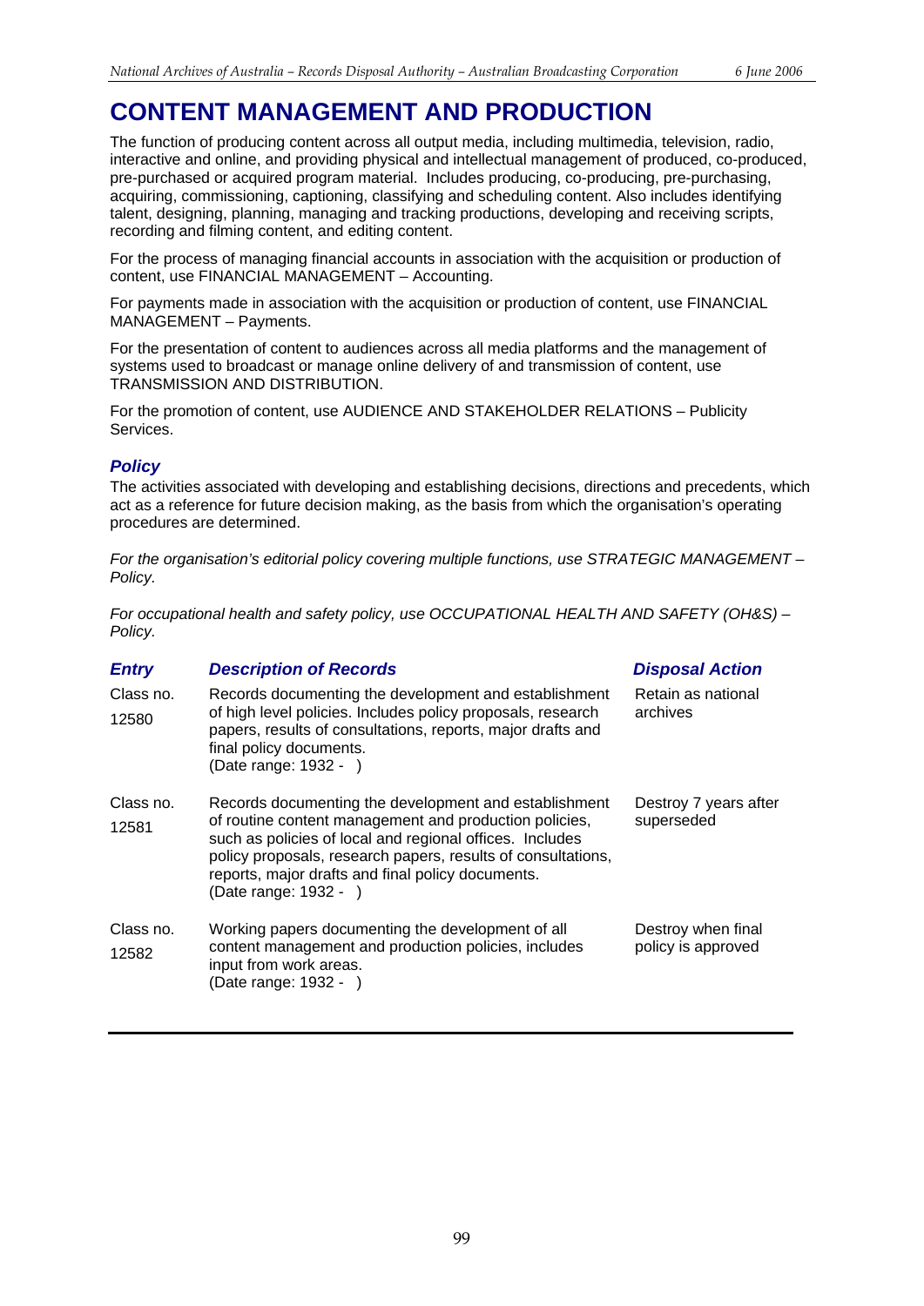# CONTENT MANAGEMENT AND PRODUCTION

The function of producing content across all output media, including multimedia, television, radio, interactive and online, and providing physical and intellectual management of produced, co-produced, pre-purchased or acquired program material. Includes producing, co-producing, pre-purchasing, acquiring, commissioning, captioning, classifying and scheduling content. Also includes identifying talent, designing, planning, managing and tracking productions, developing and receiving scripts, recording and filming content, and editing content.

For the process of managing financial accounts in association with the acquisition or production of content, use FINANCIAL MANAGEMENT – Accounting.

For payments made in association with the acquisition or production of content, use FINANCIAL MANAGEMENT – Payments.

For the presentation of content to audiences across all media platforms and the management of systems used to broadcast or manage online delivery of and transmission of content, use TRANSMISSION AND DISTRIBUTION.

For the promotion of content, use AUDIENCE AND STAKEHOLDER RELATIONS – Publicity Services.

## *Policy*

The activities associated with developing and establishing decisions, directions and precedents, which act as a reference for future decision making, as the basis from which the organisation's operating procedures are determined.

*For the organisation's editorial policy covering multiple functions, use STRATEGIC MANAGEMENT – Policy.*

*For occupational health and safety policy, use OCCUPATIONAL HEALTH AND SAFETY (OH&S) – Policy.*

| ***Entry*** | ***Description of Records*** | ***Disposal Action*** |
|---|---|---|
| Class no. 12580 | Records documenting the development and establishment of high level policies. Includes policy proposals, research papers, results of consultations, reports, major drafts and final policy documents. (Date range: 1932 - ) | Retain as national archives |
| Class no. 12581 | Records documenting the development and establishment of routine content management and production policies, such as policies of local and regional offices. Includes policy proposals, research papers, results of consultations, reports, major drafts and final policy documents. (Date range: 1932 - ) | Destroy 7 years after superseded |
| Class no. 12582 | Working papers documenting the development of all content management and production policies, includes input from work areas. (Date range: 1932 - ) | Destroy when final policy is approved |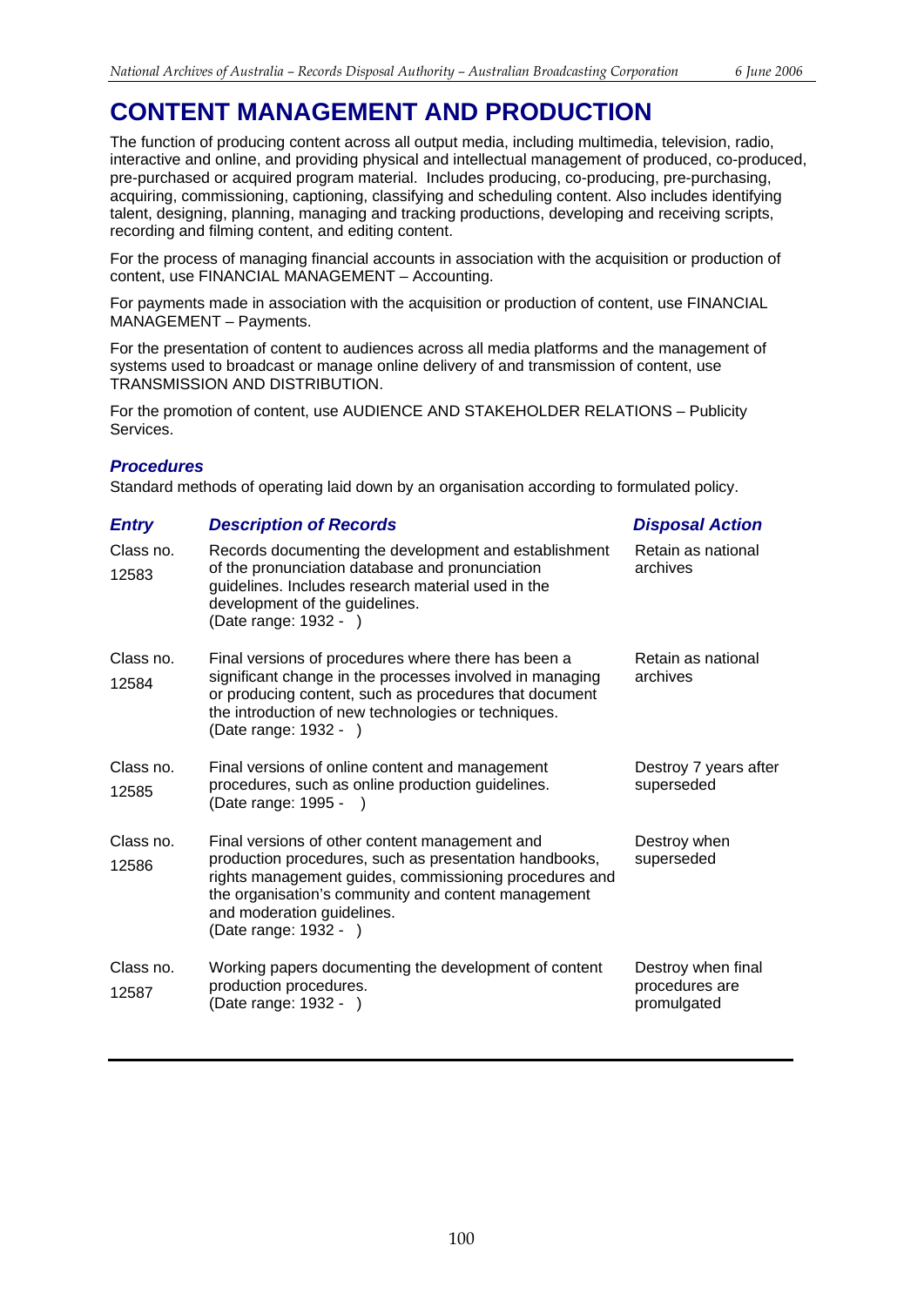# CONTENT MANAGEMENT AND PRODUCTION

The function of producing content across all output media, including multimedia, television, radio, interactive and online, and providing physical and intellectual management of produced, co-produced, pre-purchased or acquired program material. Includes producing, co-producing, pre-purchasing, acquiring, commissioning, captioning, classifying and scheduling content. Also includes identifying talent, designing, planning, managing and tracking productions, developing and receiving scripts, recording and filming content, and editing content.

For the process of managing financial accounts in association with the acquisition or production of content, use FINANCIAL MANAGEMENT – Accounting.

For payments made in association with the acquisition or production of content, use FINANCIAL MANAGEMENT – Payments.

For the presentation of content to audiences across all media platforms and the management of systems used to broadcast or manage online delivery of and transmission of content, use TRANSMISSION AND DISTRIBUTION.

For the promotion of content, use AUDIENCE AND STAKEHOLDER RELATIONS – Publicity Services.

### *Procedures*

Standard methods of operating laid down by an organisation according to formulated policy.

| *Entry* | *Description of Records* | *Disposal Action* |
|---|---|---|
| Class no. 12583 | Records documenting the development and establishment of the pronunciation database and pronunciation guidelines. Includes research material used in the development of the guidelines. (Date range: 1932 - ) | Retain as national archives |
| Class no. 12584 | Final versions of procedures where there has been a significant change in the processes involved in managing or producing content, such as procedures that document the introduction of new technologies or techniques. (Date range: 1932 - ) | Retain as national archives |
| Class no. 12585 | Final versions of online content and management procedures, such as online production guidelines. (Date range: 1995 - ) | Destroy 7 years after superseded |
| Class no. 12586 | Final versions of other content management and production procedures, such as presentation handbooks, rights management guides, commissioning procedures and the organisation's community and content management and moderation guidelines. (Date range: 1932 - ) | Destroy when superseded |
| Class no. 12587 | Working papers documenting the development of content production procedures. (Date range: 1932 - ) | Destroy when final procedures are promulgated |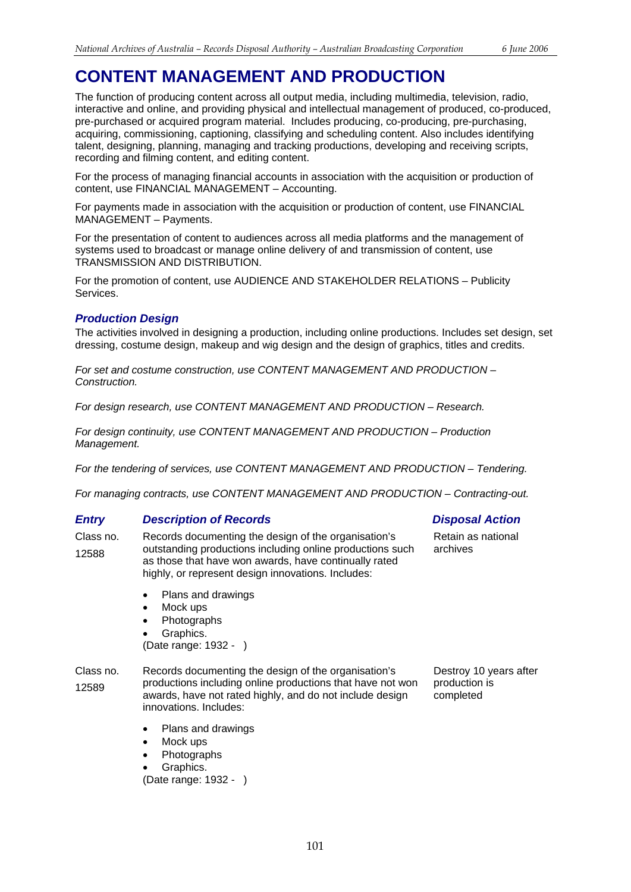# CONTENT MANAGEMENT AND PRODUCTION

The function of producing content across all output media, including multimedia, television, radio, interactive and online, and providing physical and intellectual management of produced, co-produced, pre-purchased or acquired program material. Includes producing, co-producing, pre-purchasing, acquiring, commissioning, captioning, classifying and scheduling content. Also includes identifying talent, designing, planning, managing and tracking productions, developing and receiving scripts, recording and filming content, and editing content.

For the process of managing financial accounts in association with the acquisition or production of content, use FINANCIAL MANAGEMENT – Accounting.

For payments made in association with the acquisition or production of content, use FINANCIAL MANAGEMENT – Payments.

For the presentation of content to audiences across all media platforms and the management of systems used to broadcast or manage online delivery of and transmission of content, use TRANSMISSION AND DISTRIBUTION.

For the promotion of content, use AUDIENCE AND STAKEHOLDER RELATIONS – Publicity Services.

## *Production Design*

The activities involved in designing a production, including online productions. Includes set design, set dressing, costume design, makeup and wig design and the design of graphics, titles and credits.

*For set and costume construction, use CONTENT MANAGEMENT AND PRODUCTION – Construction.*

*For design research, use CONTENT MANAGEMENT AND PRODUCTION – Research.*

*For design continuity, use CONTENT MANAGEMENT AND PRODUCTION – Production Management.*

*For the tendering of services, use CONTENT MANAGEMENT AND PRODUCTION – Tendering.*

*For managing contracts, use CONTENT MANAGEMENT AND PRODUCTION – Contracting-out.*

| *Entry* | *Description of Records* | *Disposal Action* |
|---|---|---|
| Class no. 12588 | Records documenting the design of the organisation's outstanding productions including online productions such as those that have won awards, have continually rated highly, or represent design innovations. Includes:<br>• Plans and drawings<br>• Mock ups<br>• Photographs<br>• Graphics.<br>(Date range: 1932 - ) | Retain as national archives |
| Class no. 12589 | Records documenting the design of the organisation's productions including online productions that have not won awards, have not rated highly, and do not include design innovations. Includes:<br>• Plans and drawings<br>• Mock ups<br>• Photographs<br>• Graphics.<br>(Date range: 1932 - ) | Destroy 10 years after production is completed |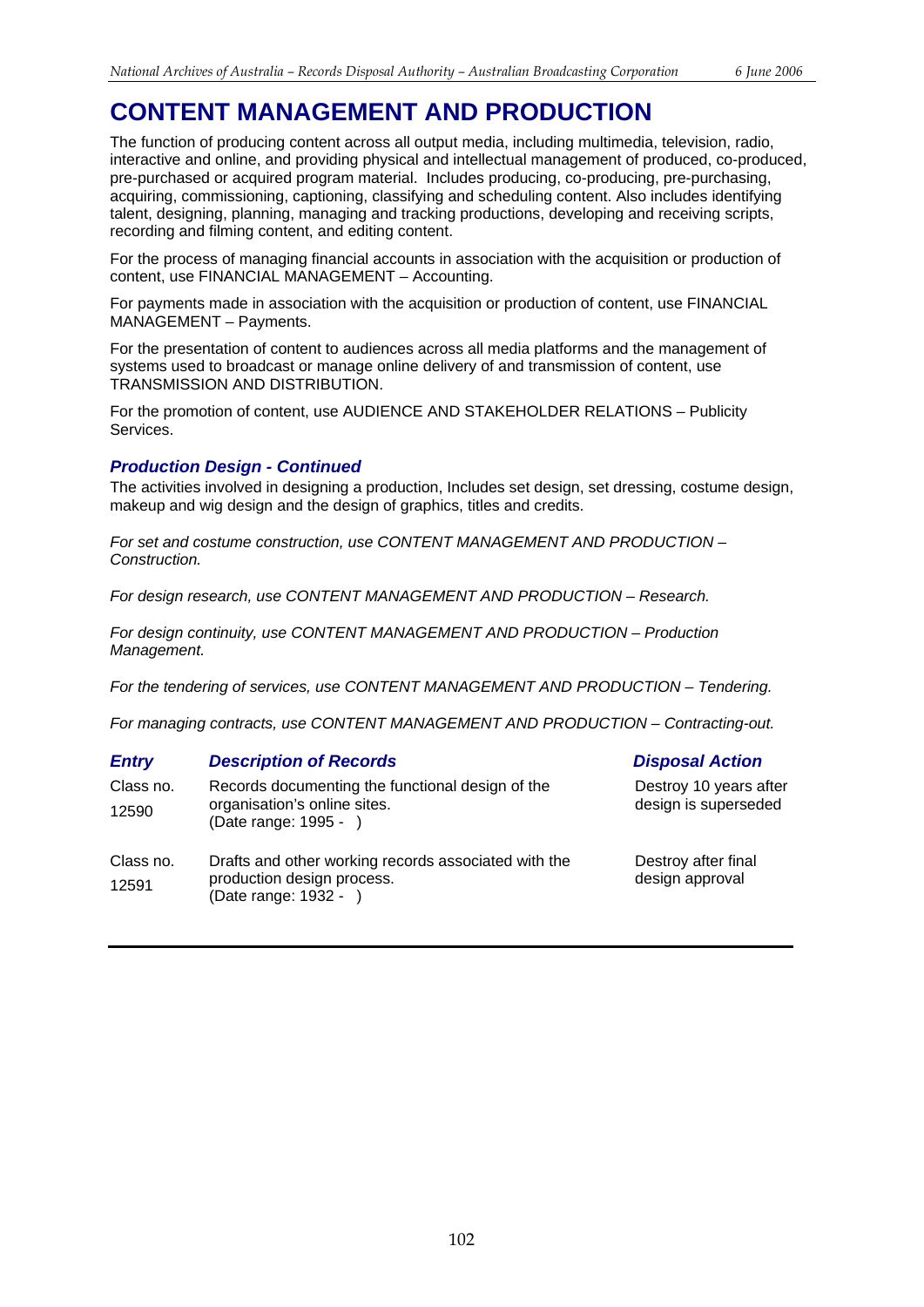# CONTENT MANAGEMENT AND PRODUCTION

The function of producing content across all output media, including multimedia, television, radio, interactive and online, and providing physical and intellectual management of produced, co-produced, pre-purchased or acquired program material. Includes producing, co-producing, pre-purchasing, acquiring, commissioning, captioning, classifying and scheduling content. Also includes identifying talent, designing, planning, managing and tracking productions, developing and receiving scripts, recording and filming content, and editing content.

For the process of managing financial accounts in association with the acquisition or production of content, use FINANCIAL MANAGEMENT – Accounting.

For payments made in association with the acquisition or production of content, use FINANCIAL MANAGEMENT – Payments.

For the presentation of content to audiences across all media platforms and the management of systems used to broadcast or manage online delivery of and transmission of content, use TRANSMISSION AND DISTRIBUTION.

For the promotion of content, use AUDIENCE AND STAKEHOLDER RELATIONS – Publicity Services.

### *Production Design - Continued*

The activities involved in designing a production, Includes set design, set dressing, costume design, makeup and wig design and the design of graphics, titles and credits.

*For set and costume construction, use CONTENT MANAGEMENT AND PRODUCTION – Construction.*

*For design research, use CONTENT MANAGEMENT AND PRODUCTION – Research.*

*For design continuity, use CONTENT MANAGEMENT AND PRODUCTION – Production Management.*

*For the tendering of services, use CONTENT MANAGEMENT AND PRODUCTION – Tendering.*

*For managing contracts, use CONTENT MANAGEMENT AND PRODUCTION – Contracting-out.*

| *Entry* | *Description of Records* | *Disposal Action* |
|---|---|---|
| Class no. 12590 | Records documenting the functional design of the organisation's online sites. (Date range: 1995 - ) | Destroy 10 years after design is superseded |
| Class no. 12591 | Drafts and other working records associated with the production design process. (Date range: 1932 - ) | Destroy after final design approval |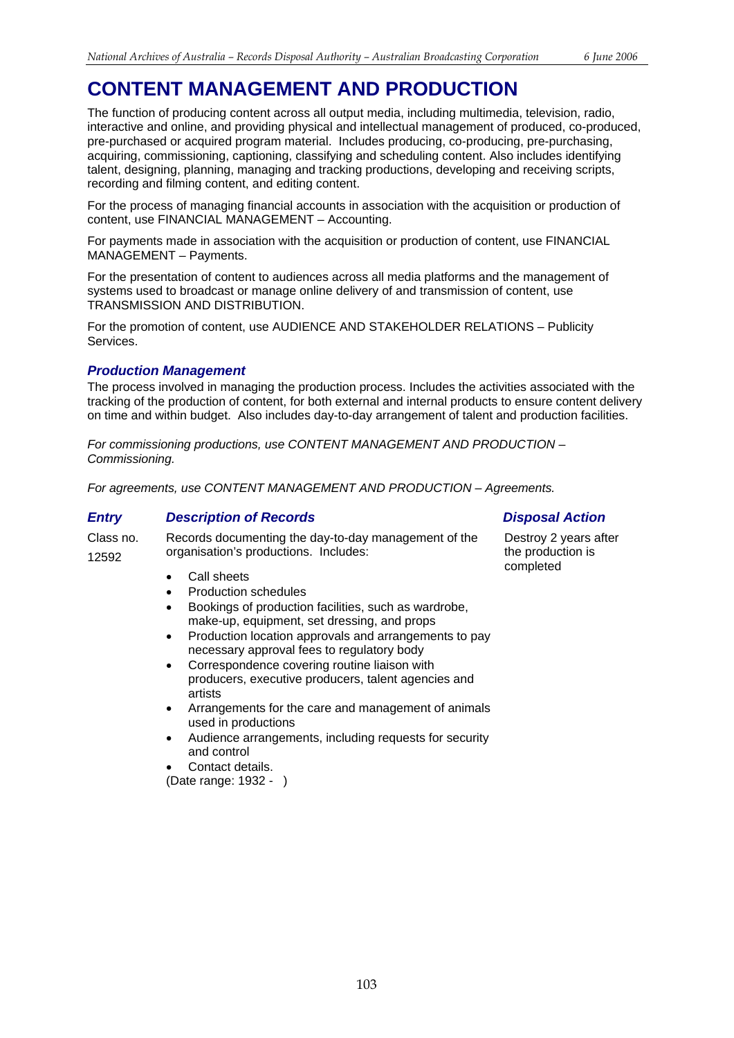# CONTENT MANAGEMENT AND PRODUCTION

The function of producing content across all output media, including multimedia, television, radio, interactive and online, and providing physical and intellectual management of produced, co-produced, pre-purchased or acquired program material. Includes producing, co-producing, pre-purchasing, acquiring, commissioning, captioning, classifying and scheduling content. Also includes identifying talent, designing, planning, managing and tracking productions, developing and receiving scripts, recording and filming content, and editing content.

For the process of managing financial accounts in association with the acquisition or production of content, use FINANCIAL MANAGEMENT – Accounting.

For payments made in association with the acquisition or production of content, use FINANCIAL MANAGEMENT – Payments.

For the presentation of content to audiences across all media platforms and the management of systems used to broadcast or manage online delivery of and transmission of content, use TRANSMISSION AND DISTRIBUTION.

For the promotion of content, use AUDIENCE AND STAKEHOLDER RELATIONS – Publicity Services.

## *Production Management*

The process involved in managing the production process. Includes the activities associated with the tracking of the production of content, for both external and internal products to ensure content delivery on time and within budget. Also includes day-to-day arrangement of talent and production facilities.

*For commissioning productions, use CONTENT MANAGEMENT AND PRODUCTION – Commissioning.*

*For agreements, use CONTENT MANAGEMENT AND PRODUCTION – Agreements.*

| *Entry* | *Description of Records* | *Disposal Action* |
|---|---|---|
| Class no. 12592 | Records documenting the day-to-day management of the organisation's productions. Includes:<br>• Call sheets<br>• Production schedules<br>• Bookings of production facilities, such as wardrobe, make-up, equipment, set dressing, and props<br>• Production location approvals and arrangements to pay necessary approval fees to regulatory body<br>• Correspondence covering routine liaison with producers, executive producers, talent agencies and artists<br>• Arrangements for the care and management of animals used in productions<br>• Audience arrangements, including requests for security and control<br>• Contact details.<br>(Date range: 1932 - ) | Destroy 2 years after the production is completed |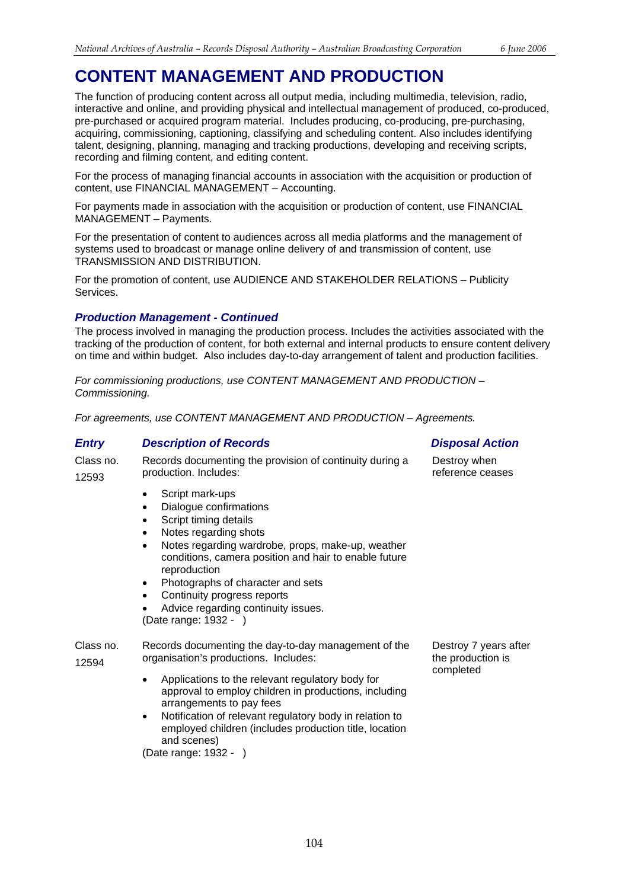# CONTENT MANAGEMENT AND PRODUCTION

The function of producing content across all output media, including multimedia, television, radio, interactive and online, and providing physical and intellectual management of produced, co-produced, pre-purchased or acquired program material. Includes producing, co-producing, pre-purchasing, acquiring, commissioning, captioning, classifying and scheduling content. Also includes identifying talent, designing, planning, managing and tracking productions, developing and receiving scripts, recording and filming content, and editing content.

For the process of managing financial accounts in association with the acquisition or production of content, use FINANCIAL MANAGEMENT – Accounting.

For payments made in association with the acquisition or production of content, use FINANCIAL MANAGEMENT – Payments.

For the presentation of content to audiences across all media platforms and the management of systems used to broadcast or manage online delivery of and transmission of content, use TRANSMISSION AND DISTRIBUTION.

For the promotion of content, use AUDIENCE AND STAKEHOLDER RELATIONS – Publicity Services.

### *Production Management - Continued*

The process involved in managing the production process. Includes the activities associated with the tracking of the production of content, for both external and internal products to ensure content delivery on time and within budget. Also includes day-to-day arrangement of talent and production facilities.

*For commissioning productions, use CONTENT MANAGEMENT AND PRODUCTION – Commissioning.*

*For agreements, use CONTENT MANAGEMENT AND PRODUCTION – Agreements.*

| *Entry* | *Description of Records* | *Disposal Action* |
|---|---|---|
| Class no. 12593 | Records documenting the provision of continuity during a production. Includes:<br>• Script mark-ups<br>• Dialogue confirmations<br>• Script timing details<br>• Notes regarding shots<br>• Notes regarding wardrobe, props, make-up, weather conditions, camera position and hair to enable future reproduction<br>• Photographs of character and sets<br>• Continuity progress reports<br>• Advice regarding continuity issues.<br>(Date range: 1932 - ) | Destroy when reference ceases |
| Class no. 12594 | Records documenting the day-to-day management of the organisation's productions. Includes:<br>• Applications to the relevant regulatory body for approval to employ children in productions, including arrangements to pay fees<br>• Notification of relevant regulatory body in relation to employed children (includes production title, location and scenes)<br>(Date range: 1932 - ) | Destroy 7 years after the production is completed |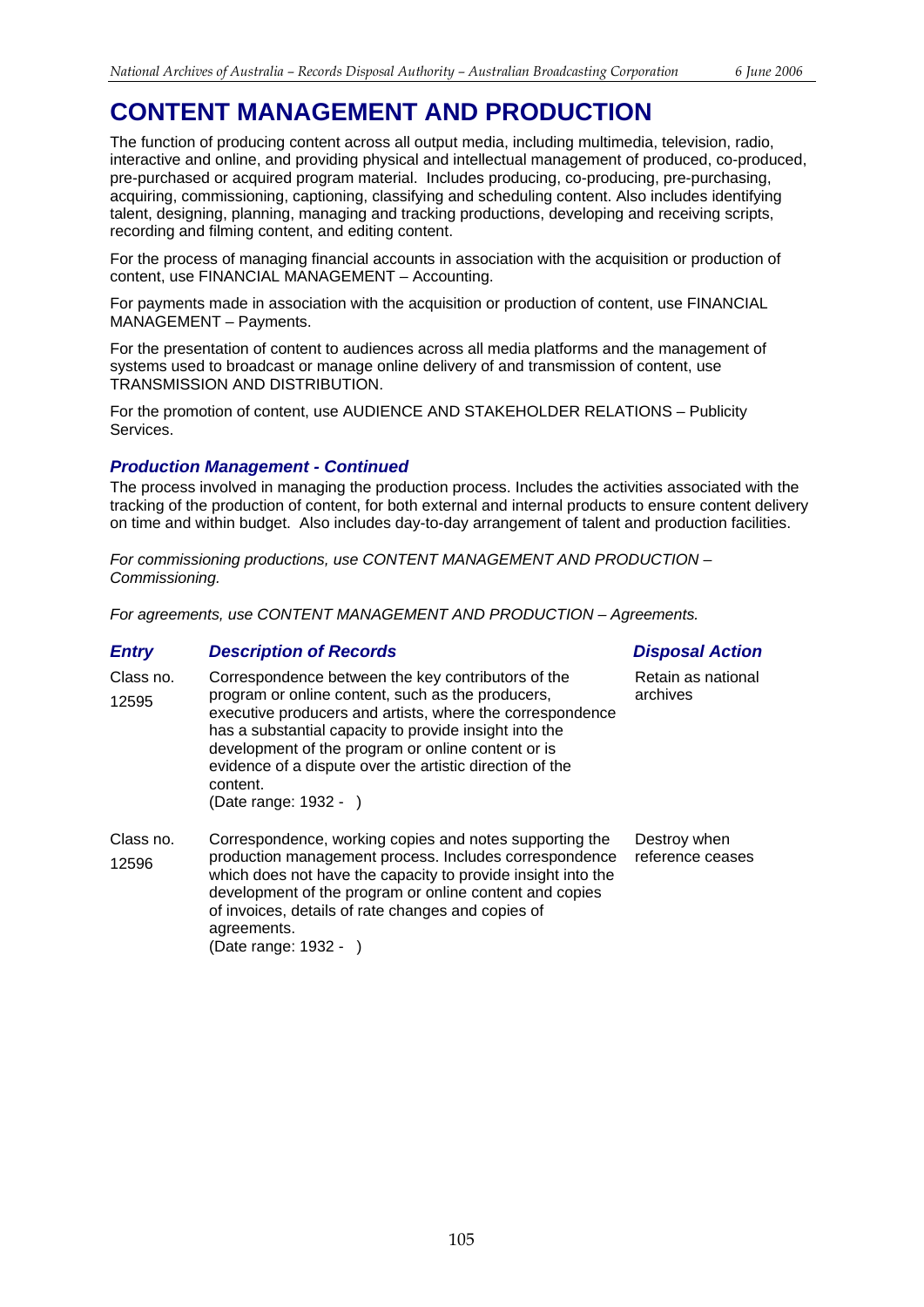# CONTENT MANAGEMENT AND PRODUCTION

The function of producing content across all output media, including multimedia, television, radio, interactive and online, and providing physical and intellectual management of produced, co-produced, pre-purchased or acquired program material. Includes producing, co-producing, pre-purchasing, acquiring, commissioning, captioning, classifying and scheduling content. Also includes identifying talent, designing, planning, managing and tracking productions, developing and receiving scripts, recording and filming content, and editing content.

For the process of managing financial accounts in association with the acquisition or production of content, use FINANCIAL MANAGEMENT – Accounting.

For payments made in association with the acquisition or production of content, use FINANCIAL MANAGEMENT – Payments.

For the presentation of content to audiences across all media platforms and the management of systems used to broadcast or manage online delivery of and transmission of content, use TRANSMISSION AND DISTRIBUTION.

For the promotion of content, use AUDIENCE AND STAKEHOLDER RELATIONS – Publicity Services.

### *Production Management - Continued*

The process involved in managing the production process. Includes the activities associated with the tracking of the production of content, for both external and internal products to ensure content delivery on time and within budget. Also includes day-to-day arrangement of talent and production facilities.

*For commissioning productions, use CONTENT MANAGEMENT AND PRODUCTION – Commissioning.*

*For agreements, use CONTENT MANAGEMENT AND PRODUCTION – Agreements.*

| *Entry* | *Description of Records* | *Disposal Action* |
|---|---|---|
| Class no. 12595 | Correspondence between the key contributors of the program or online content, such as the producers, executive producers and artists, where the correspondence has a substantial capacity to provide insight into the development of the program or online content or is evidence of a dispute over the artistic direction of the content. (Date range: 1932 - ) | Retain as national archives |
| Class no. 12596 | Correspondence, working copies and notes supporting the production management process. Includes correspondence which does not have the capacity to provide insight into the development of the program or online content and copies of invoices, details of rate changes and copies of agreements. (Date range: 1932 - ) | Destroy when reference ceases |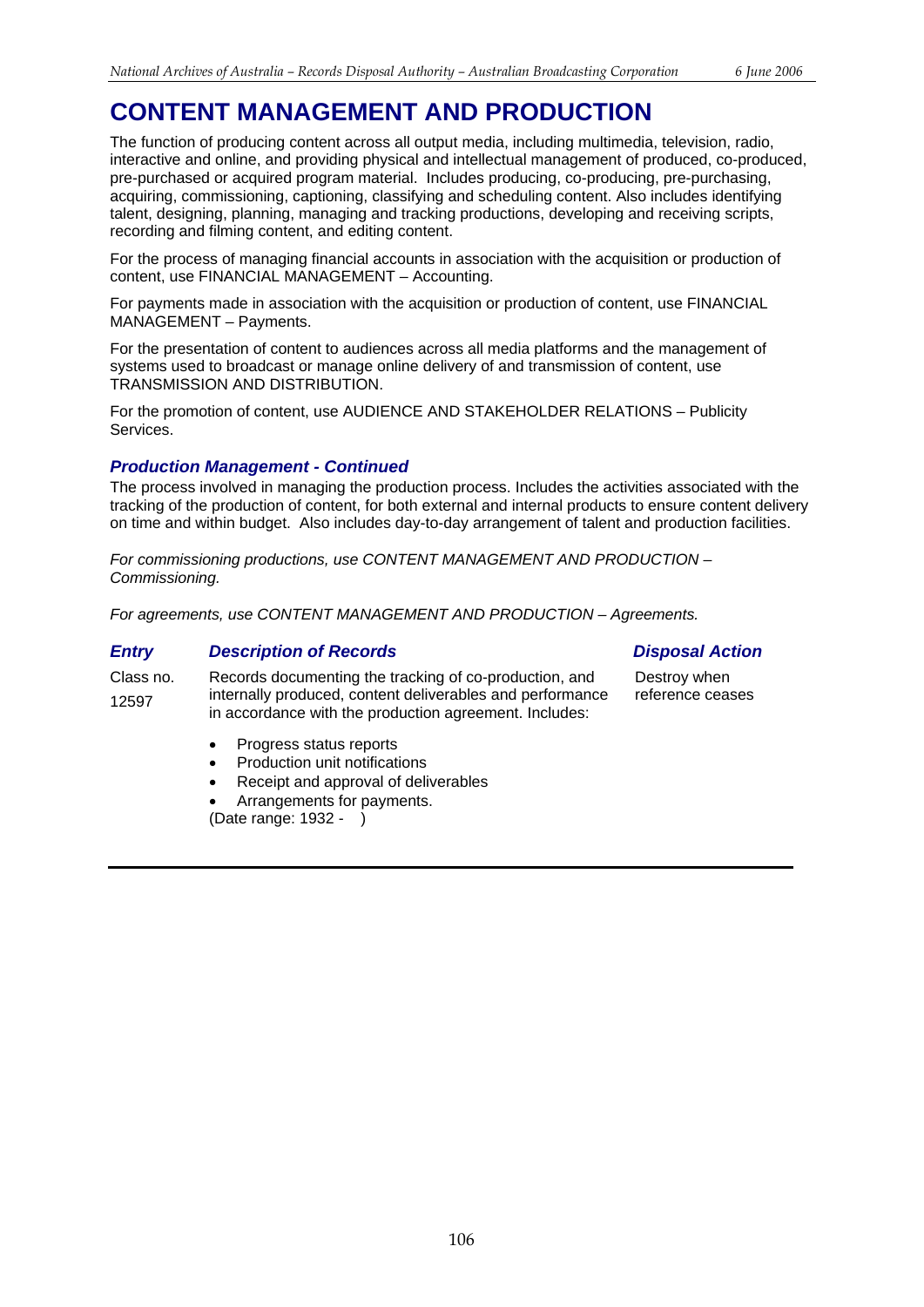# CONTENT MANAGEMENT AND PRODUCTION

The function of producing content across all output media, including multimedia, television, radio, interactive and online, and providing physical and intellectual management of produced, co-produced, pre-purchased or acquired program material. Includes producing, co-producing, pre-purchasing, acquiring, commissioning, captioning, classifying and scheduling content. Also includes identifying talent, designing, planning, managing and tracking productions, developing and receiving scripts, recording and filming content, and editing content.

For the process of managing financial accounts in association with the acquisition or production of content, use FINANCIAL MANAGEMENT – Accounting.

For payments made in association with the acquisition or production of content, use FINANCIAL MANAGEMENT – Payments.

For the presentation of content to audiences across all media platforms and the management of systems used to broadcast or manage online delivery of and transmission of content, use TRANSMISSION AND DISTRIBUTION.

For the promotion of content, use AUDIENCE AND STAKEHOLDER RELATIONS – Publicity Services.

### *Production Management - Continued*

The process involved in managing the production process. Includes the activities associated with the tracking of the production of content, for both external and internal products to ensure content delivery on time and within budget. Also includes day-to-day arrangement of talent and production facilities.

*For commissioning productions, use CONTENT MANAGEMENT AND PRODUCTION – Commissioning.*

*For agreements, use CONTENT MANAGEMENT AND PRODUCTION – Agreements.*

| *Entry* | *Description of Records* | *Disposal Action* |
|---|---|---|
| Class no. 12597 | Records documenting the tracking of co-production, and internally produced, content deliverables and performance in accordance with the production agreement. Includes:<br>• Progress status reports<br>• Production unit notifications<br>• Receipt and approval of deliverables<br>• Arrangements for payments.<br>(Date range: 1932 - ) | Destroy when reference ceases |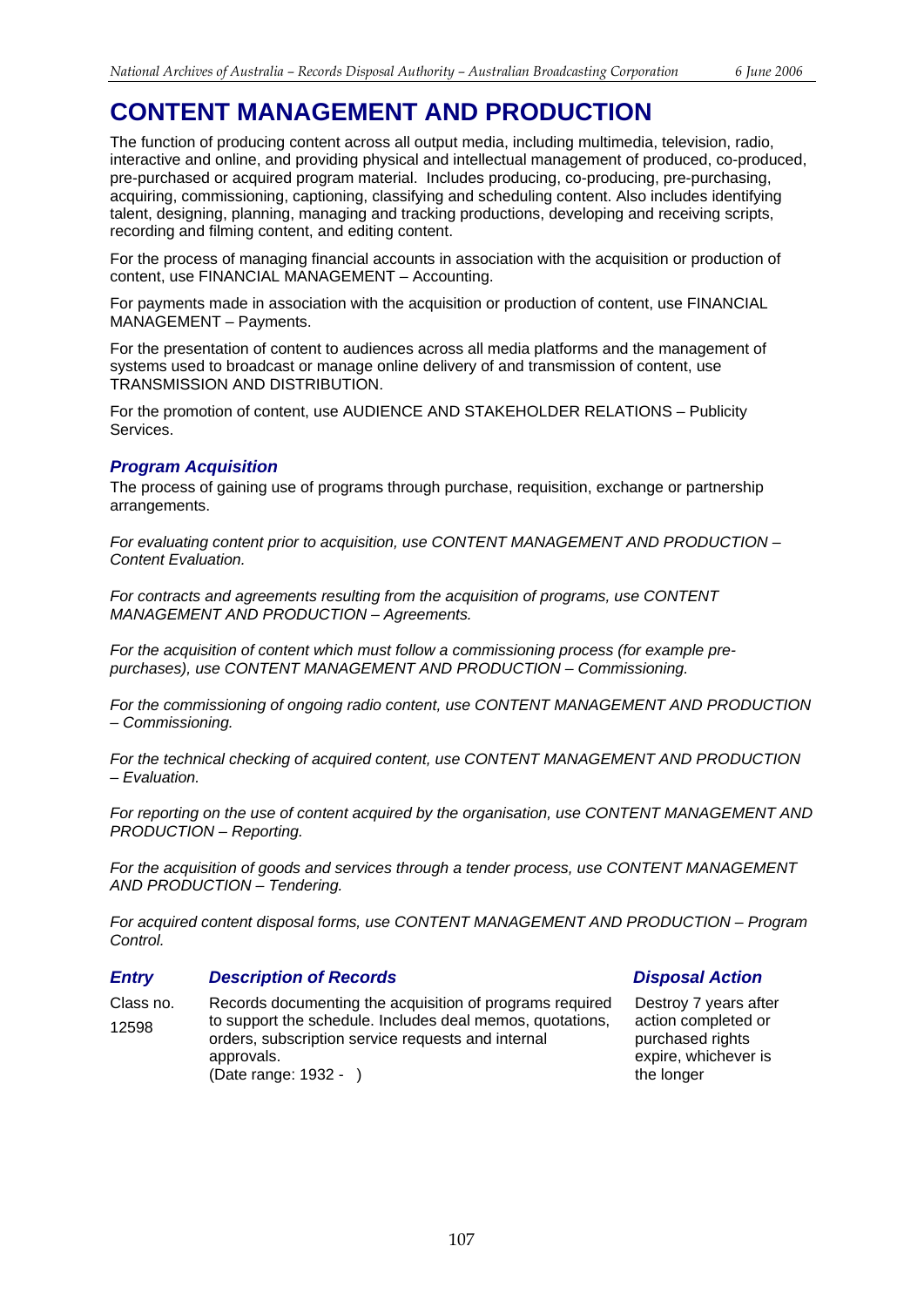# CONTENT MANAGEMENT AND PRODUCTION

The function of producing content across all output media, including multimedia, television, radio, interactive and online, and providing physical and intellectual management of produced, co-produced, pre-purchased or acquired program material. Includes producing, co-producing, pre-purchasing, acquiring, commissioning, captioning, classifying and scheduling content. Also includes identifying talent, designing, planning, managing and tracking productions, developing and receiving scripts, recording and filming content, and editing content.

For the process of managing financial accounts in association with the acquisition or production of content, use FINANCIAL MANAGEMENT – Accounting.

For payments made in association with the acquisition or production of content, use FINANCIAL MANAGEMENT – Payments.

For the presentation of content to audiences across all media platforms and the management of systems used to broadcast or manage online delivery of and transmission of content, use TRANSMISSION AND DISTRIBUTION.

For the promotion of content, use AUDIENCE AND STAKEHOLDER RELATIONS – Publicity Services.

## *Program Acquisition*

The process of gaining use of programs through purchase, requisition, exchange or partnership arrangements.

*For evaluating content prior to acquisition, use CONTENT MANAGEMENT AND PRODUCTION – Content Evaluation.*

*For contracts and agreements resulting from the acquisition of programs, use CONTENT MANAGEMENT AND PRODUCTION – Agreements.*

*For the acquisition of content which must follow a commissioning process (for example pre-purchases), use CONTENT MANAGEMENT AND PRODUCTION – Commissioning.*

*For the commissioning of ongoing radio content, use CONTENT MANAGEMENT AND PRODUCTION – Commissioning.*

*For the technical checking of acquired content, use CONTENT MANAGEMENT AND PRODUCTION – Evaluation.*

*For reporting on the use of content acquired by the organisation, use CONTENT MANAGEMENT AND PRODUCTION – Reporting.*

*For the acquisition of goods and services through a tender process, use CONTENT MANAGEMENT AND PRODUCTION – Tendering.*

*For acquired content disposal forms, use CONTENT MANAGEMENT AND PRODUCTION – Program Control.*

| *Entry* | *Description of Records* | *Disposal Action* |
|---|---|---|
| Class no. 12598 | Records documenting the acquisition of programs required to support the schedule. Includes deal memos, quotations, orders, subscription service requests and internal approvals. (Date range: 1932 - ) | Destroy 7 years after action completed or purchased rights expire, whichever is the longer |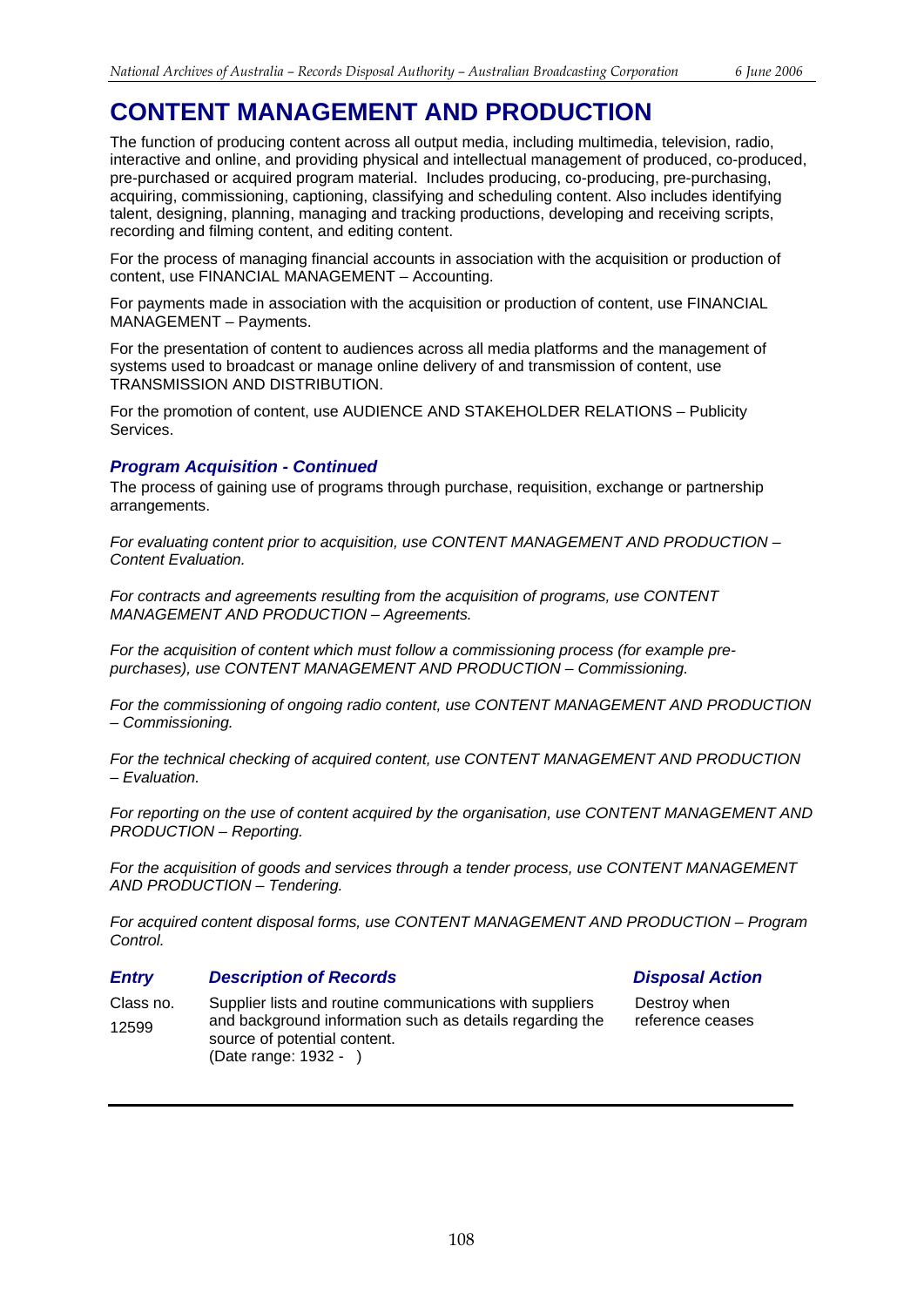# CONTENT MANAGEMENT AND PRODUCTION

The function of producing content across all output media, including multimedia, television, radio, interactive and online, and providing physical and intellectual management of produced, co-produced, pre-purchased or acquired program material. Includes producing, co-producing, pre-purchasing, acquiring, commissioning, captioning, classifying and scheduling content. Also includes identifying talent, designing, planning, managing and tracking productions, developing and receiving scripts, recording and filming content, and editing content.

For the process of managing financial accounts in association with the acquisition or production of content, use FINANCIAL MANAGEMENT – Accounting.

For payments made in association with the acquisition or production of content, use FINANCIAL MANAGEMENT – Payments.

For the presentation of content to audiences across all media platforms and the management of systems used to broadcast or manage online delivery of and transmission of content, use TRANSMISSION AND DISTRIBUTION.

For the promotion of content, use AUDIENCE AND STAKEHOLDER RELATIONS – Publicity Services.

### *Program Acquisition - Continued*

The process of gaining use of programs through purchase, requisition, exchange or partnership arrangements.

*For evaluating content prior to acquisition, use CONTENT MANAGEMENT AND PRODUCTION – Content Evaluation.*

*For contracts and agreements resulting from the acquisition of programs, use CONTENT MANAGEMENT AND PRODUCTION – Agreements.*

*For the acquisition of content which must follow a commissioning process (for example pre-purchases), use CONTENT MANAGEMENT AND PRODUCTION – Commissioning.*

*For the commissioning of ongoing radio content, use CONTENT MANAGEMENT AND PRODUCTION – Commissioning.*

*For the technical checking of acquired content, use CONTENT MANAGEMENT AND PRODUCTION – Evaluation.*

*For reporting on the use of content acquired by the organisation, use CONTENT MANAGEMENT AND PRODUCTION – Reporting.*

*For the acquisition of goods and services through a tender process, use CONTENT MANAGEMENT AND PRODUCTION – Tendering.*

*For acquired content disposal forms, use CONTENT MANAGEMENT AND PRODUCTION – Program Control.*

| *Entry* | *Description of Records* | *Disposal Action* |
|---|---|---|
| Class no. 12599 | Supplier lists and routine communications with suppliers and background information such as details regarding the source of potential content. (Date range: 1932 - ) | Destroy when reference ceases |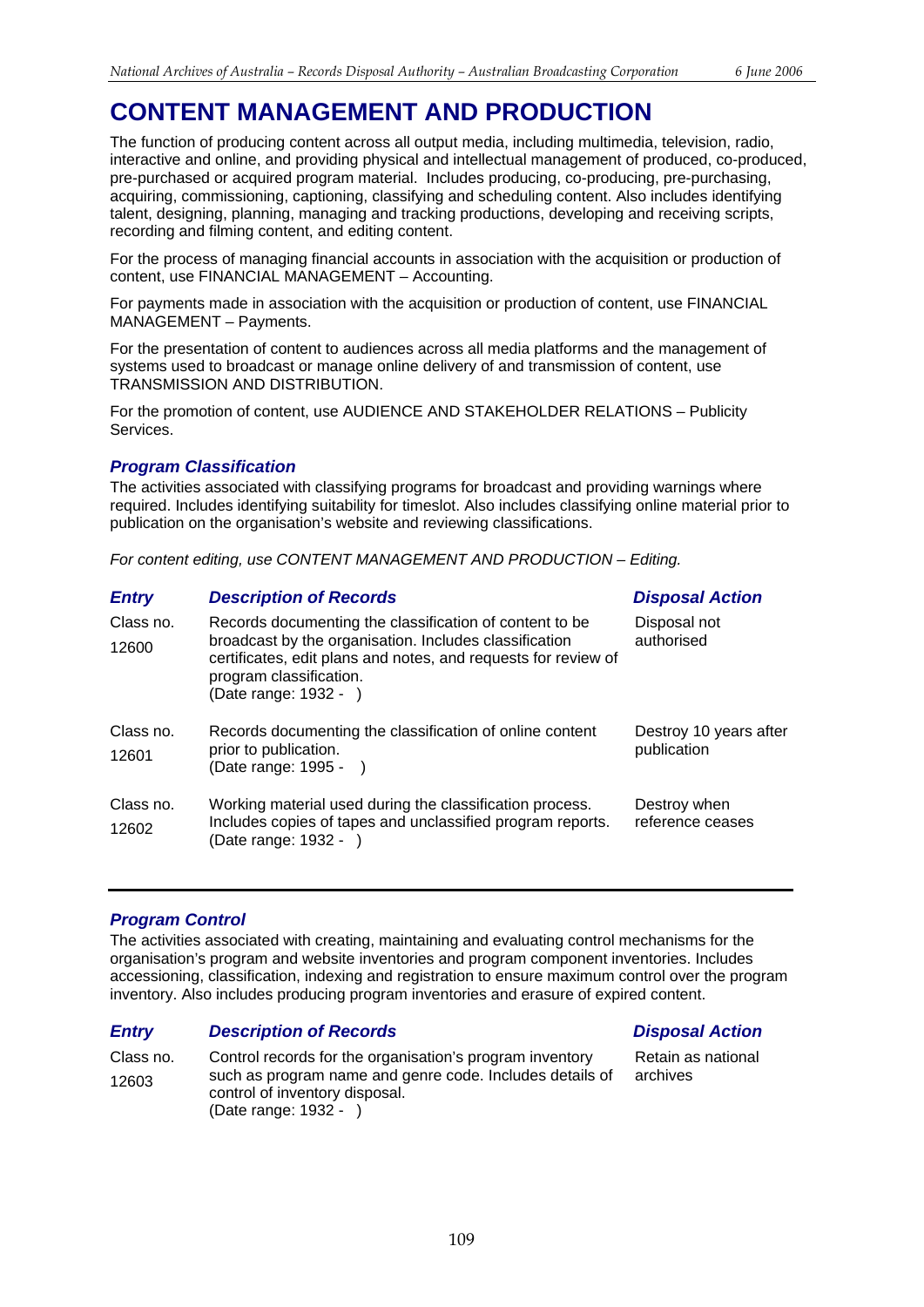# CONTENT MANAGEMENT AND PRODUCTION

The function of producing content across all output media, including multimedia, television, radio, interactive and online, and providing physical and intellectual management of produced, co-produced, pre-purchased or acquired program material. Includes producing, co-producing, pre-purchasing, acquiring, commissioning, captioning, classifying and scheduling content. Also includes identifying talent, designing, planning, managing and tracking productions, developing and receiving scripts, recording and filming content, and editing content.

For the process of managing financial accounts in association with the acquisition or production of content, use FINANCIAL MANAGEMENT – Accounting.

For payments made in association with the acquisition or production of content, use FINANCIAL MANAGEMENT – Payments.

For the presentation of content to audiences across all media platforms and the management of systems used to broadcast or manage online delivery of and transmission of content, use TRANSMISSION AND DISTRIBUTION.

For the promotion of content, use AUDIENCE AND STAKEHOLDER RELATIONS – Publicity Services.

## *Program Classification*

The activities associated with classifying programs for broadcast and providing warnings where required. Includes identifying suitability for timeslot. Also includes classifying online material prior to publication on the organisation's website and reviewing classifications.

*For content editing, use CONTENT MANAGEMENT AND PRODUCTION – Editing.*

| *Entry* | *Description of Records* | *Disposal Action* |
|---|---|---|
| Class no. 12600 | Records documenting the classification of content to be broadcast by the organisation. Includes classification certificates, edit plans and notes, and requests for review of program classification. (Date range: 1932 - ) | Disposal not authorised |
| Class no. 12601 | Records documenting the classification of online content prior to publication. (Date range: 1995 - ) | Destroy 10 years after publication |
| Class no. 12602 | Working material used during the classification process. Includes copies of tapes and unclassified program reports. (Date range: 1932 - ) | Destroy when reference ceases |

## *Program Control*

The activities associated with creating, maintaining and evaluating control mechanisms for the organisation's program and website inventories and program component inventories. Includes accessioning, classification, indexing and registration to ensure maximum control over the program inventory. Also includes producing program inventories and erasure of expired content.

| *Entry* | *Description of Records* | *Disposal Action* |
|---|---|---|
| Class no. 12603 | Control records for the organisation's program inventory such as program name and genre code. Includes details of control of inventory disposal. (Date range: 1932 - ) | Retain as national archives |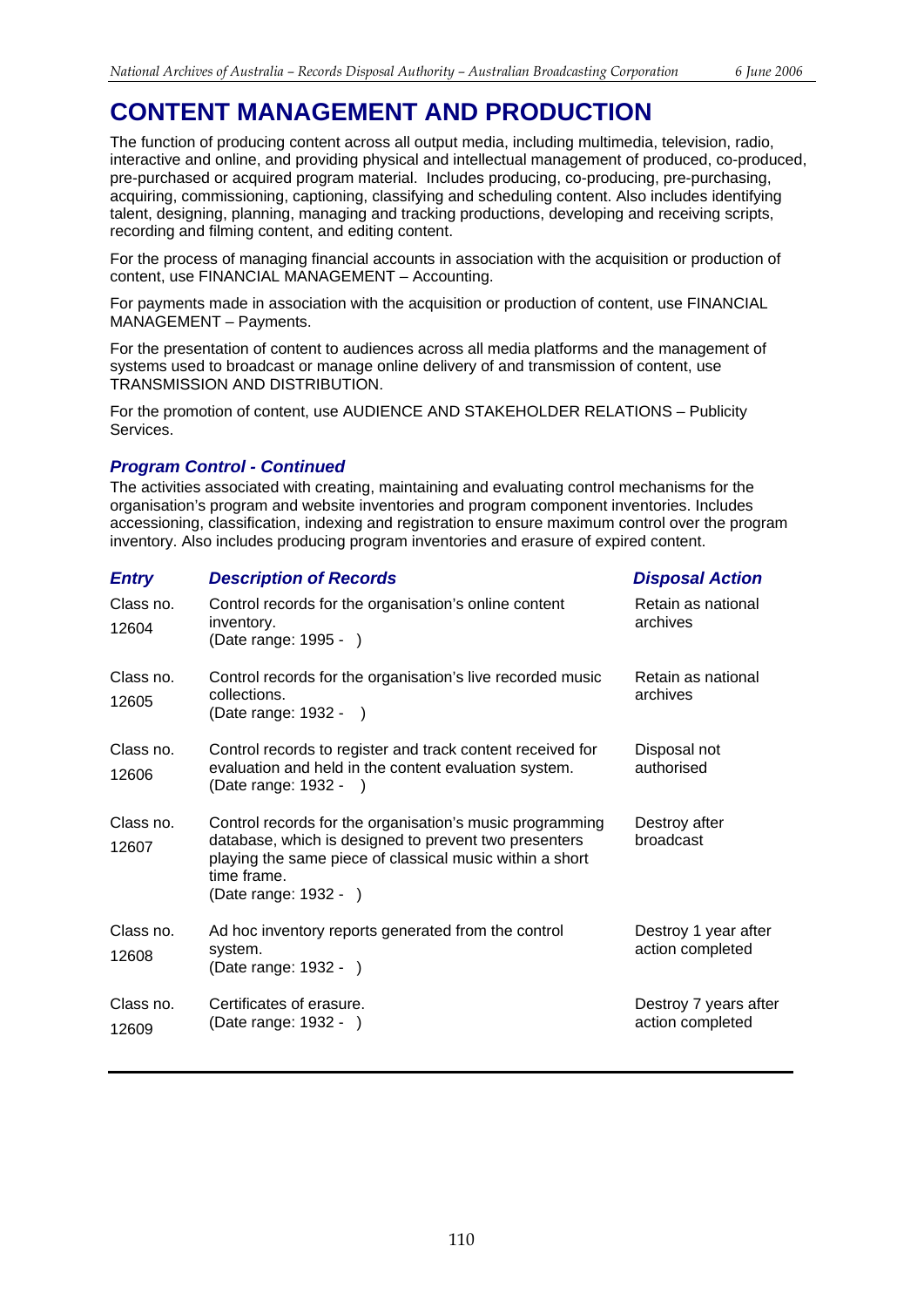# CONTENT MANAGEMENT AND PRODUCTION

The function of producing content across all output media, including multimedia, television, radio, interactive and online, and providing physical and intellectual management of produced, co-produced, pre-purchased or acquired program material. Includes producing, co-producing, pre-purchasing, acquiring, commissioning, captioning, classifying and scheduling content. Also includes identifying talent, designing, planning, managing and tracking productions, developing and receiving scripts, recording and filming content, and editing content.

For the process of managing financial accounts in association with the acquisition or production of content, use FINANCIAL MANAGEMENT – Accounting.

For payments made in association with the acquisition or production of content, use FINANCIAL MANAGEMENT – Payments.

For the presentation of content to audiences across all media platforms and the management of systems used to broadcast or manage online delivery of and transmission of content, use TRANSMISSION AND DISTRIBUTION.

For the promotion of content, use AUDIENCE AND STAKEHOLDER RELATIONS – Publicity Services.

### *Program Control - Continued*

The activities associated with creating, maintaining and evaluating control mechanisms for the organisation's program and website inventories and program component inventories. Includes accessioning, classification, indexing and registration to ensure maximum control over the program inventory. Also includes producing program inventories and erasure of expired content.

| *Entry* | *Description of Records* | *Disposal Action* |
|---|---|---|
| Class no. 12604 | Control records for the organisation's online content inventory.<br>(Date range: 1995 - ) | Retain as national archives |
| Class no. 12605 | Control records for the organisation's live recorded music collections.<br>(Date range: 1932 - ) | Retain as national archives |
| Class no. 12606 | Control records to register and track content received for evaluation and held in the content evaluation system.<br>(Date range: 1932 - ) | Disposal not authorised |
| Class no. 12607 | Control records for the organisation's music programming database, which is designed to prevent two presenters playing the same piece of classical music within a short time frame.<br>(Date range: 1932 - ) | Destroy after broadcast |
| Class no. 12608 | Ad hoc inventory reports generated from the control system.<br>(Date range: 1932 - ) | Destroy 1 year after action completed |
| Class no. 12609 | Certificates of erasure.<br>(Date range: 1932 - ) | Destroy 7 years after action completed |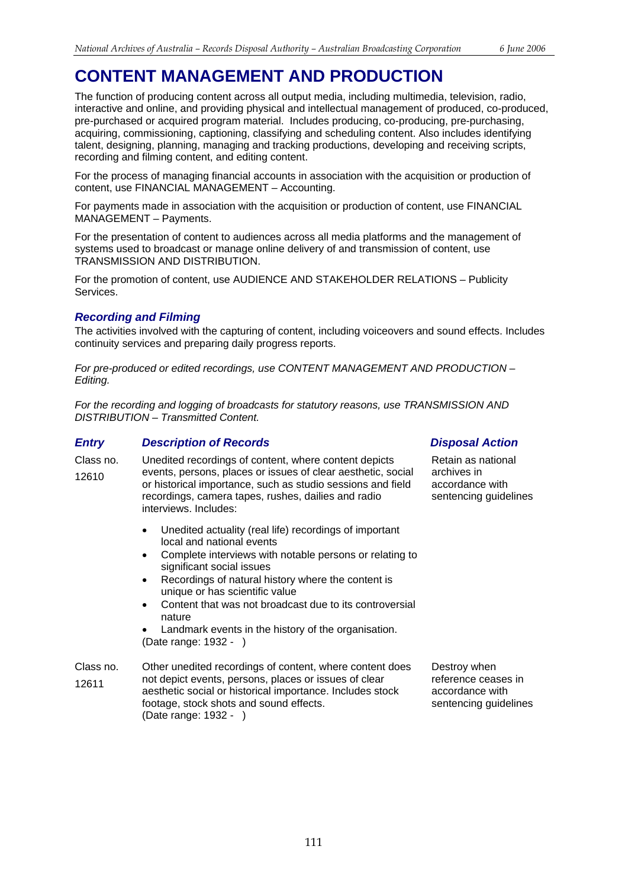# CONTENT MANAGEMENT AND PRODUCTION

The function of producing content across all output media, including multimedia, television, radio, interactive and online, and providing physical and intellectual management of produced, co-produced, pre-purchased or acquired program material. Includes producing, co-producing, pre-purchasing, acquiring, commissioning, captioning, classifying and scheduling content. Also includes identifying talent, designing, planning, managing and tracking productions, developing and receiving scripts, recording and filming content, and editing content.

For the process of managing financial accounts in association with the acquisition or production of content, use FINANCIAL MANAGEMENT – Accounting.

For payments made in association with the acquisition or production of content, use FINANCIAL MANAGEMENT – Payments.

For the presentation of content to audiences across all media platforms and the management of systems used to broadcast or manage online delivery of and transmission of content, use TRANSMISSION AND DISTRIBUTION.

For the promotion of content, use AUDIENCE AND STAKEHOLDER RELATIONS – Publicity Services.

### *Recording and Filming*

The activities involved with the capturing of content, including voiceovers and sound effects. Includes continuity services and preparing daily progress reports.

*For pre-produced or edited recordings, use CONTENT MANAGEMENT AND PRODUCTION – Editing.*

*For the recording and logging of broadcasts for statutory reasons, use TRANSMISSION AND DISTRIBUTION – Transmitted Content.*

| ***Entry*** | ***Description of Records*** | ***Disposal Action*** |
|---|---|---|
| Class no. 12610 | Unedited recordings of content, where content depicts events, persons, places or issues of clear aesthetic, social or historical importance, such as studio sessions and field recordings, camera tapes, rushes, dailies and radio interviews. Includes:<br>• Unedited actuality (real life) recordings of important local and national events<br>• Complete interviews with notable persons or relating to significant social issues<br>• Recordings of natural history where the content is unique or has scientific value<br>• Content that was not broadcast due to its controversial nature<br>• Landmark events in the history of the organisation.<br>(Date range: 1932 - ) | Retain as national archives in accordance with sentencing guidelines |
| Class no. 12611 | Other unedited recordings of content, where content does not depict events, persons, places or issues of clear aesthetic social or historical importance. Includes stock footage, stock shots and sound effects.<br>(Date range: 1932 - ) | Destroy when reference ceases in accordance with sentencing guidelines |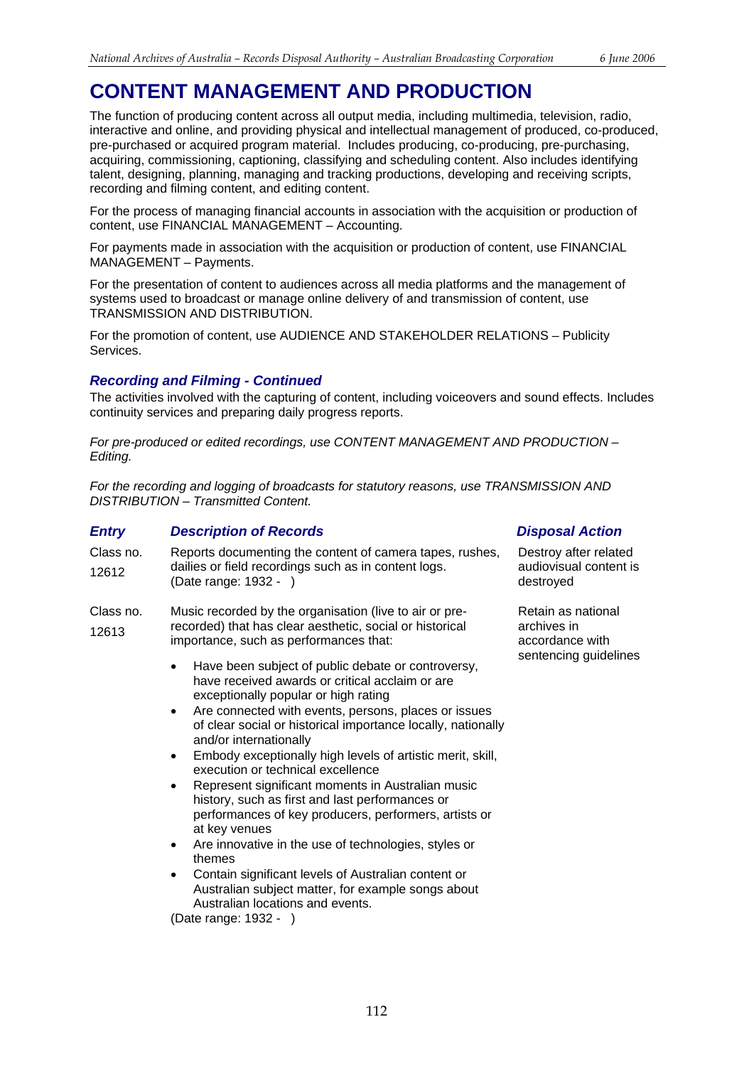# CONTENT MANAGEMENT AND PRODUCTION

The function of producing content across all output media, including multimedia, television, radio, interactive and online, and providing physical and intellectual management of produced, co-produced, pre-purchased or acquired program material. Includes producing, co-producing, pre-purchasing, acquiring, commissioning, captioning, classifying and scheduling content. Also includes identifying talent, designing, planning, managing and tracking productions, developing and receiving scripts, recording and filming content, and editing content.

For the process of managing financial accounts in association with the acquisition or production of content, use FINANCIAL MANAGEMENT – Accounting.

For payments made in association with the acquisition or production of content, use FINANCIAL MANAGEMENT – Payments.

For the presentation of content to audiences across all media platforms and the management of systems used to broadcast or manage online delivery of and transmission of content, use TRANSMISSION AND DISTRIBUTION.

For the promotion of content, use AUDIENCE AND STAKEHOLDER RELATIONS – Publicity Services.

## *Recording and Filming - Continued*

The activities involved with the capturing of content, including voiceovers and sound effects. Includes continuity services and preparing daily progress reports.

*For pre-produced or edited recordings, use CONTENT MANAGEMENT AND PRODUCTION – Editing.*

*For the recording and logging of broadcasts for statutory reasons, use TRANSMISSION AND DISTRIBUTION – Transmitted Content.*

| *Entry* | *Description of Records* | *Disposal Action* |
|---|---|---|
| Class no. 12612 | Reports documenting the content of camera tapes, rushes, dailies or field recordings such as in content logs. (Date range: 1932 - ) | Destroy after related audiovisual content is destroyed |
| Class no. 12613 | Music recorded by the organisation (live to air or pre-recorded) that has clear aesthetic, social or historical importance, such as performances that:<br>• Have been subject of public debate or controversy, have received awards or critical acclaim or are exceptionally popular or high rating<br>• Are connected with events, persons, places or issues of clear social or historical importance locally, nationally and/or internationally<br>• Embody exceptionally high levels of artistic merit, skill, execution or technical excellence<br>• Represent significant moments in Australian music history, such as first and last performances or performances of key producers, performers, artists or at key venues<br>• Are innovative in the use of technologies, styles or themes<br>• Contain significant levels of Australian content or Australian subject matter, for example songs about Australian locations and events.<br>(Date range: 1932 - ) | Retain as national archives in accordance with sentencing guidelines |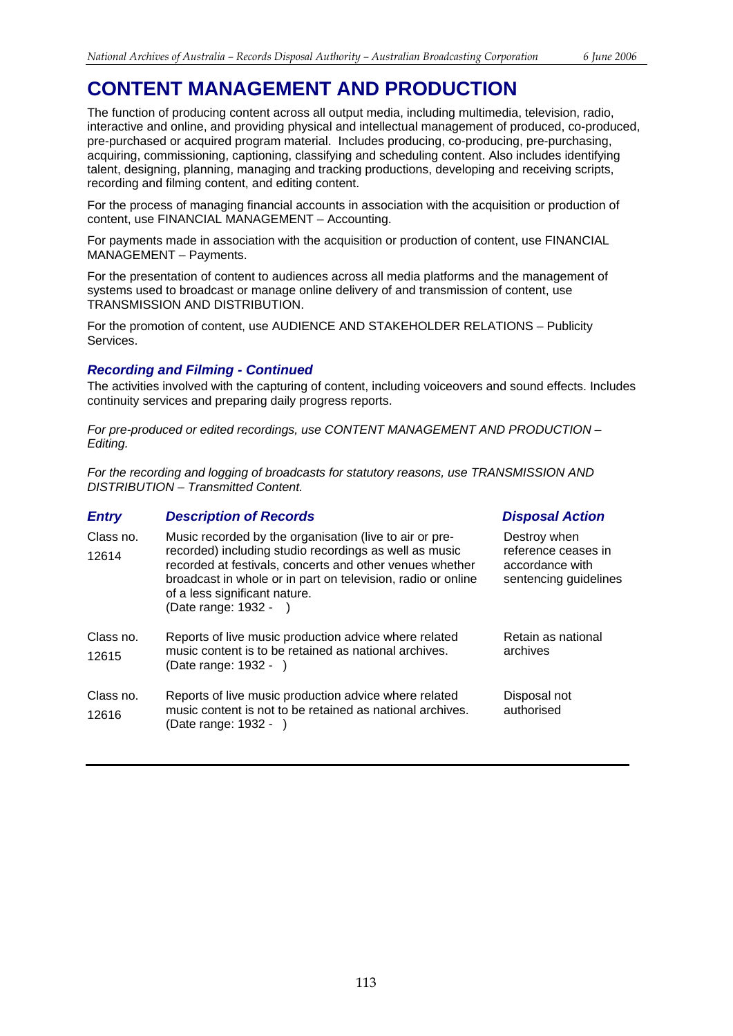# CONTENT MANAGEMENT AND PRODUCTION

The function of producing content across all output media, including multimedia, television, radio, interactive and online, and providing physical and intellectual management of produced, co-produced, pre-purchased or acquired program material. Includes producing, co-producing, pre-purchasing, acquiring, commissioning, captioning, classifying and scheduling content. Also includes identifying talent, designing, planning, managing and tracking productions, developing and receiving scripts, recording and filming content, and editing content.

For the process of managing financial accounts in association with the acquisition or production of content, use FINANCIAL MANAGEMENT – Accounting.

For payments made in association with the acquisition or production of content, use FINANCIAL MANAGEMENT – Payments.

For the presentation of content to audiences across all media platforms and the management of systems used to broadcast or manage online delivery of and transmission of content, use TRANSMISSION AND DISTRIBUTION.

For the promotion of content, use AUDIENCE AND STAKEHOLDER RELATIONS – Publicity Services.

### *Recording and Filming - Continued*

The activities involved with the capturing of content, including voiceovers and sound effects. Includes continuity services and preparing daily progress reports.

*For pre-produced or edited recordings, use CONTENT MANAGEMENT AND PRODUCTION – Editing.*

*For the recording and logging of broadcasts for statutory reasons, use TRANSMISSION AND DISTRIBUTION – Transmitted Content.*

| *Entry* | *Description of Records* | *Disposal Action* |
|---|---|---|
| Class no. 12614 | Music recorded by the organisation (live to air or pre-recorded) including studio recordings as well as music recorded at festivals, concerts and other venues whether broadcast in whole or in part on television, radio or online of a less significant nature. (Date range: 1932 - ) | Destroy when reference ceases in accordance with sentencing guidelines |
| Class no. 12615 | Reports of live music production advice where related music content is to be retained as national archives. (Date range: 1932 - ) | Retain as national archives |
| Class no. 12616 | Reports of live music production advice where related music content is not to be retained as national archives. (Date range: 1932 - ) | Disposal not authorised |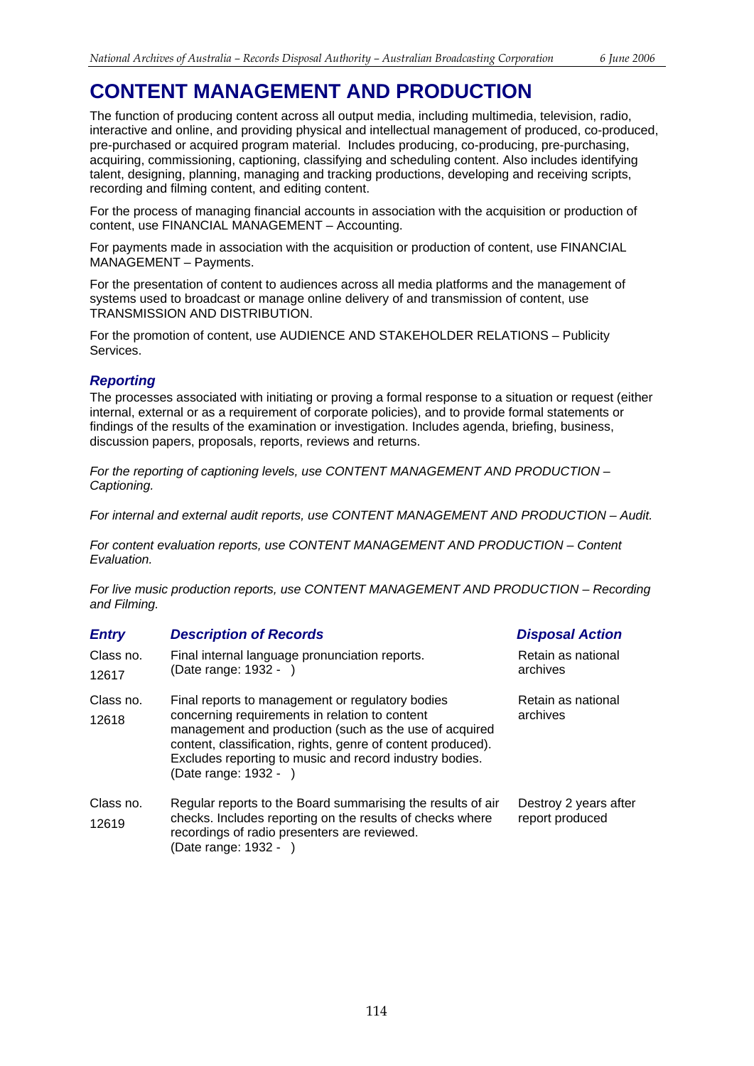# CONTENT MANAGEMENT AND PRODUCTION

The function of producing content across all output media, including multimedia, television, radio, interactive and online, and providing physical and intellectual management of produced, co-produced, pre-purchased or acquired program material. Includes producing, co-producing, pre-purchasing, acquiring, commissioning, captioning, classifying and scheduling content. Also includes identifying talent, designing, planning, managing and tracking productions, developing and receiving scripts, recording and filming content, and editing content.

For the process of managing financial accounts in association with the acquisition or production of content, use FINANCIAL MANAGEMENT – Accounting.

For payments made in association with the acquisition or production of content, use FINANCIAL MANAGEMENT – Payments.

For the presentation of content to audiences across all media platforms and the management of systems used to broadcast or manage online delivery of and transmission of content, use TRANSMISSION AND DISTRIBUTION.

For the promotion of content, use AUDIENCE AND STAKEHOLDER RELATIONS – Publicity Services.

### *Reporting*

The processes associated with initiating or proving a formal response to a situation or request (either internal, external or as a requirement of corporate policies), and to provide formal statements or findings of the results of the examination or investigation. Includes agenda, briefing, business, discussion papers, proposals, reports, reviews and returns.

*For the reporting of captioning levels, use CONTENT MANAGEMENT AND PRODUCTION – Captioning.*

*For internal and external audit reports, use CONTENT MANAGEMENT AND PRODUCTION – Audit.*

*For content evaluation reports, use CONTENT MANAGEMENT AND PRODUCTION – Content Evaluation.*

*For live music production reports, use CONTENT MANAGEMENT AND PRODUCTION – Recording and Filming.*

| *Entry* | *Description of Records* | *Disposal Action* |
|---|---|---|
| Class no. 12617 | Final internal language pronunciation reports. (Date range: 1932 - ) | Retain as national archives |
| Class no. 12618 | Final reports to management or regulatory bodies concerning requirements in relation to content management and production (such as the use of acquired content, classification, rights, genre of content produced). Excludes reporting to music and record industry bodies. (Date range: 1932 - ) | Retain as national archives |
| Class no. 12619 | Regular reports to the Board summarising the results of air checks. Includes reporting on the results of checks where recordings of radio presenters are reviewed. (Date range: 1932 - ) | Destroy 2 years after report produced |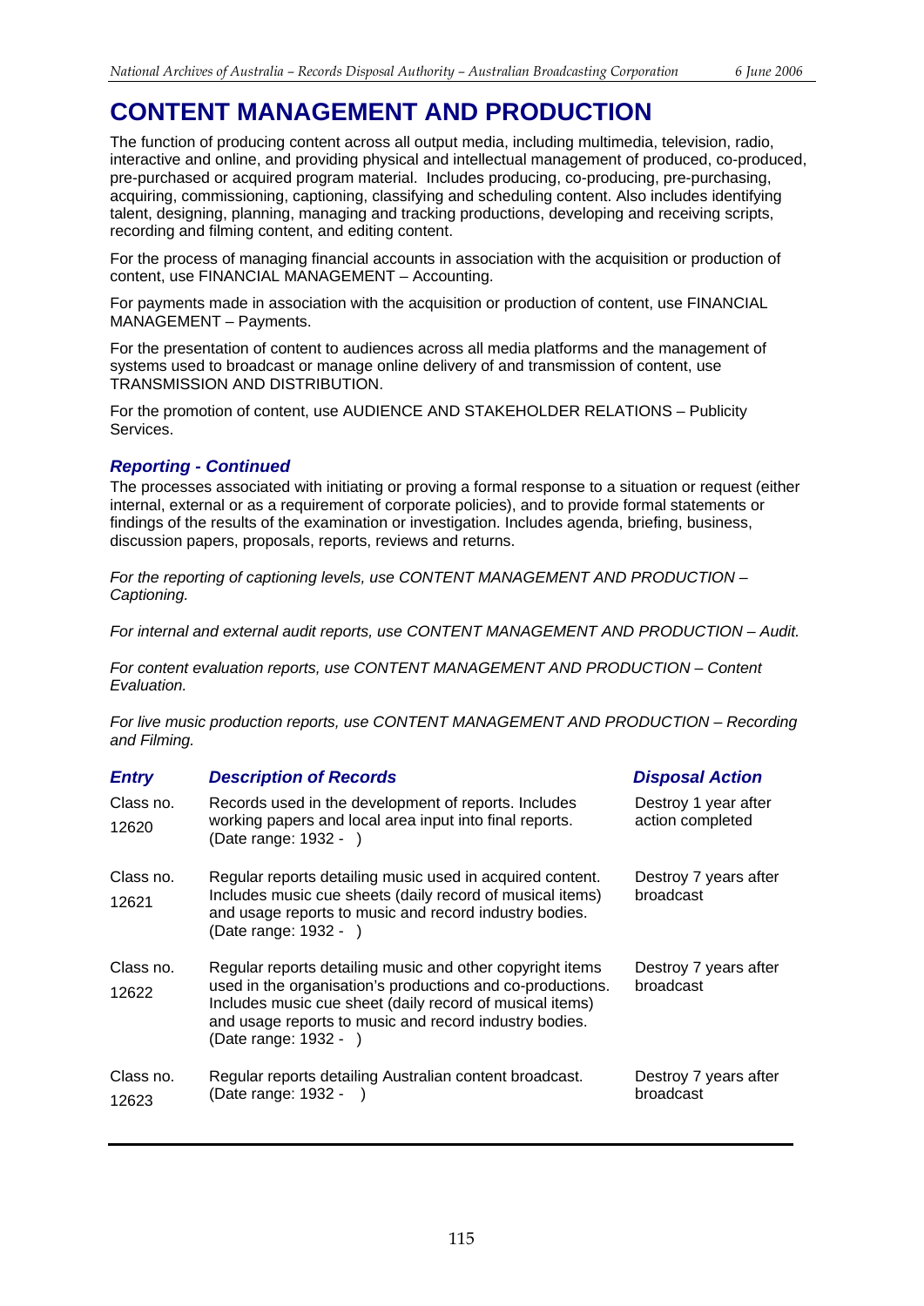# CONTENT MANAGEMENT AND PRODUCTION

The function of producing content across all output media, including multimedia, television, radio, interactive and online, and providing physical and intellectual management of produced, co-produced, pre-purchased or acquired program material. Includes producing, co-producing, pre-purchasing, acquiring, commissioning, captioning, classifying and scheduling content. Also includes identifying talent, designing, planning, managing and tracking productions, developing and receiving scripts, recording and filming content, and editing content.

For the process of managing financial accounts in association with the acquisition or production of content, use FINANCIAL MANAGEMENT – Accounting.

For payments made in association with the acquisition or production of content, use FINANCIAL MANAGEMENT – Payments.

For the presentation of content to audiences across all media platforms and the management of systems used to broadcast or manage online delivery of and transmission of content, use TRANSMISSION AND DISTRIBUTION.

For the promotion of content, use AUDIENCE AND STAKEHOLDER RELATIONS – Publicity Services.

## *Reporting - Continued*

The processes associated with initiating or proving a formal response to a situation or request (either internal, external or as a requirement of corporate policies), and to provide formal statements or findings of the results of the examination or investigation. Includes agenda, briefing, business, discussion papers, proposals, reports, reviews and returns.

*For the reporting of captioning levels, use CONTENT MANAGEMENT AND PRODUCTION – Captioning.*

*For internal and external audit reports, use CONTENT MANAGEMENT AND PRODUCTION – Audit.*

*For content evaluation reports, use CONTENT MANAGEMENT AND PRODUCTION – Content Evaluation.*

*For live music production reports, use CONTENT MANAGEMENT AND PRODUCTION – Recording and Filming.*

| *Entry* | *Description of Records* | *Disposal Action* |
|---|---|---|
| Class no. 12620 | Records used in the development of reports. Includes working papers and local area input into final reports. (Date range: 1932 - ) | Destroy 1 year after action completed |
| Class no. 12621 | Regular reports detailing music used in acquired content. Includes music cue sheets (daily record of musical items) and usage reports to music and record industry bodies. (Date range: 1932 - ) | Destroy 7 years after broadcast |
| Class no. 12622 | Regular reports detailing music and other copyright items used in the organisation's productions and co-productions. Includes music cue sheet (daily record of musical items) and usage reports to music and record industry bodies. (Date range: 1932 - ) | Destroy 7 years after broadcast |
| Class no. 12623 | Regular reports detailing Australian content broadcast. (Date range: 1932 - ) | Destroy 7 years after broadcast |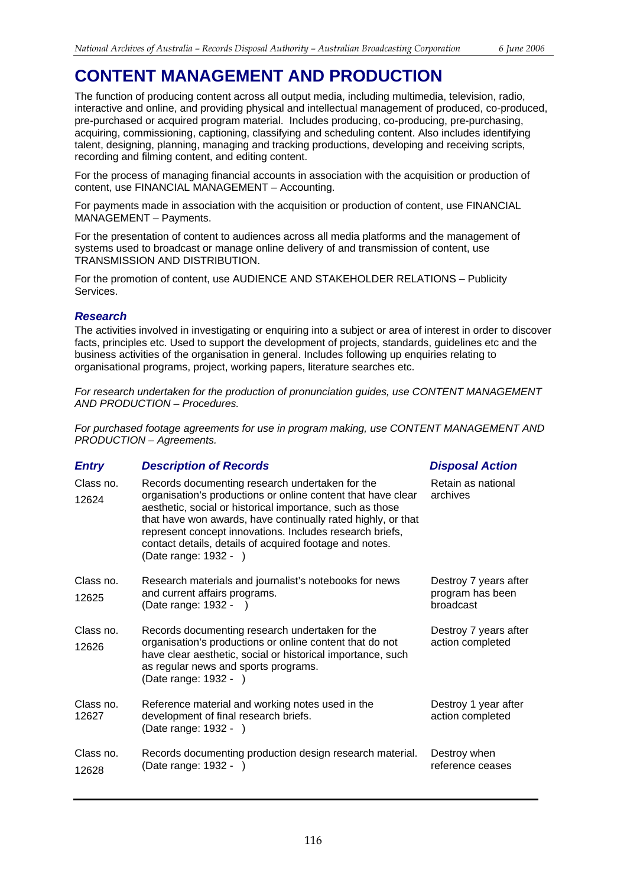# CONTENT MANAGEMENT AND PRODUCTION

The function of producing content across all output media, including multimedia, television, radio, interactive and online, and providing physical and intellectual management of produced, co-produced, pre-purchased or acquired program material. Includes producing, co-producing, pre-purchasing, acquiring, commissioning, captioning, classifying and scheduling content. Also includes identifying talent, designing, planning, managing and tracking productions, developing and receiving scripts, recording and filming content, and editing content.

For the process of managing financial accounts in association with the acquisition or production of content, use FINANCIAL MANAGEMENT – Accounting.

For payments made in association with the acquisition or production of content, use FINANCIAL MANAGEMENT – Payments.

For the presentation of content to audiences across all media platforms and the management of systems used to broadcast or manage online delivery of and transmission of content, use TRANSMISSION AND DISTRIBUTION.

For the promotion of content, use AUDIENCE AND STAKEHOLDER RELATIONS – Publicity Services.

### *Research*

The activities involved in investigating or enquiring into a subject or area of interest in order to discover facts, principles etc. Used to support the development of projects, standards, guidelines etc and the business activities of the organisation in general. Includes following up enquiries relating to organisational programs, project, working papers, literature searches etc.

*For research undertaken for the production of pronunciation guides, use CONTENT MANAGEMENT AND PRODUCTION – Procedures.*

*For purchased footage agreements for use in program making, use CONTENT MANAGEMENT AND PRODUCTION – Agreements.*

| *Entry* | *Description of Records* | *Disposal Action* |
|---|---|---|
| Class no. 12624 | Records documenting research undertaken for the organisation's productions or online content that have clear aesthetic, social or historical importance, such as those that have won awards, have continually rated highly, or that represent concept innovations. Includes research briefs, contact details, details of acquired footage and notes. (Date range: 1932 - ) | Retain as national archives |
| Class no. 12625 | Research materials and journalist's notebooks for news and current affairs programs. (Date range: 1932 - ) | Destroy 7 years after program has been broadcast |
| Class no. 12626 | Records documenting research undertaken for the organisation's productions or online content that do not have clear aesthetic, social or historical importance, such as regular news and sports programs. (Date range: 1932 - ) | Destroy 7 years after action completed |
| Class no. 12627 | Reference material and working notes used in the development of final research briefs. (Date range: 1932 - ) | Destroy 1 year after action completed |
| Class no. 12628 | Records documenting production design research material. (Date range: 1932 - ) | Destroy when reference ceases |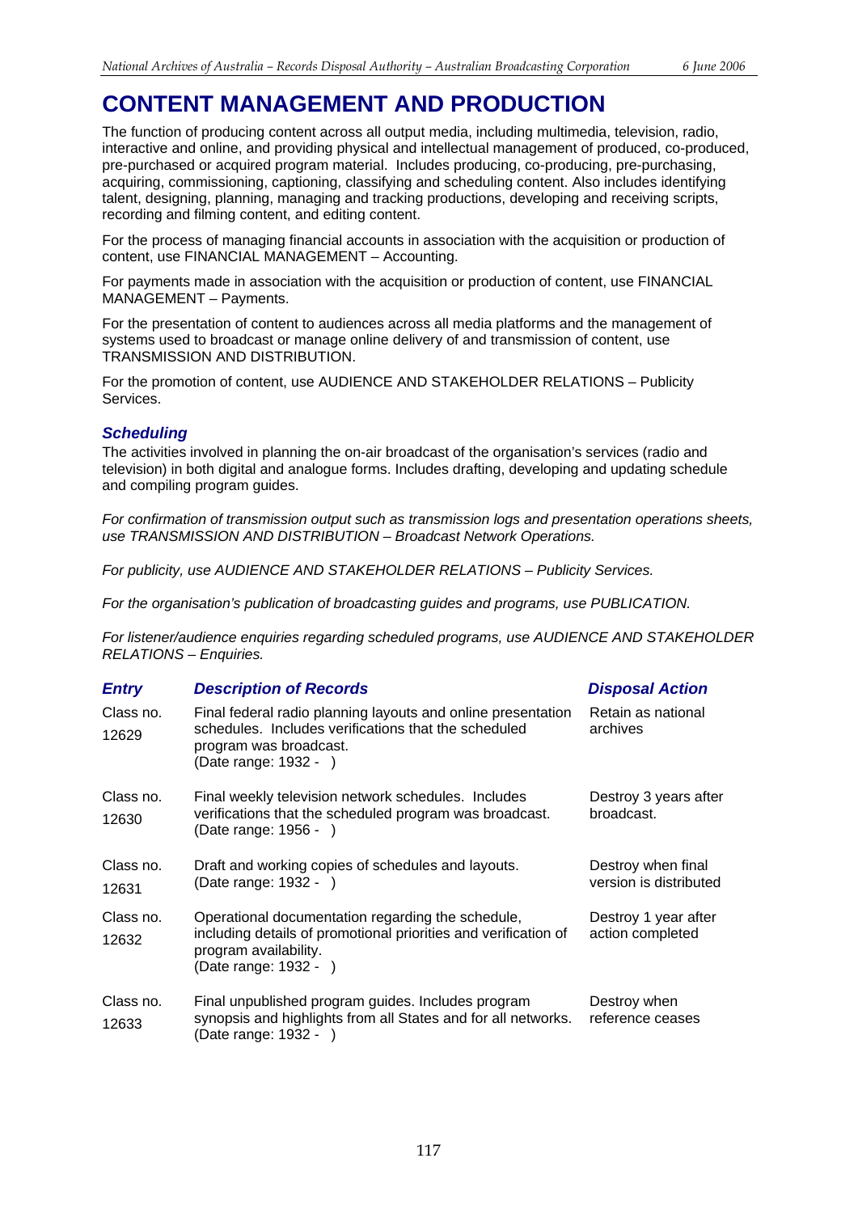# CONTENT MANAGEMENT AND PRODUCTION

The function of producing content across all output media, including multimedia, television, radio, interactive and online, and providing physical and intellectual management of produced, co-produced, pre-purchased or acquired program material. Includes producing, co-producing, pre-purchasing, acquiring, commissioning, captioning, classifying and scheduling content. Also includes identifying talent, designing, planning, managing and tracking productions, developing and receiving scripts, recording and filming content, and editing content.

For the process of managing financial accounts in association with the acquisition or production of content, use FINANCIAL MANAGEMENT – Accounting.

For payments made in association with the acquisition or production of content, use FINANCIAL MANAGEMENT – Payments.

For the presentation of content to audiences across all media platforms and the management of systems used to broadcast or manage online delivery of and transmission of content, use TRANSMISSION AND DISTRIBUTION.

For the promotion of content, use AUDIENCE AND STAKEHOLDER RELATIONS – Publicity Services.

## *Scheduling*

The activities involved in planning the on-air broadcast of the organisation's services (radio and television) in both digital and analogue forms. Includes drafting, developing and updating schedule and compiling program guides.

*For confirmation of transmission output such as transmission logs and presentation operations sheets, use TRANSMISSION AND DISTRIBUTION – Broadcast Network Operations.*

*For publicity, use AUDIENCE AND STAKEHOLDER RELATIONS – Publicity Services.*

*For the organisation's publication of broadcasting guides and programs, use PUBLICATION.*

*For listener/audience enquiries regarding scheduled programs, use AUDIENCE AND STAKEHOLDER RELATIONS – Enquiries.*

| *Entry* | *Description of Records* | *Disposal Action* |
|---|---|---|
| Class no. 12629 | Final federal radio planning layouts and online presentation schedules. Includes verifications that the scheduled program was broadcast. (Date range: 1932 - ) | Retain as national archives |
| Class no. 12630 | Final weekly television network schedules. Includes verifications that the scheduled program was broadcast. (Date range: 1956 - ) | Destroy 3 years after broadcast. |
| Class no. 12631 | Draft and working copies of schedules and layouts. (Date range: 1932 - ) | Destroy when final version is distributed |
| Class no. 12632 | Operational documentation regarding the schedule, including details of promotional priorities and verification of program availability. (Date range: 1932 - ) | Destroy 1 year after action completed |
| Class no. 12633 | Final unpublished program guides. Includes program synopsis and highlights from all States and for all networks. (Date range: 1932 - ) | Destroy when reference ceases |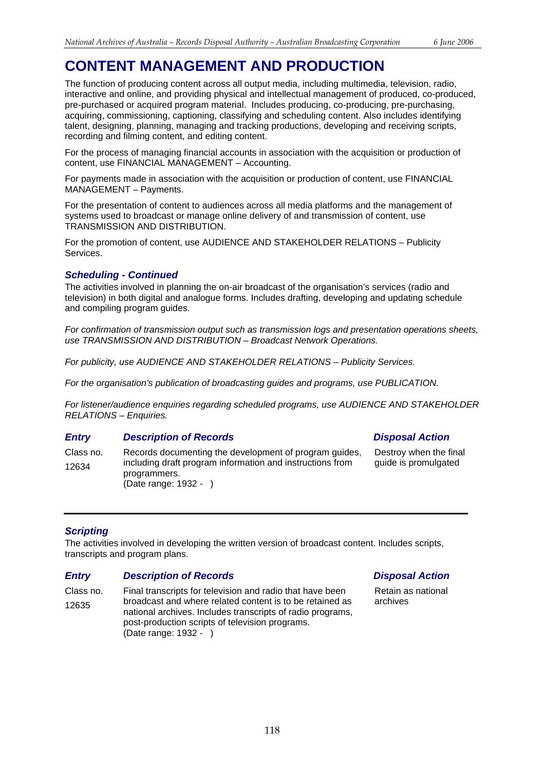# CONTENT MANAGEMENT AND PRODUCTION

The function of producing content across all output media, including multimedia, television, radio, interactive and online, and providing physical and intellectual management of produced, co-produced, pre-purchased or acquired program material. Includes producing, co-producing, pre-purchasing, acquiring, commissioning, captioning, classifying and scheduling content. Also includes identifying talent, designing, planning, managing and tracking productions, developing and receiving scripts, recording and filming content, and editing content.

For the process of managing financial accounts in association with the acquisition or production of content, use FINANCIAL MANAGEMENT – Accounting.

For payments made in association with the acquisition or production of content, use FINANCIAL MANAGEMENT – Payments.

For the presentation of content to audiences across all media platforms and the management of systems used to broadcast or manage online delivery of and transmission of content, use TRANSMISSION AND DISTRIBUTION.

For the promotion of content, use AUDIENCE AND STAKEHOLDER RELATIONS – Publicity Services.

### *Scheduling - Continued*

The activities involved in planning the on-air broadcast of the organisation's services (radio and television) in both digital and analogue forms. Includes drafting, developing and updating schedule and compiling program guides.

*For confirmation of transmission output such as transmission logs and presentation operations sheets, use TRANSMISSION AND DISTRIBUTION – Broadcast Network Operations.*

*For publicity, use AUDIENCE AND STAKEHOLDER RELATIONS – Publicity Services.*

*For the organisation's publication of broadcasting guides and programs, use PUBLICATION.*

*For listener/audience enquiries regarding scheduled programs, use AUDIENCE AND STAKEHOLDER RELATIONS – Enquiries.*

| *Entry* | *Description of Records* | *Disposal Action* |
|---|---|---|
| Class no. 12634 | Records documenting the development of program guides, including draft program information and instructions from programmers. (Date range: 1932 - ) | Destroy when the final guide is promulgated |

### *Scripting*

The activities involved in developing the written version of broadcast content. Includes scripts, transcripts and program plans.

| *Entry* | *Description of Records* | *Disposal Action* |
|---|---|---|
| Class no. 12635 | Final transcripts for television and radio that have been broadcast and where related content is to be retained as national archives. Includes transcripts of radio programs, post-production scripts of television programs. (Date range: 1932 - ) | Retain as national archives |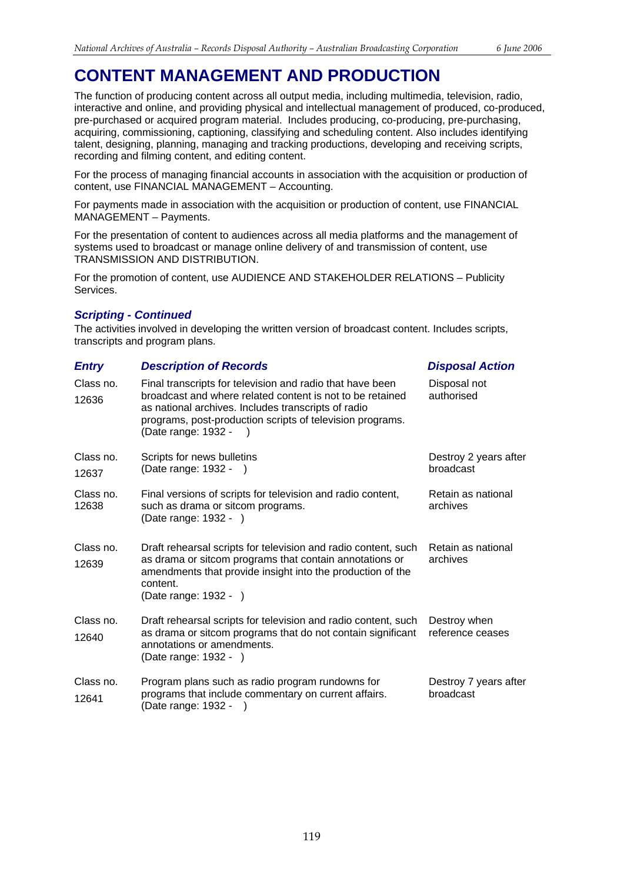# CONTENT MANAGEMENT AND PRODUCTION

The function of producing content across all output media, including multimedia, television, radio, interactive and online, and providing physical and intellectual management of produced, co-produced, pre-purchased or acquired program material. Includes producing, co-producing, pre-purchasing, acquiring, commissioning, captioning, classifying and scheduling content. Also includes identifying talent, designing, planning, managing and tracking productions, developing and receiving scripts, recording and filming content, and editing content.

For the process of managing financial accounts in association with the acquisition or production of content, use FINANCIAL MANAGEMENT – Accounting.

For payments made in association with the acquisition or production of content, use FINANCIAL MANAGEMENT – Payments.

For the presentation of content to audiences across all media platforms and the management of systems used to broadcast or manage online delivery of and transmission of content, use TRANSMISSION AND DISTRIBUTION.

For the promotion of content, use AUDIENCE AND STAKEHOLDER RELATIONS – Publicity Services.

### *Scripting - Continued*

The activities involved in developing the written version of broadcast content. Includes scripts, transcripts and program plans.

| *Entry* | *Description of Records* | *Disposal Action* |
|---|---|---|
| Class no. 12636 | Final transcripts for television and radio that have been broadcast and where related content is not to be retained as national archives. Includes transcripts of radio programs, post-production scripts of television programs. (Date range: 1932 - ) | Disposal not authorised |
| Class no. 12637 | Scripts for news bulletins (Date range: 1932 - ) | Destroy 2 years after broadcast |
| Class no. 12638 | Final versions of scripts for television and radio content, such as drama or sitcom programs. (Date range: 1932 - ) | Retain as national archives |
| Class no. 12639 | Draft rehearsal scripts for television and radio content, such as drama or sitcom programs that contain annotations or amendments that provide insight into the production of the content. (Date range: 1932 - ) | Retain as national archives |
| Class no. 12640 | Draft rehearsal scripts for television and radio content, such as drama or sitcom programs that do not contain significant annotations or amendments. (Date range: 1932 - ) | Destroy when reference ceases |
| Class no. 12641 | Program plans such as radio program rundowns for programs that include commentary on current affairs. (Date range: 1932 - ) | Destroy 7 years after broadcast |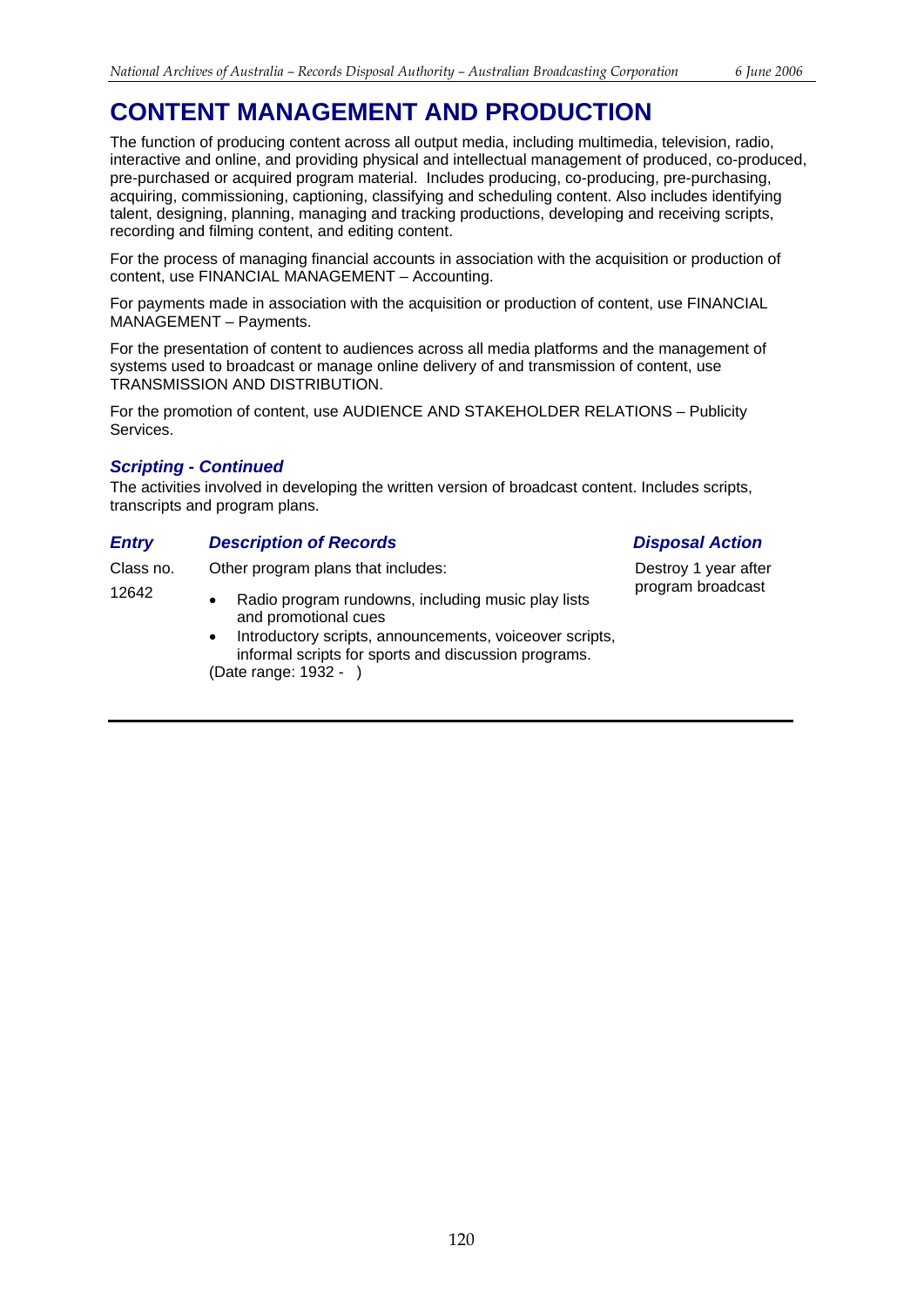# CONTENT MANAGEMENT AND PRODUCTION

The function of producing content across all output media, including multimedia, television, radio, interactive and online, and providing physical and intellectual management of produced, co-produced, pre-purchased or acquired program material. Includes producing, co-producing, pre-purchasing, acquiring, commissioning, captioning, classifying and scheduling content. Also includes identifying talent, designing, planning, managing and tracking productions, developing and receiving scripts, recording and filming content, and editing content.

For the process of managing financial accounts in association with the acquisition or production of content, use FINANCIAL MANAGEMENT – Accounting.

For payments made in association with the acquisition or production of content, use FINANCIAL MANAGEMENT – Payments.

For the presentation of content to audiences across all media platforms and the management of systems used to broadcast or manage online delivery of and transmission of content, use TRANSMISSION AND DISTRIBUTION.

For the promotion of content, use AUDIENCE AND STAKEHOLDER RELATIONS – Publicity Services.

### *Scripting - Continued*

The activities involved in developing the written version of broadcast content. Includes scripts, transcripts and program plans.

| *Entry* | *Description of Records* | *Disposal Action* |
|---|---|---|
| Class no. 12642 | Other program plans that includes:<br>• Radio program rundowns, including music play lists and promotional cues<br>• Introductory scripts, announcements, voiceover scripts, informal scripts for sports and discussion programs.<br>(Date range: 1932 - ) | Destroy 1 year after program broadcast |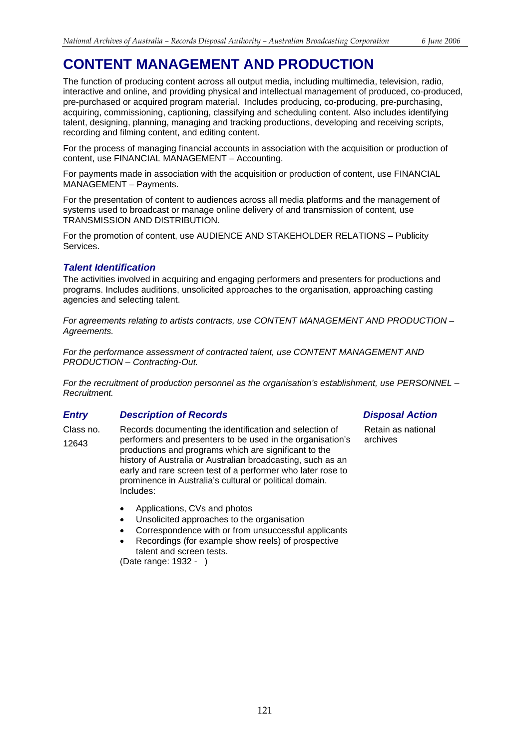# CONTENT MANAGEMENT AND PRODUCTION

The function of producing content across all output media, including multimedia, television, radio, interactive and online, and providing physical and intellectual management of produced, co-produced, pre-purchased or acquired program material. Includes producing, co-producing, pre-purchasing, acquiring, commissioning, captioning, classifying and scheduling content. Also includes identifying talent, designing, planning, managing and tracking productions, developing and receiving scripts, recording and filming content, and editing content.

For the process of managing financial accounts in association with the acquisition or production of content, use FINANCIAL MANAGEMENT – Accounting.

For payments made in association with the acquisition or production of content, use FINANCIAL MANAGEMENT – Payments.

For the presentation of content to audiences across all media platforms and the management of systems used to broadcast or manage online delivery of and transmission of content, use TRANSMISSION AND DISTRIBUTION.

For the promotion of content, use AUDIENCE AND STAKEHOLDER RELATIONS – Publicity Services.

### *Talent Identification*

The activities involved in acquiring and engaging performers and presenters for productions and programs. Includes auditions, unsolicited approaches to the organisation, approaching casting agencies and selecting talent.

*For agreements relating to artists contracts, use CONTENT MANAGEMENT AND PRODUCTION – Agreements.*

*For the performance assessment of contracted talent, use CONTENT MANAGEMENT AND PRODUCTION – Contracting-Out.*

*For the recruitment of production personnel as the organisation's establishment, use PERSONNEL – Recruitment.*

| *Entry* | *Description of Records* | *Disposal Action* |
|---|---|---|
| Class no. 12643 | Records documenting the identification and selection of performers and presenters to be used in the organisation's productions and programs which are significant to the history of Australia or Australian broadcasting, such as an early and rare screen test of a performer who later rose to prominence in Australia's cultural or political domain. Includes:<br>• Applications, CVs and photos<br>• Unsolicited approaches to the organisation<br>• Correspondence with or from unsuccessful applicants<br>• Recordings (for example show reels) of prospective talent and screen tests.<br>(Date range: 1932 - ) | Retain as national archives |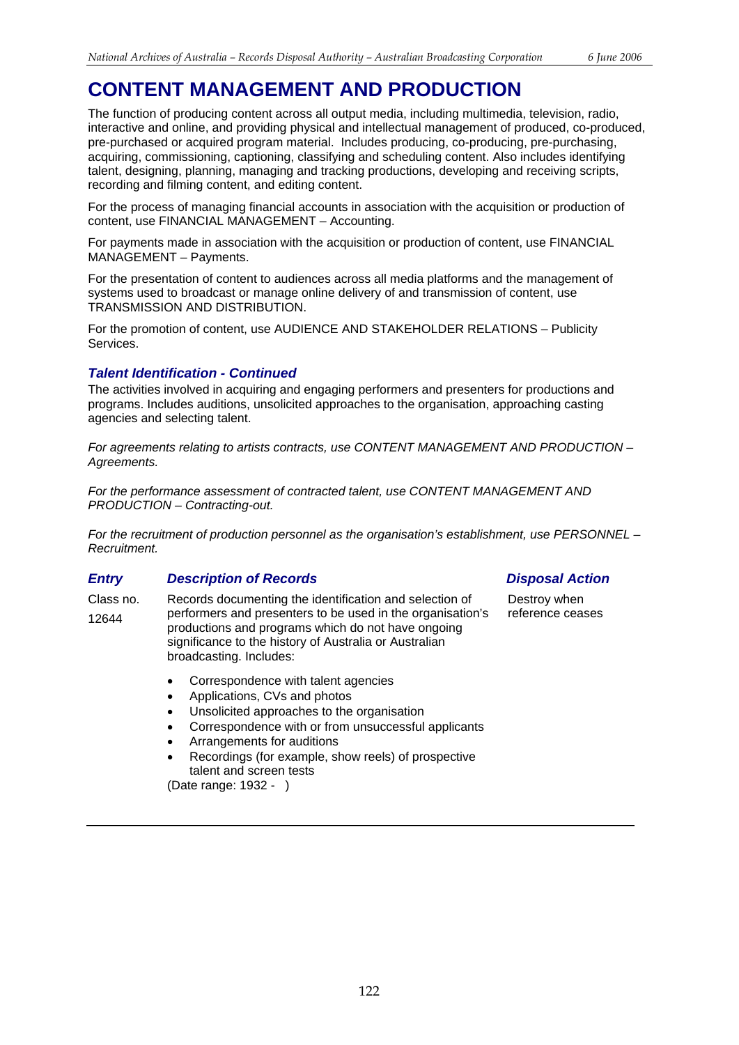# CONTENT MANAGEMENT AND PRODUCTION

The function of producing content across all output media, including multimedia, television, radio, interactive and online, and providing physical and intellectual management of produced, co-produced, pre-purchased or acquired program material. Includes producing, co-producing, pre-purchasing, acquiring, commissioning, captioning, classifying and scheduling content. Also includes identifying talent, designing, planning, managing and tracking productions, developing and receiving scripts, recording and filming content, and editing content.

For the process of managing financial accounts in association with the acquisition or production of content, use FINANCIAL MANAGEMENT – Accounting.

For payments made in association with the acquisition or production of content, use FINANCIAL MANAGEMENT – Payments.

For the presentation of content to audiences across all media platforms and the management of systems used to broadcast or manage online delivery of and transmission of content, use TRANSMISSION AND DISTRIBUTION.

For the promotion of content, use AUDIENCE AND STAKEHOLDER RELATIONS – Publicity Services.

### *Talent Identification - Continued*

The activities involved in acquiring and engaging performers and presenters for productions and programs. Includes auditions, unsolicited approaches to the organisation, approaching casting agencies and selecting talent.

*For agreements relating to artists contracts, use CONTENT MANAGEMENT AND PRODUCTION – Agreements.*

*For the performance assessment of contracted talent, use CONTENT MANAGEMENT AND PRODUCTION – Contracting-out.*

*For the recruitment of production personnel as the organisation's establishment, use PERSONNEL – Recruitment.*

| *Entry* | *Description of Records* | *Disposal Action* |
|---|---|---|
| Class no. 12644 | Records documenting the identification and selection of performers and presenters to be used in the organisation's productions and programs which do not have ongoing significance to the history of Australia or Australian broadcasting. Includes:<br>• Correspondence with talent agencies<br>• Applications, CVs and photos<br>• Unsolicited approaches to the organisation<br>• Correspondence with or from unsuccessful applicants<br>• Arrangements for auditions<br>• Recordings (for example, show reels) of prospective talent and screen tests<br>(Date range: 1932 - ) | Destroy when reference ceases |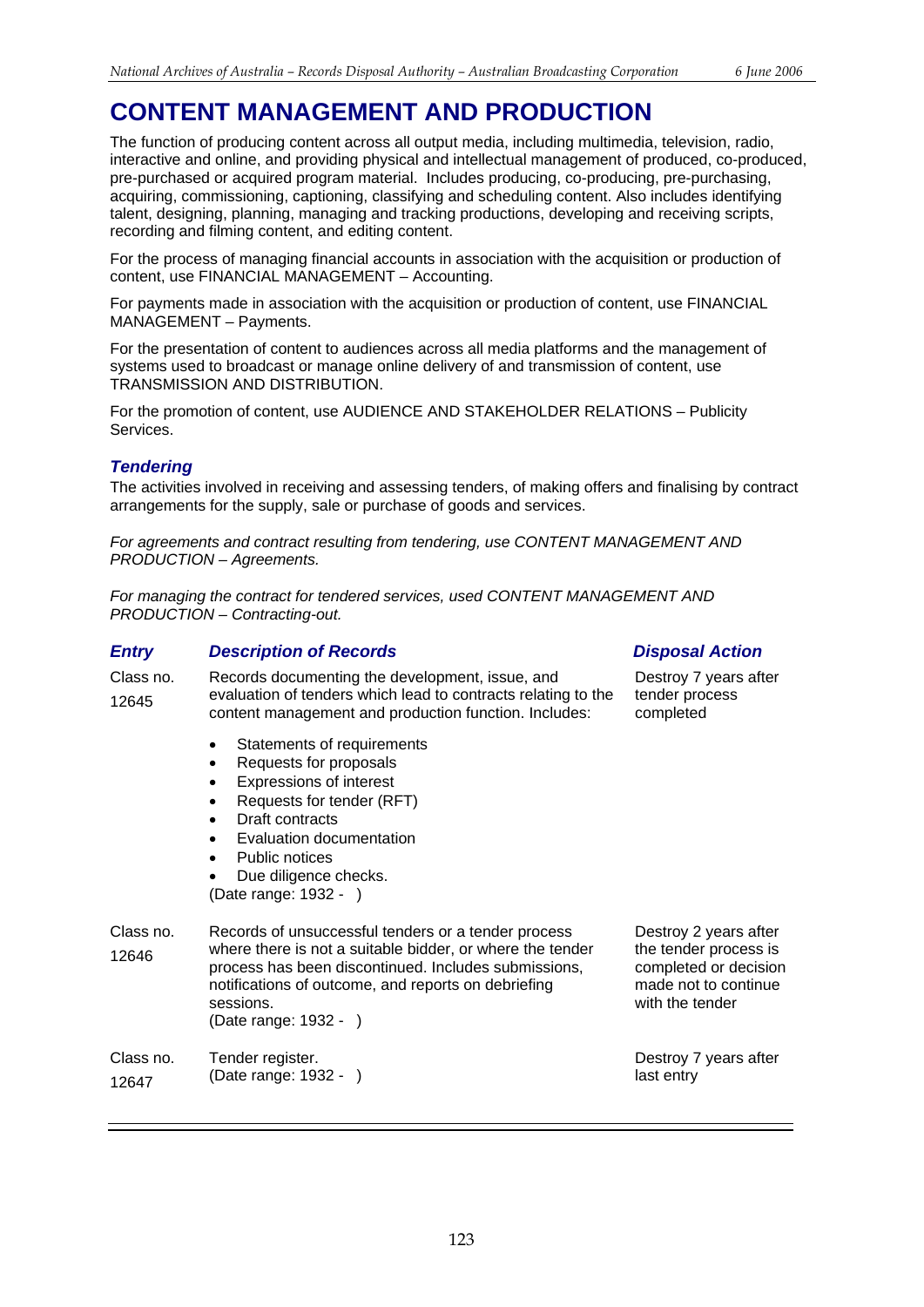# CONTENT MANAGEMENT AND PRODUCTION

The function of producing content across all output media, including multimedia, television, radio, interactive and online, and providing physical and intellectual management of produced, co-produced, pre-purchased or acquired program material. Includes producing, co-producing, pre-purchasing, acquiring, commissioning, captioning, classifying and scheduling content. Also includes identifying talent, designing, planning, managing and tracking productions, developing and receiving scripts, recording and filming content, and editing content.

For the process of managing financial accounts in association with the acquisition or production of content, use FINANCIAL MANAGEMENT – Accounting.

For payments made in association with the acquisition or production of content, use FINANCIAL MANAGEMENT – Payments.

For the presentation of content to audiences across all media platforms and the management of systems used to broadcast or manage online delivery of and transmission of content, use TRANSMISSION AND DISTRIBUTION.

For the promotion of content, use AUDIENCE AND STAKEHOLDER RELATIONS – Publicity Services.

## *Tendering*

The activities involved in receiving and assessing tenders, of making offers and finalising by contract arrangements for the supply, sale or purchase of goods and services.

*For agreements and contract resulting from tendering, use CONTENT MANAGEMENT AND PRODUCTION – Agreements.*

*For managing the contract for tendered services, used CONTENT MANAGEMENT AND PRODUCTION – Contracting-out.*

| *Entry* | *Description of Records* | *Disposal Action* |
|---|---|---|
| Class no. 12645 | Records documenting the development, issue, and evaluation of tenders which lead to contracts relating to the content management and production function. Includes:<br>• Statements of requirements<br>• Requests for proposals<br>• Expressions of interest<br>• Requests for tender (RFT)<br>• Draft contracts<br>• Evaluation documentation<br>• Public notices<br>• Due diligence checks.<br>(Date range: 1932 - ) | Destroy 7 years after tender process completed |
| Class no. 12646 | Records of unsuccessful tenders or a tender process where there is not a suitable bidder, or where the tender process has been discontinued. Includes submissions, notifications of outcome, and reports on debriefing sessions.<br>(Date range: 1932 - ) | Destroy 2 years after the tender process is completed or decision made not to continue with the tender |
| Class no. 12647 | Tender register.<br>(Date range: 1932 - ) | Destroy 7 years after last entry |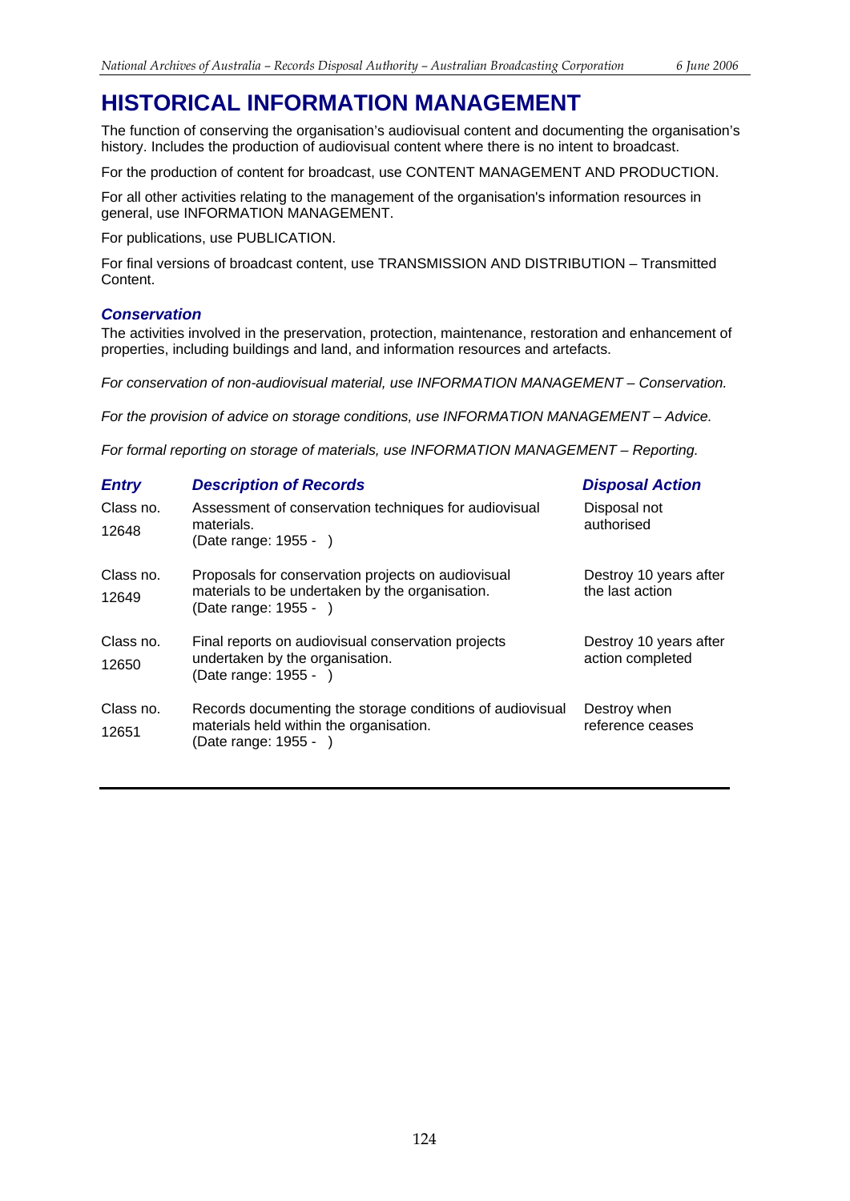# HISTORICAL INFORMATION MANAGEMENT

The function of conserving the organisation's audiovisual content and documenting the organisation's history. Includes the production of audiovisual content where there is no intent to broadcast.

For the production of content for broadcast, use CONTENT MANAGEMENT AND PRODUCTION.

For all other activities relating to the management of the organisation's information resources in general, use INFORMATION MANAGEMENT.

For publications, use PUBLICATION.

For final versions of broadcast content, use TRANSMISSION AND DISTRIBUTION – Transmitted Content.

## *Conservation*

The activities involved in the preservation, protection, maintenance, restoration and enhancement of properties, including buildings and land, and information resources and artefacts.

*For conservation of non-audiovisual material, use INFORMATION MANAGEMENT – Conservation.*

*For the provision of advice on storage conditions, use INFORMATION MANAGEMENT – Advice.*

*For formal reporting on storage of materials, use INFORMATION MANAGEMENT – Reporting.*

| *Entry* | *Description of Records* | *Disposal Action* |
|---|---|---|
| Class no. 12648 | Assessment of conservation techniques for audiovisual materials. (Date range: 1955 - ) | Disposal not authorised |
| Class no. 12649 | Proposals for conservation projects on audiovisual materials to be undertaken by the organisation. (Date range: 1955 - ) | Destroy 10 years after the last action |
| Class no. 12650 | Final reports on audiovisual conservation projects undertaken by the organisation. (Date range: 1955 - ) | Destroy 10 years after action completed |
| Class no. 12651 | Records documenting the storage conditions of audiovisual materials held within the organisation. (Date range: 1955 - ) | Destroy when reference ceases |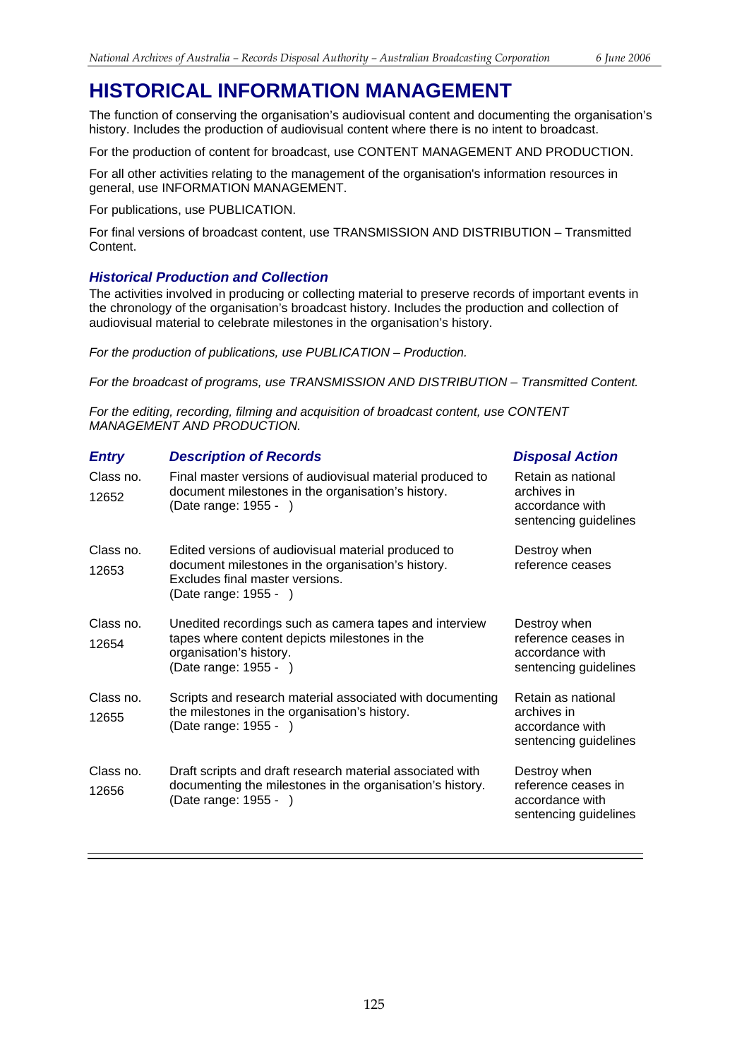# HISTORICAL INFORMATION MANAGEMENT

The function of conserving the organisation's audiovisual content and documenting the organisation's history. Includes the production of audiovisual content where there is no intent to broadcast.

For the production of content for broadcast, use CONTENT MANAGEMENT AND PRODUCTION.

For all other activities relating to the management of the organisation's information resources in general, use INFORMATION MANAGEMENT.

For publications, use PUBLICATION.

For final versions of broadcast content, use TRANSMISSION AND DISTRIBUTION – Transmitted Content.

## *Historical Production and Collection*

The activities involved in producing or collecting material to preserve records of important events in the chronology of the organisation's broadcast history. Includes the production and collection of audiovisual material to celebrate milestones in the organisation's history.

*For the production of publications, use PUBLICATION – Production.*

*For the broadcast of programs, use TRANSMISSION AND DISTRIBUTION – Transmitted Content.*

*For the editing, recording, filming and acquisition of broadcast content, use CONTENT MANAGEMENT AND PRODUCTION.*

| *Entry* | *Description of Records* | *Disposal Action* |
|---|---|---|
| Class no. 12652 | Final master versions of audiovisual material produced to document milestones in the organisation's history. (Date range: 1955 - ) | Retain as national archives in accordance with sentencing guidelines |
| Class no. 12653 | Edited versions of audiovisual material produced to document milestones in the organisation's history. Excludes final master versions. (Date range: 1955 - ) | Destroy when reference ceases |
| Class no. 12654 | Unedited recordings such as camera tapes and interview tapes where content depicts milestones in the organisation's history. (Date range: 1955 - ) | Destroy when reference ceases in accordance with sentencing guidelines |
| Class no. 12655 | Scripts and research material associated with documenting the milestones in the organisation's history. (Date range: 1955 - ) | Retain as national archives in accordance with sentencing guidelines |
| Class no. 12656 | Draft scripts and draft research material associated with documenting the milestones in the organisation's history. (Date range: 1955 - ) | Destroy when reference ceases in accordance with sentencing guidelines |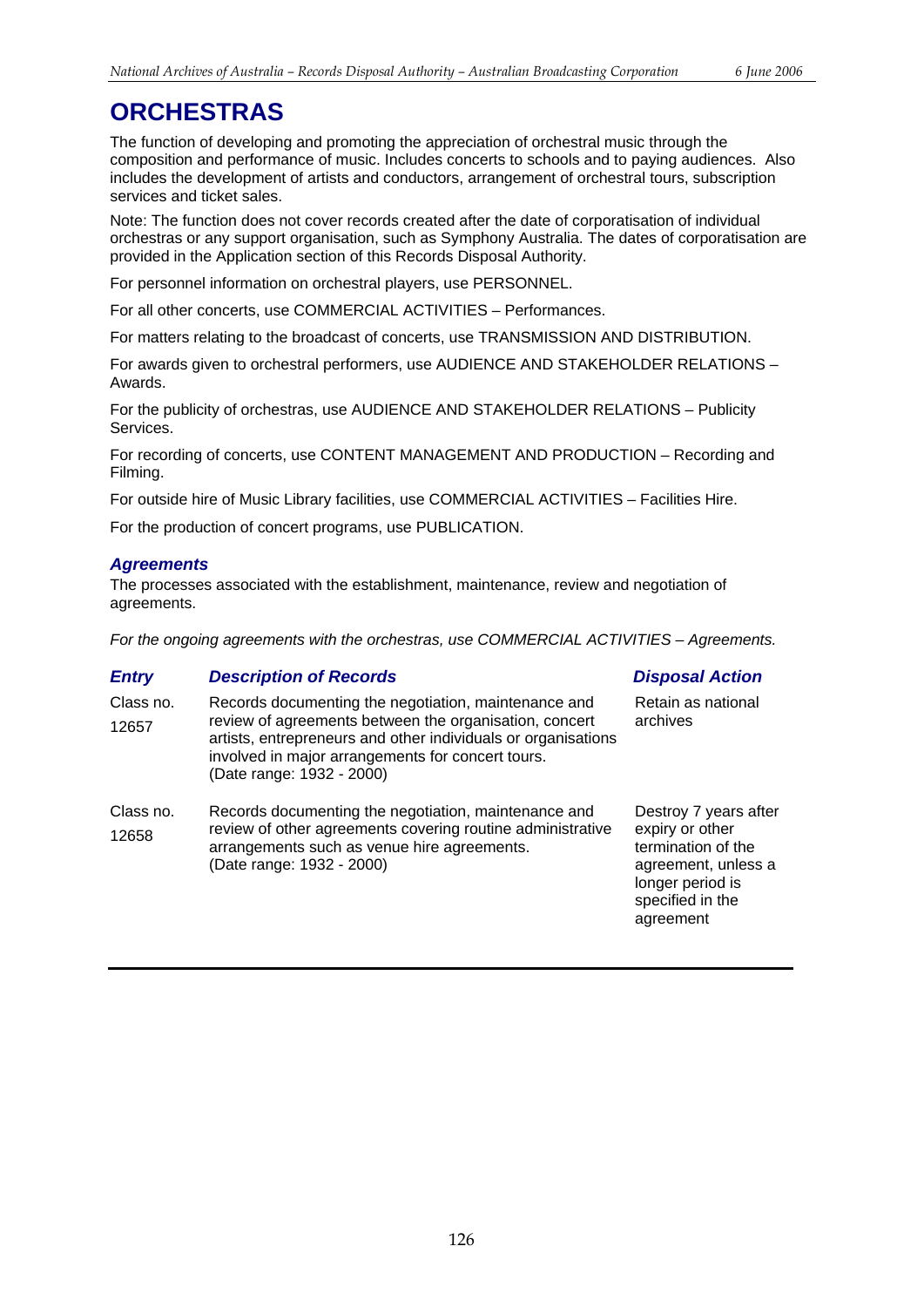# ORCHESTRAS

The function of developing and promoting the appreciation of orchestral music through the composition and performance of music. Includes concerts to schools and to paying audiences. Also includes the development of artists and conductors, arrangement of orchestral tours, subscription services and ticket sales.

Note: The function does not cover records created after the date of corporatisation of individual orchestras or any support organisation, such as Symphony Australia. The dates of corporatisation are provided in the Application section of this Records Disposal Authority.

For personnel information on orchestral players, use PERSONNEL.

For all other concerts, use COMMERCIAL ACTIVITIES – Performances.

For matters relating to the broadcast of concerts, use TRANSMISSION AND DISTRIBUTION.

For awards given to orchestral performers, use AUDIENCE AND STAKEHOLDER RELATIONS – Awards.

For the publicity of orchestras, use AUDIENCE AND STAKEHOLDER RELATIONS – Publicity Services.

For recording of concerts, use CONTENT MANAGEMENT AND PRODUCTION – Recording and Filming.

For outside hire of Music Library facilities, use COMMERCIAL ACTIVITIES – Facilities Hire.

For the production of concert programs, use PUBLICATION.

## *Agreements*

The processes associated with the establishment, maintenance, review and negotiation of agreements.

*For the ongoing agreements with the orchestras, use COMMERCIAL ACTIVITIES – Agreements.*

| *Entry* | *Description of Records* | *Disposal Action* |
|---|---|---|
| Class no. 12657 | Records documenting the negotiation, maintenance and review of agreements between the organisation, concert artists, entrepreneurs and other individuals or organisations involved in major arrangements for concert tours. (Date range: 1932 - 2000) | Retain as national archives |
| Class no. 12658 | Records documenting the negotiation, maintenance and review of other agreements covering routine administrative arrangements such as venue hire agreements. (Date range: 1932 - 2000) | Destroy 7 years after expiry or other termination of the agreement, unless a longer period is specified in the agreement |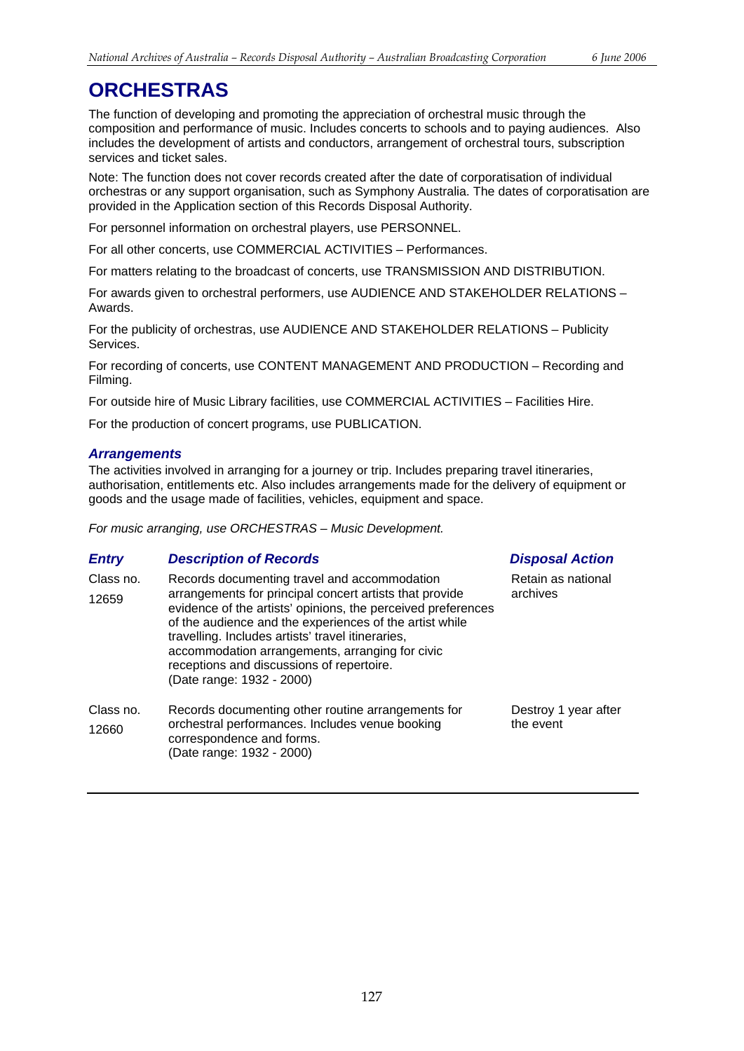# ORCHESTRAS

The function of developing and promoting the appreciation of orchestral music through the composition and performance of music. Includes concerts to schools and to paying audiences. Also includes the development of artists and conductors, arrangement of orchestral tours, subscription services and ticket sales.

Note: The function does not cover records created after the date of corporatisation of individual orchestras or any support organisation, such as Symphony Australia. The dates of corporatisation are provided in the Application section of this Records Disposal Authority.

For personnel information on orchestral players, use PERSONNEL.

For all other concerts, use COMMERCIAL ACTIVITIES – Performances.

For matters relating to the broadcast of concerts, use TRANSMISSION AND DISTRIBUTION.

For awards given to orchestral performers, use AUDIENCE AND STAKEHOLDER RELATIONS – Awards.

For the publicity of orchestras, use AUDIENCE AND STAKEHOLDER RELATIONS – Publicity Services.

For recording of concerts, use CONTENT MANAGEMENT AND PRODUCTION – Recording and Filming.

For outside hire of Music Library facilities, use COMMERCIAL ACTIVITIES – Facilities Hire.

For the production of concert programs, use PUBLICATION.

## *Arrangements*

The activities involved in arranging for a journey or trip. Includes preparing travel itineraries, authorisation, entitlements etc. Also includes arrangements made for the delivery of equipment or goods and the usage made of facilities, vehicles, equipment and space.

*For music arranging, use ORCHESTRAS – Music Development.*

| *Entry* | *Description of Records* | *Disposal Action* |
|---|---|---|
| Class no. 12659 | Records documenting travel and accommodation arrangements for principal concert artists that provide evidence of the artists' opinions, the perceived preferences of the audience and the experiences of the artist while travelling. Includes artists' travel itineraries, accommodation arrangements, arranging for civic receptions and discussions of repertoire. (Date range: 1932 - 2000) | Retain as national archives |
| Class no. 12660 | Records documenting other routine arrangements for orchestral performances. Includes venue booking correspondence and forms. (Date range: 1932 - 2000) | Destroy 1 year after the event |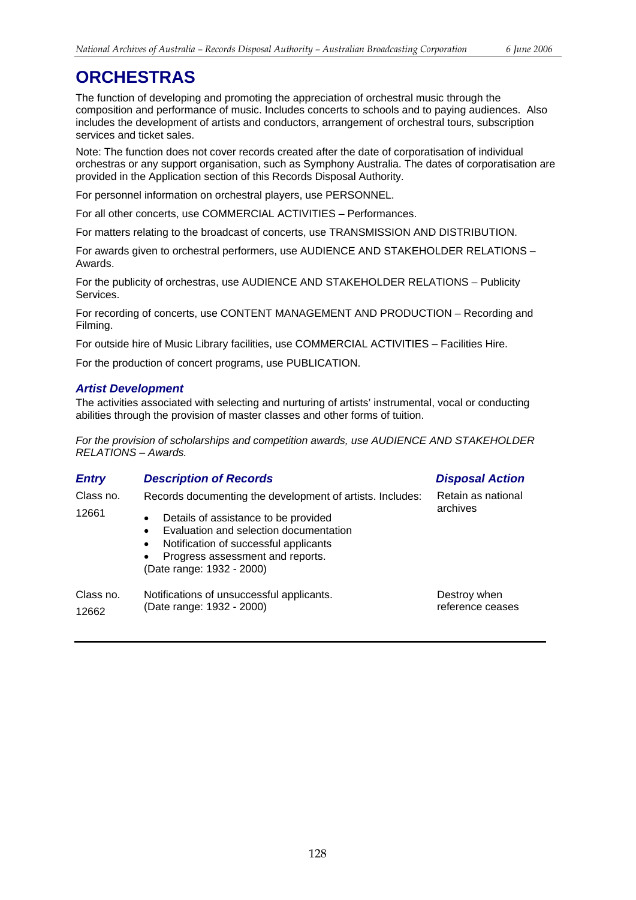# ORCHESTRAS

The function of developing and promoting the appreciation of orchestral music through the composition and performance of music. Includes concerts to schools and to paying audiences. Also includes the development of artists and conductors, arrangement of orchestral tours, subscription services and ticket sales.

Note: The function does not cover records created after the date of corporatisation of individual orchestras or any support organisation, such as Symphony Australia. The dates of corporatisation are provided in the Application section of this Records Disposal Authority.

For personnel information on orchestral players, use PERSONNEL.

For all other concerts, use COMMERCIAL ACTIVITIES – Performances.

For matters relating to the broadcast of concerts, use TRANSMISSION AND DISTRIBUTION.

For awards given to orchestral performers, use AUDIENCE AND STAKEHOLDER RELATIONS – Awards.

For the publicity of orchestras, use AUDIENCE AND STAKEHOLDER RELATIONS – Publicity Services.

For recording of concerts, use CONTENT MANAGEMENT AND PRODUCTION – Recording and Filming.

For outside hire of Music Library facilities, use COMMERCIAL ACTIVITIES – Facilities Hire.

For the production of concert programs, use PUBLICATION.

## *Artist Development*

The activities associated with selecting and nurturing of artists' instrumental, vocal or conducting abilities through the provision of master classes and other forms of tuition.

*For the provision of scholarships and competition awards, use AUDIENCE AND STAKEHOLDER RELATIONS – Awards.*

| *Entry* | *Description of Records* | *Disposal Action* |
|---|---|---|
| Class no. 12661 | Records documenting the development of artists. Includes:<br>• Details of assistance to be provided<br>• Evaluation and selection documentation<br>• Notification of successful applicants<br>• Progress assessment and reports.<br>(Date range: 1932 - 2000) | Retain as national archives |
| Class no. 12662 | Notifications of unsuccessful applicants.<br>(Date range: 1932 - 2000) | Destroy when reference ceases |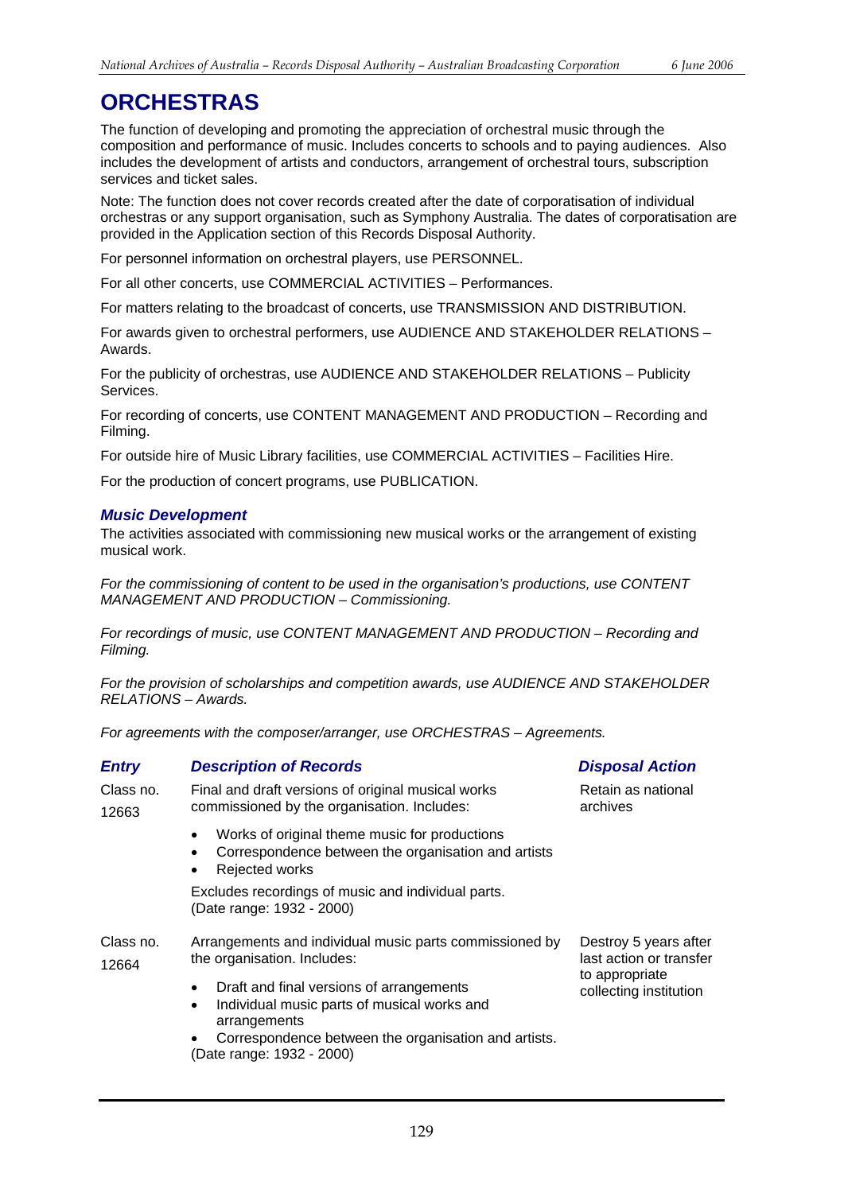# ORCHESTRAS

The function of developing and promoting the appreciation of orchestral music through the composition and performance of music. Includes concerts to schools and to paying audiences. Also includes the development of artists and conductors, arrangement of orchestral tours, subscription services and ticket sales.

Note: The function does not cover records created after the date of corporatisation of individual orchestras or any support organisation, such as Symphony Australia. The dates of corporatisation are provided in the Application section of this Records Disposal Authority.

For personnel information on orchestral players, use PERSONNEL.

For all other concerts, use COMMERCIAL ACTIVITIES – Performances.

For matters relating to the broadcast of concerts, use TRANSMISSION AND DISTRIBUTION.

For awards given to orchestral performers, use AUDIENCE AND STAKEHOLDER RELATIONS – Awards.

For the publicity of orchestras, use AUDIENCE AND STAKEHOLDER RELATIONS – Publicity Services.

For recording of concerts, use CONTENT MANAGEMENT AND PRODUCTION – Recording and Filming.

For outside hire of Music Library facilities, use COMMERCIAL ACTIVITIES – Facilities Hire.

For the production of concert programs, use PUBLICATION.

## *Music Development*

The activities associated with commissioning new musical works or the arrangement of existing musical work.

*For the commissioning of content to be used in the organisation's productions, use CONTENT MANAGEMENT AND PRODUCTION – Commissioning.*

*For recordings of music, use CONTENT MANAGEMENT AND PRODUCTION – Recording and Filming.*

*For the provision of scholarships and competition awards, use AUDIENCE AND STAKEHOLDER RELATIONS – Awards.*

*For agreements with the composer/arranger, use ORCHESTRAS – Agreements.*

| *Entry* | *Description of Records* | *Disposal Action* |
|---|---|---|
| Class no. 12663 | Final and draft versions of original musical works commissioned by the organisation. Includes:<br>• Works of original theme music for productions<br>• Correspondence between the organisation and artists<br>• Rejected works<br>Excludes recordings of music and individual parts.<br>(Date range: 1932 - 2000) | Retain as national archives |
| Class no. 12664 | Arrangements and individual music parts commissioned by the organisation. Includes:<br>• Draft and final versions of arrangements<br>• Individual music parts of musical works and arrangements<br>• Correspondence between the organisation and artists.<br>(Date range: 1932 - 2000) | Destroy 5 years after last action or transfer to appropriate collecting institution |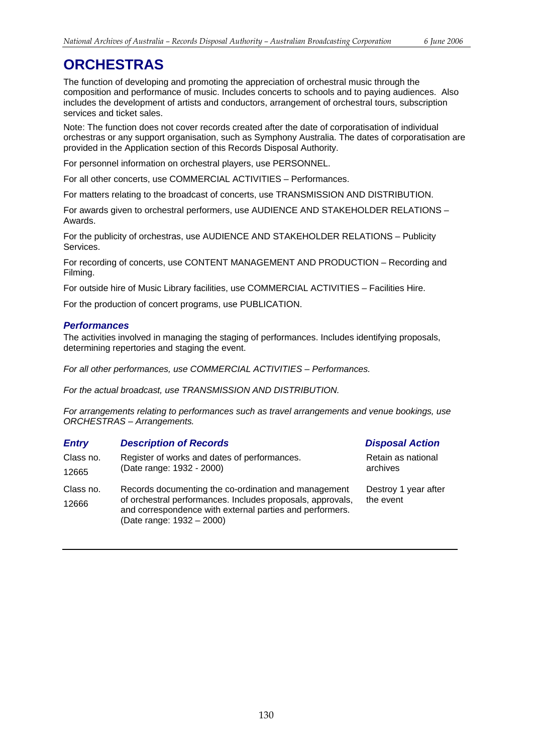# ORCHESTRAS

The function of developing and promoting the appreciation of orchestral music through the composition and performance of music. Includes concerts to schools and to paying audiences. Also includes the development of artists and conductors, arrangement of orchestral tours, subscription services and ticket sales.

Note: The function does not cover records created after the date of corporatisation of individual orchestras or any support organisation, such as Symphony Australia. The dates of corporatisation are provided in the Application section of this Records Disposal Authority.

For personnel information on orchestral players, use PERSONNEL.

For all other concerts, use COMMERCIAL ACTIVITIES – Performances.

For matters relating to the broadcast of concerts, use TRANSMISSION AND DISTRIBUTION.

For awards given to orchestral performers, use AUDIENCE AND STAKEHOLDER RELATIONS – Awards.

For the publicity of orchestras, use AUDIENCE AND STAKEHOLDER RELATIONS – Publicity Services.

For recording of concerts, use CONTENT MANAGEMENT AND PRODUCTION – Recording and Filming.

For outside hire of Music Library facilities, use COMMERCIAL ACTIVITIES – Facilities Hire.

For the production of concert programs, use PUBLICATION.

## *Performances*

The activities involved in managing the staging of performances. Includes identifying proposals, determining repertories and staging the event.

*For all other performances, use COMMERCIAL ACTIVITIES – Performances.*

*For the actual broadcast, use TRANSMISSION AND DISTRIBUTION.*

*For arrangements relating to performances such as travel arrangements and venue bookings, use ORCHESTRAS – Arrangements.*

| *Entry* | *Description of Records* | *Disposal Action* |
|---|---|---|
| Class no. 12665 | Register of works and dates of performances. (Date range: 1932 - 2000) | Retain as national archives |
| Class no. 12666 | Records documenting the co-ordination and management of orchestral performances. Includes proposals, approvals, and correspondence with external parties and performers. (Date range: 1932 – 2000) | Destroy 1 year after the event |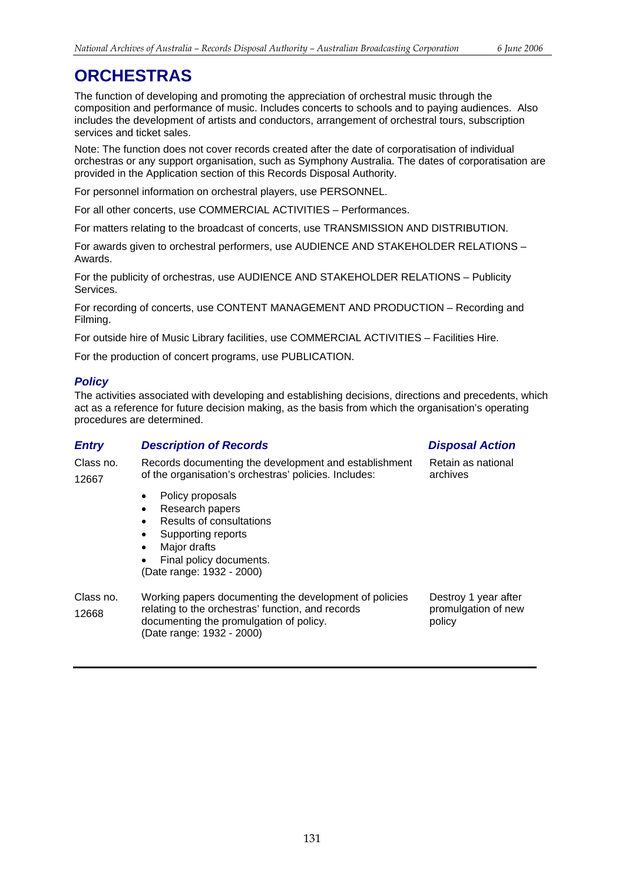# ORCHESTRAS

The function of developing and promoting the appreciation of orchestral music through the composition and performance of music. Includes concerts to schools and to paying audiences. Also includes the development of artists and conductors, arrangement of orchestral tours, subscription services and ticket sales.

Note: The function does not cover records created after the date of corporatisation of individual orchestras or any support organisation, such as Symphony Australia. The dates of corporatisation are provided in the Application section of this Records Disposal Authority.

For personnel information on orchestral players, use PERSONNEL.

For all other concerts, use COMMERCIAL ACTIVITIES – Performances.

For matters relating to the broadcast of concerts, use TRANSMISSION AND DISTRIBUTION.

For awards given to orchestral performers, use AUDIENCE AND STAKEHOLDER RELATIONS – Awards.

For the publicity of orchestras, use AUDIENCE AND STAKEHOLDER RELATIONS – Publicity Services.

For recording of concerts, use CONTENT MANAGEMENT AND PRODUCTION – Recording and Filming.

For outside hire of Music Library facilities, use COMMERCIAL ACTIVITIES – Facilities Hire.

For the production of concert programs, use PUBLICATION.

## *Policy*

The activities associated with developing and establishing decisions, directions and precedents, which act as a reference for future decision making, as the basis from which the organisation's operating procedures are determined.

| *Entry* | *Description of Records* | *Disposal Action* |
|---|---|---|
| Class no. 12667 | Records documenting the development and establishment of the organisation's orchestras' policies. Includes:<br>• Policy proposals<br>• Research papers<br>• Results of consultations<br>• Supporting reports<br>• Major drafts<br>• Final policy documents.<br>(Date range: 1932 - 2000) | Retain as national archives |
| Class no. 12668 | Working papers documenting the development of policies relating to the orchestras' function, and records documenting the promulgation of policy.<br>(Date range: 1932 - 2000) | Destroy 1 year after promulgation of new policy |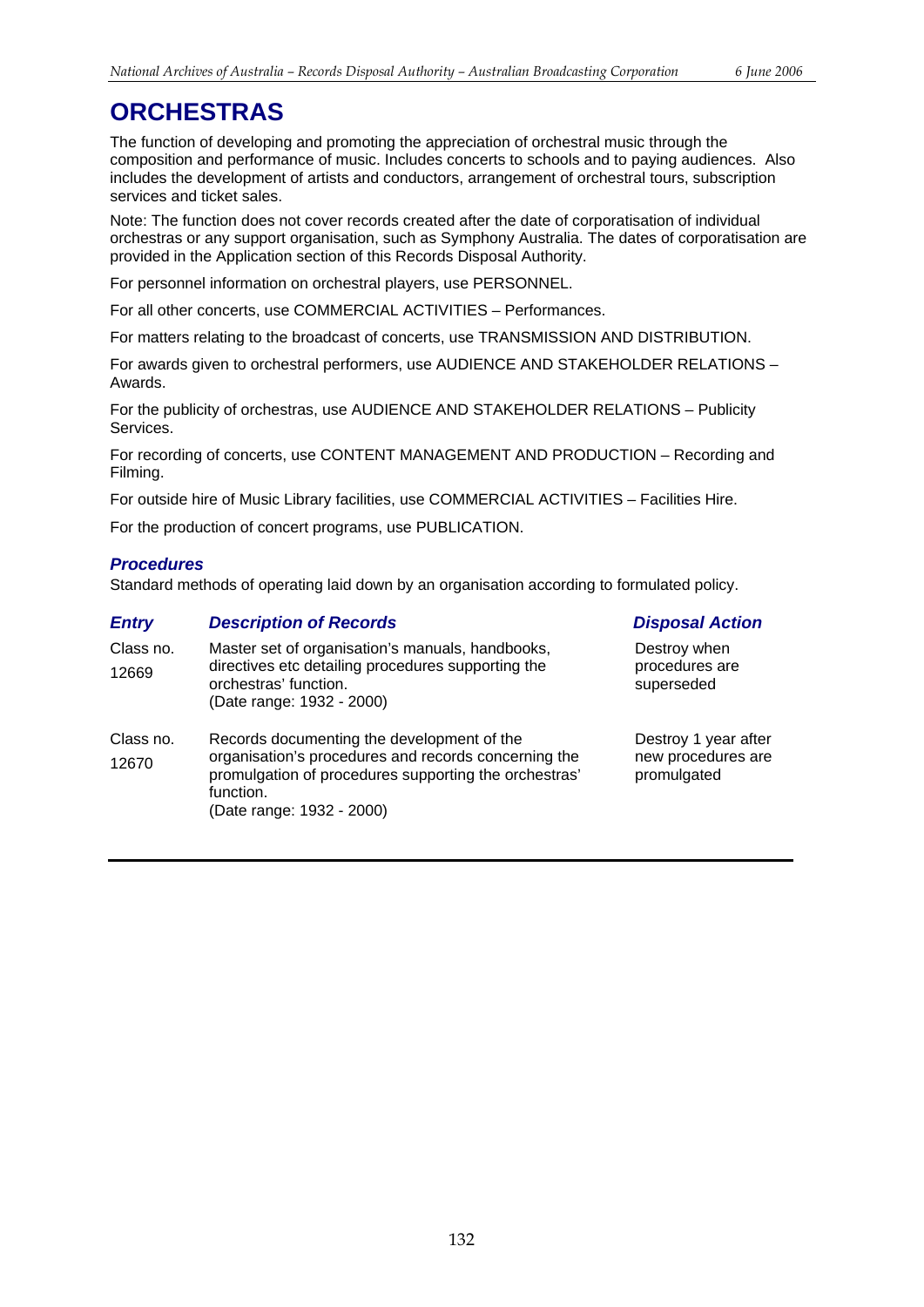# ORCHESTRAS

The function of developing and promoting the appreciation of orchestral music through the composition and performance of music. Includes concerts to schools and to paying audiences. Also includes the development of artists and conductors, arrangement of orchestral tours, subscription services and ticket sales.

Note: The function does not cover records created after the date of corporatisation of individual orchestras or any support organisation, such as Symphony Australia. The dates of corporatisation are provided in the Application section of this Records Disposal Authority.

For personnel information on orchestral players, use PERSONNEL.

For all other concerts, use COMMERCIAL ACTIVITIES – Performances.

For matters relating to the broadcast of concerts, use TRANSMISSION AND DISTRIBUTION.

For awards given to orchestral performers, use AUDIENCE AND STAKEHOLDER RELATIONS – Awards.

For the publicity of orchestras, use AUDIENCE AND STAKEHOLDER RELATIONS – Publicity Services.

For recording of concerts, use CONTENT MANAGEMENT AND PRODUCTION – Recording and Filming.

For outside hire of Music Library facilities, use COMMERCIAL ACTIVITIES – Facilities Hire.

For the production of concert programs, use PUBLICATION.

### *Procedures*

Standard methods of operating laid down by an organisation according to formulated policy.

| *Entry* | *Description of Records* | *Disposal Action* |
|---|---|---|
| Class no. 12669 | Master set of organisation's manuals, handbooks, directives etc detailing procedures supporting the orchestras' function. (Date range: 1932 - 2000) | Destroy when procedures are superseded |
| Class no. 12670 | Records documenting the development of the organisation's procedures and records concerning the promulgation of procedures supporting the orchestras' function. (Date range: 1932 - 2000) | Destroy 1 year after new procedures are promulgated |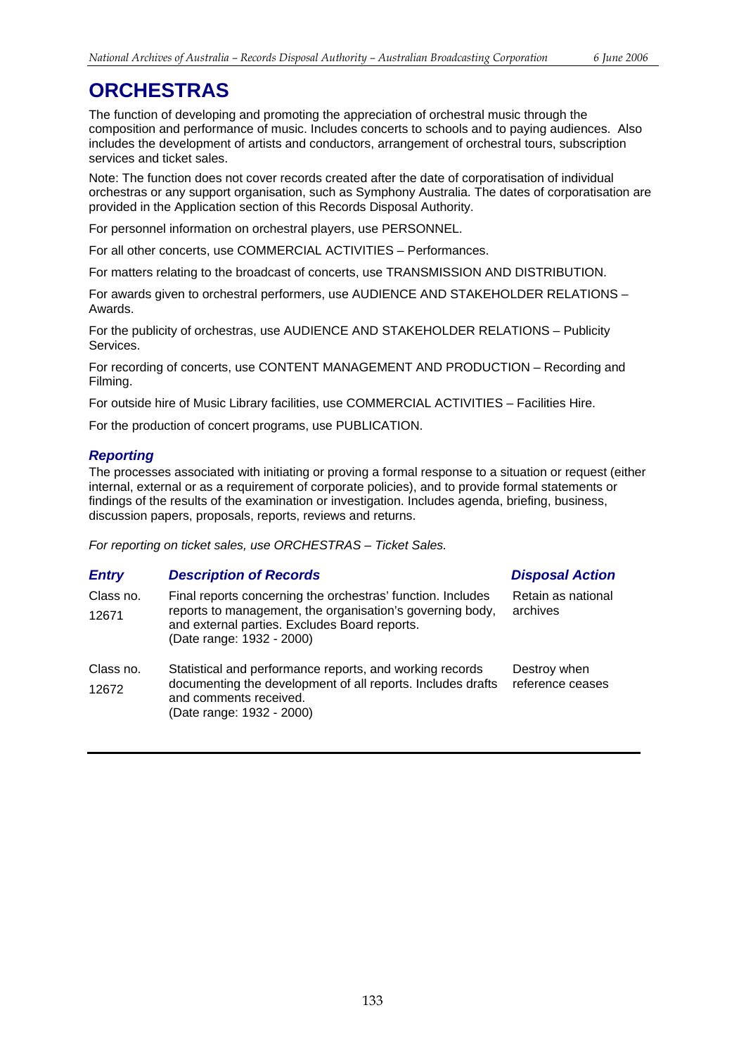# ORCHESTRAS

The function of developing and promoting the appreciation of orchestral music through the composition and performance of music. Includes concerts to schools and to paying audiences. Also includes the development of artists and conductors, arrangement of orchestral tours, subscription services and ticket sales.

Note: The function does not cover records created after the date of corporatisation of individual orchestras or any support organisation, such as Symphony Australia. The dates of corporatisation are provided in the Application section of this Records Disposal Authority.

For personnel information on orchestral players, use PERSONNEL.

For all other concerts, use COMMERCIAL ACTIVITIES – Performances.

For matters relating to the broadcast of concerts, use TRANSMISSION AND DISTRIBUTION.

For awards given to orchestral performers, use AUDIENCE AND STAKEHOLDER RELATIONS – Awards.

For the publicity of orchestras, use AUDIENCE AND STAKEHOLDER RELATIONS – Publicity Services.

For recording of concerts, use CONTENT MANAGEMENT AND PRODUCTION – Recording and Filming.

For outside hire of Music Library facilities, use COMMERCIAL ACTIVITIES – Facilities Hire.

For the production of concert programs, use PUBLICATION.

## *Reporting*

The processes associated with initiating or proving a formal response to a situation or request (either internal, external or as a requirement of corporate policies), and to provide formal statements or findings of the results of the examination or investigation. Includes agenda, briefing, business, discussion papers, proposals, reports, reviews and returns.

*For reporting on ticket sales, use ORCHESTRAS – Ticket Sales.*

| *Entry* | *Description of Records* | *Disposal Action* |
|---|---|---|
| Class no. 12671 | Final reports concerning the orchestras' function. Includes reports to management, the organisation's governing body, and external parties. Excludes Board reports. (Date range: 1932 - 2000) | Retain as national archives |
| Class no. 12672 | Statistical and performance reports, and working records documenting the development of all reports. Includes drafts and comments received. (Date range: 1932 - 2000) | Destroy when reference ceases |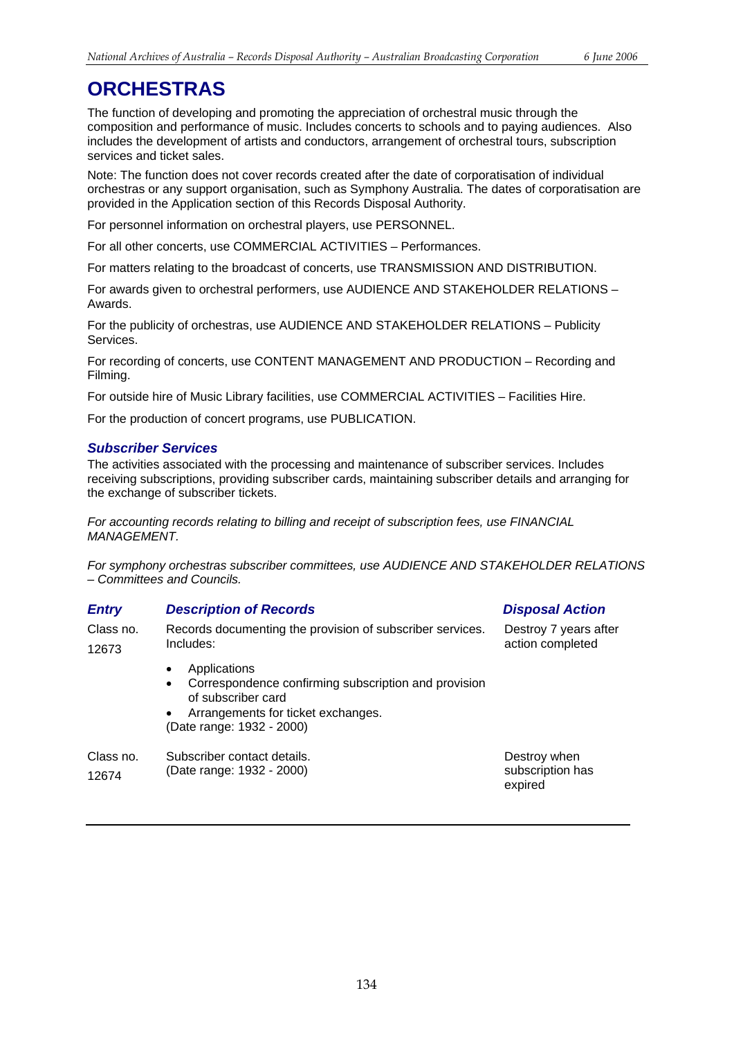# ORCHESTRAS

The function of developing and promoting the appreciation of orchestral music through the composition and performance of music. Includes concerts to schools and to paying audiences. Also includes the development of artists and conductors, arrangement of orchestral tours, subscription services and ticket sales.

Note: The function does not cover records created after the date of corporatisation of individual orchestras or any support organisation, such as Symphony Australia. The dates of corporatisation are provided in the Application section of this Records Disposal Authority.

For personnel information on orchestral players, use PERSONNEL.

For all other concerts, use COMMERCIAL ACTIVITIES – Performances.

For matters relating to the broadcast of concerts, use TRANSMISSION AND DISTRIBUTION.

For awards given to orchestral performers, use AUDIENCE AND STAKEHOLDER RELATIONS – Awards.

For the publicity of orchestras, use AUDIENCE AND STAKEHOLDER RELATIONS – Publicity Services.

For recording of concerts, use CONTENT MANAGEMENT AND PRODUCTION – Recording and Filming.

For outside hire of Music Library facilities, use COMMERCIAL ACTIVITIES – Facilities Hire.

For the production of concert programs, use PUBLICATION.

## *Subscriber Services*

The activities associated with the processing and maintenance of subscriber services. Includes receiving subscriptions, providing subscriber cards, maintaining subscriber details and arranging for the exchange of subscriber tickets.

*For accounting records relating to billing and receipt of subscription fees, use FINANCIAL MANAGEMENT.*

*For symphony orchestras subscriber committees, use AUDIENCE AND STAKEHOLDER RELATIONS – Committees and Councils.*

| *Entry* | *Description of Records* | *Disposal Action* |
|---|---|---|
| Class no. 12673 | Records documenting the provision of subscriber services. Includes:<br>• Applications<br>• Correspondence confirming subscription and provision of subscriber card<br>• Arrangements for ticket exchanges.<br>(Date range: 1932 - 2000) | Destroy 7 years after action completed |
| Class no. 12674 | Subscriber contact details.<br>(Date range: 1932 - 2000) | Destroy when subscription has expired |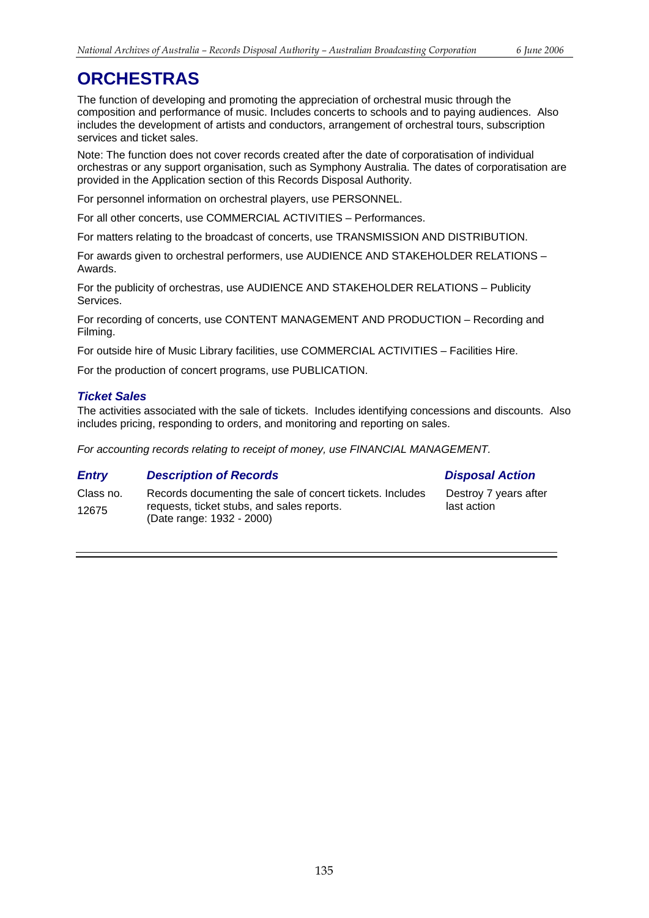# ORCHESTRAS

The function of developing and promoting the appreciation of orchestral music through the composition and performance of music. Includes concerts to schools and to paying audiences. Also includes the development of artists and conductors, arrangement of orchestral tours, subscription services and ticket sales.

Note: The function does not cover records created after the date of corporatisation of individual orchestras or any support organisation, such as Symphony Australia. The dates of corporatisation are provided in the Application section of this Records Disposal Authority.

For personnel information on orchestral players, use PERSONNEL.

For all other concerts, use COMMERCIAL ACTIVITIES – Performances.

For matters relating to the broadcast of concerts, use TRANSMISSION AND DISTRIBUTION.

For awards given to orchestral performers, use AUDIENCE AND STAKEHOLDER RELATIONS – Awards.

For the publicity of orchestras, use AUDIENCE AND STAKEHOLDER RELATIONS – Publicity Services.

For recording of concerts, use CONTENT MANAGEMENT AND PRODUCTION – Recording and Filming.

For outside hire of Music Library facilities, use COMMERCIAL ACTIVITIES – Facilities Hire.

For the production of concert programs, use PUBLICATION.

## *Ticket Sales*

The activities associated with the sale of tickets. Includes identifying concessions and discounts. Also includes pricing, responding to orders, and monitoring and reporting on sales.

*For accounting records relating to receipt of money, use FINANCIAL MANAGEMENT.*

| *Entry* | *Description of Records* | *Disposal Action* |
|---|---|---|
| Class no. 12675 | Records documenting the sale of concert tickets. Includes requests, ticket stubs, and sales reports. (Date range: 1932 - 2000) | Destroy 7 years after last action |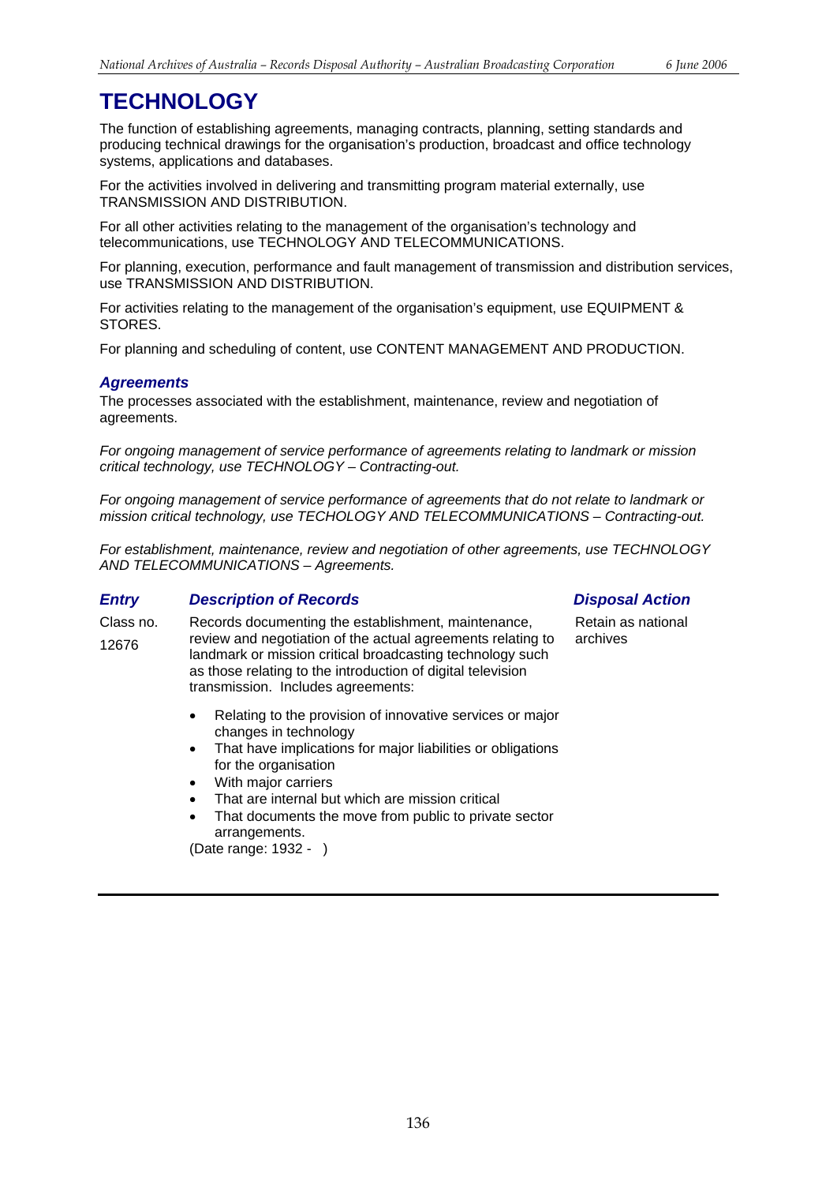# TECHNOLOGY

The function of establishing agreements, managing contracts, planning, setting standards and producing technical drawings for the organisation's production, broadcast and office technology systems, applications and databases.

For the activities involved in delivering and transmitting program material externally, use TRANSMISSION AND DISTRIBUTION.

For all other activities relating to the management of the organisation's technology and telecommunications, use TECHNOLOGY AND TELECOMMUNICATIONS.

For planning, execution, performance and fault management of transmission and distribution services, use TRANSMISSION AND DISTRIBUTION.

For activities relating to the management of the organisation's equipment, use EQUIPMENT & STORES.

For planning and scheduling of content, use CONTENT MANAGEMENT AND PRODUCTION.

## *Agreements*

The processes associated with the establishment, maintenance, review and negotiation of agreements.

*For ongoing management of service performance of agreements relating to landmark or mission critical technology, use TECHNOLOGY – Contracting-out.*

*For ongoing management of service performance of agreements that do not relate to landmark or mission critical technology, use TECHOLOGY AND TELECOMMUNICATIONS – Contracting-out.*

*For establishment, maintenance, review and negotiation of other agreements, use TECHNOLOGY AND TELECOMMUNICATIONS – Agreements.*

| *Entry* | *Description of Records* | *Disposal Action* |
|---|---|---|
| Class no. 12676 | Records documenting the establishment, maintenance, review and negotiation of the actual agreements relating to landmark or mission critical broadcasting technology such as those relating to the introduction of digital television transmission. Includes agreements:<br>• Relating to the provision of innovative services or major changes in technology<br>• That have implications for major liabilities or obligations for the organisation<br>• With major carriers<br>• That are internal but which are mission critical<br>• That documents the move from public to private sector arrangements.<br>(Date range: 1932 - ) | Retain as national archives |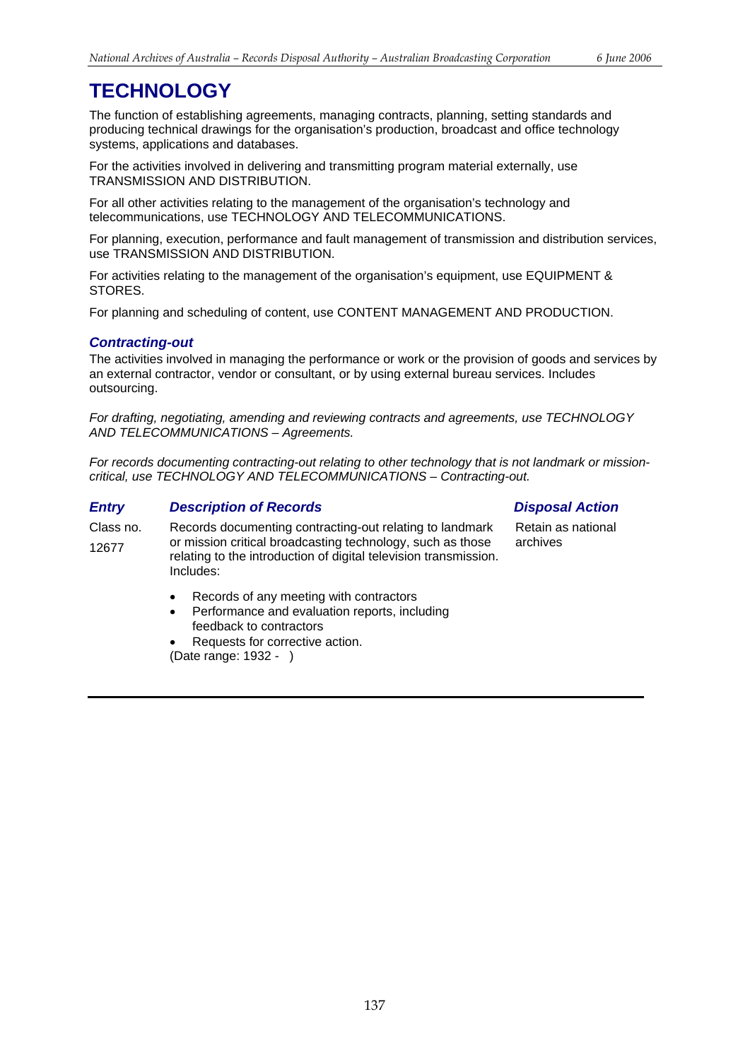# TECHNOLOGY

The function of establishing agreements, managing contracts, planning, setting standards and producing technical drawings for the organisation's production, broadcast and office technology systems, applications and databases.

For the activities involved in delivering and transmitting program material externally, use TRANSMISSION AND DISTRIBUTION.

For all other activities relating to the management of the organisation's technology and telecommunications, use TECHNOLOGY AND TELECOMMUNICATIONS.

For planning, execution, performance and fault management of transmission and distribution services, use TRANSMISSION AND DISTRIBUTION.

For activities relating to the management of the organisation's equipment, use EQUIPMENT & STORES.

For planning and scheduling of content, use CONTENT MANAGEMENT AND PRODUCTION.

## *Contracting-out*

The activities involved in managing the performance or work or the provision of goods and services by an external contractor, vendor or consultant, or by using external bureau services. Includes outsourcing.

*For drafting, negotiating, amending and reviewing contracts and agreements, use TECHNOLOGY AND TELECOMMUNICATIONS – Agreements.*

*For records documenting contracting-out relating to other technology that is not landmark or mission-critical, use TECHNOLOGY AND TELECOMMUNICATIONS – Contracting-out.*

| *Entry* | *Description of Records* | *Disposal Action* |
|---|---|---|
| Class no. 12677 | Records documenting contracting-out relating to landmark or mission critical broadcasting technology, such as those relating to the introduction of digital television transmission. Includes:<br>• Records of any meeting with contractors<br>• Performance and evaluation reports, including feedback to contractors<br>• Requests for corrective action.<br>(Date range: 1932 - ) | Retain as national archives |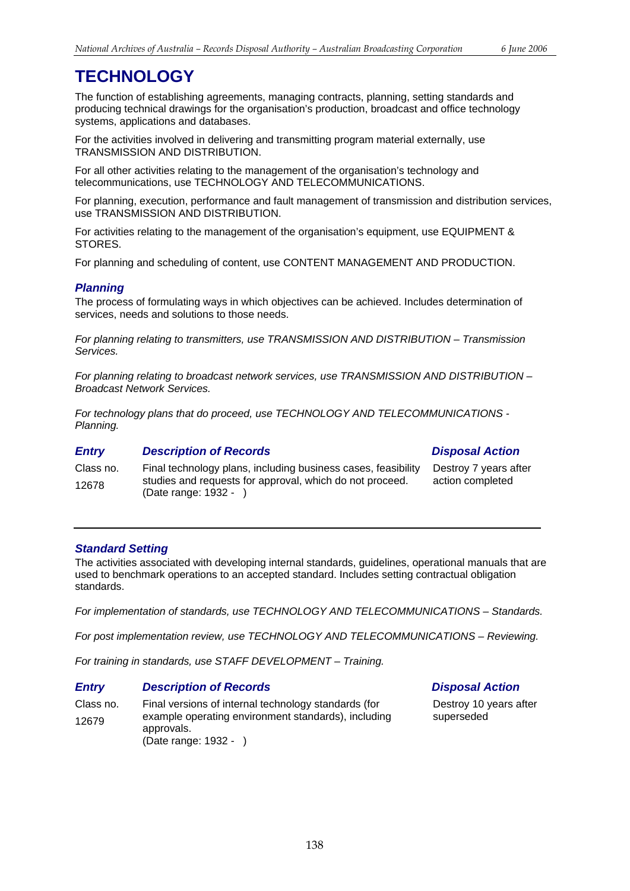# TECHNOLOGY

The function of establishing agreements, managing contracts, planning, setting standards and producing technical drawings for the organisation's production, broadcast and office technology systems, applications and databases.

For the activities involved in delivering and transmitting program material externally, use TRANSMISSION AND DISTRIBUTION.

For all other activities relating to the management of the organisation's technology and telecommunications, use TECHNOLOGY AND TELECOMMUNICATIONS.

For planning, execution, performance and fault management of transmission and distribution services, use TRANSMISSION AND DISTRIBUTION.

For activities relating to the management of the organisation's equipment, use EQUIPMENT & STORES.

For planning and scheduling of content, use CONTENT MANAGEMENT AND PRODUCTION.

### *Planning*

The process of formulating ways in which objectives can be achieved. Includes determination of services, needs and solutions to those needs.

*For planning relating to transmitters, use TRANSMISSION AND DISTRIBUTION – Transmission Services.*

*For planning relating to broadcast network services, use TRANSMISSION AND DISTRIBUTION – Broadcast Network Services.*

*For technology plans that do proceed, use TECHNOLOGY AND TELECOMMUNICATIONS - Planning.*

| *Entry* | *Description of Records* | *Disposal Action* |
|---|---|---|
| Class no. 12678 | Final technology plans, including business cases, feasibility studies and requests for approval, which do not proceed. (Date range: 1932 - ) | Destroy 7 years after action completed |

### *Standard Setting*

The activities associated with developing internal standards, guidelines, operational manuals that are used to benchmark operations to an accepted standard. Includes setting contractual obligation standards.

*For implementation of standards, use TECHNOLOGY AND TELECOMMUNICATIONS – Standards.*

*For post implementation review, use TECHNOLOGY AND TELECOMMUNICATIONS – Reviewing.*

*For training in standards, use STAFF DEVELOPMENT – Training.*

| *Entry* | *Description of Records* | *Disposal Action* |
|---|---|---|
| Class no. 12679 | Final versions of internal technology standards (for example operating environment standards), including approvals. (Date range: 1932 - ) | Destroy 10 years after superseded |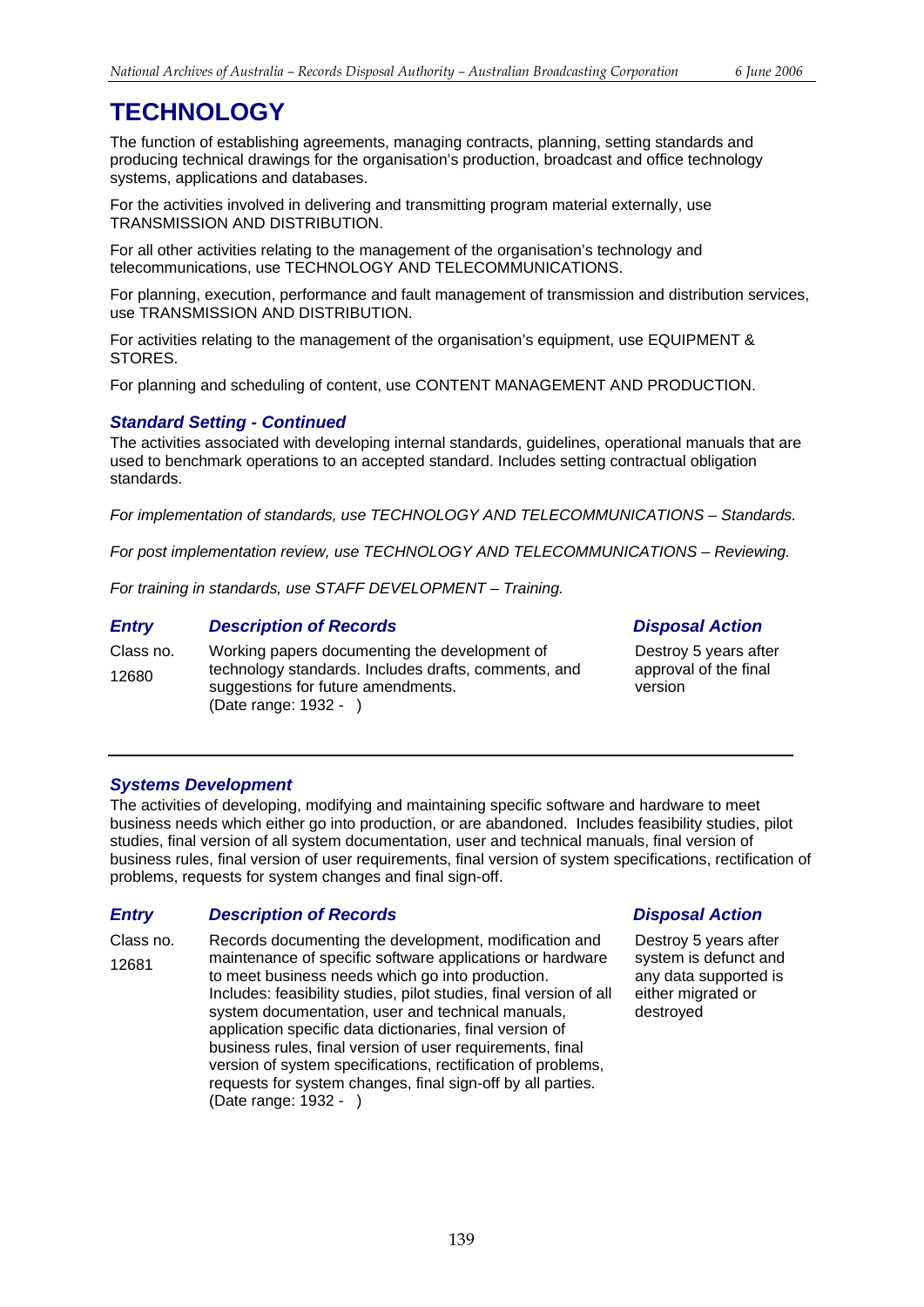# TECHNOLOGY

The function of establishing agreements, managing contracts, planning, setting standards and producing technical drawings for the organisation's production, broadcast and office technology systems, applications and databases.

For the activities involved in delivering and transmitting program material externally, use TRANSMISSION AND DISTRIBUTION.

For all other activities relating to the management of the organisation's technology and telecommunications, use TECHNOLOGY AND TELECOMMUNICATIONS.

For planning, execution, performance and fault management of transmission and distribution services, use TRANSMISSION AND DISTRIBUTION.

For activities relating to the management of the organisation's equipment, use EQUIPMENT & STORES.

For planning and scheduling of content, use CONTENT MANAGEMENT AND PRODUCTION.

### *Standard Setting - Continued*

The activities associated with developing internal standards, guidelines, operational manuals that are used to benchmark operations to an accepted standard. Includes setting contractual obligation standards.

*For implementation of standards, use TECHNOLOGY AND TELECOMMUNICATIONS – Standards.*

*For post implementation review, use TECHNOLOGY AND TELECOMMUNICATIONS – Reviewing.*

*For training in standards, use STAFF DEVELOPMENT – Training.*

| *Entry* | *Description of Records* | *Disposal Action* |
|---|---|---|
| Class no. 12680 | Working papers documenting the development of technology standards. Includes drafts, comments, and suggestions for future amendments. (Date range: 1932 - ) | Destroy 5 years after approval of the final version |

### *Systems Development*

The activities of developing, modifying and maintaining specific software and hardware to meet business needs which either go into production, or are abandoned. Includes feasibility studies, pilot studies, final version of all system documentation, user and technical manuals, final version of business rules, final version of user requirements, final version of system specifications, rectification of problems, requests for system changes and final sign-off.

| *Entry* | *Description of Records* | *Disposal Action* |
|---|---|---|
| Class no. 12681 | Records documenting the development, modification and maintenance of specific software applications or hardware to meet business needs which go into production. Includes: feasibility studies, pilot studies, final version of all system documentation, user and technical manuals, application specific data dictionaries, final version of business rules, final version of user requirements, final version of system specifications, rectification of problems, requests for system changes, final sign-off by all parties. (Date range: 1932 - ) | Destroy 5 years after system is defunct and any data supported is either migrated or destroyed |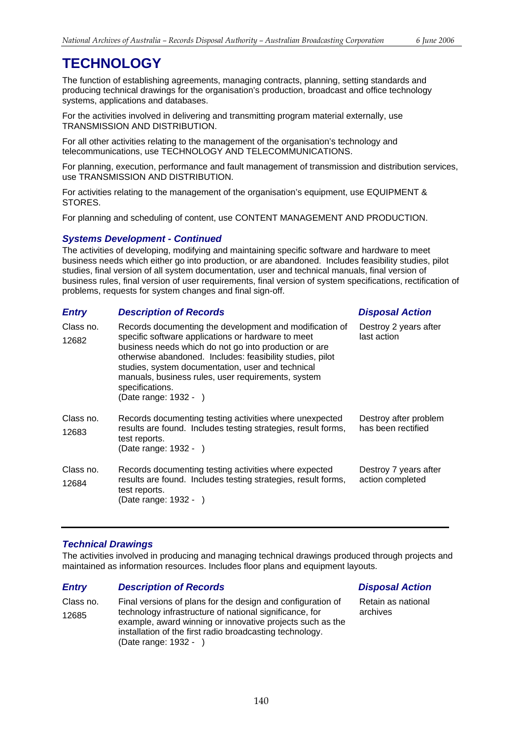# TECHNOLOGY

The function of establishing agreements, managing contracts, planning, setting standards and producing technical drawings for the organisation's production, broadcast and office technology systems, applications and databases.

For the activities involved in delivering and transmitting program material externally, use TRANSMISSION AND DISTRIBUTION.

For all other activities relating to the management of the organisation's technology and telecommunications, use TECHNOLOGY AND TELECOMMUNICATIONS.

For planning, execution, performance and fault management of transmission and distribution services, use TRANSMISSION AND DISTRIBUTION.

For activities relating to the management of the organisation's equipment, use EQUIPMENT & STORES.

For planning and scheduling of content, use CONTENT MANAGEMENT AND PRODUCTION.

### *Systems Development - Continued*

The activities of developing, modifying and maintaining specific software and hardware to meet business needs which either go into production, or are abandoned. Includes feasibility studies, pilot studies, final version of all system documentation, user and technical manuals, final version of business rules, final version of user requirements, final version of system specifications, rectification of problems, requests for system changes and final sign-off.

| *Entry* | *Description of Records* | *Disposal Action* |
|---|---|---|
| Class no. 12682 | Records documenting the development and modification of specific software applications or hardware to meet business needs which do not go into production or are otherwise abandoned. Includes: feasibility studies, pilot studies, system documentation, user and technical manuals, business rules, user requirements, system specifications. (Date range: 1932 - ) | Destroy 2 years after last action |
| Class no. 12683 | Records documenting testing activities where unexpected results are found. Includes testing strategies, result forms, test reports. (Date range: 1932 - ) | Destroy after problem has been rectified |
| Class no. 12684 | Records documenting testing activities where expected results are found. Includes testing strategies, result forms, test reports. (Date range: 1932 - ) | Destroy 7 years after action completed |

### *Technical Drawings*

The activities involved in producing and managing technical drawings produced through projects and maintained as information resources. Includes floor plans and equipment layouts.

| *Entry* | *Description of Records* | *Disposal Action* |
|---|---|---|
| Class no. 12685 | Final versions of plans for the design and configuration of technology infrastructure of national significance, for example, award winning or innovative projects such as the installation of the first radio broadcasting technology. (Date range: 1932 - ) | Retain as national archives |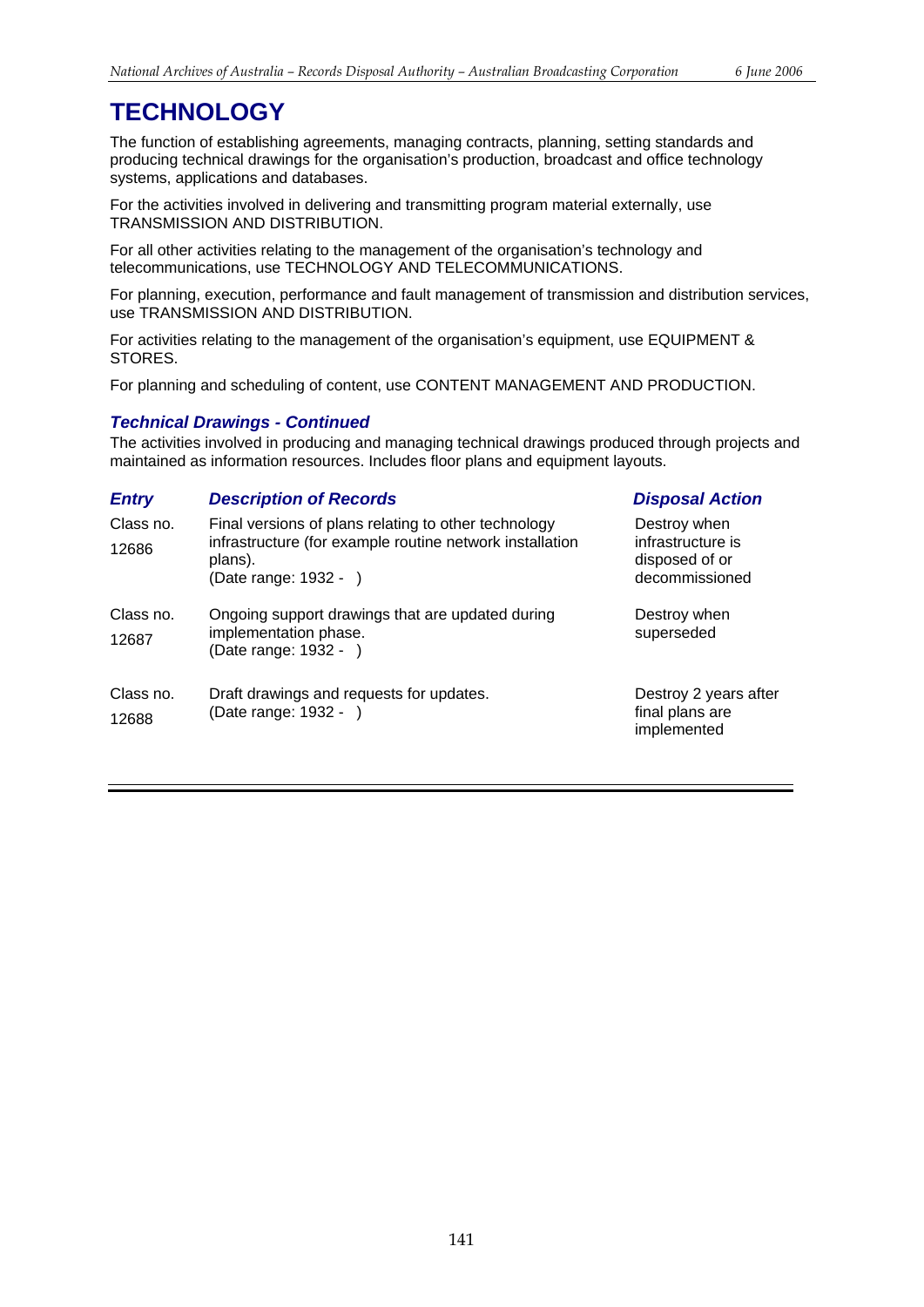# TECHNOLOGY

The function of establishing agreements, managing contracts, planning, setting standards and producing technical drawings for the organisation's production, broadcast and office technology systems, applications and databases.

For the activities involved in delivering and transmitting program material externally, use TRANSMISSION AND DISTRIBUTION.

For all other activities relating to the management of the organisation's technology and telecommunications, use TECHNOLOGY AND TELECOMMUNICATIONS.

For planning, execution, performance and fault management of transmission and distribution services, use TRANSMISSION AND DISTRIBUTION.

For activities relating to the management of the organisation's equipment, use EQUIPMENT & STORES.

For planning and scheduling of content, use CONTENT MANAGEMENT AND PRODUCTION.

### *Technical Drawings - Continued*

The activities involved in producing and managing technical drawings produced through projects and maintained as information resources. Includes floor plans and equipment layouts.

| *Entry* | *Description of Records* | *Disposal Action* |
|---|---|---|
| Class no. 12686 | Final versions of plans relating to other technology infrastructure (for example routine network installation plans).<br>(Date range: 1932 - ) | Destroy when infrastructure is disposed of or decommissioned |
| Class no. 12687 | Ongoing support drawings that are updated during implementation phase.<br>(Date range: 1932 - ) | Destroy when superseded |
| Class no. 12688 | Draft drawings and requests for updates.<br>(Date range: 1932 - ) | Destroy 2 years after final plans are implemented |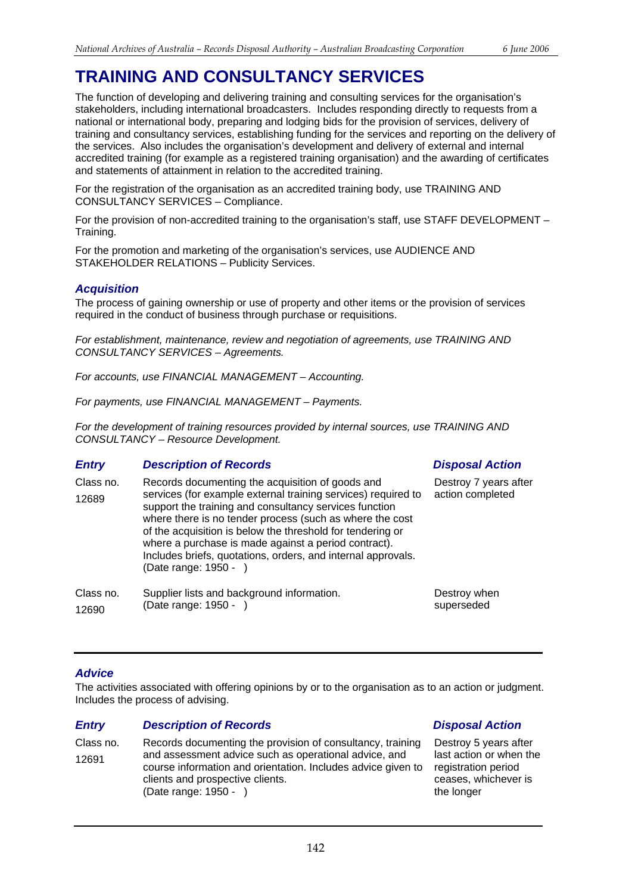# TRAINING AND CONSULTANCY SERVICES

The function of developing and delivering training and consulting services for the organisation's stakeholders, including international broadcasters. Includes responding directly to requests from a national or international body, preparing and lodging bids for the provision of services, delivery of training and consultancy services, establishing funding for the services and reporting on the delivery of the services. Also includes the organisation's development and delivery of external and internal accredited training (for example as a registered training organisation) and the awarding of certificates and statements of attainment in relation to the accredited training.

For the registration of the organisation as an accredited training body, use TRAINING AND CONSULTANCY SERVICES – Compliance.

For the provision of non-accredited training to the organisation's staff, use STAFF DEVELOPMENT – Training.

For the promotion and marketing of the organisation's services, use AUDIENCE AND STAKEHOLDER RELATIONS – Publicity Services.

## *Acquisition*

The process of gaining ownership or use of property and other items or the provision of services required in the conduct of business through purchase or requisitions.

*For establishment, maintenance, review and negotiation of agreements, use TRAINING AND CONSULTANCY SERVICES – Agreements.*

*For accounts, use FINANCIAL MANAGEMENT – Accounting.*

*For payments, use FINANCIAL MANAGEMENT – Payments.*

*For the development of training resources provided by internal sources, use TRAINING AND CONSULTANCY – Resource Development.*

| *Entry* | *Description of Records* | *Disposal Action* |
|---|---|---|
| Class no. 12689 | Records documenting the acquisition of goods and services (for example external training services) required to support the training and consultancy services function where there is no tender process (such as where the cost of the acquisition is below the threshold for tendering or where a purchase is made against a period contract). Includes briefs, quotations, orders, and internal approvals. (Date range: 1950 - ) | Destroy 7 years after action completed |
| Class no. 12690 | Supplier lists and background information. (Date range: 1950 - ) | Destroy when superseded |

## *Advice*

The activities associated with offering opinions by or to the organisation as to an action or judgment. Includes the process of advising.

| *Entry* | *Description of Records* | *Disposal Action* |
|---|---|---|
| Class no. 12691 | Records documenting the provision of consultancy, training and assessment advice such as operational advice, and course information and orientation. Includes advice given to clients and prospective clients. (Date range: 1950 - ) | Destroy 5 years after last action or when the registration period ceases, whichever is the longer |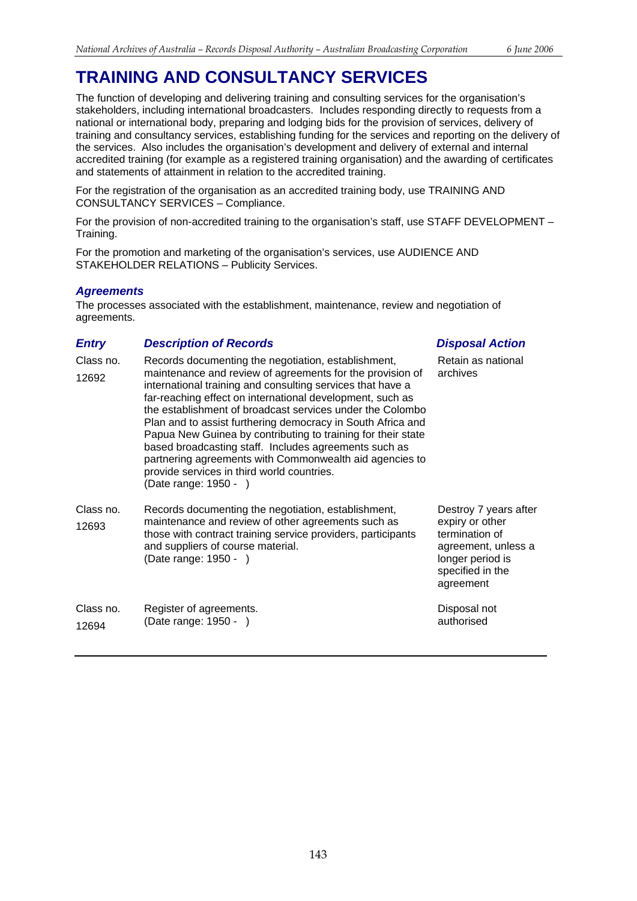# TRAINING AND CONSULTANCY SERVICES

The function of developing and delivering training and consulting services for the organisation's stakeholders, including international broadcasters. Includes responding directly to requests from a national or international body, preparing and lodging bids for the provision of services, delivery of training and consultancy services, establishing funding for the services and reporting on the delivery of the services. Also includes the organisation's development and delivery of external and internal accredited training (for example as a registered training organisation) and the awarding of certificates and statements of attainment in relation to the accredited training.

For the registration of the organisation as an accredited training body, use TRAINING AND CONSULTANCY SERVICES – Compliance.

For the provision of non-accredited training to the organisation's staff, use STAFF DEVELOPMENT – Training.

For the promotion and marketing of the organisation's services, use AUDIENCE AND STAKEHOLDER RELATIONS – Publicity Services.

### *Agreements*

The processes associated with the establishment, maintenance, review and negotiation of agreements.

| *Entry* | *Description of Records* | *Disposal Action* |
|---|---|---|
| Class no. 12692 | Records documenting the negotiation, establishment, maintenance and review of agreements for the provision of international training and consulting services that have a far-reaching effect on international development, such as the establishment of broadcast services under the Colombo Plan and to assist furthering democracy in South Africa and Papua New Guinea by contributing to training for their state based broadcasting staff. Includes agreements such as partnering agreements with Commonwealth aid agencies to provide services in third world countries. (Date range: 1950 - ) | Retain as national archives |
| Class no. 12693 | Records documenting the negotiation, establishment, maintenance and review of other agreements such as those with contract training service providers, participants and suppliers of course material. (Date range: 1950 - ) | Destroy 7 years after expiry or other termination of agreement, unless a longer period is specified in the agreement |
| Class no. 12694 | Register of agreements. (Date range: 1950 - ) | Disposal not authorised |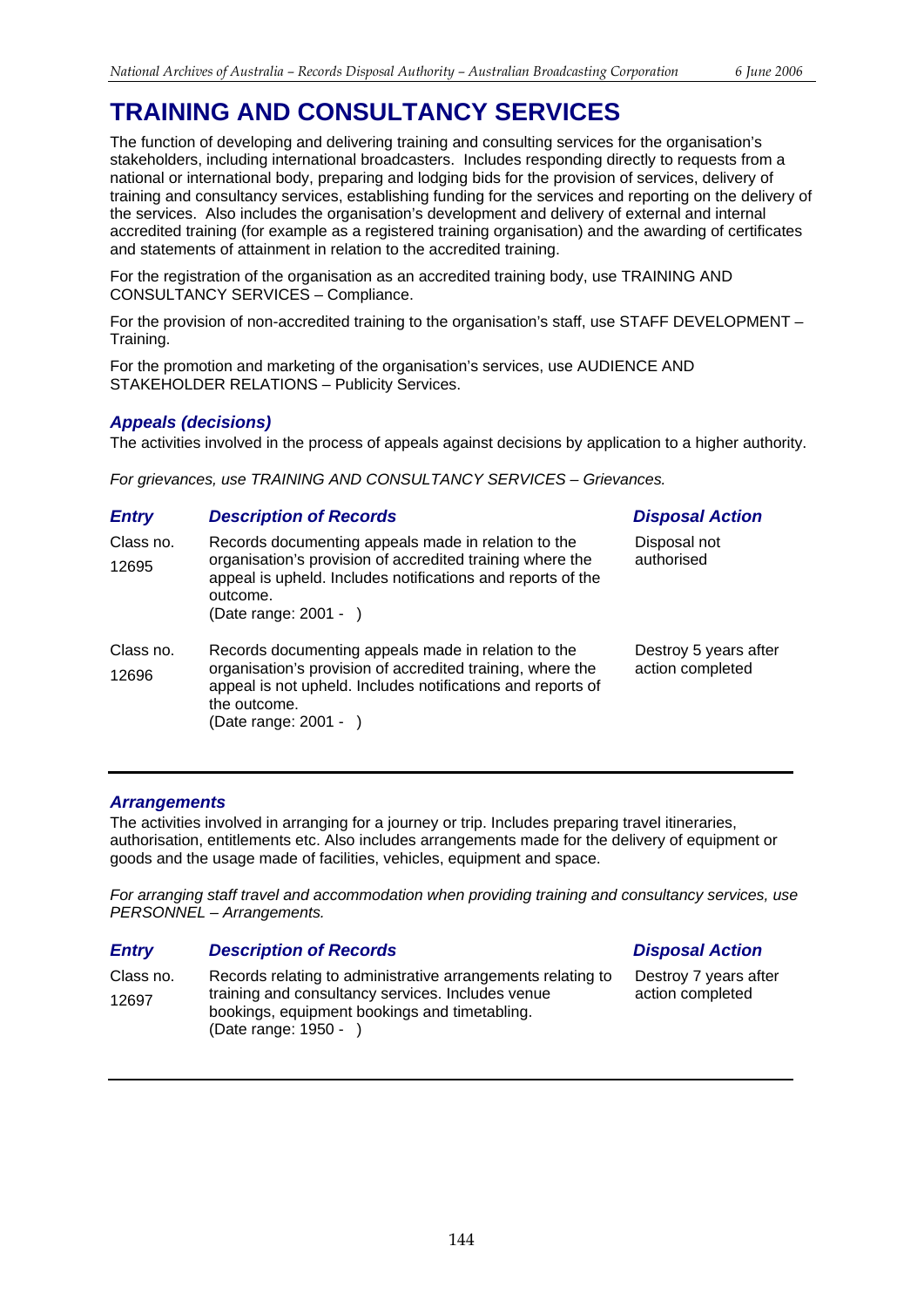# TRAINING AND CONSULTANCY SERVICES

The function of developing and delivering training and consulting services for the organisation's stakeholders, including international broadcasters. Includes responding directly to requests from a national or international body, preparing and lodging bids for the provision of services, delivery of training and consultancy services, establishing funding for the services and reporting on the delivery of the services. Also includes the organisation's development and delivery of external and internal accredited training (for example as a registered training organisation) and the awarding of certificates and statements of attainment in relation to the accredited training.

For the registration of the organisation as an accredited training body, use TRAINING AND CONSULTANCY SERVICES – Compliance.

For the provision of non-accredited training to the organisation's staff, use STAFF DEVELOPMENT – Training.

For the promotion and marketing of the organisation's services, use AUDIENCE AND STAKEHOLDER RELATIONS – Publicity Services.

## *Appeals (decisions)*

The activities involved in the process of appeals against decisions by application to a higher authority.

*For grievances, use TRAINING AND CONSULTANCY SERVICES – Grievances.*

| *Entry* | *Description of Records* | *Disposal Action* |
|---|---|---|
| Class no. 12695 | Records documenting appeals made in relation to the organisation's provision of accredited training where the appeal is upheld. Includes notifications and reports of the outcome. (Date range: 2001 - ) | Disposal not authorised |
| Class no. 12696 | Records documenting appeals made in relation to the organisation's provision of accredited training, where the appeal is not upheld. Includes notifications and reports of the outcome. (Date range: 2001 - ) | Destroy 5 years after action completed |

## *Arrangements*

The activities involved in arranging for a journey or trip. Includes preparing travel itineraries, authorisation, entitlements etc. Also includes arrangements made for the delivery of equipment or goods and the usage made of facilities, vehicles, equipment and space.

*For arranging staff travel and accommodation when providing training and consultancy services, use PERSONNEL – Arrangements.*

| *Entry* | *Description of Records* | *Disposal Action* |
|---|---|---|
| Class no. 12697 | Records relating to administrative arrangements relating to training and consultancy services. Includes venue bookings, equipment bookings and timetabling. (Date range: 1950 - ) | Destroy 7 years after action completed |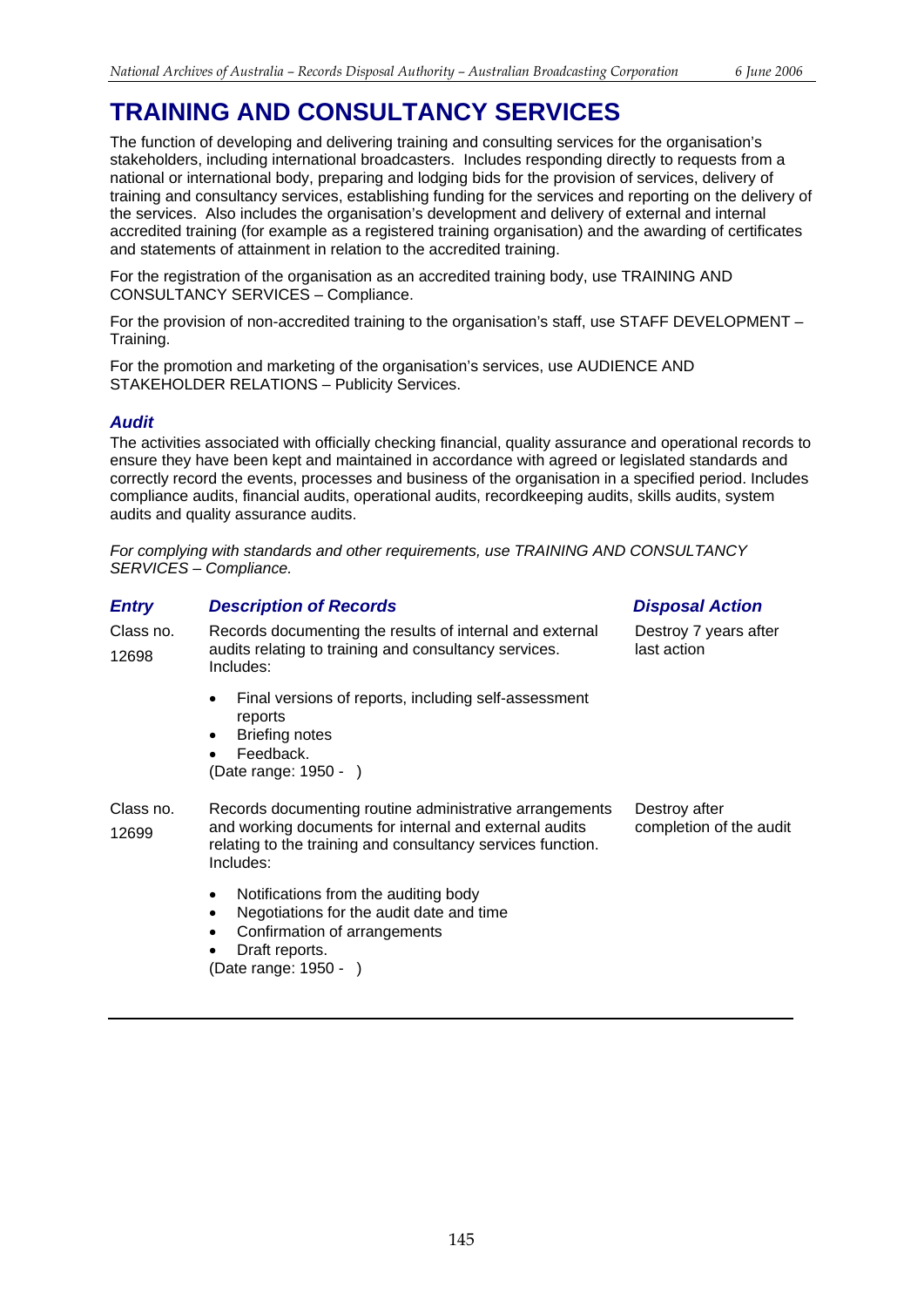# TRAINING AND CONSULTANCY SERVICES

The function of developing and delivering training and consulting services for the organisation's stakeholders, including international broadcasters. Includes responding directly to requests from a national or international body, preparing and lodging bids for the provision of services, delivery of training and consultancy services, establishing funding for the services and reporting on the delivery of the services. Also includes the organisation's development and delivery of external and internal accredited training (for example as a registered training organisation) and the awarding of certificates and statements of attainment in relation to the accredited training.

For the registration of the organisation as an accredited training body, use TRAINING AND CONSULTANCY SERVICES – Compliance.

For the provision of non-accredited training to the organisation's staff, use STAFF DEVELOPMENT – Training.

For the promotion and marketing of the organisation's services, use AUDIENCE AND STAKEHOLDER RELATIONS – Publicity Services.

## *Audit*

The activities associated with officially checking financial, quality assurance and operational records to ensure they have been kept and maintained in accordance with agreed or legislated standards and correctly record the events, processes and business of the organisation in a specified period. Includes compliance audits, financial audits, operational audits, recordkeeping audits, skills audits, system audits and quality assurance audits.

*For complying with standards and other requirements, use TRAINING AND CONSULTANCY SERVICES – Compliance.*

| *Entry* | *Description of Records* | *Disposal Action* |
|---|---|---|
| Class no. 12698 | Records documenting the results of internal and external audits relating to training and consultancy services. Includes:<br>• Final versions of reports, including self-assessment reports<br>• Briefing notes<br>• Feedback.<br>(Date range: 1950 - ) | Destroy 7 years after last action |
| Class no. 12699 | Records documenting routine administrative arrangements and working documents for internal and external audits relating to the training and consultancy services function. Includes:<br>• Notifications from the auditing body<br>• Negotiations for the audit date and time<br>• Confirmation of arrangements<br>• Draft reports.<br>(Date range: 1950 - ) | Destroy after completion of the audit |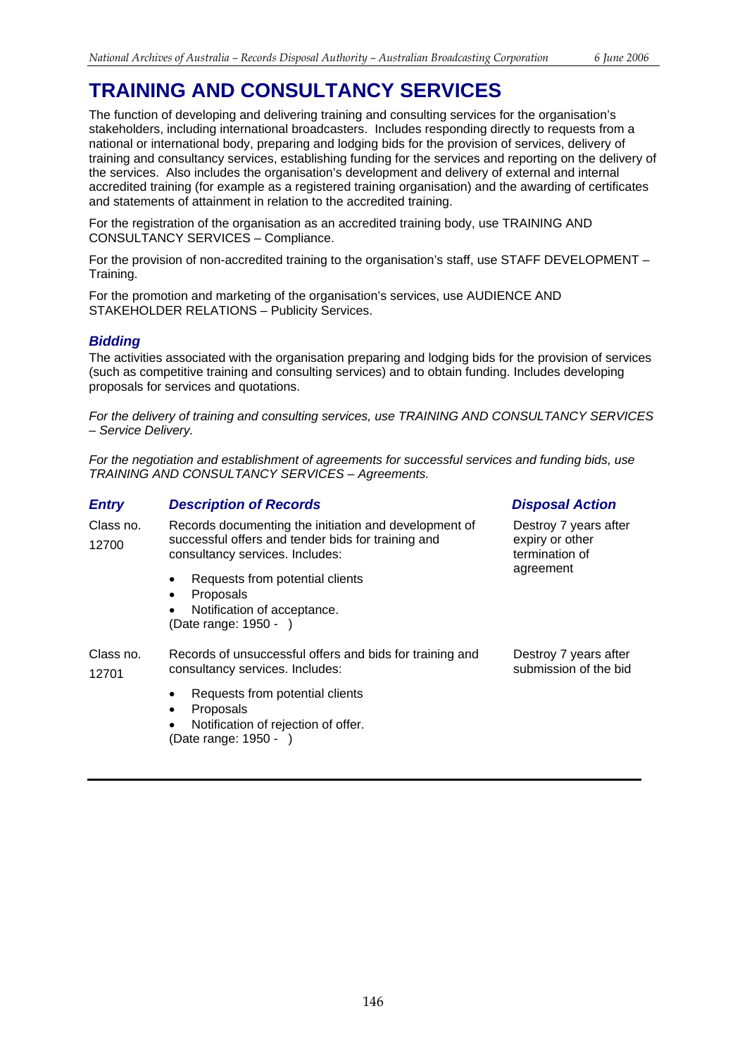# TRAINING AND CONSULTANCY SERVICES

The function of developing and delivering training and consulting services for the organisation's stakeholders, including international broadcasters. Includes responding directly to requests from a national or international body, preparing and lodging bids for the provision of services, delivery of training and consultancy services, establishing funding for the services and reporting on the delivery of the services. Also includes the organisation's development and delivery of external and internal accredited training (for example as a registered training organisation) and the awarding of certificates and statements of attainment in relation to the accredited training.

For the registration of the organisation as an accredited training body, use TRAINING AND CONSULTANCY SERVICES – Compliance.

For the provision of non-accredited training to the organisation's staff, use STAFF DEVELOPMENT – Training.

For the promotion and marketing of the organisation's services, use AUDIENCE AND STAKEHOLDER RELATIONS – Publicity Services.

## *Bidding*

The activities associated with the organisation preparing and lodging bids for the provision of services (such as competitive training and consulting services) and to obtain funding. Includes developing proposals for services and quotations.

*For the delivery of training and consulting services, use TRAINING AND CONSULTANCY SERVICES – Service Delivery.*

*For the negotiation and establishment of agreements for successful services and funding bids, use TRAINING AND CONSULTANCY SERVICES – Agreements.*

| *Entry* | *Description of Records* | *Disposal Action* |
|---|---|---|
| Class no. 12700 | Records documenting the initiation and development of successful offers and tender bids for training and consultancy services. Includes: <br>• Requests from potential clients <br>• Proposals <br>• Notification of acceptance. <br>(Date range: 1950 - ) | Destroy 7 years after expiry or other termination of agreement |
| Class no. 12701 | Records of unsuccessful offers and bids for training and consultancy services. Includes: <br>• Requests from potential clients <br>• Proposals <br>• Notification of rejection of offer. <br>(Date range: 1950 - ) | Destroy 7 years after submission of the bid |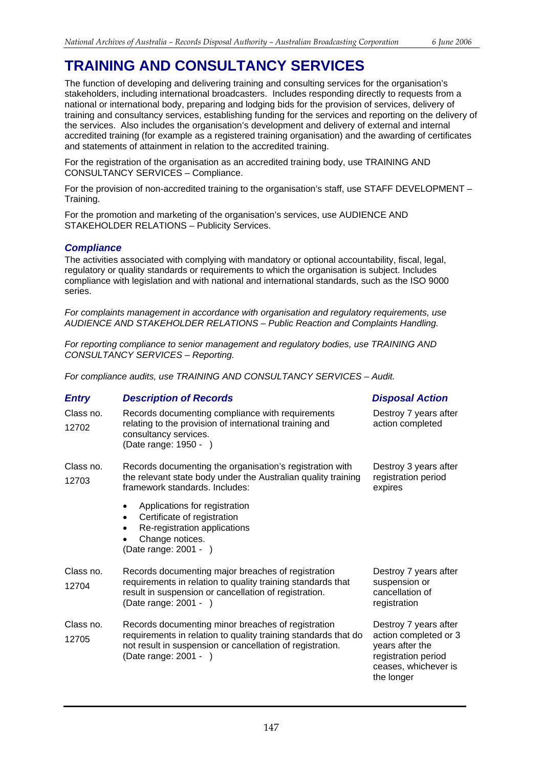# TRAINING AND CONSULTANCY SERVICES

The function of developing and delivering training and consulting services for the organisation's stakeholders, including international broadcasters. Includes responding directly to requests from a national or international body, preparing and lodging bids for the provision of services, delivery of training and consultancy services, establishing funding for the services and reporting on the delivery of the services. Also includes the organisation's development and delivery of external and internal accredited training (for example as a registered training organisation) and the awarding of certificates and statements of attainment in relation to the accredited training.

For the registration of the organisation as an accredited training body, use TRAINING AND CONSULTANCY SERVICES – Compliance.

For the provision of non-accredited training to the organisation's staff, use STAFF DEVELOPMENT – Training.

For the promotion and marketing of the organisation's services, use AUDIENCE AND STAKEHOLDER RELATIONS – Publicity Services.

## *Compliance*

The activities associated with complying with mandatory or optional accountability, fiscal, legal, regulatory or quality standards or requirements to which the organisation is subject. Includes compliance with legislation and with national and international standards, such as the ISO 9000 series.

*For complaints management in accordance with organisation and regulatory requirements, use AUDIENCE AND STAKEHOLDER RELATIONS – Public Reaction and Complaints Handling.*

*For reporting compliance to senior management and regulatory bodies, use TRAINING AND CONSULTANCY SERVICES – Reporting.*

*For compliance audits, use TRAINING AND CONSULTANCY SERVICES – Audit.*

| *Entry* | *Description of Records* | *Disposal Action* |
|---|---|---|
| Class no. 12702 | Records documenting compliance with requirements relating to the provision of international training and consultancy services. (Date range: 1950 - ) | Destroy 7 years after action completed |
| Class no. 12703 | Records documenting the organisation's registration with the relevant state body under the Australian quality training framework standards. Includes: <br>• Applications for registration <br>• Certificate of registration <br>• Re-registration applications <br>• Change notices. <br>(Date range: 2001 - ) | Destroy 3 years after registration period expires |
| Class no. 12704 | Records documenting major breaches of registration requirements in relation to quality training standards that result in suspension or cancellation of registration. (Date range: 2001 - ) | Destroy 7 years after suspension or cancellation of registration |
| Class no. 12705 | Records documenting minor breaches of registration requirements in relation to quality training standards that do not result in suspension or cancellation of registration. (Date range: 2001 - ) | Destroy 7 years after action completed or 3 years after the registration period ceases, whichever is the longer |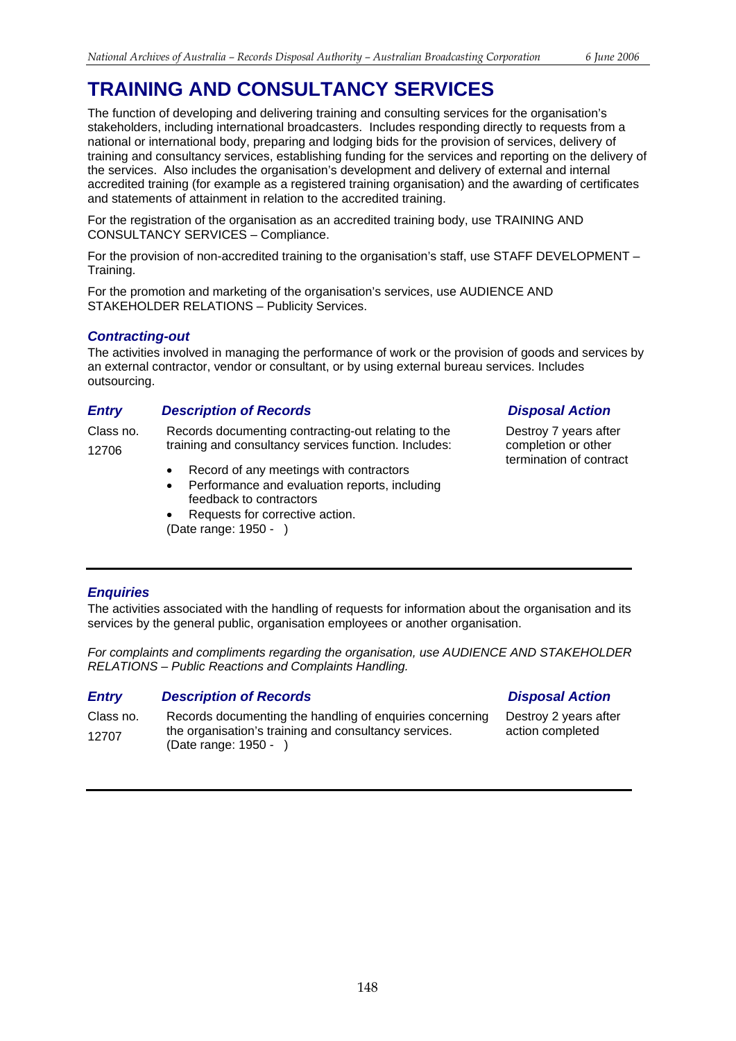// TRAINING AND CONSULTANCY SERVICES

# TRAINING AND CONSULTANCY SERVICES

The function of developing and delivering training and consulting services for the organisation's stakeholders, including international broadcasters. Includes responding directly to requests from a national or international body, preparing and lodging bids for the provision of services, delivery of training and consultancy services, establishing funding for the services and reporting on the delivery of the services. Also includes the organisation's development and delivery of external and internal accredited training (for example as a registered training organisation) and the awarding of certificates and statements of attainment in relation to the accredited training.

For the registration of the organisation as an accredited training body, use TRAINING AND CONSULTANCY SERVICES – Compliance.

For the provision of non-accredited training to the organisation's staff, use STAFF DEVELOPMENT – Training.

For the promotion and marketing of the organisation's services, use AUDIENCE AND STAKEHOLDER RELATIONS – Publicity Services.

### *Contracting-out*

The activities involved in managing the performance of work or the provision of goods and services by an external contractor, vendor or consultant, or by using external bureau services. Includes outsourcing.

| *Entry* | *Description of Records* | *Disposal Action* |
|---|---|---|
| Class no. 12706 | Records documenting contracting-out relating to the training and consultancy services function. Includes:<br>• Record of any meetings with contractors<br>• Performance and evaluation reports, including feedback to contractors<br>• Requests for corrective action.<br>(Date range: 1950 - ) | Destroy 7 years after completion or other termination of contract |

### *Enquiries*

The activities associated with the handling of requests for information about the organisation and its services by the general public, organisation employees or another organisation.

*For complaints and compliments regarding the organisation, use AUDIENCE AND STAKEHOLDER RELATIONS – Public Reactions and Complaints Handling.*

| *Entry* | *Description of Records* | *Disposal Action* |
|---|---|---|
| Class no. 12707 | Records documenting the handling of enquiries concerning the organisation's training and consultancy services. (Date range: 1950 - ) | Destroy 2 years after action completed |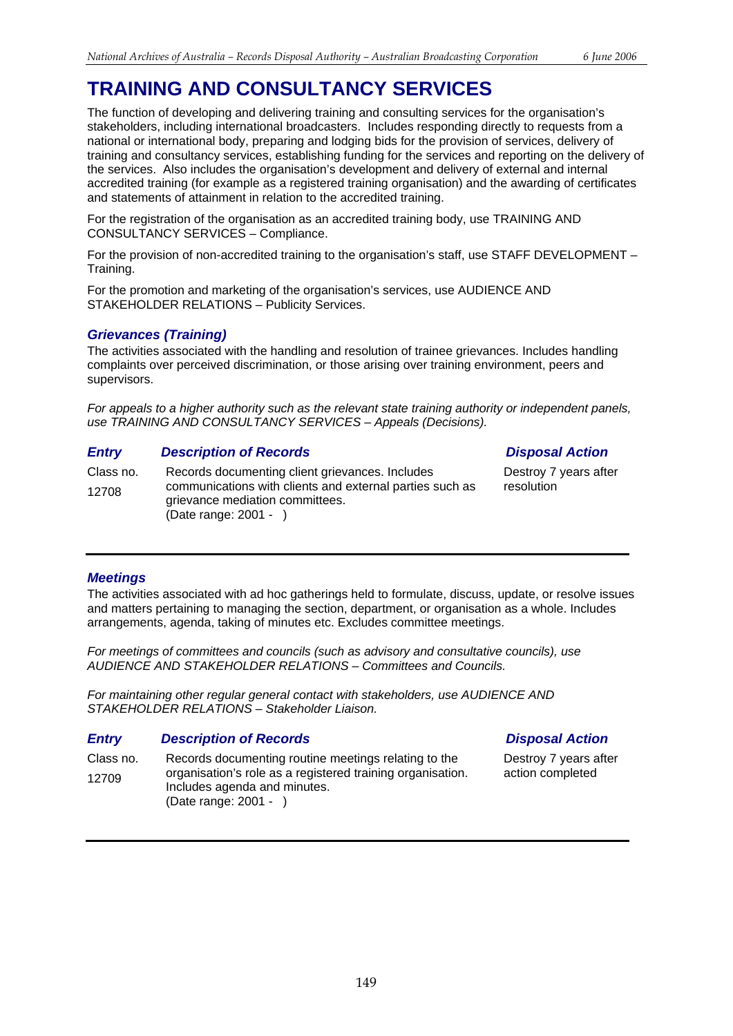# TRAINING AND CONSULTANCY SERVICES

The function of developing and delivering training and consulting services for the organisation's stakeholders, including international broadcasters. Includes responding directly to requests from a national or international body, preparing and lodging bids for the provision of services, delivery of training and consultancy services, establishing funding for the services and reporting on the delivery of the services. Also includes the organisation's development and delivery of external and internal accredited training (for example as a registered training organisation) and the awarding of certificates and statements of attainment in relation to the accredited training.

For the registration of the organisation as an accredited training body, use TRAINING AND CONSULTANCY SERVICES – Compliance.

For the provision of non-accredited training to the organisation's staff, use STAFF DEVELOPMENT – Training.

For the promotion and marketing of the organisation's services, use AUDIENCE AND STAKEHOLDER RELATIONS – Publicity Services.

### *Grievances (Training)*

The activities associated with the handling and resolution of trainee grievances. Includes handling complaints over perceived discrimination, or those arising over training environment, peers and supervisors.

*For appeals to a higher authority such as the relevant state training authority or independent panels, use TRAINING AND CONSULTANCY SERVICES – Appeals (Decisions).*

| *Entry* | *Description of Records* | *Disposal Action* |
|---|---|---|
| Class no. 12708 | Records documenting client grievances. Includes communications with clients and external parties such as grievance mediation committees. (Date range: 2001 - ) | Destroy 7 years after resolution |

### *Meetings*

The activities associated with ad hoc gatherings held to formulate, discuss, update, or resolve issues and matters pertaining to managing the section, department, or organisation as a whole. Includes arrangements, agenda, taking of minutes etc. Excludes committee meetings.

*For meetings of committees and councils (such as advisory and consultative councils), use AUDIENCE AND STAKEHOLDER RELATIONS – Committees and Councils.*

*For maintaining other regular general contact with stakeholders, use AUDIENCE AND STAKEHOLDER RELATIONS – Stakeholder Liaison.*

| *Entry* | *Description of Records* | *Disposal Action* |
|---|---|---|
| Class no. 12709 | Records documenting routine meetings relating to the organisation's role as a registered training organisation. Includes agenda and minutes. (Date range: 2001 - ) | Destroy 7 years after action completed |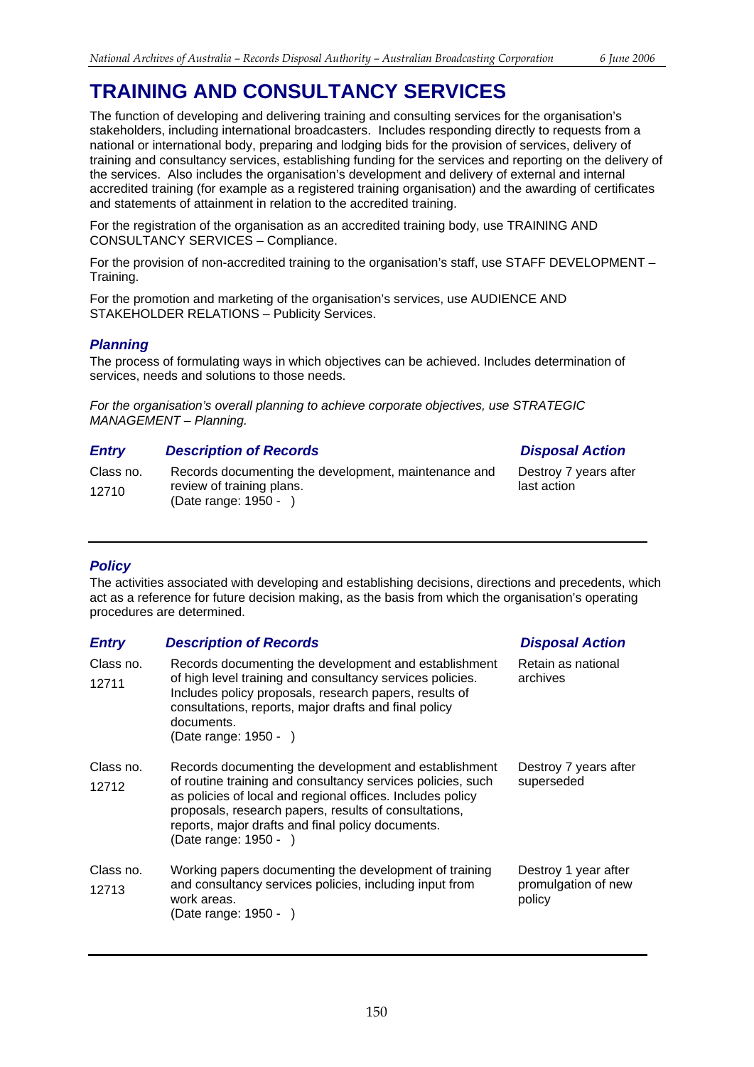# TRAINING AND CONSULTANCY SERVICES

The function of developing and delivering training and consulting services for the organisation's stakeholders, including international broadcasters. Includes responding directly to requests from a national or international body, preparing and lodging bids for the provision of services, delivery of training and consultancy services, establishing funding for the services and reporting on the delivery of the services. Also includes the organisation's development and delivery of external and internal accredited training (for example as a registered training organisation) and the awarding of certificates and statements of attainment in relation to the accredited training.

For the registration of the organisation as an accredited training body, use TRAINING AND CONSULTANCY SERVICES – Compliance.

For the provision of non-accredited training to the organisation's staff, use STAFF DEVELOPMENT – Training.

For the promotion and marketing of the organisation's services, use AUDIENCE AND STAKEHOLDER RELATIONS – Publicity Services.

## *Planning*

The process of formulating ways in which objectives can be achieved. Includes determination of services, needs and solutions to those needs.

*For the organisation's overall planning to achieve corporate objectives, use STRATEGIC MANAGEMENT – Planning.*

| *Entry* | *Description of Records* | *Disposal Action* |
|---|---|---|
| Class no. 12710 | Records documenting the development, maintenance and review of training plans. (Date range: 1950 - ) | Destroy 7 years after last action |

## *Policy*

The activities associated with developing and establishing decisions, directions and precedents, which act as a reference for future decision making, as the basis from which the organisation's operating procedures are determined.

| *Entry* | *Description of Records* | *Disposal Action* |
|---|---|---|
| Class no. 12711 | Records documenting the development and establishment of high level training and consultancy services policies. Includes policy proposals, research papers, results of consultations, reports, major drafts and final policy documents. (Date range: 1950 - ) | Retain as national archives |
| Class no. 12712 | Records documenting the development and establishment of routine training and consultancy services policies, such as policies of local and regional offices. Includes policy proposals, research papers, results of consultations, reports, major drafts and final policy documents. (Date range: 1950 - ) | Destroy 7 years after superseded |
| Class no. 12713 | Working papers documenting the development of training and consultancy services policies, including input from work areas. (Date range: 1950 - ) | Destroy 1 year after promulgation of new policy |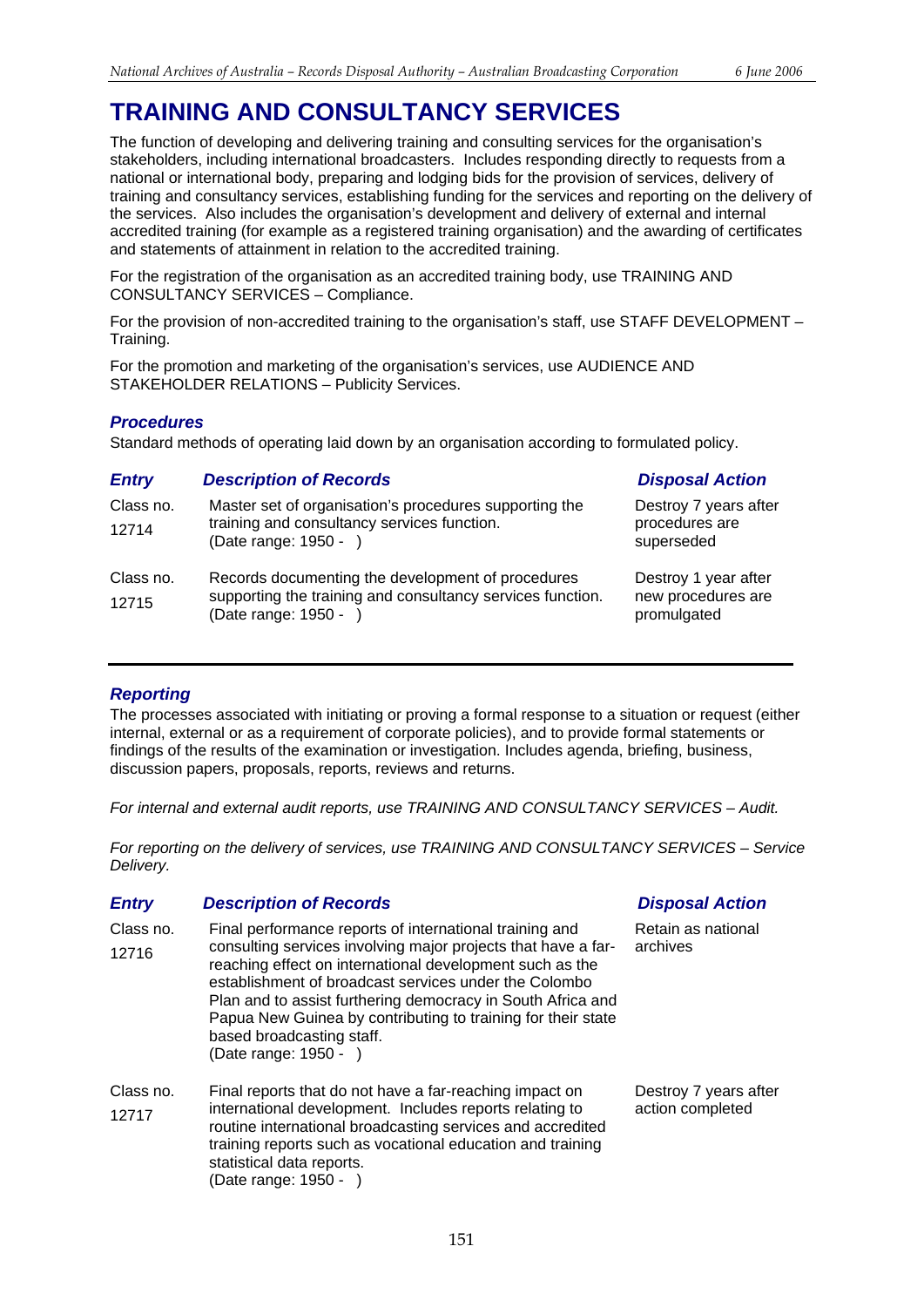# TRAINING AND CONSULTANCY SERVICES

The function of developing and delivering training and consulting services for the organisation's stakeholders, including international broadcasters. Includes responding directly to requests from a national or international body, preparing and lodging bids for the provision of services, delivery of training and consultancy services, establishing funding for the services and reporting on the delivery of the services. Also includes the organisation's development and delivery of external and internal accredited training (for example as a registered training organisation) and the awarding of certificates and statements of attainment in relation to the accredited training.

For the registration of the organisation as an accredited training body, use TRAINING AND CONSULTANCY SERVICES – Compliance.

For the provision of non-accredited training to the organisation's staff, use STAFF DEVELOPMENT – Training.

For the promotion and marketing of the organisation's services, use AUDIENCE AND STAKEHOLDER RELATIONS – Publicity Services.

### *Procedures*

Standard methods of operating laid down by an organisation according to formulated policy.

| *Entry* | *Description of Records* | *Disposal Action* |
|---|---|---|
| Class no. 12714 | Master set of organisation's procedures supporting the training and consultancy services function. (Date range: 1950 - ) | Destroy 7 years after procedures are superseded |
| Class no. 12715 | Records documenting the development of procedures supporting the training and consultancy services function. (Date range: 1950 - ) | Destroy 1 year after new procedures are promulgated |

### *Reporting*

The processes associated with initiating or proving a formal response to a situation or request (either internal, external or as a requirement of corporate policies), and to provide formal statements or findings of the results of the examination or investigation. Includes agenda, briefing, business, discussion papers, proposals, reports, reviews and returns.

*For internal and external audit reports, use TRAINING AND CONSULTANCY SERVICES – Audit.*

*For reporting on the delivery of services, use TRAINING AND CONSULTANCY SERVICES – Service Delivery.*

| *Entry* | *Description of Records* | *Disposal Action* |
|---|---|---|
| Class no. 12716 | Final performance reports of international training and consulting services involving major projects that have a far-reaching effect on international development such as the establishment of broadcast services under the Colombo Plan and to assist furthering democracy in South Africa and Papua New Guinea by contributing to training for their state based broadcasting staff. (Date range: 1950 - ) | Retain as national archives |
| Class no. 12717 | Final reports that do not have a far-reaching impact on international development. Includes reports relating to routine international broadcasting services and accredited training reports such as vocational education and training statistical data reports. (Date range: 1950 - ) | Destroy 7 years after action completed |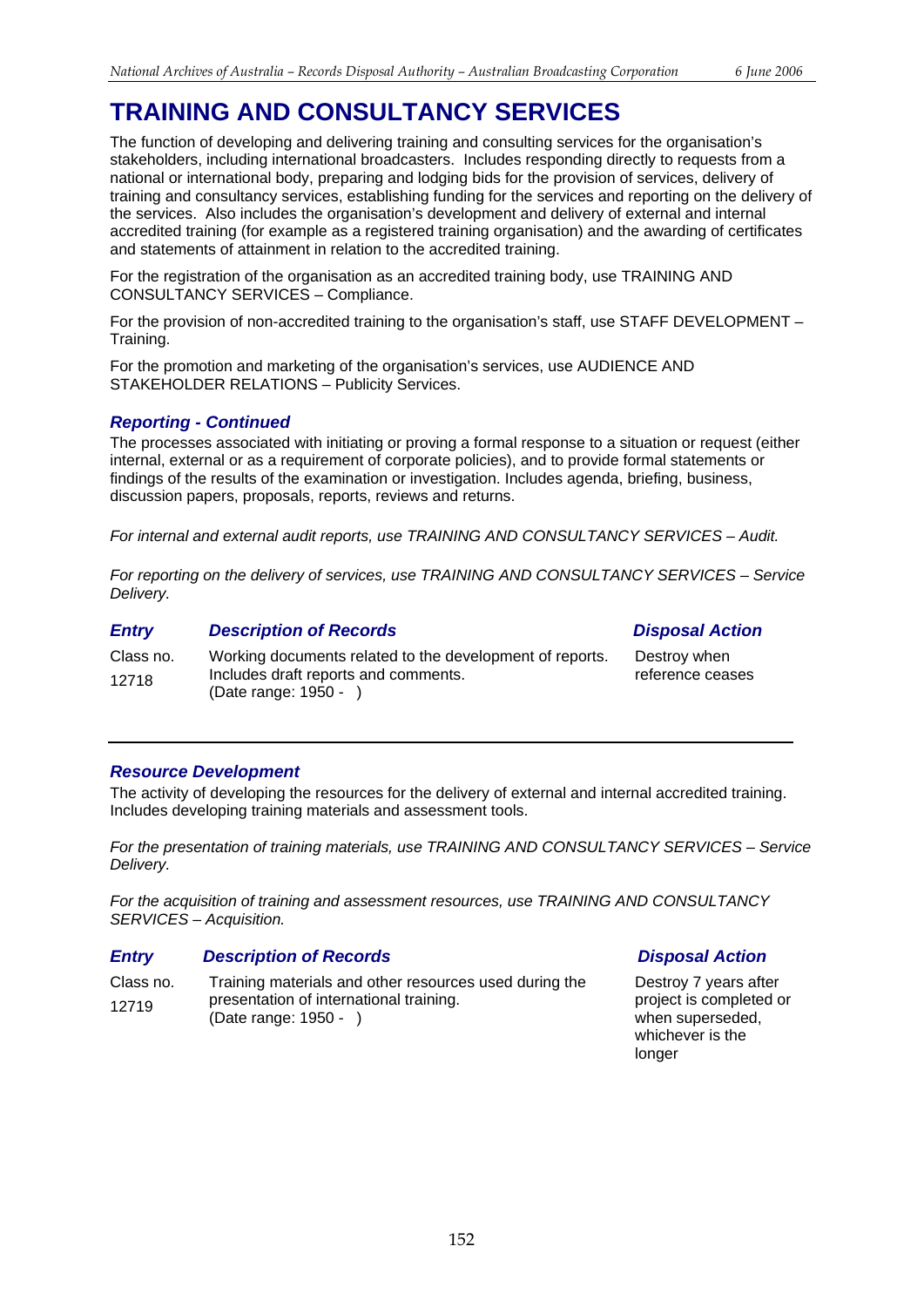# TRAINING AND CONSULTANCY SERVICES

The function of developing and delivering training and consulting services for the organisation's stakeholders, including international broadcasters. Includes responding directly to requests from a national or international body, preparing and lodging bids for the provision of services, delivery of training and consultancy services, establishing funding for the services and reporting on the delivery of the services. Also includes the organisation's development and delivery of external and internal accredited training (for example as a registered training organisation) and the awarding of certificates and statements of attainment in relation to the accredited training.

For the registration of the organisation as an accredited training body, use TRAINING AND CONSULTANCY SERVICES – Compliance.

For the provision of non-accredited training to the organisation's staff, use STAFF DEVELOPMENT – Training.

For the promotion and marketing of the organisation's services, use AUDIENCE AND STAKEHOLDER RELATIONS – Publicity Services.

## *Reporting - Continued*

The processes associated with initiating or proving a formal response to a situation or request (either internal, external or as a requirement of corporate policies), and to provide formal statements or findings of the results of the examination or investigation. Includes agenda, briefing, business, discussion papers, proposals, reports, reviews and returns.

*For internal and external audit reports, use TRAINING AND CONSULTANCY SERVICES – Audit.*

*For reporting on the delivery of services, use TRAINING AND CONSULTANCY SERVICES – Service Delivery.*

| *Entry* | *Description of Records* | *Disposal Action* |
|---|---|---|
| Class no. 12718 | Working documents related to the development of reports. Includes draft reports and comments. (Date range: 1950 - ) | Destroy when reference ceases |

## *Resource Development*

The activity of developing the resources for the delivery of external and internal accredited training. Includes developing training materials and assessment tools.

*For the presentation of training materials, use TRAINING AND CONSULTANCY SERVICES – Service Delivery.*

*For the acquisition of training and assessment resources, use TRAINING AND CONSULTANCY SERVICES – Acquisition.*

| *Entry* | *Description of Records* | *Disposal Action* |
|---|---|---|
| Class no. 12719 | Training materials and other resources used during the presentation of international training. (Date range: 1950 - ) | Destroy 7 years after project is completed or when superseded, whichever is the longer |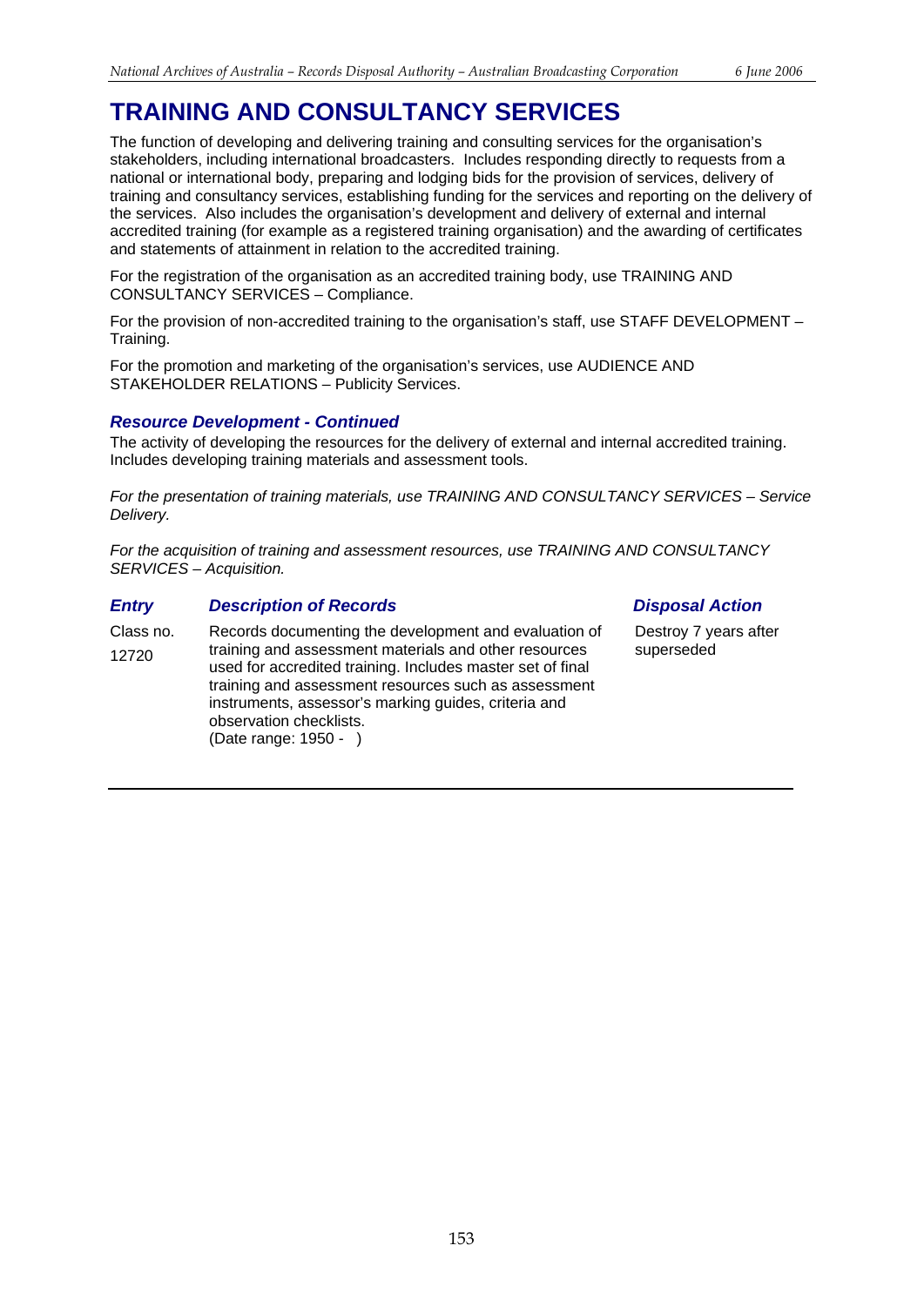# TRAINING AND CONSULTANCY SERVICES

The function of developing and delivering training and consulting services for the organisation's stakeholders, including international broadcasters. Includes responding directly to requests from a national or international body, preparing and lodging bids for the provision of services, delivery of training and consultancy services, establishing funding for the services and reporting on the delivery of the services. Also includes the organisation's development and delivery of external and internal accredited training (for example as a registered training organisation) and the awarding of certificates and statements of attainment in relation to the accredited training.

For the registration of the organisation as an accredited training body, use TRAINING AND CONSULTANCY SERVICES – Compliance.

For the provision of non-accredited training to the organisation's staff, use STAFF DEVELOPMENT – Training.

For the promotion and marketing of the organisation's services, use AUDIENCE AND STAKEHOLDER RELATIONS – Publicity Services.

### *Resource Development - Continued*

The activity of developing the resources for the delivery of external and internal accredited training. Includes developing training materials and assessment tools.

*For the presentation of training materials, use TRAINING AND CONSULTANCY SERVICES – Service Delivery.*

*For the acquisition of training and assessment resources, use TRAINING AND CONSULTANCY SERVICES – Acquisition.*

| *Entry* | *Description of Records* | *Disposal Action* |
|---|---|---|
| Class no. 12720 | Records documenting the development and evaluation of training and assessment materials and other resources used for accredited training. Includes master set of final training and assessment resources such as assessment instruments, assessor's marking guides, criteria and observation checklists. (Date range: 1950 - ) | Destroy 7 years after superseded |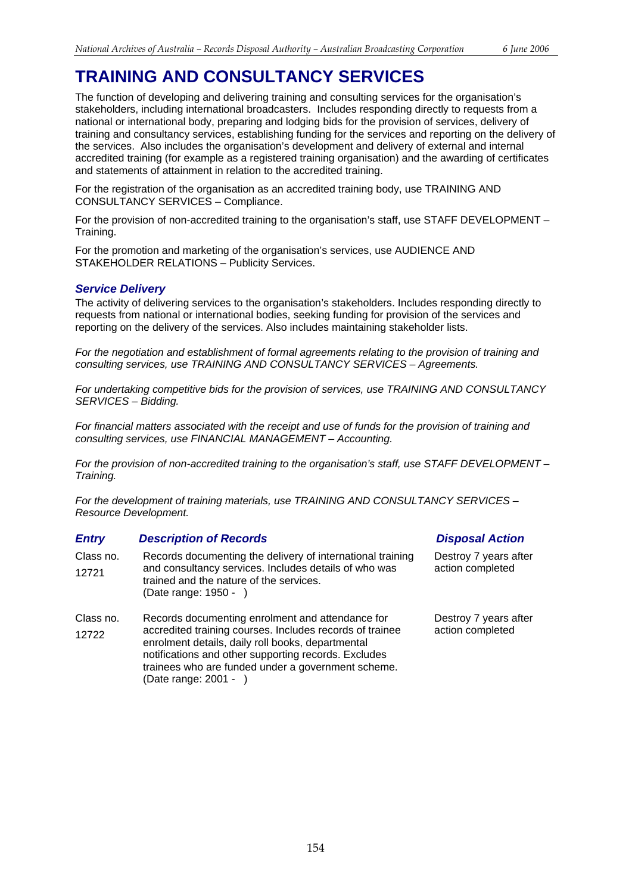# TRAINING AND CONSULTANCY SERVICES

The function of developing and delivering training and consulting services for the organisation's stakeholders, including international broadcasters. Includes responding directly to requests from a national or international body, preparing and lodging bids for the provision of services, delivery of training and consultancy services, establishing funding for the services and reporting on the delivery of the services. Also includes the organisation's development and delivery of external and internal accredited training (for example as a registered training organisation) and the awarding of certificates and statements of attainment in relation to the accredited training.

For the registration of the organisation as an accredited training body, use TRAINING AND CONSULTANCY SERVICES – Compliance.

For the provision of non-accredited training to the organisation's staff, use STAFF DEVELOPMENT – Training.

For the promotion and marketing of the organisation's services, use AUDIENCE AND STAKEHOLDER RELATIONS – Publicity Services.

### *Service Delivery*

The activity of delivering services to the organisation's stakeholders. Includes responding directly to requests from national or international bodies, seeking funding for provision of the services and reporting on the delivery of the services. Also includes maintaining stakeholder lists.

*For the negotiation and establishment of formal agreements relating to the provision of training and consulting services, use TRAINING AND CONSULTANCY SERVICES – Agreements.*

*For undertaking competitive bids for the provision of services, use TRAINING AND CONSULTANCY SERVICES – Bidding.*

*For financial matters associated with the receipt and use of funds for the provision of training and consulting services, use FINANCIAL MANAGEMENT – Accounting.*

*For the provision of non-accredited training to the organisation's staff, use STAFF DEVELOPMENT – Training.*

*For the development of training materials, use TRAINING AND CONSULTANCY SERVICES – Resource Development.*

| *Entry* | *Description of Records* | *Disposal Action* |
|---|---|---|
| Class no. 12721 | Records documenting the delivery of international training and consultancy services. Includes details of who was trained and the nature of the services. (Date range: 1950 - ) | Destroy 7 years after action completed |
| Class no. 12722 | Records documenting enrolment and attendance for accredited training courses. Includes records of trainee enrolment details, daily roll books, departmental notifications and other supporting records. Excludes trainees who are funded under a government scheme. (Date range: 2001 - ) | Destroy 7 years after action completed |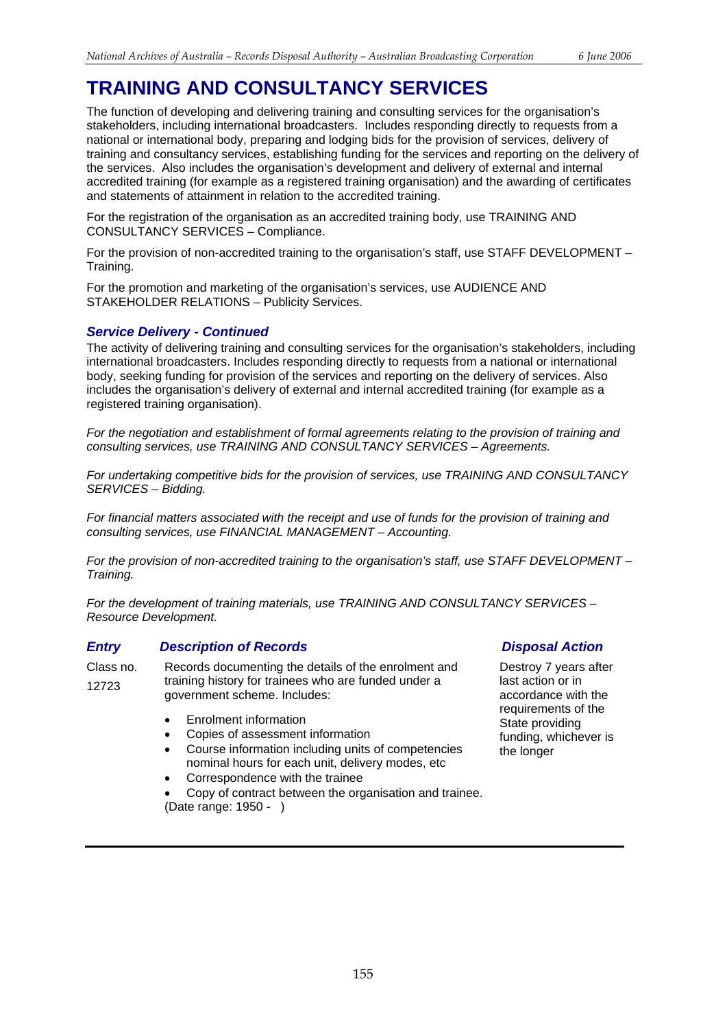# TRAINING AND CONSULTANCY SERVICES

The function of developing and delivering training and consulting services for the organisation's stakeholders, including international broadcasters. Includes responding directly to requests from a national or international body, preparing and lodging bids for the provision of services, delivery of training and consultancy services, establishing funding for the services and reporting on the delivery of the services. Also includes the organisation's development and delivery of external and internal accredited training (for example as a registered training organisation) and the awarding of certificates and statements of attainment in relation to the accredited training.

For the registration of the organisation as an accredited training body, use TRAINING AND CONSULTANCY SERVICES – Compliance.

For the provision of non-accredited training to the organisation's staff, use STAFF DEVELOPMENT – Training.

For the promotion and marketing of the organisation's services, use AUDIENCE AND STAKEHOLDER RELATIONS – Publicity Services.

### *Service Delivery - Continued*

The activity of delivering training and consulting services for the organisation's stakeholders, including international broadcasters. Includes responding directly to requests from a national or international body, seeking funding for provision of the services and reporting on the delivery of services. Also includes the organisation's delivery of external and internal accredited training (for example as a registered training organisation).

*For the negotiation and establishment of formal agreements relating to the provision of training and consulting services, use TRAINING AND CONSULTANCY SERVICES – Agreements.*

*For undertaking competitive bids for the provision of services, use TRAINING AND CONSULTANCY SERVICES – Bidding.*

*For financial matters associated with the receipt and use of funds for the provision of training and consulting services, use FINANCIAL MANAGEMENT – Accounting.*

*For the provision of non-accredited training to the organisation's staff, use STAFF DEVELOPMENT – Training.*

*For the development of training materials, use TRAINING AND CONSULTANCY SERVICES – Resource Development.*

| *Entry* | *Description of Records* | *Disposal Action* |
|---|---|---|
| Class no. 12723 | Records documenting the details of the enrolment and training history for trainees who are funded under a government scheme. Includes:<br>• Enrolment information<br>• Copies of assessment information<br>• Course information including units of competencies nominal hours for each unit, delivery modes, etc<br>• Correspondence with the trainee<br>• Copy of contract between the organisation and trainee.<br>(Date range: 1950 - ) | Destroy 7 years after last action or in accordance with the requirements of the State providing funding, whichever is the longer |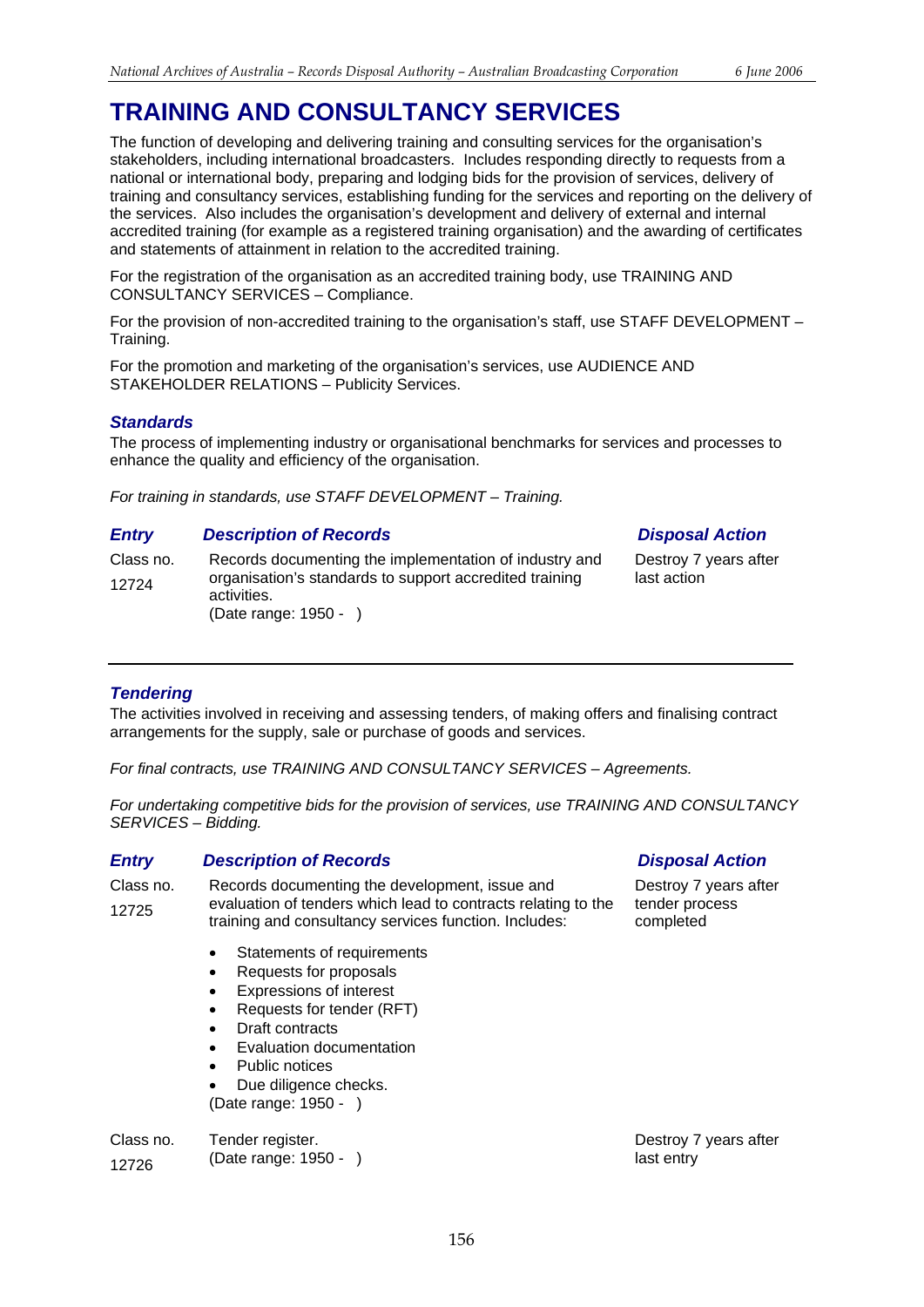# TRAINING AND CONSULTANCY SERVICES

The function of developing and delivering training and consulting services for the organisation's stakeholders, including international broadcasters. Includes responding directly to requests from a national or international body, preparing and lodging bids for the provision of services, delivery of training and consultancy services, establishing funding for the services and reporting on the delivery of the services. Also includes the organisation's development and delivery of external and internal accredited training (for example as a registered training organisation) and the awarding of certificates and statements of attainment in relation to the accredited training.

For the registration of the organisation as an accredited training body, use TRAINING AND CONSULTANCY SERVICES – Compliance.

For the provision of non-accredited training to the organisation's staff, use STAFF DEVELOPMENT – Training.

For the promotion and marketing of the organisation's services, use AUDIENCE AND STAKEHOLDER RELATIONS – Publicity Services.

### *Standards*

The process of implementing industry or organisational benchmarks for services and processes to enhance the quality and efficiency of the organisation.

*For training in standards, use STAFF DEVELOPMENT – Training.*

| ***Entry*** | ***Description of Records*** | ***Disposal Action*** |
|---|---|---|
| Class no. 12724 | Records documenting the implementation of industry and organisation's standards to support accredited training activities.<br>(Date range: 1950 - ) | Destroy 7 years after last action |

---

### *Tendering*

The activities involved in receiving and assessing tenders, of making offers and finalising contract arrangements for the supply, sale or purchase of goods and services.

*For final contracts, use TRAINING AND CONSULTANCY SERVICES – Agreements.*

*For undertaking competitive bids for the provision of services, use TRAINING AND CONSULTANCY SERVICES – Bidding.*

| ***Entry*** | ***Description of Records*** | ***Disposal Action*** |
|---|---|---|
| Class no. 12725 | Records documenting the development, issue and evaluation of tenders which lead to contracts relating to the training and consultancy services function. Includes:<br>• Statements of requirements<br>• Requests for proposals<br>• Expressions of interest<br>• Requests for tender (RFT)<br>• Draft contracts<br>• Evaluation documentation<br>• Public notices<br>• Due diligence checks.<br>(Date range: 1950 - ) | Destroy 7 years after tender process completed |
| Class no. 12726 | Tender register.<br>(Date range: 1950 - ) | Destroy 7 years after last entry |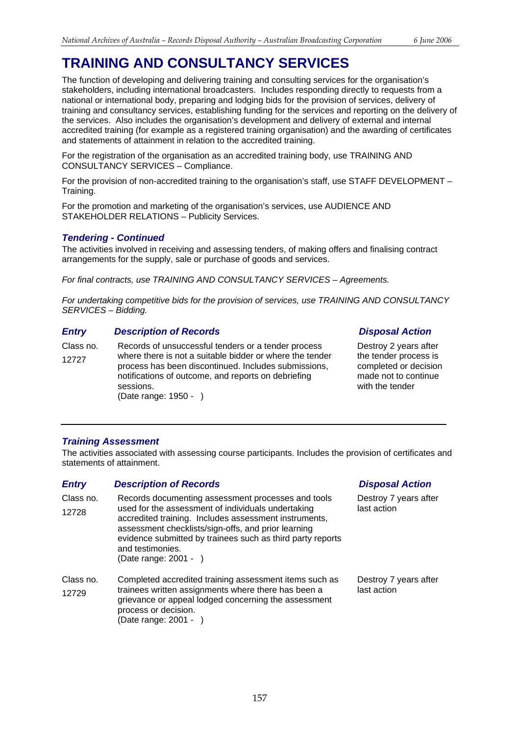# TRAINING AND CONSULTANCY SERVICES

The function of developing and delivering training and consulting services for the organisation's stakeholders, including international broadcasters. Includes responding directly to requests from a national or international body, preparing and lodging bids for the provision of services, delivery of training and consultancy services, establishing funding for the services and reporting on the delivery of the services. Also includes the organisation's development and delivery of external and internal accredited training (for example as a registered training organisation) and the awarding of certificates and statements of attainment in relation to the accredited training.

For the registration of the organisation as an accredited training body, use TRAINING AND CONSULTANCY SERVICES – Compliance.

For the provision of non-accredited training to the organisation's staff, use STAFF DEVELOPMENT – Training.

For the promotion and marketing of the organisation's services, use AUDIENCE AND STAKEHOLDER RELATIONS – Publicity Services.

## *Tendering - Continued*

The activities involved in receiving and assessing tenders, of making offers and finalising contract arrangements for the supply, sale or purchase of goods and services.

*For final contracts, use TRAINING AND CONSULTANCY SERVICES – Agreements.*

*For undertaking competitive bids for the provision of services, use TRAINING AND CONSULTANCY SERVICES – Bidding.*

| *Entry* | *Description of Records* | *Disposal Action* |
|---|---|---|
| Class no. 12727 | Records of unsuccessful tenders or a tender process where there is not a suitable bidder or where the tender process has been discontinued. Includes submissions, notifications of outcome, and reports on debriefing sessions. (Date range: 1950 - ) | Destroy 2 years after the tender process is completed or decision made not to continue with the tender |

## *Training Assessment*

The activities associated with assessing course participants. Includes the provision of certificates and statements of attainment.

| *Entry* | *Description of Records* | *Disposal Action* |
|---|---|---|
| Class no. 12728 | Records documenting assessment processes and tools used for the assessment of individuals undertaking accredited training. Includes assessment instruments, assessment checklists/sign-offs, and prior learning evidence submitted by trainees such as third party reports and testimonies. (Date range: 2001 - ) | Destroy 7 years after last action |
| Class no. 12729 | Completed accredited training assessment items such as trainees written assignments where there has been a grievance or appeal lodged concerning the assessment process or decision. (Date range: 2001 - ) | Destroy 7 years after last action |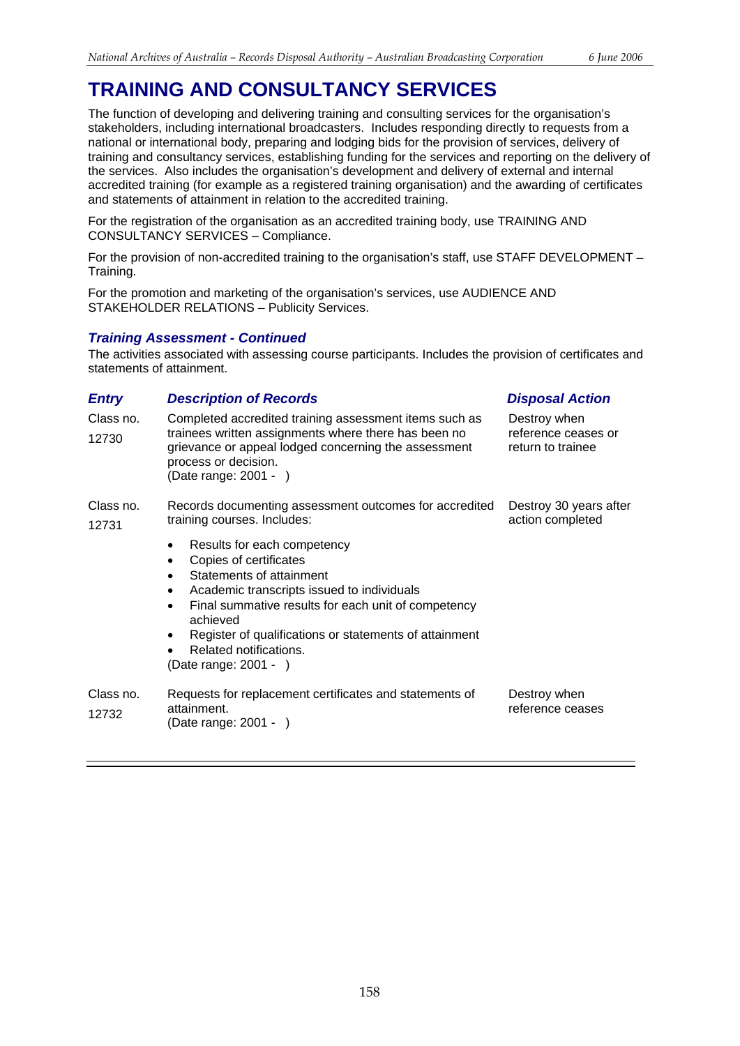# TRAINING AND CONSULTANCY SERVICES

The function of developing and delivering training and consulting services for the organisation's stakeholders, including international broadcasters. Includes responding directly to requests from a national or international body, preparing and lodging bids for the provision of services, delivery of training and consultancy services, establishing funding for the services and reporting on the delivery of the services. Also includes the organisation's development and delivery of external and internal accredited training (for example as a registered training organisation) and the awarding of certificates and statements of attainment in relation to the accredited training.

For the registration of the organisation as an accredited training body, use TRAINING AND CONSULTANCY SERVICES – Compliance.

For the provision of non-accredited training to the organisation's staff, use STAFF DEVELOPMENT – Training.

For the promotion and marketing of the organisation's services, use AUDIENCE AND STAKEHOLDER RELATIONS – Publicity Services.

### *Training Assessment - Continued*

The activities associated with assessing course participants. Includes the provision of certificates and statements of attainment.

| *Entry* | *Description of Records* | *Disposal Action* |
|---|---|---|
| Class no. 12730 | Completed accredited training assessment items such as trainees written assignments where there has been no grievance or appeal lodged concerning the assessment process or decision.<br>(Date range: 2001 - ) | Destroy when reference ceases or return to trainee |
| Class no. 12731 | Records documenting assessment outcomes for accredited training courses. Includes:<br>• Results for each competency<br>• Copies of certificates<br>• Statements of attainment<br>• Academic transcripts issued to individuals<br>• Final summative results for each unit of competency achieved<br>• Register of qualifications or statements of attainment<br>• Related notifications.<br>(Date range: 2001 - ) | Destroy 30 years after action completed |
| Class no. 12732 | Requests for replacement certificates and statements of attainment.<br>(Date range: 2001 - ) | Destroy when reference ceases |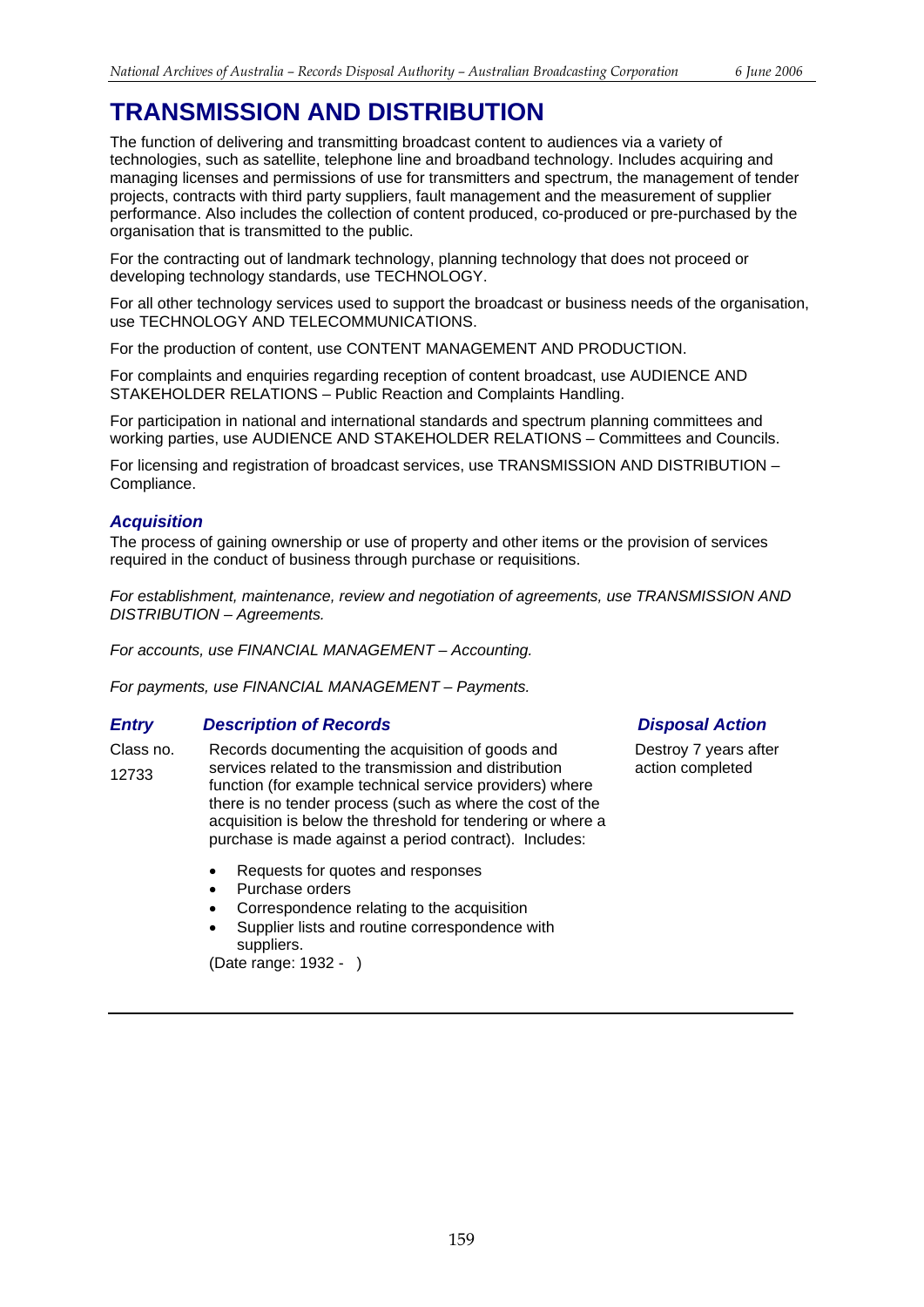# TRANSMISSION AND DISTRIBUTION

The function of delivering and transmitting broadcast content to audiences via a variety of technologies, such as satellite, telephone line and broadband technology. Includes acquiring and managing licenses and permissions of use for transmitters and spectrum, the management of tender projects, contracts with third party suppliers, fault management and the measurement of supplier performance. Also includes the collection of content produced, co-produced or pre-purchased by the organisation that is transmitted to the public.

For the contracting out of landmark technology, planning technology that does not proceed or developing technology standards, use TECHNOLOGY.

For all other technology services used to support the broadcast or business needs of the organisation, use TECHNOLOGY AND TELECOMMUNICATIONS.

For the production of content, use CONTENT MANAGEMENT AND PRODUCTION.

For complaints and enquiries regarding reception of content broadcast, use AUDIENCE AND STAKEHOLDER RELATIONS – Public Reaction and Complaints Handling.

For participation in national and international standards and spectrum planning committees and working parties, use AUDIENCE AND STAKEHOLDER RELATIONS – Committees and Councils.

For licensing and registration of broadcast services, use TRANSMISSION AND DISTRIBUTION – Compliance.

### *Acquisition*

The process of gaining ownership or use of property and other items or the provision of services required in the conduct of business through purchase or requisitions.

*For establishment, maintenance, review and negotiation of agreements, use TRANSMISSION AND DISTRIBUTION – Agreements.*

*For accounts, use FINANCIAL MANAGEMENT – Accounting.*

*For payments, use FINANCIAL MANAGEMENT – Payments.*

| *Entry* | *Description of Records* | *Disposal Action* |
|---|---|---|
| Class no. 12733 | Records documenting the acquisition of goods and services related to the transmission and distribution function (for example technical service providers) where there is no tender process (such as where the cost of the acquisition is below the threshold for tendering or where a purchase is made against a period contract). Includes:<br>• Requests for quotes and responses<br>• Purchase orders<br>• Correspondence relating to the acquisition<br>• Supplier lists and routine correspondence with suppliers.<br>(Date range: 1932 - ) | Destroy 7 years after action completed |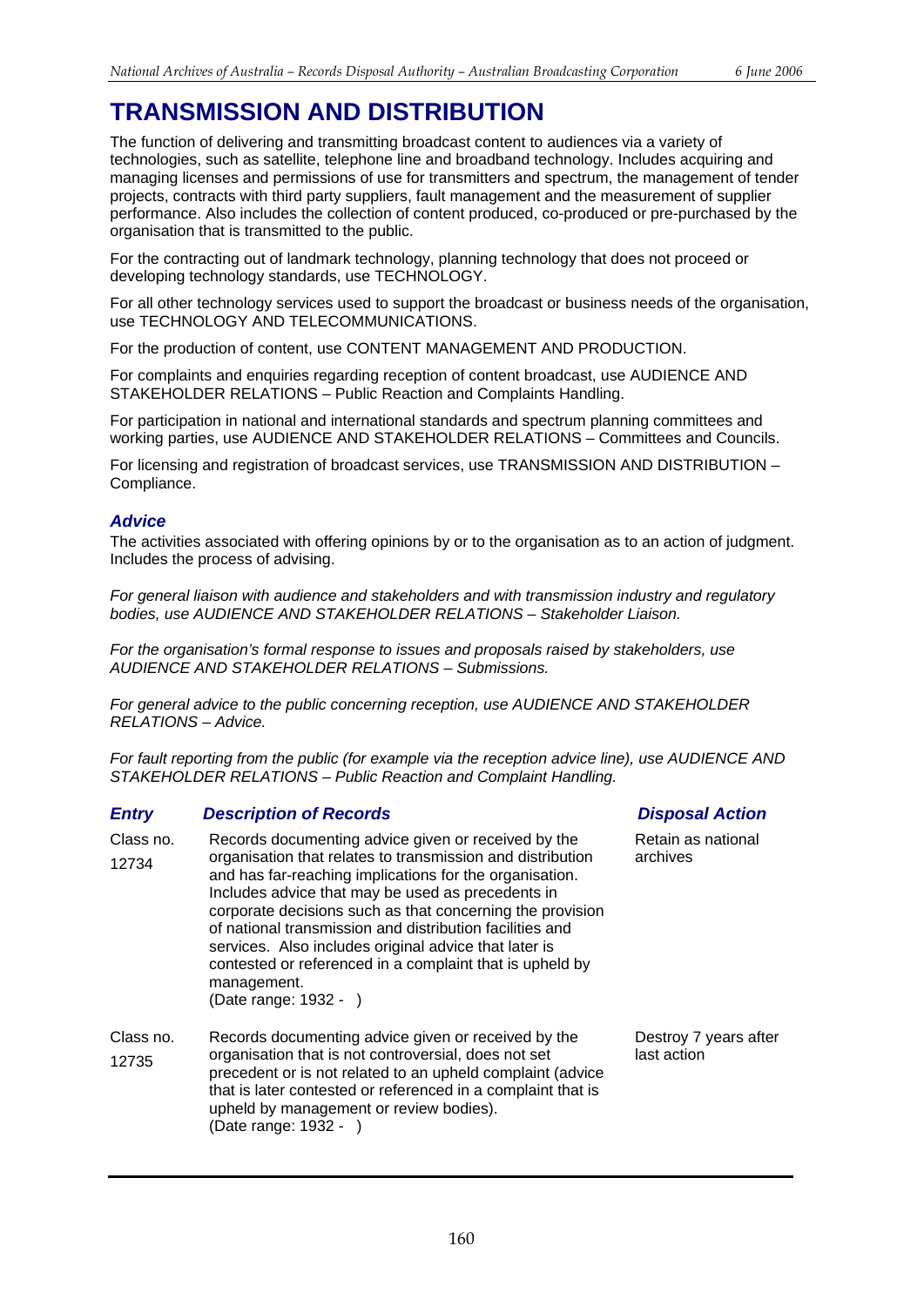# TRANSMISSION AND DISTRIBUTION

The function of delivering and transmitting broadcast content to audiences via a variety of technologies, such as satellite, telephone line and broadband technology. Includes acquiring and managing licenses and permissions of use for transmitters and spectrum, the management of tender projects, contracts with third party suppliers, fault management and the measurement of supplier performance. Also includes the collection of content produced, co-produced or pre-purchased by the organisation that is transmitted to the public.

For the contracting out of landmark technology, planning technology that does not proceed or developing technology standards, use TECHNOLOGY.

For all other technology services used to support the broadcast or business needs of the organisation, use TECHNOLOGY AND TELECOMMUNICATIONS.

For the production of content, use CONTENT MANAGEMENT AND PRODUCTION.

For complaints and enquiries regarding reception of content broadcast, use AUDIENCE AND STAKEHOLDER RELATIONS – Public Reaction and Complaints Handling.

For participation in national and international standards and spectrum planning committees and working parties, use AUDIENCE AND STAKEHOLDER RELATIONS – Committees and Councils.

For licensing and registration of broadcast services, use TRANSMISSION AND DISTRIBUTION – Compliance.

## *Advice*

The activities associated with offering opinions by or to the organisation as to an action of judgment. Includes the process of advising.

*For general liaison with audience and stakeholders and with transmission industry and regulatory bodies, use AUDIENCE AND STAKEHOLDER RELATIONS – Stakeholder Liaison.*

*For the organisation's formal response to issues and proposals raised by stakeholders, use AUDIENCE AND STAKEHOLDER RELATIONS – Submissions.*

*For general advice to the public concerning reception, use AUDIENCE AND STAKEHOLDER RELATIONS – Advice.*

*For fault reporting from the public (for example via the reception advice line), use AUDIENCE AND STAKEHOLDER RELATIONS – Public Reaction and Complaint Handling.*

| *Entry* | *Description of Records* | *Disposal Action* |
|---|---|---|
| Class no. 12734 | Records documenting advice given or received by the organisation that relates to transmission and distribution and has far-reaching implications for the organisation. Includes advice that may be used as precedents in corporate decisions such as that concerning the provision of national transmission and distribution facilities and services. Also includes original advice that later is contested or referenced in a complaint that is upheld by management. (Date range: 1932 - ) | Retain as national archives |
| Class no. 12735 | Records documenting advice given or received by the organisation that is not controversial, does not set precedent or is not related to an upheld complaint (advice that is later contested or referenced in a complaint that is upheld by management or review bodies). (Date range: 1932 - ) | Destroy 7 years after last action |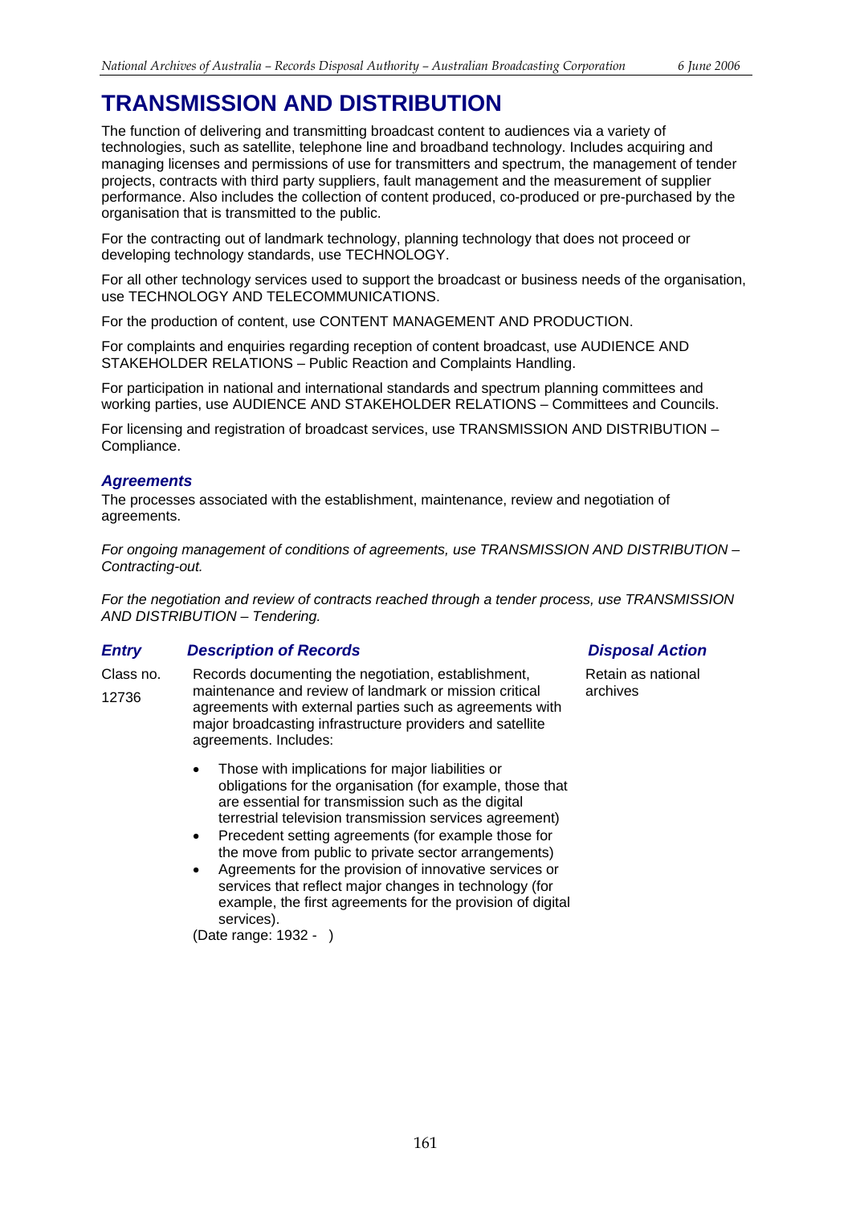# TRANSMISSION AND DISTRIBUTION

The function of delivering and transmitting broadcast content to audiences via a variety of technologies, such as satellite, telephone line and broadband technology. Includes acquiring and managing licenses and permissions of use for transmitters and spectrum, the management of tender projects, contracts with third party suppliers, fault management and the measurement of supplier performance. Also includes the collection of content produced, co-produced or pre-purchased by the organisation that is transmitted to the public.

For the contracting out of landmark technology, planning technology that does not proceed or developing technology standards, use TECHNOLOGY.

For all other technology services used to support the broadcast or business needs of the organisation, use TECHNOLOGY AND TELECOMMUNICATIONS.

For the production of content, use CONTENT MANAGEMENT AND PRODUCTION.

For complaints and enquiries regarding reception of content broadcast, use AUDIENCE AND STAKEHOLDER RELATIONS – Public Reaction and Complaints Handling.

For participation in national and international standards and spectrum planning committees and working parties, use AUDIENCE AND STAKEHOLDER RELATIONS – Committees and Councils.

For licensing and registration of broadcast services, use TRANSMISSION AND DISTRIBUTION – Compliance.

### *Agreements*

The processes associated with the establishment, maintenance, review and negotiation of agreements.

*For ongoing management of conditions of agreements, use TRANSMISSION AND DISTRIBUTION – Contracting-out.*

*For the negotiation and review of contracts reached through a tender process, use TRANSMISSION AND DISTRIBUTION – Tendering.*

| *Entry* | *Description of Records* | *Disposal Action* |
| --- | --- | --- |
| Class no. 12736 | Records documenting the negotiation, establishment, maintenance and review of landmark or mission critical agreements with external parties such as agreements with major broadcasting infrastructure providers and satellite agreements. Includes:<br>• Those with implications for major liabilities or obligations for the organisation (for example, those that are essential for transmission such as the digital terrestrial television transmission services agreement)<br>• Precedent setting agreements (for example those for the move from public to private sector arrangements)<br>• Agreements for the provision of innovative services or services that reflect major changes in technology (for example, the first agreements for the provision of digital services).<br>(Date range: 1932 - ) | Retain as national archives |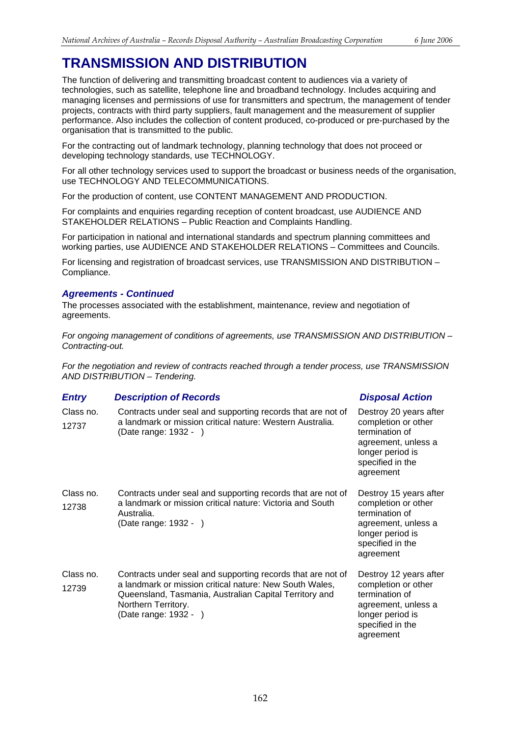# TRANSMISSION AND DISTRIBUTION

The function of delivering and transmitting broadcast content to audiences via a variety of technologies, such as satellite, telephone line and broadband technology. Includes acquiring and managing licenses and permissions of use for transmitters and spectrum, the management of tender projects, contracts with third party suppliers, fault management and the measurement of supplier performance. Also includes the collection of content produced, co-produced or pre-purchased by the organisation that is transmitted to the public.

For the contracting out of landmark technology, planning technology that does not proceed or developing technology standards, use TECHNOLOGY.

For all other technology services used to support the broadcast or business needs of the organisation, use TECHNOLOGY AND TELECOMMUNICATIONS.

For the production of content, use CONTENT MANAGEMENT AND PRODUCTION.

For complaints and enquiries regarding reception of content broadcast, use AUDIENCE AND STAKEHOLDER RELATIONS – Public Reaction and Complaints Handling.

For participation in national and international standards and spectrum planning committees and working parties, use AUDIENCE AND STAKEHOLDER RELATIONS – Committees and Councils.

For licensing and registration of broadcast services, use TRANSMISSION AND DISTRIBUTION – Compliance.

### *Agreements - Continued*

The processes associated with the establishment, maintenance, review and negotiation of agreements.

*For ongoing management of conditions of agreements, use TRANSMISSION AND DISTRIBUTION – Contracting-out.*

*For the negotiation and review of contracts reached through a tender process, use TRANSMISSION AND DISTRIBUTION – Tendering.*

| *Entry* | *Description of Records* | *Disposal Action* |
|---|---|---|
| Class no. 12737 | Contracts under seal and supporting records that are not of a landmark or mission critical nature: Western Australia. (Date range: 1932 - ) | Destroy 20 years after completion or other termination of agreement, unless a longer period is specified in the agreement |
| Class no. 12738 | Contracts under seal and supporting records that are not of a landmark or mission critical nature: Victoria and South Australia. (Date range: 1932 - ) | Destroy 15 years after completion or other termination of agreement, unless a longer period is specified in the agreement |
| Class no. 12739 | Contracts under seal and supporting records that are not of a landmark or mission critical nature: New South Wales, Queensland, Tasmania, Australian Capital Territory and Northern Territory. (Date range: 1932 - ) | Destroy 12 years after completion or other termination of agreement, unless a longer period is specified in the agreement |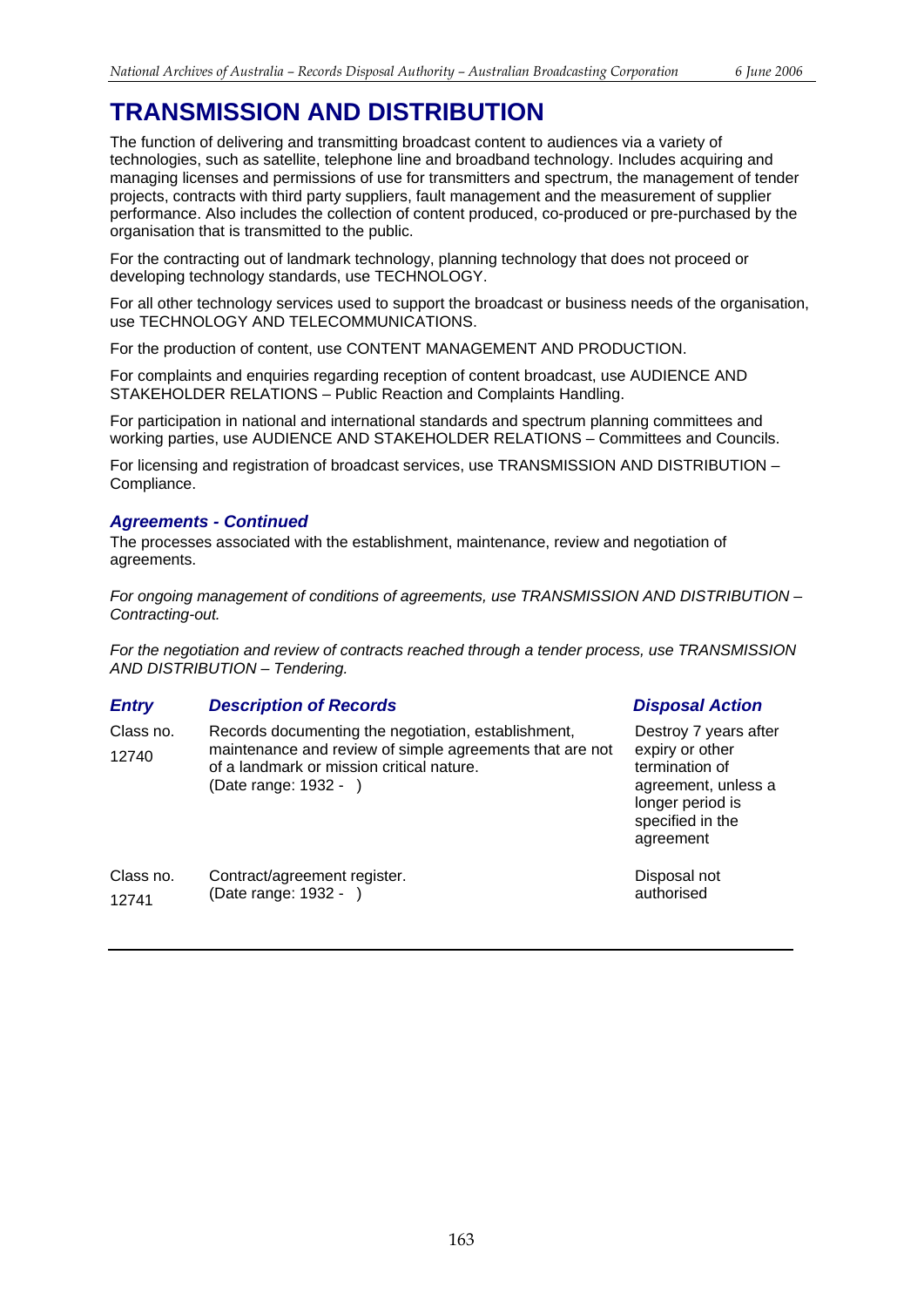# TRANSMISSION AND DISTRIBUTION

The function of delivering and transmitting broadcast content to audiences via a variety of technologies, such as satellite, telephone line and broadband technology. Includes acquiring and managing licenses and permissions of use for transmitters and spectrum, the management of tender projects, contracts with third party suppliers, fault management and the measurement of supplier performance. Also includes the collection of content produced, co-produced or pre-purchased by the organisation that is transmitted to the public.

For the contracting out of landmark technology, planning technology that does not proceed or developing technology standards, use TECHNOLOGY.

For all other technology services used to support the broadcast or business needs of the organisation, use TECHNOLOGY AND TELECOMMUNICATIONS.

For the production of content, use CONTENT MANAGEMENT AND PRODUCTION.

For complaints and enquiries regarding reception of content broadcast, use AUDIENCE AND STAKEHOLDER RELATIONS – Public Reaction and Complaints Handling.

For participation in national and international standards and spectrum planning committees and working parties, use AUDIENCE AND STAKEHOLDER RELATIONS – Committees and Councils.

For licensing and registration of broadcast services, use TRANSMISSION AND DISTRIBUTION – Compliance.

### *Agreements - Continued*

The processes associated with the establishment, maintenance, review and negotiation of agreements.

*For ongoing management of conditions of agreements, use TRANSMISSION AND DISTRIBUTION – Contracting-out.*

*For the negotiation and review of contracts reached through a tender process, use TRANSMISSION AND DISTRIBUTION – Tendering.*

| *Entry* | *Description of Records* | *Disposal Action* |
|---|---|---|
| Class no. 12740 | Records documenting the negotiation, establishment, maintenance and review of simple agreements that are not of a landmark or mission critical nature. (Date range: 1932 - ) | Destroy 7 years after expiry or other termination of agreement, unless a longer period is specified in the agreement |
| Class no. 12741 | Contract/agreement register. (Date range: 1932 - ) | Disposal not authorised |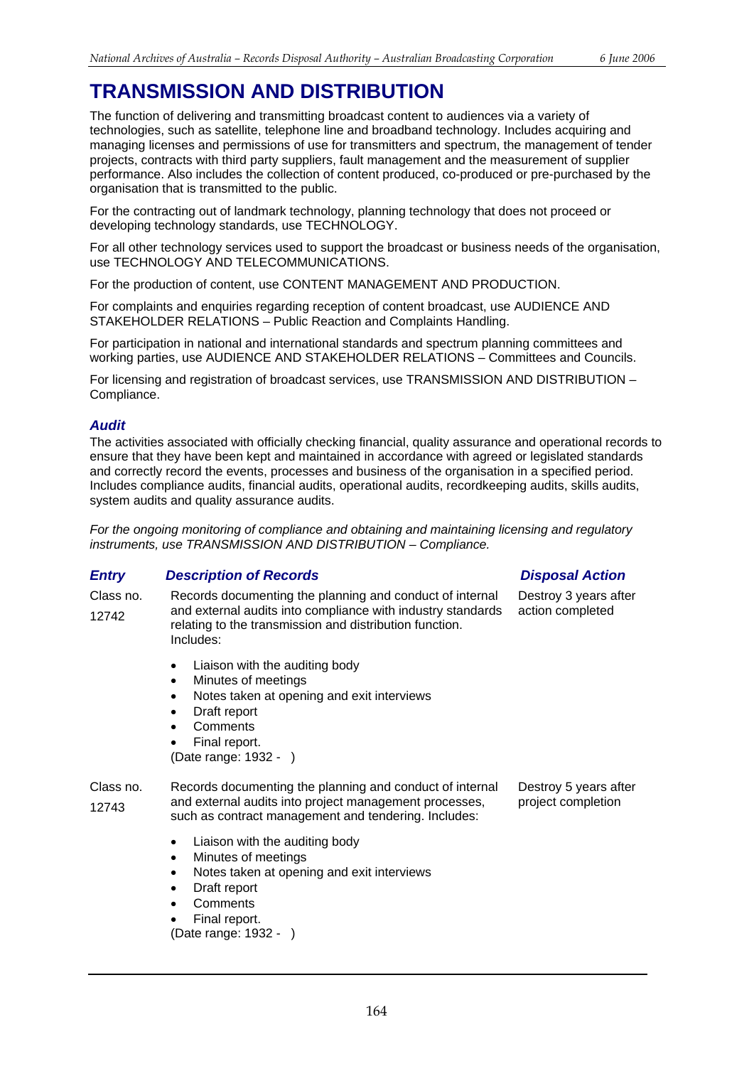# TRANSMISSION AND DISTRIBUTION

The function of delivering and transmitting broadcast content to audiences via a variety of technologies, such as satellite, telephone line and broadband technology. Includes acquiring and managing licenses and permissions of use for transmitters and spectrum, the management of tender projects, contracts with third party suppliers, fault management and the measurement of supplier performance. Also includes the collection of content produced, co-produced or pre-purchased by the organisation that is transmitted to the public.

For the contracting out of landmark technology, planning technology that does not proceed or developing technology standards, use TECHNOLOGY.

For all other technology services used to support the broadcast or business needs of the organisation, use TECHNOLOGY AND TELECOMMUNICATIONS.

For the production of content, use CONTENT MANAGEMENT AND PRODUCTION.

For complaints and enquiries regarding reception of content broadcast, use AUDIENCE AND STAKEHOLDER RELATIONS – Public Reaction and Complaints Handling.

For participation in national and international standards and spectrum planning committees and working parties, use AUDIENCE AND STAKEHOLDER RELATIONS – Committees and Councils.

For licensing and registration of broadcast services, use TRANSMISSION AND DISTRIBUTION – Compliance.

## *Audit*

The activities associated with officially checking financial, quality assurance and operational records to ensure that they have been kept and maintained in accordance with agreed or legislated standards and correctly record the events, processes and business of the organisation in a specified period. Includes compliance audits, financial audits, operational audits, recordkeeping audits, skills audits, system audits and quality assurance audits.

*For the ongoing monitoring of compliance and obtaining and maintaining licensing and regulatory instruments, use TRANSMISSION AND DISTRIBUTION – Compliance.*

| *Entry* | *Description of Records* | *Disposal Action* |
|---|---|---|
| Class no. 12742 | Records documenting the planning and conduct of internal and external audits into compliance with industry standards relating to the transmission and distribution function. Includes:<br>• Liaison with the auditing body<br>• Minutes of meetings<br>• Notes taken at opening and exit interviews<br>• Draft report<br>• Comments<br>• Final report.<br>(Date range: 1932 - ) | Destroy 3 years after action completed |
| Class no. 12743 | Records documenting the planning and conduct of internal and external audits into project management processes, such as contract management and tendering. Includes:<br>• Liaison with the auditing body<br>• Minutes of meetings<br>• Notes taken at opening and exit interviews<br>• Draft report<br>• Comments<br>• Final report.<br>(Date range: 1932 - ) | Destroy 5 years after project completion |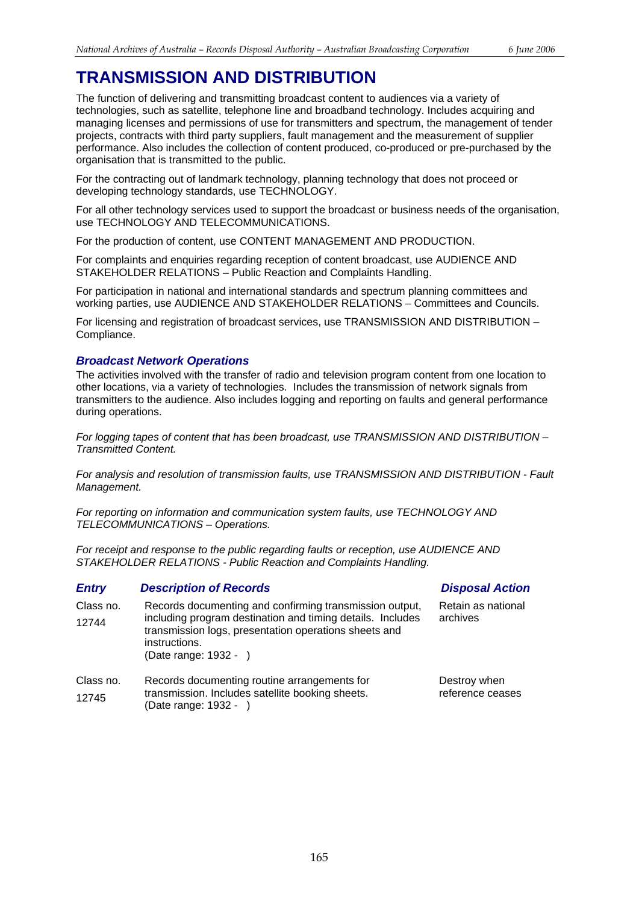# TRANSMISSION AND DISTRIBUTION

The function of delivering and transmitting broadcast content to audiences via a variety of technologies, such as satellite, telephone line and broadband technology. Includes acquiring and managing licenses and permissions of use for transmitters and spectrum, the management of tender projects, contracts with third party suppliers, fault management and the measurement of supplier performance. Also includes the collection of content produced, co-produced or pre-purchased by the organisation that is transmitted to the public.

For the contracting out of landmark technology, planning technology that does not proceed or developing technology standards, use TECHNOLOGY.

For all other technology services used to support the broadcast or business needs of the organisation, use TECHNOLOGY AND TELECOMMUNICATIONS.

For the production of content, use CONTENT MANAGEMENT AND PRODUCTION.

For complaints and enquiries regarding reception of content broadcast, use AUDIENCE AND STAKEHOLDER RELATIONS – Public Reaction and Complaints Handling.

For participation in national and international standards and spectrum planning committees and working parties, use AUDIENCE AND STAKEHOLDER RELATIONS – Committees and Councils.

For licensing and registration of broadcast services, use TRANSMISSION AND DISTRIBUTION – Compliance.

### *Broadcast Network Operations*

The activities involved with the transfer of radio and television program content from one location to other locations, via a variety of technologies. Includes the transmission of network signals from transmitters to the audience. Also includes logging and reporting on faults and general performance during operations.

*For logging tapes of content that has been broadcast, use TRANSMISSION AND DISTRIBUTION – Transmitted Content.*

*For analysis and resolution of transmission faults, use TRANSMISSION AND DISTRIBUTION - Fault Management.*

*For reporting on information and communication system faults, use TECHNOLOGY AND TELECOMMUNICATIONS – Operations.*

*For receipt and response to the public regarding faults or reception, use AUDIENCE AND STAKEHOLDER RELATIONS - Public Reaction and Complaints Handling.*

| *Entry* | *Description of Records* | *Disposal Action* |
|---|---|---|
| Class no. 12744 | Records documenting and confirming transmission output, including program destination and timing details. Includes transmission logs, presentation operations sheets and instructions. (Date range: 1932 - ) | Retain as national archives |
| Class no. 12745 | Records documenting routine arrangements for transmission. Includes satellite booking sheets. (Date range: 1932 - ) | Destroy when reference ceases |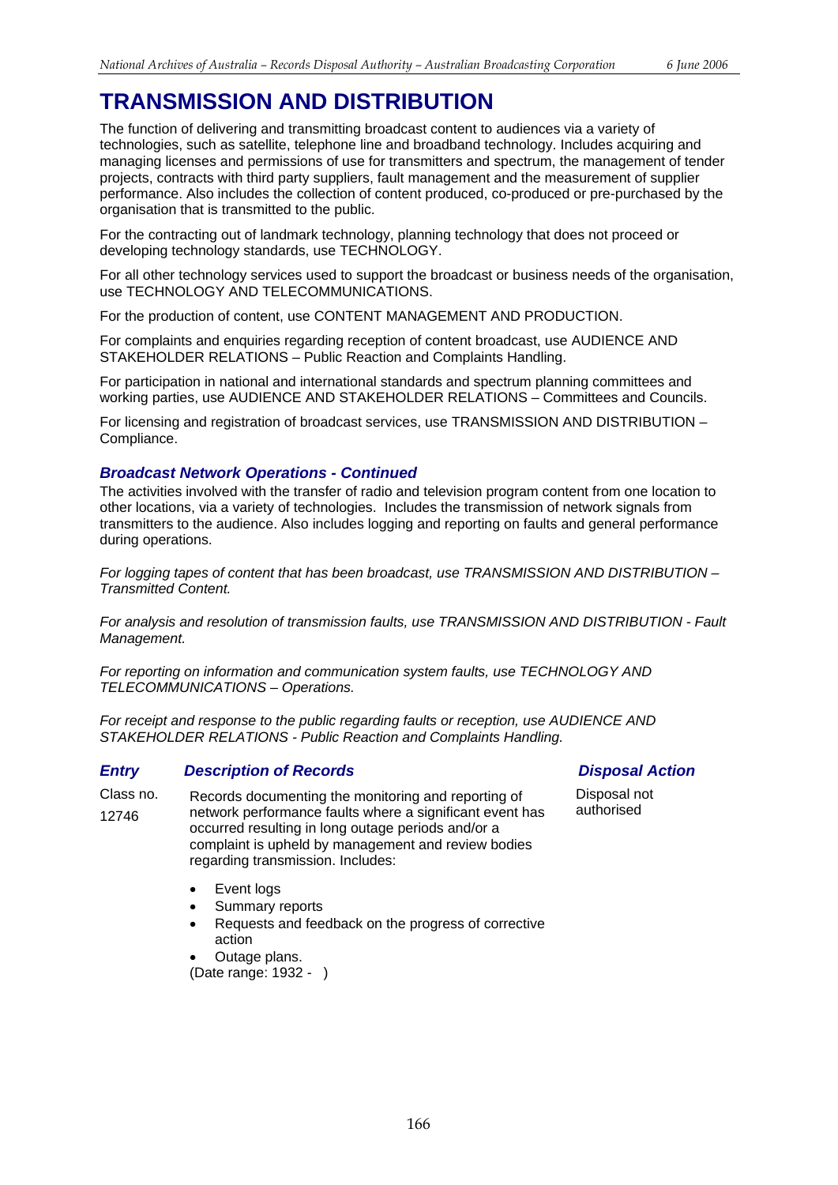# TRANSMISSION AND DISTRIBUTION

The function of delivering and transmitting broadcast content to audiences via a variety of technologies, such as satellite, telephone line and broadband technology. Includes acquiring and managing licenses and permissions of use for transmitters and spectrum, the management of tender projects, contracts with third party suppliers, fault management and the measurement of supplier performance. Also includes the collection of content produced, co-produced or pre-purchased by the organisation that is transmitted to the public.

For the contracting out of landmark technology, planning technology that does not proceed or developing technology standards, use TECHNOLOGY.

For all other technology services used to support the broadcast or business needs of the organisation, use TECHNOLOGY AND TELECOMMUNICATIONS.

For the production of content, use CONTENT MANAGEMENT AND PRODUCTION.

For complaints and enquiries regarding reception of content broadcast, use AUDIENCE AND STAKEHOLDER RELATIONS – Public Reaction and Complaints Handling.

For participation in national and international standards and spectrum planning committees and working parties, use AUDIENCE AND STAKEHOLDER RELATIONS – Committees and Councils.

For licensing and registration of broadcast services, use TRANSMISSION AND DISTRIBUTION – Compliance.

### *Broadcast Network Operations - Continued*

The activities involved with the transfer of radio and television program content from one location to other locations, via a variety of technologies. Includes the transmission of network signals from transmitters to the audience. Also includes logging and reporting on faults and general performance during operations.

*For logging tapes of content that has been broadcast, use TRANSMISSION AND DISTRIBUTION – Transmitted Content.*

*For analysis and resolution of transmission faults, use TRANSMISSION AND DISTRIBUTION - Fault Management.*

*For reporting on information and communication system faults, use TECHNOLOGY AND TELECOMMUNICATIONS – Operations.*

*For receipt and response to the public regarding faults or reception, use AUDIENCE AND STAKEHOLDER RELATIONS - Public Reaction and Complaints Handling.*

| *Entry* | *Description of Records* | *Disposal Action* |
|---|---|---|
| Class no. 12746 | Records documenting the monitoring and reporting of network performance faults where a significant event has occurred resulting in long outage periods and/or a complaint is upheld by management and review bodies regarding transmission. Includes:<br>• Event logs<br>• Summary reports<br>• Requests and feedback on the progress of corrective action<br>• Outage plans.<br>(Date range: 1932 - ) | Disposal not authorised |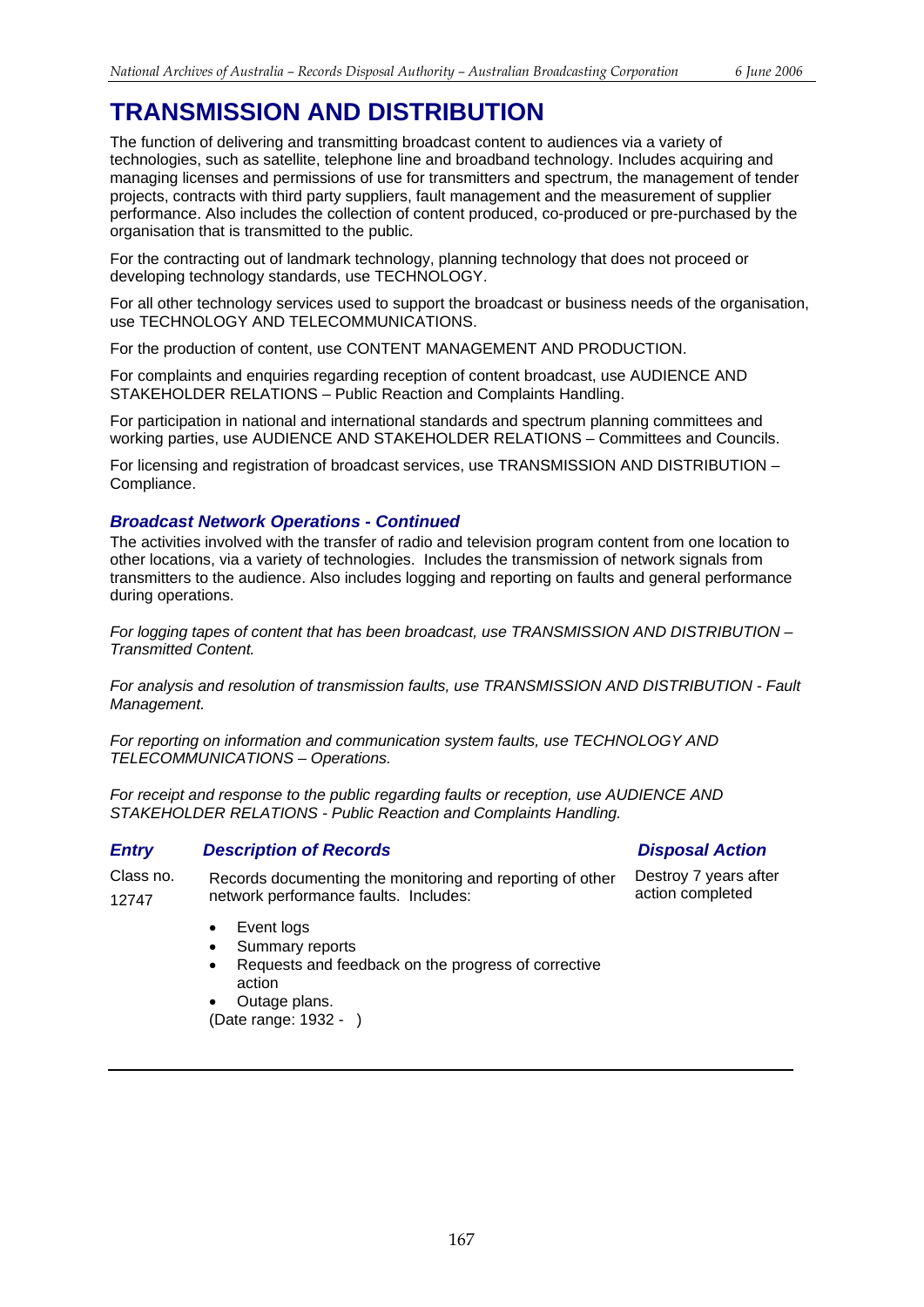# TRANSMISSION AND DISTRIBUTION

The function of delivering and transmitting broadcast content to audiences via a variety of technologies, such as satellite, telephone line and broadband technology. Includes acquiring and managing licenses and permissions of use for transmitters and spectrum, the management of tender projects, contracts with third party suppliers, fault management and the measurement of supplier performance. Also includes the collection of content produced, co-produced or pre-purchased by the organisation that is transmitted to the public.

For the contracting out of landmark technology, planning technology that does not proceed or developing technology standards, use TECHNOLOGY.

For all other technology services used to support the broadcast or business needs of the organisation, use TECHNOLOGY AND TELECOMMUNICATIONS.

For the production of content, use CONTENT MANAGEMENT AND PRODUCTION.

For complaints and enquiries regarding reception of content broadcast, use AUDIENCE AND STAKEHOLDER RELATIONS – Public Reaction and Complaints Handling.

For participation in national and international standards and spectrum planning committees and working parties, use AUDIENCE AND STAKEHOLDER RELATIONS – Committees and Councils.

For licensing and registration of broadcast services, use TRANSMISSION AND DISTRIBUTION – Compliance.

### *Broadcast Network Operations - Continued*

The activities involved with the transfer of radio and television program content from one location to other locations, via a variety of technologies. Includes the transmission of network signals from transmitters to the audience. Also includes logging and reporting on faults and general performance during operations.

*For logging tapes of content that has been broadcast, use TRANSMISSION AND DISTRIBUTION – Transmitted Content.*

*For analysis and resolution of transmission faults, use TRANSMISSION AND DISTRIBUTION - Fault Management.*

*For reporting on information and communication system faults, use TECHNOLOGY AND TELECOMMUNICATIONS – Operations.*

*For receipt and response to the public regarding faults or reception, use AUDIENCE AND STAKEHOLDER RELATIONS - Public Reaction and Complaints Handling.*

| *Entry* | *Description of Records* | *Disposal Action* |
|---|---|---|
| Class no. 12747 | Records documenting the monitoring and reporting of other network performance faults. Includes:<br>• Event logs<br>• Summary reports<br>• Requests and feedback on the progress of corrective action<br>• Outage plans.<br>(Date range: 1932 - ) | Destroy 7 years after action completed |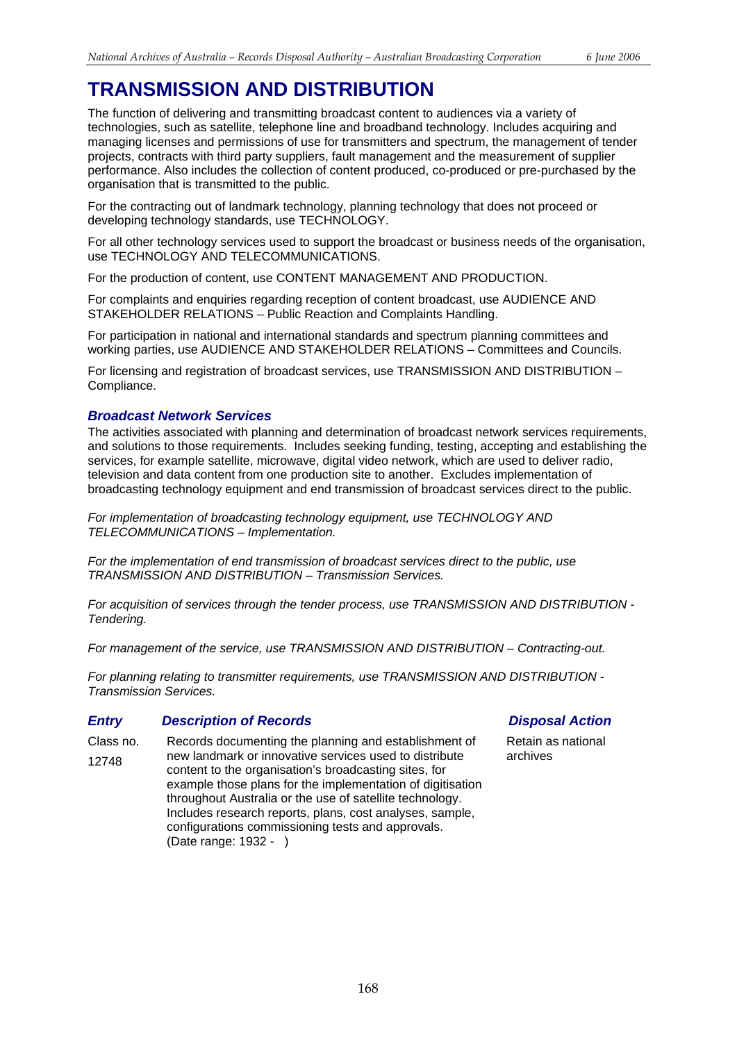# TRANSMISSION AND DISTRIBUTION

The function of delivering and transmitting broadcast content to audiences via a variety of technologies, such as satellite, telephone line and broadband technology. Includes acquiring and managing licenses and permissions of use for transmitters and spectrum, the management of tender projects, contracts with third party suppliers, fault management and the measurement of supplier performance. Also includes the collection of content produced, co-produced or pre-purchased by the organisation that is transmitted to the public.

For the contracting out of landmark technology, planning technology that does not proceed or developing technology standards, use TECHNOLOGY.

For all other technology services used to support the broadcast or business needs of the organisation, use TECHNOLOGY AND TELECOMMUNICATIONS.

For the production of content, use CONTENT MANAGEMENT AND PRODUCTION.

For complaints and enquiries regarding reception of content broadcast, use AUDIENCE AND STAKEHOLDER RELATIONS – Public Reaction and Complaints Handling.

For participation in national and international standards and spectrum planning committees and working parties, use AUDIENCE AND STAKEHOLDER RELATIONS – Committees and Councils.

For licensing and registration of broadcast services, use TRANSMISSION AND DISTRIBUTION – Compliance.

### *Broadcast Network Services*

The activities associated with planning and determination of broadcast network services requirements, and solutions to those requirements. Includes seeking funding, testing, accepting and establishing the services, for example satellite, microwave, digital video network, which are used to deliver radio, television and data content from one production site to another. Excludes implementation of broadcasting technology equipment and end transmission of broadcast services direct to the public.

*For implementation of broadcasting technology equipment, use TECHNOLOGY AND TELECOMMUNICATIONS – Implementation.*

*For the implementation of end transmission of broadcast services direct to the public, use TRANSMISSION AND DISTRIBUTION – Transmission Services.*

*For acquisition of services through the tender process, use TRANSMISSION AND DISTRIBUTION - Tendering.*

*For management of the service, use TRANSMISSION AND DISTRIBUTION – Contracting-out.*

*For planning relating to transmitter requirements, use TRANSMISSION AND DISTRIBUTION - Transmission Services.*

| *Entry* | *Description of Records* | *Disposal Action* |
|---|---|---|
| Class no. 12748 | Records documenting the planning and establishment of new landmark or innovative services used to distribute content to the organisation's broadcasting sites, for example those plans for the implementation of digitisation throughout Australia or the use of satellite technology. Includes research reports, plans, cost analyses, sample, configurations commissioning tests and approvals. (Date range: 1932 - ) | Retain as national archives |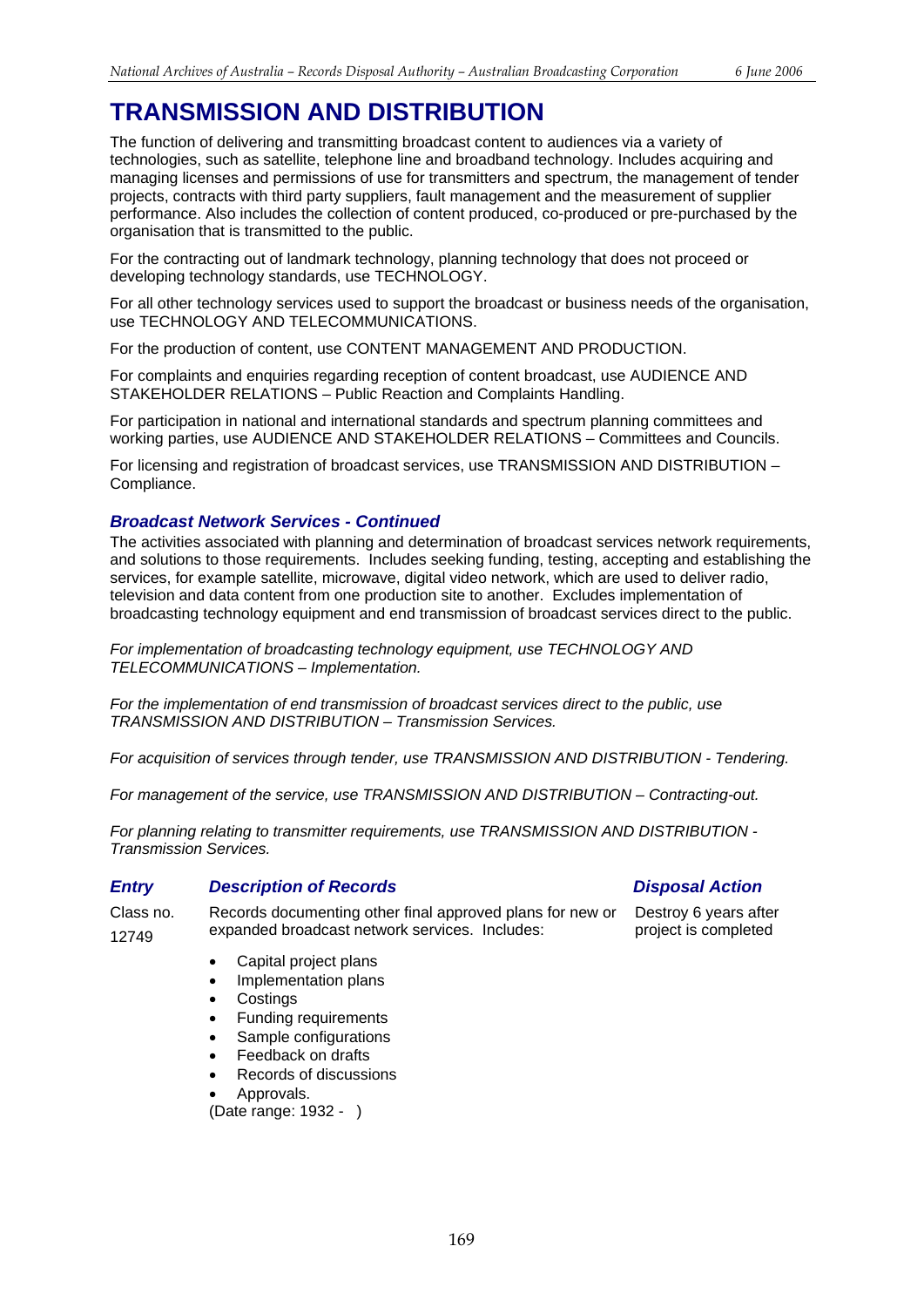# TRANSMISSION AND DISTRIBUTION

The function of delivering and transmitting broadcast content to audiences via a variety of technologies, such as satellite, telephone line and broadband technology. Includes acquiring and managing licenses and permissions of use for transmitters and spectrum, the management of tender projects, contracts with third party suppliers, fault management and the measurement of supplier performance. Also includes the collection of content produced, co-produced or pre-purchased by the organisation that is transmitted to the public.

For the contracting out of landmark technology, planning technology that does not proceed or developing technology standards, use TECHNOLOGY.

For all other technology services used to support the broadcast or business needs of the organisation, use TECHNOLOGY AND TELECOMMUNICATIONS.

For the production of content, use CONTENT MANAGEMENT AND PRODUCTION.

For complaints and enquiries regarding reception of content broadcast, use AUDIENCE AND STAKEHOLDER RELATIONS – Public Reaction and Complaints Handling.

For participation in national and international standards and spectrum planning committees and working parties, use AUDIENCE AND STAKEHOLDER RELATIONS – Committees and Councils.

For licensing and registration of broadcast services, use TRANSMISSION AND DISTRIBUTION – Compliance.

### *Broadcast Network Services - Continued*

The activities associated with planning and determination of broadcast services network requirements, and solutions to those requirements. Includes seeking funding, testing, accepting and establishing the services, for example satellite, microwave, digital video network, which are used to deliver radio, television and data content from one production site to another. Excludes implementation of broadcasting technology equipment and end transmission of broadcast services direct to the public.

*For implementation of broadcasting technology equipment, use TECHNOLOGY AND TELECOMMUNICATIONS – Implementation.*

*For the implementation of end transmission of broadcast services direct to the public, use TRANSMISSION AND DISTRIBUTION – Transmission Services.*

*For acquisition of services through tender, use TRANSMISSION AND DISTRIBUTION - Tendering.*

*For management of the service, use TRANSMISSION AND DISTRIBUTION – Contracting-out.*

*For planning relating to transmitter requirements, use TRANSMISSION AND DISTRIBUTION - Transmission Services.*

| *Entry* | *Description of Records* | *Disposal Action* |
|---|---|---|
| Class no. 12749 | Records documenting other final approved plans for new or expanded broadcast network services. Includes:<br>• Capital project plans<br>• Implementation plans<br>• Costings<br>• Funding requirements<br>• Sample configurations<br>• Feedback on drafts<br>• Records of discussions<br>• Approvals.<br>(Date range: 1932 - ) | Destroy 6 years after project is completed |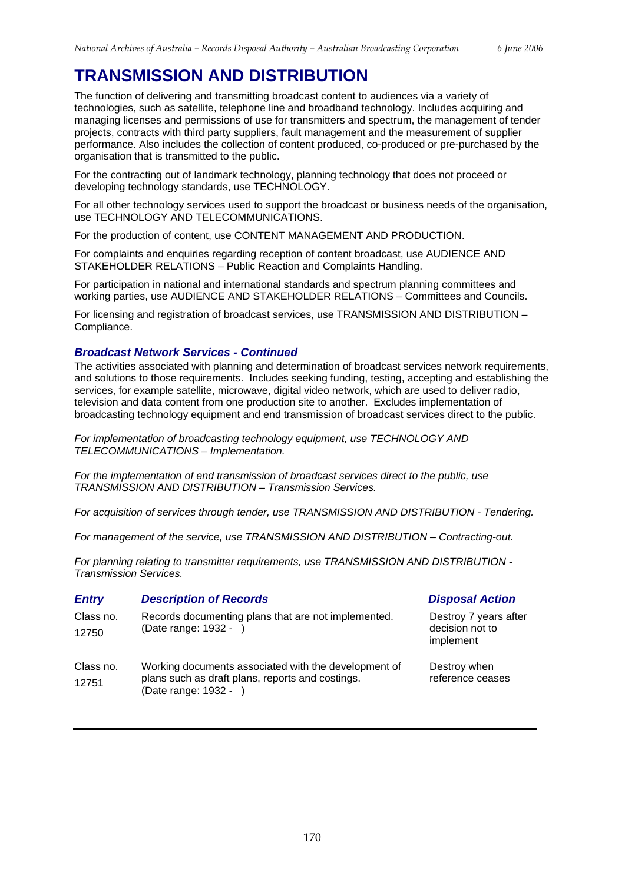# TRANSMISSION AND DISTRIBUTION

The function of delivering and transmitting broadcast content to audiences via a variety of technologies, such as satellite, telephone line and broadband technology. Includes acquiring and managing licenses and permissions of use for transmitters and spectrum, the management of tender projects, contracts with third party suppliers, fault management and the measurement of supplier performance. Also includes the collection of content produced, co-produced or pre-purchased by the organisation that is transmitted to the public.

For the contracting out of landmark technology, planning technology that does not proceed or developing technology standards, use TECHNOLOGY.

For all other technology services used to support the broadcast or business needs of the organisation, use TECHNOLOGY AND TELECOMMUNICATIONS.

For the production of content, use CONTENT MANAGEMENT AND PRODUCTION.

For complaints and enquiries regarding reception of content broadcast, use AUDIENCE AND STAKEHOLDER RELATIONS – Public Reaction and Complaints Handling.

For participation in national and international standards and spectrum planning committees and working parties, use AUDIENCE AND STAKEHOLDER RELATIONS – Committees and Councils.

For licensing and registration of broadcast services, use TRANSMISSION AND DISTRIBUTION – Compliance.

### *Broadcast Network Services - Continued*

The activities associated with planning and determination of broadcast services network requirements, and solutions to those requirements. Includes seeking funding, testing, accepting and establishing the services, for example satellite, microwave, digital video network, which are used to deliver radio, television and data content from one production site to another. Excludes implementation of broadcasting technology equipment and end transmission of broadcast services direct to the public.

*For implementation of broadcasting technology equipment, use TECHNOLOGY AND TELECOMMUNICATIONS – Implementation.*

*For the implementation of end transmission of broadcast services direct to the public, use TRANSMISSION AND DISTRIBUTION – Transmission Services.*

*For acquisition of services through tender, use TRANSMISSION AND DISTRIBUTION - Tendering.*

*For management of the service, use TRANSMISSION AND DISTRIBUTION – Contracting-out.*

*For planning relating to transmitter requirements, use TRANSMISSION AND DISTRIBUTION - Transmission Services.*

| *Entry* | *Description of Records* | *Disposal Action* |
|---|---|---|
| Class no. 12750 | Records documenting plans that are not implemented. (Date range: 1932 - ) | Destroy 7 years after decision not to implement |
| Class no. 12751 | Working documents associated with the development of plans such as draft plans, reports and costings. (Date range: 1932 - ) | Destroy when reference ceases |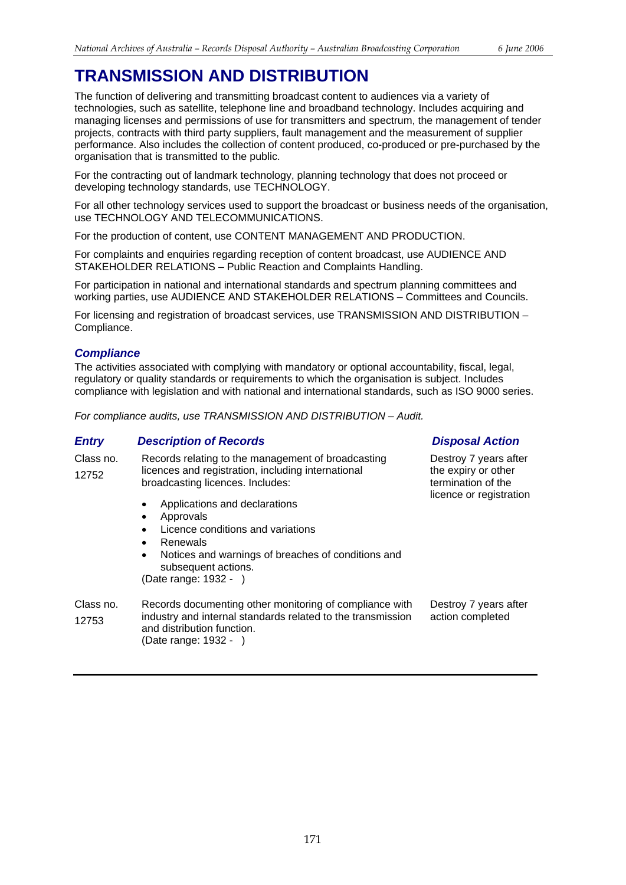# TRANSMISSION AND DISTRIBUTION

The function of delivering and transmitting broadcast content to audiences via a variety of technologies, such as satellite, telephone line and broadband technology. Includes acquiring and managing licenses and permissions of use for transmitters and spectrum, the management of tender projects, contracts with third party suppliers, fault management and the measurement of supplier performance. Also includes the collection of content produced, co-produced or pre-purchased by the organisation that is transmitted to the public.

For the contracting out of landmark technology, planning technology that does not proceed or developing technology standards, use TECHNOLOGY.

For all other technology services used to support the broadcast or business needs of the organisation, use TECHNOLOGY AND TELECOMMUNICATIONS.

For the production of content, use CONTENT MANAGEMENT AND PRODUCTION.

For complaints and enquiries regarding reception of content broadcast, use AUDIENCE AND STAKEHOLDER RELATIONS – Public Reaction and Complaints Handling.

For participation in national and international standards and spectrum planning committees and working parties, use AUDIENCE AND STAKEHOLDER RELATIONS – Committees and Councils.

For licensing and registration of broadcast services, use TRANSMISSION AND DISTRIBUTION – Compliance.

### *Compliance*

The activities associated with complying with mandatory or optional accountability, fiscal, legal, regulatory or quality standards or requirements to which the organisation is subject. Includes compliance with legislation and with national and international standards, such as ISO 9000 series.

*For compliance audits, use TRANSMISSION AND DISTRIBUTION – Audit.*

| *Entry* | *Description of Records* | *Disposal Action* |
|---|---|---|
| Class no. 12752 | Records relating to the management of broadcasting licences and registration, including international broadcasting licences. Includes:<br>• Applications and declarations<br>• Approvals<br>• Licence conditions and variations<br>• Renewals<br>• Notices and warnings of breaches of conditions and subsequent actions.<br>(Date range: 1932 - ) | Destroy 7 years after the expiry or other termination of the licence or registration |
| Class no. 12753 | Records documenting other monitoring of compliance with industry and internal standards related to the transmission and distribution function.<br>(Date range: 1932 - ) | Destroy 7 years after action completed |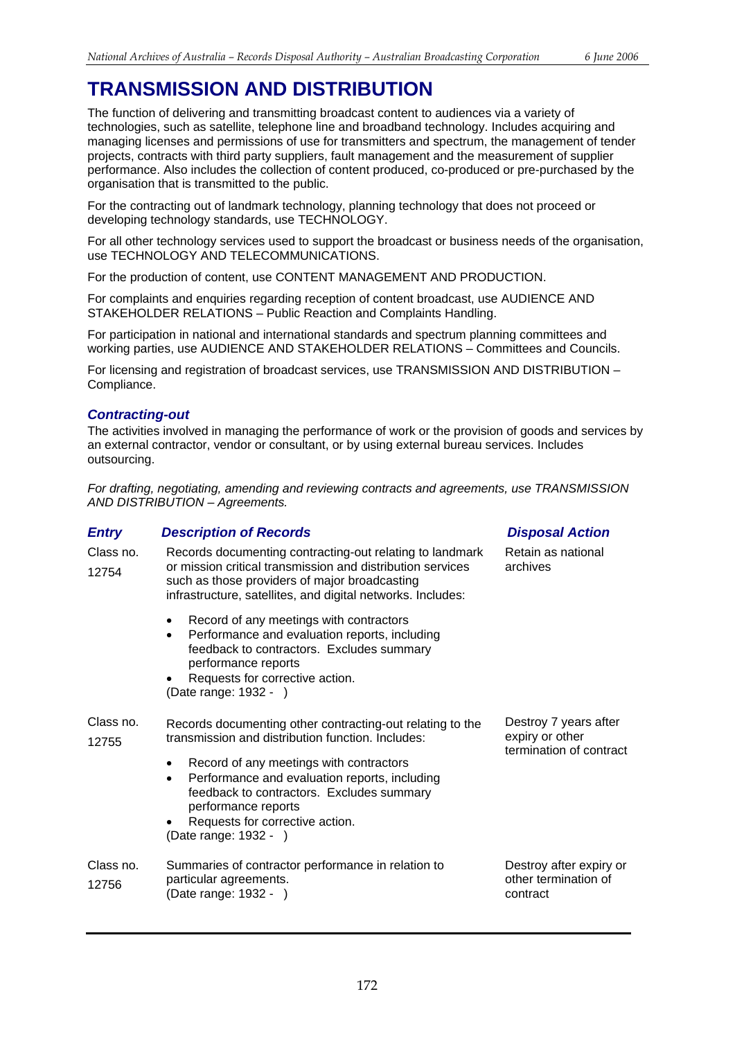# TRANSMISSION AND DISTRIBUTION

The function of delivering and transmitting broadcast content to audiences via a variety of technologies, such as satellite, telephone line and broadband technology. Includes acquiring and managing licenses and permissions of use for transmitters and spectrum, the management of tender projects, contracts with third party suppliers, fault management and the measurement of supplier performance. Also includes the collection of content produced, co-produced or pre-purchased by the organisation that is transmitted to the public.

For the contracting out of landmark technology, planning technology that does not proceed or developing technology standards, use TECHNOLOGY.

For all other technology services used to support the broadcast or business needs of the organisation, use TECHNOLOGY AND TELECOMMUNICATIONS.

For the production of content, use CONTENT MANAGEMENT AND PRODUCTION.

For complaints and enquiries regarding reception of content broadcast, use AUDIENCE AND STAKEHOLDER RELATIONS – Public Reaction and Complaints Handling.

For participation in national and international standards and spectrum planning committees and working parties, use AUDIENCE AND STAKEHOLDER RELATIONS – Committees and Councils.

For licensing and registration of broadcast services, use TRANSMISSION AND DISTRIBUTION – Compliance.

### *Contracting-out*

The activities involved in managing the performance of work or the provision of goods and services by an external contractor, vendor or consultant, or by using external bureau services. Includes outsourcing.

*For drafting, negotiating, amending and reviewing contracts and agreements, use TRANSMISSION AND DISTRIBUTION – Agreements.*

| *Entry* | *Description of Records* | *Disposal Action* |
|---|---|---|
| Class no. 12754 | Records documenting contracting-out relating to landmark or mission critical transmission and distribution services such as those providers of major broadcasting infrastructure, satellites, and digital networks. Includes:<br>• Record of any meetings with contractors<br>• Performance and evaluation reports, including feedback to contractors. Excludes summary performance reports<br>• Requests for corrective action.<br>(Date range: 1932 - ) | Retain as national archives |
| Class no. 12755 | Records documenting other contracting-out relating to the transmission and distribution function. Includes:<br>• Record of any meetings with contractors<br>• Performance and evaluation reports, including feedback to contractors. Excludes summary performance reports<br>• Requests for corrective action.<br>(Date range: 1932 - ) | Destroy 7 years after expiry or other termination of contract |
| Class no. 12756 | Summaries of contractor performance in relation to particular agreements.<br>(Date range: 1932 - ) | Destroy after expiry or other termination of contract |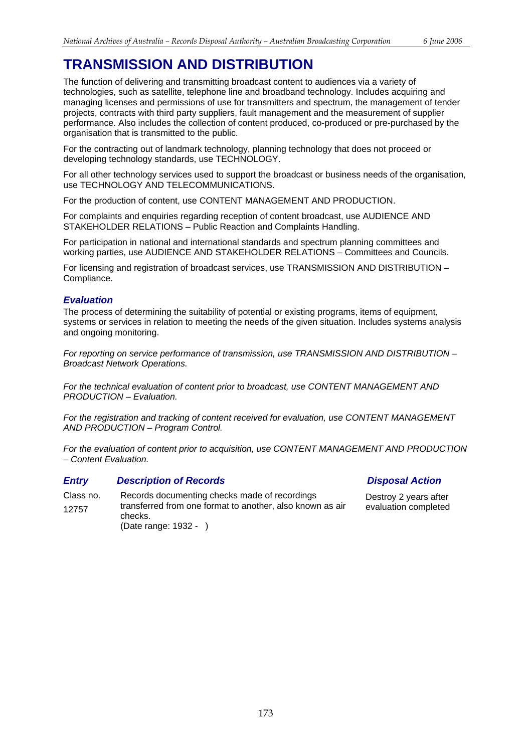# TRANSMISSION AND DISTRIBUTION

The function of delivering and transmitting broadcast content to audiences via a variety of technologies, such as satellite, telephone line and broadband technology. Includes acquiring and managing licenses and permissions of use for transmitters and spectrum, the management of tender projects, contracts with third party suppliers, fault management and the measurement of supplier performance. Also includes the collection of content produced, co-produced or pre-purchased by the organisation that is transmitted to the public.

For the contracting out of landmark technology, planning technology that does not proceed or developing technology standards, use TECHNOLOGY.

For all other technology services used to support the broadcast or business needs of the organisation, use TECHNOLOGY AND TELECOMMUNICATIONS.

For the production of content, use CONTENT MANAGEMENT AND PRODUCTION.

For complaints and enquiries regarding reception of content broadcast, use AUDIENCE AND STAKEHOLDER RELATIONS – Public Reaction and Complaints Handling.

For participation in national and international standards and spectrum planning committees and working parties, use AUDIENCE AND STAKEHOLDER RELATIONS – Committees and Councils.

For licensing and registration of broadcast services, use TRANSMISSION AND DISTRIBUTION – Compliance.

## *Evaluation*

The process of determining the suitability of potential or existing programs, items of equipment, systems or services in relation to meeting the needs of the given situation. Includes systems analysis and ongoing monitoring.

*For reporting on service performance of transmission, use TRANSMISSION AND DISTRIBUTION – Broadcast Network Operations.*

*For the technical evaluation of content prior to broadcast, use CONTENT MANAGEMENT AND PRODUCTION – Evaluation.*

*For the registration and tracking of content received for evaluation, use CONTENT MANAGEMENT AND PRODUCTION – Program Control.*

*For the evaluation of content prior to acquisition, use CONTENT MANAGEMENT AND PRODUCTION – Content Evaluation.*

| *Entry* | *Description of Records* | *Disposal Action* |
|---|---|---|
| Class no. 12757 | Records documenting checks made of recordings transferred from one format to another, also known as air checks. (Date range: 1932 - ) | Destroy 2 years after evaluation completed |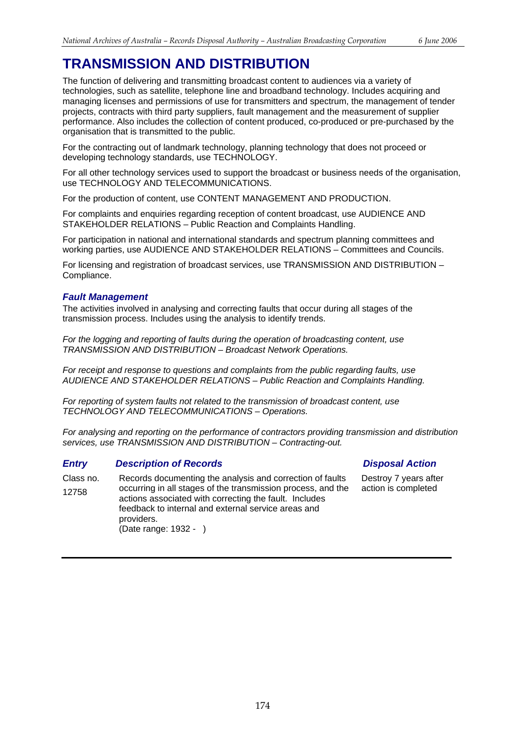# TRANSMISSION AND DISTRIBUTION

The function of delivering and transmitting broadcast content to audiences via a variety of technologies, such as satellite, telephone line and broadband technology. Includes acquiring and managing licenses and permissions of use for transmitters and spectrum, the management of tender projects, contracts with third party suppliers, fault management and the measurement of supplier performance. Also includes the collection of content produced, co-produced or pre-purchased by the organisation that is transmitted to the public.

For the contracting out of landmark technology, planning technology that does not proceed or developing technology standards, use TECHNOLOGY.

For all other technology services used to support the broadcast or business needs of the organisation, use TECHNOLOGY AND TELECOMMUNICATIONS.

For the production of content, use CONTENT MANAGEMENT AND PRODUCTION.

For complaints and enquiries regarding reception of content broadcast, use AUDIENCE AND STAKEHOLDER RELATIONS – Public Reaction and Complaints Handling.

For participation in national and international standards and spectrum planning committees and working parties, use AUDIENCE AND STAKEHOLDER RELATIONS – Committees and Councils.

For licensing and registration of broadcast services, use TRANSMISSION AND DISTRIBUTION – Compliance.

### *Fault Management*

The activities involved in analysing and correcting faults that occur during all stages of the transmission process. Includes using the analysis to identify trends.

*For the logging and reporting of faults during the operation of broadcasting content, use TRANSMISSION AND DISTRIBUTION – Broadcast Network Operations.*

*For receipt and response to questions and complaints from the public regarding faults, use AUDIENCE AND STAKEHOLDER RELATIONS – Public Reaction and Complaints Handling.*

*For reporting of system faults not related to the transmission of broadcast content, use TECHNOLOGY AND TELECOMMUNICATIONS – Operations.*

*For analysing and reporting on the performance of contractors providing transmission and distribution services, use TRANSMISSION AND DISTRIBUTION – Contracting-out.*

| *Entry* | *Description of Records* | *Disposal Action* |
|---|---|---|
| Class no. 12758 | Records documenting the analysis and correction of faults occurring in all stages of the transmission process, and the actions associated with correcting the fault. Includes feedback to internal and external service areas and providers. (Date range: 1932 - ) | Destroy 7 years after action is completed |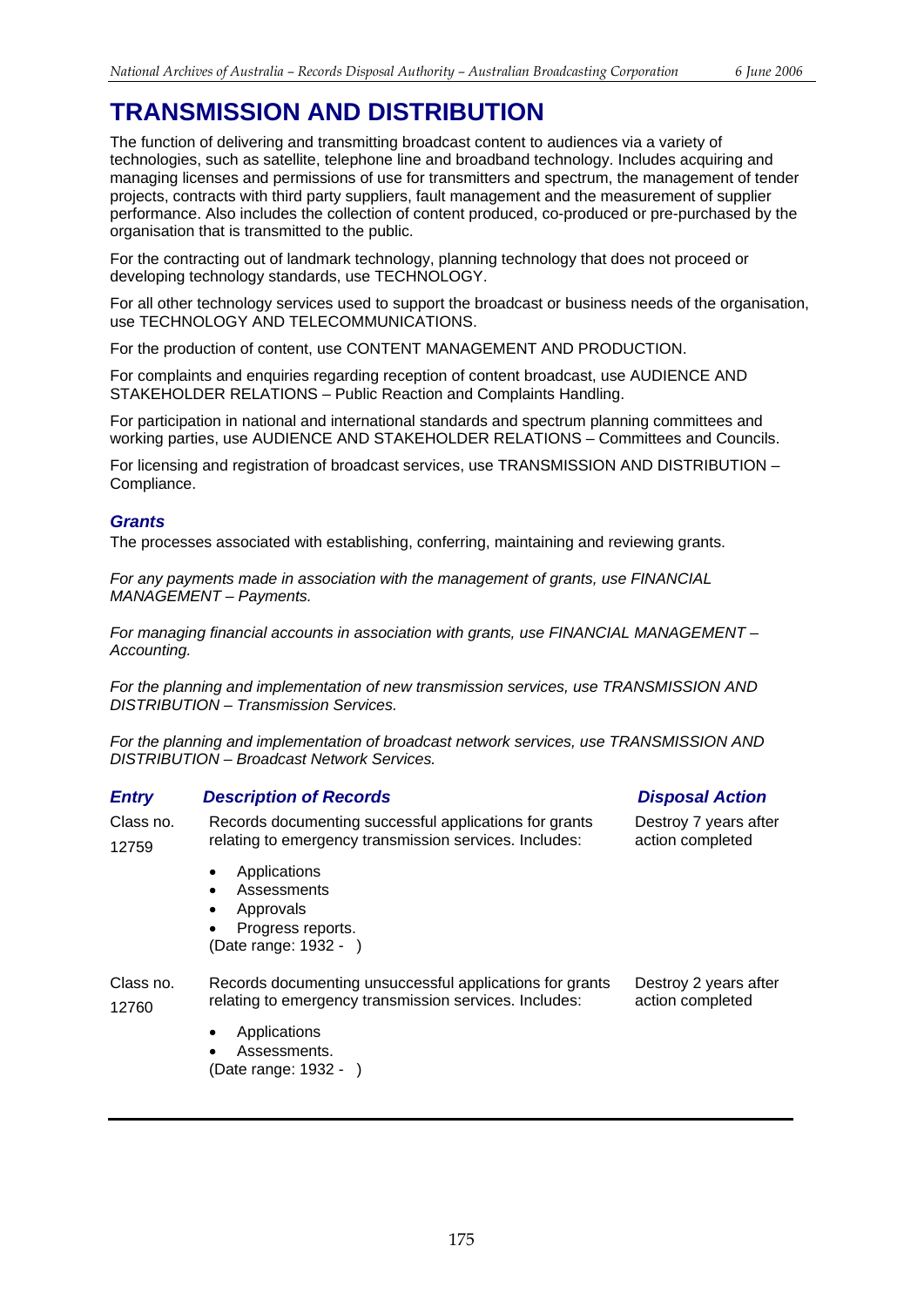# TRANSMISSION AND DISTRIBUTION

The function of delivering and transmitting broadcast content to audiences via a variety of technologies, such as satellite, telephone line and broadband technology. Includes acquiring and managing licenses and permissions of use for transmitters and spectrum, the management of tender projects, contracts with third party suppliers, fault management and the measurement of supplier performance. Also includes the collection of content produced, co-produced or pre-purchased by the organisation that is transmitted to the public.

For the contracting out of landmark technology, planning technology that does not proceed or developing technology standards, use TECHNOLOGY.

For all other technology services used to support the broadcast or business needs of the organisation, use TECHNOLOGY AND TELECOMMUNICATIONS.

For the production of content, use CONTENT MANAGEMENT AND PRODUCTION.

For complaints and enquiries regarding reception of content broadcast, use AUDIENCE AND STAKEHOLDER RELATIONS – Public Reaction and Complaints Handling.

For participation in national and international standards and spectrum planning committees and working parties, use AUDIENCE AND STAKEHOLDER RELATIONS – Committees and Councils.

For licensing and registration of broadcast services, use TRANSMISSION AND DISTRIBUTION – Compliance.

### *Grants*

The processes associated with establishing, conferring, maintaining and reviewing grants.

*For any payments made in association with the management of grants, use FINANCIAL MANAGEMENT – Payments.*

*For managing financial accounts in association with grants, use FINANCIAL MANAGEMENT – Accounting.*

*For the planning and implementation of new transmission services, use TRANSMISSION AND DISTRIBUTION – Transmission Services.*

*For the planning and implementation of broadcast network services, use TRANSMISSION AND DISTRIBUTION – Broadcast Network Services.*

| *Entry* | *Description of Records* | *Disposal Action* |
|---|---|---|
| Class no. 12759 | Records documenting successful applications for grants relating to emergency transmission services. Includes:<br>• Applications<br>• Assessments<br>• Approvals<br>• Progress reports.<br>(Date range: 1932 - ) | Destroy 7 years after action completed |
| Class no. 12760 | Records documenting unsuccessful applications for grants relating to emergency transmission services. Includes:<br>• Applications<br>• Assessments.<br>(Date range: 1932 - ) | Destroy 2 years after action completed |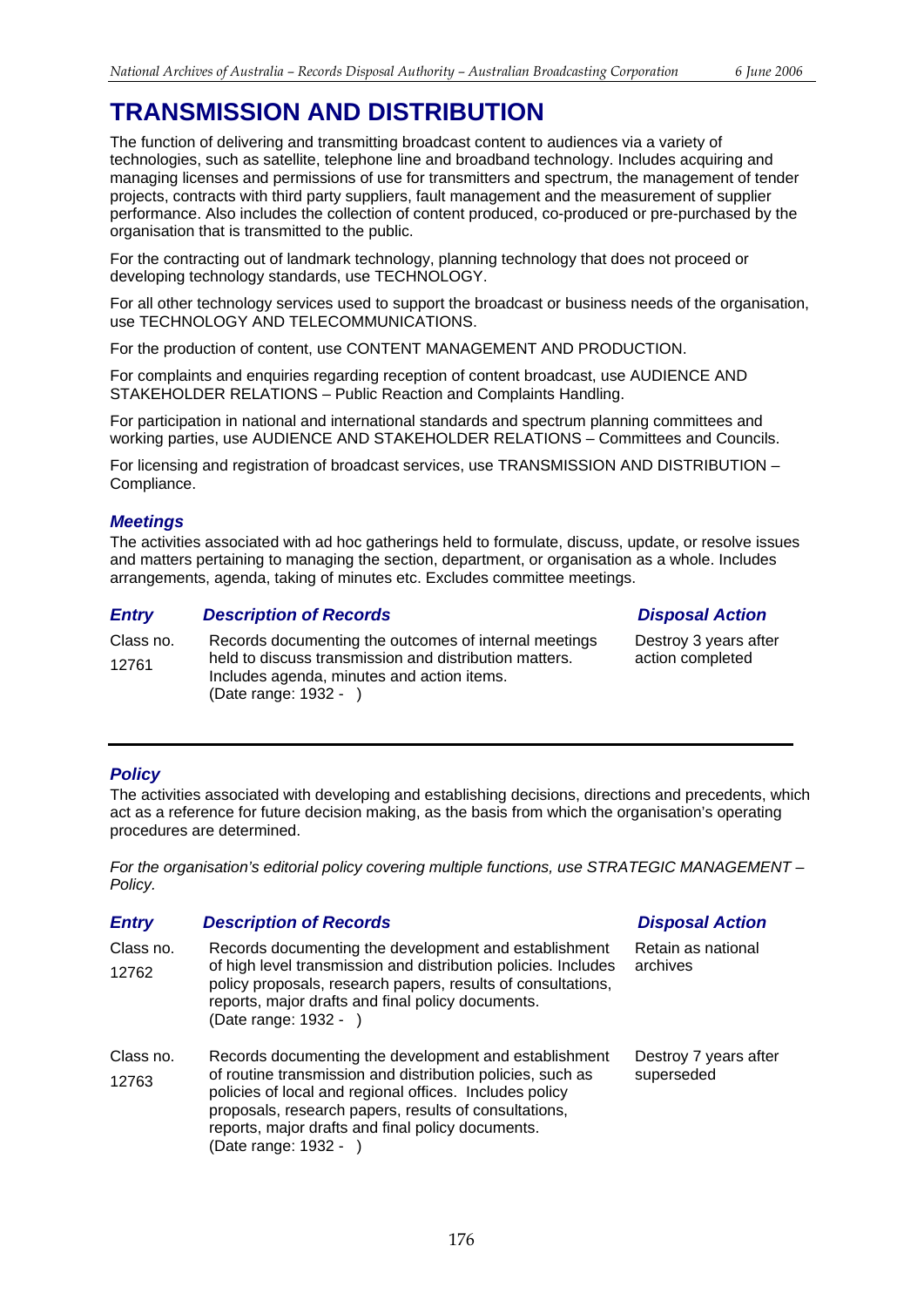# TRANSMISSION AND DISTRIBUTION

The function of delivering and transmitting broadcast content to audiences via a variety of technologies, such as satellite, telephone line and broadband technology. Includes acquiring and managing licenses and permissions of use for transmitters and spectrum, the management of tender projects, contracts with third party suppliers, fault management and the measurement of supplier performance. Also includes the collection of content produced, co-produced or pre-purchased by the organisation that is transmitted to the public.

For the contracting out of landmark technology, planning technology that does not proceed or developing technology standards, use TECHNOLOGY.

For all other technology services used to support the broadcast or business needs of the organisation, use TECHNOLOGY AND TELECOMMUNICATIONS.

For the production of content, use CONTENT MANAGEMENT AND PRODUCTION.

For complaints and enquiries regarding reception of content broadcast, use AUDIENCE AND STAKEHOLDER RELATIONS – Public Reaction and Complaints Handling.

For participation in national and international standards and spectrum planning committees and working parties, use AUDIENCE AND STAKEHOLDER RELATIONS – Committees and Councils.

For licensing and registration of broadcast services, use TRANSMISSION AND DISTRIBUTION – Compliance.

### *Meetings*

The activities associated with ad hoc gatherings held to formulate, discuss, update, or resolve issues and matters pertaining to managing the section, department, or organisation as a whole. Includes arrangements, agenda, taking of minutes etc. Excludes committee meetings.

| *Entry* | *Description of Records* | *Disposal Action* |
|---|---|---|
| Class no. 12761 | Records documenting the outcomes of internal meetings held to discuss transmission and distribution matters. Includes agenda, minutes and action items. (Date range: 1932 - ) | Destroy 3 years after action completed |

---

### *Policy*

The activities associated with developing and establishing decisions, directions and precedents, which act as a reference for future decision making, as the basis from which the organisation's operating procedures are determined.

*For the organisation's editorial policy covering multiple functions, use STRATEGIC MANAGEMENT – Policy.*

| *Entry* | *Description of Records* | *Disposal Action* |
|---|---|---|
| Class no. 12762 | Records documenting the development and establishment of high level transmission and distribution policies. Includes policy proposals, research papers, results of consultations, reports, major drafts and final policy documents. (Date range: 1932 - ) | Retain as national archives |
| Class no. 12763 | Records documenting the development and establishment of routine transmission and distribution policies, such as policies of local and regional offices. Includes policy proposals, research papers, results of consultations, reports, major drafts and final policy documents. (Date range: 1932 - ) | Destroy 7 years after superseded |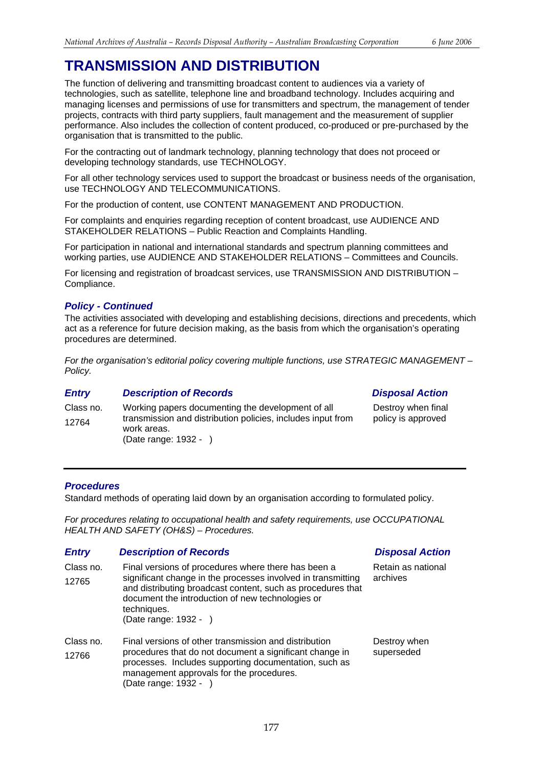# TRANSMISSION AND DISTRIBUTION

The function of delivering and transmitting broadcast content to audiences via a variety of technologies, such as satellite, telephone line and broadband technology. Includes acquiring and managing licenses and permissions of use for transmitters and spectrum, the management of tender projects, contracts with third party suppliers, fault management and the measurement of supplier performance. Also includes the collection of content produced, co-produced or pre-purchased by the organisation that is transmitted to the public.

For the contracting out of landmark technology, planning technology that does not proceed or developing technology standards, use TECHNOLOGY.

For all other technology services used to support the broadcast or business needs of the organisation, use TECHNOLOGY AND TELECOMMUNICATIONS.

For the production of content, use CONTENT MANAGEMENT AND PRODUCTION.

For complaints and enquiries regarding reception of content broadcast, use AUDIENCE AND STAKEHOLDER RELATIONS – Public Reaction and Complaints Handling.

For participation in national and international standards and spectrum planning committees and working parties, use AUDIENCE AND STAKEHOLDER RELATIONS – Committees and Councils.

For licensing and registration of broadcast services, use TRANSMISSION AND DISTRIBUTION – Compliance.

### *Policy - Continued*

The activities associated with developing and establishing decisions, directions and precedents, which act as a reference for future decision making, as the basis from which the organisation's operating procedures are determined.

*For the organisation's editorial policy covering multiple functions, use STRATEGIC MANAGEMENT – Policy.*

| *Entry* | *Description of Records* | *Disposal Action* |
|---|---|---|
| Class no. 12764 | Working papers documenting the development of all transmission and distribution policies, includes input from work areas.<br>(Date range: 1932 - ) | Destroy when final policy is approved |

### *Procedures*

Standard methods of operating laid down by an organisation according to formulated policy.

*For procedures relating to occupational health and safety requirements, use OCCUPATIONAL HEALTH AND SAFETY (OH&S) – Procedures.*

| *Entry* | *Description of Records* | *Disposal Action* |
|---|---|---|
| Class no. 12765 | Final versions of procedures where there has been a significant change in the processes involved in transmitting and distributing broadcast content, such as procedures that document the introduction of new technologies or techniques.<br>(Date range: 1932 - ) | Retain as national archives |
| Class no. 12766 | Final versions of other transmission and distribution procedures that do not document a significant change in processes. Includes supporting documentation, such as management approvals for the procedures.<br>(Date range: 1932 - ) | Destroy when superseded |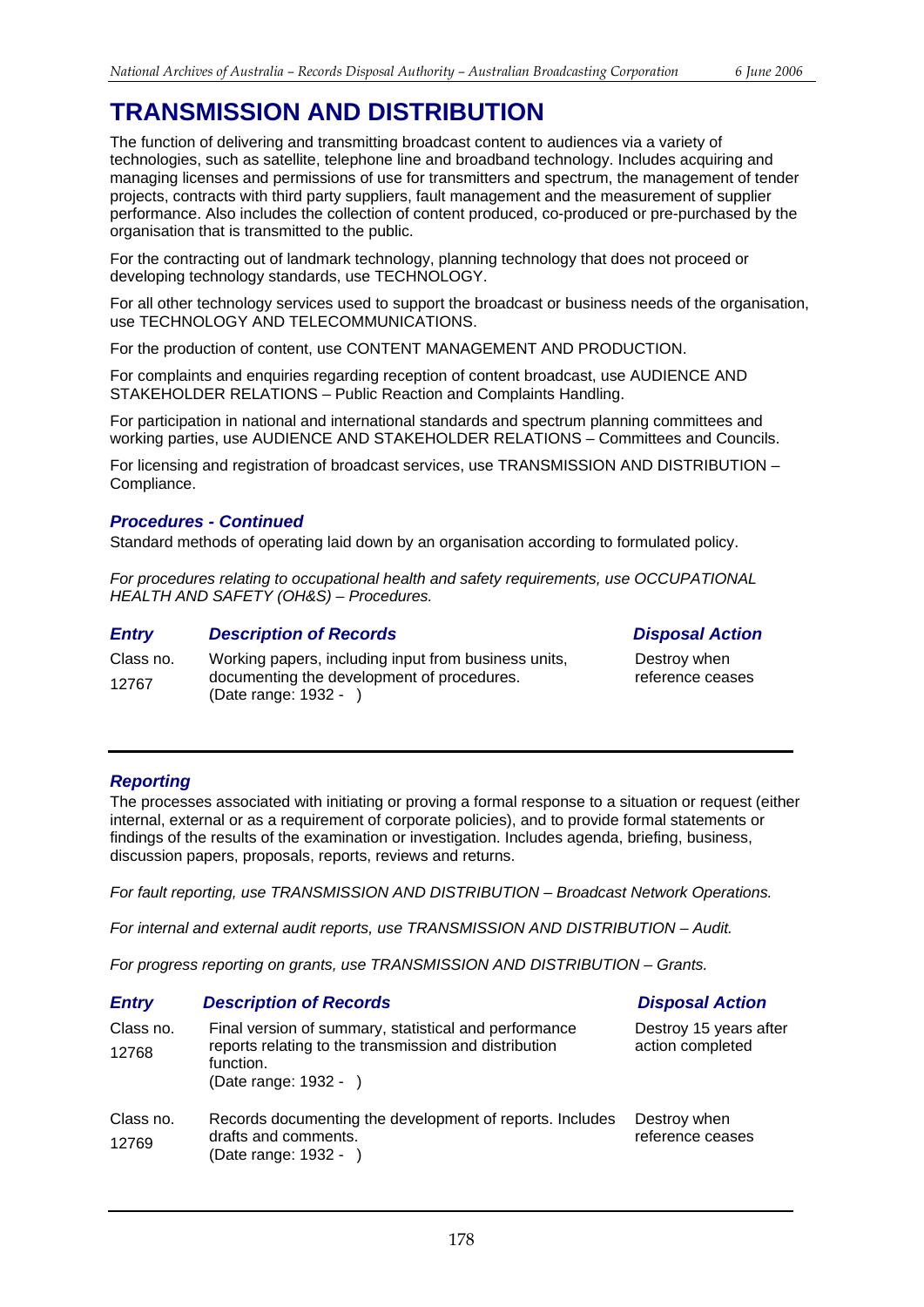# TRANSMISSION AND DISTRIBUTION

The function of delivering and transmitting broadcast content to audiences via a variety of technologies, such as satellite, telephone line and broadband technology. Includes acquiring and managing licenses and permissions of use for transmitters and spectrum, the management of tender projects, contracts with third party suppliers, fault management and the measurement of supplier performance. Also includes the collection of content produced, co-produced or pre-purchased by the organisation that is transmitted to the public.

For the contracting out of landmark technology, planning technology that does not proceed or developing technology standards, use TECHNOLOGY.

For all other technology services used to support the broadcast or business needs of the organisation, use TECHNOLOGY AND TELECOMMUNICATIONS.

For the production of content, use CONTENT MANAGEMENT AND PRODUCTION.

For complaints and enquiries regarding reception of content broadcast, use AUDIENCE AND STAKEHOLDER RELATIONS – Public Reaction and Complaints Handling.

For participation in national and international standards and spectrum planning committees and working parties, use AUDIENCE AND STAKEHOLDER RELATIONS – Committees and Councils.

For licensing and registration of broadcast services, use TRANSMISSION AND DISTRIBUTION – Compliance.

### *Procedures - Continued*

Standard methods of operating laid down by an organisation according to formulated policy.

*For procedures relating to occupational health and safety requirements, use OCCUPATIONAL HEALTH AND SAFETY (OH&S) – Procedures.*

| *Entry* | *Description of Records* | *Disposal Action* |
|---|---|---|
| Class no. 12767 | Working papers, including input from business units, documenting the development of procedures. (Date range: 1932 - ) | Destroy when reference ceases |

### *Reporting*

The processes associated with initiating or proving a formal response to a situation or request (either internal, external or as a requirement of corporate policies), and to provide formal statements or findings of the results of the examination or investigation. Includes agenda, briefing, business, discussion papers, proposals, reports, reviews and returns.

*For fault reporting, use TRANSMISSION AND DISTRIBUTION – Broadcast Network Operations.*

*For internal and external audit reports, use TRANSMISSION AND DISTRIBUTION – Audit.*

*For progress reporting on grants, use TRANSMISSION AND DISTRIBUTION – Grants.*

| *Entry* | *Description of Records* | *Disposal Action* |
|---|---|---|
| Class no. 12768 | Final version of summary, statistical and performance reports relating to the transmission and distribution function. (Date range: 1932 - ) | Destroy 15 years after action completed |
| Class no. 12769 | Records documenting the development of reports. Includes drafts and comments. (Date range: 1932 - ) | Destroy when reference ceases |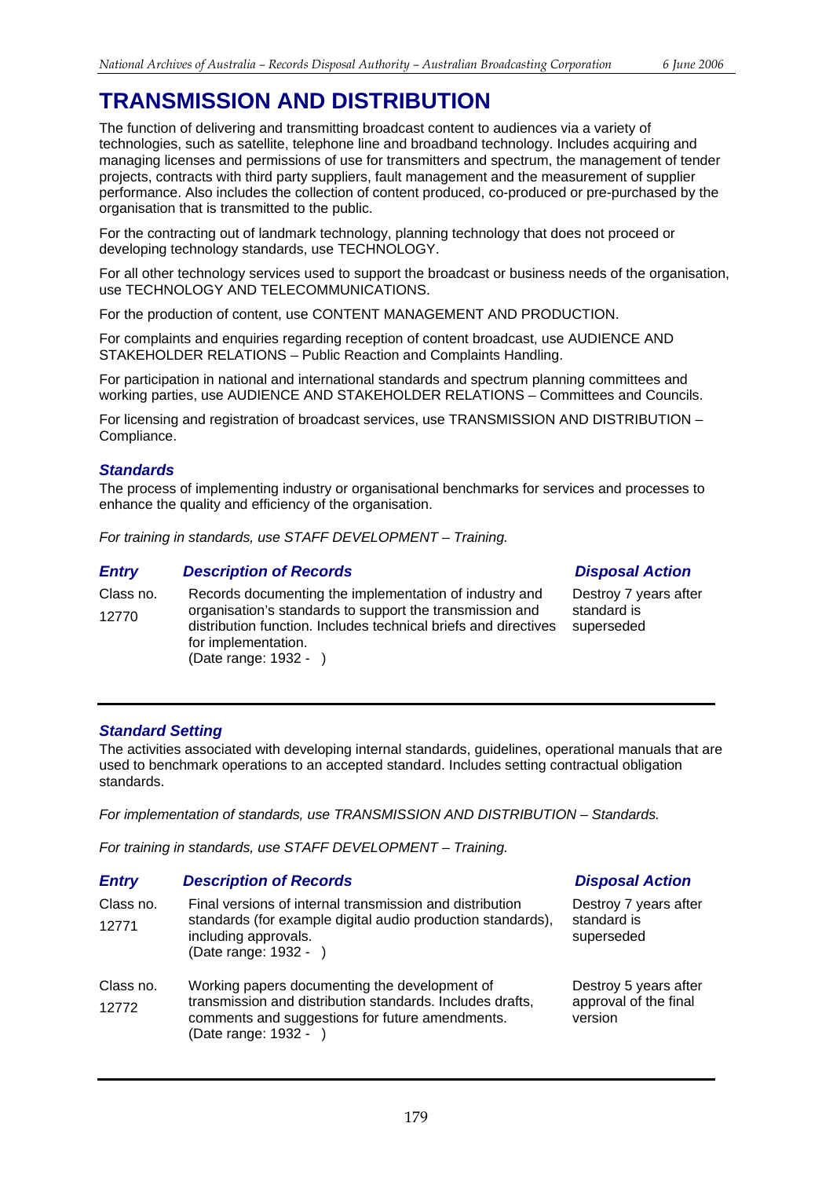# TRANSMISSION AND DISTRIBUTION

The function of delivering and transmitting broadcast content to audiences via a variety of technologies, such as satellite, telephone line and broadband technology. Includes acquiring and managing licenses and permissions of use for transmitters and spectrum, the management of tender projects, contracts with third party suppliers, fault management and the measurement of supplier performance. Also includes the collection of content produced, co-produced or pre-purchased by the organisation that is transmitted to the public.

For the contracting out of landmark technology, planning technology that does not proceed or developing technology standards, use TECHNOLOGY.

For all other technology services used to support the broadcast or business needs of the organisation, use TECHNOLOGY AND TELECOMMUNICATIONS.

For the production of content, use CONTENT MANAGEMENT AND PRODUCTION.

For complaints and enquiries regarding reception of content broadcast, use AUDIENCE AND STAKEHOLDER RELATIONS – Public Reaction and Complaints Handling.

For participation in national and international standards and spectrum planning committees and working parties, use AUDIENCE AND STAKEHOLDER RELATIONS – Committees and Councils.

For licensing and registration of broadcast services, use TRANSMISSION AND DISTRIBUTION – Compliance.

## *Standards*

The process of implementing industry or organisational benchmarks for services and processes to enhance the quality and efficiency of the organisation.

*For training in standards, use STAFF DEVELOPMENT – Training.*

| *Entry* | *Description of Records* | *Disposal Action* |
|---|---|---|
| Class no. 12770 | Records documenting the implementation of industry and organisation's standards to support the transmission and distribution function. Includes technical briefs and directives for implementation. (Date range: 1932 - ) | Destroy 7 years after standard is superseded |

## *Standard Setting*

The activities associated with developing internal standards, guidelines, operational manuals that are used to benchmark operations to an accepted standard. Includes setting contractual obligation standards.

*For implementation of standards, use TRANSMISSION AND DISTRIBUTION – Standards.*

*For training in standards, use STAFF DEVELOPMENT – Training.*

| *Entry* | *Description of Records* | *Disposal Action* |
|---|---|---|
| Class no. 12771 | Final versions of internal transmission and distribution standards (for example digital audio production standards), including approvals. (Date range: 1932 - ) | Destroy 7 years after standard is superseded |
| Class no. 12772 | Working papers documenting the development of transmission and distribution standards. Includes drafts, comments and suggestions for future amendments. (Date range: 1932 - ) | Destroy 5 years after approval of the final version |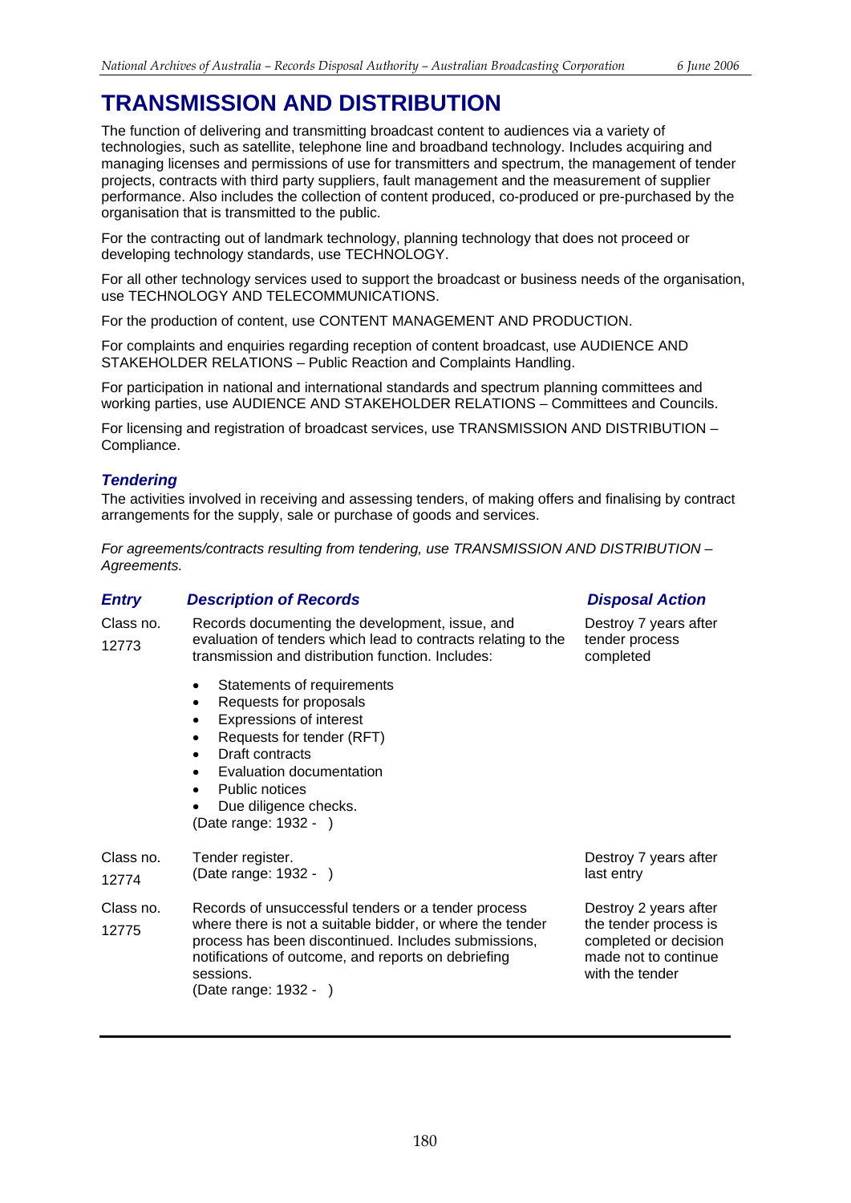# TRANSMISSION AND DISTRIBUTION

The function of delivering and transmitting broadcast content to audiences via a variety of technologies, such as satellite, telephone line and broadband technology. Includes acquiring and managing licenses and permissions of use for transmitters and spectrum, the management of tender projects, contracts with third party suppliers, fault management and the measurement of supplier performance. Also includes the collection of content produced, co-produced or pre-purchased by the organisation that is transmitted to the public.

For the contracting out of landmark technology, planning technology that does not proceed or developing technology standards, use TECHNOLOGY.

For all other technology services used to support the broadcast or business needs of the organisation, use TECHNOLOGY AND TELECOMMUNICATIONS.

For the production of content, use CONTENT MANAGEMENT AND PRODUCTION.

For complaints and enquiries regarding reception of content broadcast, use AUDIENCE AND STAKEHOLDER RELATIONS – Public Reaction and Complaints Handling.

For participation in national and international standards and spectrum planning committees and working parties, use AUDIENCE AND STAKEHOLDER RELATIONS – Committees and Councils.

For licensing and registration of broadcast services, use TRANSMISSION AND DISTRIBUTION – Compliance.

### *Tendering*

The activities involved in receiving and assessing tenders, of making offers and finalising by contract arrangements for the supply, sale or purchase of goods and services.

*For agreements/contracts resulting from tendering, use TRANSMISSION AND DISTRIBUTION – Agreements.*

| *Entry* | *Description of Records* | *Disposal Action* |
|---|---|---|
| Class no. 12773 | Records documenting the development, issue, and evaluation of tenders which lead to contracts relating to the transmission and distribution function. Includes:<br>• Statements of requirements<br>• Requests for proposals<br>• Expressions of interest<br>• Requests for tender (RFT)<br>• Draft contracts<br>• Evaluation documentation<br>• Public notices<br>• Due diligence checks.<br>(Date range: 1932 - ) | Destroy 7 years after tender process completed |
| Class no. 12774 | Tender register.<br>(Date range: 1932 - ) | Destroy 7 years after last entry |
| Class no. 12775 | Records of unsuccessful tenders or a tender process where there is not a suitable bidder, or where the tender process has been discontinued. Includes submissions, notifications of outcome, and reports on debriefing sessions.<br>(Date range: 1932 - ) | Destroy 2 years after the tender process is completed or decision made not to continue with the tender |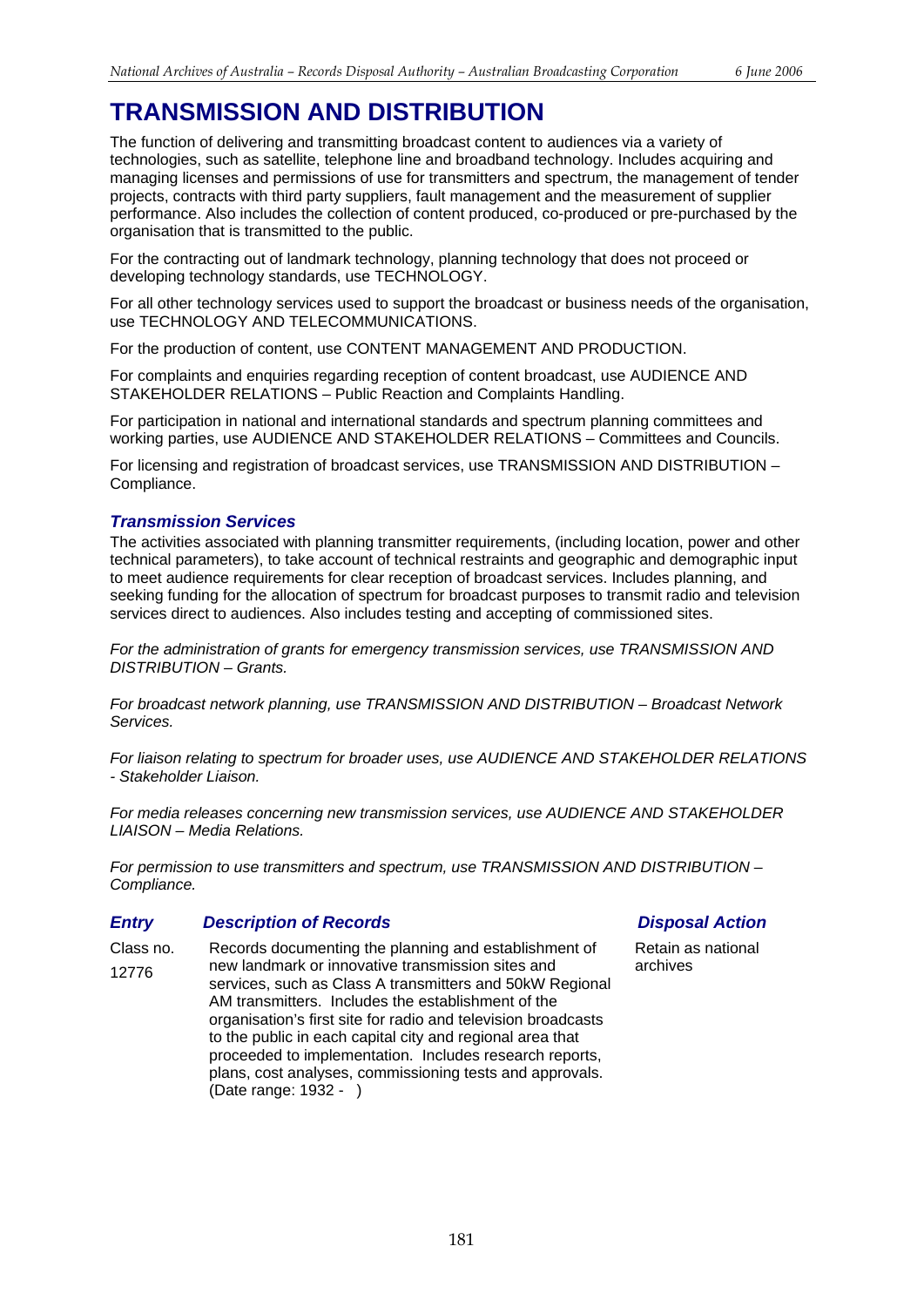# TRANSMISSION AND DISTRIBUTION

The function of delivering and transmitting broadcast content to audiences via a variety of technologies, such as satellite, telephone line and broadband technology. Includes acquiring and managing licenses and permissions of use for transmitters and spectrum, the management of tender projects, contracts with third party suppliers, fault management and the measurement of supplier performance. Also includes the collection of content produced, co-produced or pre-purchased by the organisation that is transmitted to the public.

For the contracting out of landmark technology, planning technology that does not proceed or developing technology standards, use TECHNOLOGY.

For all other technology services used to support the broadcast or business needs of the organisation, use TECHNOLOGY AND TELECOMMUNICATIONS.

For the production of content, use CONTENT MANAGEMENT AND PRODUCTION.

For complaints and enquiries regarding reception of content broadcast, use AUDIENCE AND STAKEHOLDER RELATIONS – Public Reaction and Complaints Handling.

For participation in national and international standards and spectrum planning committees and working parties, use AUDIENCE AND STAKEHOLDER RELATIONS – Committees and Councils.

For licensing and registration of broadcast services, use TRANSMISSION AND DISTRIBUTION – Compliance.

### *Transmission Services*

The activities associated with planning transmitter requirements, (including location, power and other technical parameters), to take account of technical restraints and geographic and demographic input to meet audience requirements for clear reception of broadcast services. Includes planning, and seeking funding for the allocation of spectrum for broadcast purposes to transmit radio and television services direct to audiences. Also includes testing and accepting of commissioned sites.

*For the administration of grants for emergency transmission services, use TRANSMISSION AND DISTRIBUTION – Grants.*

*For broadcast network planning, use TRANSMISSION AND DISTRIBUTION – Broadcast Network Services.*

*For liaison relating to spectrum for broader uses, use AUDIENCE AND STAKEHOLDER RELATIONS - Stakeholder Liaison.*

*For media releases concerning new transmission services, use AUDIENCE AND STAKEHOLDER LIAISON – Media Relations.*

*For permission to use transmitters and spectrum, use TRANSMISSION AND DISTRIBUTION – Compliance.*

| *Entry* | *Description of Records* | *Disposal Action* |
|---|---|---|
| Class no. 12776 | Records documenting the planning and establishment of new landmark or innovative transmission sites and services, such as Class A transmitters and 50kW Regional AM transmitters. Includes the establishment of the organisation's first site for radio and television broadcasts to the public in each capital city and regional area that proceeded to implementation. Includes research reports, plans, cost analyses, commissioning tests and approvals. (Date range: 1932 - ) | Retain as national archives |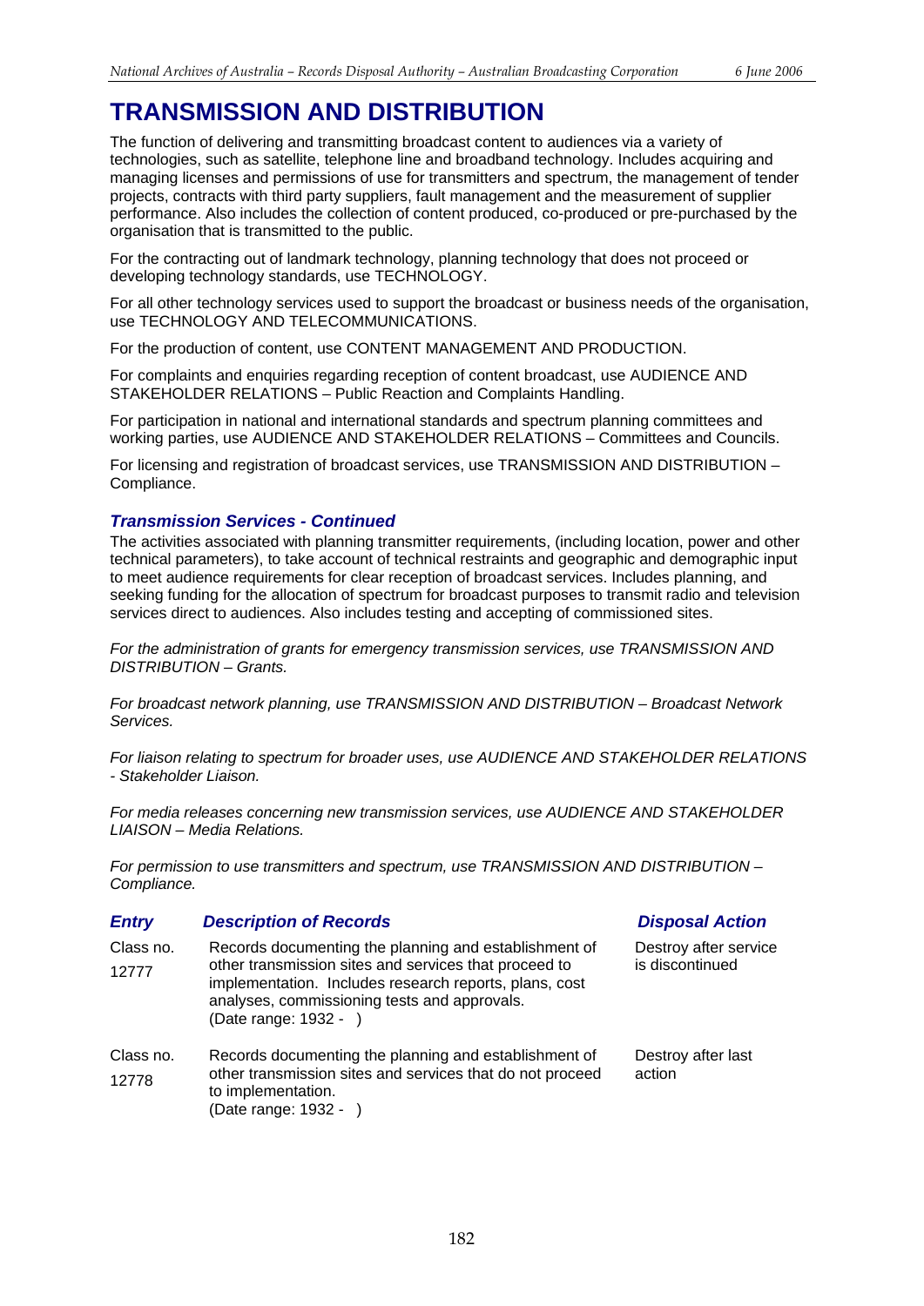# TRANSMISSION AND DISTRIBUTION

The function of delivering and transmitting broadcast content to audiences via a variety of technologies, such as satellite, telephone line and broadband technology. Includes acquiring and managing licenses and permissions of use for transmitters and spectrum, the management of tender projects, contracts with third party suppliers, fault management and the measurement of supplier performance. Also includes the collection of content produced, co-produced or pre-purchased by the organisation that is transmitted to the public.

For the contracting out of landmark technology, planning technology that does not proceed or developing technology standards, use TECHNOLOGY.

For all other technology services used to support the broadcast or business needs of the organisation, use TECHNOLOGY AND TELECOMMUNICATIONS.

For the production of content, use CONTENT MANAGEMENT AND PRODUCTION.

For complaints and enquiries regarding reception of content broadcast, use AUDIENCE AND STAKEHOLDER RELATIONS – Public Reaction and Complaints Handling.

For participation in national and international standards and spectrum planning committees and working parties, use AUDIENCE AND STAKEHOLDER RELATIONS – Committees and Councils.

For licensing and registration of broadcast services, use TRANSMISSION AND DISTRIBUTION – Compliance.

### *Transmission Services - Continued*

The activities associated with planning transmitter requirements, (including location, power and other technical parameters), to take account of technical restraints and geographic and demographic input to meet audience requirements for clear reception of broadcast services. Includes planning, and seeking funding for the allocation of spectrum for broadcast purposes to transmit radio and television services direct to audiences. Also includes testing and accepting of commissioned sites.

*For the administration of grants for emergency transmission services, use TRANSMISSION AND DISTRIBUTION – Grants.*

*For broadcast network planning, use TRANSMISSION AND DISTRIBUTION – Broadcast Network Services.*

*For liaison relating to spectrum for broader uses, use AUDIENCE AND STAKEHOLDER RELATIONS - Stakeholder Liaison.*

*For media releases concerning new transmission services, use AUDIENCE AND STAKEHOLDER LIAISON – Media Relations.*

*For permission to use transmitters and spectrum, use TRANSMISSION AND DISTRIBUTION – Compliance.*

| *Entry* | *Description of Records* | *Disposal Action* |
|---|---|---|
| Class no. 12777 | Records documenting the planning and establishment of other transmission sites and services that proceed to implementation. Includes research reports, plans, cost analyses, commissioning tests and approvals. (Date range: 1932 - ) | Destroy after service is discontinued |
| Class no. 12778 | Records documenting the planning and establishment of other transmission sites and services that do not proceed to implementation. (Date range: 1932 - ) | Destroy after last action |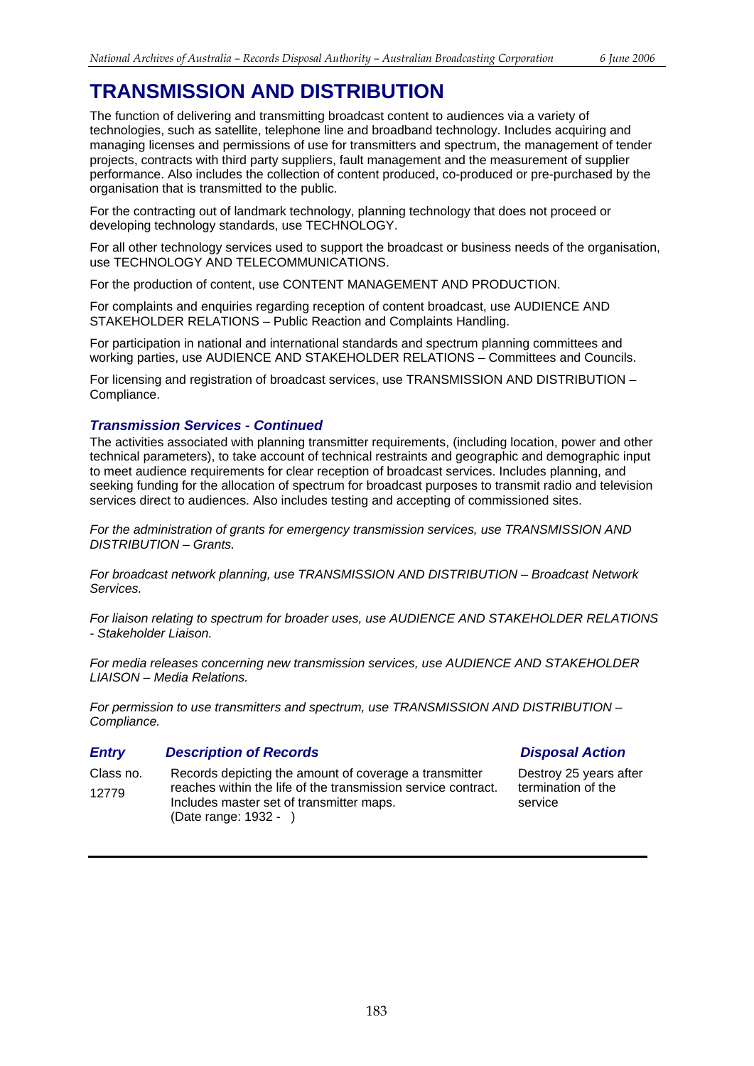# TRANSMISSION AND DISTRIBUTION

The function of delivering and transmitting broadcast content to audiences via a variety of technologies, such as satellite, telephone line and broadband technology. Includes acquiring and managing licenses and permissions of use for transmitters and spectrum, the management of tender projects, contracts with third party suppliers, fault management and the measurement of supplier performance. Also includes the collection of content produced, co-produced or pre-purchased by the organisation that is transmitted to the public.

For the contracting out of landmark technology, planning technology that does not proceed or developing technology standards, use TECHNOLOGY.

For all other technology services used to support the broadcast or business needs of the organisation, use TECHNOLOGY AND TELECOMMUNICATIONS.

For the production of content, use CONTENT MANAGEMENT AND PRODUCTION.

For complaints and enquiries regarding reception of content broadcast, use AUDIENCE AND STAKEHOLDER RELATIONS – Public Reaction and Complaints Handling.

For participation in national and international standards and spectrum planning committees and working parties, use AUDIENCE AND STAKEHOLDER RELATIONS – Committees and Councils.

For licensing and registration of broadcast services, use TRANSMISSION AND DISTRIBUTION – Compliance.

### *Transmission Services - Continued*

The activities associated with planning transmitter requirements, (including location, power and other technical parameters), to take account of technical restraints and geographic and demographic input to meet audience requirements for clear reception of broadcast services. Includes planning, and seeking funding for the allocation of spectrum for broadcast purposes to transmit radio and television services direct to audiences. Also includes testing and accepting of commissioned sites.

*For the administration of grants for emergency transmission services, use TRANSMISSION AND DISTRIBUTION – Grants.*

*For broadcast network planning, use TRANSMISSION AND DISTRIBUTION – Broadcast Network Services.*

*For liaison relating to spectrum for broader uses, use AUDIENCE AND STAKEHOLDER RELATIONS - Stakeholder Liaison.*

*For media releases concerning new transmission services, use AUDIENCE AND STAKEHOLDER LIAISON – Media Relations.*

*For permission to use transmitters and spectrum, use TRANSMISSION AND DISTRIBUTION – Compliance.*

| *Entry* | *Description of Records* | *Disposal Action* |
|---|---|---|
| Class no. 12779 | Records depicting the amount of coverage a transmitter reaches within the life of the transmission service contract. Includes master set of transmitter maps. (Date range: 1932 - ) | Destroy 25 years after termination of the service |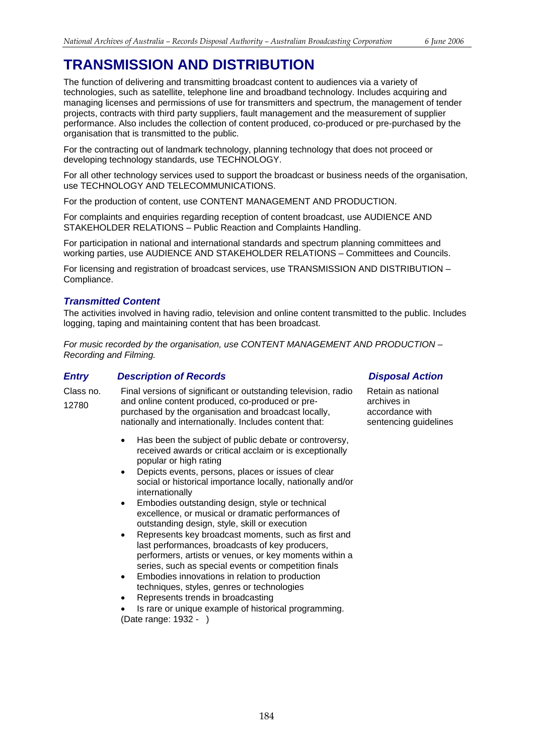# TRANSMISSION AND DISTRIBUTION

The function of delivering and transmitting broadcast content to audiences via a variety of technologies, such as satellite, telephone line and broadband technology. Includes acquiring and managing licenses and permissions of use for transmitters and spectrum, the management of tender projects, contracts with third party suppliers, fault management and the measurement of supplier performance. Also includes the collection of content produced, co-produced or pre-purchased by the organisation that is transmitted to the public.

For the contracting out of landmark technology, planning technology that does not proceed or developing technology standards, use TECHNOLOGY.

For all other technology services used to support the broadcast or business needs of the organisation, use TECHNOLOGY AND TELECOMMUNICATIONS.

For the production of content, use CONTENT MANAGEMENT AND PRODUCTION.

For complaints and enquiries regarding reception of content broadcast, use AUDIENCE AND STAKEHOLDER RELATIONS – Public Reaction and Complaints Handling.

For participation in national and international standards and spectrum planning committees and working parties, use AUDIENCE AND STAKEHOLDER RELATIONS – Committees and Councils.

For licensing and registration of broadcast services, use TRANSMISSION AND DISTRIBUTION – Compliance.

### *Transmitted Content*

The activities involved in having radio, television and online content transmitted to the public. Includes logging, taping and maintaining content that has been broadcast.

*For music recorded by the organisation, use CONTENT MANAGEMENT AND PRODUCTION – Recording and Filming.*

| *Entry* | *Description of Records* | *Disposal Action* |
|---|---|---|
| Class no. 12780 | Final versions of significant or outstanding television, radio and online content produced, co-produced or pre-purchased by the organisation and broadcast locally, nationally and internationally. Includes content that:<br>• Has been the subject of public debate or controversy, received awards or critical acclaim or is exceptionally popular or high rating<br>• Depicts events, persons, places or issues of clear social or historical importance locally, nationally and/or internationally<br>• Embodies outstanding design, style or technical excellence, or musical or dramatic performances of outstanding design, style, skill or execution<br>• Represents key broadcast moments, such as first and last performances, broadcasts of key producers, performers, artists or venues, or key moments within a series, such as special events or competition finals<br>• Embodies innovations in relation to production techniques, styles, genres or technologies<br>• Represents trends in broadcasting<br>• Is rare or unique example of historical programming.<br>(Date range: 1932 - ) | Retain as national archives in accordance with sentencing guidelines |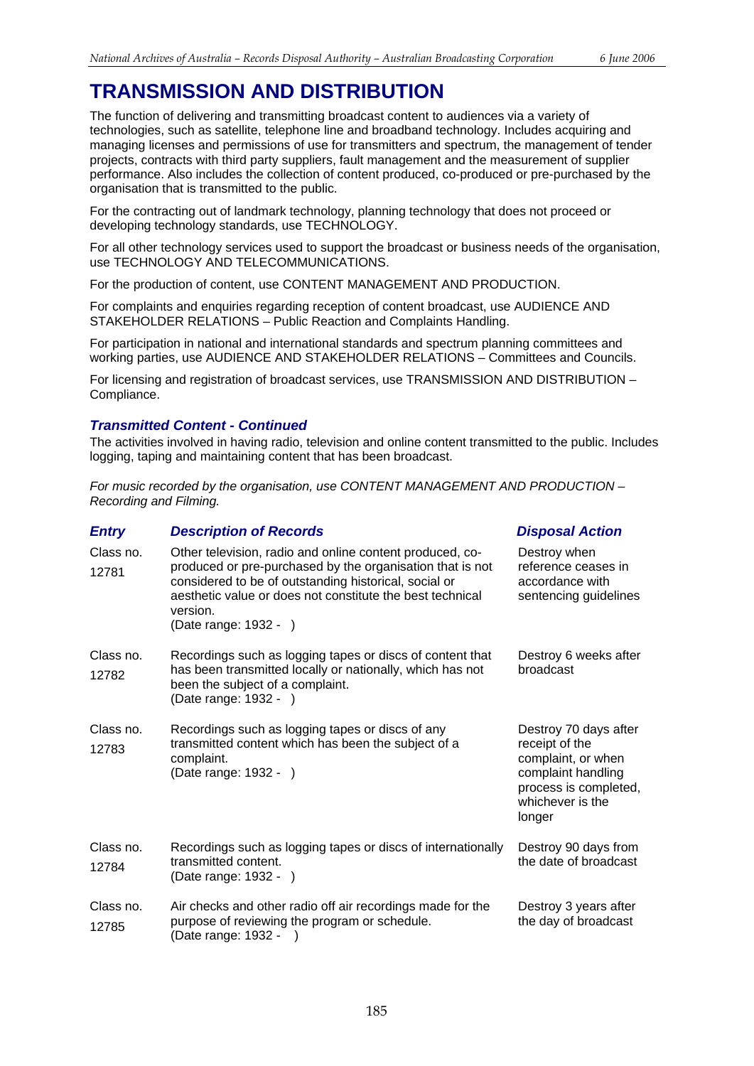# TRANSMISSION AND DISTRIBUTION

The function of delivering and transmitting broadcast content to audiences via a variety of technologies, such as satellite, telephone line and broadband technology. Includes acquiring and managing licenses and permissions of use for transmitters and spectrum, the management of tender projects, contracts with third party suppliers, fault management and the measurement of supplier performance. Also includes the collection of content produced, co-produced or pre-purchased by the organisation that is transmitted to the public.

For the contracting out of landmark technology, planning technology that does not proceed or developing technology standards, use TECHNOLOGY.

For all other technology services used to support the broadcast or business needs of the organisation, use TECHNOLOGY AND TELECOMMUNICATIONS.

For the production of content, use CONTENT MANAGEMENT AND PRODUCTION.

For complaints and enquiries regarding reception of content broadcast, use AUDIENCE AND STAKEHOLDER RELATIONS – Public Reaction and Complaints Handling.

For participation in national and international standards and spectrum planning committees and working parties, use AUDIENCE AND STAKEHOLDER RELATIONS – Committees and Councils.

For licensing and registration of broadcast services, use TRANSMISSION AND DISTRIBUTION – Compliance.

### *Transmitted Content - Continued*

The activities involved in having radio, television and online content transmitted to the public. Includes logging, taping and maintaining content that has been broadcast.

*For music recorded by the organisation, use CONTENT MANAGEMENT AND PRODUCTION – Recording and Filming.*

| *Entry* | *Description of Records* | *Disposal Action* |
| --- | --- | --- |
| Class no. 12781 | Other television, radio and online content produced, co-produced or pre-purchased by the organisation that is not considered to be of outstanding historical, social or aesthetic value or does not constitute the best technical version. (Date range: 1932 - ) | Destroy when reference ceases in accordance with sentencing guidelines |
| Class no. 12782 | Recordings such as logging tapes or discs of content that has been transmitted locally or nationally, which has not been the subject of a complaint. (Date range: 1932 - ) | Destroy 6 weeks after broadcast |
| Class no. 12783 | Recordings such as logging tapes or discs of any transmitted content which has been the subject of a complaint. (Date range: 1932 - ) | Destroy 70 days after receipt of the complaint, or when complaint handling process is completed, whichever is the longer |
| Class no. 12784 | Recordings such as logging tapes or discs of internationally transmitted content. (Date range: 1932 - ) | Destroy 90 days from the date of broadcast |
| Class no. 12785 | Air checks and other radio off air recordings made for the purpose of reviewing the program or schedule. (Date range: 1932 - ) | Destroy 3 years after the day of broadcast |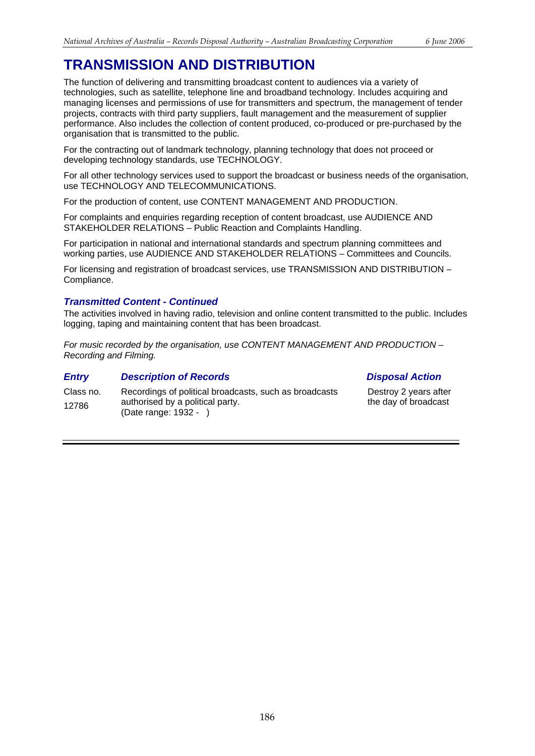# TRANSMISSION AND DISTRIBUTION

The function of delivering and transmitting broadcast content to audiences via a variety of technologies, such as satellite, telephone line and broadband technology. Includes acquiring and managing licenses and permissions of use for transmitters and spectrum, the management of tender projects, contracts with third party suppliers, fault management and the measurement of supplier performance. Also includes the collection of content produced, co-produced or pre-purchased by the organisation that is transmitted to the public.

For the contracting out of landmark technology, planning technology that does not proceed or developing technology standards, use TECHNOLOGY.

For all other technology services used to support the broadcast or business needs of the organisation, use TECHNOLOGY AND TELECOMMUNICATIONS.

For the production of content, use CONTENT MANAGEMENT AND PRODUCTION.

For complaints and enquiries regarding reception of content broadcast, use AUDIENCE AND STAKEHOLDER RELATIONS – Public Reaction and Complaints Handling.

For participation in national and international standards and spectrum planning committees and working parties, use AUDIENCE AND STAKEHOLDER RELATIONS – Committees and Councils.

For licensing and registration of broadcast services, use TRANSMISSION AND DISTRIBUTION – Compliance.

### *Transmitted Content - Continued*

The activities involved in having radio, television and online content transmitted to the public. Includes logging, taping and maintaining content that has been broadcast.

*For music recorded by the organisation, use CONTENT MANAGEMENT AND PRODUCTION – Recording and Filming.*

| *Entry* | *Description of Records* | *Disposal Action* |
|---|---|---|
| Class no. 12786 | Recordings of political broadcasts, such as broadcasts authorised by a political party. (Date range: 1932 - ) | Destroy 2 years after the day of broadcast |